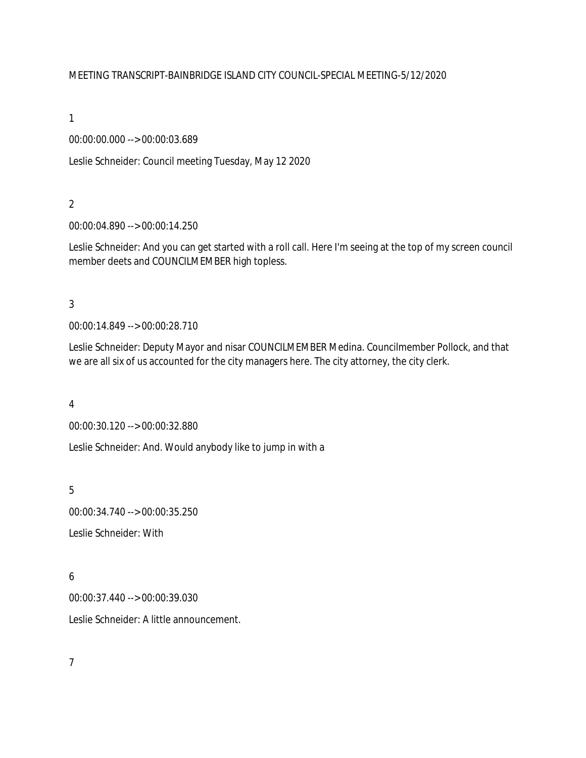MEETING TRANSCRIPT-BAINBRIDGE ISLAND CITY COUNCIL-SPECIAL MEETING-5/12/2020

1

00:00:00.000 --> 00:00:03.689

Leslie Schneider: Council meeting Tuesday, May 12 2020

2

00:00:04.890 --> 00:00:14.250

Leslie Schneider: And you can get started with a roll call. Here I'm seeing at the top of my screen council member deets and COUNCILMEMBER high topless.

3

00:00:14.849 --> 00:00:28.710

Leslie Schneider: Deputy Mayor and nisar COUNCILMEMBER Medina. Councilmember Pollock, and that we are all six of us accounted for the city managers here. The city attorney, the city clerk.

4

00:00:30.120 --> 00:00:32.880

Leslie Schneider: And. Would anybody like to jump in with a

5

00:00:34.740 --> 00:00:35.250

Leslie Schneider: With

6

00:00:37.440 --> 00:00:39.030

Leslie Schneider: A little announcement.

7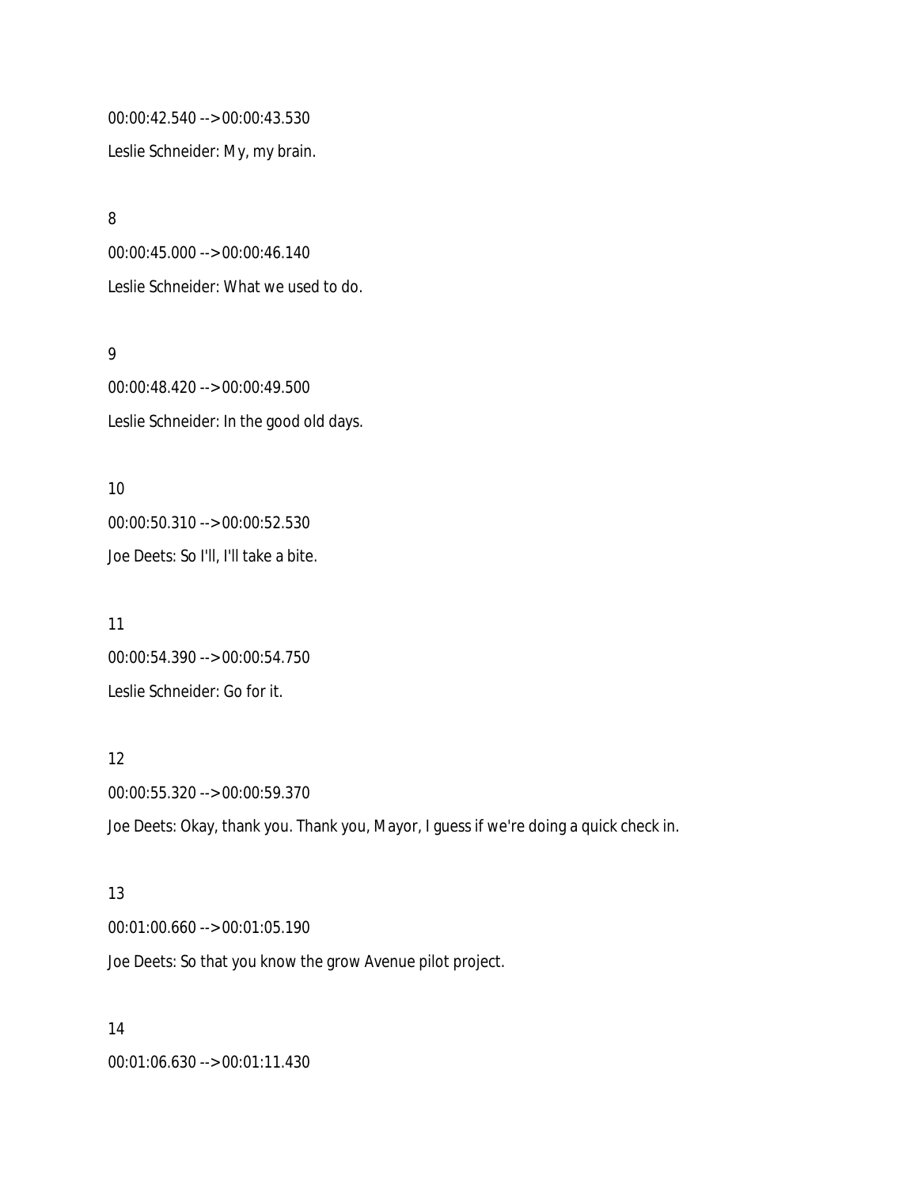00:00:42.540 --> 00:00:43.530

Leslie Schneider: My, my brain.

8

00:00:45.000 --> 00:00:46.140

Leslie Schneider: What we used to do.

9

00:00:48.420 --> 00:00:49.500

Leslie Schneider: In the good old days.

10

00:00:50.310 --> 00:00:52.530

Joe Deets: So I'll, I'll take a bite.

11

00:00:54.390 --> 00:00:54.750

Leslie Schneider: Go for it.

12

00:00:55.320 --> 00:00:59.370

Joe Deets: Okay, thank you. Thank you, Mayor, I guess if we're doing a quick check in.

13

00:01:00.660 --> 00:01:05.190

Joe Deets: So that you know the grow Avenue pilot project.

14

00:01:06.630 --> 00:01:11.430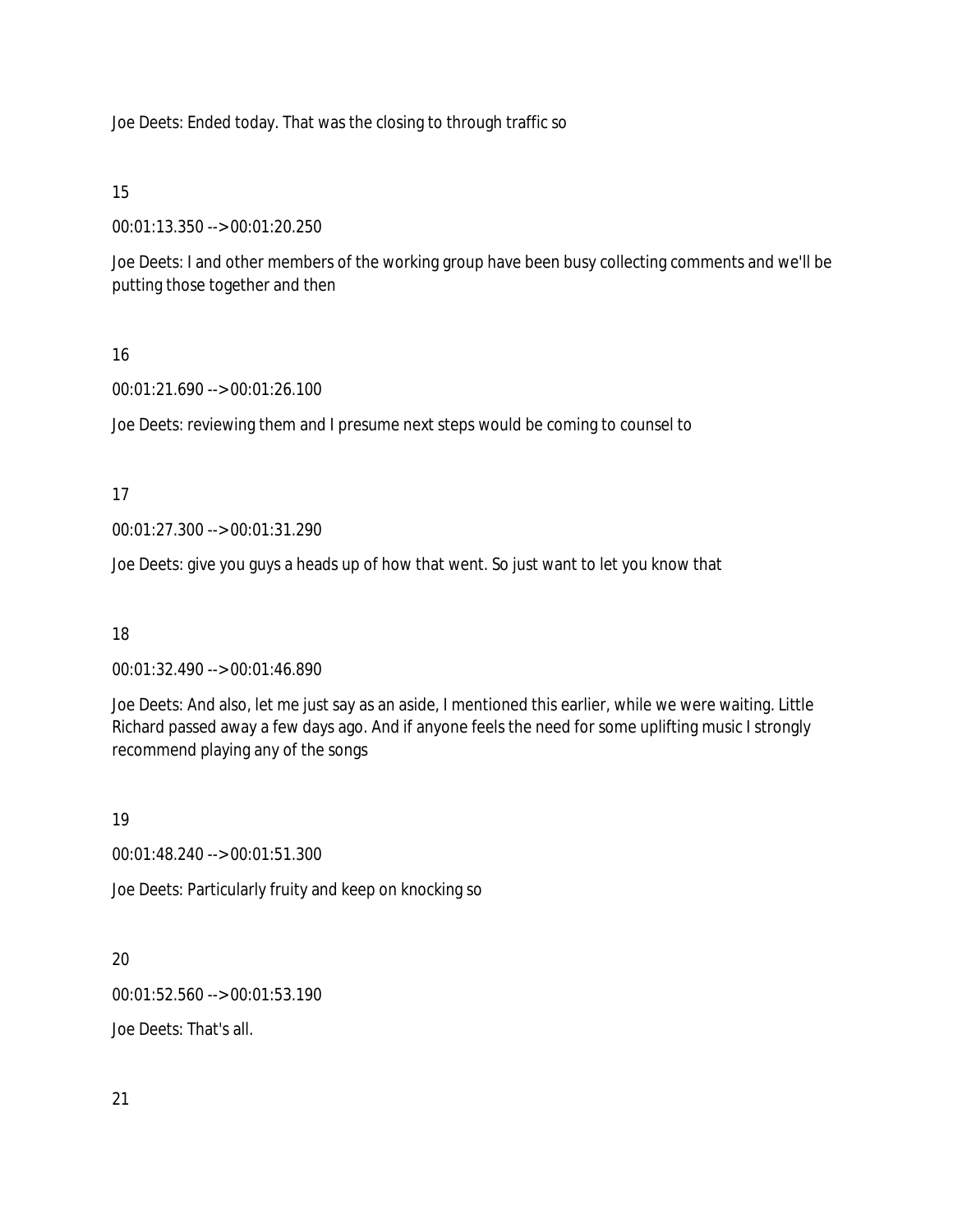Joe Deets: Ended today. That was the closing to through traffic so

15

00:01:13.350 --> 00:01:20.250

Joe Deets: I and other members of the working group have been busy collecting comments and we'll be putting those together and then

16

00:01:21.690 --> 00:01:26.100

Joe Deets: reviewing them and I presume next steps would be coming to counsel to

17

00:01:27.300 --> 00:01:31.290

Joe Deets: give you guys a heads up of how that went. So just want to let you know that

18

00:01:32.490 --> 00:01:46.890

Joe Deets: And also, let me just say as an aside, I mentioned this earlier, while we were waiting. Little Richard passed away a few days ago. And if anyone feels the need for some uplifting music I strongly recommend playing any of the songs

19

00:01:48.240 --> 00:01:51.300

Joe Deets: Particularly fruity and keep on knocking so

20

00:01:52.560 --> 00:01:53.190

Joe Deets: That's all.

21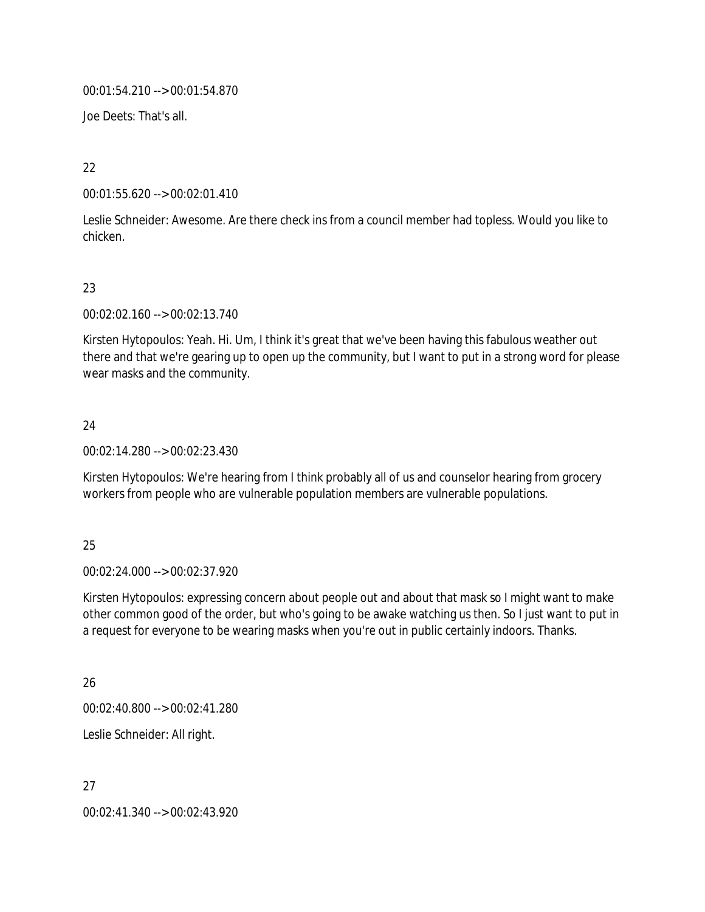00:01:54.210 --> 00:01:54.870

Joe Deets: That's all.

22

00:01:55.620 --> 00:02:01.410

Leslie Schneider: Awesome. Are there check ins from a council member had topless. Would you like to chicken.

23

00:02:02.160 --> 00:02:13.740

Kirsten Hytopoulos: Yeah. Hi. Um, I think it's great that we've been having this fabulous weather out there and that we're gearing up to open up the community, but I want to put in a strong word for please wear masks and the community.

24

00:02:14.280 --> 00:02:23.430

Kirsten Hytopoulos: We're hearing from I think probably all of us and counselor hearing from grocery workers from people who are vulnerable population members are vulnerable populations.

25

00:02:24.000 --> 00:02:37.920

Kirsten Hytopoulos: expressing concern about people out and about that mask so I might want to make other common good of the order, but who's going to be awake watching us then. So I just want to put in a request for everyone to be wearing masks when you're out in public certainly indoors. Thanks.

26

00:02:40.800 --> 00:02:41.280

Leslie Schneider: All right.

27

00:02:41.340 --> 00:02:43.920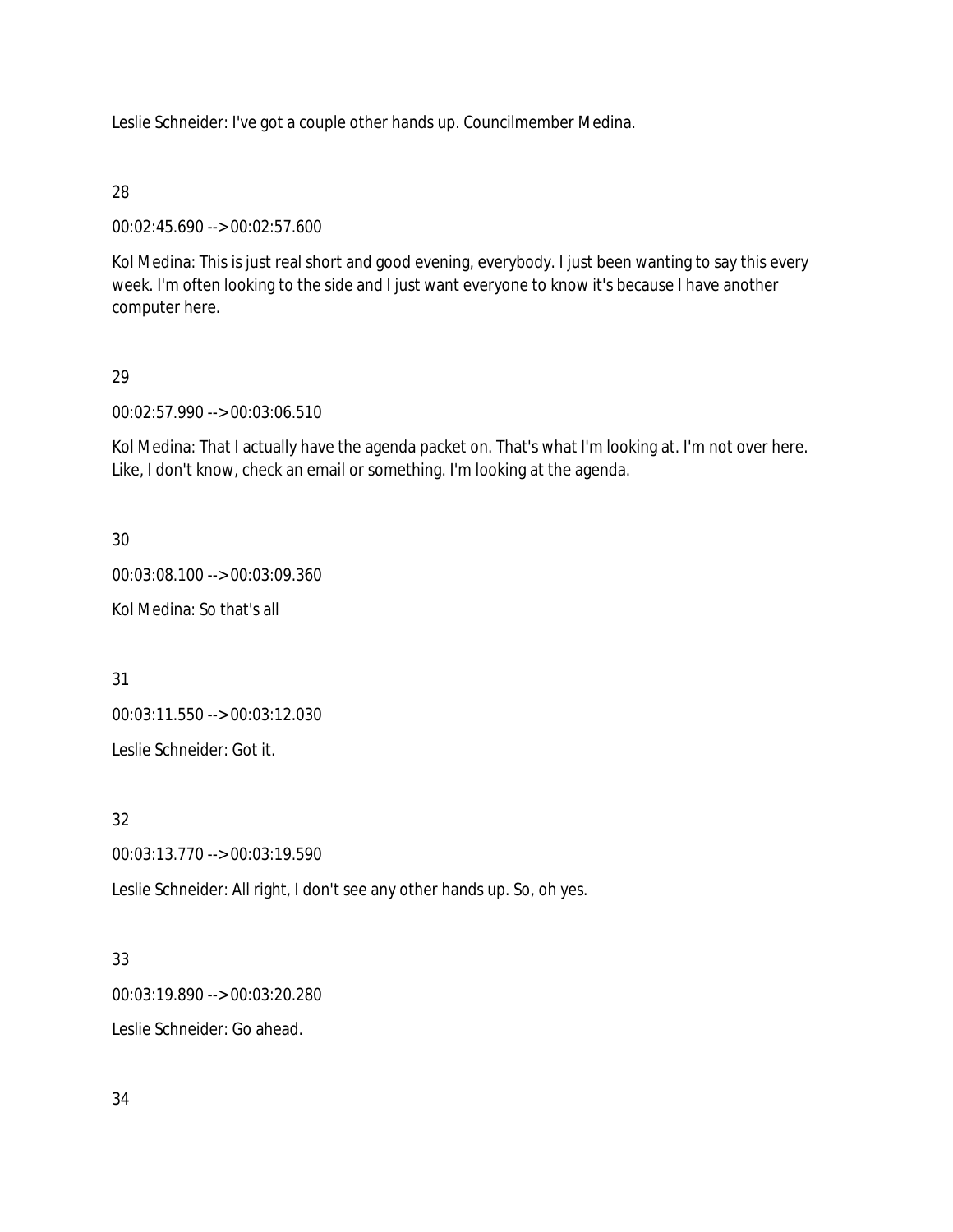Leslie Schneider: I've got a couple other hands up. Councilmember Medina.

28

00:02:45.690 --> 00:02:57.600

Kol Medina: This is just real short and good evening, everybody. I just been wanting to say this every week. I'm often looking to the side and I just want everyone to know it's because I have another computer here.

29

00:02:57.990 --> 00:03:06.510

Kol Medina: That I actually have the agenda packet on. That's what I'm looking at. I'm not over here. Like, I don't know, check an email or something. I'm looking at the agenda.

30

00:03:08.100 --> 00:03:09.360

Kol Medina: So that's all

31

00:03:11.550 --> 00:03:12.030

Leslie Schneider: Got it.

32

00:03:13.770 --> 00:03:19.590

Leslie Schneider: All right, I don't see any other hands up. So, oh yes.

33

00:03:19.890 --> 00:03:20.280

Leslie Schneider: Go ahead.

34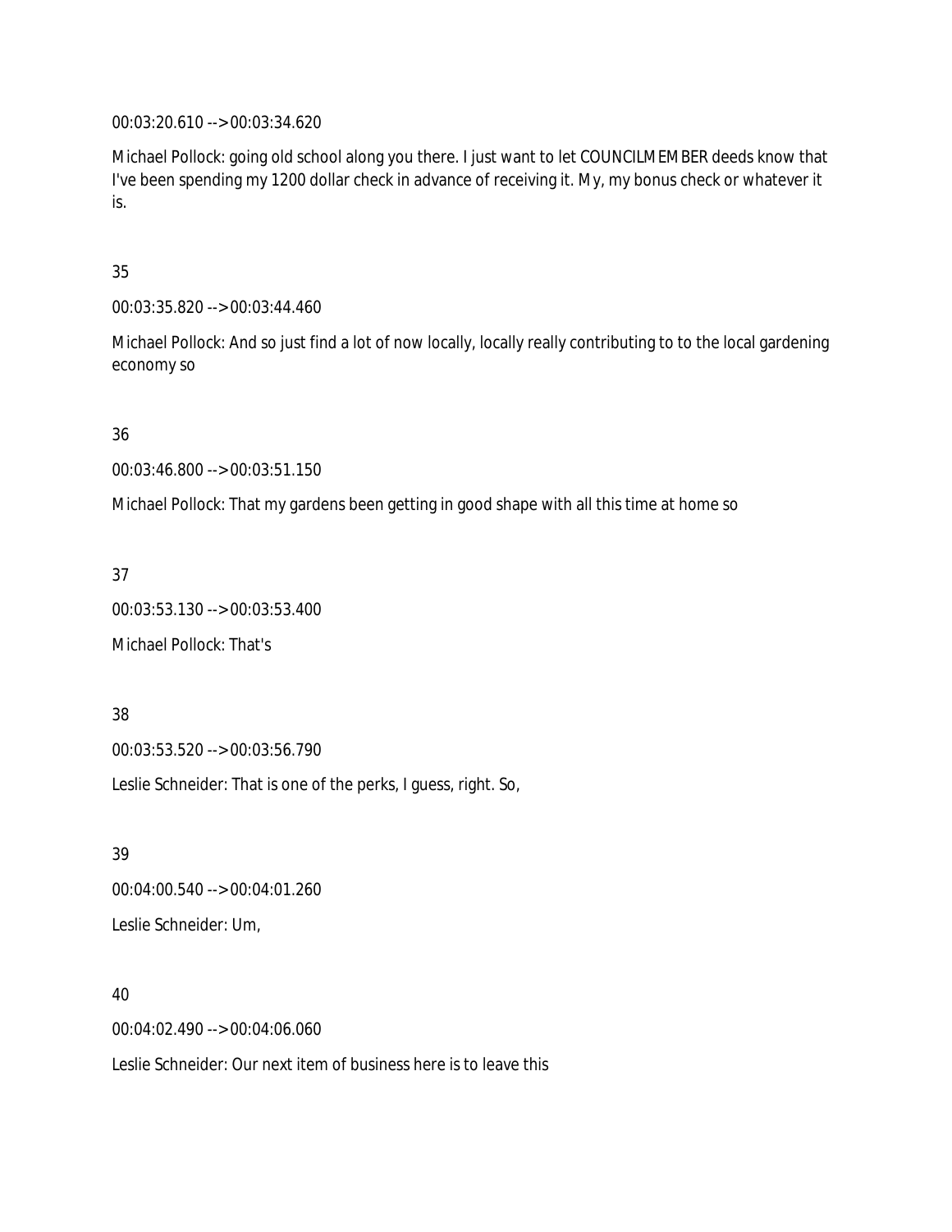00:03:20.610 --> 00:03:34.620

Michael Pollock: going old school along you there. I just want to let COUNCILMEMBER deeds know that I've been spending my 1200 dollar check in advance of receiving it. My, my bonus check or whatever it is.

35

00:03:35.820 --> 00:03:44.460

Michael Pollock: And so just find a lot of now locally, locally really contributing to to the local gardening economy so

36

00:03:46.800 --> 00:03:51.150

Michael Pollock: That my gardens been getting in good shape with all this time at home so

37

00:03:53.130 --> 00:03:53.400

Michael Pollock: That's

38

00:03:53.520 --> 00:03:56.790

Leslie Schneider: That is one of the perks, I guess, right. So,

39

00:04:00.540 --> 00:04:01.260

Leslie Schneider: Um,

40

00:04:02.490 --> 00:04:06.060

Leslie Schneider: Our next item of business here is to leave this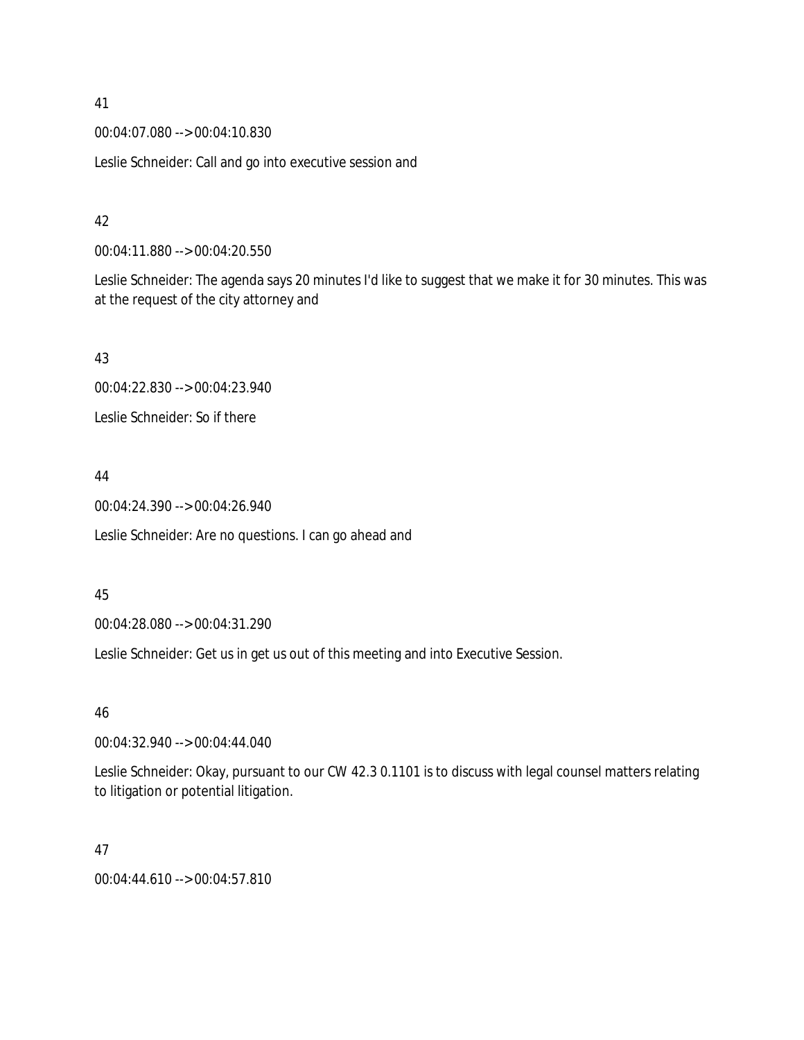41

00:04:07.080 --> 00:04:10.830

Leslie Schneider: Call and go into executive session and

42

00:04:11.880 --> 00:04:20.550

Leslie Schneider: The agenda says 20 minutes I'd like to suggest that we make it for 30 minutes. This was at the request of the city attorney and

43

00:04:22.830 --> 00:04:23.940

Leslie Schneider: So if there

44

00:04:24.390 --> 00:04:26.940

Leslie Schneider: Are no questions. I can go ahead and

45

00:04:28.080 --> 00:04:31.290

Leslie Schneider: Get us in get us out of this meeting and into Executive Session.

46

00:04:32.940 --> 00:04:44.040

Leslie Schneider: Okay, pursuant to our CW 42.3 0.1101 is to discuss with legal counsel matters relating to litigation or potential litigation.

47

00:04:44.610 --> 00:04:57.810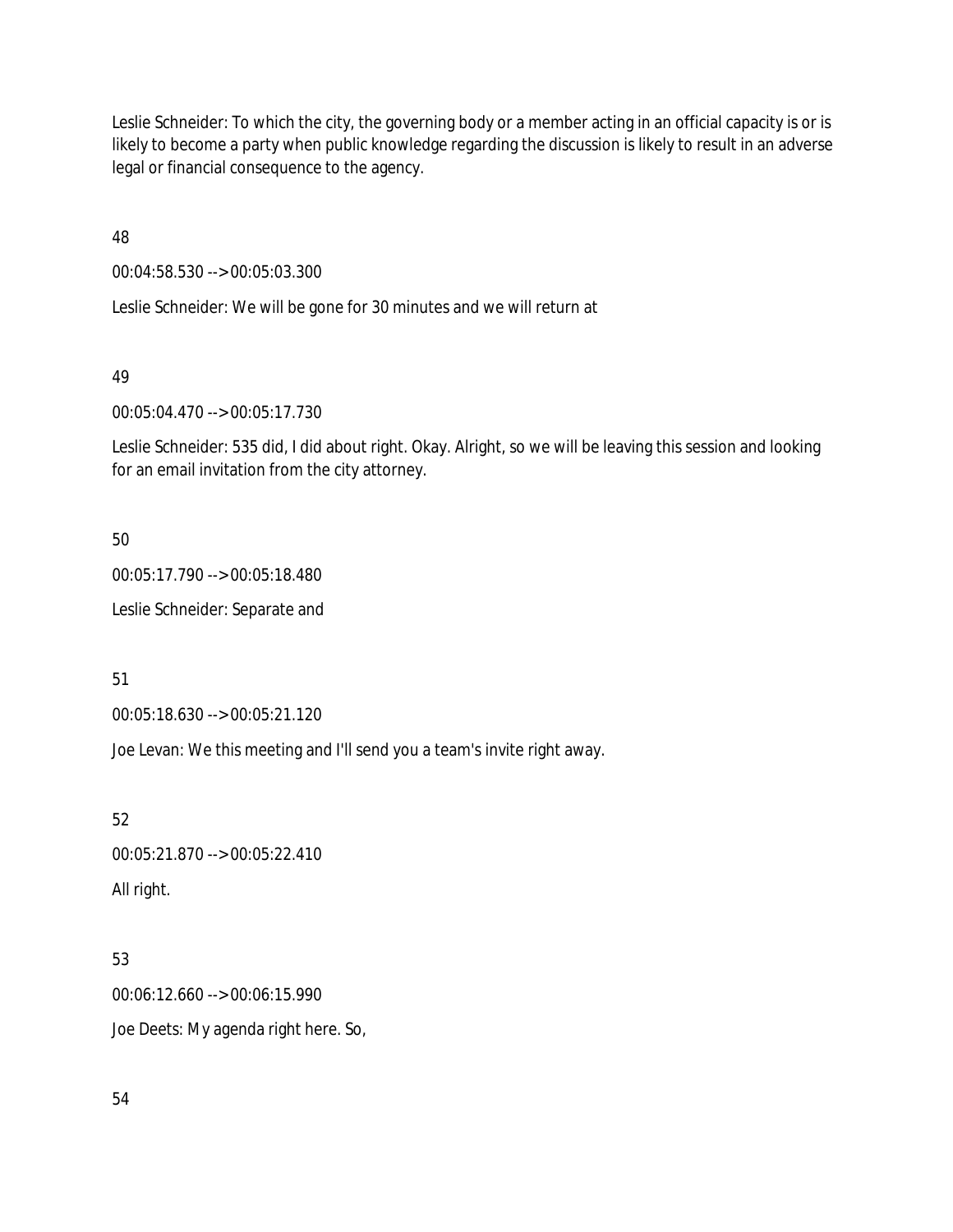Leslie Schneider: To which the city, the governing body or a member acting in an official capacity is or is likely to become a party when public knowledge regarding the discussion is likely to result in an adverse legal or financial consequence to the agency.

48

00:04:58.530 --> 00:05:03.300

Leslie Schneider: We will be gone for 30 minutes and we will return at

49

00:05:04.470 --> 00:05:17.730

Leslie Schneider: 535 did, I did about right. Okay. Alright, so we will be leaving this session and looking for an email invitation from the city attorney.

50

00:05:17.790 --> 00:05:18.480

Leslie Schneider: Separate and

51

00:05:18.630 --> 00:05:21.120

Joe Levan: We this meeting and I'll send you a team's invite right away.

52

00:05:21.870 --> 00:05:22.410

All right.

53

00:06:12.660 --> 00:06:15.990

Joe Deets: My agenda right here. So,

54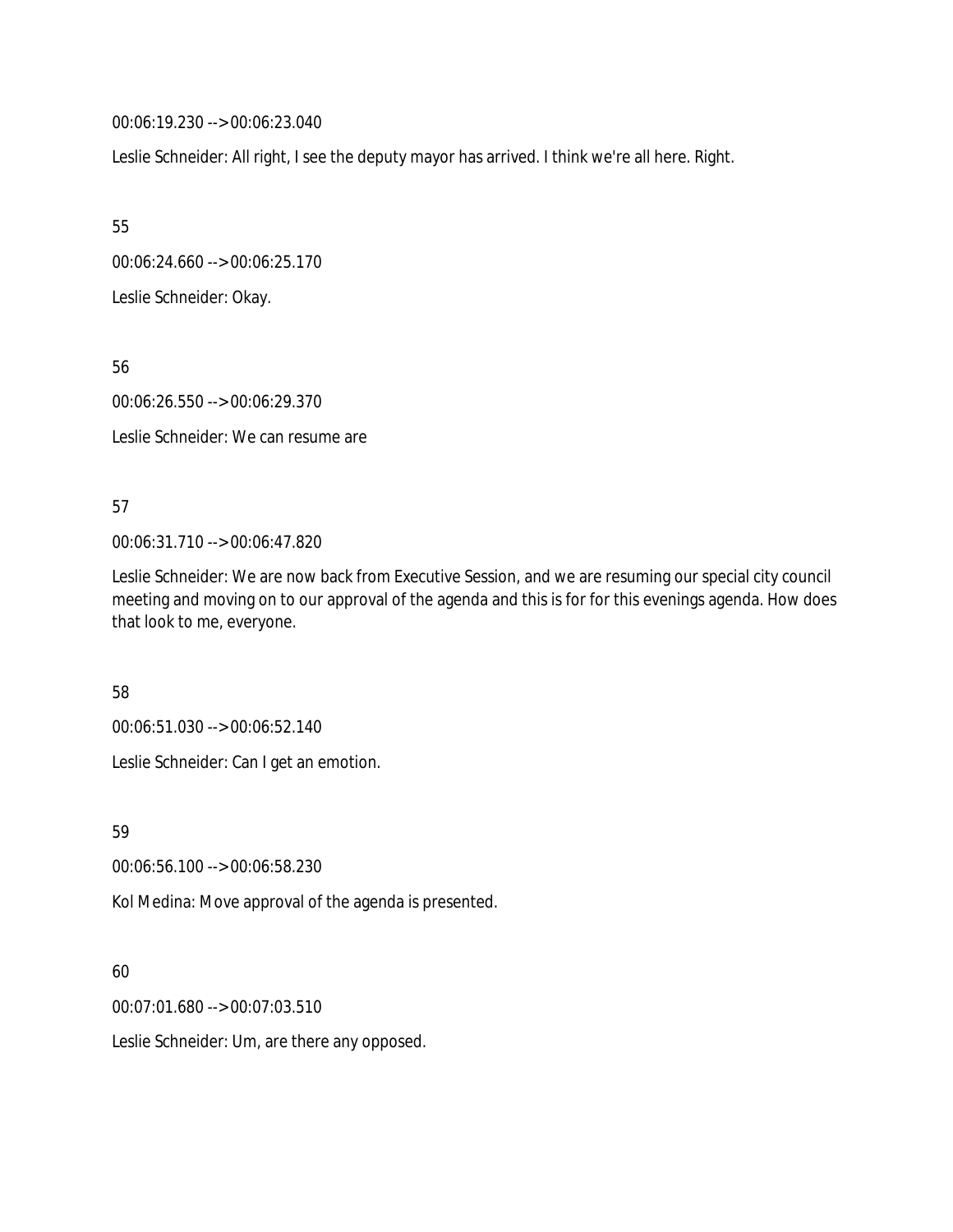00:06:19.230 --> 00:06:23.040

Leslie Schneider: All right, I see the deputy mayor has arrived. I think we're all here. Right.

55

00:06:24.660 --> 00:06:25.170

Leslie Schneider: Okay.

56

00:06:26.550 --> 00:06:29.370

Leslie Schneider: We can resume are

57

00:06:31.710 --> 00:06:47.820

Leslie Schneider: We are now back from Executive Session, and we are resuming our special city council meeting and moving on to our approval of the agenda and this is for for this evenings agenda. How does that look to me, everyone.

58

00:06:51.030 --> 00:06:52.140

Leslie Schneider: Can I get an emotion.

59

00:06:56.100 --> 00:06:58.230

Kol Medina: Move approval of the agenda is presented.

60

00:07:01.680 --> 00:07:03.510

Leslie Schneider: Um, are there any opposed.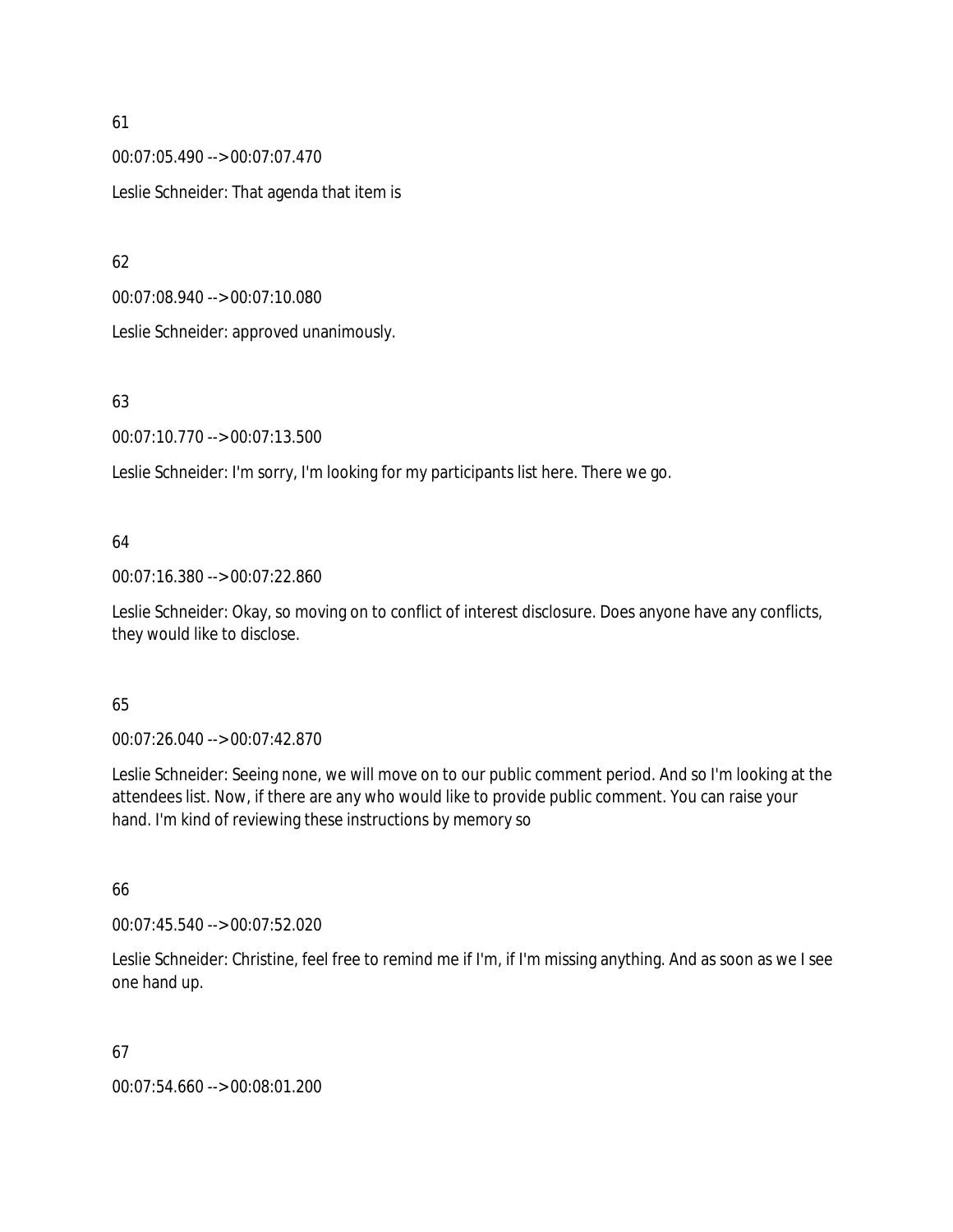61

00:07:05.490 --> 00:07:07.470

Leslie Schneider: That agenda that item is

62

00:07:08.940 --> 00:07:10.080

Leslie Schneider: approved unanimously.

63

00:07:10.770 --> 00:07:13.500

Leslie Schneider: I'm sorry, I'm looking for my participants list here. There we go.

64

00:07:16.380 --> 00:07:22.860

Leslie Schneider: Okay, so moving on to conflict of interest disclosure. Does anyone have any conflicts, they would like to disclose.

65

00:07:26.040 --> 00:07:42.870

Leslie Schneider: Seeing none, we will move on to our public comment period. And so I'm looking at the attendees list. Now, if there are any who would like to provide public comment. You can raise your hand. I'm kind of reviewing these instructions by memory so

66

00:07:45.540 --> 00:07:52.020

Leslie Schneider: Christine, feel free to remind me if I'm, if I'm missing anything. And as soon as we I see one hand up.

67

00:07:54.660 --> 00:08:01.200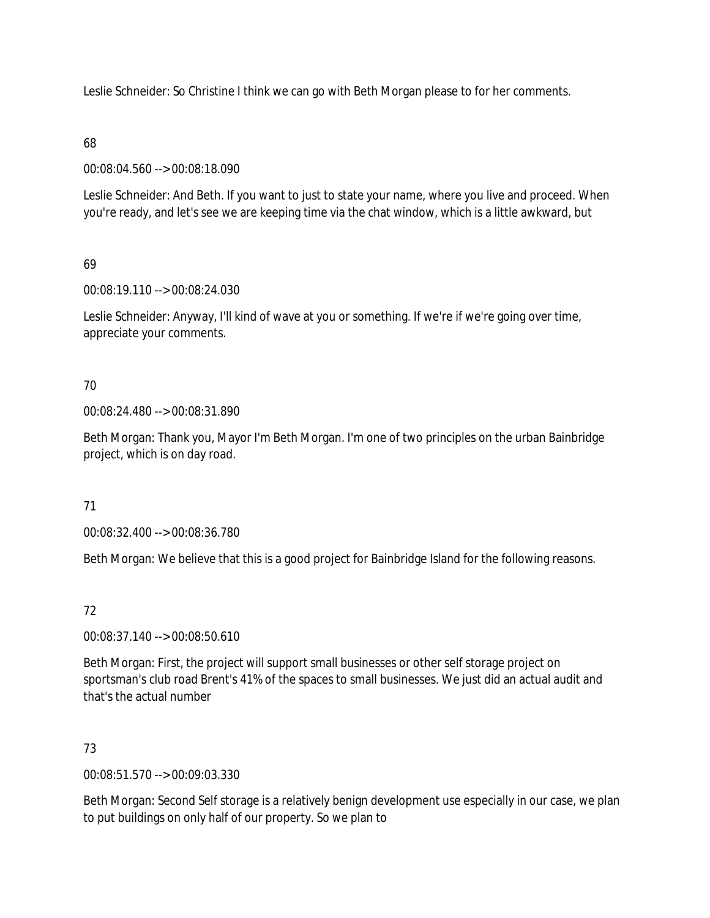Leslie Schneider: So Christine I think we can go with Beth Morgan please to for her comments.

68

00:08:04.560 --> 00:08:18.090

Leslie Schneider: And Beth. If you want to just to state your name, where you live and proceed. When you're ready, and let's see we are keeping time via the chat window, which is a little awkward, but

69

00:08:19.110 --> 00:08:24.030

Leslie Schneider: Anyway, I'll kind of wave at you or something. If we're if we're going over time, appreciate your comments.

70

00:08:24.480 --> 00:08:31.890

Beth Morgan: Thank you, Mayor I'm Beth Morgan. I'm one of two principles on the urban Bainbridge project, which is on day road.

71

00:08:32.400 --> 00:08:36.780

Beth Morgan: We believe that this is a good project for Bainbridge Island for the following reasons.

72

00:08:37.140 --> 00:08:50.610

Beth Morgan: First, the project will support small businesses or other self storage project on sportsman's club road Brent's 41% of the spaces to small businesses. We just did an actual audit and that's the actual number

73

00:08:51.570 --> 00:09:03.330

Beth Morgan: Second Self storage is a relatively benign development use especially in our case, we plan to put buildings on only half of our property. So we plan to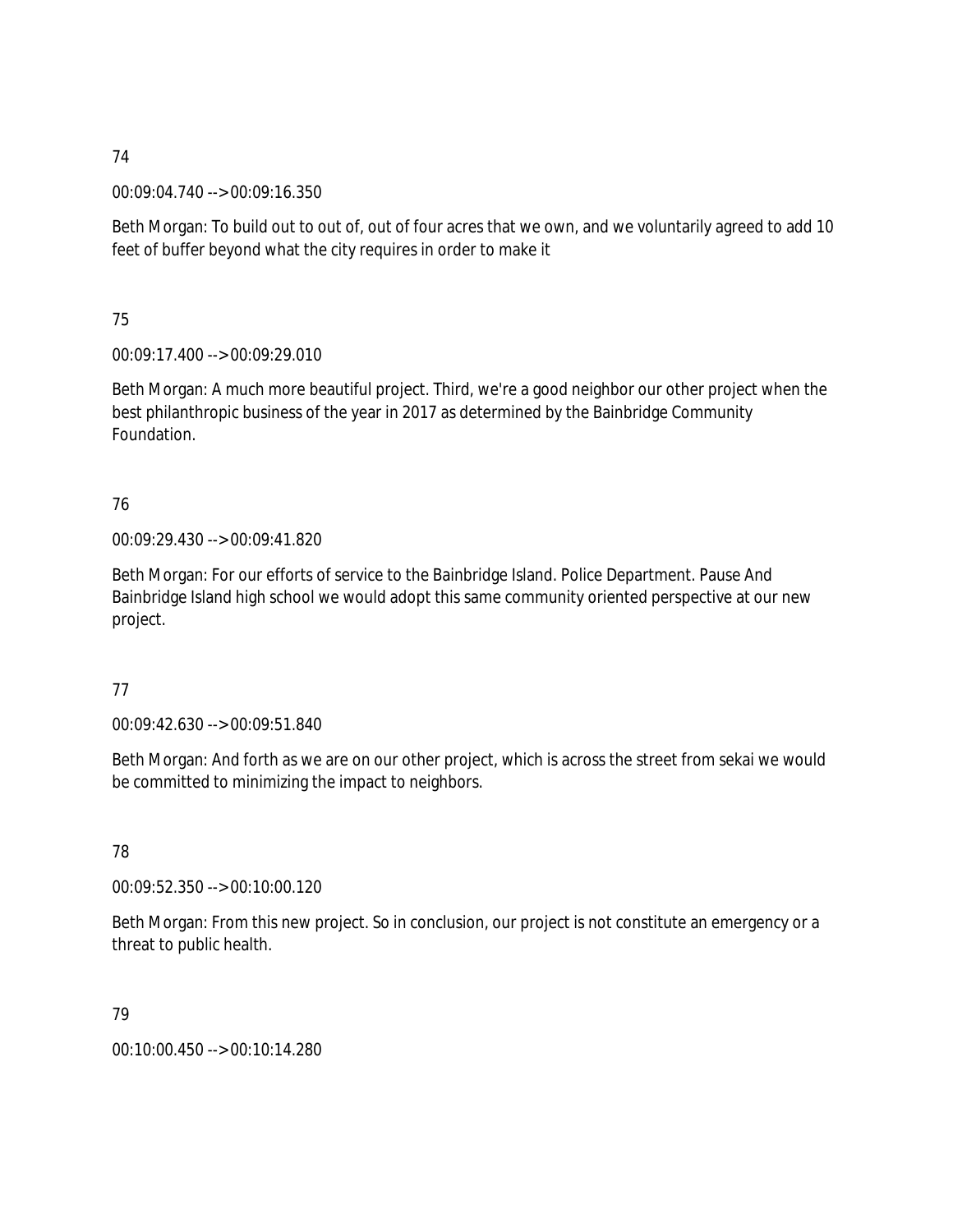74

00:09:04.740 --> 00:09:16.350

Beth Morgan: To build out to out of, out of four acres that we own, and we voluntarily agreed to add 10 feet of buffer beyond what the city requires in order to make it

75

00:09:17.400 --> 00:09:29.010

Beth Morgan: A much more beautiful project. Third, we're a good neighbor our other project when the best philanthropic business of the year in 2017 as determined by the Bainbridge Community Foundation.

76

00:09:29.430 --> 00:09:41.820

Beth Morgan: For our efforts of service to the Bainbridge Island. Police Department. Pause And Bainbridge Island high school we would adopt this same community oriented perspective at our new project.

77

00:09:42.630 --> 00:09:51.840

Beth Morgan: And forth as we are on our other project, which is across the street from sekai we would be committed to minimizing the impact to neighbors.

78

00:09:52.350 --> 00:10:00.120

Beth Morgan: From this new project. So in conclusion, our project is not constitute an emergency or a threat to public health.

79

00:10:00.450 --> 00:10:14.280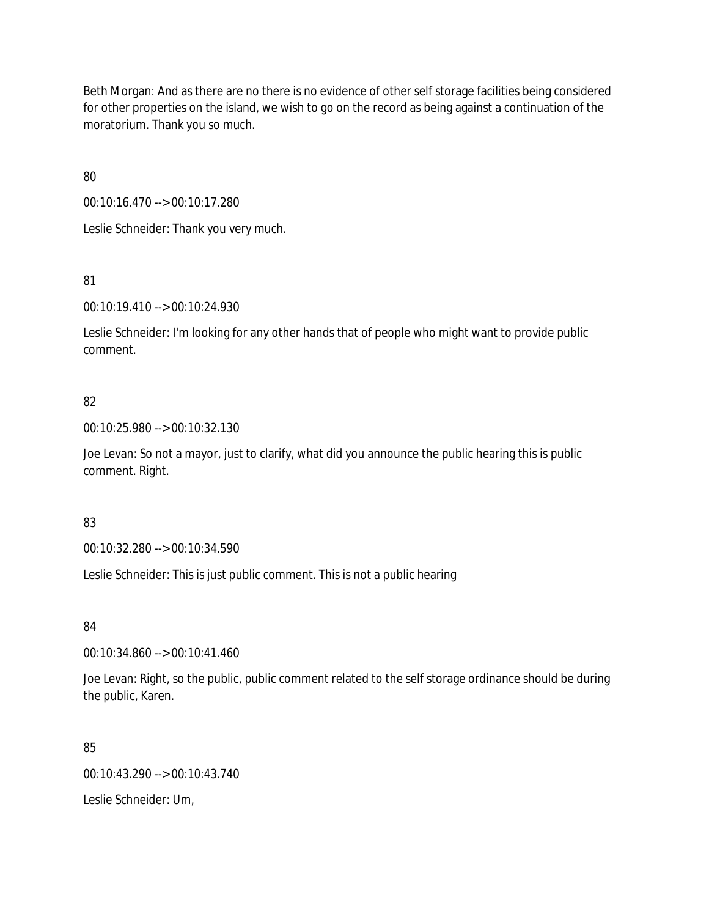Beth Morgan: And as there are no there is no evidence of other self storage facilities being considered for other properties on the island, we wish to go on the record as being against a continuation of the moratorium. Thank you so much.

80

00:10:16.470 --> 00:10:17.280

Leslie Schneider: Thank you very much.

81

00:10:19.410 --> 00:10:24.930

Leslie Schneider: I'm looking for any other hands that of people who might want to provide public comment.

82

00:10:25.980 --> 00:10:32.130

Joe Levan: So not a mayor, just to clarify, what did you announce the public hearing this is public comment. Right.

83

00:10:32.280 --> 00:10:34.590

Leslie Schneider: This is just public comment. This is not a public hearing

84

00:10:34.860 --> 00:10:41.460

Joe Levan: Right, so the public, public comment related to the self storage ordinance should be during the public, Karen.

85

00:10:43.290 --> 00:10:43.740

Leslie Schneider: Um,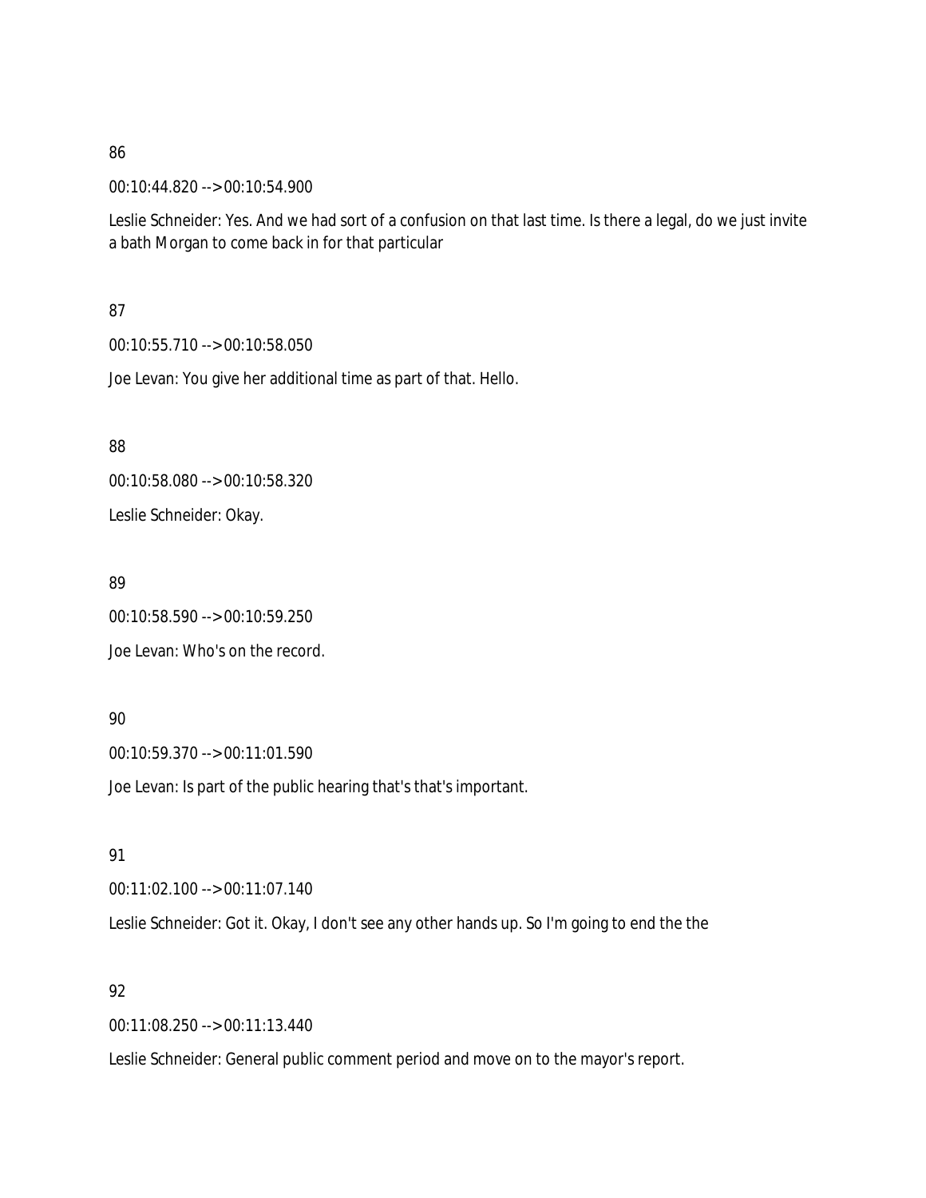86

00:10:44.820 --> 00:10:54.900

Leslie Schneider: Yes. And we had sort of a confusion on that last time. Is there a legal, do we just invite a bath Morgan to come back in for that particular

87

00:10:55.710 --> 00:10:58.050

Joe Levan: You give her additional time as part of that. Hello.

88

00:10:58.080 --> 00:10:58.320

Leslie Schneider: Okay.

89

00:10:58.590 --> 00:10:59.250

Joe Levan: Who's on the record.

90

00:10:59.370 --> 00:11:01.590

Joe Levan: Is part of the public hearing that's that's important.

91

00:11:02.100 --> 00:11:07.140

Leslie Schneider: Got it. Okay, I don't see any other hands up. So I'm going to end the the

92

00:11:08.250 --> 00:11:13.440

Leslie Schneider: General public comment period and move on to the mayor's report.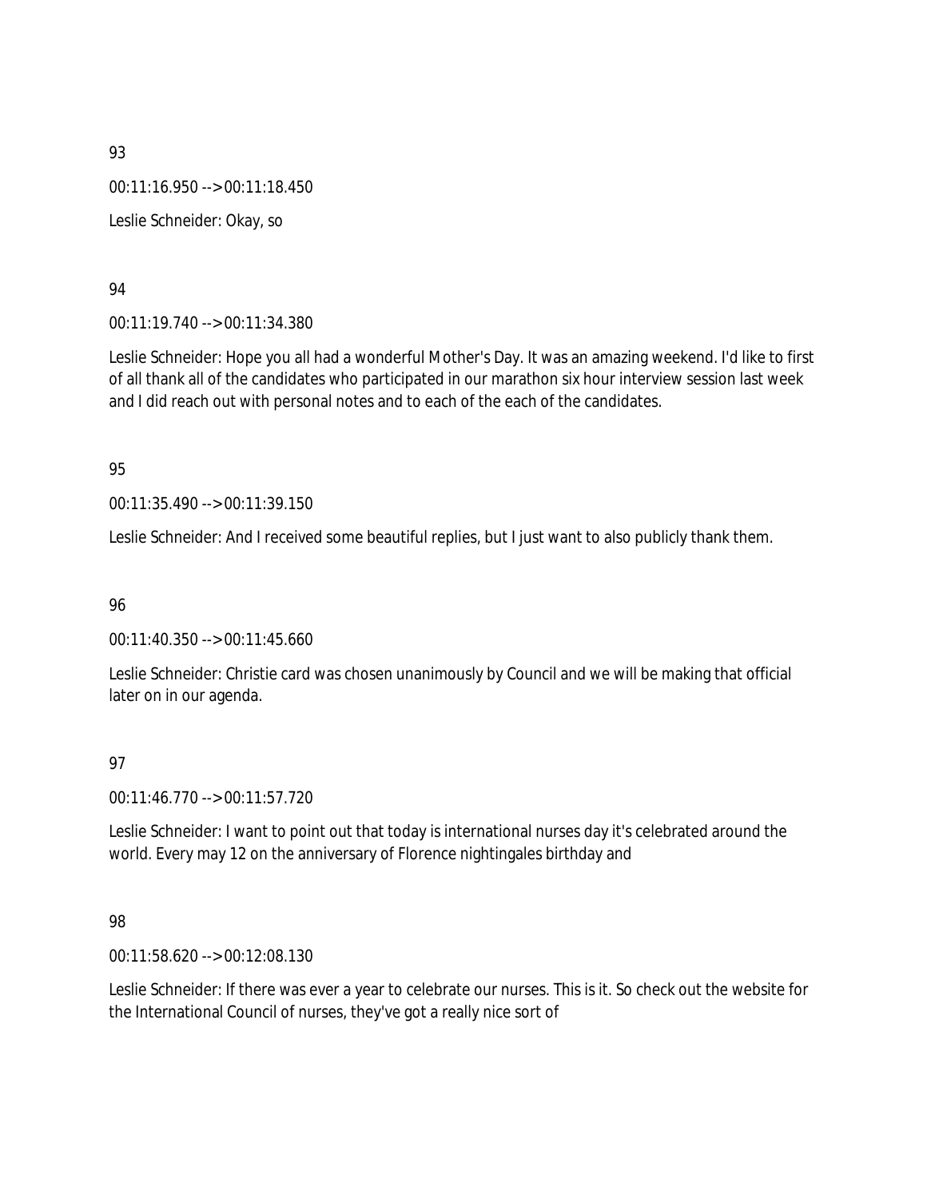93

00:11:16.950 --> 00:11:18.450

Leslie Schneider: Okay, so

94

00:11:19.740 --> 00:11:34.380

Leslie Schneider: Hope you all had a wonderful Mother's Day. It was an amazing weekend. I'd like to first of all thank all of the candidates who participated in our marathon six hour interview session last week and I did reach out with personal notes and to each of the each of the candidates.

95

00:11:35.490 --> 00:11:39.150

Leslie Schneider: And I received some beautiful replies, but I just want to also publicly thank them.

96

00:11:40.350 --> 00:11:45.660

Leslie Schneider: Christie card was chosen unanimously by Council and we will be making that official later on in our agenda.

97

00:11:46.770 --> 00:11:57.720

Leslie Schneider: I want to point out that today is international nurses day it's celebrated around the world. Every may 12 on the anniversary of Florence nightingales birthday and

98

00:11:58.620 --> 00:12:08.130

Leslie Schneider: If there was ever a year to celebrate our nurses. This is it. So check out the website for the International Council of nurses, they've got a really nice sort of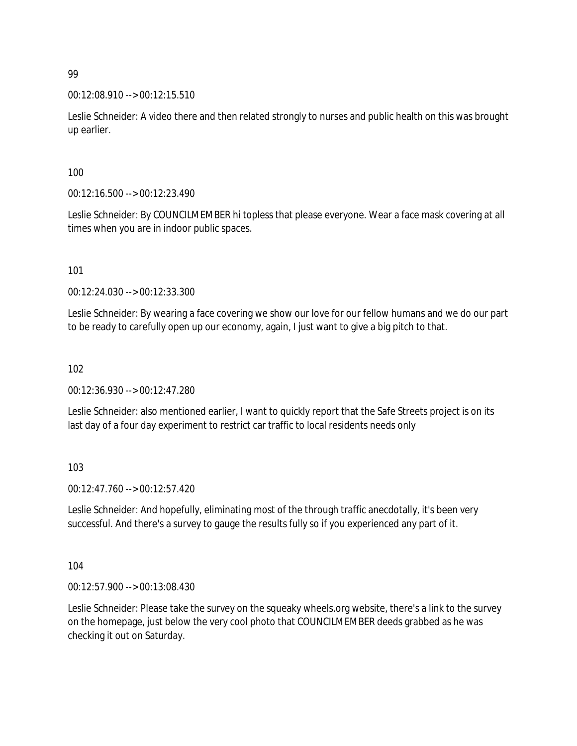99

00:12:08.910 --> 00:12:15.510

Leslie Schneider: A video there and then related strongly to nurses and public health on this was brought up earlier.

100

00:12:16.500 --> 00:12:23.490

Leslie Schneider: By COUNCILMEMBER hi topless that please everyone. Wear a face mask covering at all times when you are in indoor public spaces.

101

00:12:24.030 --> 00:12:33.300

Leslie Schneider: By wearing a face covering we show our love for our fellow humans and we do our part to be ready to carefully open up our economy, again, I just want to give a big pitch to that.

102

00:12:36.930 --> 00:12:47.280

Leslie Schneider: also mentioned earlier, I want to quickly report that the Safe Streets project is on its last day of a four day experiment to restrict car traffic to local residents needs only

103

00:12:47.760 --> 00:12:57.420

Leslie Schneider: And hopefully, eliminating most of the through traffic anecdotally, it's been very successful. And there's a survey to gauge the results fully so if you experienced any part of it.

104

00:12:57.900 --> 00:13:08.430

Leslie Schneider: Please take the survey on the squeaky wheels.org website, there's a link to the survey on the homepage, just below the very cool photo that COUNCILMEMBER deeds grabbed as he was checking it out on Saturday.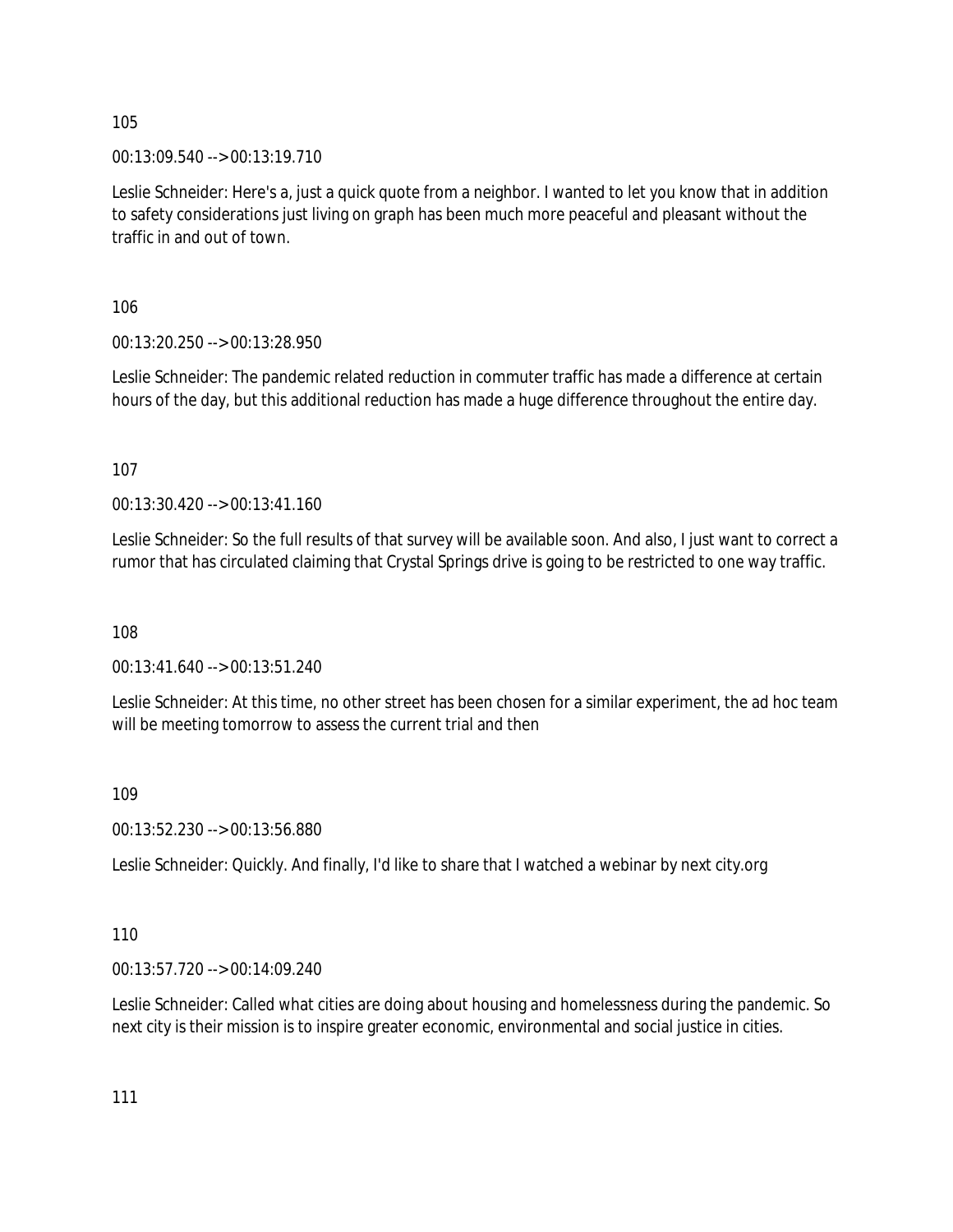105

00:13:09.540 --> 00:13:19.710

Leslie Schneider: Here's a, just a quick quote from a neighbor. I wanted to let you know that in addition to safety considerations just living on graph has been much more peaceful and pleasant without the traffic in and out of town.

106

00:13:20.250 --> 00:13:28.950

Leslie Schneider: The pandemic related reduction in commuter traffic has made a difference at certain hours of the day, but this additional reduction has made a huge difference throughout the entire day.

107

00:13:30.420 --> 00:13:41.160

Leslie Schneider: So the full results of that survey will be available soon. And also, I just want to correct a rumor that has circulated claiming that Crystal Springs drive is going to be restricted to one way traffic.

108

00:13:41.640 --> 00:13:51.240

Leslie Schneider: At this time, no other street has been chosen for a similar experiment, the ad hoc team will be meeting tomorrow to assess the current trial and then

109

00:13:52.230 --> 00:13:56.880

Leslie Schneider: Quickly. And finally, I'd like to share that I watched a webinar by next city.org

110

00:13:57.720 --> 00:14:09.240

Leslie Schneider: Called what cities are doing about housing and homelessness during the pandemic. So next city is their mission is to inspire greater economic, environmental and social justice in cities.

111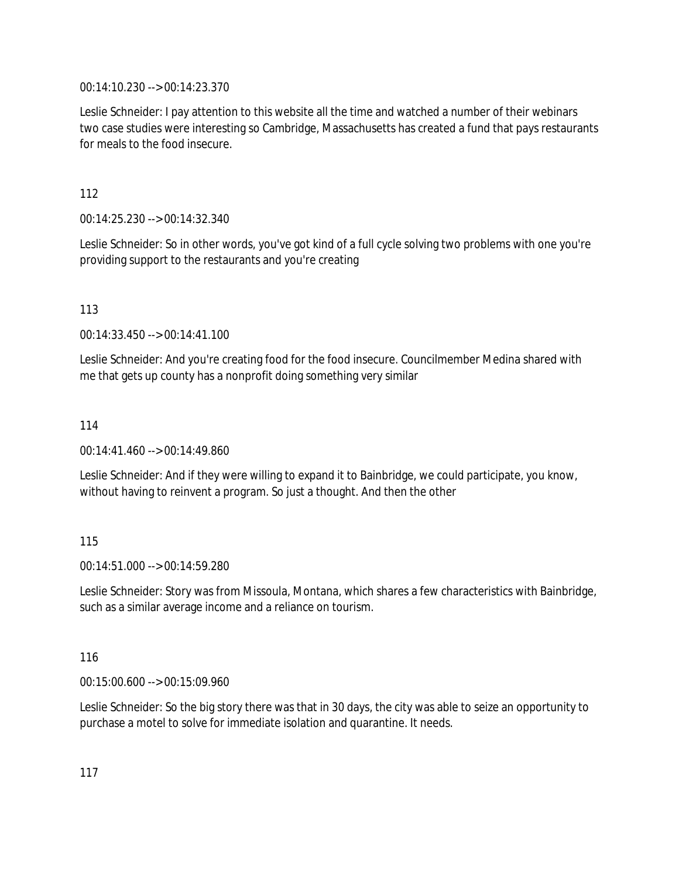00:14:10.230 --> 00:14:23.370

Leslie Schneider: I pay attention to this website all the time and watched a number of their webinars two case studies were interesting so Cambridge, Massachusetts has created a fund that pays restaurants for meals to the food insecure.

112

00:14:25.230 --> 00:14:32.340

Leslie Schneider: So in other words, you've got kind of a full cycle solving two problems with one you're providing support to the restaurants and you're creating

113

00:14:33.450 --> 00:14:41.100

Leslie Schneider: And you're creating food for the food insecure. Councilmember Medina shared with me that gets up county has a nonprofit doing something very similar

114

00:14:41.460 --> 00:14:49.860

Leslie Schneider: And if they were willing to expand it to Bainbridge, we could participate, you know, without having to reinvent a program. So just a thought. And then the other

115

00:14:51.000 --> 00:14:59.280

Leslie Schneider: Story was from Missoula, Montana, which shares a few characteristics with Bainbridge, such as a similar average income and a reliance on tourism.

116

00:15:00.600 --> 00:15:09.960

Leslie Schneider: So the big story there was that in 30 days, the city was able to seize an opportunity to purchase a motel to solve for immediate isolation and quarantine. It needs.

117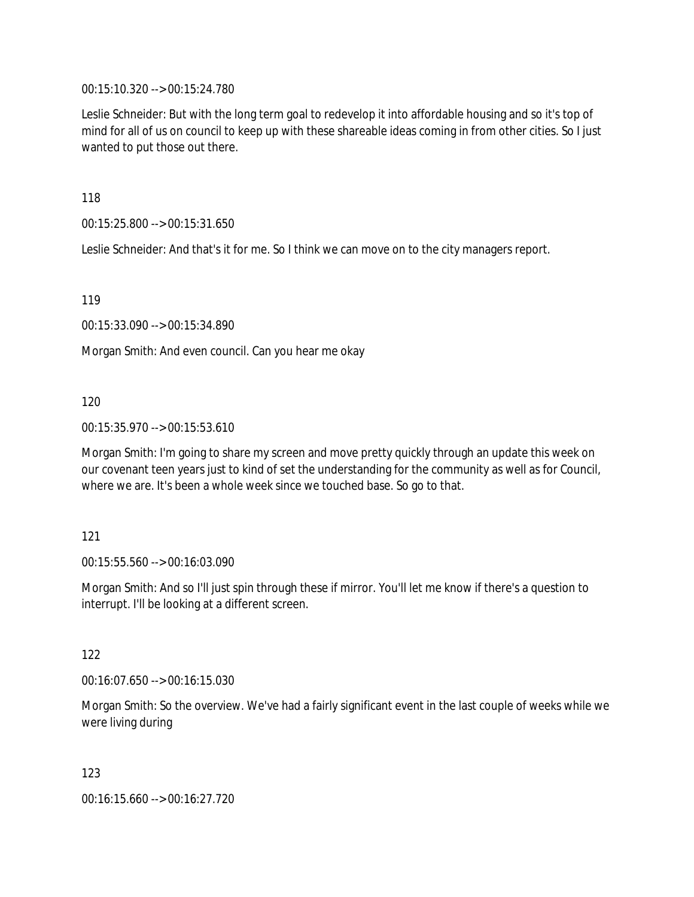00:15:10.320 --> 00:15:24.780

Leslie Schneider: But with the long term goal to redevelop it into affordable housing and so it's top of mind for all of us on council to keep up with these shareable ideas coming in from other cities. So I just wanted to put those out there.

118

00:15:25.800 --> 00:15:31.650

Leslie Schneider: And that's it for me. So I think we can move on to the city managers report.

119

00:15:33.090 --> 00:15:34.890

Morgan Smith: And even council. Can you hear me okay

120

00:15:35.970 --> 00:15:53.610

Morgan Smith: I'm going to share my screen and move pretty quickly through an update this week on our covenant teen years just to kind of set the understanding for the community as well as for Council, where we are. It's been a whole week since we touched base. So go to that.

121

00:15:55.560 --> 00:16:03.090

Morgan Smith: And so I'll just spin through these if mirror. You'll let me know if there's a question to interrupt. I'll be looking at a different screen.

122

00:16:07.650 --> 00:16:15.030

Morgan Smith: So the overview. We've had a fairly significant event in the last couple of weeks while we were living during

123

00:16:15.660 --> 00:16:27.720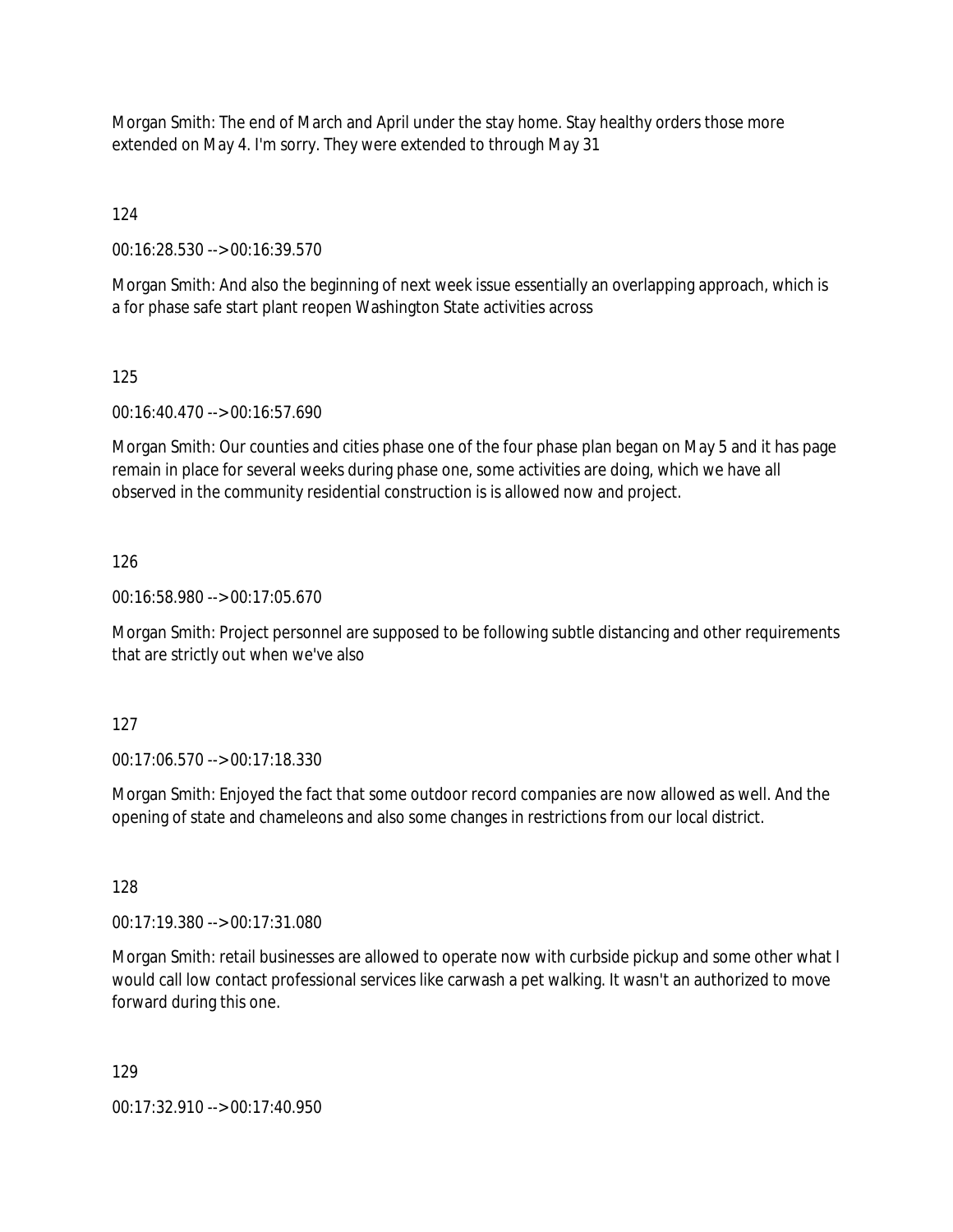Morgan Smith: The end of March and April under the stay home. Stay healthy orders those more extended on May 4. I'm sorry. They were extended to through May 31

124

00:16:28.530 --> 00:16:39.570

Morgan Smith: And also the beginning of next week issue essentially an overlapping approach, which is a for phase safe start plant reopen Washington State activities across

125

00:16:40.470 --> 00:16:57.690

Morgan Smith: Our counties and cities phase one of the four phase plan began on May 5 and it has page remain in place for several weeks during phase one, some activities are doing, which we have all observed in the community residential construction is is allowed now and project.

126

00:16:58.980 --> 00:17:05.670

Morgan Smith: Project personnel are supposed to be following subtle distancing and other requirements that are strictly out when we've also

127

00:17:06.570 --> 00:17:18.330

Morgan Smith: Enjoyed the fact that some outdoor record companies are now allowed as well. And the opening of state and chameleons and also some changes in restrictions from our local district.

128

00:17:19.380 --> 00:17:31.080

Morgan Smith: retail businesses are allowed to operate now with curbside pickup and some other what I would call low contact professional services like carwash a pet walking. It wasn't an authorized to move forward during this one.

129

00:17:32.910 --> 00:17:40.950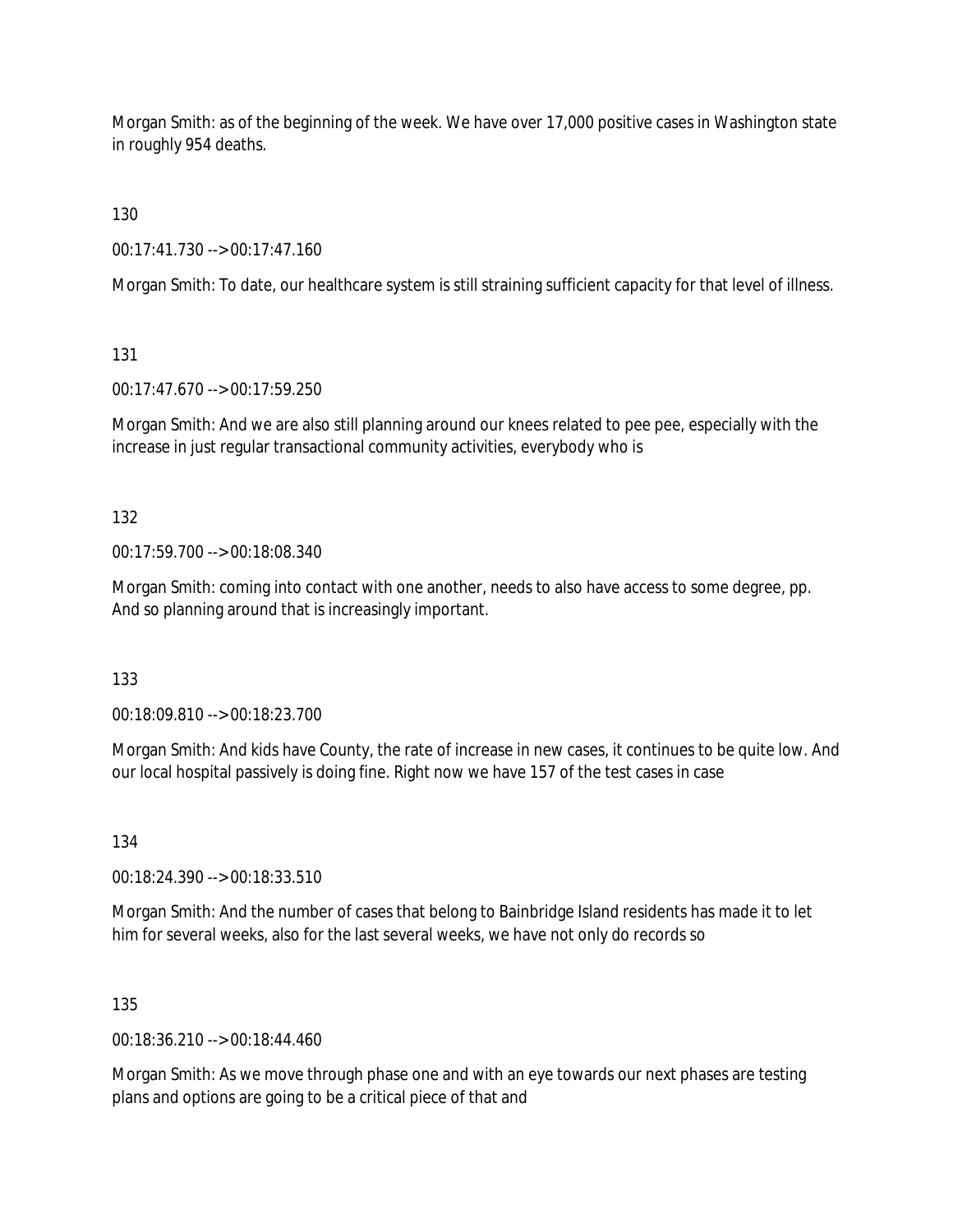Morgan Smith: as of the beginning of the week. We have over 17,000 positive cases in Washington state in roughly 954 deaths.

130

00:17:41.730 --> 00:17:47.160

Morgan Smith: To date, our healthcare system is still straining sufficient capacity for that level of illness.

131

00:17:47.670 --> 00:17:59.250

Morgan Smith: And we are also still planning around our knees related to pee pee, especially with the increase in just regular transactional community activities, everybody who is

132

00:17:59.700 --> 00:18:08.340

Morgan Smith: coming into contact with one another, needs to also have access to some degree, pp. And so planning around that is increasingly important.

133

00:18:09.810 --> 00:18:23.700

Morgan Smith: And kids have County, the rate of increase in new cases, it continues to be quite low. And our local hospital passively is doing fine. Right now we have 157 of the test cases in case

134

00:18:24.390 --> 00:18:33.510

Morgan Smith: And the number of cases that belong to Bainbridge Island residents has made it to let him for several weeks, also for the last several weeks, we have not only do records so

135

00:18:36.210 --> 00:18:44.460

Morgan Smith: As we move through phase one and with an eye towards our next phases are testing plans and options are going to be a critical piece of that and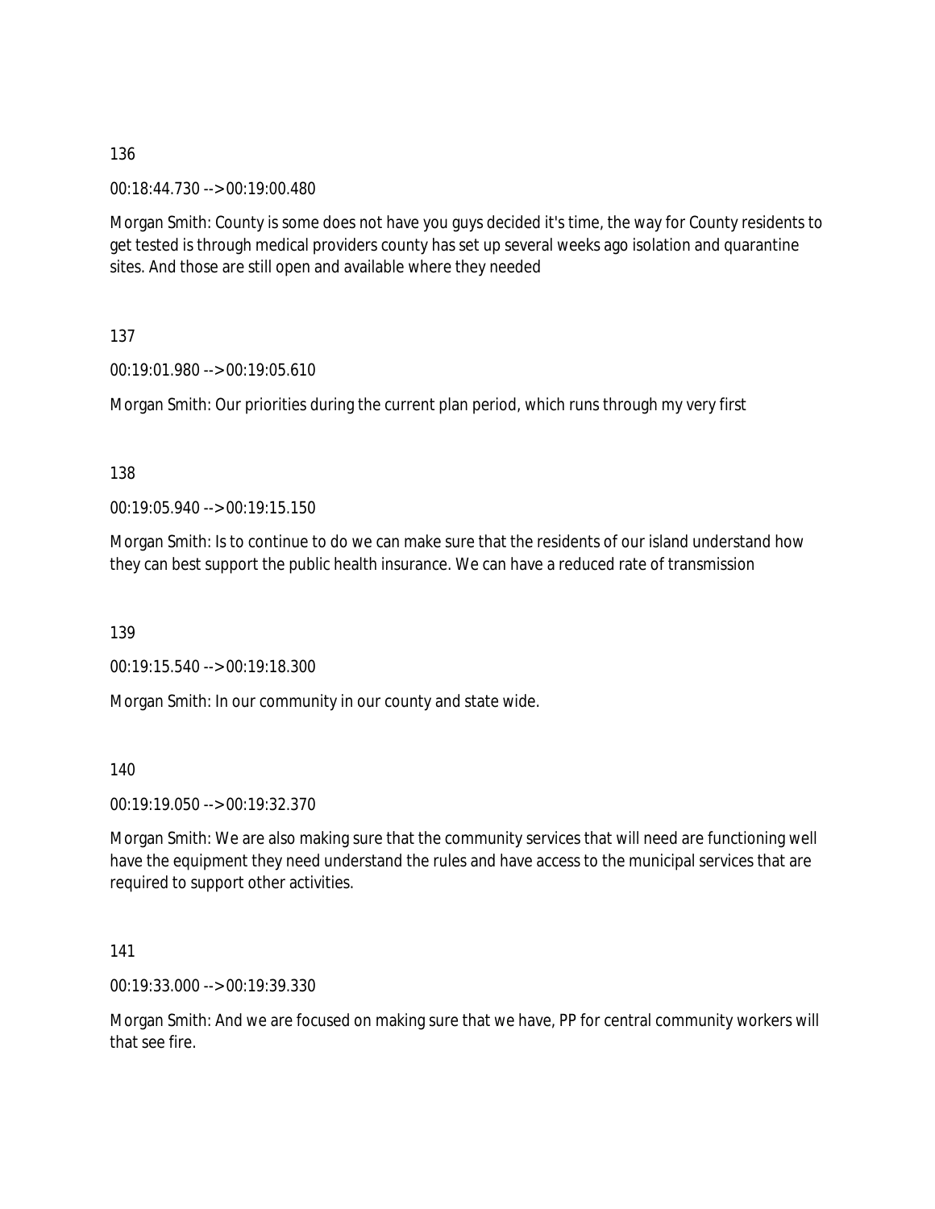136

00:18:44.730 --> 00:19:00.480

Morgan Smith: County is some does not have you guys decided it's time, the way for County residents to get tested is through medical providers county has set up several weeks ago isolation and quarantine sites. And those are still open and available where they needed

137

00:19:01.980 --> 00:19:05.610

Morgan Smith: Our priorities during the current plan period, which runs through my very first

138

00:19:05.940 --> 00:19:15.150

Morgan Smith: Is to continue to do we can make sure that the residents of our island understand how they can best support the public health insurance. We can have a reduced rate of transmission

139

00:19:15.540 --> 00:19:18.300

Morgan Smith: In our community in our county and state wide.

140

00:19:19.050 --> 00:19:32.370

Morgan Smith: We are also making sure that the community services that will need are functioning well have the equipment they need understand the rules and have access to the municipal services that are required to support other activities.

141

00:19:33.000 --> 00:19:39.330

Morgan Smith: And we are focused on making sure that we have, PP for central community workers will that see fire.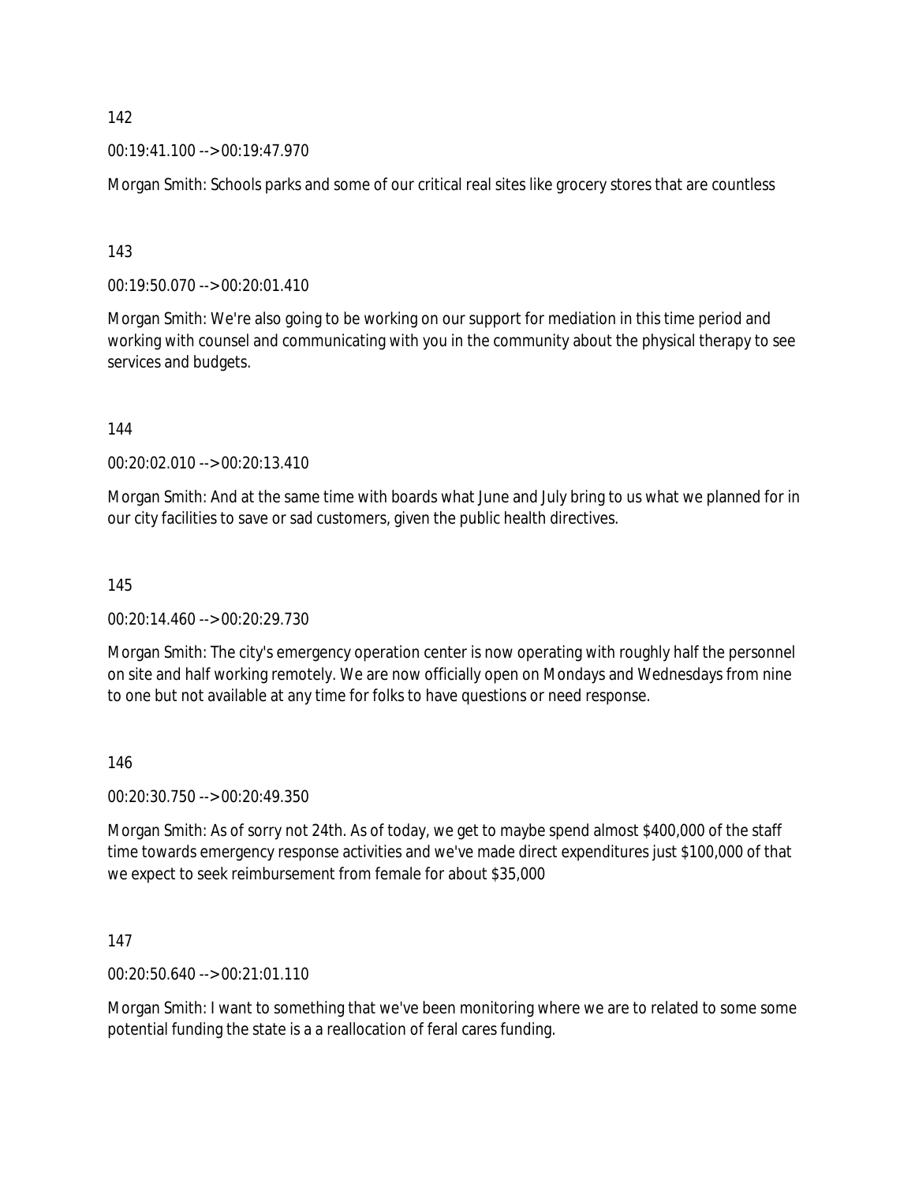142

00:19:41.100 --> 00:19:47.970

Morgan Smith: Schools parks and some of our critical real sites like grocery stores that are countless

143

00:19:50.070 --> 00:20:01.410

Morgan Smith: We're also going to be working on our support for mediation in this time period and working with counsel and communicating with you in the community about the physical therapy to see services and budgets.

144

00:20:02.010 --> 00:20:13.410

Morgan Smith: And at the same time with boards what June and July bring to us what we planned for in our city facilities to save or sad customers, given the public health directives.

145

00:20:14.460 --> 00:20:29.730

Morgan Smith: The city's emergency operation center is now operating with roughly half the personnel on site and half working remotely. We are now officially open on Mondays and Wednesdays from nine to one but not available at any time for folks to have questions or need response.

146

00:20:30.750 --> 00:20:49.350

Morgan Smith: As of sorry not 24th. As of today, we get to maybe spend almost $400,000 of the staff time towards emergency response activities and we've made direct expenditures just $100,000 of that we expect to seek reimbursement from female for about $35,000

147

00:20:50.640 --> 00:21:01.110

Morgan Smith: I want to something that we've been monitoring where we are to related to some some potential funding the state is a a reallocation of feral cares funding.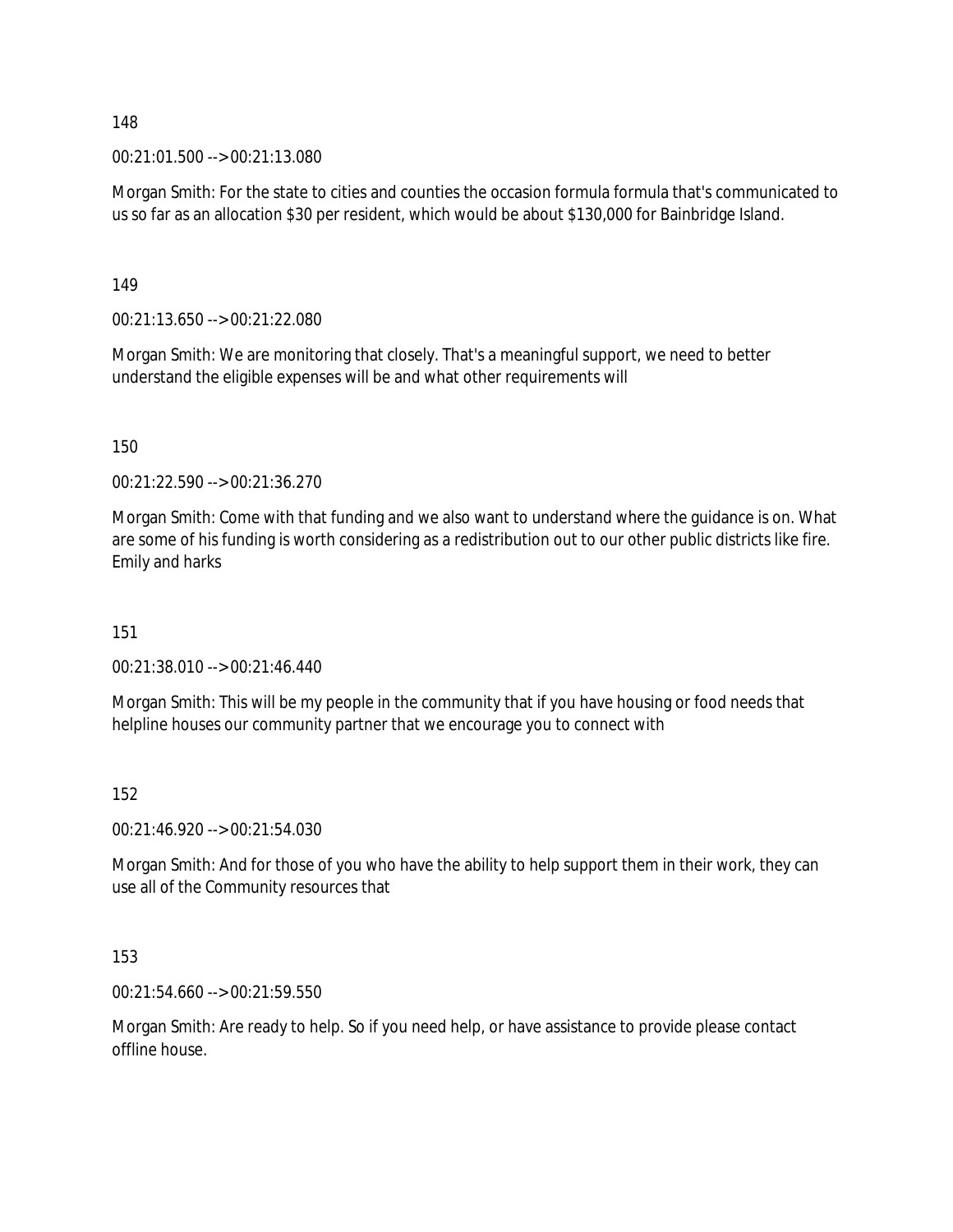148

00:21:01.500 --> 00:21:13.080

Morgan Smith: For the state to cities and counties the occasion formula formula that's communicated to us so far as an allocation $30 per resident, which would be about $130,000 for Bainbridge Island.

149

00:21:13.650 --> 00:21:22.080

Morgan Smith: We are monitoring that closely. That's a meaningful support, we need to better understand the eligible expenses will be and what other requirements will

150

00:21:22.590 --> 00:21:36.270

Morgan Smith: Come with that funding and we also want to understand where the guidance is on. What are some of his funding is worth considering as a redistribution out to our other public districts like fire. Emily and harks

151

00:21:38.010 --> 00:21:46.440

Morgan Smith: This will be my people in the community that if you have housing or food needs that helpline houses our community partner that we encourage you to connect with

152

00:21:46.920 --> 00:21:54.030

Morgan Smith: And for those of you who have the ability to help support them in their work, they can use all of the Community resources that

153

00:21:54.660 --> 00:21:59.550

Morgan Smith: Are ready to help. So if you need help, or have assistance to provide please contact offline house.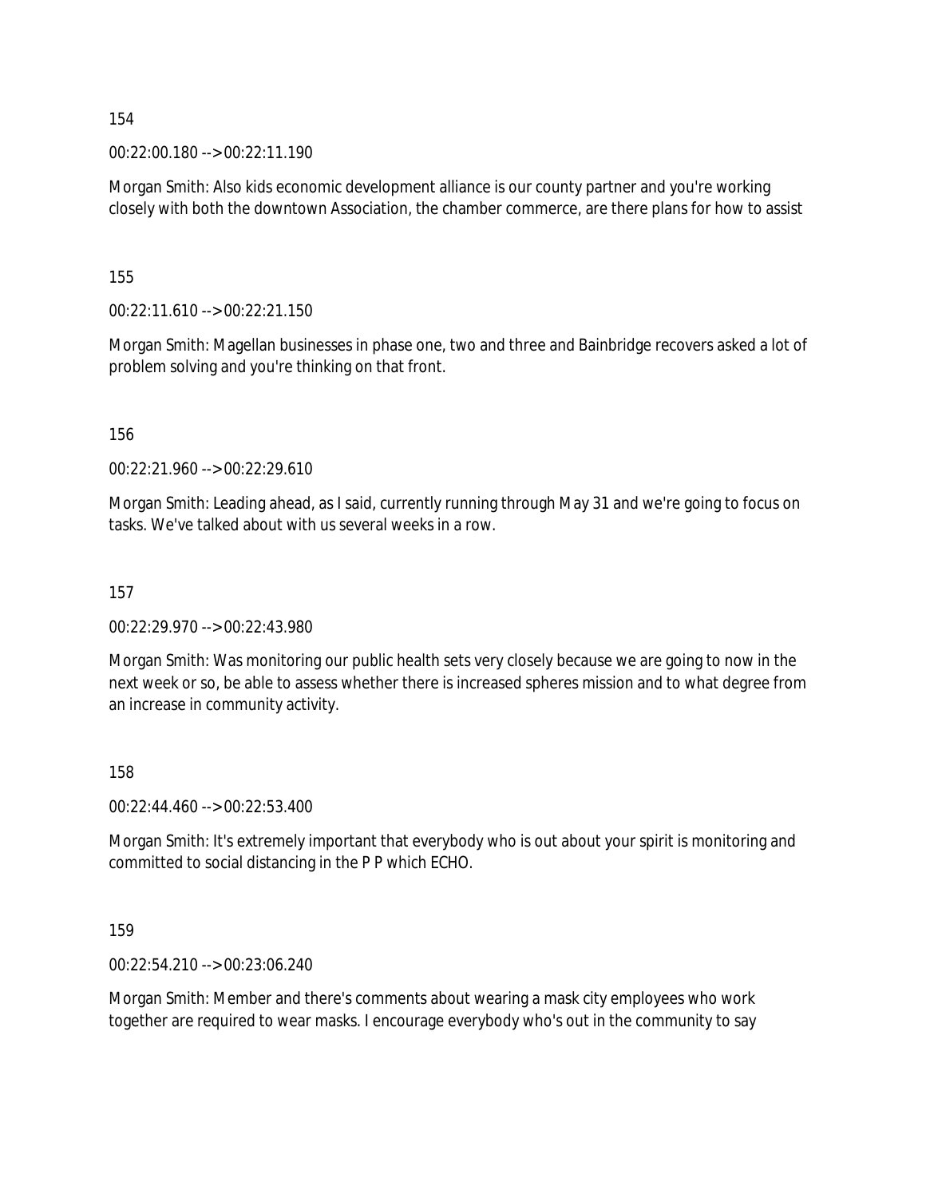154

00:22:00.180 --> 00:22:11.190

Morgan Smith: Also kids economic development alliance is our county partner and you're working closely with both the downtown Association, the chamber commerce, are there plans for how to assist

155

00:22:11.610 --> 00:22:21.150

Morgan Smith: Magellan businesses in phase one, two and three and Bainbridge recovers asked a lot of problem solving and you're thinking on that front.

156

00:22:21.960 --> 00:22:29.610

Morgan Smith: Leading ahead, as I said, currently running through May 31 and we're going to focus on tasks. We've talked about with us several weeks in a row.

157

00:22:29.970 --> 00:22:43.980

Morgan Smith: Was monitoring our public health sets very closely because we are going to now in the next week or so, be able to assess whether there is increased spheres mission and to what degree from an increase in community activity.

158

00:22:44.460 --> 00:22:53.400

Morgan Smith: It's extremely important that everybody who is out about your spirit is monitoring and committed to social distancing in the P P which ECHO.

159

00:22:54.210 --> 00:23:06.240

Morgan Smith: Member and there's comments about wearing a mask city employees who work together are required to wear masks. I encourage everybody who's out in the community to say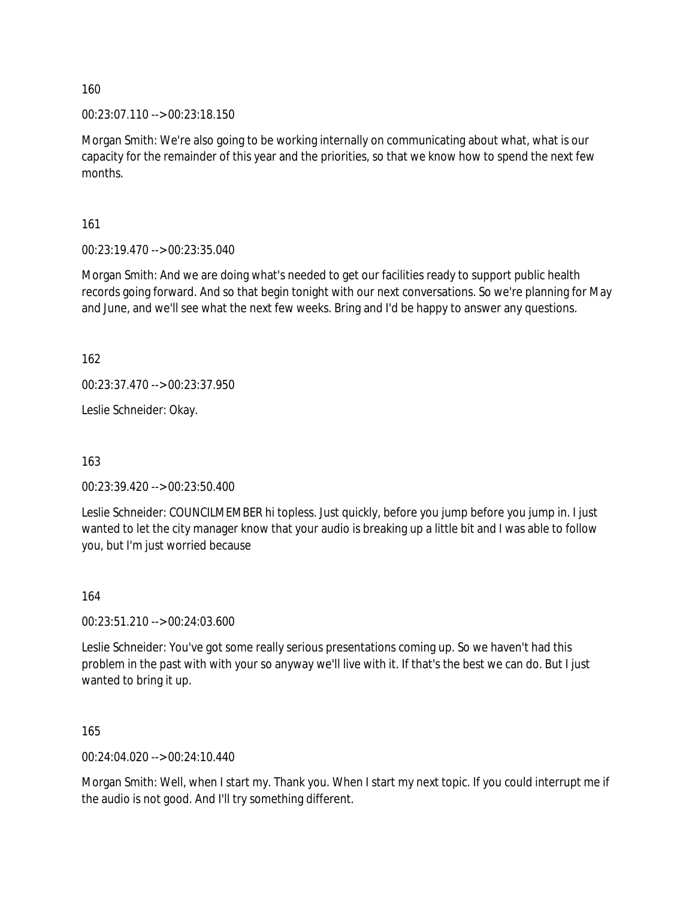160

00:23:07.110 --> 00:23:18.150

Morgan Smith: We're also going to be working internally on communicating about what, what is our capacity for the remainder of this year and the priorities, so that we know how to spend the next few months.

161

00:23:19.470 --> 00:23:35.040

Morgan Smith: And we are doing what's needed to get our facilities ready to support public health records going forward. And so that begin tonight with our next conversations. So we're planning for May and June, and we'll see what the next few weeks. Bring and I'd be happy to answer any questions.

162

00:23:37.470 --> 00:23:37.950

Leslie Schneider: Okay.

163

00:23:39.420 --> 00:23:50.400

Leslie Schneider: COUNCILMEMBER hi topless. Just quickly, before you jump before you jump in. I just wanted to let the city manager know that your audio is breaking up a little bit and I was able to follow you, but I'm just worried because

164

00:23:51.210 --> 00:24:03.600

Leslie Schneider: You've got some really serious presentations coming up. So we haven't had this problem in the past with with your so anyway we'll live with it. If that's the best we can do. But I just wanted to bring it up.

165

00:24:04.020 --> 00:24:10.440

Morgan Smith: Well, when I start my. Thank you. When I start my next topic. If you could interrupt me if the audio is not good. And I'll try something different.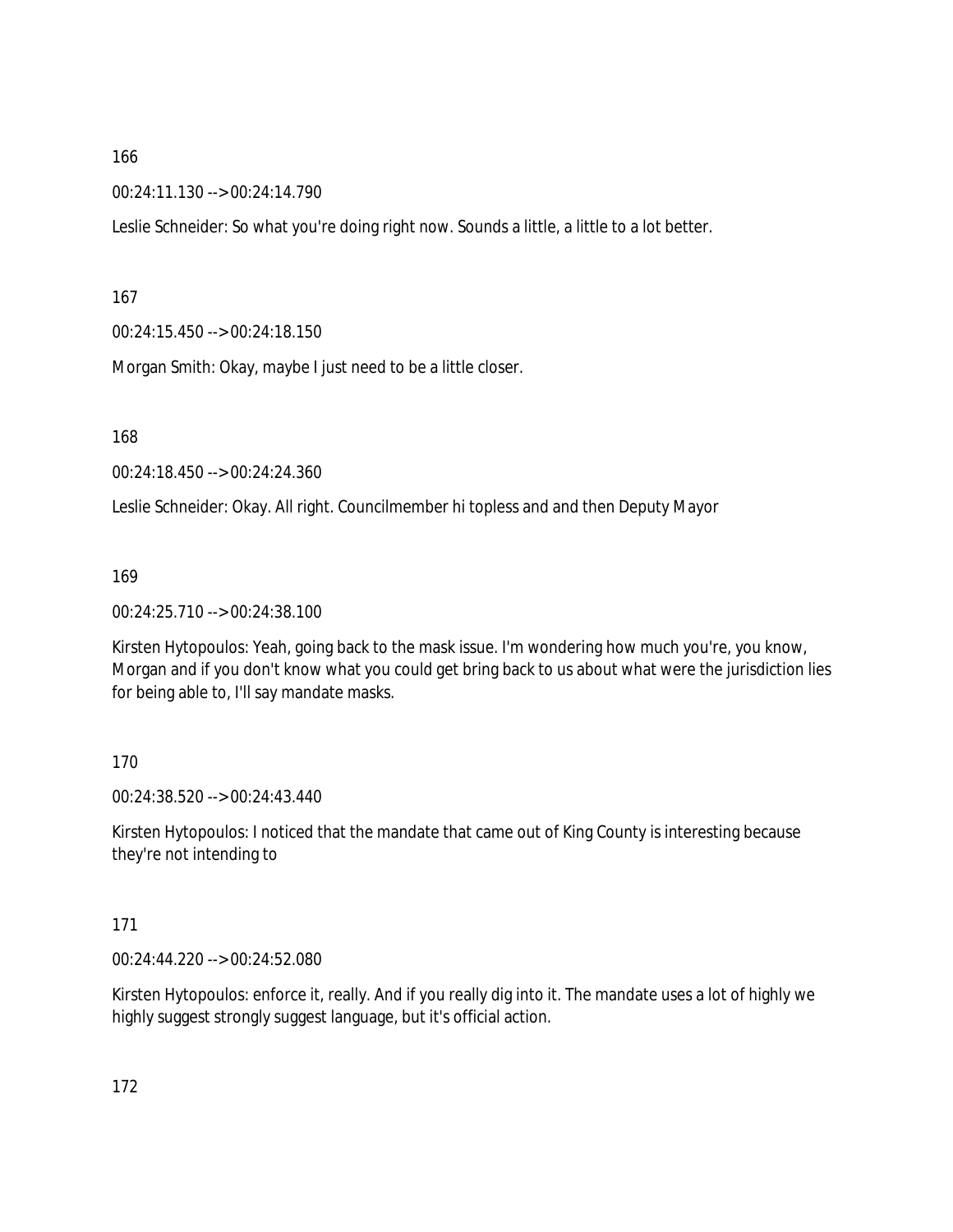166

00:24:11.130 --> 00:24:14.790

Leslie Schneider: So what you're doing right now. Sounds a little, a little to a lot better.

167

00:24:15.450 --> 00:24:18.150

Morgan Smith: Okay, maybe I just need to be a little closer.

168

00:24:18.450 --> 00:24:24.360

Leslie Schneider: Okay. All right. Councilmember hi topless and and then Deputy Mayor

169

00:24:25.710 --> 00:24:38.100

Kirsten Hytopoulos: Yeah, going back to the mask issue. I'm wondering how much you're, you know, Morgan and if you don't know what you could get bring back to us about what were the jurisdiction lies for being able to, I'll say mandate masks.

170

00:24:38.520 --> 00:24:43.440

Kirsten Hytopoulos: I noticed that the mandate that came out of King County is interesting because they're not intending to

171

00:24:44.220 --> 00:24:52.080

Kirsten Hytopoulos: enforce it, really. And if you really dig into it. The mandate uses a lot of highly we highly suggest strongly suggest language, but it's official action.

172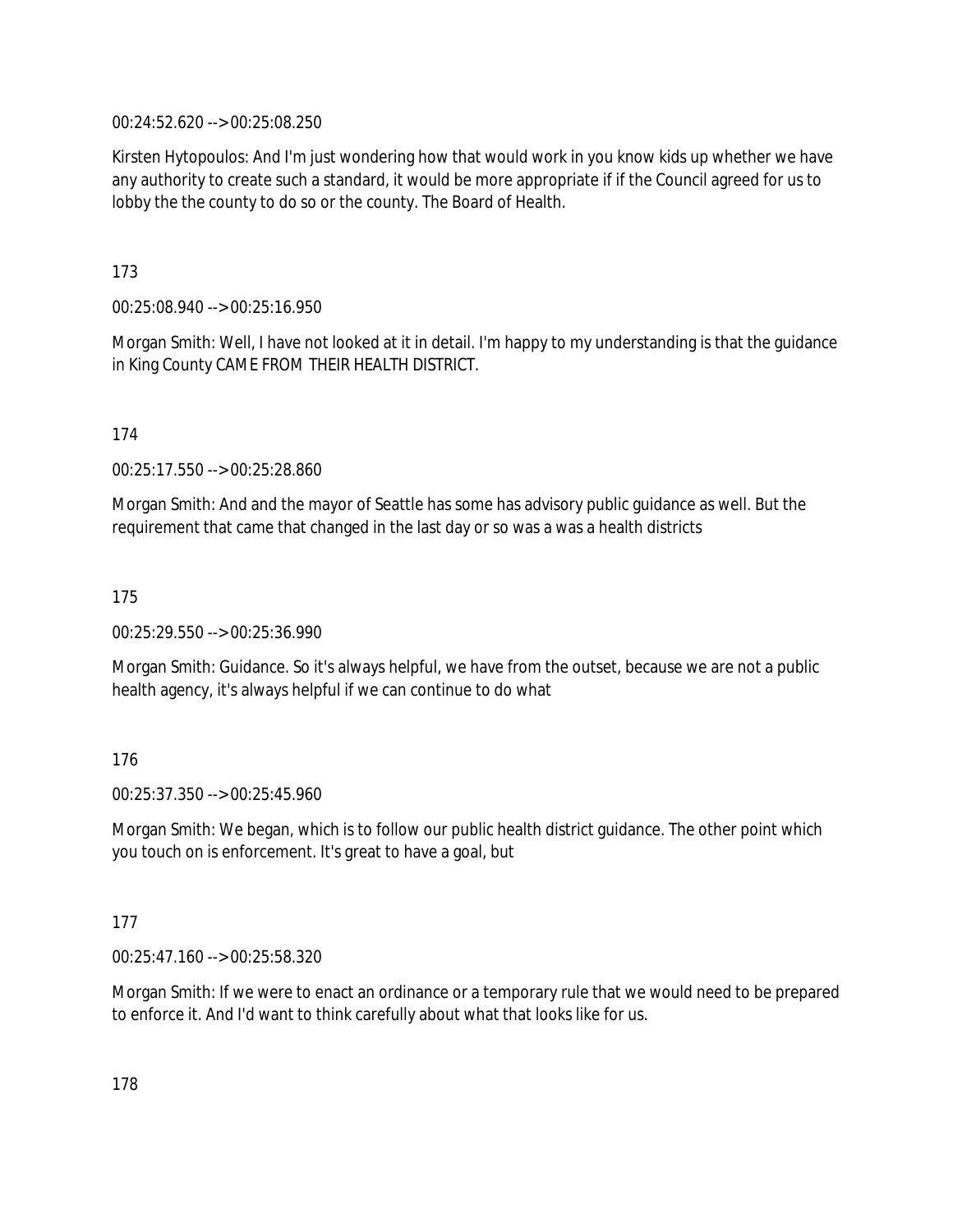00:24:52.620 --> 00:25:08.250

Kirsten Hytopoulos: And I'm just wondering how that would work in you know kids up whether we have any authority to create such a standard, it would be more appropriate if if the Council agreed for us to lobby the the county to do so or the county. The Board of Health.

173

00:25:08.940 --> 00:25:16.950

Morgan Smith: Well, I have not looked at it in detail. I'm happy to my understanding is that the guidance in King County CAME FROM THEIR HEALTH DISTRICT.

174

00:25:17.550 --> 00:25:28.860

Morgan Smith: And and the mayor of Seattle has some has advisory public guidance as well. But the requirement that came that changed in the last day or so was a was a health districts

175

00:25:29.550 --> 00:25:36.990

Morgan Smith: Guidance. So it's always helpful, we have from the outset, because we are not a public health agency, it's always helpful if we can continue to do what

176

00:25:37.350 --> 00:25:45.960

Morgan Smith: We began, which is to follow our public health district guidance. The other point which you touch on is enforcement. It's great to have a goal, but

177

00:25:47.160 --> 00:25:58.320

Morgan Smith: If we were to enact an ordinance or a temporary rule that we would need to be prepared to enforce it. And I'd want to think carefully about what that looks like for us.

178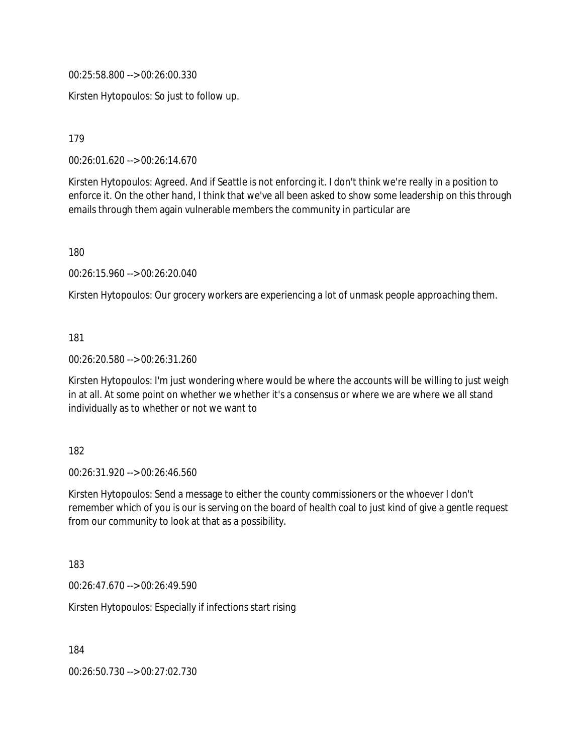00:25:58.800 --> 00:26:00.330

Kirsten Hytopoulos: So just to follow up.

179

00:26:01.620 --> 00:26:14.670

Kirsten Hytopoulos: Agreed. And if Seattle is not enforcing it. I don't think we're really in a position to enforce it. On the other hand, I think that we've all been asked to show some leadership on this through emails through them again vulnerable members the community in particular are

180

00:26:15.960 --> 00:26:20.040

Kirsten Hytopoulos: Our grocery workers are experiencing a lot of unmask people approaching them.

181

00:26:20.580 --> 00:26:31.260

Kirsten Hytopoulos: I'm just wondering where would be where the accounts will be willing to just weigh in at all. At some point on whether we whether it's a consensus or where we are where we all stand individually as to whether or not we want to

182

00:26:31.920 --> 00:26:46.560

Kirsten Hytopoulos: Send a message to either the county commissioners or the whoever I don't remember which of you is our is serving on the board of health coal to just kind of give a gentle request from our community to look at that as a possibility.

183

00:26:47.670 --> 00:26:49.590

Kirsten Hytopoulos: Especially if infections start rising

184

00:26:50.730 --> 00:27:02.730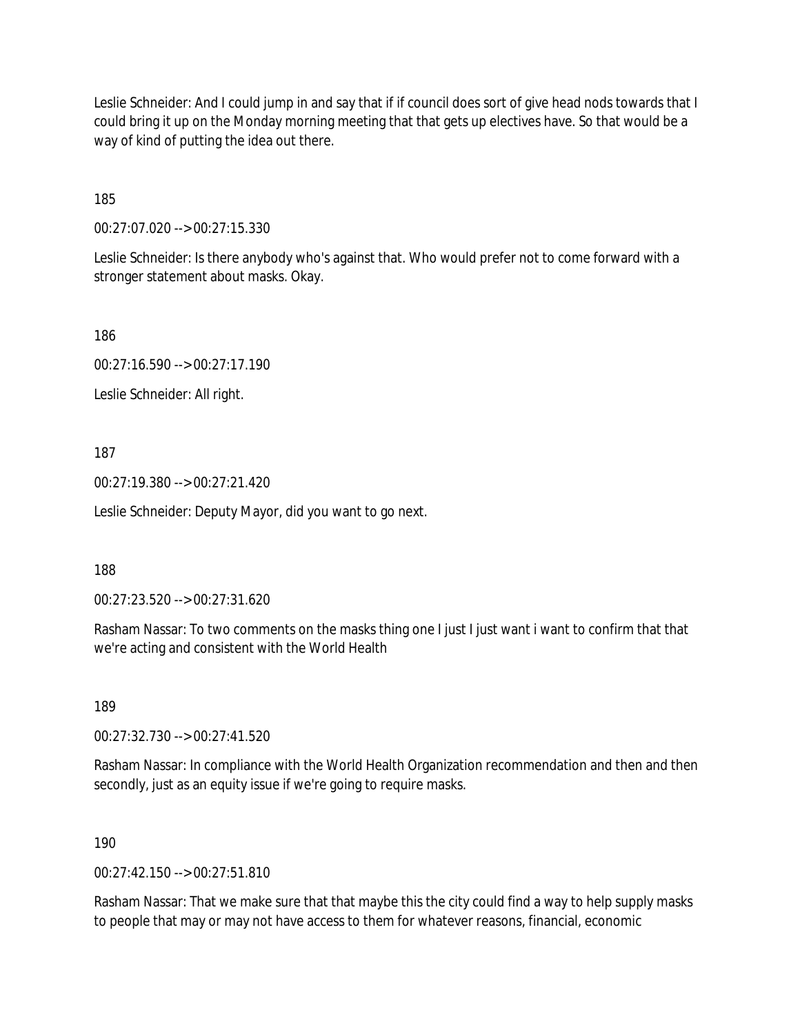Leslie Schneider: And I could jump in and say that if if council does sort of give head nods towards that I could bring it up on the Monday morning meeting that that gets up electives have. So that would be a way of kind of putting the idea out there.

185

00:27:07.020 --> 00:27:15.330

Leslie Schneider: Is there anybody who's against that. Who would prefer not to come forward with a stronger statement about masks. Okay.

186

00:27:16.590 --> 00:27:17.190

Leslie Schneider: All right.

187

00:27:19.380 --> 00:27:21.420

Leslie Schneider: Deputy Mayor, did you want to go next.

188

00:27:23.520 --> 00:27:31.620

Rasham Nassar: To two comments on the masks thing one I just I just want i want to confirm that that we're acting and consistent with the World Health

189

00:27:32.730 --> 00:27:41.520

Rasham Nassar: In compliance with the World Health Organization recommendation and then and then secondly, just as an equity issue if we're going to require masks.

190

00:27:42.150 --> 00:27:51.810

Rasham Nassar: That we make sure that that maybe this the city could find a way to help supply masks to people that may or may not have access to them for whatever reasons, financial, economic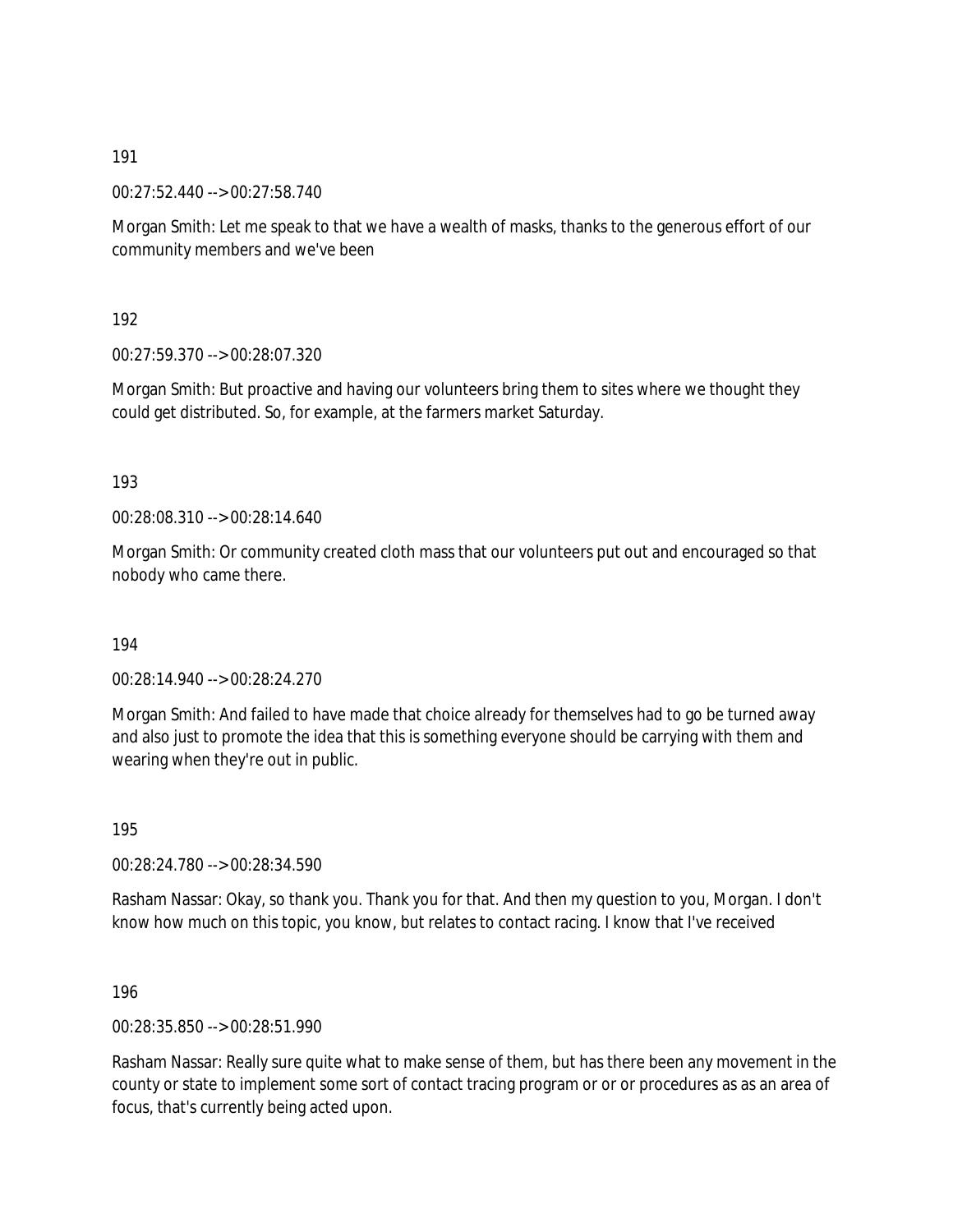191

00:27:52.440 --> 00:27:58.740

Morgan Smith: Let me speak to that we have a wealth of masks, thanks to the generous effort of our community members and we've been

192

00:27:59.370 --> 00:28:07.320

Morgan Smith: But proactive and having our volunteers bring them to sites where we thought they could get distributed. So, for example, at the farmers market Saturday.

193

00:28:08.310 --> 00:28:14.640

Morgan Smith: Or community created cloth mass that our volunteers put out and encouraged so that nobody who came there.

194

00:28:14.940 --> 00:28:24.270

Morgan Smith: And failed to have made that choice already for themselves had to go be turned away and also just to promote the idea that this is something everyone should be carrying with them and wearing when they're out in public.

195

00:28:24.780 --> 00:28:34.590

Rasham Nassar: Okay, so thank you. Thank you for that. And then my question to you, Morgan. I don't know how much on this topic, you know, but relates to contact racing. I know that I've received

196

00:28:35.850 --> 00:28:51.990

Rasham Nassar: Really sure quite what to make sense of them, but has there been any movement in the county or state to implement some sort of contact tracing program or or or procedures as as an area of focus, that's currently being acted upon.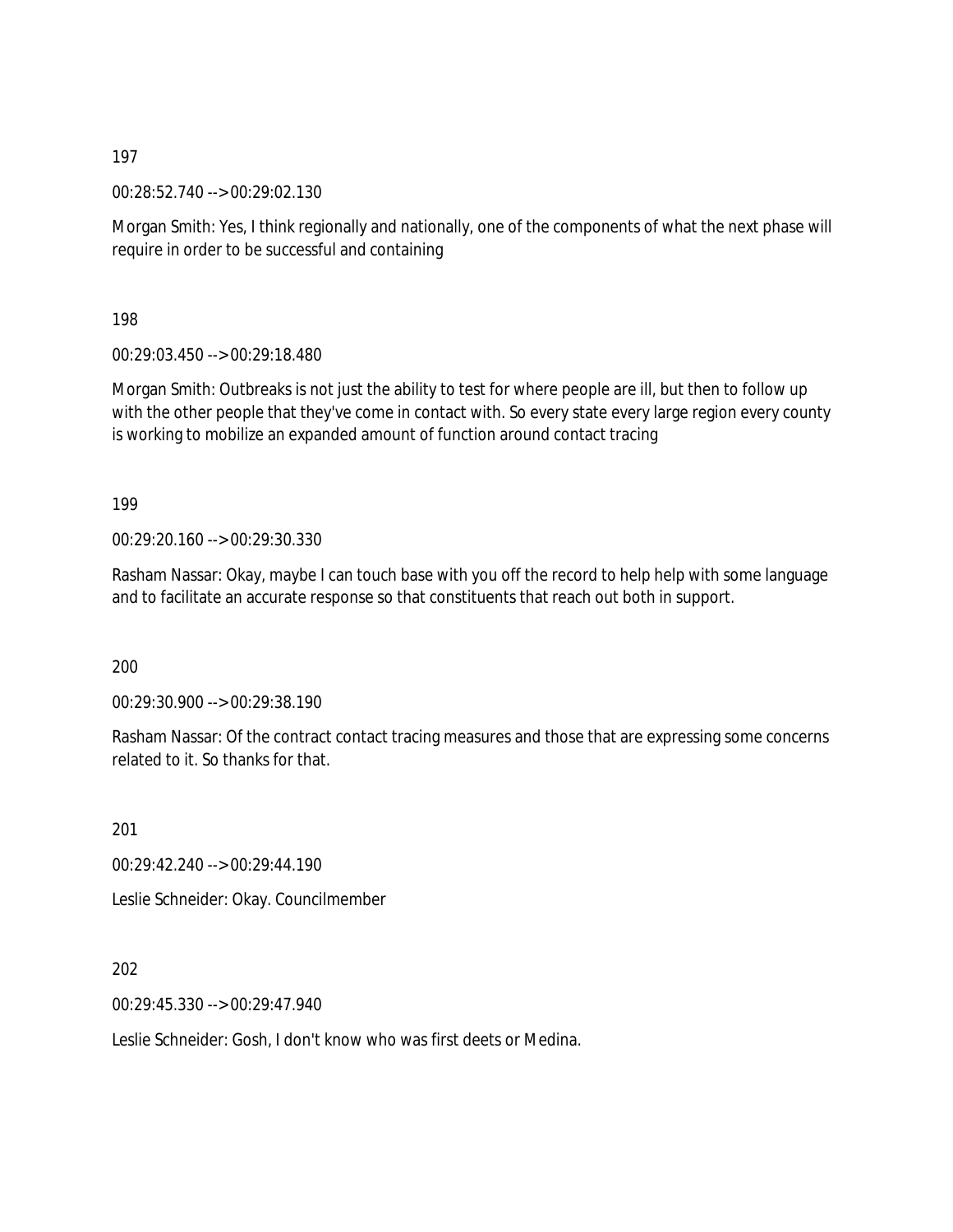197

00:28:52.740 --> 00:29:02.130

Morgan Smith: Yes, I think regionally and nationally, one of the components of what the next phase will require in order to be successful and containing

198

00:29:03.450 --> 00:29:18.480

Morgan Smith: Outbreaks is not just the ability to test for where people are ill, but then to follow up with the other people that they've come in contact with. So every state every large region every county is working to mobilize an expanded amount of function around contact tracing

199

00:29:20.160 --> 00:29:30.330

Rasham Nassar: Okay, maybe I can touch base with you off the record to help help with some language and to facilitate an accurate response so that constituents that reach out both in support.

200

00:29:30.900 --> 00:29:38.190

Rasham Nassar: Of the contract contact tracing measures and those that are expressing some concerns related to it. So thanks for that.

201

00:29:42.240 --> 00:29:44.190

Leslie Schneider: Okay. Councilmember

202

00:29:45.330 --> 00:29:47.940

Leslie Schneider: Gosh, I don't know who was first deets or Medina.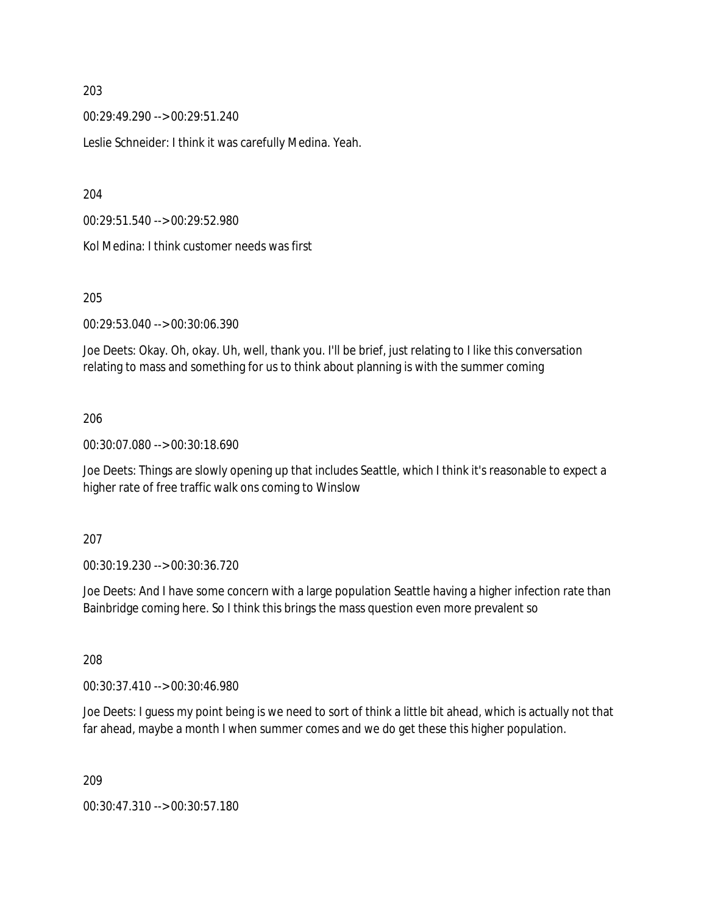203

00:29:49.290 --> 00:29:51.240

Leslie Schneider: I think it was carefully Medina. Yeah.

204

00:29:51.540 --> 00:29:52.980

Kol Medina: I think customer needs was first

205

00:29:53.040 --> 00:30:06.390

Joe Deets: Okay. Oh, okay. Uh, well, thank you. I'll be brief, just relating to I like this conversation relating to mass and something for us to think about planning is with the summer coming

206

00:30:07.080 --> 00:30:18.690

Joe Deets: Things are slowly opening up that includes Seattle, which I think it's reasonable to expect a higher rate of free traffic walk ons coming to Winslow

207

00:30:19.230 --> 00:30:36.720

Joe Deets: And I have some concern with a large population Seattle having a higher infection rate than Bainbridge coming here. So I think this brings the mass question even more prevalent so

208

00:30:37.410 --> 00:30:46.980

Joe Deets: I guess my point being is we need to sort of think a little bit ahead, which is actually not that far ahead, maybe a month I when summer comes and we do get these this higher population.

209

00:30:47.310 --> 00:30:57.180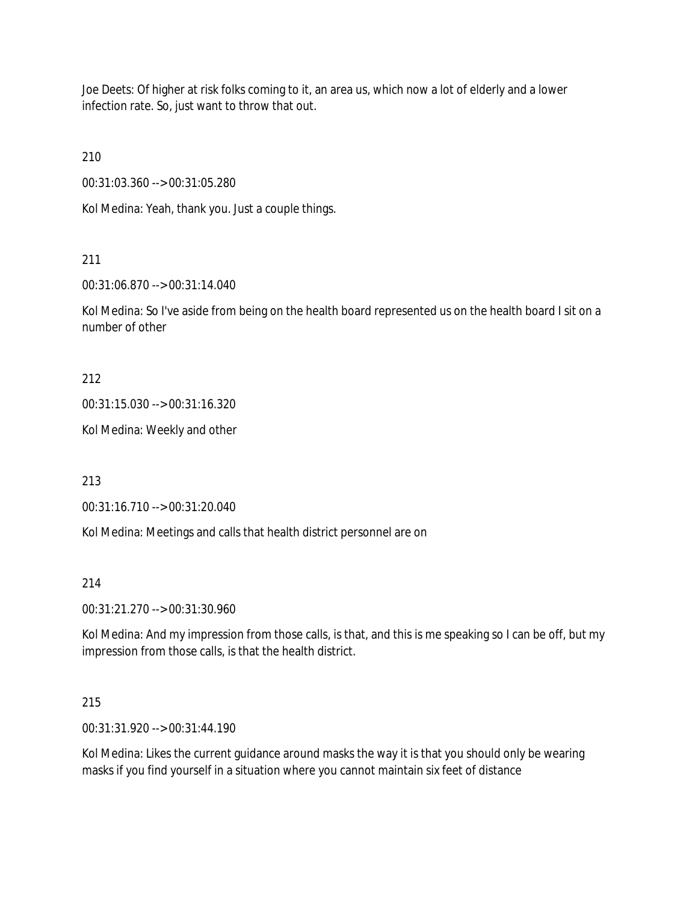Joe Deets: Of higher at risk folks coming to it, an area us, which now a lot of elderly and a lower infection rate. So, just want to throw that out.

210

00:31:03.360 --> 00:31:05.280

Kol Medina: Yeah, thank you. Just a couple things.

211

00:31:06.870 --> 00:31:14.040

Kol Medina: So I've aside from being on the health board represented us on the health board I sit on a number of other

212

00:31:15.030 --> 00:31:16.320

Kol Medina: Weekly and other

213

00:31:16.710 --> 00:31:20.040

Kol Medina: Meetings and calls that health district personnel are on

214

00:31:21.270 --> 00:31:30.960

Kol Medina: And my impression from those calls, is that, and this is me speaking so I can be off, but my impression from those calls, is that the health district.

215

00:31:31.920 --> 00:31:44.190

Kol Medina: Likes the current guidance around masks the way it is that you should only be wearing masks if you find yourself in a situation where you cannot maintain six feet of distance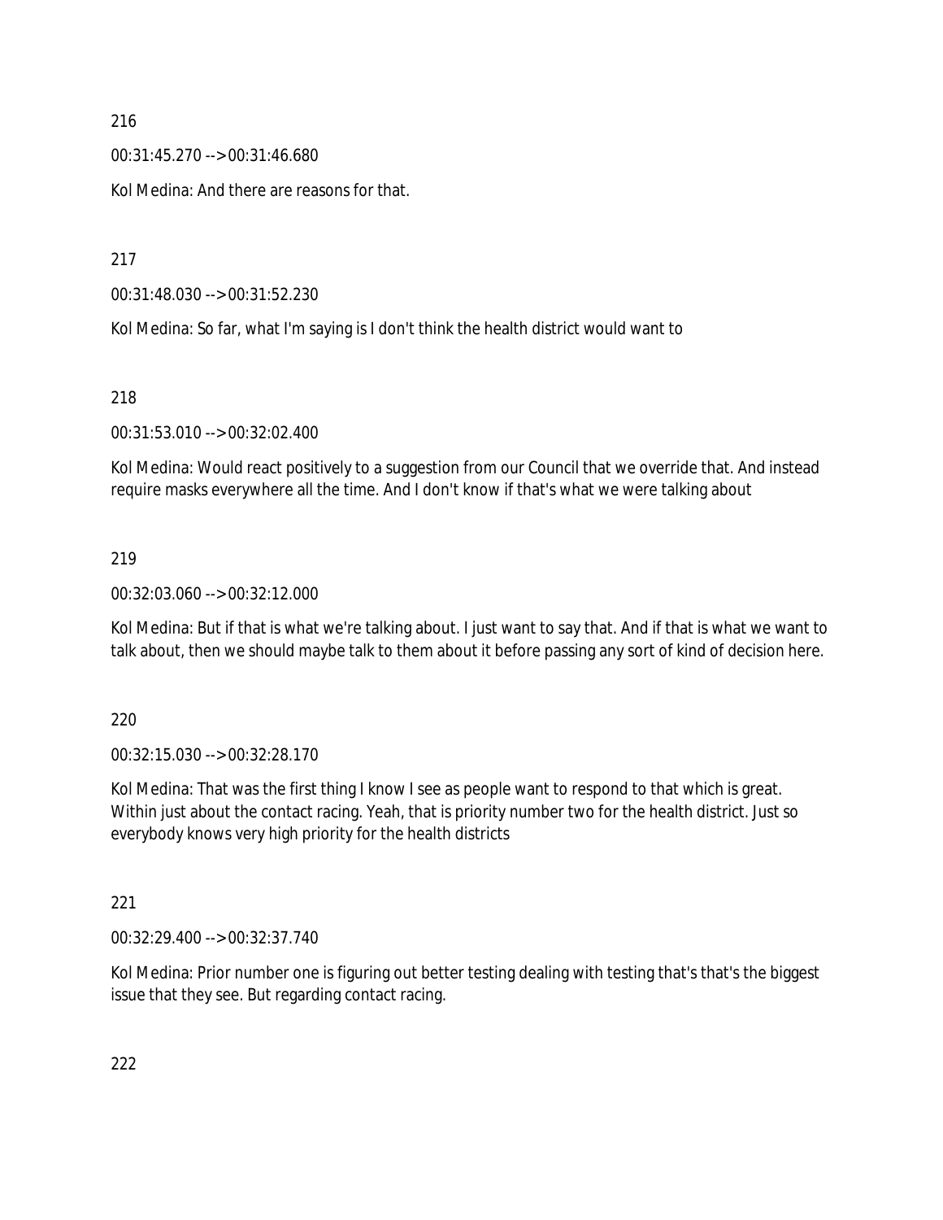216

00:31:45.270 --> 00:31:46.680

Kol Medina: And there are reasons for that.

217

00:31:48.030 --> 00:31:52.230

Kol Medina: So far, what I'm saying is I don't think the health district would want to

218

00:31:53.010 --> 00:32:02.400

Kol Medina: Would react positively to a suggestion from our Council that we override that. And instead require masks everywhere all the time. And I don't know if that's what we were talking about

219

00:32:03.060 --> 00:32:12.000

Kol Medina: But if that is what we're talking about. I just want to say that. And if that is what we want to talk about, then we should maybe talk to them about it before passing any sort of kind of decision here.

220

00:32:15.030 --> 00:32:28.170

Kol Medina: That was the first thing I know I see as people want to respond to that which is great. Within just about the contact racing. Yeah, that is priority number two for the health district. Just so everybody knows very high priority for the health districts

221

00:32:29.400 --> 00:32:37.740

Kol Medina: Prior number one is figuring out better testing dealing with testing that's that's the biggest issue that they see. But regarding contact racing.

222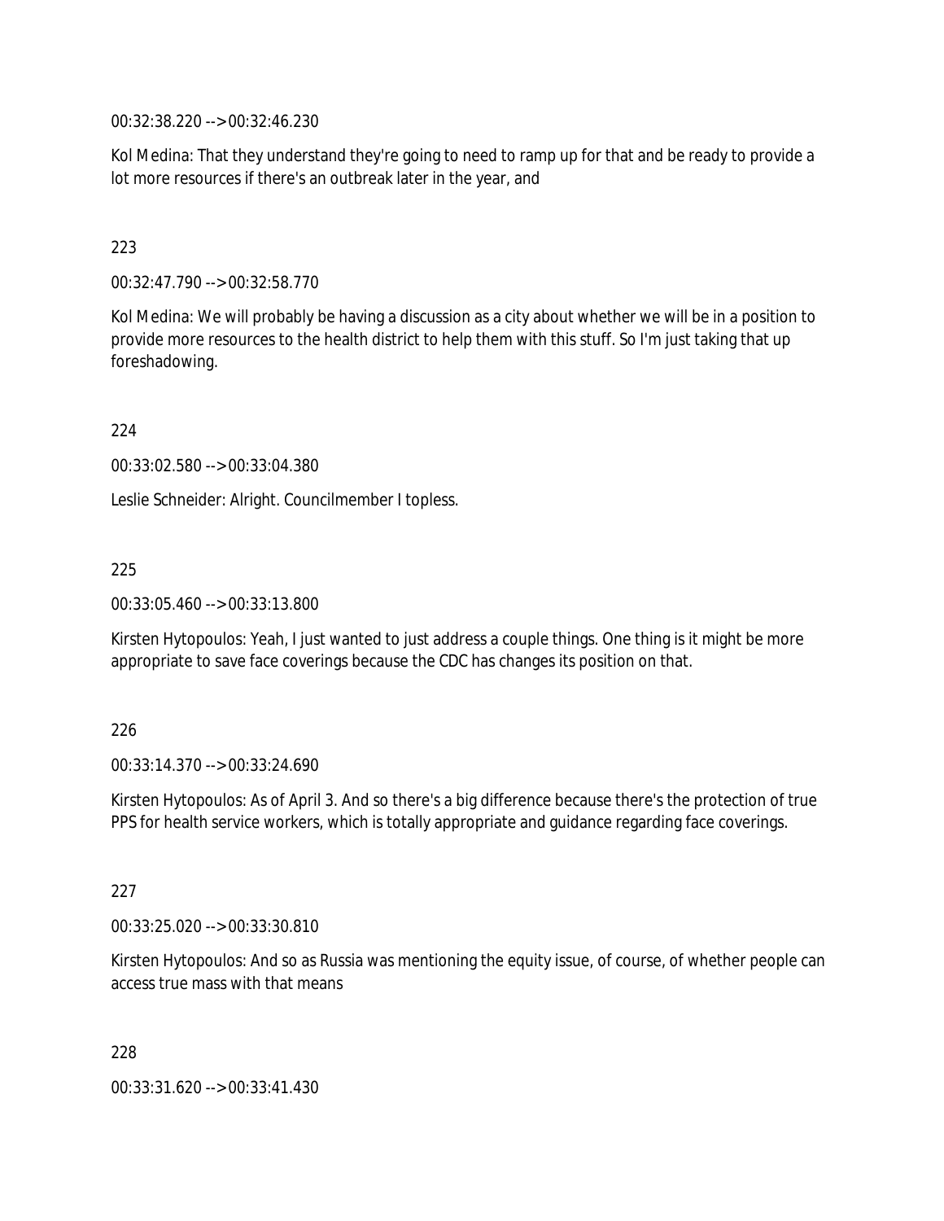00:32:38.220 --> 00:32:46.230

Kol Medina: That they understand they're going to need to ramp up for that and be ready to provide a lot more resources if there's an outbreak later in the year, and

223

00:32:47.790 --> 00:32:58.770

Kol Medina: We will probably be having a discussion as a city about whether we will be in a position to provide more resources to the health district to help them with this stuff. So I'm just taking that up foreshadowing.

224

00:33:02.580 --> 00:33:04.380

Leslie Schneider: Alright. Councilmember I topless.

225

00:33:05.460 --> 00:33:13.800

Kirsten Hytopoulos: Yeah, I just wanted to just address a couple things. One thing is it might be more appropriate to save face coverings because the CDC has changes its position on that.

226

00:33:14.370 --> 00:33:24.690

Kirsten Hytopoulos: As of April 3. And so there's a big difference because there's the protection of true PPS for health service workers, which is totally appropriate and guidance regarding face coverings.

227

00:33:25.020 --> 00:33:30.810

Kirsten Hytopoulos: And so as Russia was mentioning the equity issue, of course, of whether people can access true mass with that means

228

00:33:31.620 --> 00:33:41.430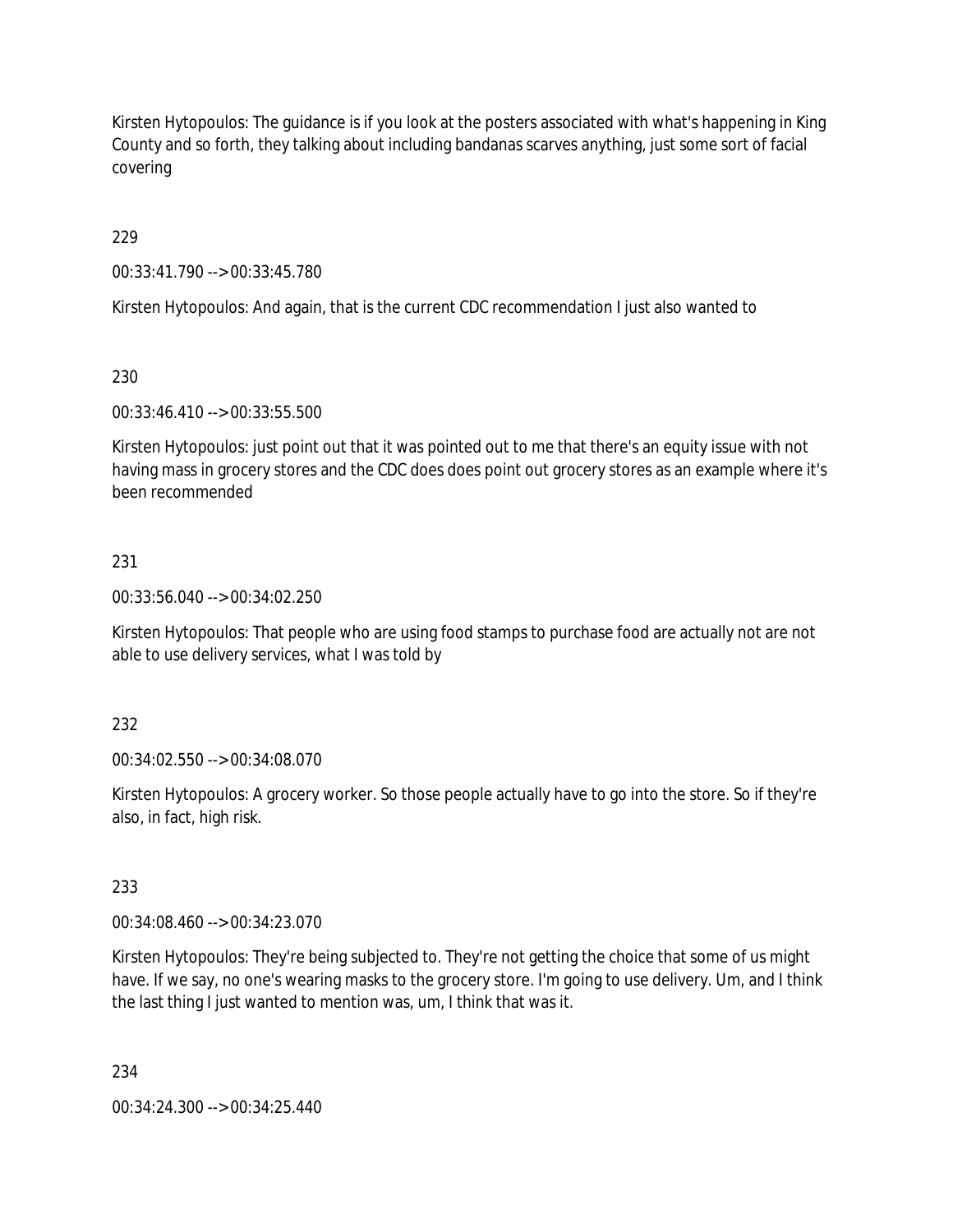Kirsten Hytopoulos: The guidance is if you look at the posters associated with what's happening in King County and so forth, they talking about including bandanas scarves anything, just some sort of facial covering

229

00:33:41.790 --> 00:33:45.780

Kirsten Hytopoulos: And again, that is the current CDC recommendation I just also wanted to

230

00:33:46.410 --> 00:33:55.500

Kirsten Hytopoulos: just point out that it was pointed out to me that there's an equity issue with not having mass in grocery stores and the CDC does does point out grocery stores as an example where it's been recommended

231

00:33:56.040 --> 00:34:02.250

Kirsten Hytopoulos: That people who are using food stamps to purchase food are actually not are not able to use delivery services, what I was told by

232

00:34:02.550 --> 00:34:08.070

Kirsten Hytopoulos: A grocery worker. So those people actually have to go into the store. So if they're also, in fact, high risk.

233

00:34:08.460 --> 00:34:23.070

Kirsten Hytopoulos: They're being subjected to. They're not getting the choice that some of us might have. If we say, no one's wearing masks to the grocery store. I'm going to use delivery. Um, and I think the last thing I just wanted to mention was, um, I think that was it.

234

00:34:24.300 --> 00:34:25.440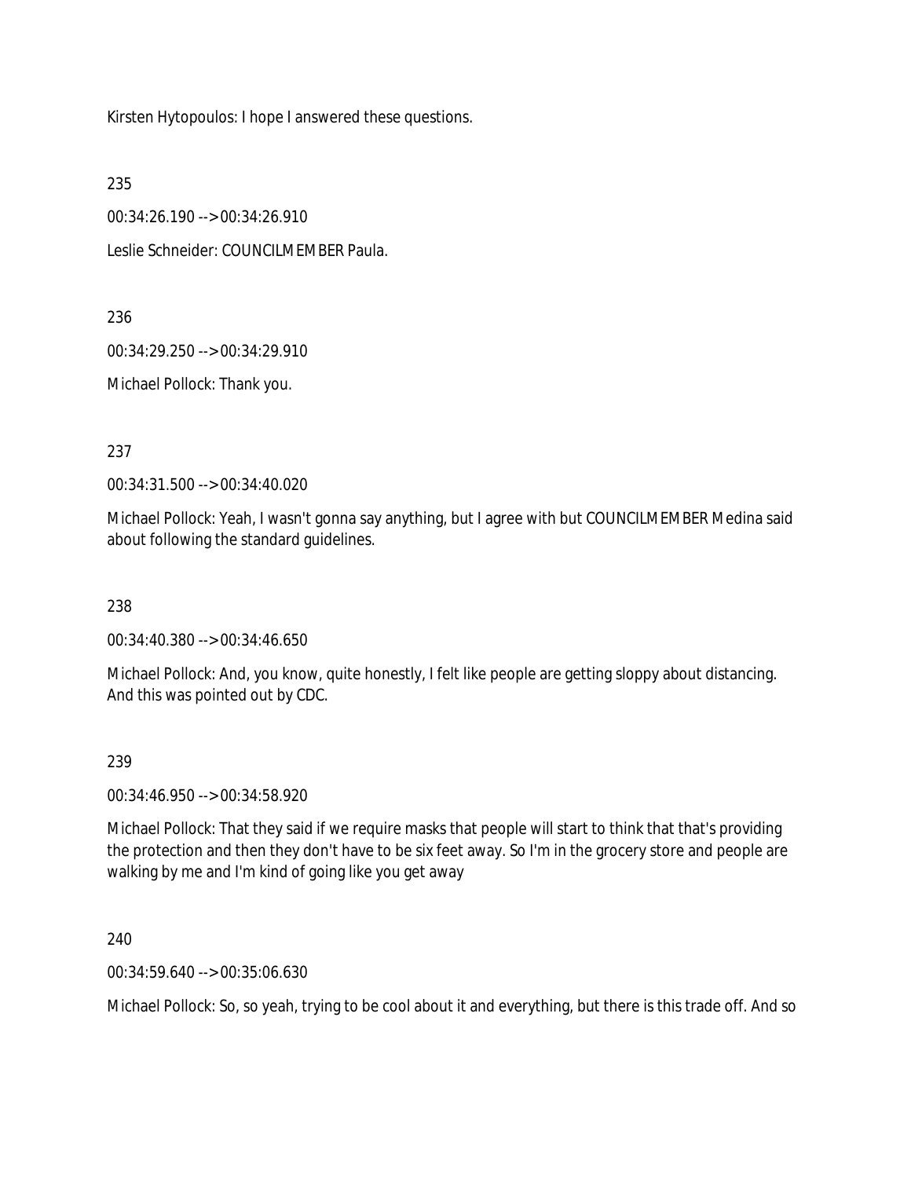Kirsten Hytopoulos: I hope I answered these questions.

235

00:34:26.190 --> 00:34:26.910

Leslie Schneider: COUNCILMEMBER Paula.

236

00:34:29.250 --> 00:34:29.910

Michael Pollock: Thank you.

237

00:34:31.500 --> 00:34:40.020

Michael Pollock: Yeah, I wasn't gonna say anything, but I agree with but COUNCILMEMBER Medina said about following the standard guidelines.

238

00:34:40.380 --> 00:34:46.650

Michael Pollock: And, you know, quite honestly, I felt like people are getting sloppy about distancing. And this was pointed out by CDC.

239

00:34:46.950 --> 00:34:58.920

Michael Pollock: That they said if we require masks that people will start to think that that's providing the protection and then they don't have to be six feet away. So I'm in the grocery store and people are walking by me and I'm kind of going like you get away

240

00:34:59.640 --> 00:35:06.630

Michael Pollock: So, so yeah, trying to be cool about it and everything, but there is this trade off. And so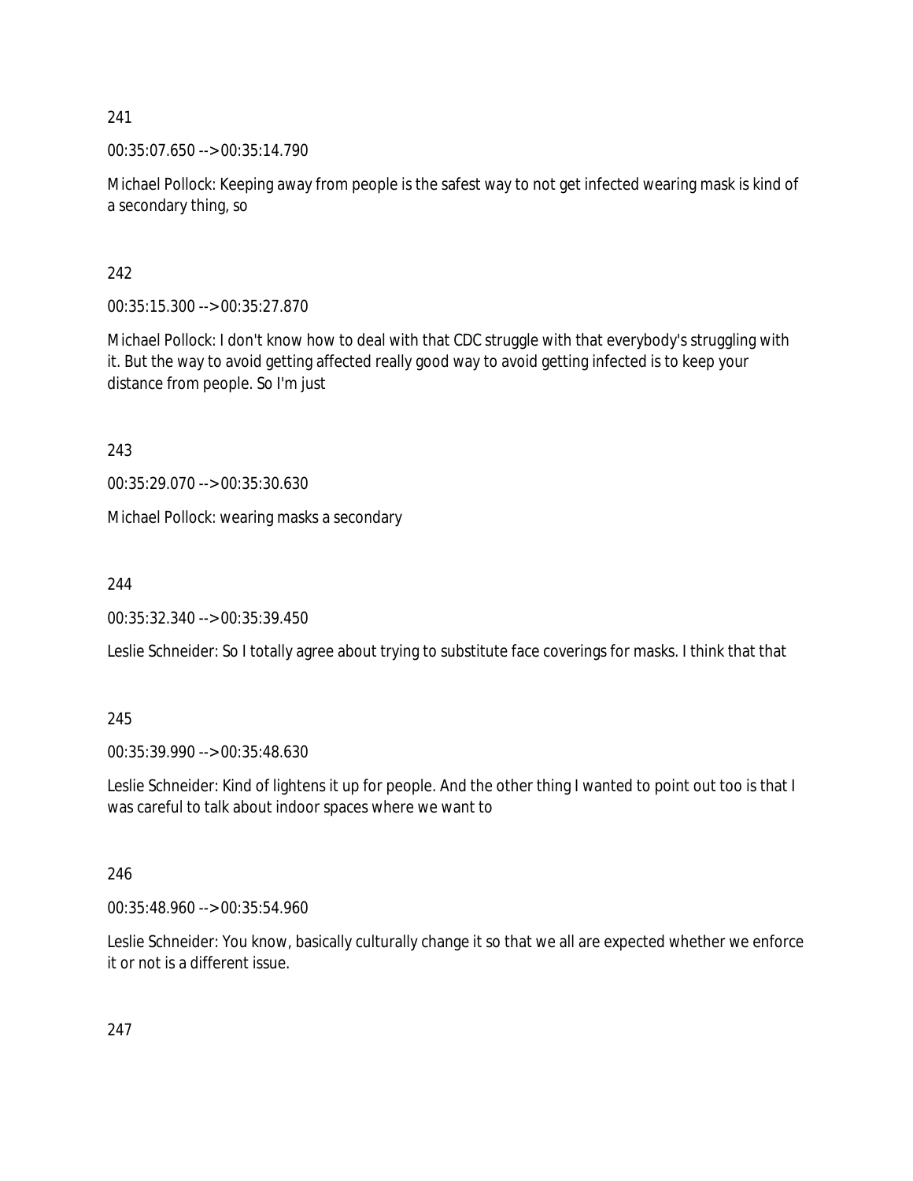241

00:35:07.650 --> 00:35:14.790

Michael Pollock: Keeping away from people is the safest way to not get infected wearing mask is kind of a secondary thing, so

242

00:35:15.300 --> 00:35:27.870

Michael Pollock: I don't know how to deal with that CDC struggle with that everybody's struggling with it. But the way to avoid getting affected really good way to avoid getting infected is to keep your distance from people. So I'm just

243

00:35:29.070 --> 00:35:30.630

Michael Pollock: wearing masks a secondary

244

00:35:32.340 --> 00:35:39.450

Leslie Schneider: So I totally agree about trying to substitute face coverings for masks. I think that that

245

00:35:39.990 --> 00:35:48.630

Leslie Schneider: Kind of lightens it up for people. And the other thing I wanted to point out too is that I was careful to talk about indoor spaces where we want to

246

00:35:48.960 --> 00:35:54.960

Leslie Schneider: You know, basically culturally change it so that we all are expected whether we enforce it or not is a different issue.

247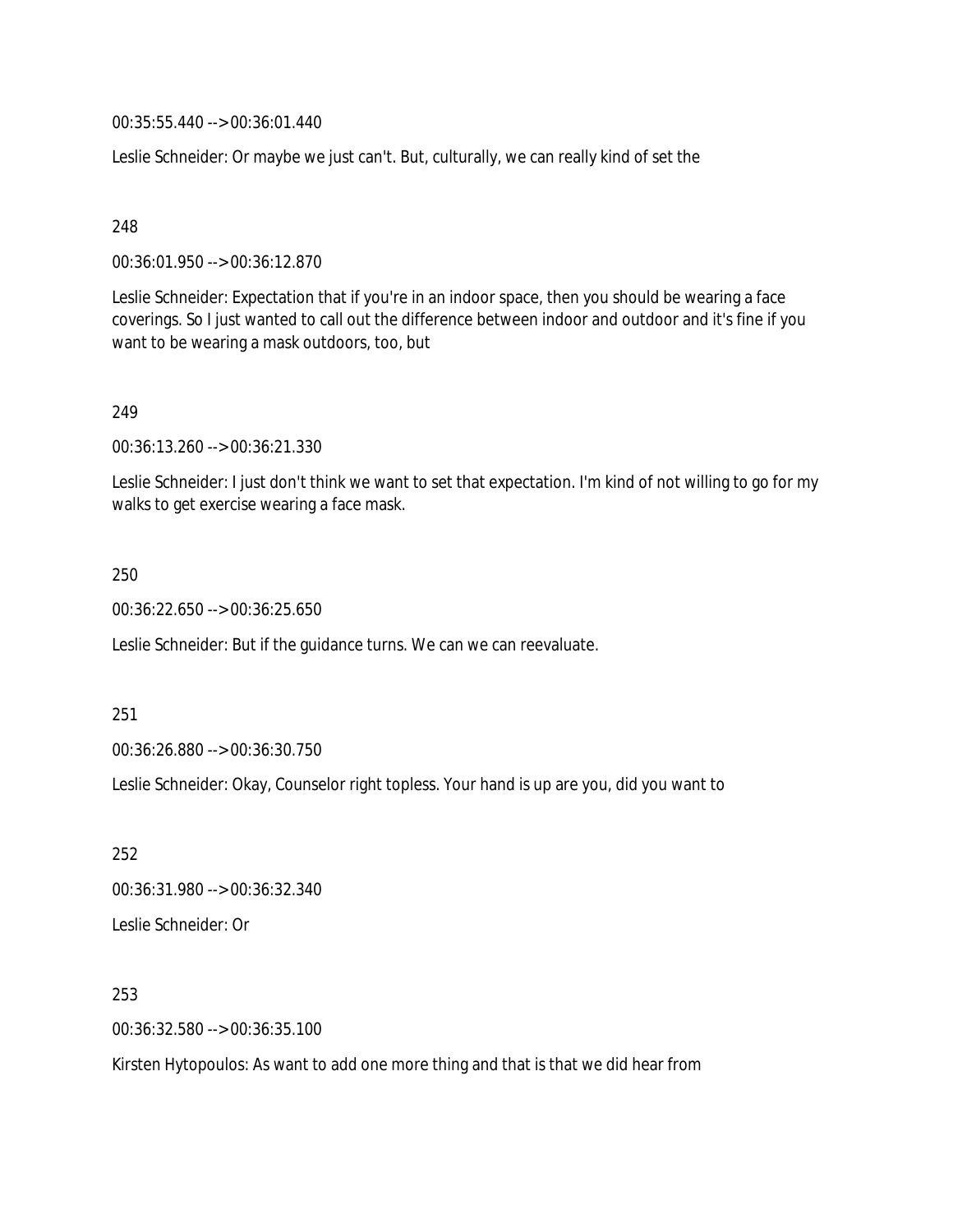00:35:55.440 --> 00:36:01.440

Leslie Schneider: Or maybe we just can't. But, culturally, we can really kind of set the

248

00:36:01.950 --> 00:36:12.870

Leslie Schneider: Expectation that if you're in an indoor space, then you should be wearing a face coverings. So I just wanted to call out the difference between indoor and outdoor and it's fine if you want to be wearing a mask outdoors, too, but

249

00:36:13.260 --> 00:36:21.330

Leslie Schneider: I just don't think we want to set that expectation. I'm kind of not willing to go for my walks to get exercise wearing a face mask.

250

00:36:22.650 --> 00:36:25.650

Leslie Schneider: But if the guidance turns. We can we can reevaluate.

251

00:36:26.880 --> 00:36:30.750

Leslie Schneider: Okay, Counselor right topless. Your hand is up are you, did you want to

252

00:36:31.980 --> 00:36:32.340

Leslie Schneider: Or

253

00:36:32.580 --> 00:36:35.100

Kirsten Hytopoulos: As want to add one more thing and that is that we did hear from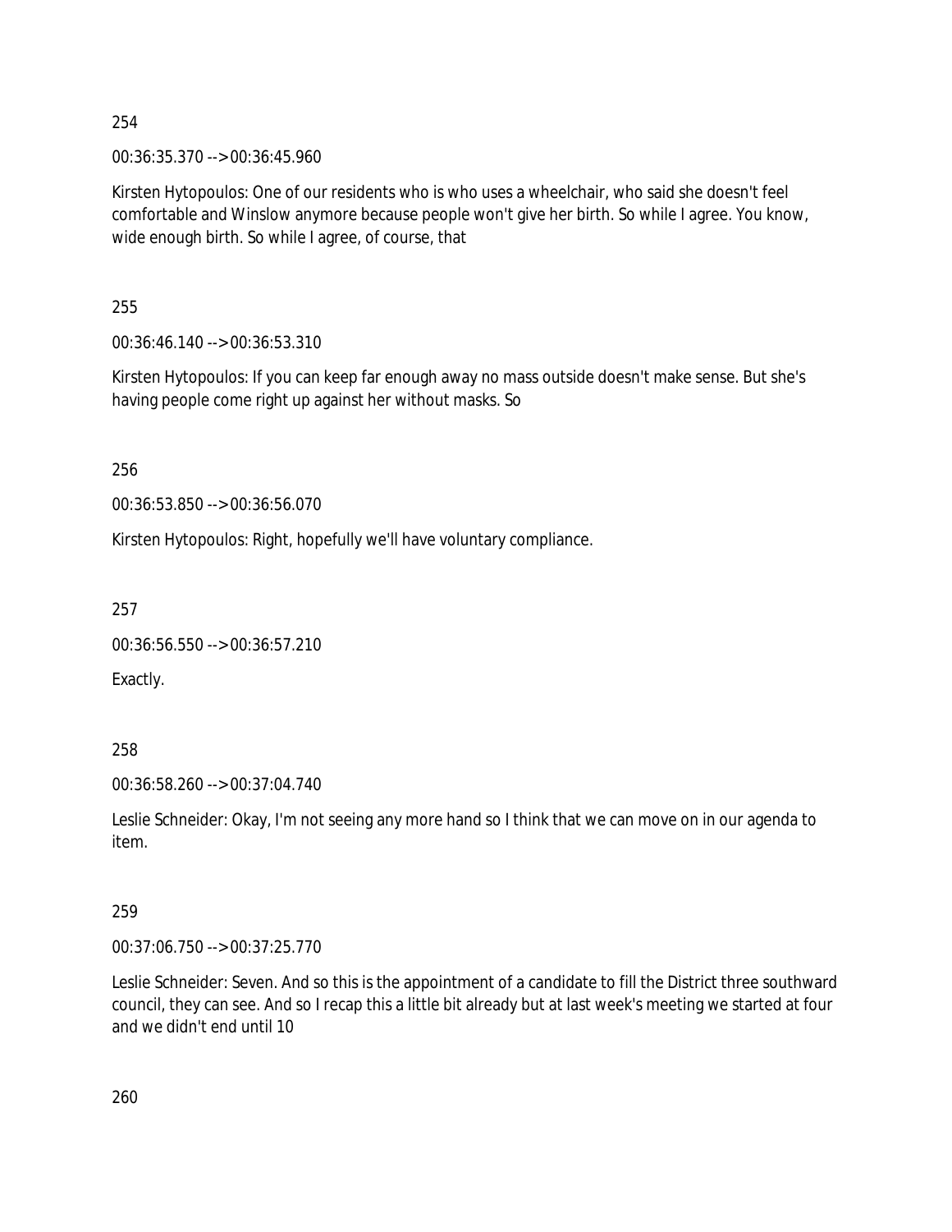254

00:36:35.370 --> 00:36:45.960

Kirsten Hytopoulos: One of our residents who is who uses a wheelchair, who said she doesn't feel comfortable and Winslow anymore because people won't give her birth. So while I agree. You know, wide enough birth. So while I agree, of course, that

255

00:36:46.140 --> 00:36:53.310

Kirsten Hytopoulos: If you can keep far enough away no mass outside doesn't make sense. But she's having people come right up against her without masks. So

256

00:36:53.850 --> 00:36:56.070

Kirsten Hytopoulos: Right, hopefully we'll have voluntary compliance.

257

00:36:56.550 --> 00:36:57.210

Exactly.

258

00:36:58.260 --> 00:37:04.740

Leslie Schneider: Okay, I'm not seeing any more hand so I think that we can move on in our agenda to item.

259

00:37:06.750 --> 00:37:25.770

Leslie Schneider: Seven. And so this is the appointment of a candidate to fill the District three southward council, they can see. And so I recap this a little bit already but at last week's meeting we started at four and we didn't end until 10

260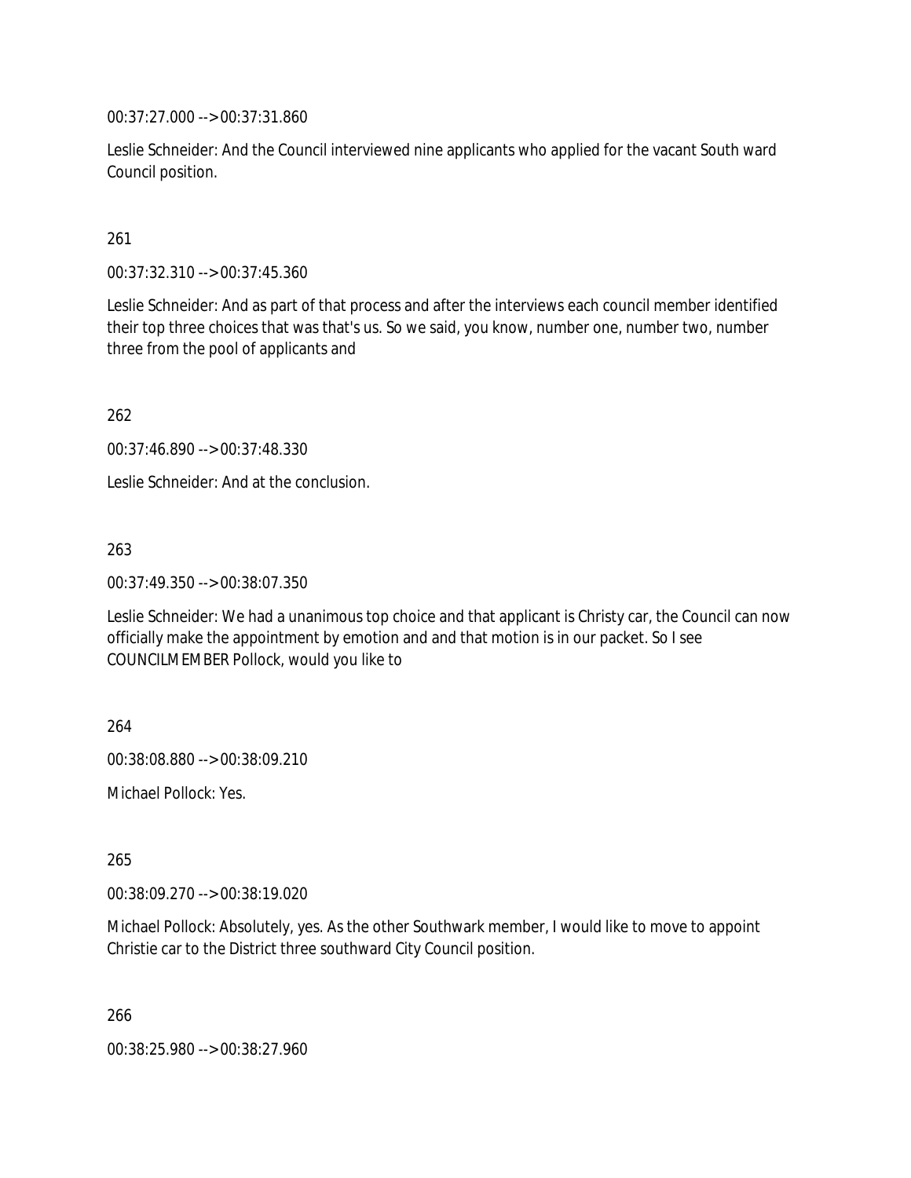00:37:27.000 --> 00:37:31.860

Leslie Schneider: And the Council interviewed nine applicants who applied for the vacant South ward Council position.

261

00:37:32.310 --> 00:37:45.360

Leslie Schneider: And as part of that process and after the interviews each council member identified their top three choices that was that's us. So we said, you know, number one, number two, number three from the pool of applicants and

262

00:37:46.890 --> 00:37:48.330

Leslie Schneider: And at the conclusion.

263

00:37:49.350 --> 00:38:07.350

Leslie Schneider: We had a unanimous top choice and that applicant is Christy car, the Council can now officially make the appointment by emotion and and that motion is in our packet. So I see COUNCILMEMBER Pollock, would you like to

264

00:38:08.880 --> 00:38:09.210

Michael Pollock: Yes.

265

00:38:09.270 --> 00:38:19.020

Michael Pollock: Absolutely, yes. As the other Southwark member, I would like to move to appoint Christie car to the District three southward City Council position.

266

00:38:25.980 --> 00:38:27.960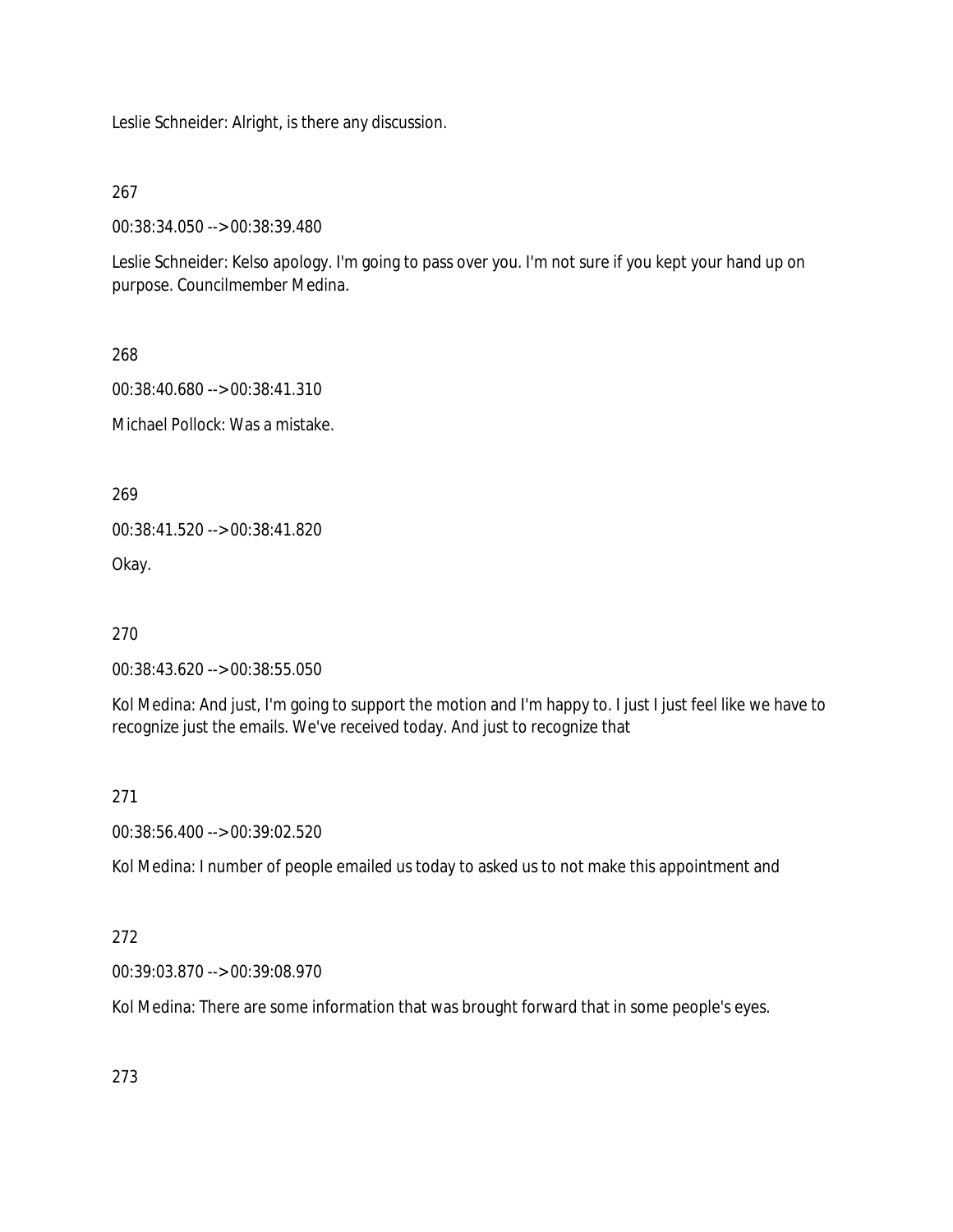Leslie Schneider: Alright, is there any discussion.

267

00:38:34.050 --> 00:38:39.480

Leslie Schneider: Kelso apology. I'm going to pass over you. I'm not sure if you kept your hand up on purpose. Councilmember Medina.

268

00:38:40.680 --> 00:38:41.310

Michael Pollock: Was a mistake.

269

00:38:41.520 --> 00:38:41.820

Okay.

270

00:38:43.620 --> 00:38:55.050

Kol Medina: And just, I'm going to support the motion and I'm happy to. I just I just feel like we have to recognize just the emails. We've received today. And just to recognize that

271

00:38:56.400 --> 00:39:02.520

Kol Medina: I number of people emailed us today to asked us to not make this appointment and

272

00:39:03.870 --> 00:39:08.970

Kol Medina: There are some information that was brought forward that in some people's eyes.

273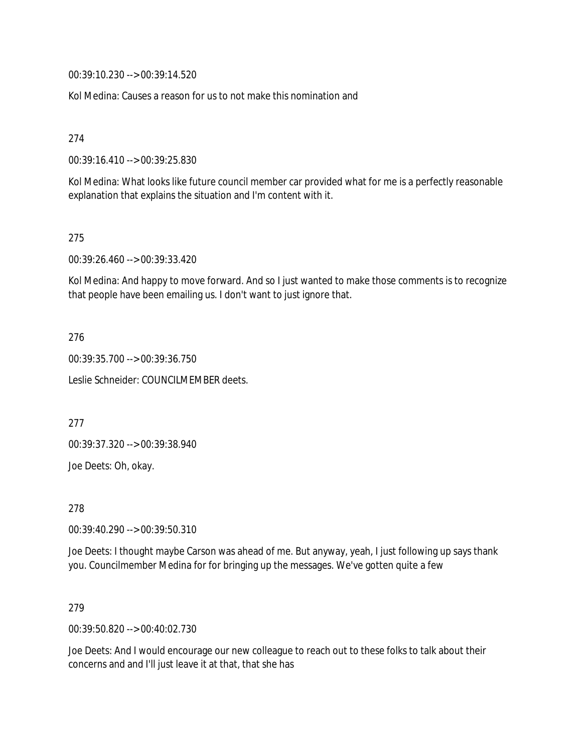00:39:10.230 --> 00:39:14.520

Kol Medina: Causes a reason for us to not make this nomination and

274

00:39:16.410 --> 00:39:25.830

Kol Medina: What looks like future council member car provided what for me is a perfectly reasonable explanation that explains the situation and I'm content with it.

275

00:39:26.460 --> 00:39:33.420

Kol Medina: And happy to move forward. And so I just wanted to make those comments is to recognize that people have been emailing us. I don't want to just ignore that.

276

00:39:35.700 --> 00:39:36.750

Leslie Schneider: COUNCILMEMBER deets.

277

00:39:37.320 --> 00:39:38.940

Joe Deets: Oh, okay.

278

00:39:40.290 --> 00:39:50.310

Joe Deets: I thought maybe Carson was ahead of me. But anyway, yeah, I just following up says thank you. Councilmember Medina for for bringing up the messages. We've gotten quite a few

279

00:39:50.820 --> 00:40:02.730

Joe Deets: And I would encourage our new colleague to reach out to these folks to talk about their concerns and and I'll just leave it at that, that she has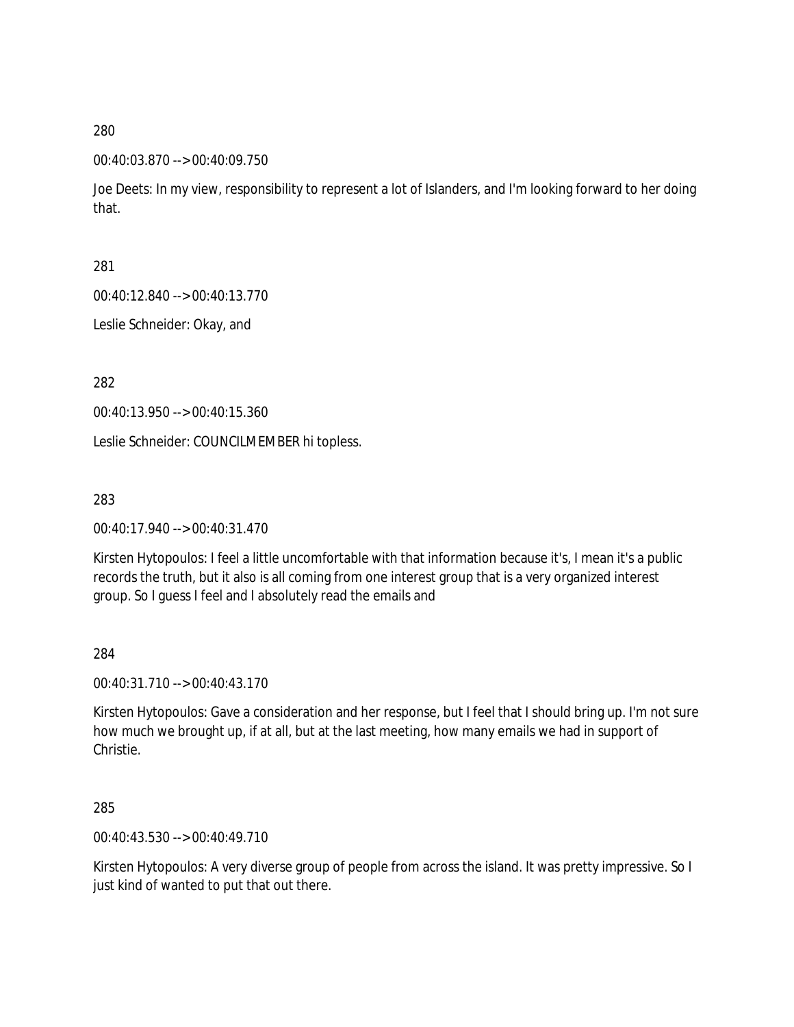280

00:40:03.870 --> 00:40:09.750

Joe Deets: In my view, responsibility to represent a lot of Islanders, and I'm looking forward to her doing that.

281

00:40:12.840 --> 00:40:13.770

Leslie Schneider: Okay, and

282

00:40:13.950 --> 00:40:15.360

Leslie Schneider: COUNCILMEMBER hi topless.

283

00:40:17.940 --> 00:40:31.470

Kirsten Hytopoulos: I feel a little uncomfortable with that information because it's, I mean it's a public records the truth, but it also is all coming from one interest group that is a very organized interest group. So I guess I feel and I absolutely read the emails and

284

00:40:31.710 --> 00:40:43.170

Kirsten Hytopoulos: Gave a consideration and her response, but I feel that I should bring up. I'm not sure how much we brought up, if at all, but at the last meeting, how many emails we had in support of Christie.

285

00:40:43.530 --> 00:40:49.710

Kirsten Hytopoulos: A very diverse group of people from across the island. It was pretty impressive. So I just kind of wanted to put that out there.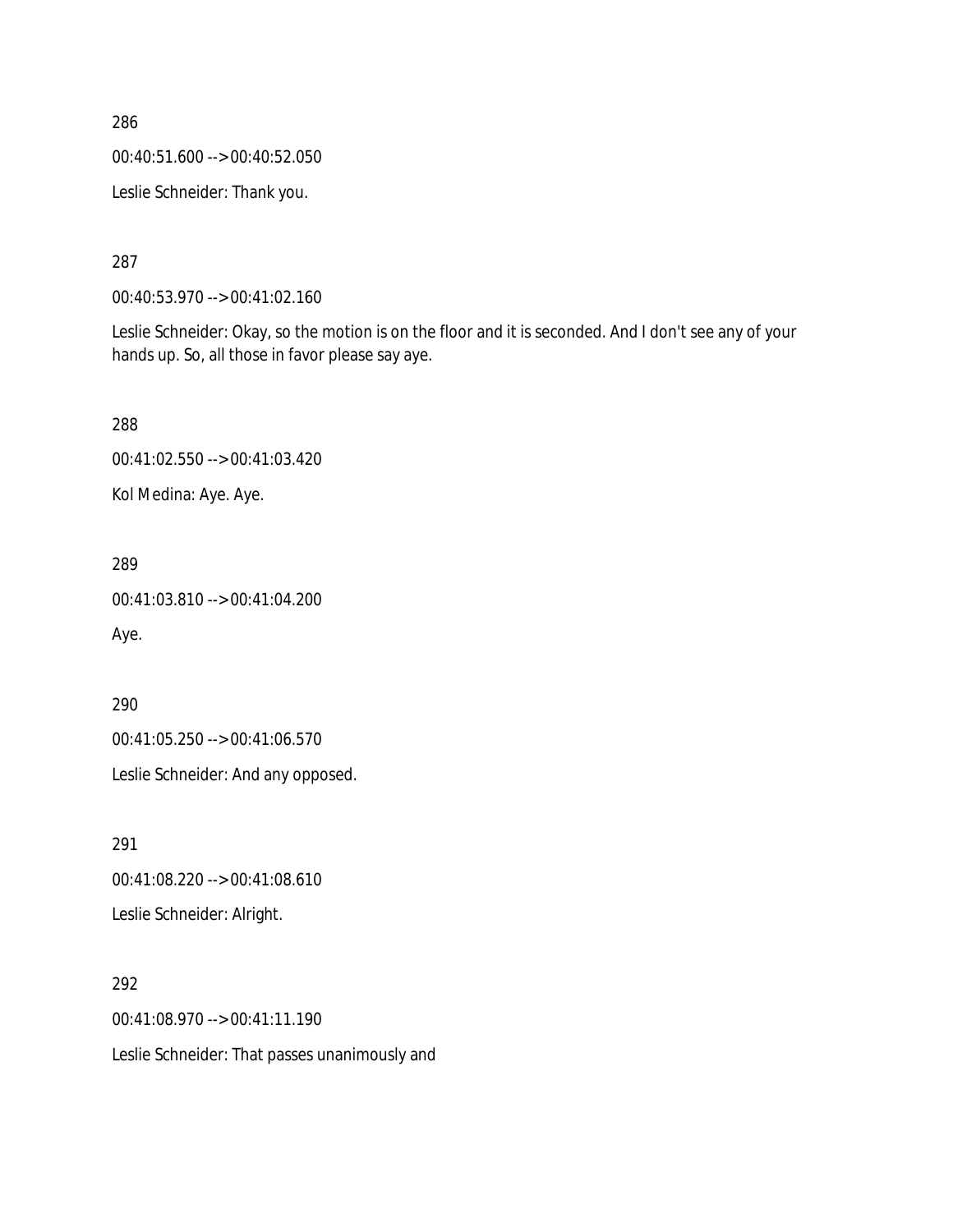286

00:40:51.600 --> 00:40:52.050

Leslie Schneider: Thank you.

287

00:40:53.970 --> 00:41:02.160

Leslie Schneider: Okay, so the motion is on the floor and it is seconded. And I don't see any of your hands up. So, all those in favor please say aye.

288

00:41:02.550 --> 00:41:03.420

Kol Medina: Aye. Aye.

289

00:41:03.810 --> 00:41:04.200

Aye.

290

00:41:05.250 --> 00:41:06.570

Leslie Schneider: And any opposed.

291

00:41:08.220 --> 00:41:08.610

Leslie Schneider: Alright.

292

00:41:08.970 --> 00:41:11.190

Leslie Schneider: That passes unanimously and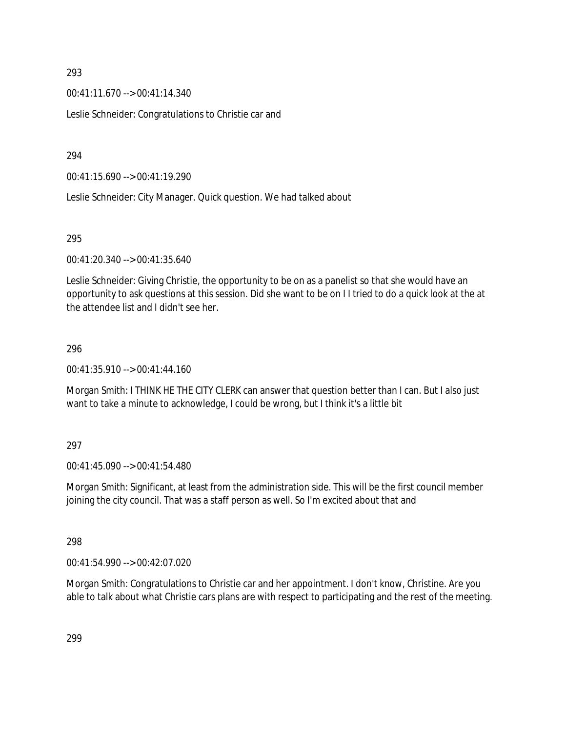293

00:41:11.670 --> 00:41:14.340

Leslie Schneider: Congratulations to Christie car and

294

00:41:15.690 --> 00:41:19.290

Leslie Schneider: City Manager. Quick question. We had talked about

295

00:41:20.340 --> 00:41:35.640

Leslie Schneider: Giving Christie, the opportunity to be on as a panelist so that she would have an opportunity to ask questions at this session. Did she want to be on I I tried to do a quick look at the at the attendee list and I didn't see her.

296

00:41:35.910 --> 00:41:44.160

Morgan Smith: I THINK HE THE CITY CLERK can answer that question better than I can. But I also just want to take a minute to acknowledge, I could be wrong, but I think it's a little bit

297

00:41:45.090 --> 00:41:54.480

Morgan Smith: Significant, at least from the administration side. This will be the first council member joining the city council. That was a staff person as well. So I'm excited about that and

298

00:41:54.990 --> 00:42:07.020

Morgan Smith: Congratulations to Christie car and her appointment. I don't know, Christine. Are you able to talk about what Christie cars plans are with respect to participating and the rest of the meeting.

299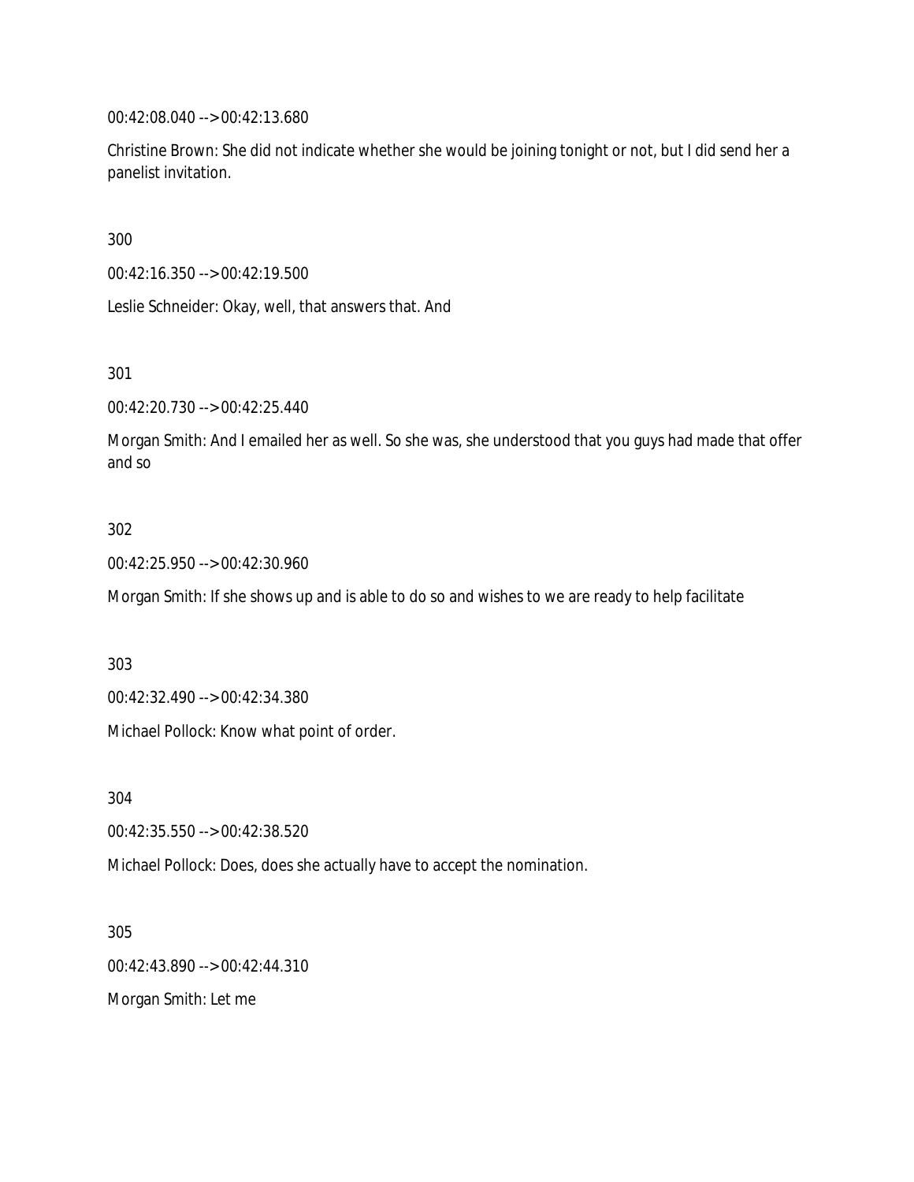00:42:08.040 --> 00:42:13.680

Christine Brown: She did not indicate whether she would be joining tonight or not, but I did send her a panelist invitation.

300

00:42:16.350 --> 00:42:19.500

Leslie Schneider: Okay, well, that answers that. And

301

00:42:20.730 --> 00:42:25.440

Morgan Smith: And I emailed her as well. So she was, she understood that you guys had made that offer and so

302

00:42:25.950 --> 00:42:30.960

Morgan Smith: If she shows up and is able to do so and wishes to we are ready to help facilitate

303

00:42:32.490 --> 00:42:34.380

Michael Pollock: Know what point of order.

304

00:42:35.550 --> 00:42:38.520

Michael Pollock: Does, does she actually have to accept the nomination.

305

00:42:43.890 --> 00:42:44.310

Morgan Smith: Let me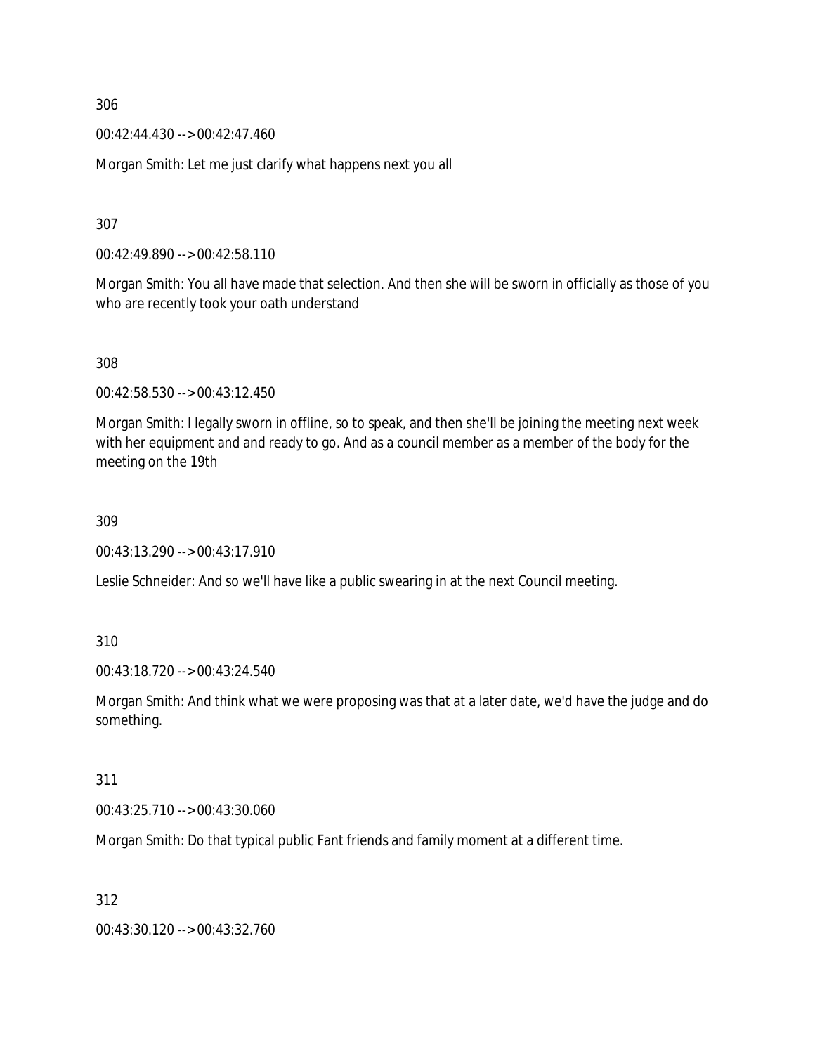306

00:42:44.430 --> 00:42:47.460

Morgan Smith: Let me just clarify what happens next you all

307

00:42:49.890 --> 00:42:58.110

Morgan Smith: You all have made that selection. And then she will be sworn in officially as those of you who are recently took your oath understand

308

00:42:58.530 --> 00:43:12.450

Morgan Smith: I legally sworn in offline, so to speak, and then she'll be joining the meeting next week with her equipment and and ready to go. And as a council member as a member of the body for the meeting on the 19th

309

00:43:13.290 --> 00:43:17.910

Leslie Schneider: And so we'll have like a public swearing in at the next Council meeting.

310

00:43:18.720 --> 00:43:24.540

Morgan Smith: And think what we were proposing was that at a later date, we'd have the judge and do something.

311

00:43:25.710 --> 00:43:30.060

Morgan Smith: Do that typical public Fant friends and family moment at a different time.

312

00:43:30.120 --> 00:43:32.760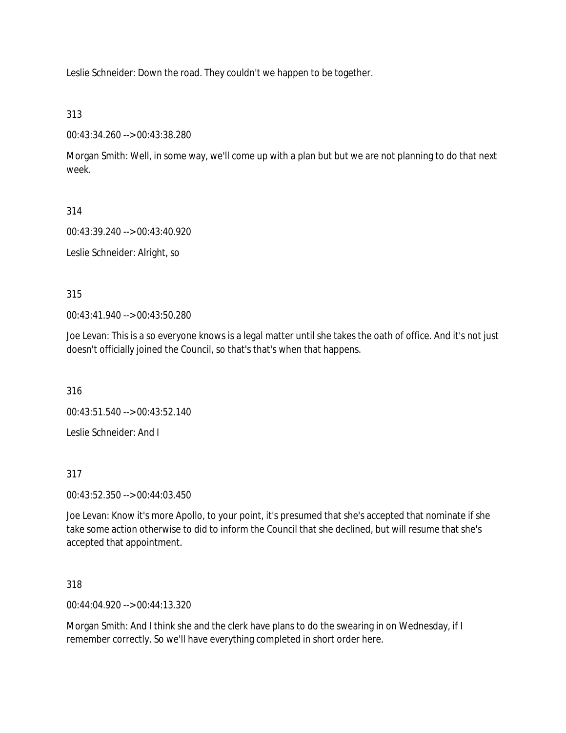Leslie Schneider: Down the road. They couldn't we happen to be together.

313

00:43:34.260 --> 00:43:38.280

Morgan Smith: Well, in some way, we'll come up with a plan but but we are not planning to do that next week.

314

00:43:39.240 --> 00:43:40.920

Leslie Schneider: Alright, so

315

00:43:41.940 --> 00:43:50.280

Joe Levan: This is a so everyone knows is a legal matter until she takes the oath of office. And it's not just doesn't officially joined the Council, so that's that's when that happens.

316

00:43:51.540 --> 00:43:52.140

Leslie Schneider: And I

317

00:43:52.350 --> 00:44:03.450

Joe Levan: Know it's more Apollo, to your point, it's presumed that she's accepted that nominate if she take some action otherwise to did to inform the Council that she declined, but will resume that she's accepted that appointment.

318

00:44:04.920 --> 00:44:13.320

Morgan Smith: And I think she and the clerk have plans to do the swearing in on Wednesday, if I remember correctly. So we'll have everything completed in short order here.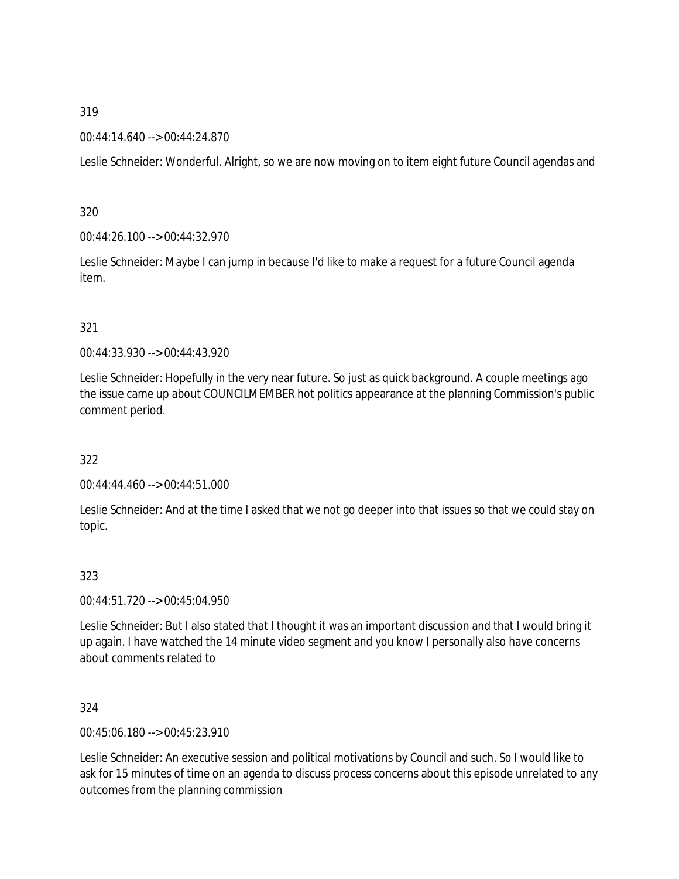319

00:44:14.640 --> 00:44:24.870

Leslie Schneider: Wonderful. Alright, so we are now moving on to item eight future Council agendas and

320

00:44:26.100 --> 00:44:32.970

Leslie Schneider: Maybe I can jump in because I'd like to make a request for a future Council agenda item.

321

00:44:33.930 --> 00:44:43.920

Leslie Schneider: Hopefully in the very near future. So just as quick background. A couple meetings ago the issue came up about COUNCILMEMBER hot politics appearance at the planning Commission's public comment period.

322

00:44:44.460 --> 00:44:51.000

Leslie Schneider: And at the time I asked that we not go deeper into that issues so that we could stay on topic.

323

00:44:51.720 --> 00:45:04.950

Leslie Schneider: But I also stated that I thought it was an important discussion and that I would bring it up again. I have watched the 14 minute video segment and you know I personally also have concerns about comments related to

324

00:45:06.180 --> 00:45:23.910

Leslie Schneider: An executive session and political motivations by Council and such. So I would like to ask for 15 minutes of time on an agenda to discuss process concerns about this episode unrelated to any outcomes from the planning commission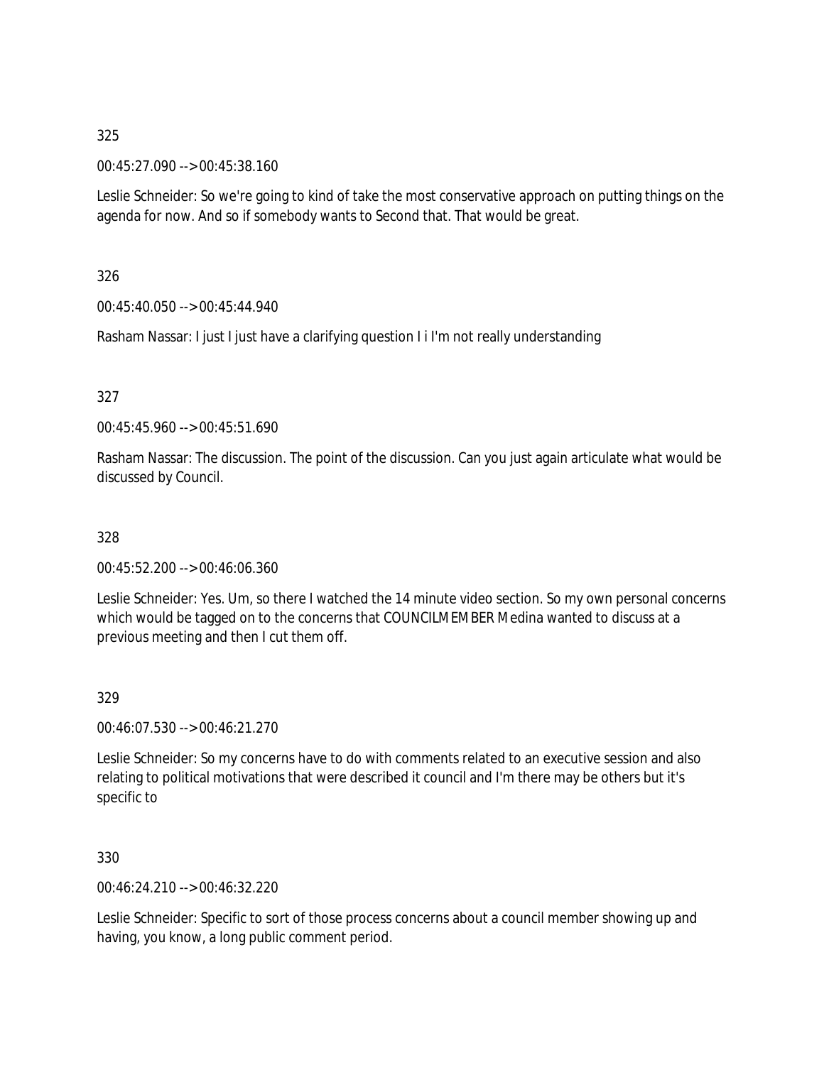325

00:45:27.090 --> 00:45:38.160

Leslie Schneider: So we're going to kind of take the most conservative approach on putting things on the agenda for now. And so if somebody wants to Second that. That would be great.

326

00:45:40.050 --> 00:45:44.940

Rasham Nassar: I just I just have a clarifying question I i I'm not really understanding

327

00:45:45.960 --> 00:45:51.690

Rasham Nassar: The discussion. The point of the discussion. Can you just again articulate what would be discussed by Council.

328

00:45:52.200 --> 00:46:06.360

Leslie Schneider: Yes. Um, so there I watched the 14 minute video section. So my own personal concerns which would be tagged on to the concerns that COUNCILMEMBER Medina wanted to discuss at a previous meeting and then I cut them off.

329

00:46:07.530 --> 00:46:21.270

Leslie Schneider: So my concerns have to do with comments related to an executive session and also relating to political motivations that were described it council and I'm there may be others but it's specific to

330

00:46:24.210 --> 00:46:32.220

Leslie Schneider: Specific to sort of those process concerns about a council member showing up and having, you know, a long public comment period.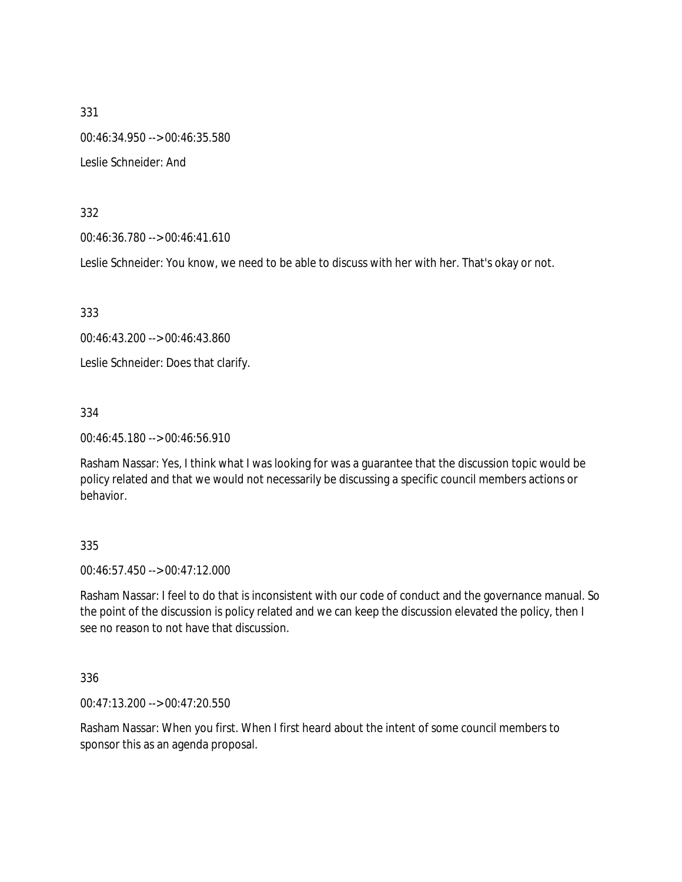331

00:46:34.950 --> 00:46:35.580

Leslie Schneider: And

332

00:46:36.780 --> 00:46:41.610

Leslie Schneider: You know, we need to be able to discuss with her with her. That's okay or not.

333

00:46:43.200 --> 00:46:43.860

Leslie Schneider: Does that clarify.

334

00:46:45.180 --> 00:46:56.910

Rasham Nassar: Yes, I think what I was looking for was a guarantee that the discussion topic would be policy related and that we would not necessarily be discussing a specific council members actions or behavior.

335

00:46:57.450 --> 00:47:12.000

Rasham Nassar: I feel to do that is inconsistent with our code of conduct and the governance manual. So the point of the discussion is policy related and we can keep the discussion elevated the policy, then I see no reason to not have that discussion.

336

00:47:13.200 --> 00:47:20.550

Rasham Nassar: When you first. When I first heard about the intent of some council members to sponsor this as an agenda proposal.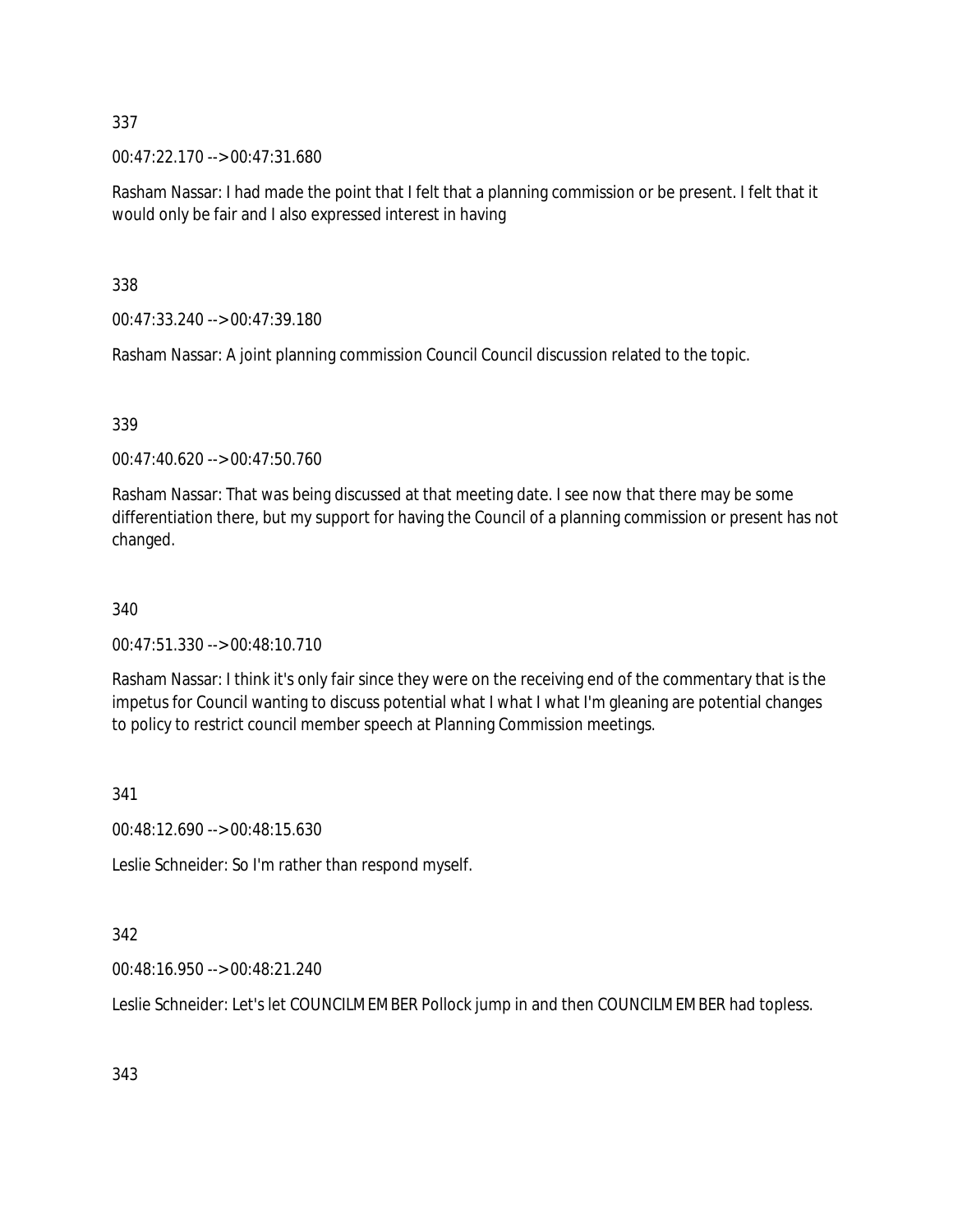337

00:47:22.170 --> 00:47:31.680

Rasham Nassar: I had made the point that I felt that a planning commission or be present. I felt that it would only be fair and I also expressed interest in having

338

00:47:33.240 --> 00:47:39.180

Rasham Nassar: A joint planning commission Council Council discussion related to the topic.

339

00:47:40.620 --> 00:47:50.760

Rasham Nassar: That was being discussed at that meeting date. I see now that there may be some differentiation there, but my support for having the Council of a planning commission or present has not changed.

340

00:47:51.330 --> 00:48:10.710

Rasham Nassar: I think it's only fair since they were on the receiving end of the commentary that is the impetus for Council wanting to discuss potential what I what I what I'm gleaning are potential changes to policy to restrict council member speech at Planning Commission meetings.

341

00:48:12.690 --> 00:48:15.630

Leslie Schneider: So I'm rather than respond myself.

342

00:48:16.950 --> 00:48:21.240

Leslie Schneider: Let's let COUNCILMEMBER Pollock jump in and then COUNCILMEMBER had topless.

343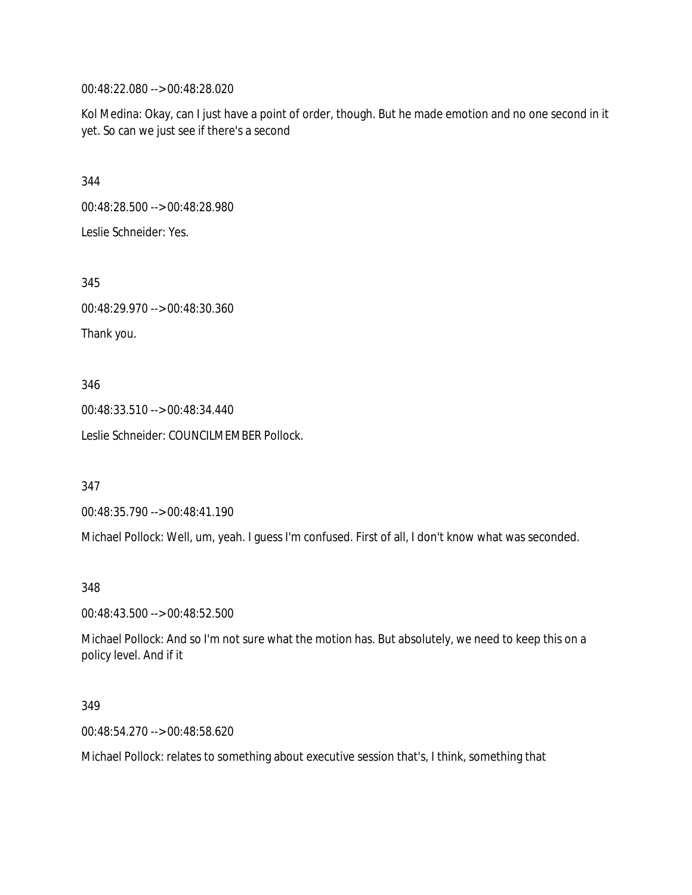00:48:22.080 --> 00:48:28.020

Kol Medina: Okay, can I just have a point of order, though. But he made emotion and no one second in it yet. So can we just see if there's a second

344

00:48:28.500 --> 00:48:28.980

Leslie Schneider: Yes.

345

00:48:29.970 --> 00:48:30.360

Thank you.

346

00:48:33.510 --> 00:48:34.440

Leslie Schneider: COUNCILMEMBER Pollock.

347

00:48:35.790 --> 00:48:41.190

Michael Pollock: Well, um, yeah. I guess I'm confused. First of all, I don't know what was seconded.

348

00:48:43.500 --> 00:48:52.500

Michael Pollock: And so I'm not sure what the motion has. But absolutely, we need to keep this on a policy level. And if it

349

00:48:54.270 --> 00:48:58.620

Michael Pollock: relates to something about executive session that's, I think, something that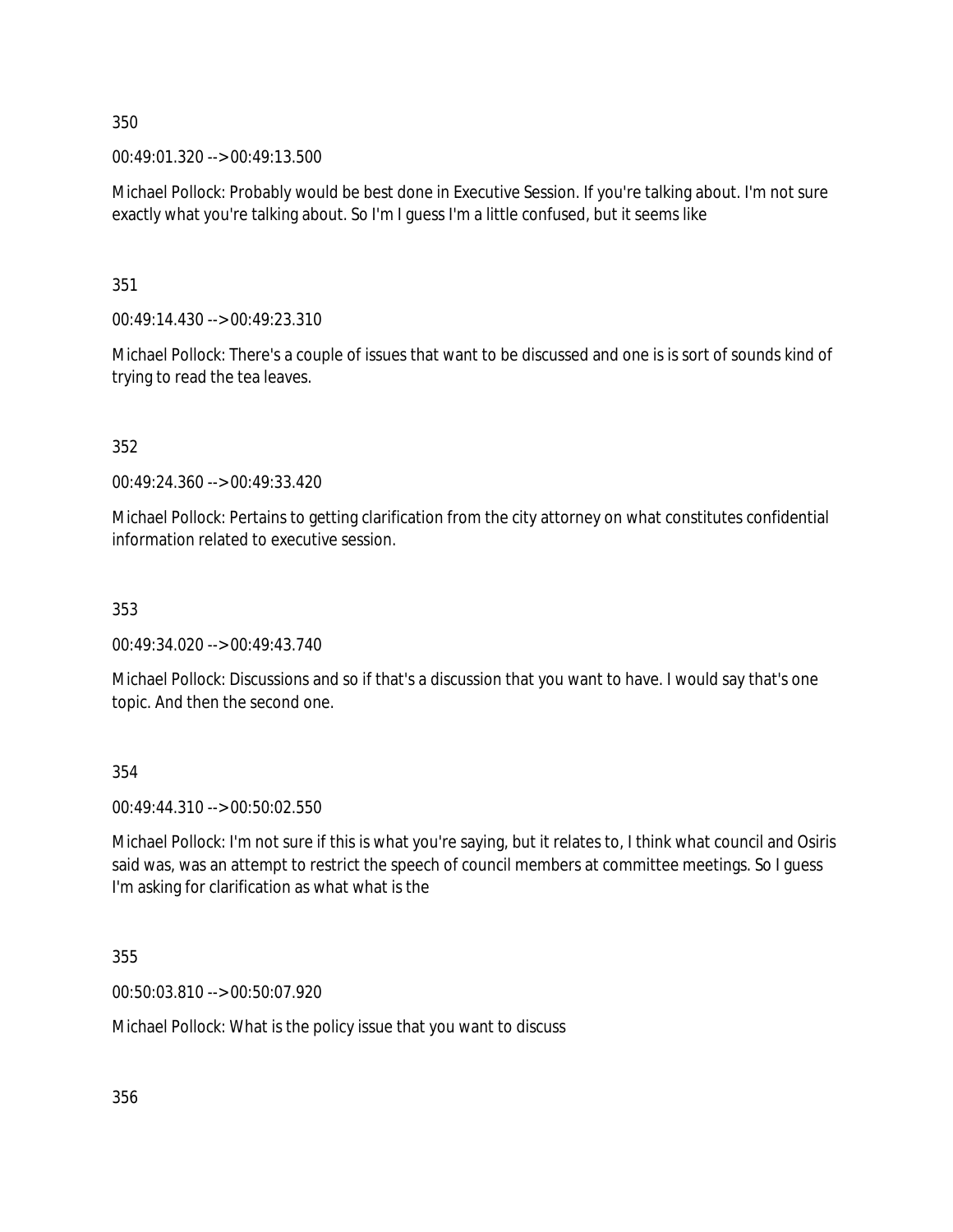350

00:49:01.320 --> 00:49:13.500

Michael Pollock: Probably would be best done in Executive Session. If you're talking about. I'm not sure exactly what you're talking about. So I'm I guess I'm a little confused, but it seems like

351

00:49:14.430 --> 00:49:23.310

Michael Pollock: There's a couple of issues that want to be discussed and one is is sort of sounds kind of trying to read the tea leaves.

352

00:49:24.360 --> 00:49:33.420

Michael Pollock: Pertains to getting clarification from the city attorney on what constitutes confidential information related to executive session.

353

00:49:34.020 --> 00:49:43.740

Michael Pollock: Discussions and so if that's a discussion that you want to have. I would say that's one topic. And then the second one.

354

00:49:44.310 --> 00:50:02.550

Michael Pollock: I'm not sure if this is what you're saying, but it relates to, I think what council and Osiris said was, was an attempt to restrict the speech of council members at committee meetings. So I guess I'm asking for clarification as what what is the

355

00:50:03.810 --> 00:50:07.920

Michael Pollock: What is the policy issue that you want to discuss

356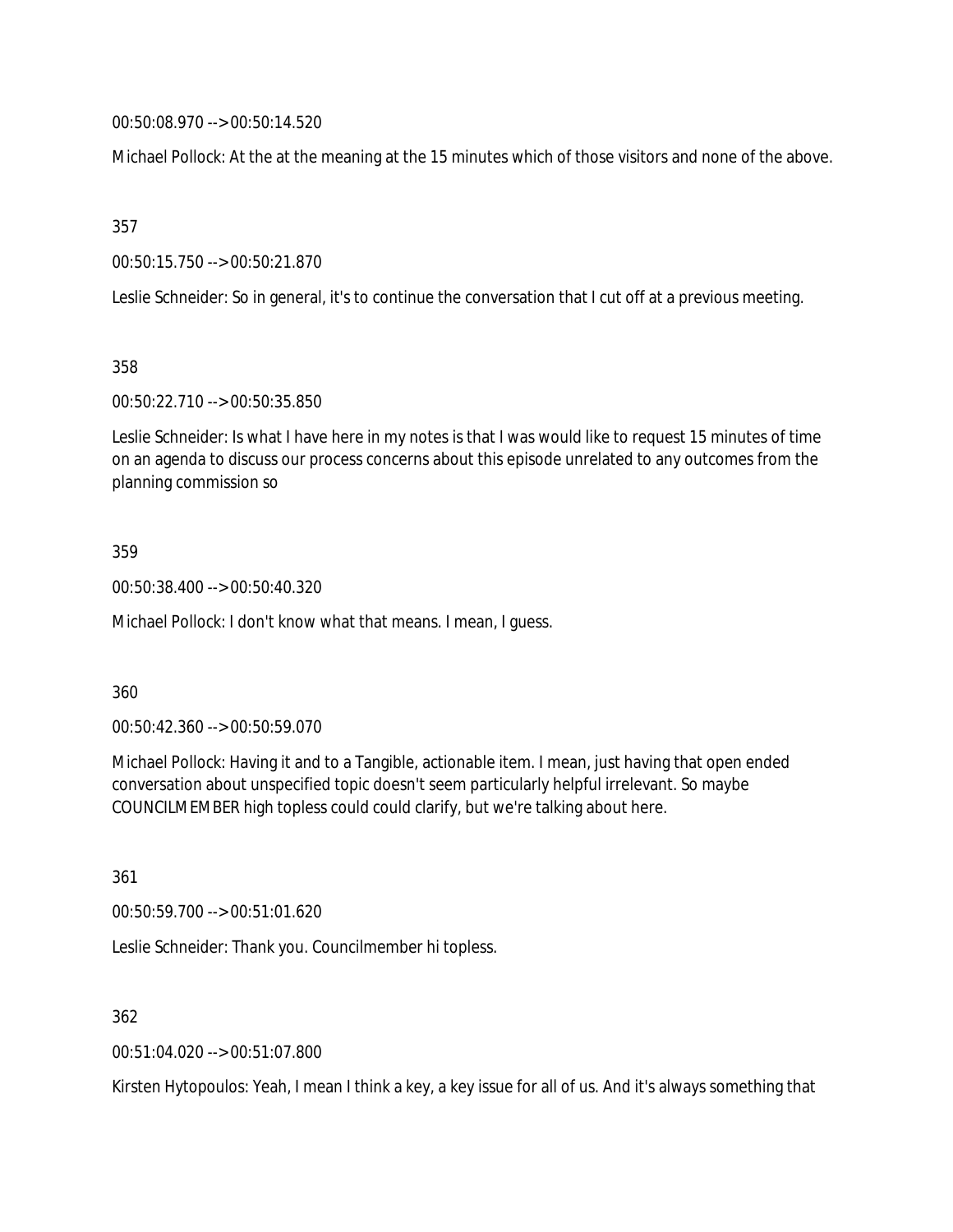00:50:08.970 --> 00:50:14.520

Michael Pollock: At the at the meaning at the 15 minutes which of those visitors and none of the above.

357

00:50:15.750 --> 00:50:21.870

Leslie Schneider: So in general, it's to continue the conversation that I cut off at a previous meeting.

358

00:50:22.710 --> 00:50:35.850

Leslie Schneider: Is what I have here in my notes is that I was would like to request 15 minutes of time on an agenda to discuss our process concerns about this episode unrelated to any outcomes from the planning commission so

359

00:50:38.400 --> 00:50:40.320

Michael Pollock: I don't know what that means. I mean, I guess.

360

00:50:42.360 --> 00:50:59.070

Michael Pollock: Having it and to a Tangible, actionable item. I mean, just having that open ended conversation about unspecified topic doesn't seem particularly helpful irrelevant. So maybe COUNCILMEMBER high topless could could clarify, but we're talking about here.

361

00:50:59.700 --> 00:51:01.620

Leslie Schneider: Thank you. Councilmember hi topless.

362

00:51:04.020 --> 00:51:07.800

Kirsten Hytopoulos: Yeah, I mean I think a key, a key issue for all of us. And it's always something that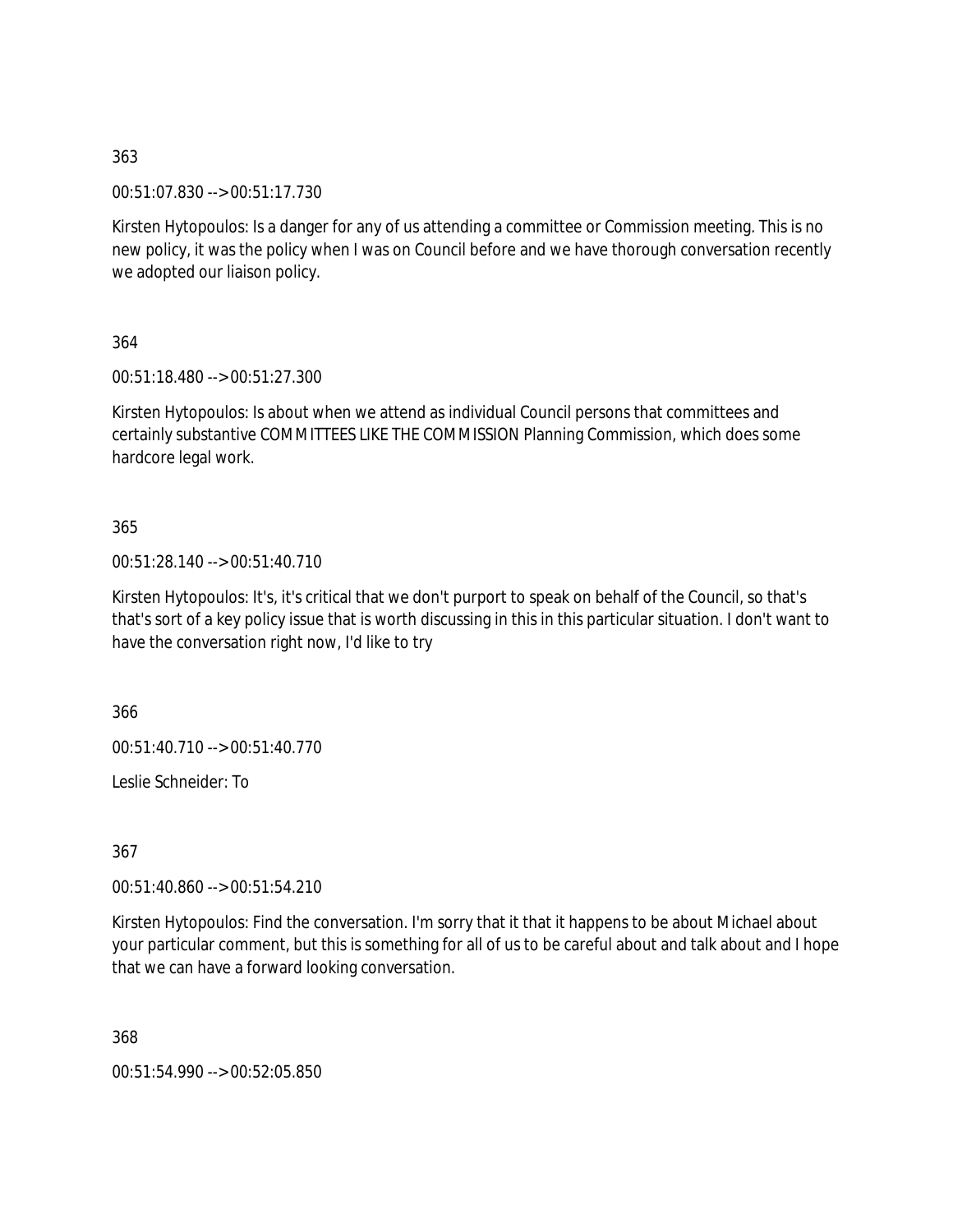363

00:51:07.830 --> 00:51:17.730

Kirsten Hytopoulos: Is a danger for any of us attending a committee or Commission meeting. This is no new policy, it was the policy when I was on Council before and we have thorough conversation recently we adopted our liaison policy.

364

00:51:18.480 --> 00:51:27.300

Kirsten Hytopoulos: Is about when we attend as individual Council persons that committees and certainly substantive COMMITTEES LIKE THE COMMISSION Planning Commission, which does some hardcore legal work.

365

00:51:28.140 --> 00:51:40.710

Kirsten Hytopoulos: It's, it's critical that we don't purport to speak on behalf of the Council, so that's that's sort of a key policy issue that is worth discussing in this in this particular situation. I don't want to have the conversation right now, I'd like to try

366

00:51:40.710 --> 00:51:40.770

Leslie Schneider: To

367

00:51:40.860 --> 00:51:54.210

Kirsten Hytopoulos: Find the conversation. I'm sorry that it that it happens to be about Michael about your particular comment, but this is something for all of us to be careful about and talk about and I hope that we can have a forward looking conversation.

368

00:51:54.990 --> 00:52:05.850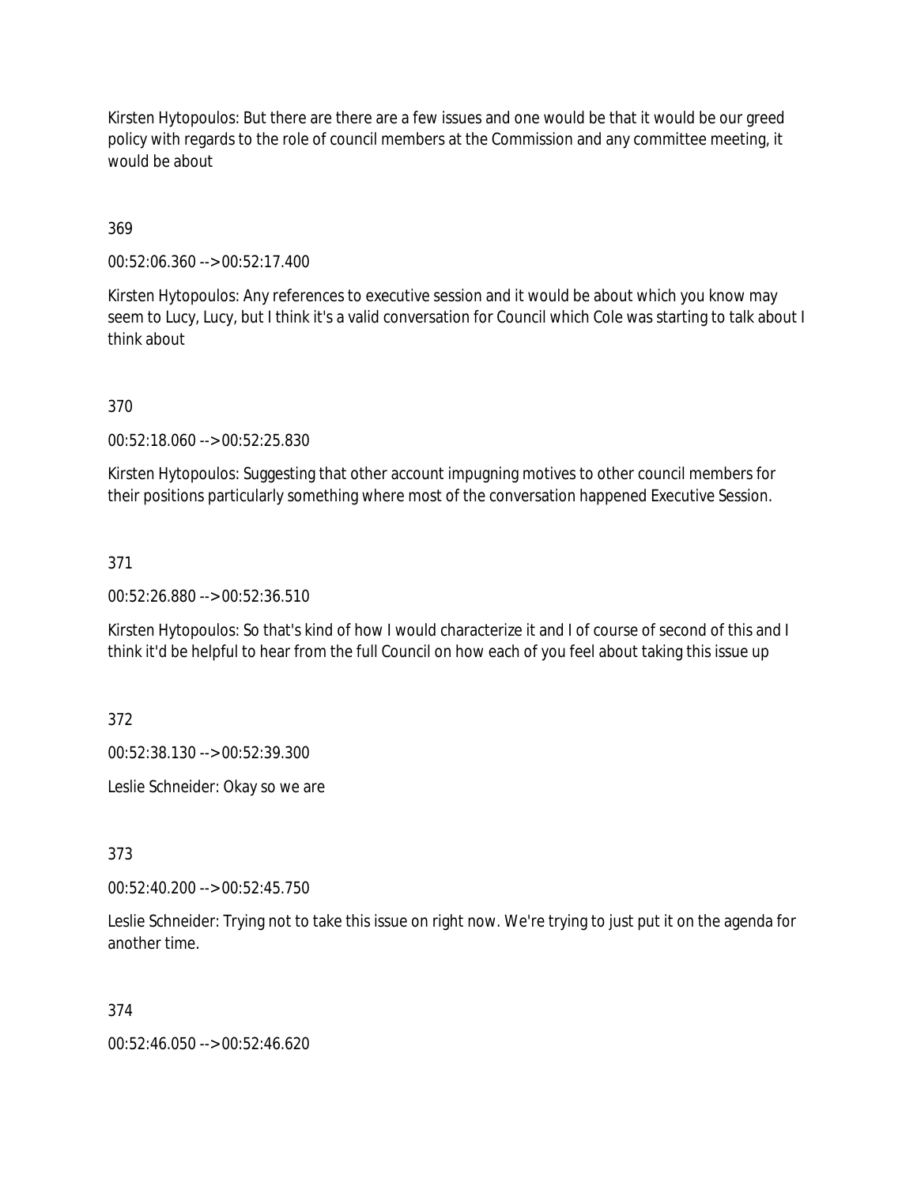Kirsten Hytopoulos: But there are there are a few issues and one would be that it would be our greed policy with regards to the role of council members at the Commission and any committee meeting, it would be about

369

00:52:06.360 --> 00:52:17.400

Kirsten Hytopoulos: Any references to executive session and it would be about which you know may seem to Lucy, Lucy, but I think it's a valid conversation for Council which Cole was starting to talk about I think about

370

00:52:18.060 --> 00:52:25.830

Kirsten Hytopoulos: Suggesting that other account impugning motives to other council members for their positions particularly something where most of the conversation happened Executive Session.

371

00:52:26.880 --> 00:52:36.510

Kirsten Hytopoulos: So that's kind of how I would characterize it and I of course of second of this and I think it'd be helpful to hear from the full Council on how each of you feel about taking this issue up

372

00:52:38.130 --> 00:52:39.300

Leslie Schneider: Okay so we are

373

00:52:40.200 --> 00:52:45.750

Leslie Schneider: Trying not to take this issue on right now. We're trying to just put it on the agenda for another time.

374

00:52:46.050 --> 00:52:46.620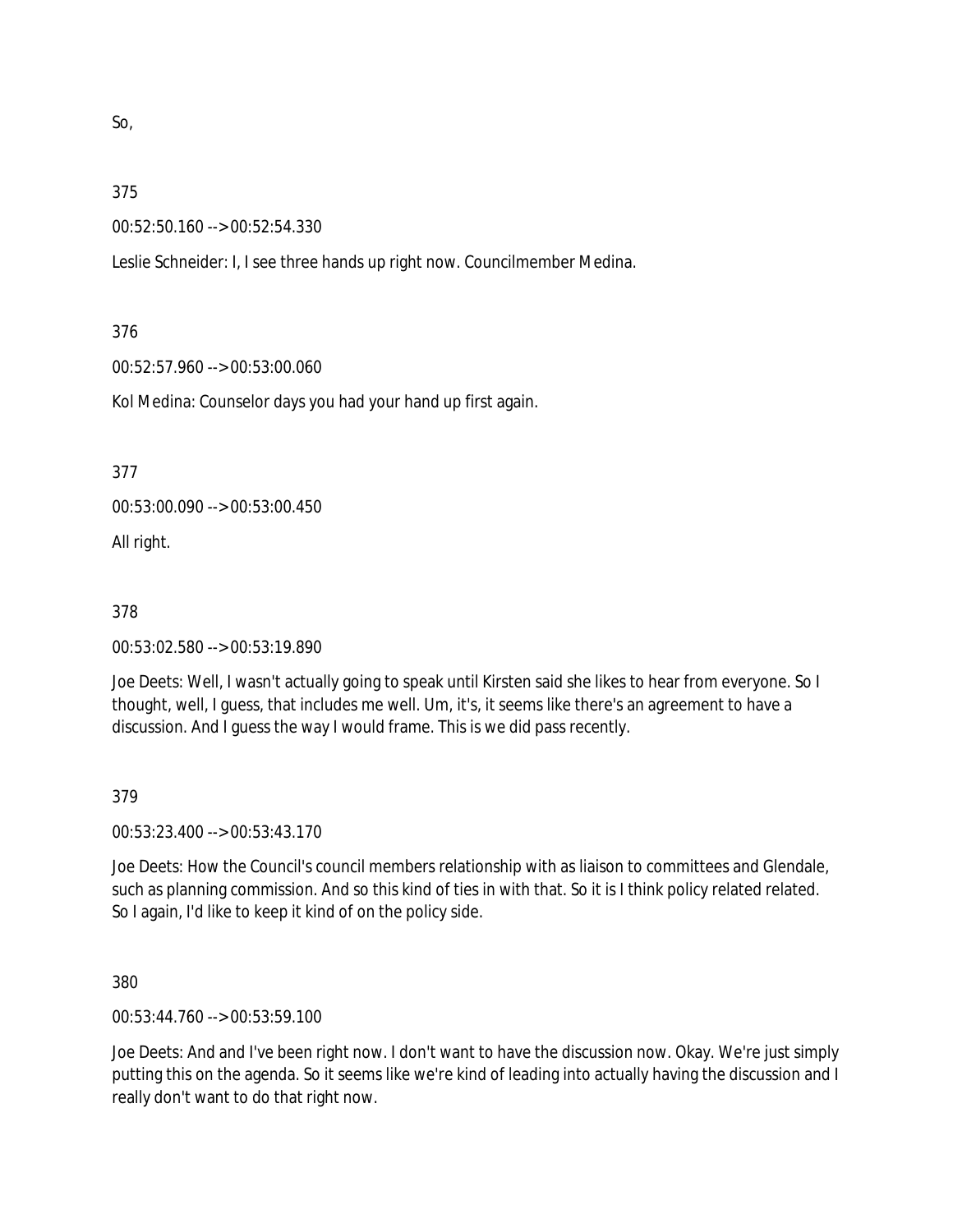So,

375

00:52:50.160 --> 00:52:54.330

Leslie Schneider: I, I see three hands up right now. Councilmember Medina.

376

00:52:57.960 --> 00:53:00.060

Kol Medina: Counselor days you had your hand up first again.

377

00:53:00.090 --> 00:53:00.450

All right.

378

00:53:02.580 --> 00:53:19.890

Joe Deets: Well, I wasn't actually going to speak until Kirsten said she likes to hear from everyone. So I thought, well, I guess, that includes me well. Um, it's, it seems like there's an agreement to have a discussion. And I guess the way I would frame. This is we did pass recently.

379

00:53:23.400 --> 00:53:43.170

Joe Deets: How the Council's council members relationship with as liaison to committees and Glendale, such as planning commission. And so this kind of ties in with that. So it is I think policy related related. So I again, I'd like to keep it kind of on the policy side.

380

00:53:44.760 --> 00:53:59.100

Joe Deets: And and I've been right now. I don't want to have the discussion now. Okay. We're just simply putting this on the agenda. So it seems like we're kind of leading into actually having the discussion and I really don't want to do that right now.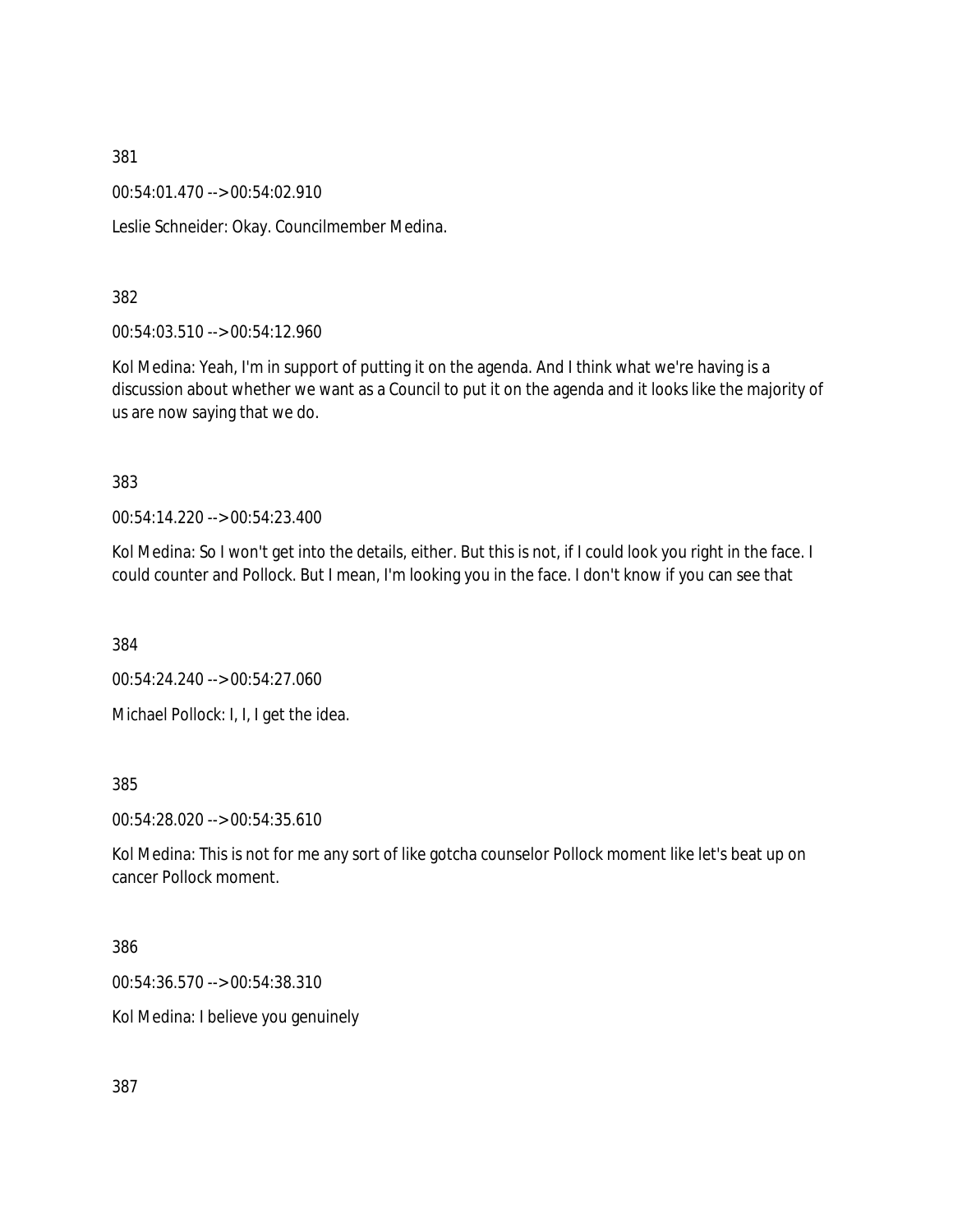381

00:54:01.470 --> 00:54:02.910

Leslie Schneider: Okay. Councilmember Medina.

382

00:54:03.510 --> 00:54:12.960

Kol Medina: Yeah, I'm in support of putting it on the agenda. And I think what we're having is a discussion about whether we want as a Council to put it on the agenda and it looks like the majority of us are now saying that we do.

383

00:54:14.220 --> 00:54:23.400

Kol Medina: So I won't get into the details, either. But this is not, if I could look you right in the face. I could counter and Pollock. But I mean, I'm looking you in the face. I don't know if you can see that

384

00:54:24.240 --> 00:54:27.060

Michael Pollock: I, I, I get the idea.

385

00:54:28.020 --> 00:54:35.610

Kol Medina: This is not for me any sort of like gotcha counselor Pollock moment like let's beat up on cancer Pollock moment.

386

00:54:36.570 --> 00:54:38.310

Kol Medina: I believe you genuinely

387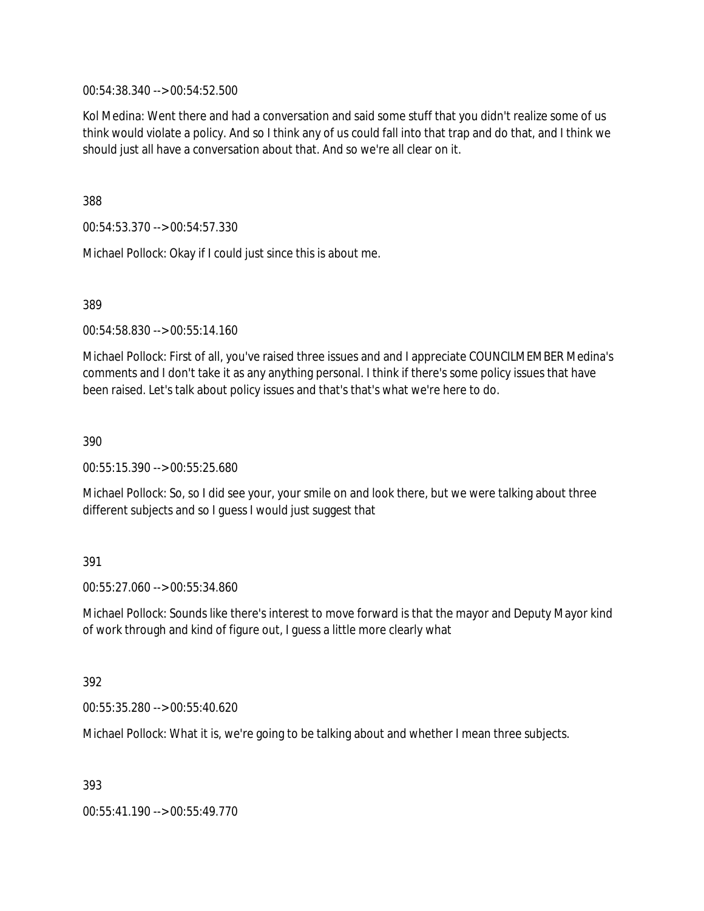00:54:38.340 --> 00:54:52.500

Kol Medina: Went there and had a conversation and said some stuff that you didn't realize some of us think would violate a policy. And so I think any of us could fall into that trap and do that, and I think we should just all have a conversation about that. And so we're all clear on it.

388

00:54:53.370 --> 00:54:57.330

Michael Pollock: Okay if I could just since this is about me.

389

00:54:58.830 --> 00:55:14.160

Michael Pollock: First of all, you've raised three issues and and I appreciate COUNCILMEMBER Medina's comments and I don't take it as any anything personal. I think if there's some policy issues that have been raised. Let's talk about policy issues and that's that's what we're here to do.

390

00:55:15.390 --> 00:55:25.680

Michael Pollock: So, so I did see your, your smile on and look there, but we were talking about three different subjects and so I guess I would just suggest that

391

00:55:27.060 --> 00:55:34.860

Michael Pollock: Sounds like there's interest to move forward is that the mayor and Deputy Mayor kind of work through and kind of figure out, I guess a little more clearly what

392

00:55:35.280 --> 00:55:40.620

Michael Pollock: What it is, we're going to be talking about and whether I mean three subjects.

393

00:55:41.190 --> 00:55:49.770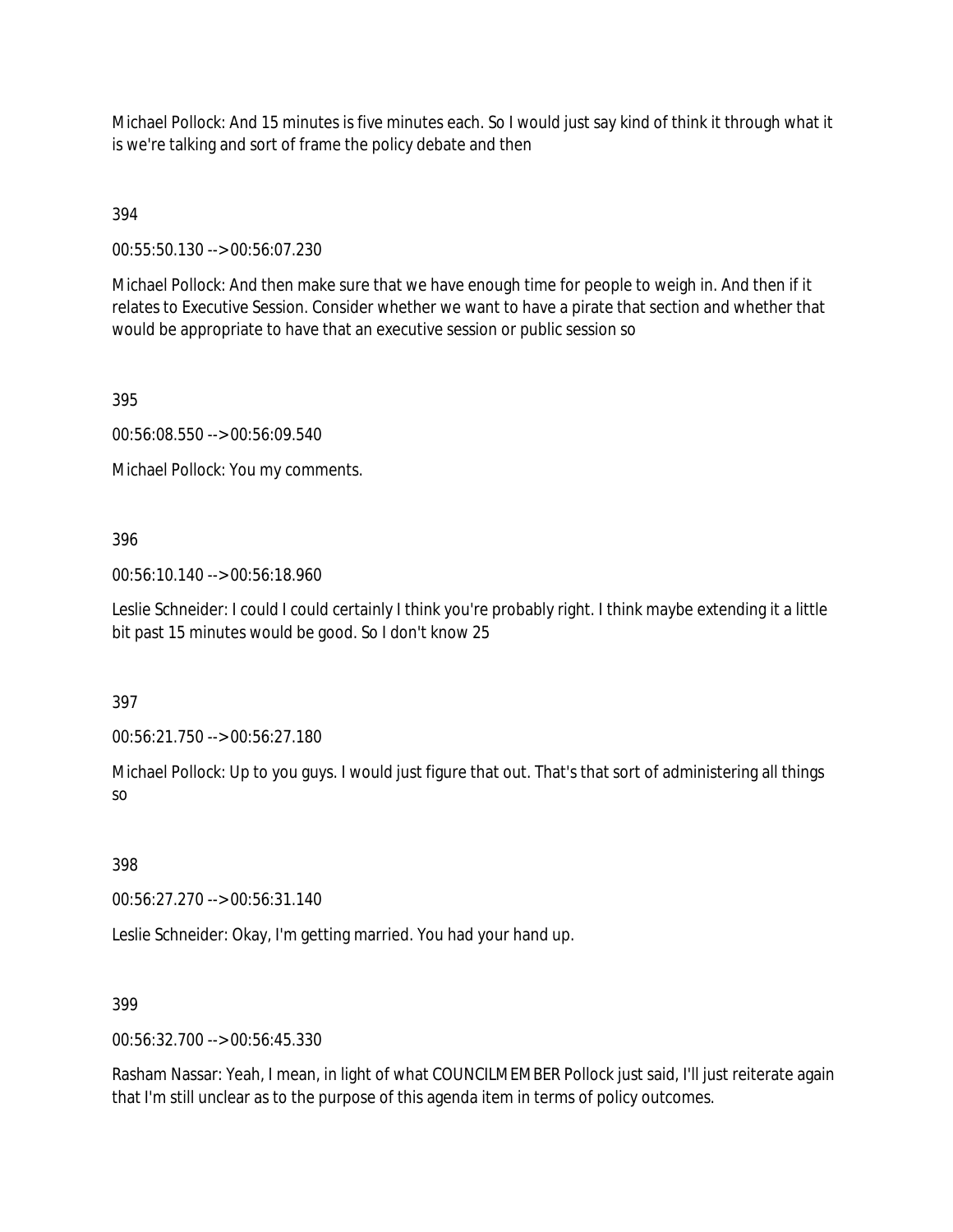Michael Pollock: And 15 minutes is five minutes each. So I would just say kind of think it through what it is we're talking and sort of frame the policy debate and then

394

00:55:50.130 --> 00:56:07.230

Michael Pollock: And then make sure that we have enough time for people to weigh in. And then if it relates to Executive Session. Consider whether we want to have a pirate that section and whether that would be appropriate to have that an executive session or public session so

395

00:56:08.550 --> 00:56:09.540

Michael Pollock: You my comments.

396

00:56:10.140 --> 00:56:18.960

Leslie Schneider: I could I could certainly I think you're probably right. I think maybe extending it a little bit past 15 minutes would be good. So I don't know 25

397

00:56:21.750 --> 00:56:27.180

Michael Pollock: Up to you guys. I would just figure that out. That's that sort of administering all things so

398

00:56:27.270 --> 00:56:31.140

Leslie Schneider: Okay, I'm getting married. You had your hand up.

399

00:56:32.700 --> 00:56:45.330

Rasham Nassar: Yeah, I mean, in light of what COUNCILMEMBER Pollock just said, I'll just reiterate again that I'm still unclear as to the purpose of this agenda item in terms of policy outcomes.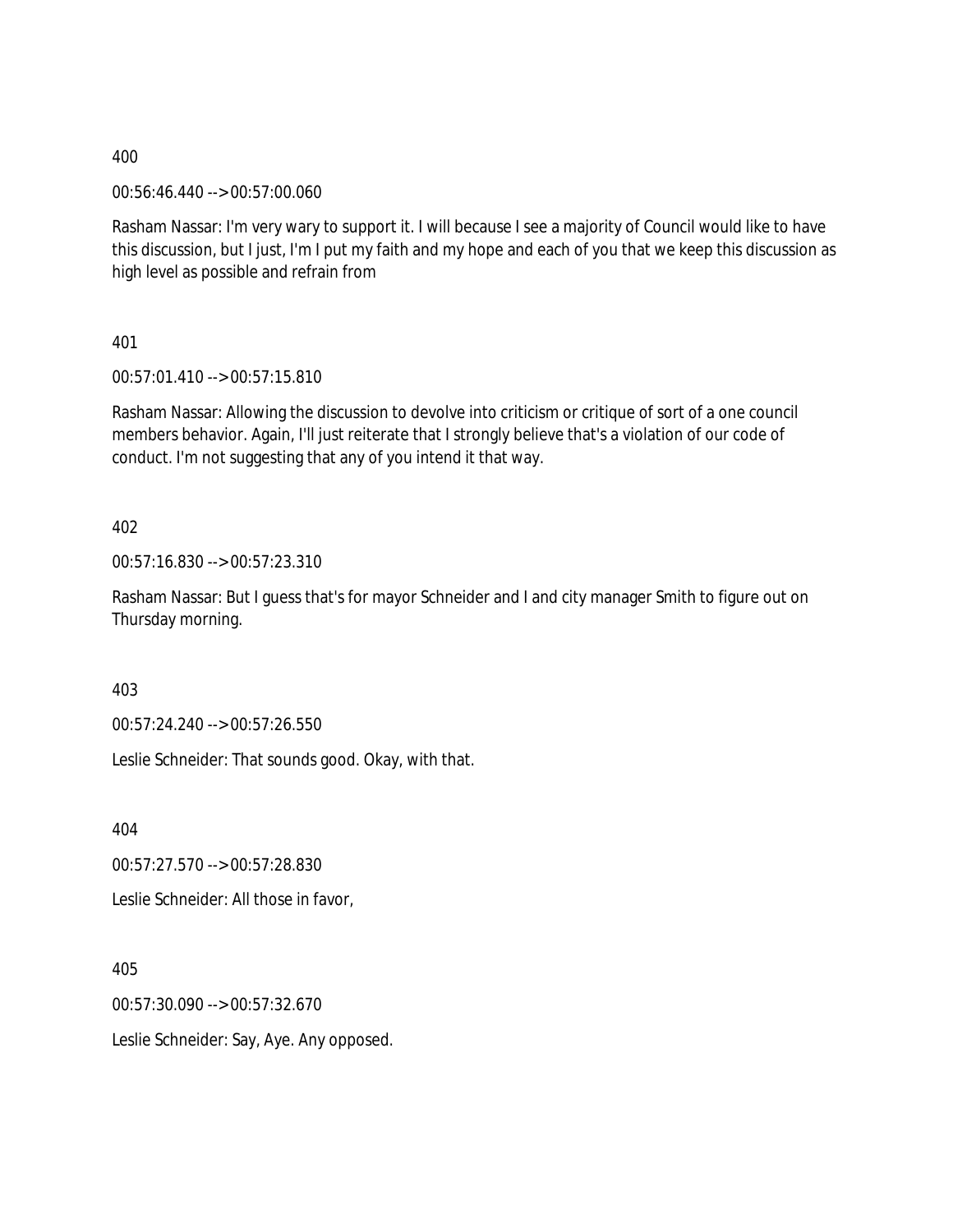400

00:56:46.440 --> 00:57:00.060

Rasham Nassar: I'm very wary to support it. I will because I see a majority of Council would like to have this discussion, but I just, I'm I put my faith and my hope and each of you that we keep this discussion as high level as possible and refrain from

401

00:57:01.410 --> 00:57:15.810

Rasham Nassar: Allowing the discussion to devolve into criticism or critique of sort of a one council members behavior. Again, I'll just reiterate that I strongly believe that's a violation of our code of conduct. I'm not suggesting that any of you intend it that way.

402

00:57:16.830 --> 00:57:23.310

Rasham Nassar: But I guess that's for mayor Schneider and I and city manager Smith to figure out on Thursday morning.

403

00:57:24.240 --> 00:57:26.550

Leslie Schneider: That sounds good. Okay, with that.

404

00:57:27.570 --> 00:57:28.830

Leslie Schneider: All those in favor,

405

00:57:30.090 --> 00:57:32.670

Leslie Schneider: Say, Aye. Any opposed.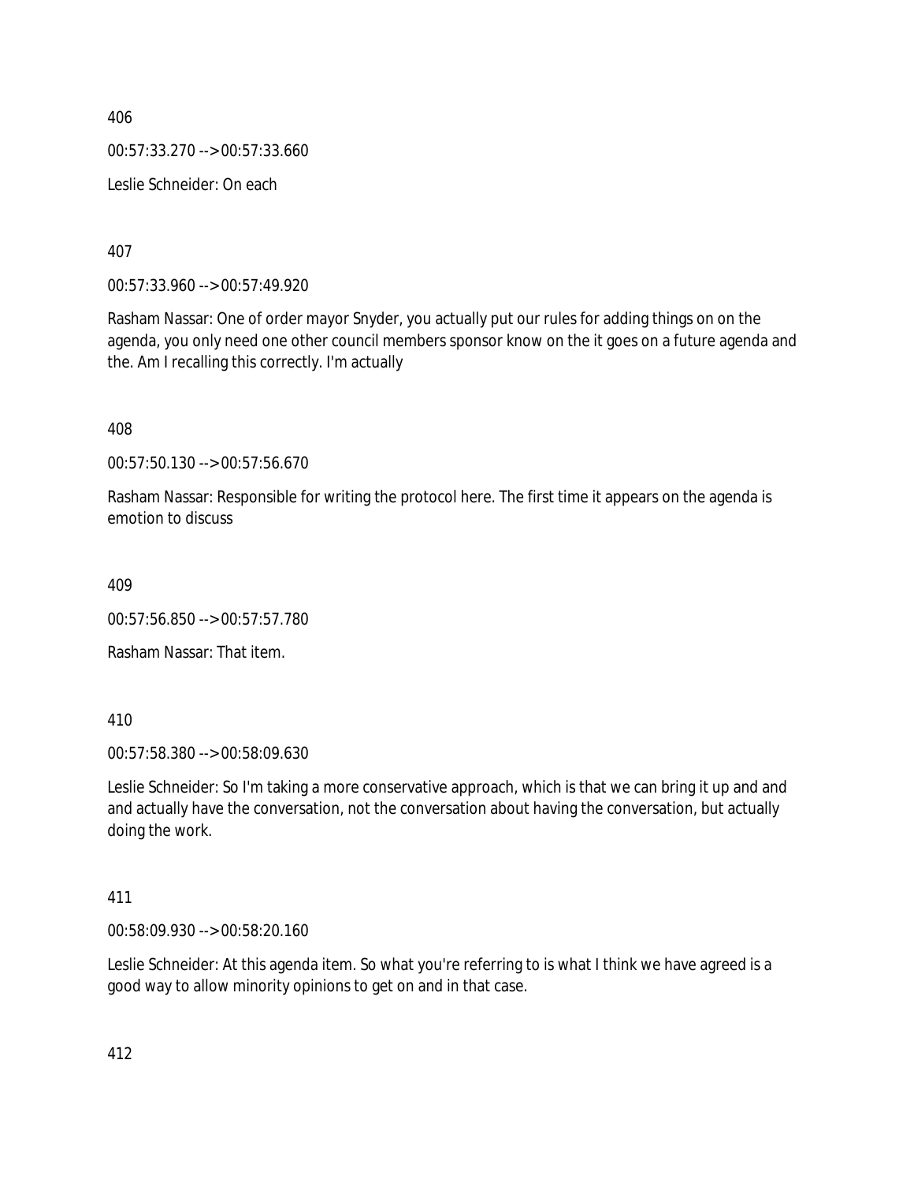406

00:57:33.270 --> 00:57:33.660

Leslie Schneider: On each

407

00:57:33.960 --> 00:57:49.920

Rasham Nassar: One of order mayor Snyder, you actually put our rules for adding things on on the agenda, you only need one other council members sponsor know on the it goes on a future agenda and the. Am I recalling this correctly. I'm actually

408

00:57:50.130 --> 00:57:56.670

Rasham Nassar: Responsible for writing the protocol here. The first time it appears on the agenda is emotion to discuss

409

00:57:56.850 --> 00:57:57.780

Rasham Nassar: That item.

410

00:57:58.380 --> 00:58:09.630

Leslie Schneider: So I'm taking a more conservative approach, which is that we can bring it up and and and actually have the conversation, not the conversation about having the conversation, but actually doing the work.

411

00:58:09.930 --> 00:58:20.160

Leslie Schneider: At this agenda item. So what you're referring to is what I think we have agreed is a good way to allow minority opinions to get on and in that case.

412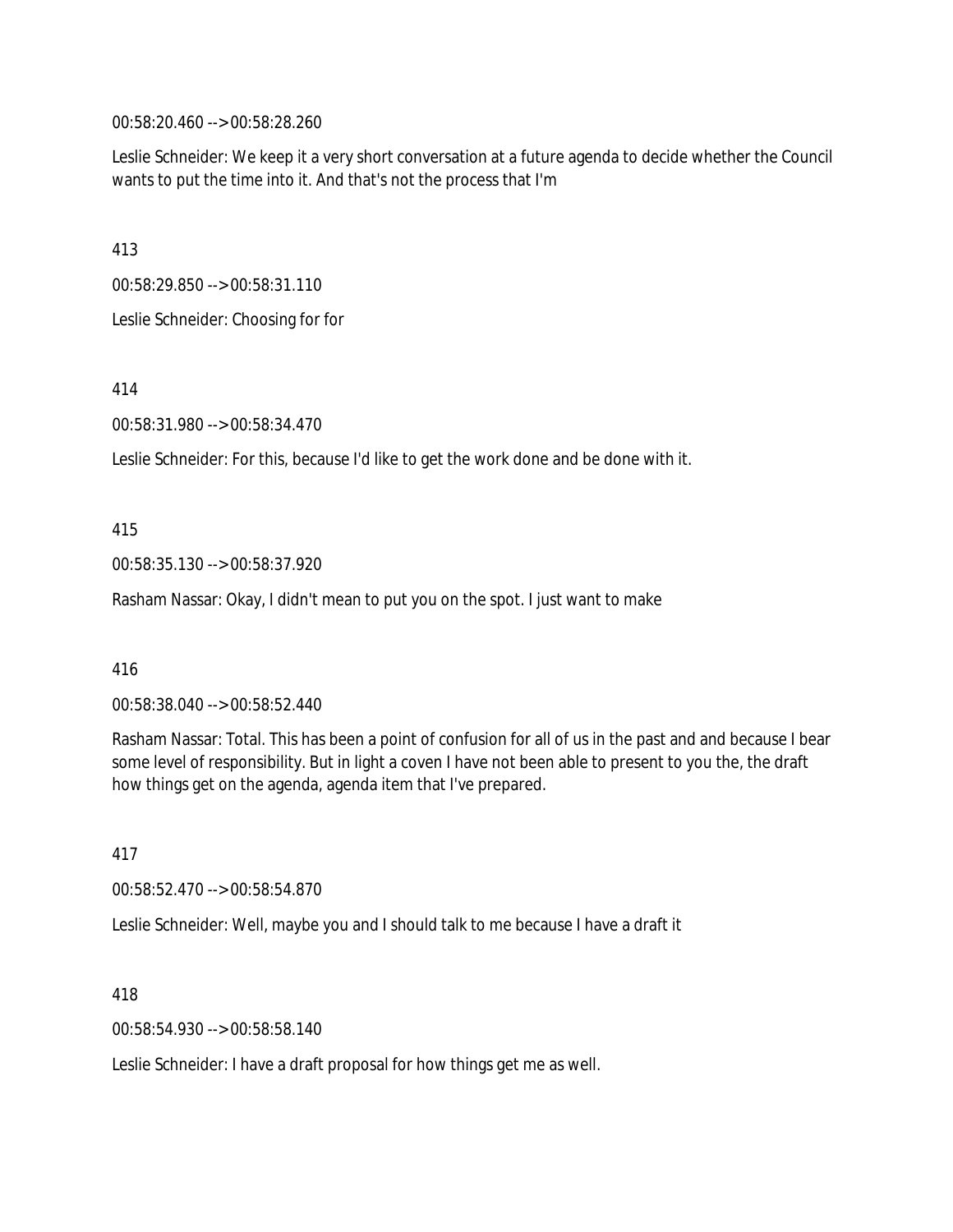00:58:20.460 --> 00:58:28.260

Leslie Schneider: We keep it a very short conversation at a future agenda to decide whether the Council wants to put the time into it. And that's not the process that I'm

413

00:58:29.850 --> 00:58:31.110

Leslie Schneider: Choosing for for

414

00:58:31.980 --> 00:58:34.470

Leslie Schneider: For this, because I'd like to get the work done and be done with it.

415

00:58:35.130 --> 00:58:37.920

Rasham Nassar: Okay, I didn't mean to put you on the spot. I just want to make

416

00:58:38.040 --> 00:58:52.440

Rasham Nassar: Total. This has been a point of confusion for all of us in the past and and because I bear some level of responsibility. But in light a coven I have not been able to present to you the, the draft how things get on the agenda, agenda item that I've prepared.

417

00:58:52.470 --> 00:58:54.870

Leslie Schneider: Well, maybe you and I should talk to me because I have a draft it

418

00:58:54.930 --> 00:58:58.140

Leslie Schneider: I have a draft proposal for how things get me as well.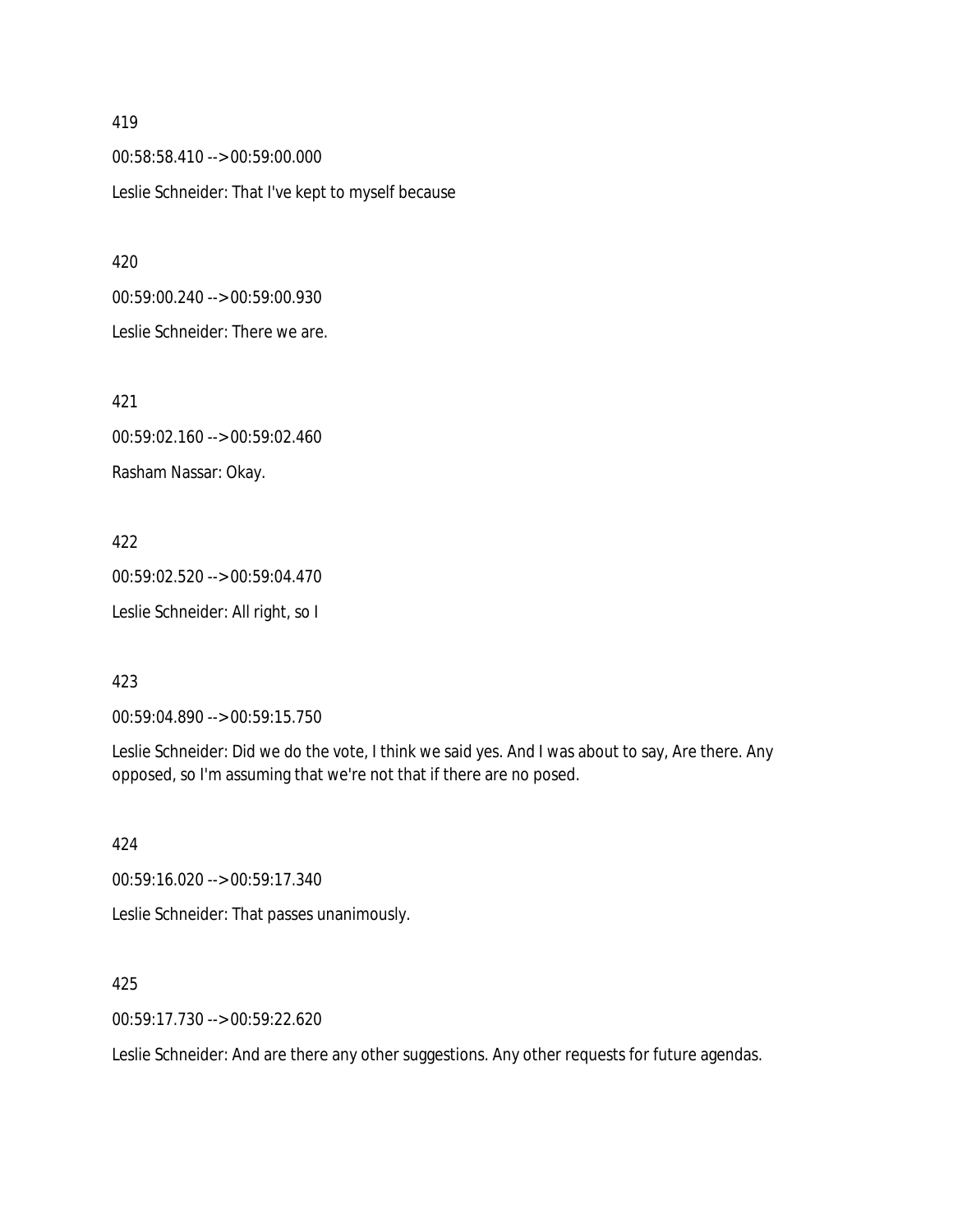419

00:58:58.410 --> 00:59:00.000

Leslie Schneider: That I've kept to myself because

420

00:59:00.240 --> 00:59:00.930

Leslie Schneider: There we are.

421

00:59:02.160 --> 00:59:02.460

Rasham Nassar: Okay.

422

00:59:02.520 --> 00:59:04.470

Leslie Schneider: All right, so I

423

00:59:04.890 --> 00:59:15.750

Leslie Schneider: Did we do the vote, I think we said yes. And I was about to say, Are there. Any opposed, so I'm assuming that we're not that if there are no posed.

424

00:59:16.020 --> 00:59:17.340

Leslie Schneider: That passes unanimously.

425

00:59:17.730 --> 00:59:22.620

Leslie Schneider: And are there any other suggestions. Any other requests for future agendas.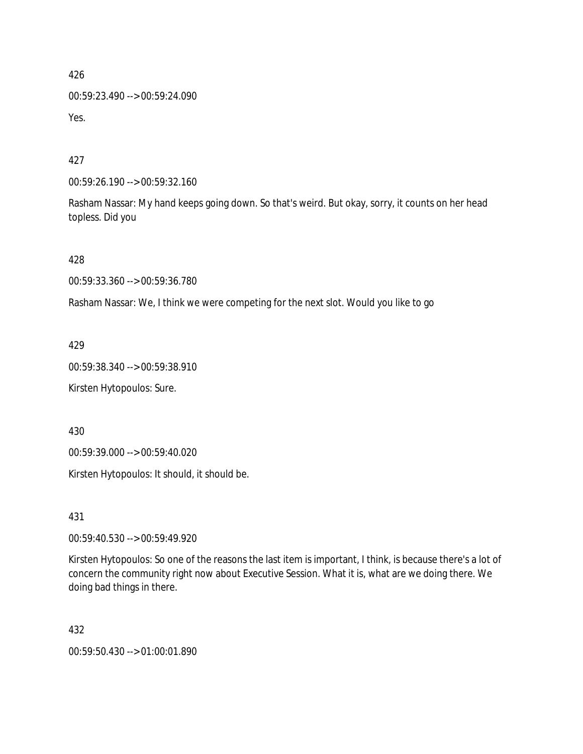426

00:59:23.490 --> 00:59:24.090

Yes.

427

00:59:26.190 --> 00:59:32.160

Rasham Nassar: My hand keeps going down. So that's weird. But okay, sorry, it counts on her head topless. Did you

428

00:59:33.360 --> 00:59:36.780

Rasham Nassar: We, I think we were competing for the next slot. Would you like to go

429

00:59:38.340 --> 00:59:38.910

Kirsten Hytopoulos: Sure.

430

00:59:39.000 --> 00:59:40.020

Kirsten Hytopoulos: It should, it should be.

431

00:59:40.530 --> 00:59:49.920

Kirsten Hytopoulos: So one of the reasons the last item is important, I think, is because there's a lot of concern the community right now about Executive Session. What it is, what are we doing there. We doing bad things in there.

432

00:59:50.430 --> 01:00:01.890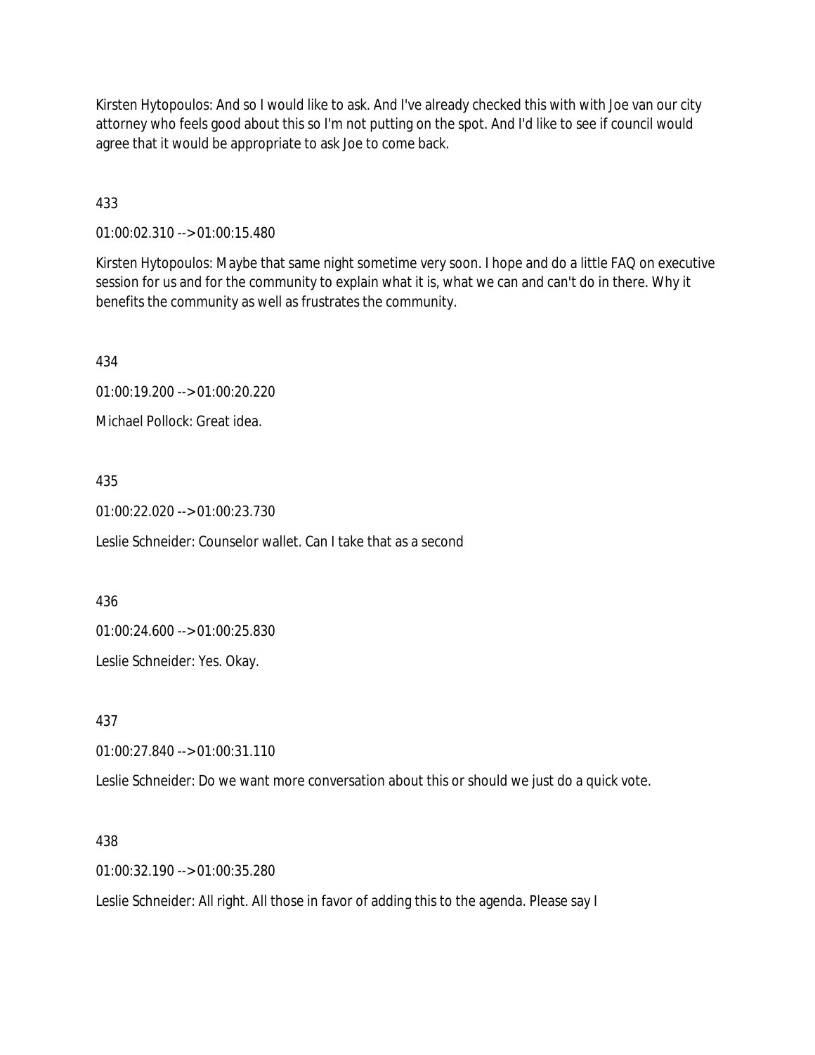Kirsten Hytopoulos: And so I would like to ask. And I've already checked this with with Joe van our city attorney who feels good about this so I'm not putting on the spot. And I'd like to see if council would agree that it would be appropriate to ask Joe to come back.

433

01:00:02.310 --> 01:00:15.480

Kirsten Hytopoulos: Maybe that same night sometime very soon. I hope and do a little FAQ on executive session for us and for the community to explain what it is, what we can and can't do in there. Why it benefits the community as well as frustrates the community.

434

01:00:19.200 --> 01:00:20.220

Michael Pollock: Great idea.

435

01:00:22.020 --> 01:00:23.730

Leslie Schneider: Counselor wallet. Can I take that as a second

436

01:00:24.600 --> 01:00:25.830

Leslie Schneider: Yes. Okay.

437

01:00:27.840 --> 01:00:31.110

Leslie Schneider: Do we want more conversation about this or should we just do a quick vote.

438

01:00:32.190 --> 01:00:35.280

Leslie Schneider: All right. All those in favor of adding this to the agenda. Please say I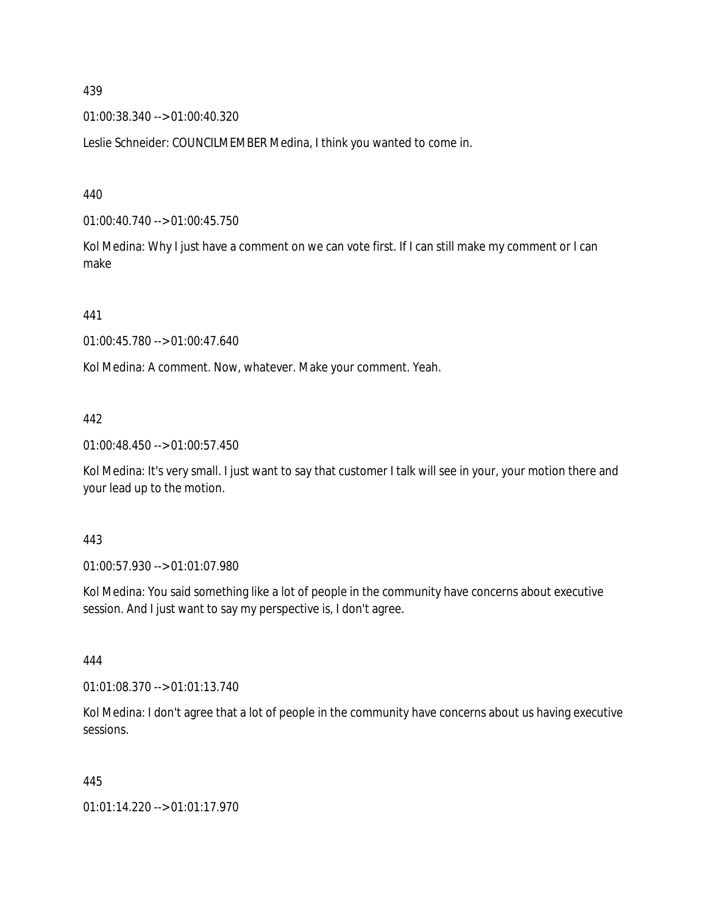439

01:00:38.340 --> 01:00:40.320

Leslie Schneider: COUNCILMEMBER Medina, I think you wanted to come in.

440

01:00:40.740 --> 01:00:45.750

Kol Medina: Why I just have a comment on we can vote first. If I can still make my comment or I can make

441

01:00:45.780 --> 01:00:47.640

Kol Medina: A comment. Now, whatever. Make your comment. Yeah.

442

01:00:48.450 --> 01:00:57.450

Kol Medina: It's very small. I just want to say that customer I talk will see in your, your motion there and your lead up to the motion.

443

01:00:57.930 --> 01:01:07.980

Kol Medina: You said something like a lot of people in the community have concerns about executive session. And I just want to say my perspective is, I don't agree.

444

01:01:08.370 --> 01:01:13.740

Kol Medina: I don't agree that a lot of people in the community have concerns about us having executive sessions.

445

01:01:14.220 --> 01:01:17.970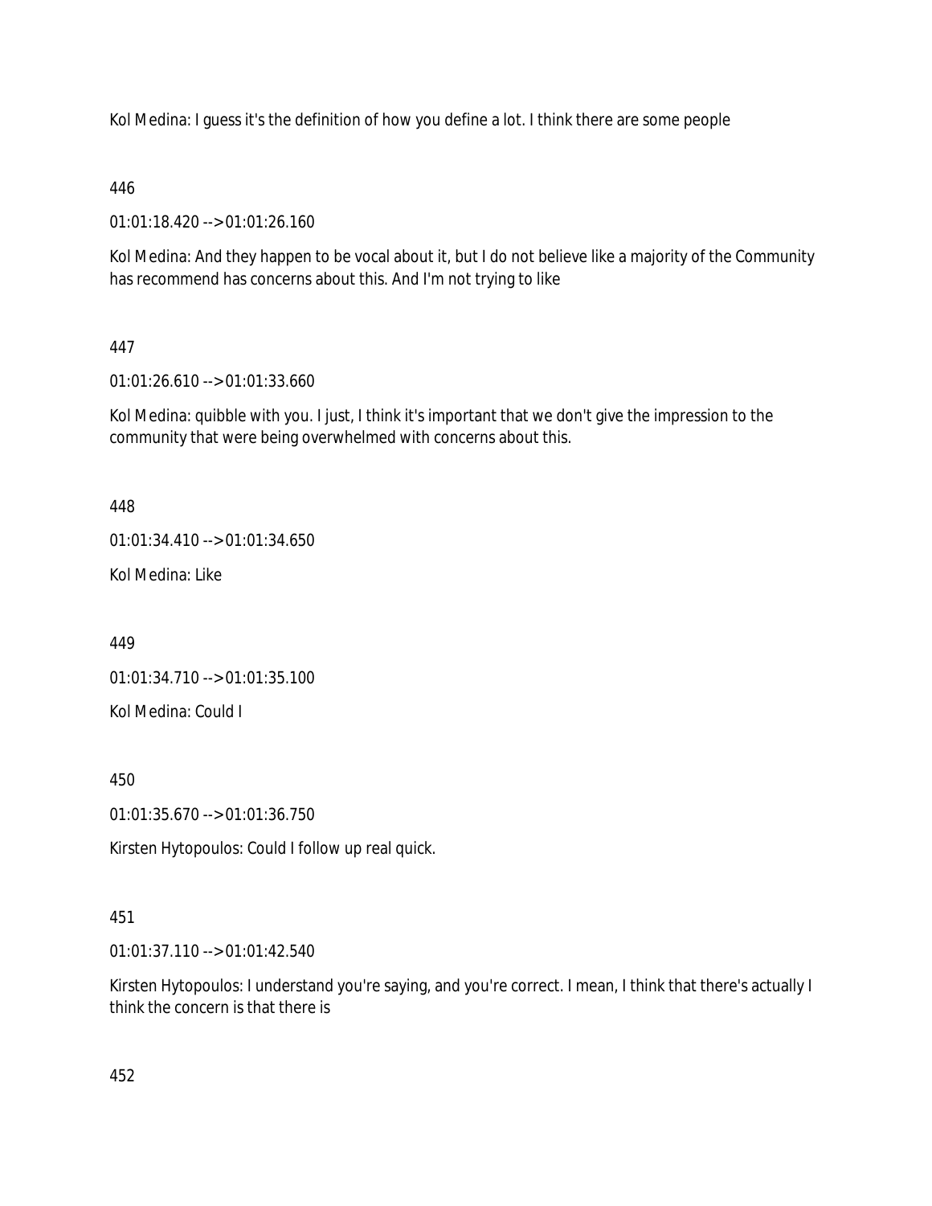Kol Medina: I guess it's the definition of how you define a lot. I think there are some people

446

01:01:18.420 --> 01:01:26.160

Kol Medina: And they happen to be vocal about it, but I do not believe like a majority of the Community has recommend has concerns about this. And I'm not trying to like

447

01:01:26.610 --> 01:01:33.660

Kol Medina: quibble with you. I just, I think it's important that we don't give the impression to the community that were being overwhelmed with concerns about this.

448

01:01:34.410 --> 01:01:34.650

Kol Medina: Like

449

01:01:34.710 --> 01:01:35.100

Kol Medina: Could I

450

01:01:35.670 --> 01:01:36.750

Kirsten Hytopoulos: Could I follow up real quick.

451

01:01:37.110 --> 01:01:42.540

Kirsten Hytopoulos: I understand you're saying, and you're correct. I mean, I think that there's actually I think the concern is that there is

452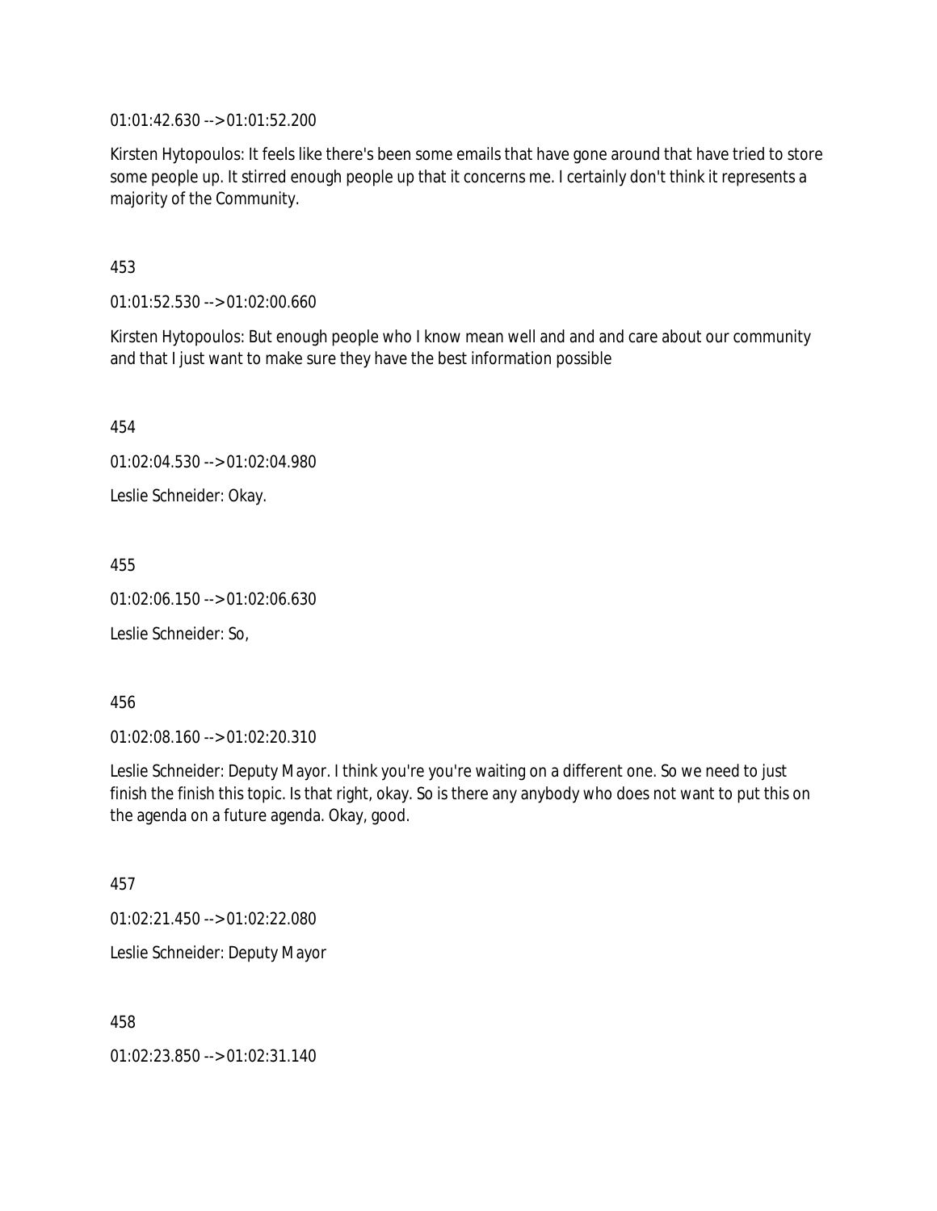01:01:42.630 --> 01:01:52.200

Kirsten Hytopoulos: It feels like there's been some emails that have gone around that have tried to store some people up. It stirred enough people up that it concerns me. I certainly don't think it represents a majority of the Community.

453

01:01:52.530 --> 01:02:00.660

Kirsten Hytopoulos: But enough people who I know mean well and and and care about our community and that I just want to make sure they have the best information possible

454

01:02:04.530 --> 01:02:04.980

Leslie Schneider: Okay.

455

01:02:06.150 --> 01:02:06.630

Leslie Schneider: So,

456

01:02:08.160 --> 01:02:20.310

Leslie Schneider: Deputy Mayor. I think you're you're waiting on a different one. So we need to just finish the finish this topic. Is that right, okay. So is there any anybody who does not want to put this on the agenda on a future agenda. Okay, good.

457

01:02:21.450 --> 01:02:22.080

Leslie Schneider: Deputy Mayor

458

01:02:23.850 --> 01:02:31.140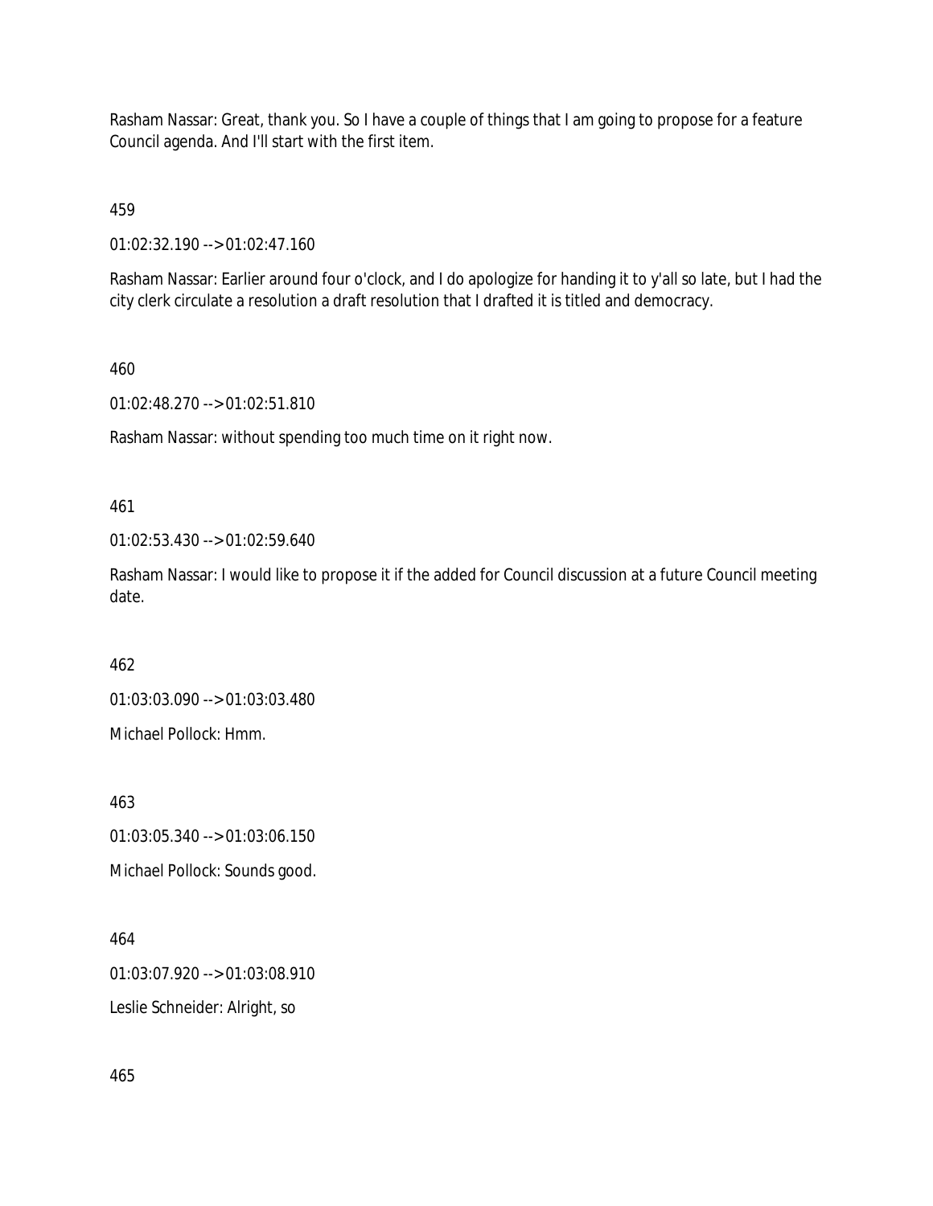Rasham Nassar: Great, thank you. So I have a couple of things that I am going to propose for a feature Council agenda. And I'll start with the first item.

459

01:02:32.190 --> 01:02:47.160

Rasham Nassar: Earlier around four o'clock, and I do apologize for handing it to y'all so late, but I had the city clerk circulate a resolution a draft resolution that I drafted it is titled and democracy.

460

01:02:48.270 --> 01:02:51.810

Rasham Nassar: without spending too much time on it right now.

461

01:02:53.430 --> 01:02:59.640

Rasham Nassar: I would like to propose it if the added for Council discussion at a future Council meeting date.

462

01:03:03.090 --> 01:03:03.480

Michael Pollock: Hmm.

463

01:03:05.340 --> 01:03:06.150

Michael Pollock: Sounds good.

464

01:03:07.920 --> 01:03:08.910

Leslie Schneider: Alright, so

465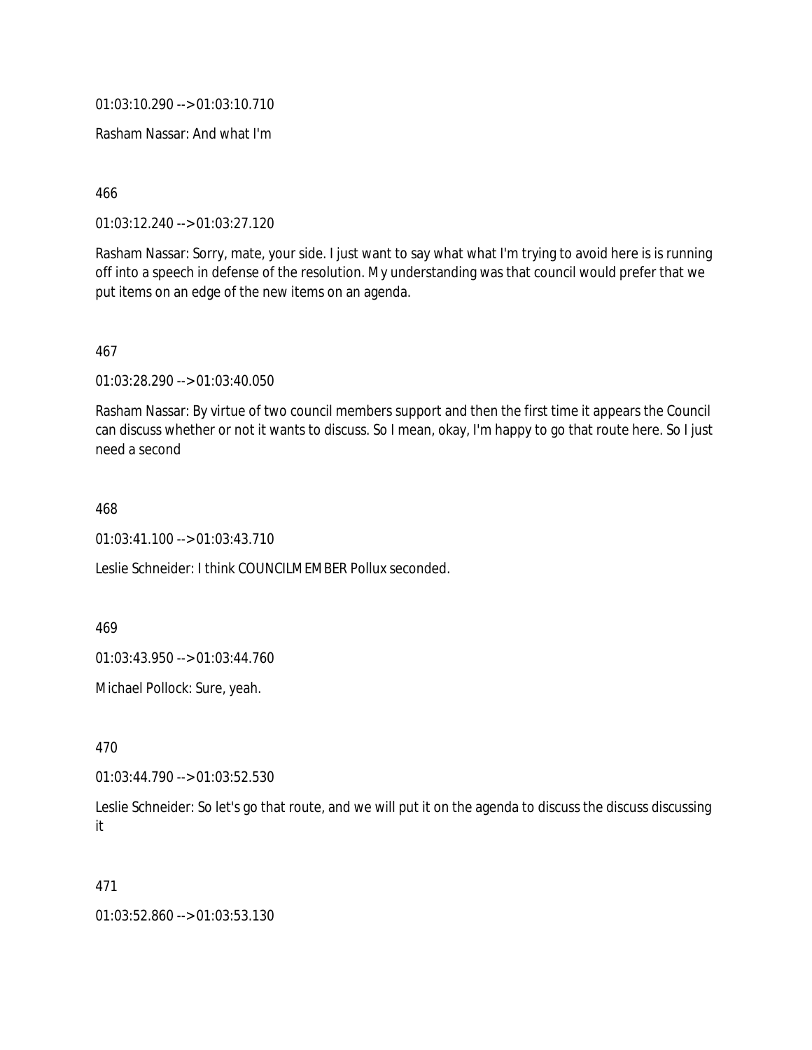01:03:10.290 --> 01:03:10.710

Rasham Nassar: And what I'm

466

01:03:12.240 --> 01:03:27.120

Rasham Nassar: Sorry, mate, your side. I just want to say what what I'm trying to avoid here is is running off into a speech in defense of the resolution. My understanding was that council would prefer that we put items on an edge of the new items on an agenda.

467

01:03:28.290 --> 01:03:40.050

Rasham Nassar: By virtue of two council members support and then the first time it appears the Council can discuss whether or not it wants to discuss. So I mean, okay, I'm happy to go that route here. So I just need a second

468

01:03:41.100 --> 01:03:43.710

Leslie Schneider: I think COUNCILMEMBER Pollux seconded.

469

01:03:43.950 --> 01:03:44.760

Michael Pollock: Sure, yeah.

470

01:03:44.790 --> 01:03:52.530

Leslie Schneider: So let's go that route, and we will put it on the agenda to discuss the discuss discussing it

471

01:03:52.860 --> 01:03:53.130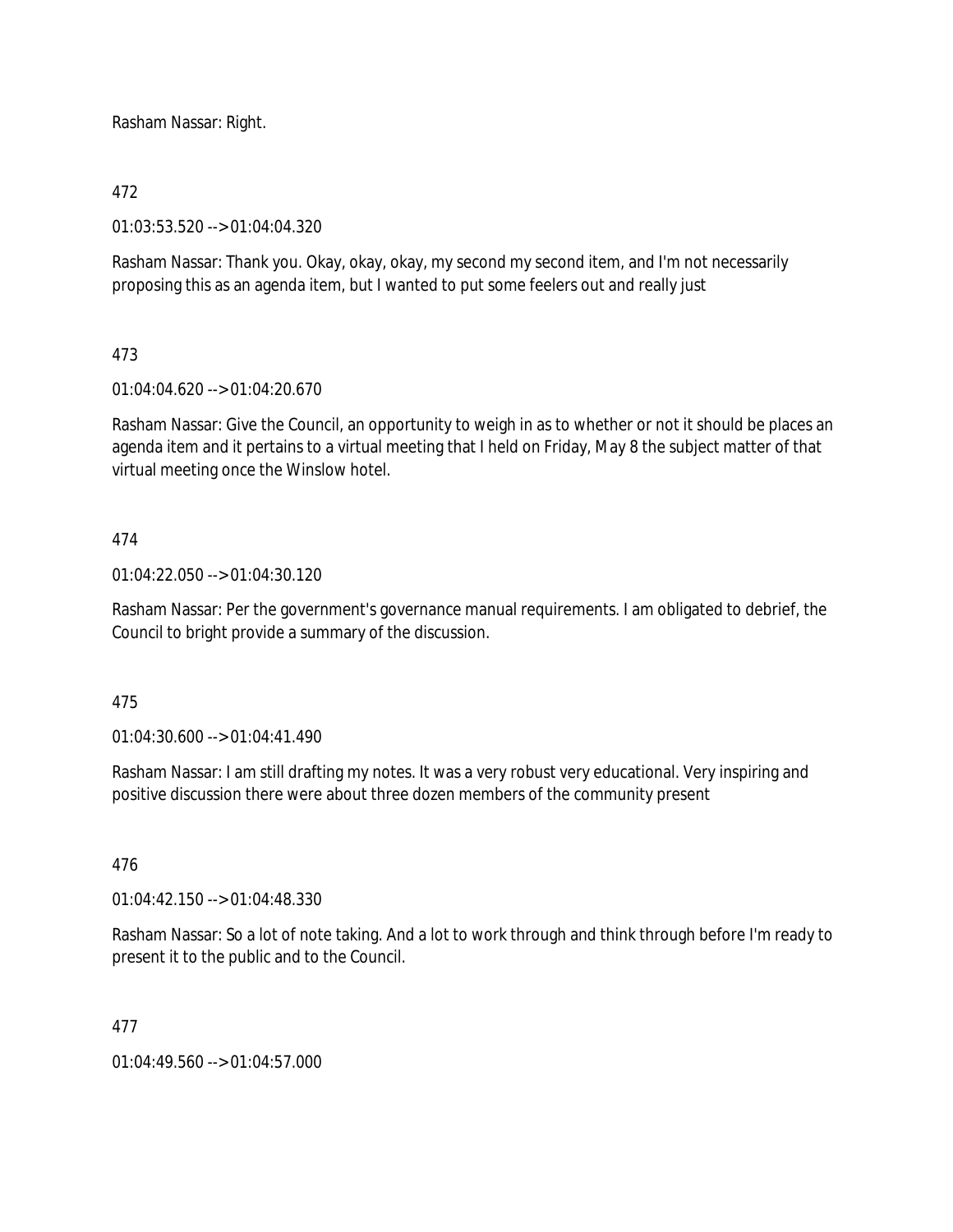Rasham Nassar: Right.

472

01:03:53.520 --> 01:04:04.320

Rasham Nassar: Thank you. Okay, okay, okay, my second my second item, and I'm not necessarily proposing this as an agenda item, but I wanted to put some feelers out and really just

473

01:04:04.620 --> 01:04:20.670

Rasham Nassar: Give the Council, an opportunity to weigh in as to whether or not it should be places an agenda item and it pertains to a virtual meeting that I held on Friday, May 8 the subject matter of that virtual meeting once the Winslow hotel.

474

01:04:22.050 --> 01:04:30.120

Rasham Nassar: Per the government's governance manual requirements. I am obligated to debrief, the Council to bright provide a summary of the discussion.

475

01:04:30.600 --> 01:04:41.490

Rasham Nassar: I am still drafting my notes. It was a very robust very educational. Very inspiring and positive discussion there were about three dozen members of the community present

476

01:04:42.150 --> 01:04:48.330

Rasham Nassar: So a lot of note taking. And a lot to work through and think through before I'm ready to present it to the public and to the Council.

477

01:04:49.560 --> 01:04:57.000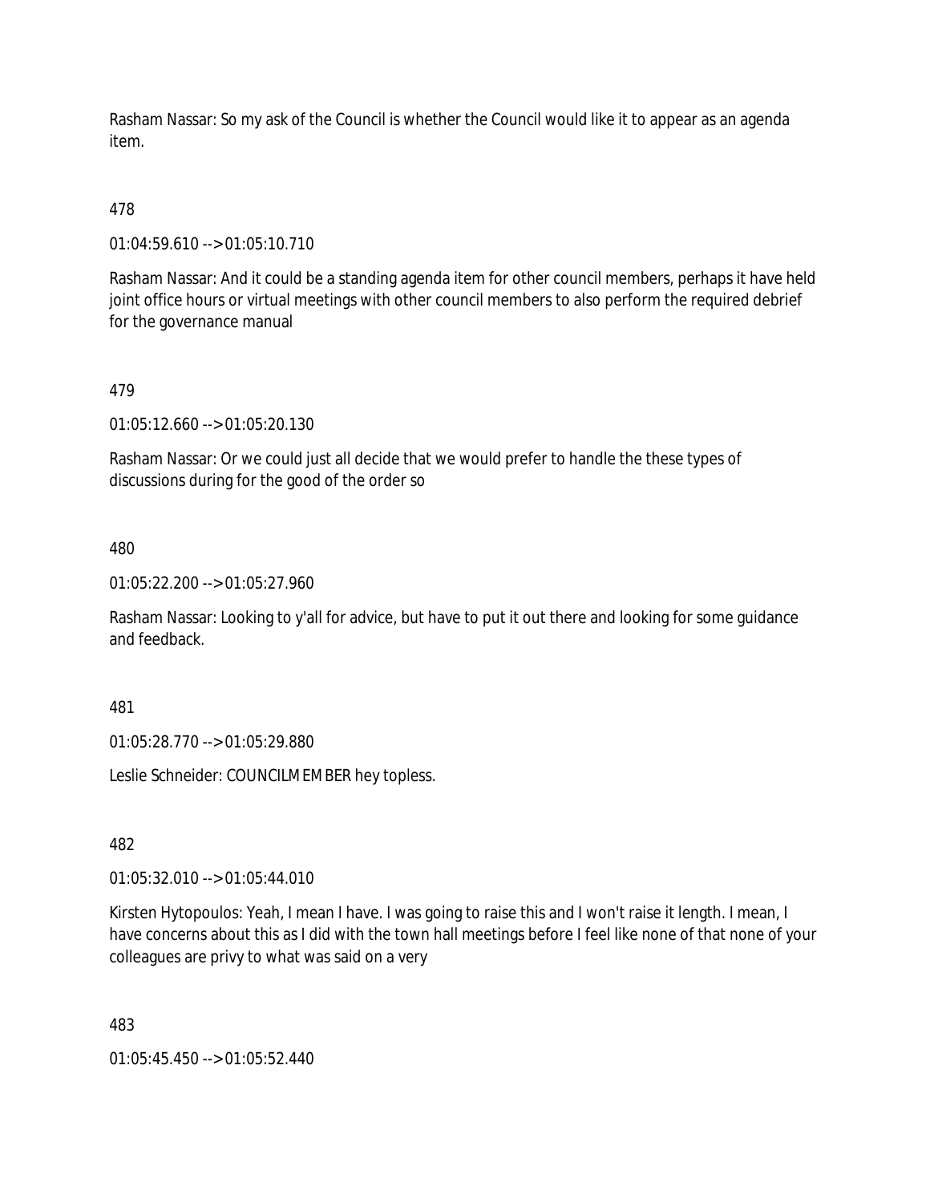Rasham Nassar: So my ask of the Council is whether the Council would like it to appear as an agenda item.

478

01:04:59.610 --> 01:05:10.710

Rasham Nassar: And it could be a standing agenda item for other council members, perhaps it have held joint office hours or virtual meetings with other council members to also perform the required debrief for the governance manual

479

01:05:12.660 --> 01:05:20.130

Rasham Nassar: Or we could just all decide that we would prefer to handle the these types of discussions during for the good of the order so

480

01:05:22.200 --> 01:05:27.960

Rasham Nassar: Looking to y'all for advice, but have to put it out there and looking for some guidance and feedback.

481

01:05:28.770 --> 01:05:29.880

Leslie Schneider: COUNCILMEMBER hey topless.

482

01:05:32.010 --> 01:05:44.010

Kirsten Hytopoulos: Yeah, I mean I have. I was going to raise this and I won't raise it length. I mean, I have concerns about this as I did with the town hall meetings before I feel like none of that none of your colleagues are privy to what was said on a very

483

01:05:45.450 --> 01:05:52.440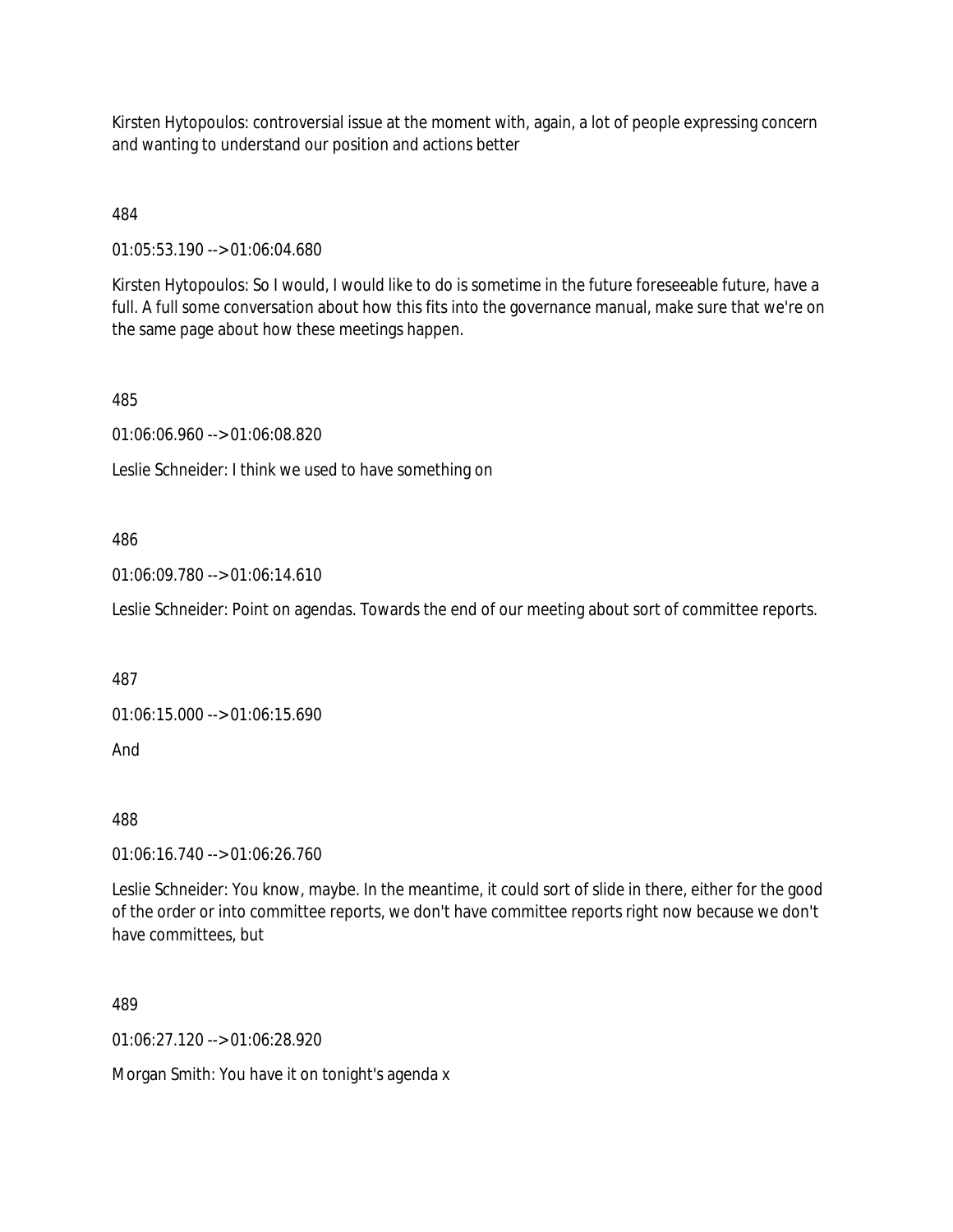Kirsten Hytopoulos: controversial issue at the moment with, again, a lot of people expressing concern and wanting to understand our position and actions better

484

01:05:53.190 --> 01:06:04.680

Kirsten Hytopoulos: So I would, I would like to do is sometime in the future foreseeable future, have a full. A full some conversation about how this fits into the governance manual, make sure that we're on the same page about how these meetings happen.

485

01:06:06.960 --> 01:06:08.820

Leslie Schneider: I think we used to have something on

486

01:06:09.780 --> 01:06:14.610

Leslie Schneider: Point on agendas. Towards the end of our meeting about sort of committee reports.

487

01:06:15.000 --> 01:06:15.690

And

488

01:06:16.740 --> 01:06:26.760

Leslie Schneider: You know, maybe. In the meantime, it could sort of slide in there, either for the good of the order or into committee reports, we don't have committee reports right now because we don't have committees, but

489

01:06:27.120 --> 01:06:28.920

Morgan Smith: You have it on tonight's agenda x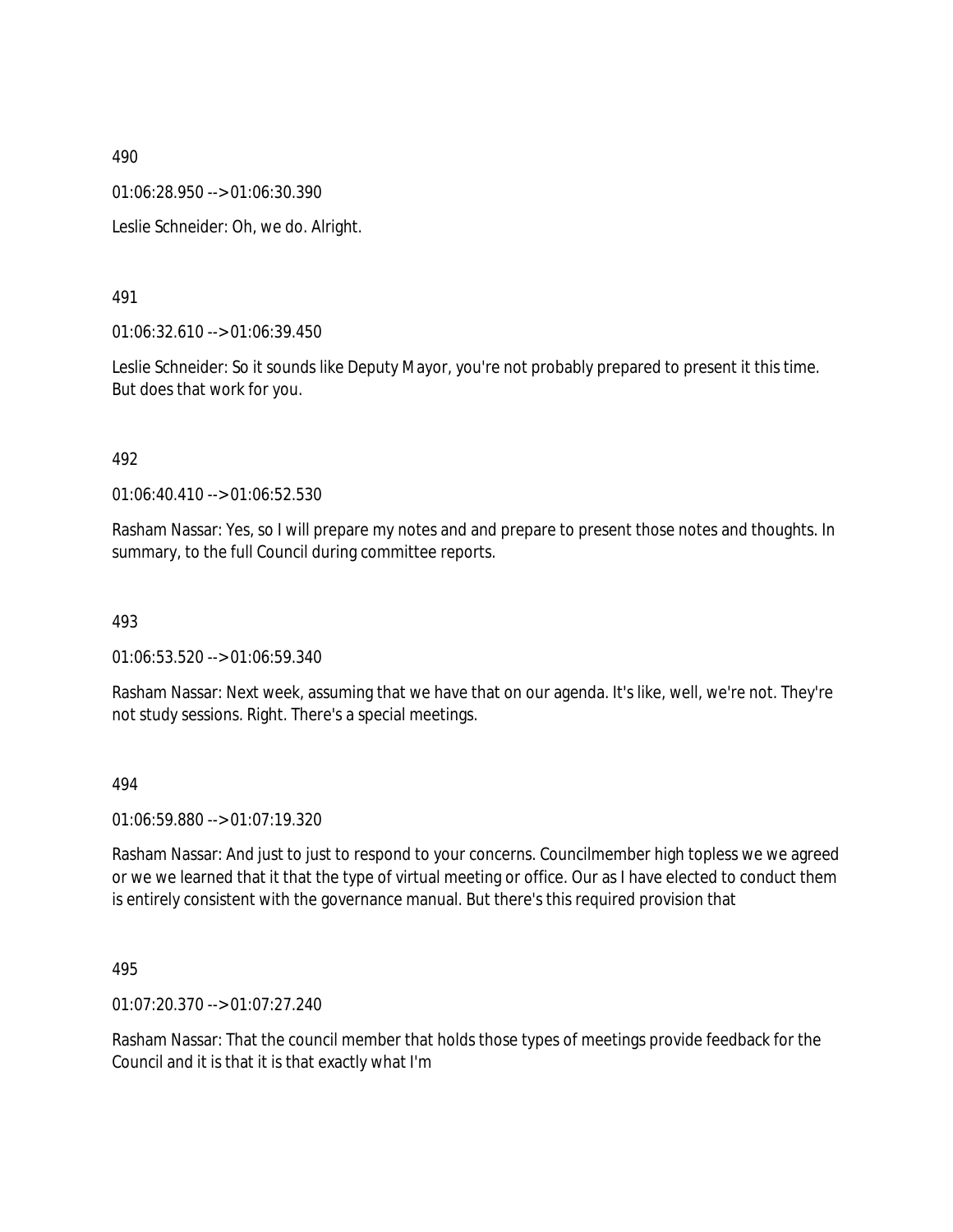490

01:06:28.950 --> 01:06:30.390

Leslie Schneider: Oh, we do. Alright.

491

01:06:32.610 --> 01:06:39.450

Leslie Schneider: So it sounds like Deputy Mayor, you're not probably prepared to present it this time. But does that work for you.

492

01:06:40.410 --> 01:06:52.530

Rasham Nassar: Yes, so I will prepare my notes and and prepare to present those notes and thoughts. In summary, to the full Council during committee reports.

493

01:06:53.520 --> 01:06:59.340

Rasham Nassar: Next week, assuming that we have that on our agenda. It's like, well, we're not. They're not study sessions. Right. There's a special meetings.

494

01:06:59.880 --> 01:07:19.320

Rasham Nassar: And just to just to respond to your concerns. Councilmember high topless we we agreed or we we learned that it that the type of virtual meeting or office. Our as I have elected to conduct them is entirely consistent with the governance manual. But there's this required provision that

495

01:07:20.370 --> 01:07:27.240

Rasham Nassar: That the council member that holds those types of meetings provide feedback for the Council and it is that it is that exactly what I'm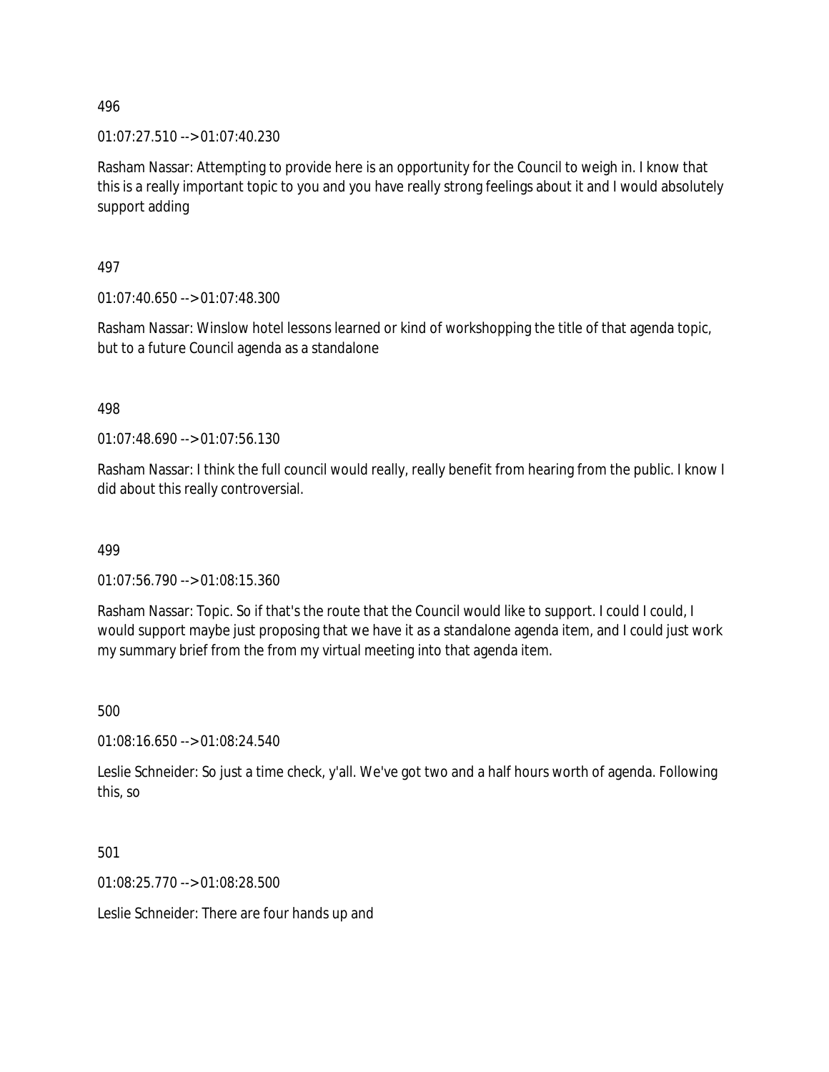496

01:07:27.510 --> 01:07:40.230

Rasham Nassar: Attempting to provide here is an opportunity for the Council to weigh in. I know that this is a really important topic to you and you have really strong feelings about it and I would absolutely support adding

497

01:07:40.650 --> 01:07:48.300

Rasham Nassar: Winslow hotel lessons learned or kind of workshopping the title of that agenda topic, but to a future Council agenda as a standalone

498

01:07:48.690 --> 01:07:56.130

Rasham Nassar: I think the full council would really, really benefit from hearing from the public. I know I did about this really controversial.

499

01:07:56.790 --> 01:08:15.360

Rasham Nassar: Topic. So if that's the route that the Council would like to support. I could I could, I would support maybe just proposing that we have it as a standalone agenda item, and I could just work my summary brief from the from my virtual meeting into that agenda item.

500

01:08:16.650 --> 01:08:24.540

Leslie Schneider: So just a time check, y'all. We've got two and a half hours worth of agenda. Following this, so

501

01:08:25.770 --> 01:08:28.500

Leslie Schneider: There are four hands up and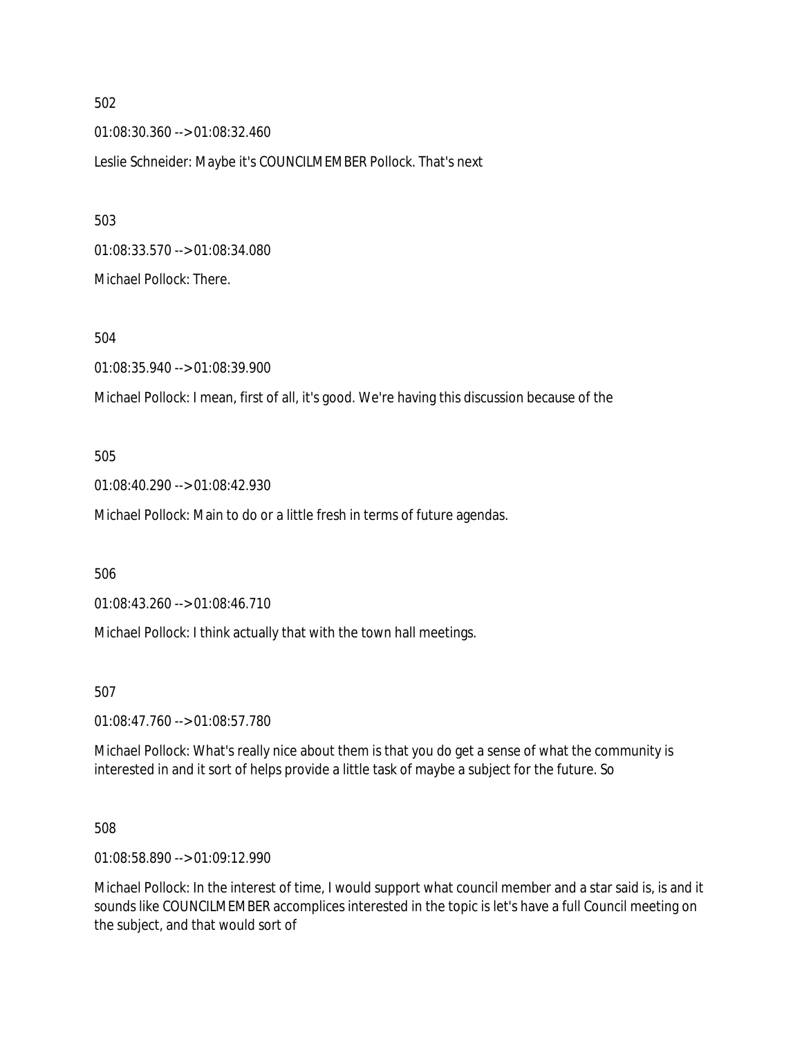502

01:08:30.360 --> 01:08:32.460

Leslie Schneider: Maybe it's COUNCILMEMBER Pollock. That's next

503

01:08:33.570 --> 01:08:34.080

Michael Pollock: There.

504

01:08:35.940 --> 01:08:39.900

Michael Pollock: I mean, first of all, it's good. We're having this discussion because of the

505

01:08:40.290 --> 01:08:42.930

Michael Pollock: Main to do or a little fresh in terms of future agendas.

506

01:08:43.260 --> 01:08:46.710

Michael Pollock: I think actually that with the town hall meetings.

507

01:08:47.760 --> 01:08:57.780

Michael Pollock: What's really nice about them is that you do get a sense of what the community is interested in and it sort of helps provide a little task of maybe a subject for the future. So

508

01:08:58.890 --> 01:09:12.990

Michael Pollock: In the interest of time, I would support what council member and a star said is, is and it sounds like COUNCILMEMBER accomplices interested in the topic is let's have a full Council meeting on the subject, and that would sort of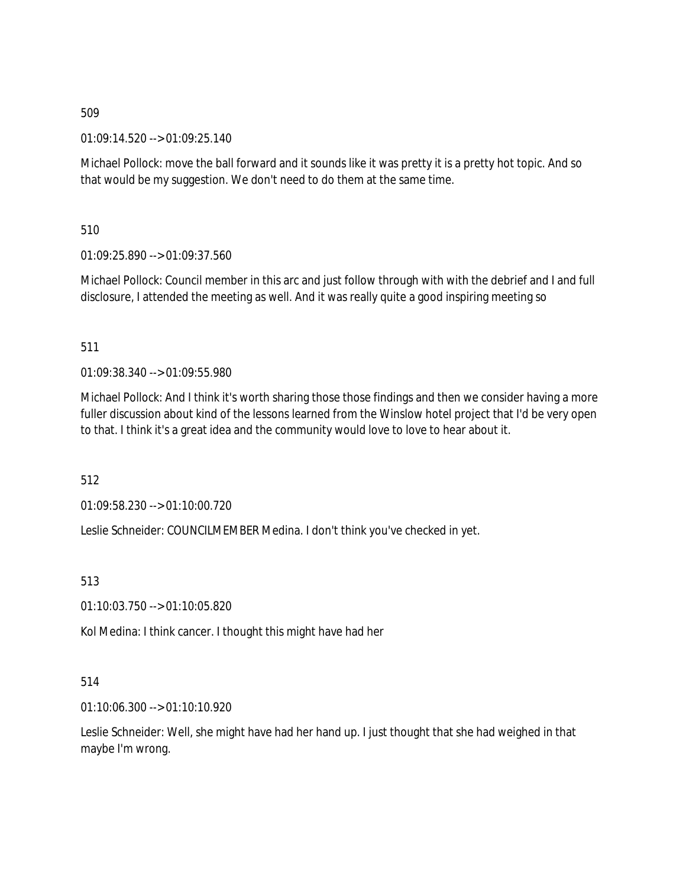509

01:09:14.520 --> 01:09:25.140

Michael Pollock: move the ball forward and it sounds like it was pretty it is a pretty hot topic. And so that would be my suggestion. We don't need to do them at the same time.

510

01:09:25.890 --> 01:09:37.560

Michael Pollock: Council member in this arc and just follow through with with the debrief and I and full disclosure, I attended the meeting as well. And it was really quite a good inspiring meeting so

511

01:09:38.340 --> 01:09:55.980

Michael Pollock: And I think it's worth sharing those those findings and then we consider having a more fuller discussion about kind of the lessons learned from the Winslow hotel project that I'd be very open to that. I think it's a great idea and the community would love to love to hear about it.

512

01:09:58.230 --> 01:10:00.720

Leslie Schneider: COUNCILMEMBER Medina. I don't think you've checked in yet.

513

01:10:03.750 --> 01:10:05.820

Kol Medina: I think cancer. I thought this might have had her

514

01:10:06.300 --> 01:10:10.920

Leslie Schneider: Well, she might have had her hand up. I just thought that she had weighed in that maybe I'm wrong.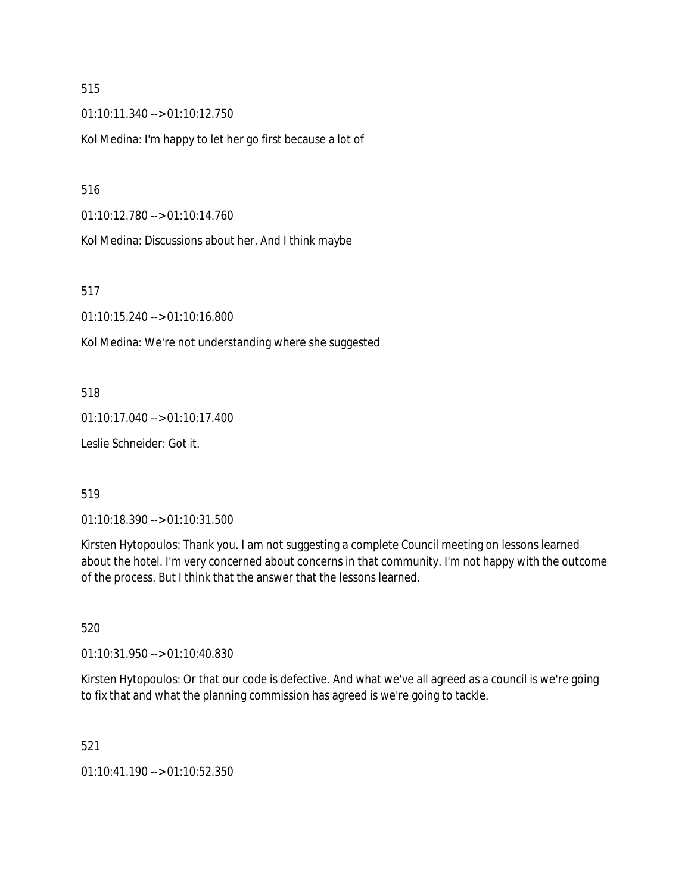515

01:10:11.340 --> 01:10:12.750

Kol Medina: I'm happy to let her go first because a lot of

516

01:10:12.780 --> 01:10:14.760

Kol Medina: Discussions about her. And I think maybe

517

01:10:15.240 --> 01:10:16.800

Kol Medina: We're not understanding where she suggested

518

01:10:17.040 --> 01:10:17.400

Leslie Schneider: Got it.

519

01:10:18.390 --> 01:10:31.500

Kirsten Hytopoulos: Thank you. I am not suggesting a complete Council meeting on lessons learned about the hotel. I'm very concerned about concerns in that community. I'm not happy with the outcome of the process. But I think that the answer that the lessons learned.

520

01:10:31.950 --> 01:10:40.830

Kirsten Hytopoulos: Or that our code is defective. And what we've all agreed as a council is we're going to fix that and what the planning commission has agreed is we're going to tackle.

521

01:10:41.190 --> 01:10:52.350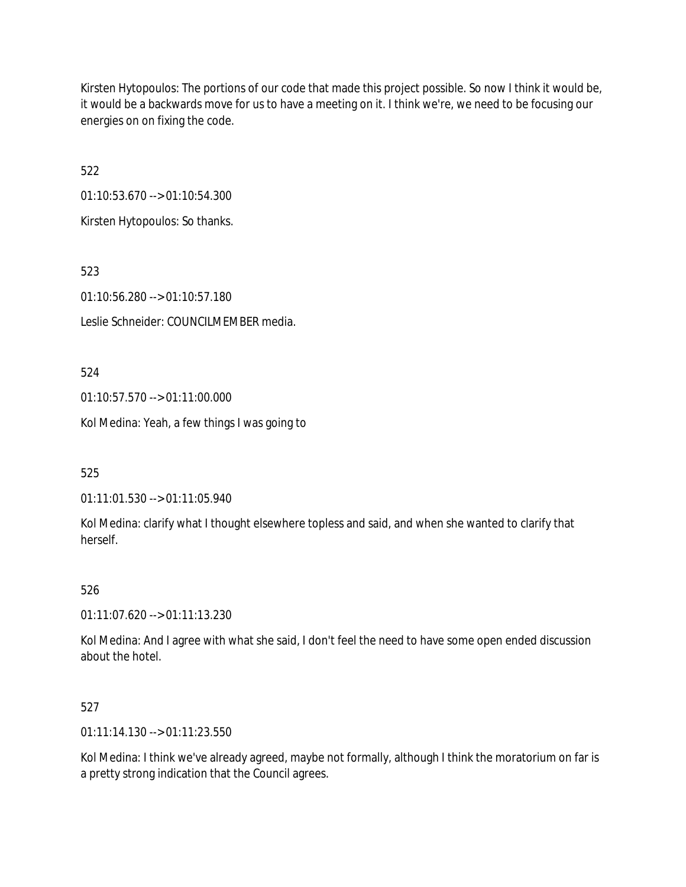Kirsten Hytopoulos: The portions of our code that made this project possible. So now I think it would be, it would be a backwards move for us to have a meeting on it. I think we're, we need to be focusing our energies on on fixing the code.

522

01:10:53.670 --> 01:10:54.300

Kirsten Hytopoulos: So thanks.

523

01:10:56.280 --> 01:10:57.180

Leslie Schneider: COUNCILMEMBER media.

524

01:10:57.570 --> 01:11:00.000

Kol Medina: Yeah, a few things I was going to

525

01:11:01.530 --> 01:11:05.940

Kol Medina: clarify what I thought elsewhere topless and said, and when she wanted to clarify that herself.

526

01:11:07.620 --> 01:11:13.230

Kol Medina: And I agree with what she said, I don't feel the need to have some open ended discussion about the hotel.

527

01:11:14.130 --> 01:11:23.550

Kol Medina: I think we've already agreed, maybe not formally, although I think the moratorium on far is a pretty strong indication that the Council agrees.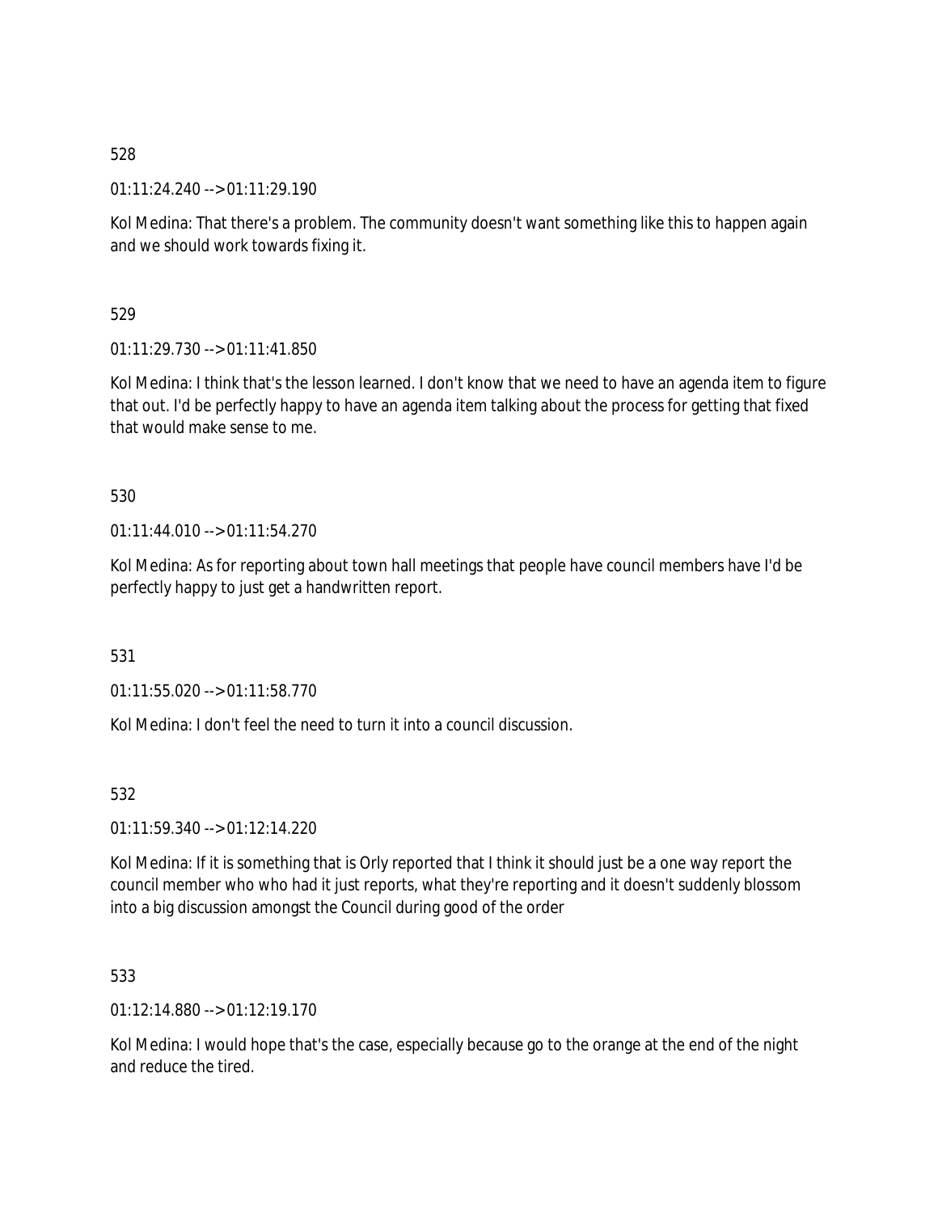528

01:11:24.240 --> 01:11:29.190

Kol Medina: That there's a problem. The community doesn't want something like this to happen again and we should work towards fixing it.

529

01:11:29.730 --> 01:11:41.850

Kol Medina: I think that's the lesson learned. I don't know that we need to have an agenda item to figure that out. I'd be perfectly happy to have an agenda item talking about the process for getting that fixed that would make sense to me.

530

01:11:44.010 --> 01:11:54.270

Kol Medina: As for reporting about town hall meetings that people have council members have I'd be perfectly happy to just get a handwritten report.

531

01:11:55.020 --> 01:11:58.770

Kol Medina: I don't feel the need to turn it into a council discussion.

532

01:11:59.340 --> 01:12:14.220

Kol Medina: If it is something that is Orly reported that I think it should just be a one way report the council member who who had it just reports, what they're reporting and it doesn't suddenly blossom into a big discussion amongst the Council during good of the order

533

01:12:14.880 --> 01:12:19.170

Kol Medina: I would hope that's the case, especially because go to the orange at the end of the night and reduce the tired.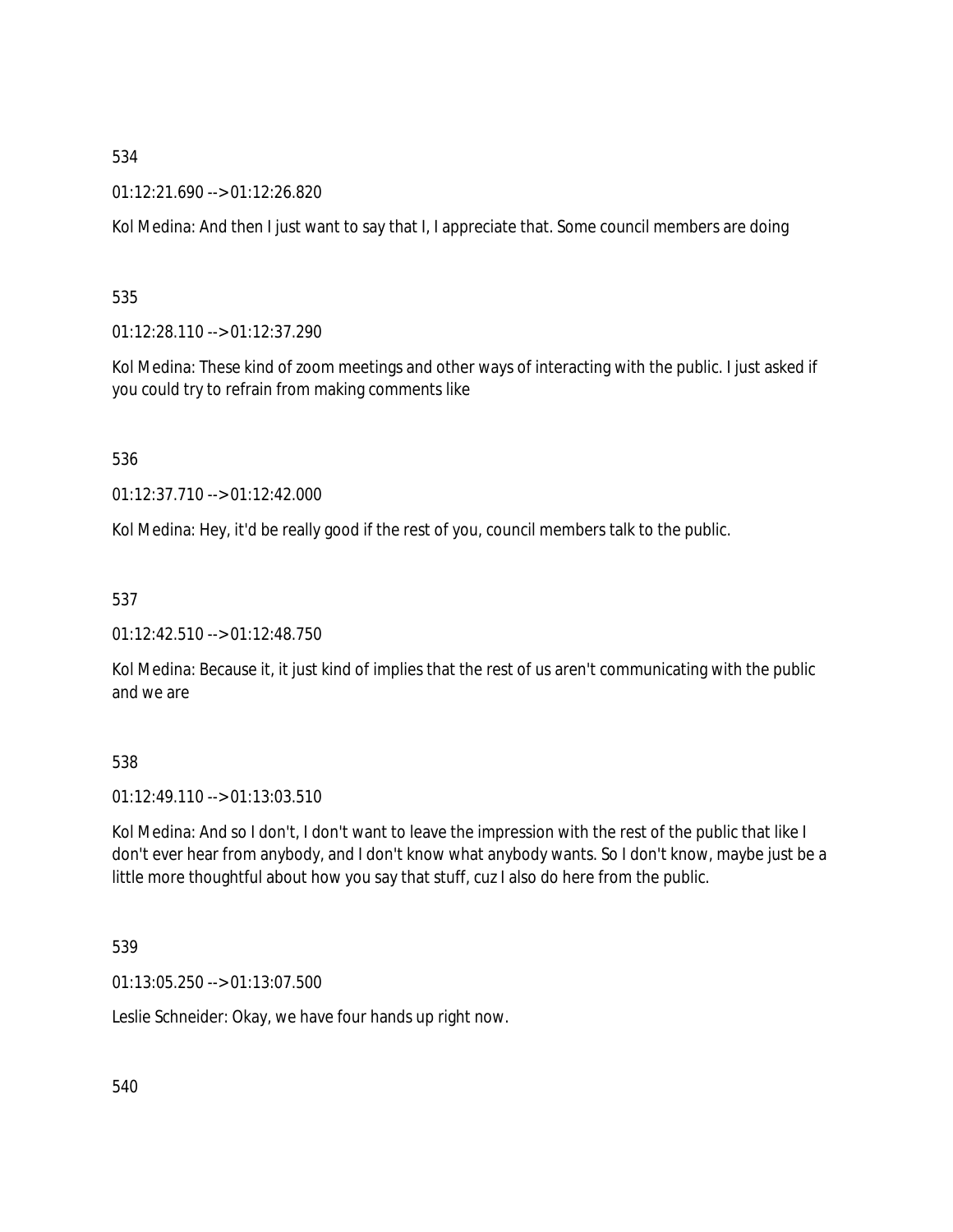534

01:12:21.690 --> 01:12:26.820

Kol Medina: And then I just want to say that I, I appreciate that. Some council members are doing

535

01:12:28.110 --> 01:12:37.290

Kol Medina: These kind of zoom meetings and other ways of interacting with the public. I just asked if you could try to refrain from making comments like

536

01:12:37.710 --> 01:12:42.000

Kol Medina: Hey, it'd be really good if the rest of you, council members talk to the public.

537

01:12:42.510 --> 01:12:48.750

Kol Medina: Because it, it just kind of implies that the rest of us aren't communicating with the public and we are

538

01:12:49.110 --> 01:13:03.510

Kol Medina: And so I don't, I don't want to leave the impression with the rest of the public that like I don't ever hear from anybody, and I don't know what anybody wants. So I don't know, maybe just be a little more thoughtful about how you say that stuff, cuz I also do here from the public.

539

01:13:05.250 --> 01:13:07.500

Leslie Schneider: Okay, we have four hands up right now.

540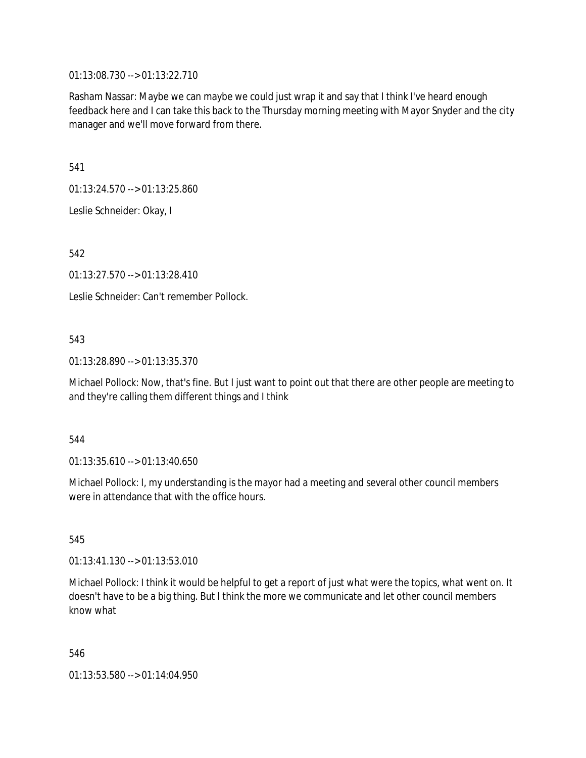01:13:08.730 --> 01:13:22.710

Rasham Nassar: Maybe we can maybe we could just wrap it and say that I think I've heard enough feedback here and I can take this back to the Thursday morning meeting with Mayor Snyder and the city manager and we'll move forward from there.

541

01:13:24.570 --> 01:13:25.860

Leslie Schneider: Okay, I

542

01:13:27.570 --> 01:13:28.410

Leslie Schneider: Can't remember Pollock.

543

01:13:28.890 --> 01:13:35.370

Michael Pollock: Now, that's fine. But I just want to point out that there are other people are meeting to and they're calling them different things and I think

544

01:13:35.610 --> 01:13:40.650

Michael Pollock: I, my understanding is the mayor had a meeting and several other council members were in attendance that with the office hours.

545

01:13:41.130 --> 01:13:53.010

Michael Pollock: I think it would be helpful to get a report of just what were the topics, what went on. It doesn't have to be a big thing. But I think the more we communicate and let other council members know what

546

01:13:53.580 --> 01:14:04.950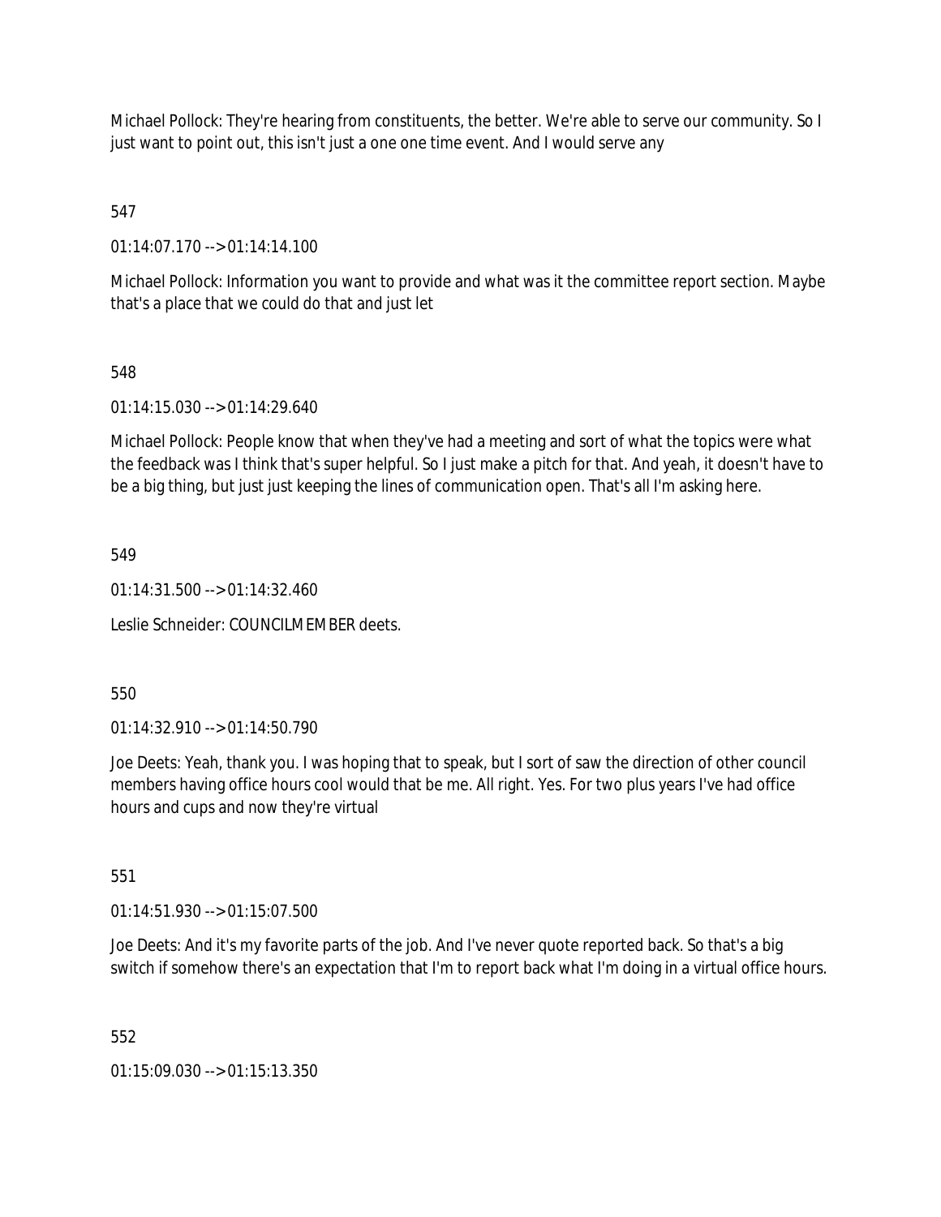Michael Pollock: They're hearing from constituents, the better. We're able to serve our community. So I just want to point out, this isn't just a one one time event. And I would serve any

547

01:14:07.170 --> 01:14:14.100

Michael Pollock: Information you want to provide and what was it the committee report section. Maybe that's a place that we could do that and just let

548

01:14:15.030 --> 01:14:29.640

Michael Pollock: People know that when they've had a meeting and sort of what the topics were what the feedback was I think that's super helpful. So I just make a pitch for that. And yeah, it doesn't have to be a big thing, but just just keeping the lines of communication open. That's all I'm asking here.

549

01:14:31.500 --> 01:14:32.460

Leslie Schneider: COUNCILMEMBER deets.

550

01:14:32.910 --> 01:14:50.790

Joe Deets: Yeah, thank you. I was hoping that to speak, but I sort of saw the direction of other council members having office hours cool would that be me. All right. Yes. For two plus years I've had office hours and cups and now they're virtual

551

01:14:51.930 --> 01:15:07.500

Joe Deets: And it's my favorite parts of the job. And I've never quote reported back. So that's a big switch if somehow there's an expectation that I'm to report back what I'm doing in a virtual office hours.

552

01:15:09.030 --> 01:15:13.350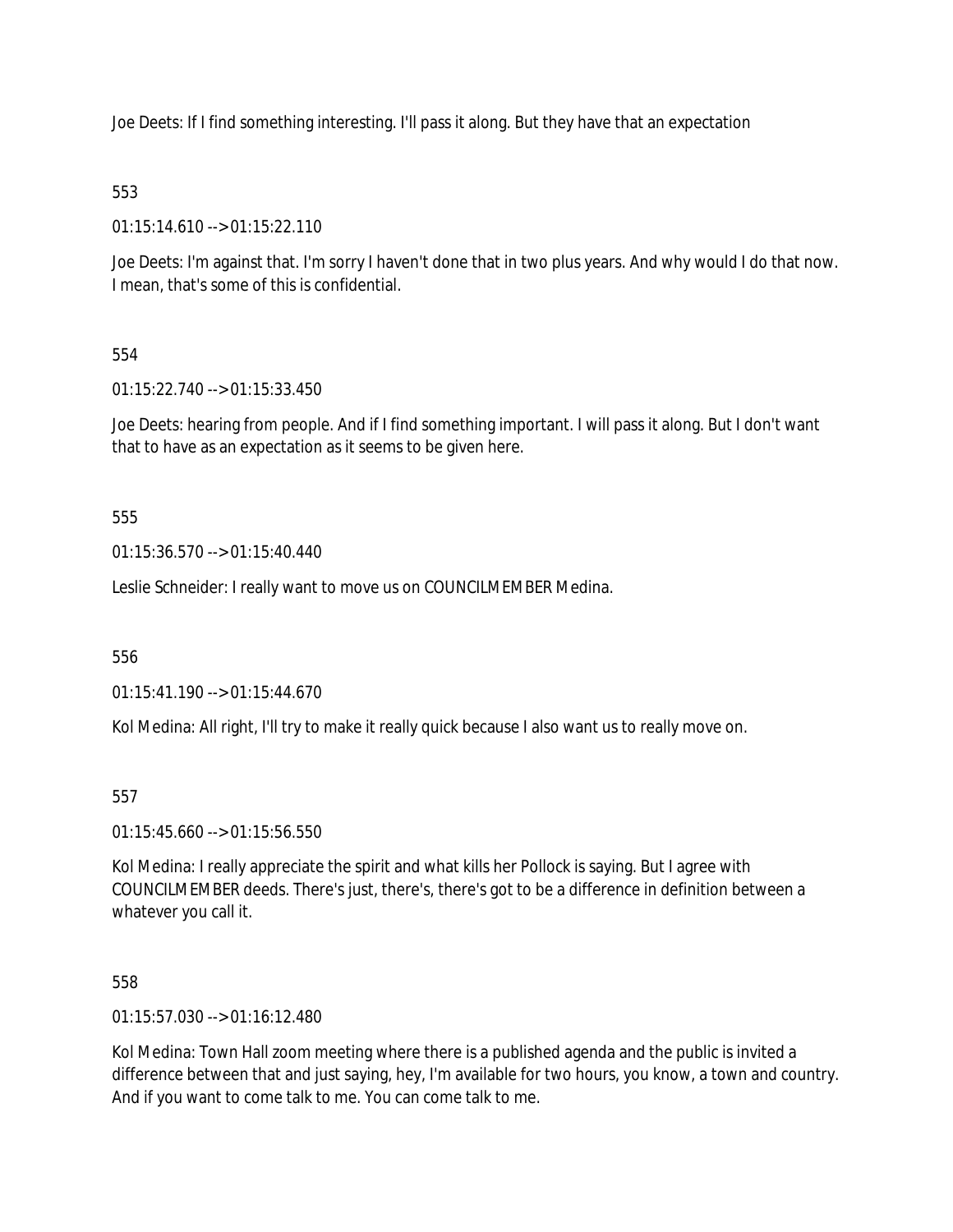Joe Deets: If I find something interesting. I'll pass it along. But they have that an expectation

553

01:15:14.610 --> 01:15:22.110

Joe Deets: I'm against that. I'm sorry I haven't done that in two plus years. And why would I do that now. I mean, that's some of this is confidential.

554

01:15:22.740 --> 01:15:33.450

Joe Deets: hearing from people. And if I find something important. I will pass it along. But I don't want that to have as an expectation as it seems to be given here.

555

01:15:36.570 --> 01:15:40.440

Leslie Schneider: I really want to move us on COUNCILMEMBER Medina.

556

01:15:41.190 --> 01:15:44.670

Kol Medina: All right, I'll try to make it really quick because I also want us to really move on.

557

01:15:45.660 --> 01:15:56.550

Kol Medina: I really appreciate the spirit and what kills her Pollock is saying. But I agree with COUNCILMEMBER deeds. There's just, there's, there's got to be a difference in definition between a whatever you call it.

558

01:15:57.030 --> 01:16:12.480

Kol Medina: Town Hall zoom meeting where there is a published agenda and the public is invited a difference between that and just saying, hey, I'm available for two hours, you know, a town and country. And if you want to come talk to me. You can come talk to me.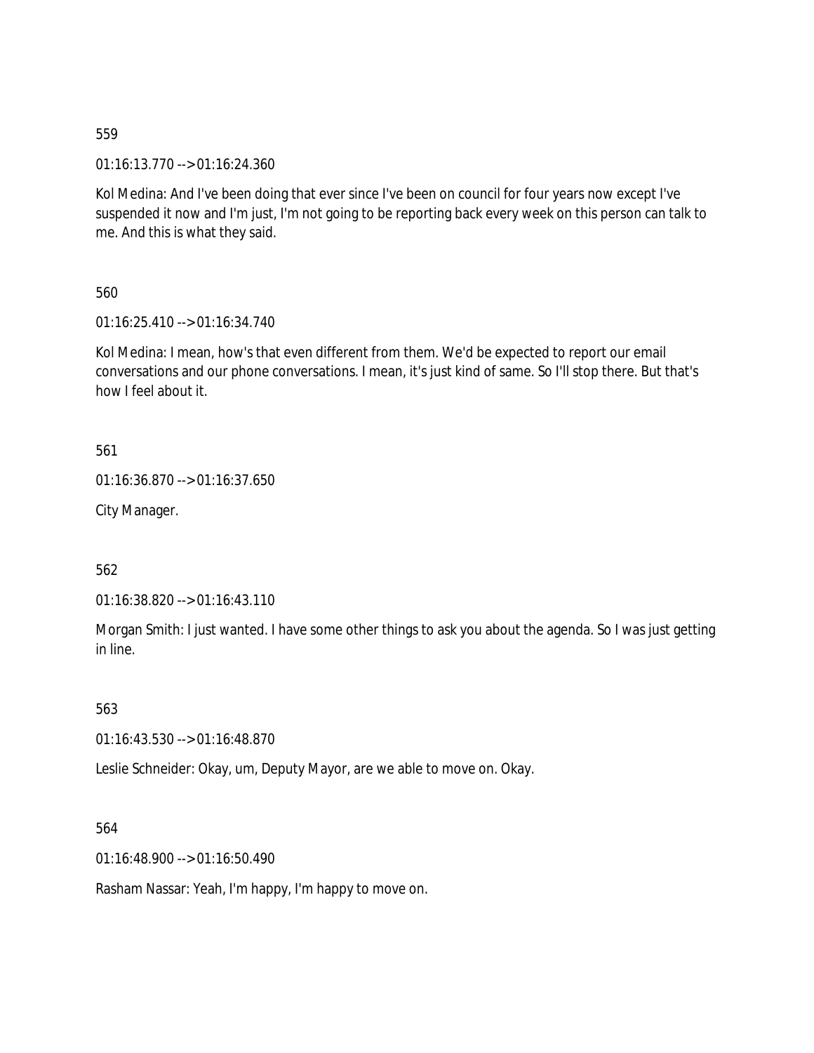559

01:16:13.770 --> 01:16:24.360

Kol Medina: And I've been doing that ever since I've been on council for four years now except I've suspended it now and I'm just, I'm not going to be reporting back every week on this person can talk to me. And this is what they said.

560

01:16:25.410 --> 01:16:34.740

Kol Medina: I mean, how's that even different from them. We'd be expected to report our email conversations and our phone conversations. I mean, it's just kind of same. So I'll stop there. But that's how I feel about it.

561

01:16:36.870 --> 01:16:37.650

City Manager.

562

01:16:38.820 --> 01:16:43.110

Morgan Smith: I just wanted. I have some other things to ask you about the agenda. So I was just getting in line.

563

01:16:43.530 --> 01:16:48.870

Leslie Schneider: Okay, um, Deputy Mayor, are we able to move on. Okay.

564

01:16:48.900 --> 01:16:50.490

Rasham Nassar: Yeah, I'm happy, I'm happy to move on.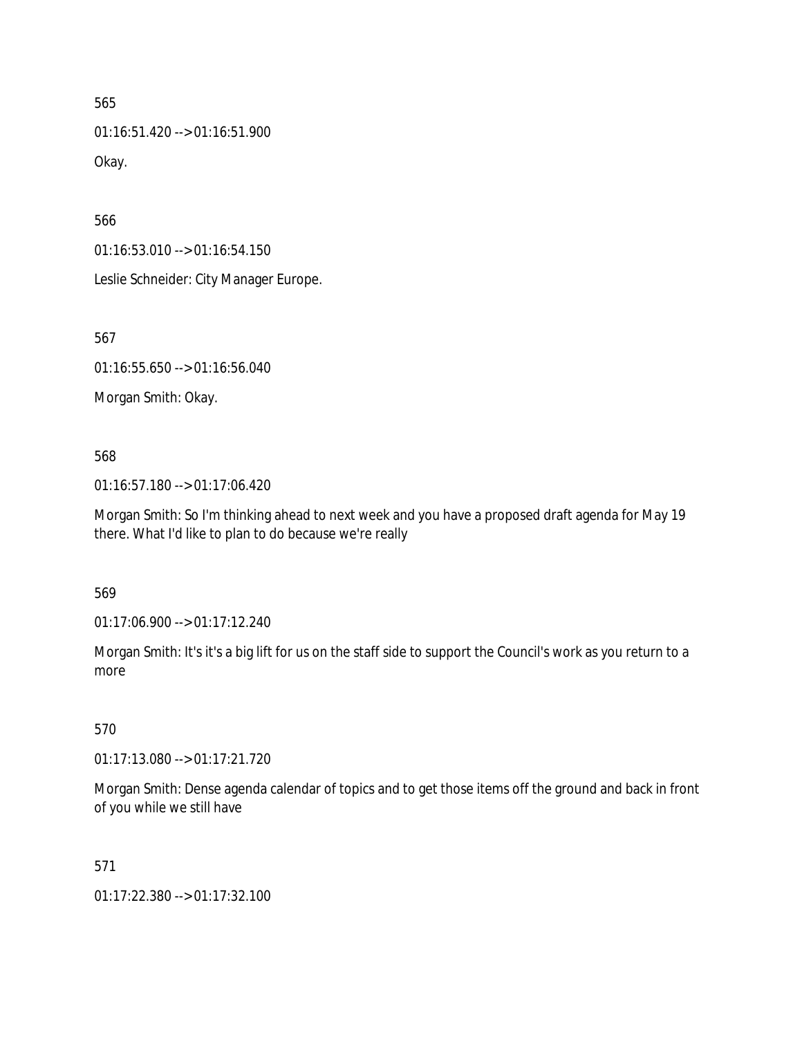565

01:16:51.420 --> 01:16:51.900

Okay.

566

01:16:53.010 --> 01:16:54.150

Leslie Schneider: City Manager Europe.

567

01:16:55.650 --> 01:16:56.040

Morgan Smith: Okay.

568

01:16:57.180 --> 01:17:06.420

Morgan Smith: So I'm thinking ahead to next week and you have a proposed draft agenda for May 19 there. What I'd like to plan to do because we're really

569

01:17:06.900 --> 01:17:12.240

Morgan Smith: It's it's a big lift for us on the staff side to support the Council's work as you return to a more

570

01:17:13.080 --> 01:17:21.720

Morgan Smith: Dense agenda calendar of topics and to get those items off the ground and back in front of you while we still have

571

01:17:22.380 --> 01:17:32.100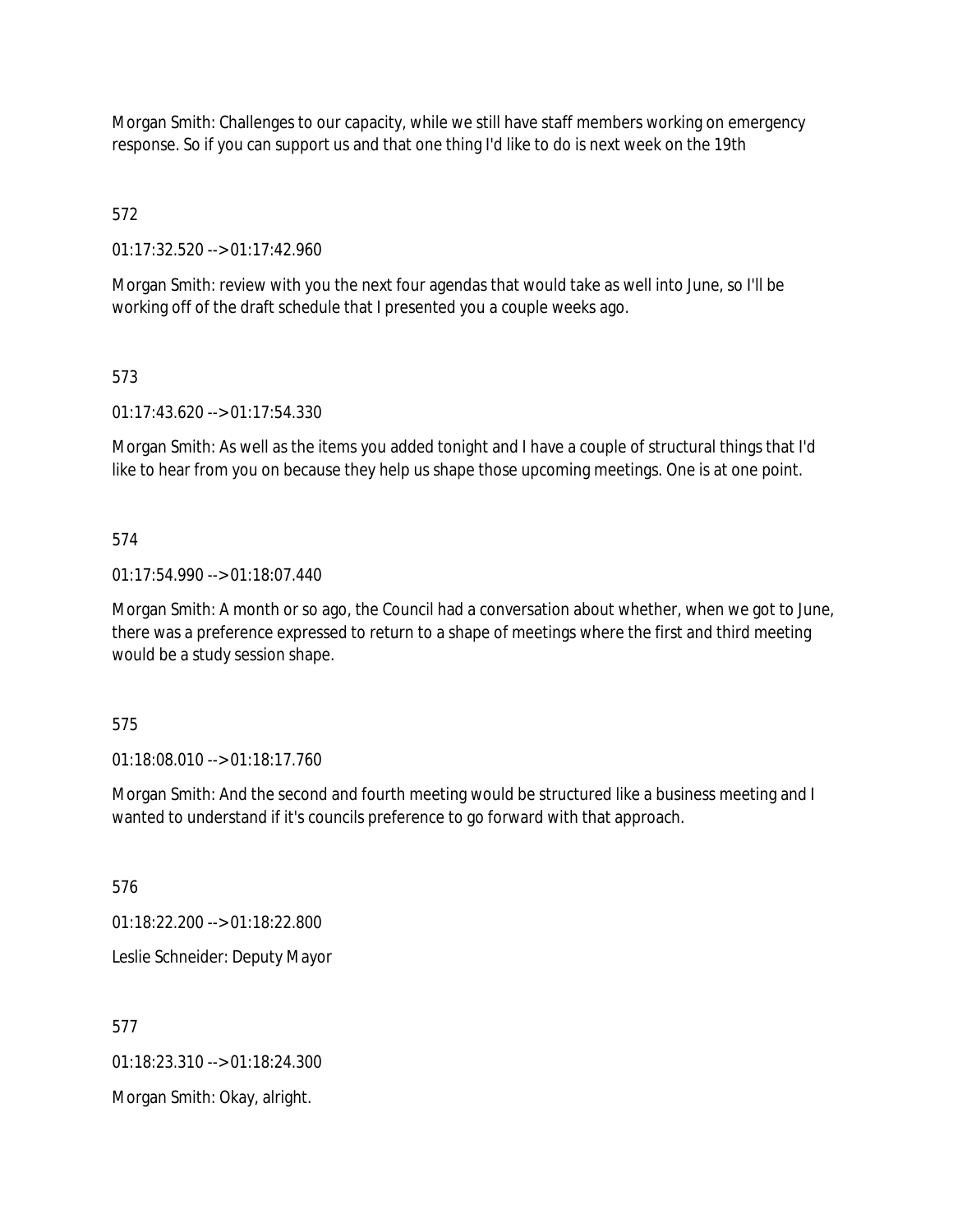Morgan Smith: Challenges to our capacity, while we still have staff members working on emergency response. So if you can support us and that one thing I'd like to do is next week on the 19th

572

01:17:32.520 --> 01:17:42.960

Morgan Smith: review with you the next four agendas that would take as well into June, so I'll be working off of the draft schedule that I presented you a couple weeks ago.

573

01:17:43.620 --> 01:17:54.330

Morgan Smith: As well as the items you added tonight and I have a couple of structural things that I'd like to hear from you on because they help us shape those upcoming meetings. One is at one point.

574

01:17:54.990 --> 01:18:07.440

Morgan Smith: A month or so ago, the Council had a conversation about whether, when we got to June, there was a preference expressed to return to a shape of meetings where the first and third meeting would be a study session shape.

575

01:18:08.010 --> 01:18:17.760

Morgan Smith: And the second and fourth meeting would be structured like a business meeting and I wanted to understand if it's councils preference to go forward with that approach.

576

01:18:22.200 --> 01:18:22.800

Leslie Schneider: Deputy Mayor

577

01:18:23.310 --> 01:18:24.300

Morgan Smith: Okay, alright.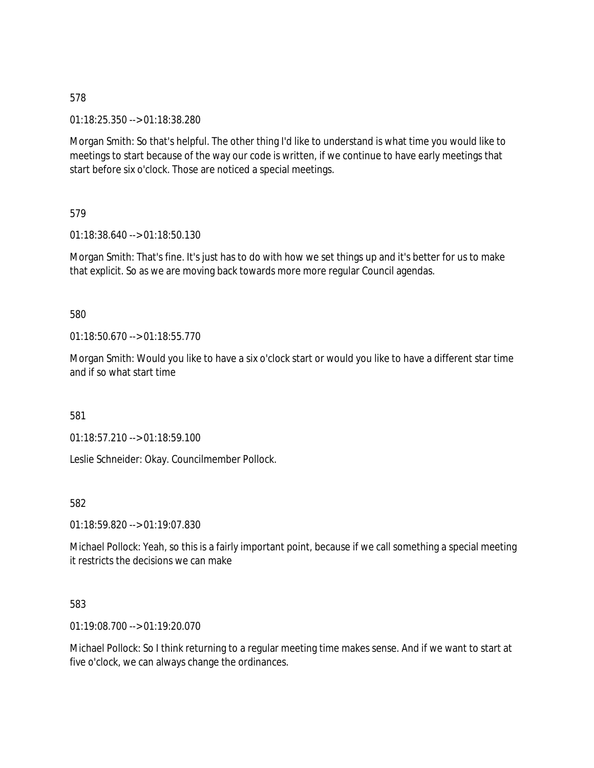578

01:18:25.350 --> 01:18:38.280

Morgan Smith: So that's helpful. The other thing I'd like to understand is what time you would like to meetings to start because of the way our code is written, if we continue to have early meetings that start before six o'clock. Those are noticed a special meetings.

579

01:18:38.640 --> 01:18:50.130

Morgan Smith: That's fine. It's just has to do with how we set things up and it's better for us to make that explicit. So as we are moving back towards more more regular Council agendas.

580

01:18:50.670 --> 01:18:55.770

Morgan Smith: Would you like to have a six o'clock start or would you like to have a different star time and if so what start time

581

01:18:57.210 --> 01:18:59.100

Leslie Schneider: Okay. Councilmember Pollock.

582

01:18:59.820 --> 01:19:07.830

Michael Pollock: Yeah, so this is a fairly important point, because if we call something a special meeting it restricts the decisions we can make

583

01:19:08.700 --> 01:19:20.070

Michael Pollock: So I think returning to a regular meeting time makes sense. And if we want to start at five o'clock, we can always change the ordinances.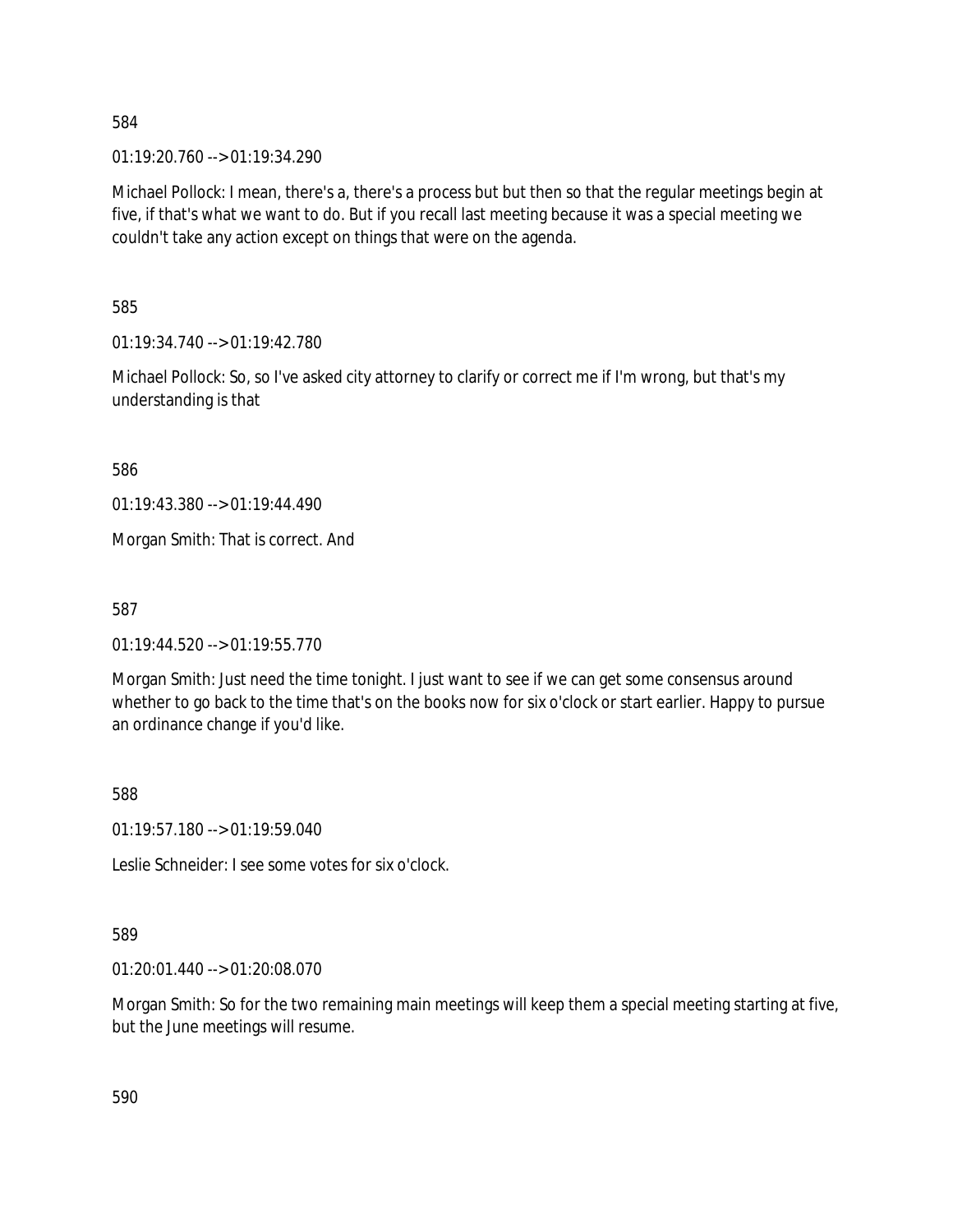584

01:19:20.760 --> 01:19:34.290

Michael Pollock: I mean, there's a, there's a process but but then so that the regular meetings begin at five, if that's what we want to do. But if you recall last meeting because it was a special meeting we couldn't take any action except on things that were on the agenda.

585

01:19:34.740 --> 01:19:42.780

Michael Pollock: So, so I've asked city attorney to clarify or correct me if I'm wrong, but that's my understanding is that

586

01:19:43.380 --> 01:19:44.490

Morgan Smith: That is correct. And

587

01:19:44.520 --> 01:19:55.770

Morgan Smith: Just need the time tonight. I just want to see if we can get some consensus around whether to go back to the time that's on the books now for six o'clock or start earlier. Happy to pursue an ordinance change if you'd like.

588

01:19:57.180 --> 01:19:59.040

Leslie Schneider: I see some votes for six o'clock.

589

01:20:01.440 --> 01:20:08.070

Morgan Smith: So for the two remaining main meetings will keep them a special meeting starting at five, but the June meetings will resume.

590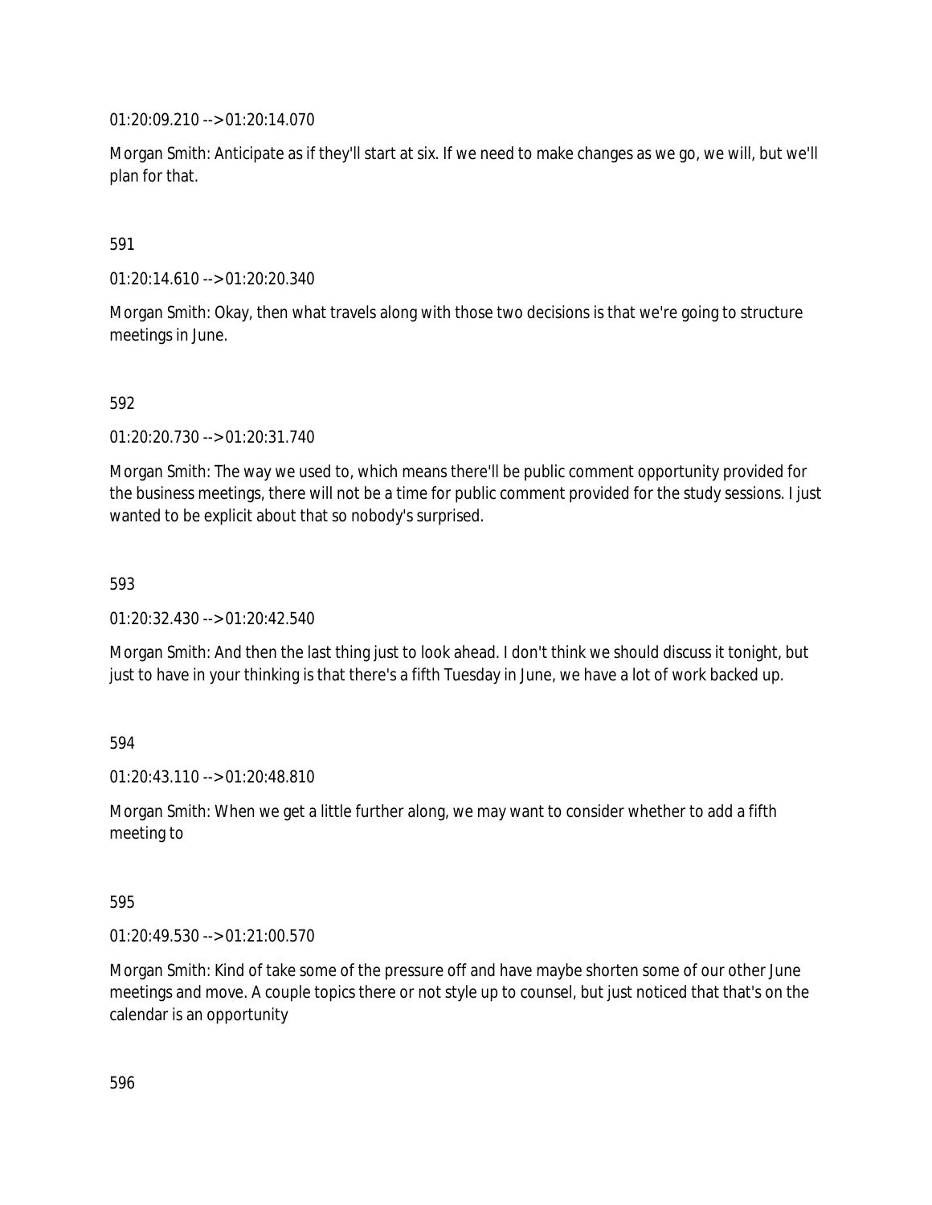01:20:09.210 --> 01:20:14.070

Morgan Smith: Anticipate as if they'll start at six. If we need to make changes as we go, we will, but we'll plan for that.

591

01:20:14.610 --> 01:20:20.340

Morgan Smith: Okay, then what travels along with those two decisions is that we're going to structure meetings in June.

592

01:20:20.730 --> 01:20:31.740

Morgan Smith: The way we used to, which means there'll be public comment opportunity provided for the business meetings, there will not be a time for public comment provided for the study sessions. I just wanted to be explicit about that so nobody's surprised.

593

01:20:32.430 --> 01:20:42.540

Morgan Smith: And then the last thing just to look ahead. I don't think we should discuss it tonight, but just to have in your thinking is that there's a fifth Tuesday in June, we have a lot of work backed up.

594

01:20:43.110 --> 01:20:48.810

Morgan Smith: When we get a little further along, we may want to consider whether to add a fifth meeting to

595

01:20:49.530 --> 01:21:00.570

Morgan Smith: Kind of take some of the pressure off and have maybe shorten some of our other June meetings and move. A couple topics there or not style up to counsel, but just noticed that that's on the calendar is an opportunity

596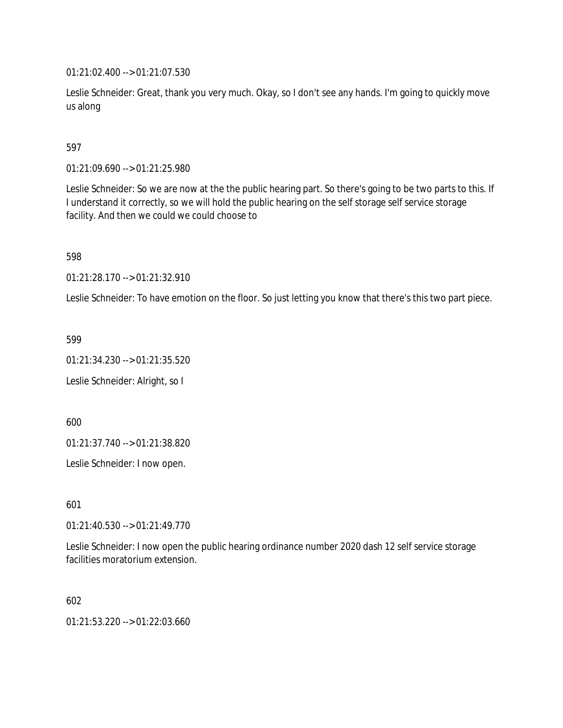01:21:02.400 --> 01:21:07.530

Leslie Schneider: Great, thank you very much. Okay, so I don't see any hands. I'm going to quickly move us along

597

01:21:09.690 --> 01:21:25.980

Leslie Schneider: So we are now at the the public hearing part. So there's going to be two parts to this. If I understand it correctly, so we will hold the public hearing on the self storage self service storage facility. And then we could we could choose to

598

01:21:28.170 --> 01:21:32.910

Leslie Schneider: To have emotion on the floor. So just letting you know that there's this two part piece.

599

01:21:34.230 --> 01:21:35.520

Leslie Schneider: Alright, so I

600

01:21:37.740 --> 01:21:38.820

Leslie Schneider: I now open.

601

01:21:40.530 --> 01:21:49.770

Leslie Schneider: I now open the public hearing ordinance number 2020 dash 12 self service storage facilities moratorium extension.

602

01:21:53.220 --> 01:22:03.660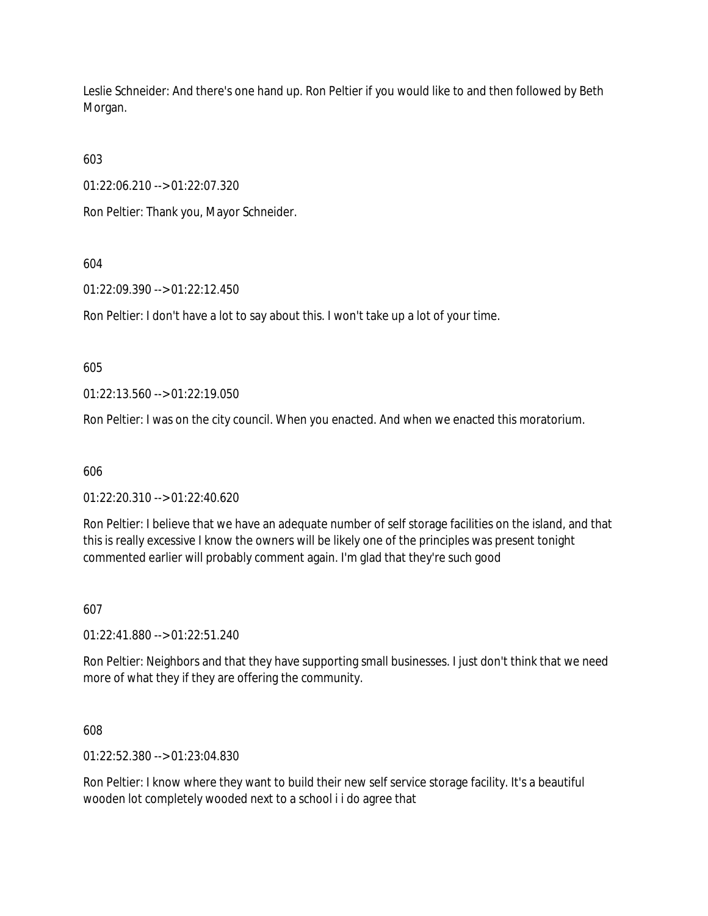Leslie Schneider: And there's one hand up. Ron Peltier if you would like to and then followed by Beth Morgan.

603

01:22:06.210 --> 01:22:07.320

Ron Peltier: Thank you, Mayor Schneider.

604

01:22:09.390 --> 01:22:12.450

Ron Peltier: I don't have a lot to say about this. I won't take up a lot of your time.

605

01:22:13.560 --> 01:22:19.050

Ron Peltier: I was on the city council. When you enacted. And when we enacted this moratorium.

606

01:22:20.310 --> 01:22:40.620

Ron Peltier: I believe that we have an adequate number of self storage facilities on the island, and that this is really excessive I know the owners will be likely one of the principles was present tonight commented earlier will probably comment again. I'm glad that they're such good

607

01:22:41.880 --> 01:22:51.240

Ron Peltier: Neighbors and that they have supporting small businesses. I just don't think that we need more of what they if they are offering the community.

608

01:22:52.380 --> 01:23:04.830

Ron Peltier: I know where they want to build their new self service storage facility. It's a beautiful wooden lot completely wooded next to a school i i do agree that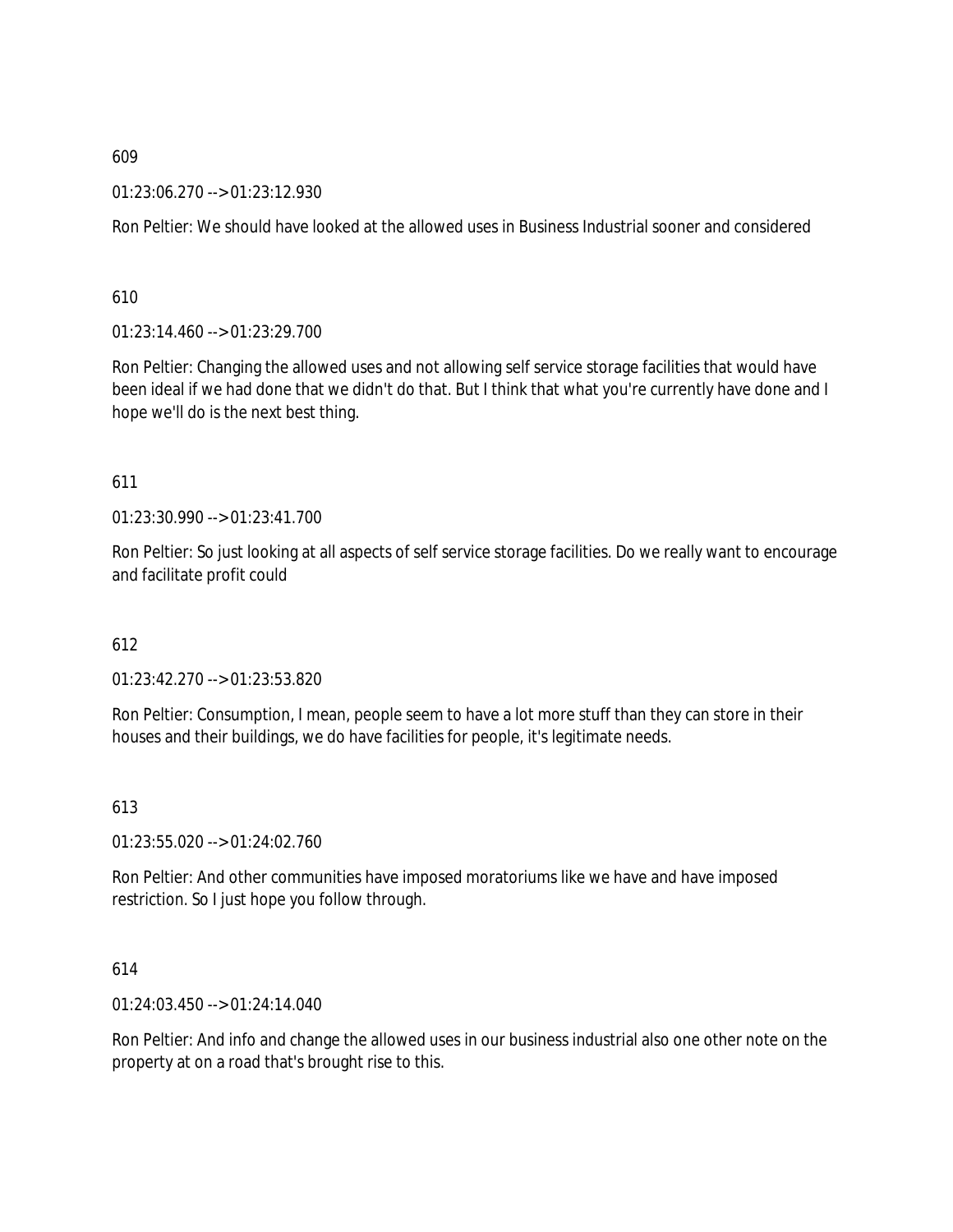609

01:23:06.270 --> 01:23:12.930

Ron Peltier: We should have looked at the allowed uses in Business Industrial sooner and considered

610

01:23:14.460 --> 01:23:29.700

Ron Peltier: Changing the allowed uses and not allowing self service storage facilities that would have been ideal if we had done that we didn't do that. But I think that what you're currently have done and I hope we'll do is the next best thing.

611

01:23:30.990 --> 01:23:41.700

Ron Peltier: So just looking at all aspects of self service storage facilities. Do we really want to encourage and facilitate profit could

612

01:23:42.270 --> 01:23:53.820

Ron Peltier: Consumption, I mean, people seem to have a lot more stuff than they can store in their houses and their buildings, we do have facilities for people, it's legitimate needs.

613

01:23:55.020 --> 01:24:02.760

Ron Peltier: And other communities have imposed moratoriums like we have and have imposed restriction. So I just hope you follow through.

614

01:24:03.450 --> 01:24:14.040

Ron Peltier: And info and change the allowed uses in our business industrial also one other note on the property at on a road that's brought rise to this.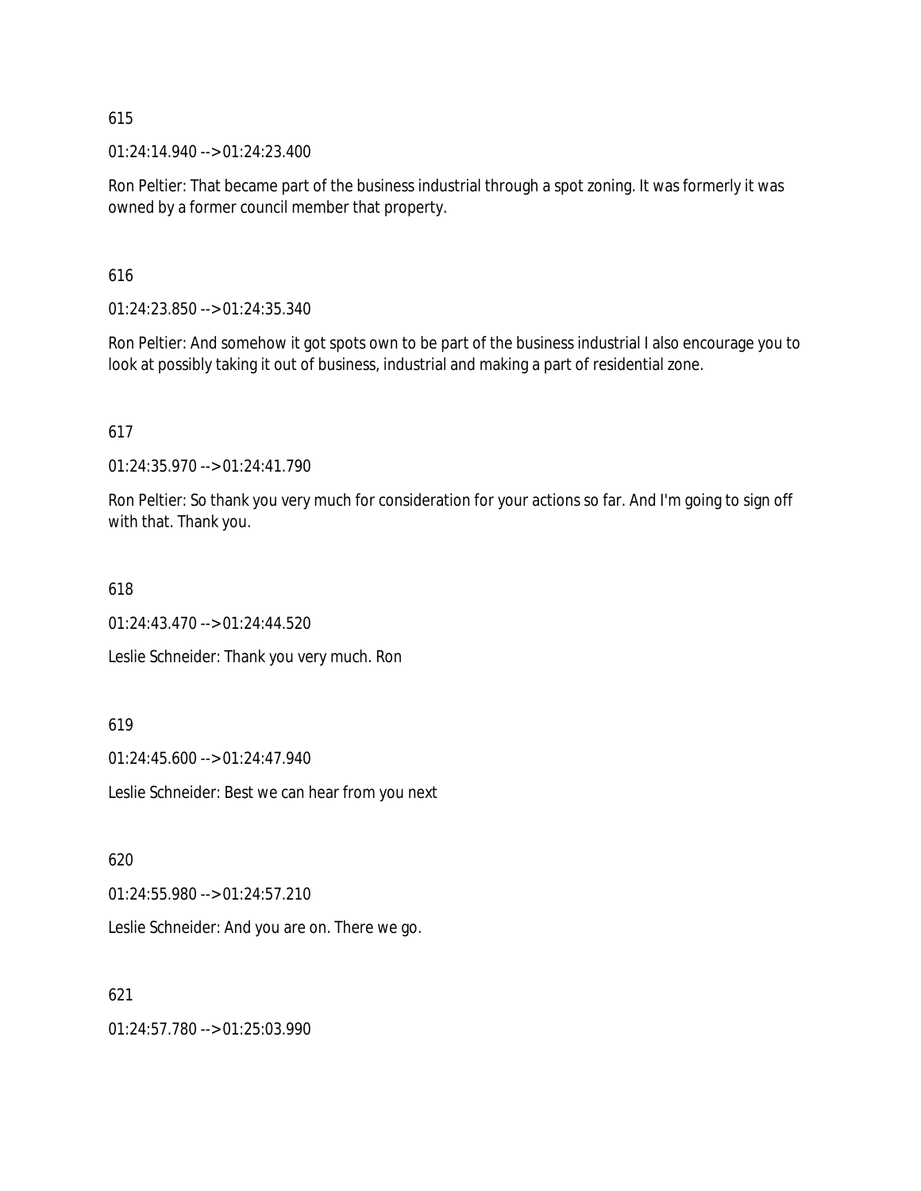615

01:24:14.940 --> 01:24:23.400

Ron Peltier: That became part of the business industrial through a spot zoning. It was formerly it was owned by a former council member that property.

616

01:24:23.850 --> 01:24:35.340

Ron Peltier: And somehow it got spots own to be part of the business industrial I also encourage you to look at possibly taking it out of business, industrial and making a part of residential zone.

617

01:24:35.970 --> 01:24:41.790

Ron Peltier: So thank you very much for consideration for your actions so far. And I'm going to sign off with that. Thank you.

618

01:24:43.470 --> 01:24:44.520

Leslie Schneider: Thank you very much. Ron

619

01:24:45.600 --> 01:24:47.940

Leslie Schneider: Best we can hear from you next

620

01:24:55.980 --> 01:24:57.210

Leslie Schneider: And you are on. There we go.

621

01:24:57.780 --> 01:25:03.990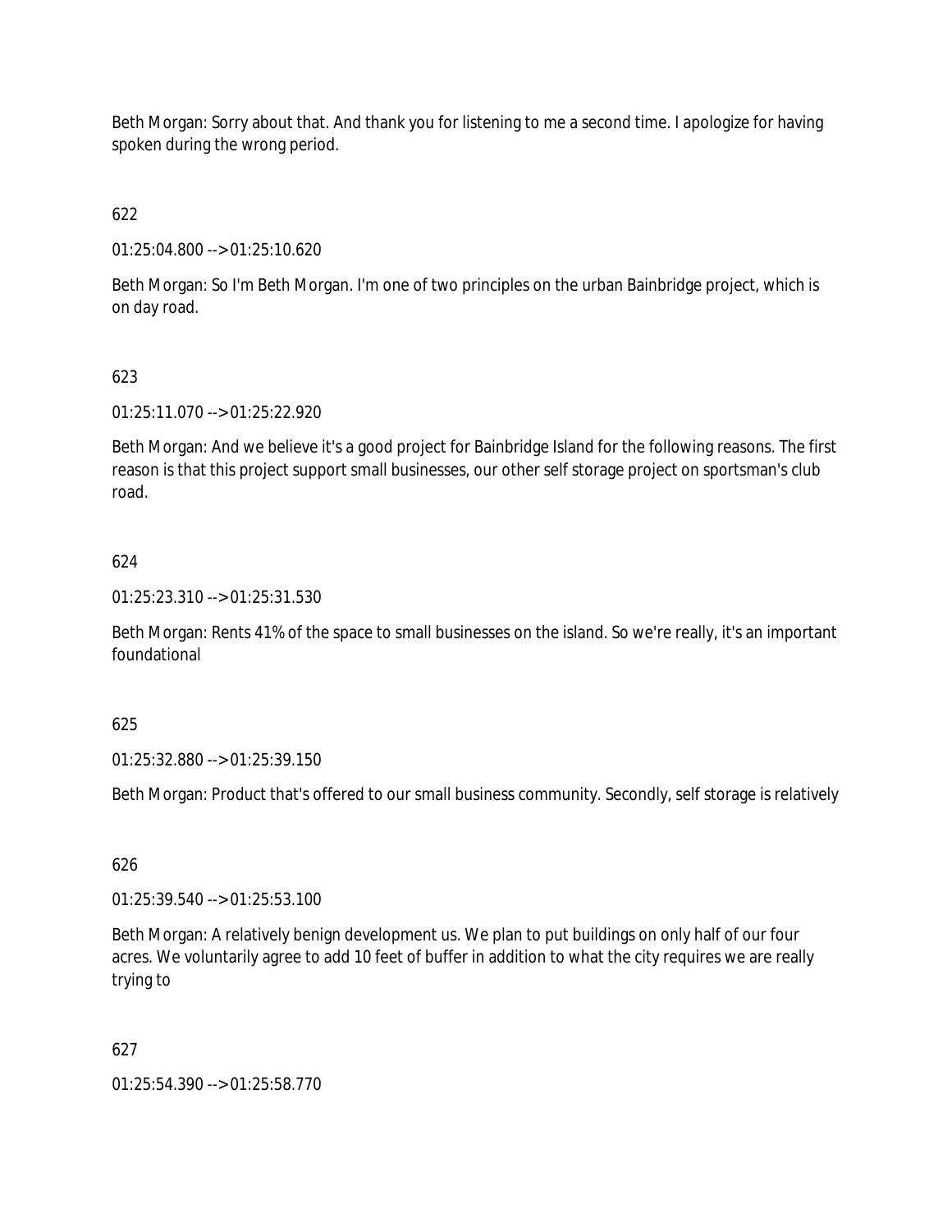Beth Morgan: Sorry about that. And thank you for listening to me a second time. I apologize for having spoken during the wrong period.

622

01:25:04.800 --> 01:25:10.620

Beth Morgan: So I'm Beth Morgan. I'm one of two principles on the urban Bainbridge project, which is on day road.

623

01:25:11.070 --> 01:25:22.920

Beth Morgan: And we believe it's a good project for Bainbridge Island for the following reasons. The first reason is that this project support small businesses, our other self storage project on sportsman's club road.

624

01:25:23.310 --> 01:25:31.530

Beth Morgan: Rents 41% of the space to small businesses on the island. So we're really, it's an important foundational

625

01:25:32.880 --> 01:25:39.150

Beth Morgan: Product that's offered to our small business community. Secondly, self storage is relatively

626

01:25:39.540 --> 01:25:53.100

Beth Morgan: A relatively benign development us. We plan to put buildings on only half of our four acres. We voluntarily agree to add 10 feet of buffer in addition to what the city requires we are really trying to

627

01:25:54.390 --> 01:25:58.770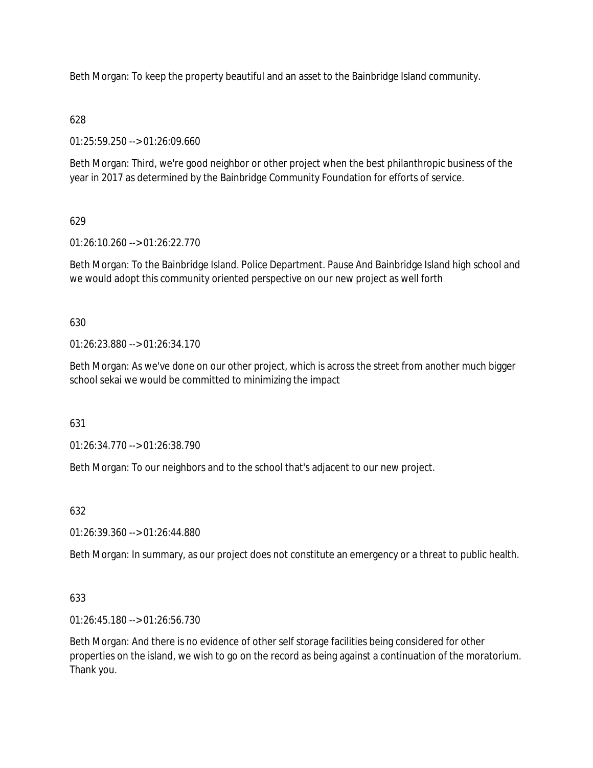Beth Morgan: To keep the property beautiful and an asset to the Bainbridge Island community.

628

01:25:59.250 --> 01:26:09.660

Beth Morgan: Third, we're good neighbor or other project when the best philanthropic business of the year in 2017 as determined by the Bainbridge Community Foundation for efforts of service.

629

01:26:10.260 --> 01:26:22.770

Beth Morgan: To the Bainbridge Island. Police Department. Pause And Bainbridge Island high school and we would adopt this community oriented perspective on our new project as well forth

630

01:26:23.880 --> 01:26:34.170

Beth Morgan: As we've done on our other project, which is across the street from another much bigger school sekai we would be committed to minimizing the impact

631

01:26:34.770 --> 01:26:38.790

Beth Morgan: To our neighbors and to the school that's adjacent to our new project.

632

01:26:39.360 --> 01:26:44.880

Beth Morgan: In summary, as our project does not constitute an emergency or a threat to public health.

633

01:26:45.180 --> 01:26:56.730

Beth Morgan: And there is no evidence of other self storage facilities being considered for other properties on the island, we wish to go on the record as being against a continuation of the moratorium. Thank you.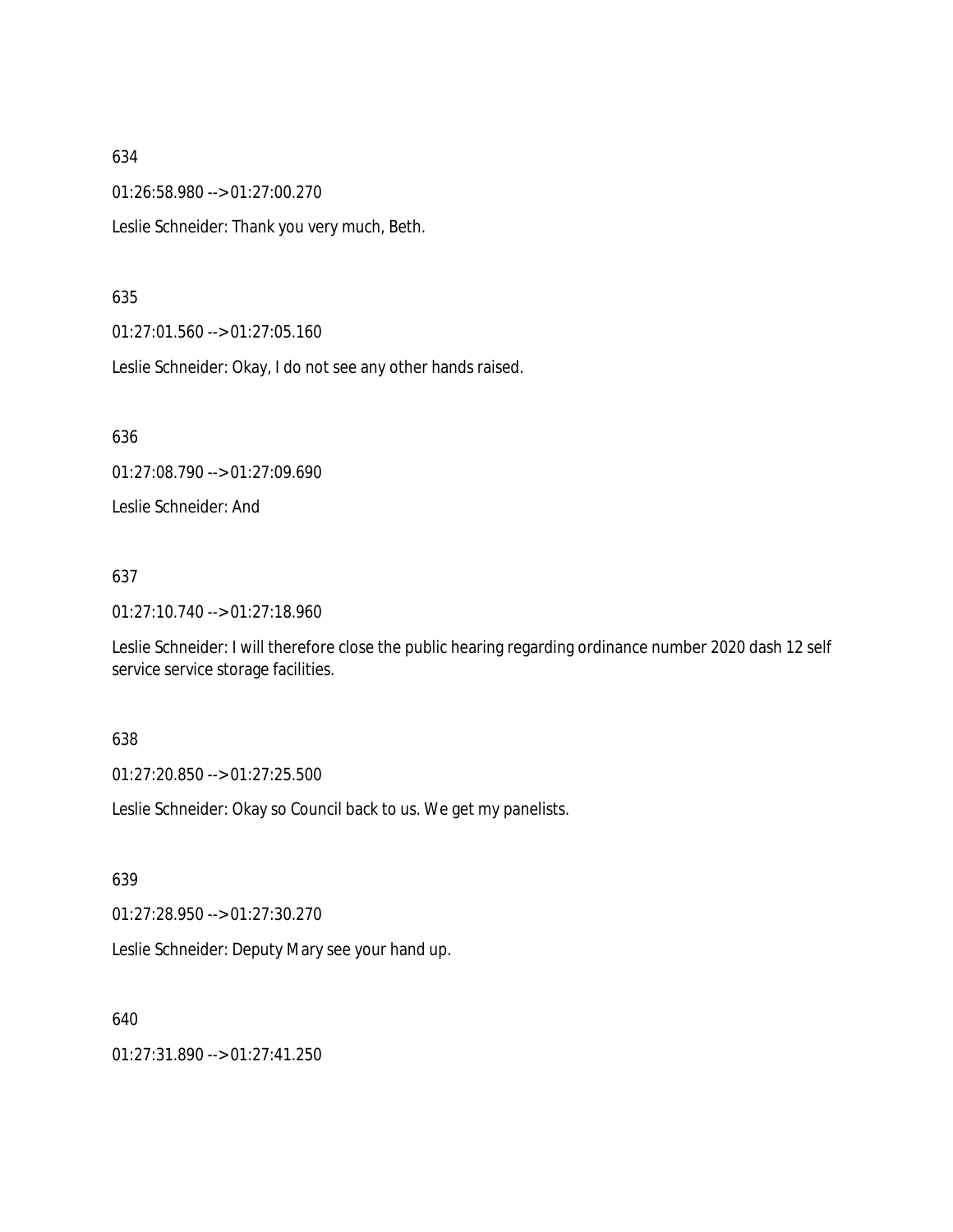634

01:26:58.980 --> 01:27:00.270

Leslie Schneider: Thank you very much, Beth.

635

01:27:01.560 --> 01:27:05.160

Leslie Schneider: Okay, I do not see any other hands raised.

636

01:27:08.790 --> 01:27:09.690

Leslie Schneider: And

637

01:27:10.740 --> 01:27:18.960

Leslie Schneider: I will therefore close the public hearing regarding ordinance number 2020 dash 12 self service service storage facilities.

638

01:27:20.850 --> 01:27:25.500

Leslie Schneider: Okay so Council back to us. We get my panelists.

639

01:27:28.950 --> 01:27:30.270

Leslie Schneider: Deputy Mary see your hand up.

640

01:27:31.890 --> 01:27:41.250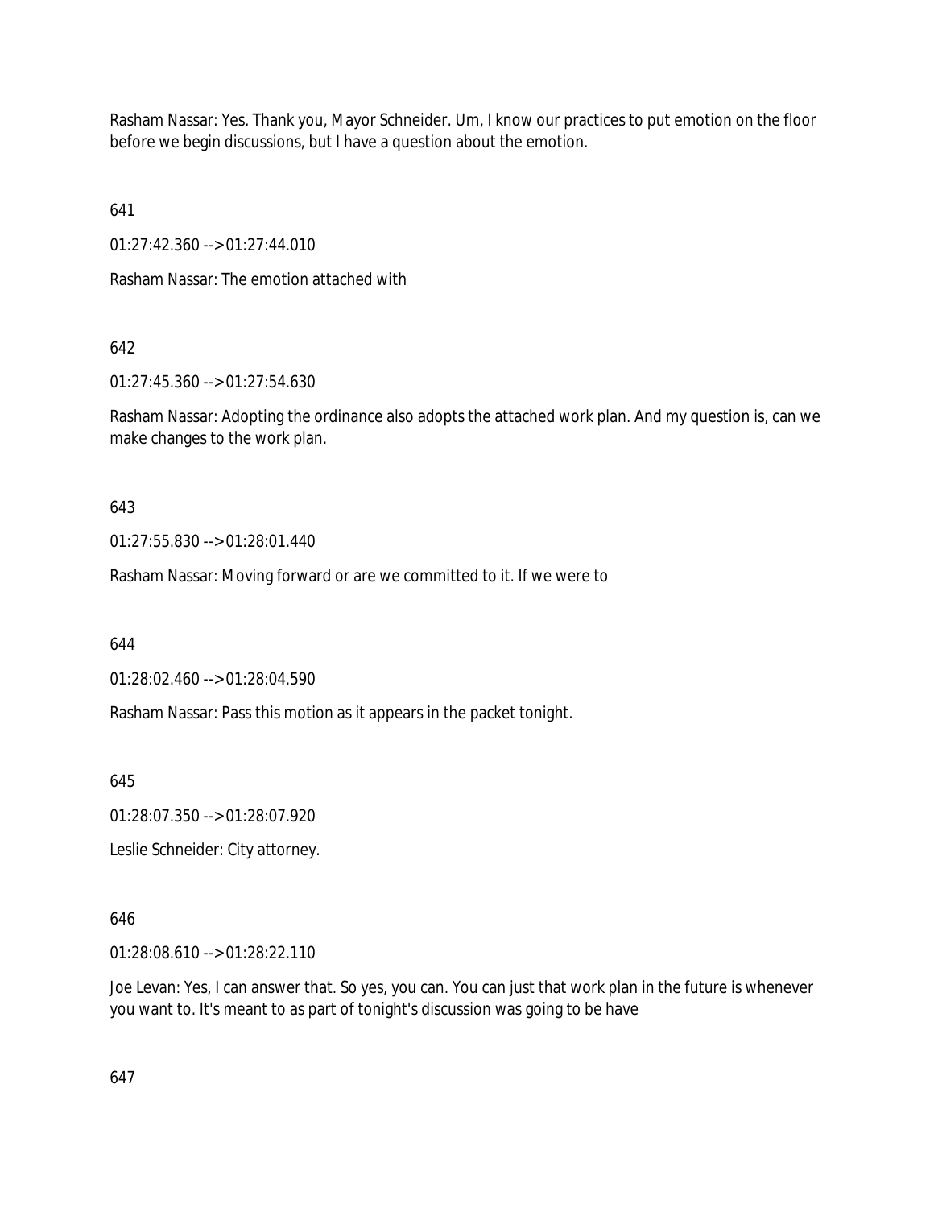Rasham Nassar: Yes. Thank you, Mayor Schneider. Um, I know our practices to put emotion on the floor before we begin discussions, but I have a question about the emotion.

641

01:27:42.360 --> 01:27:44.010

Rasham Nassar: The emotion attached with

642

01:27:45.360 --> 01:27:54.630

Rasham Nassar: Adopting the ordinance also adopts the attached work plan. And my question is, can we make changes to the work plan.

643

01:27:55.830 --> 01:28:01.440

Rasham Nassar: Moving forward or are we committed to it. If we were to

644

01:28:02.460 --> 01:28:04.590

Rasham Nassar: Pass this motion as it appears in the packet tonight.

645

01:28:07.350 --> 01:28:07.920

Leslie Schneider: City attorney.

646

01:28:08.610 --> 01:28:22.110

Joe Levan: Yes, I can answer that. So yes, you can. You can just that work plan in the future is whenever you want to. It's meant to as part of tonight's discussion was going to be have

647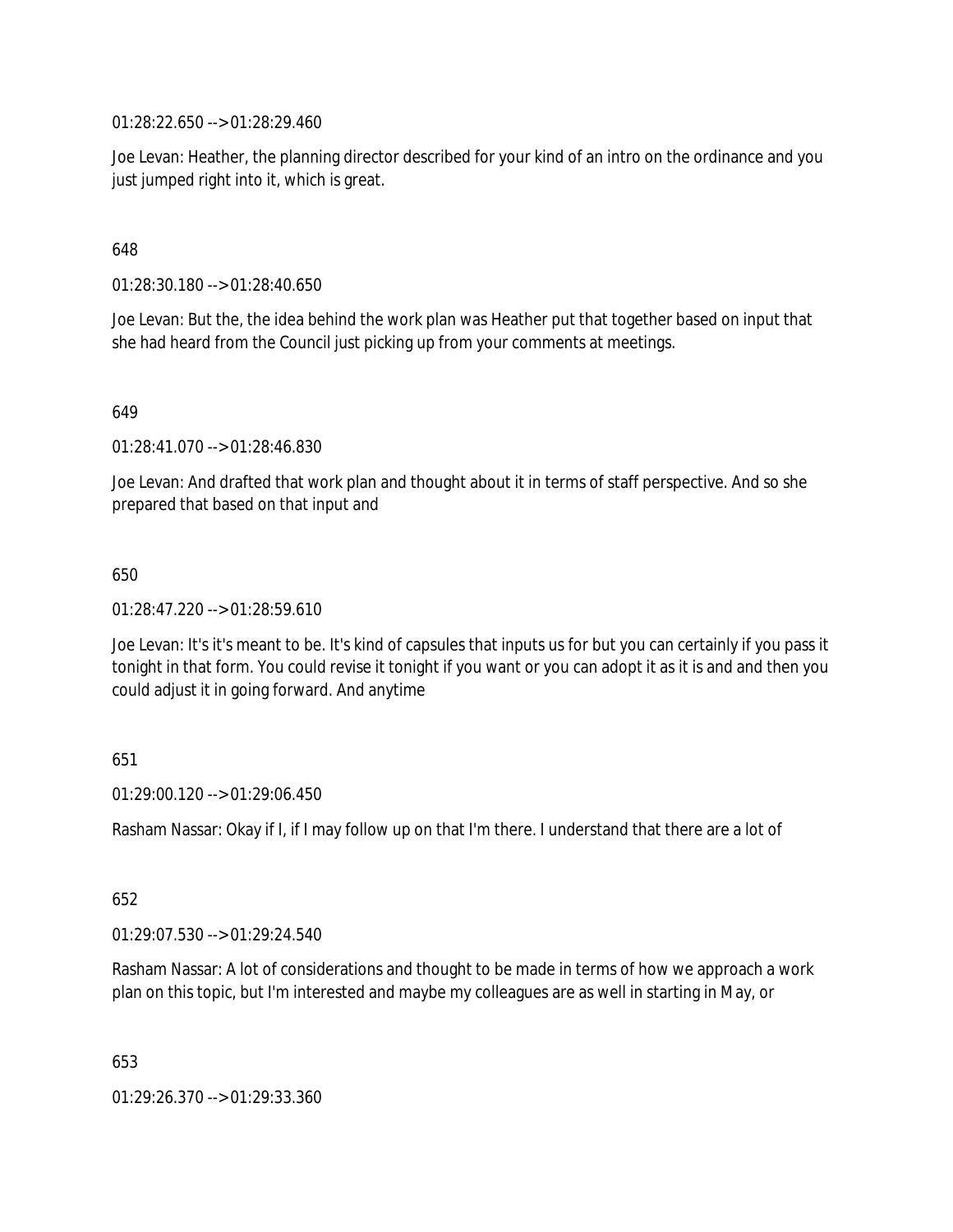01:28:22.650 --> 01:28:29.460

Joe Levan: Heather, the planning director described for your kind of an intro on the ordinance and you just jumped right into it, which is great.

648

01:28:30.180 --> 01:28:40.650

Joe Levan: But the, the idea behind the work plan was Heather put that together based on input that she had heard from the Council just picking up from your comments at meetings.

649

01:28:41.070 --> 01:28:46.830

Joe Levan: And drafted that work plan and thought about it in terms of staff perspective. And so she prepared that based on that input and

650

01:28:47.220 --> 01:28:59.610

Joe Levan: It's it's meant to be. It's kind of capsules that inputs us for but you can certainly if you pass it tonight in that form. You could revise it tonight if you want or you can adopt it as it is and and then you could adjust it in going forward. And anytime

651

01:29:00.120 --> 01:29:06.450

Rasham Nassar: Okay if I, if I may follow up on that I'm there. I understand that there are a lot of

652

01:29:07.530 --> 01:29:24.540

Rasham Nassar: A lot of considerations and thought to be made in terms of how we approach a work plan on this topic, but I'm interested and maybe my colleagues are as well in starting in May, or

653

01:29:26.370 --> 01:29:33.360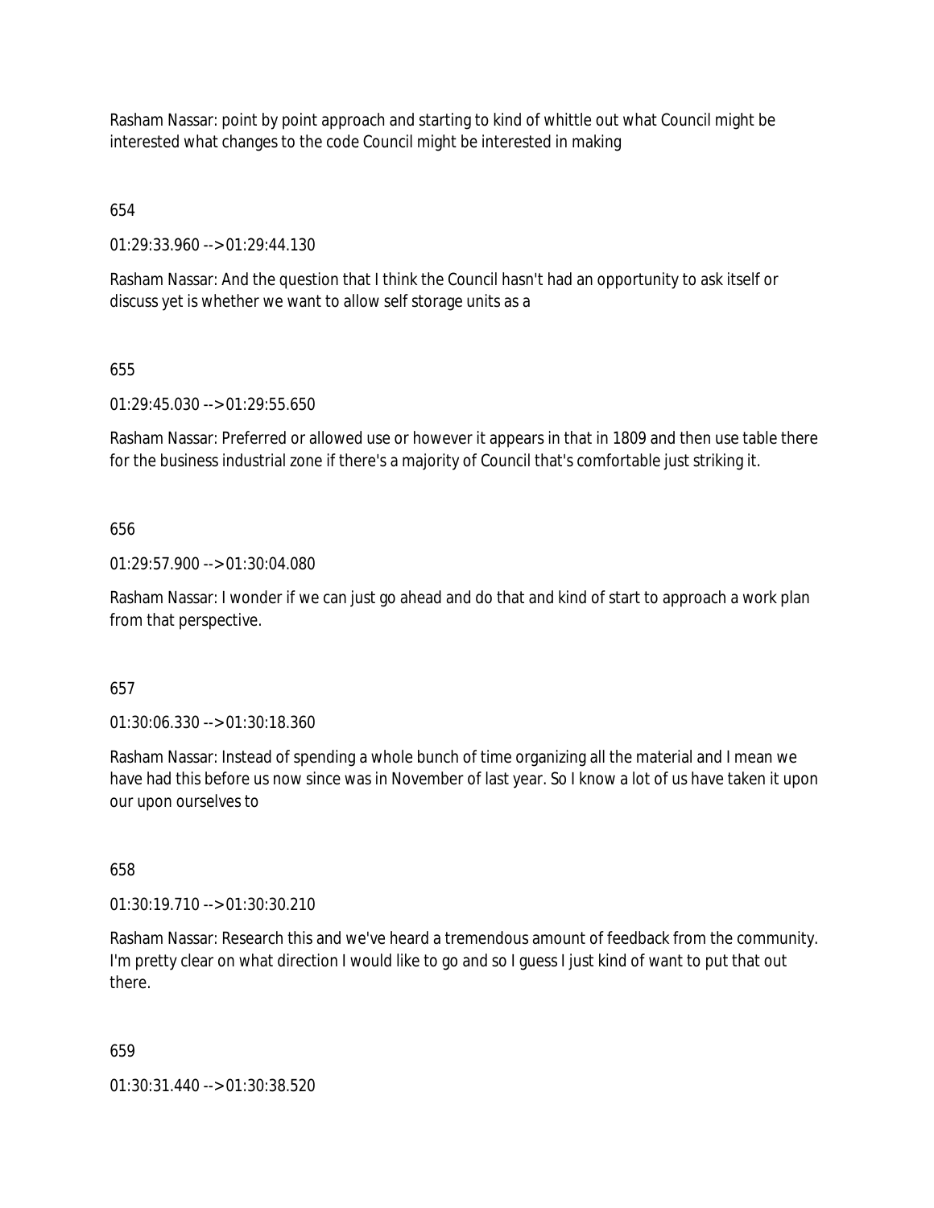Rasham Nassar: point by point approach and starting to kind of whittle out what Council might be interested what changes to the code Council might be interested in making

654

01:29:33.960 --> 01:29:44.130

Rasham Nassar: And the question that I think the Council hasn't had an opportunity to ask itself or discuss yet is whether we want to allow self storage units as a

655

01:29:45.030 --> 01:29:55.650

Rasham Nassar: Preferred or allowed use or however it appears in that in 1809 and then use table there for the business industrial zone if there's a majority of Council that's comfortable just striking it.

656

01:29:57.900 --> 01:30:04.080

Rasham Nassar: I wonder if we can just go ahead and do that and kind of start to approach a work plan from that perspective.

657

01:30:06.330 --> 01:30:18.360

Rasham Nassar: Instead of spending a whole bunch of time organizing all the material and I mean we have had this before us now since was in November of last year. So I know a lot of us have taken it upon our upon ourselves to

658

01:30:19.710 --> 01:30:30.210

Rasham Nassar: Research this and we've heard a tremendous amount of feedback from the community. I'm pretty clear on what direction I would like to go and so I guess I just kind of want to put that out there.

659

01:30:31.440 --> 01:30:38.520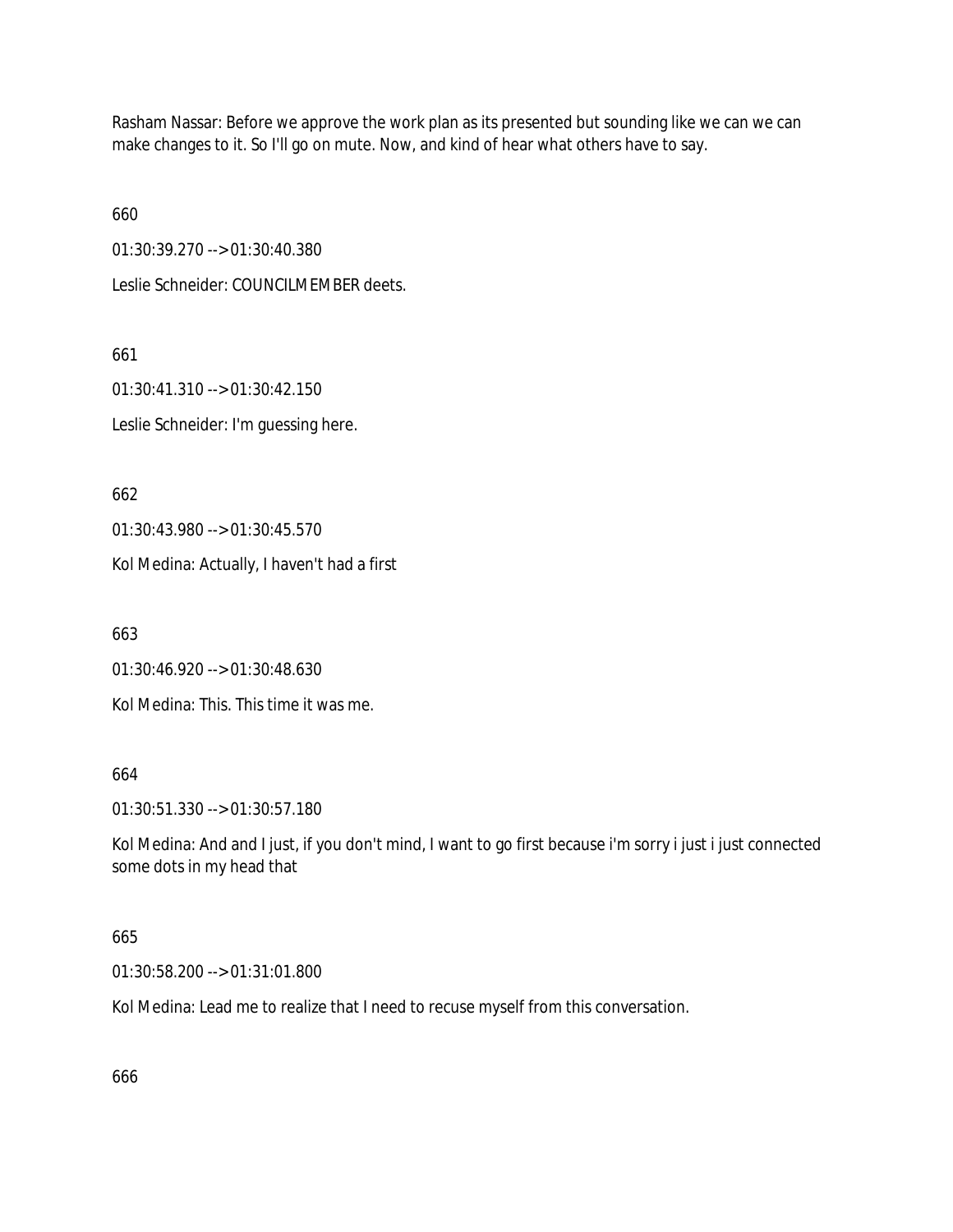Rasham Nassar: Before we approve the work plan as its presented but sounding like we can we can make changes to it. So I'll go on mute. Now, and kind of hear what others have to say.

660

01:30:39.270 --> 01:30:40.380

Leslie Schneider: COUNCILMEMBER deets.

661

01:30:41.310 --> 01:30:42.150

Leslie Schneider: I'm guessing here.

662

01:30:43.980 --> 01:30:45.570

Kol Medina: Actually, I haven't had a first

663

01:30:46.920 --> 01:30:48.630

Kol Medina: This. This time it was me.

664

01:30:51.330 --> 01:30:57.180

Kol Medina: And and I just, if you don't mind, I want to go first because i'm sorry i just i just connected some dots in my head that

665

01:30:58.200 --> 01:31:01.800

Kol Medina: Lead me to realize that I need to recuse myself from this conversation.

666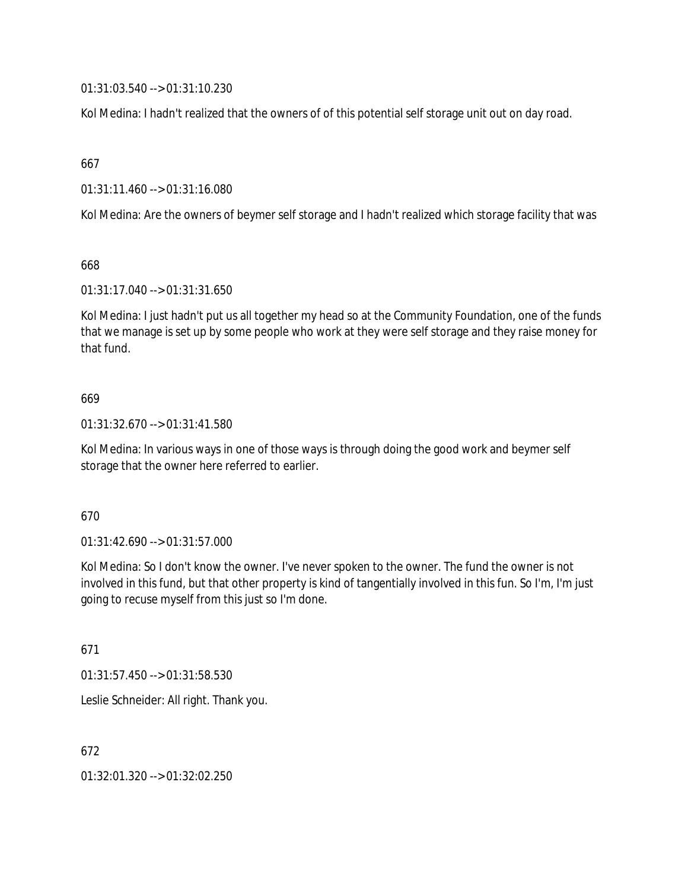01:31:03.540 --> 01:31:10.230

Kol Medina: I hadn't realized that the owners of of this potential self storage unit out on day road.

667

01:31:11.460 --> 01:31:16.080

Kol Medina: Are the owners of beymer self storage and I hadn't realized which storage facility that was

668

01:31:17.040 --> 01:31:31.650

Kol Medina: I just hadn't put us all together my head so at the Community Foundation, one of the funds that we manage is set up by some people who work at they were self storage and they raise money for that fund.

669

01:31:32.670 --> 01:31:41.580

Kol Medina: In various ways in one of those ways is through doing the good work and beymer self storage that the owner here referred to earlier.

670

01:31:42.690 --> 01:31:57.000

Kol Medina: So I don't know the owner. I've never spoken to the owner. The fund the owner is not involved in this fund, but that other property is kind of tangentially involved in this fun. So I'm, I'm just going to recuse myself from this just so I'm done.

671

01:31:57.450 --> 01:31:58.530

Leslie Schneider: All right. Thank you.

672

01:32:01.320 --> 01:32:02.250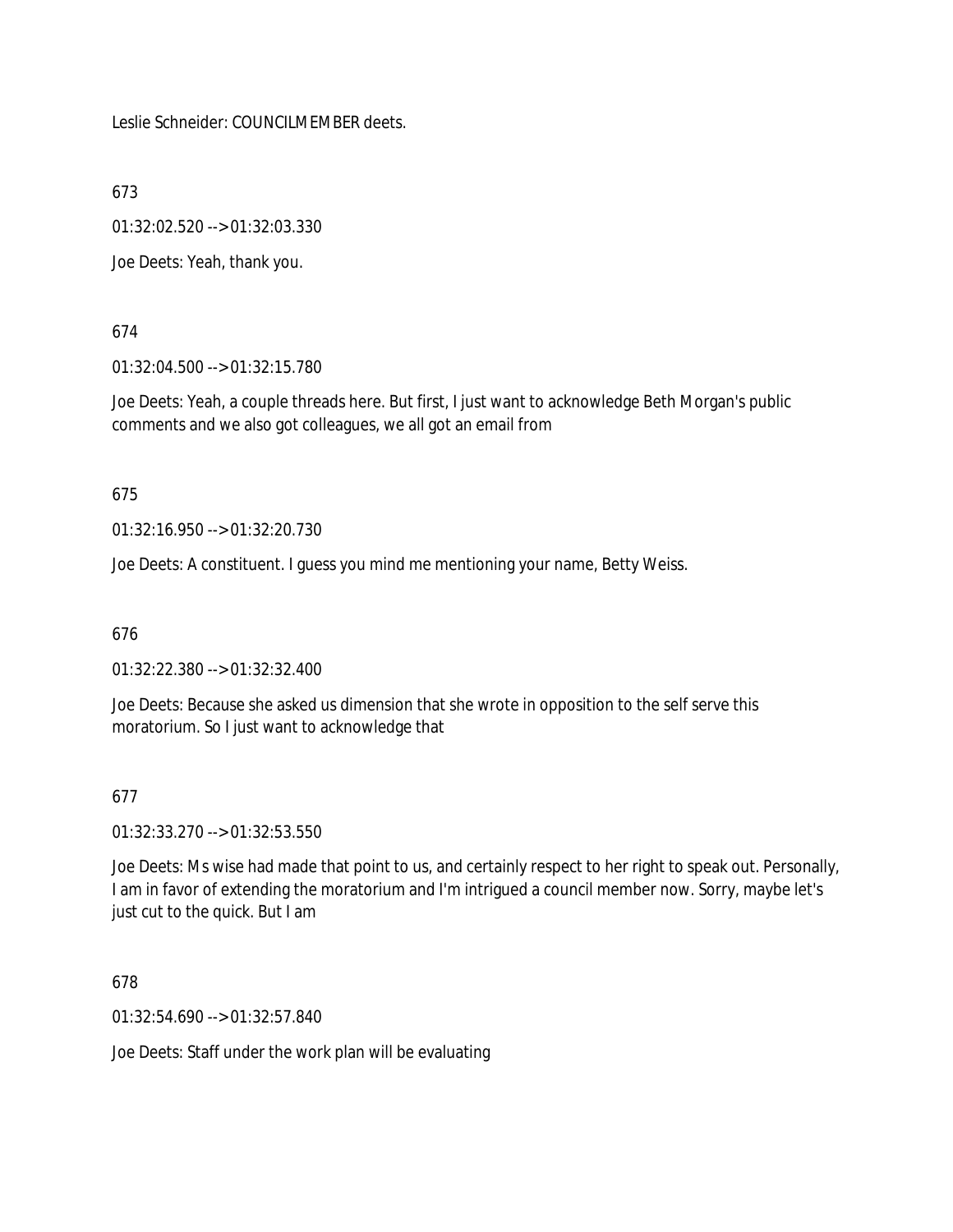Leslie Schneider: COUNCILMEMBER deets.

673

01:32:02.520 --> 01:32:03.330

Joe Deets: Yeah, thank you.

674

01:32:04.500 --> 01:32:15.780

Joe Deets: Yeah, a couple threads here. But first, I just want to acknowledge Beth Morgan's public comments and we also got colleagues, we all got an email from

675

01:32:16.950 --> 01:32:20.730

Joe Deets: A constituent. I guess you mind me mentioning your name, Betty Weiss.

676

01:32:22.380 --> 01:32:32.400

Joe Deets: Because she asked us dimension that she wrote in opposition to the self serve this moratorium. So I just want to acknowledge that

677

01:32:33.270 --> 01:32:53.550

Joe Deets: Ms wise had made that point to us, and certainly respect to her right to speak out. Personally, I am in favor of extending the moratorium and I'm intrigued a council member now. Sorry, maybe let's just cut to the quick. But I am

678

01:32:54.690 --> 01:32:57.840

Joe Deets: Staff under the work plan will be evaluating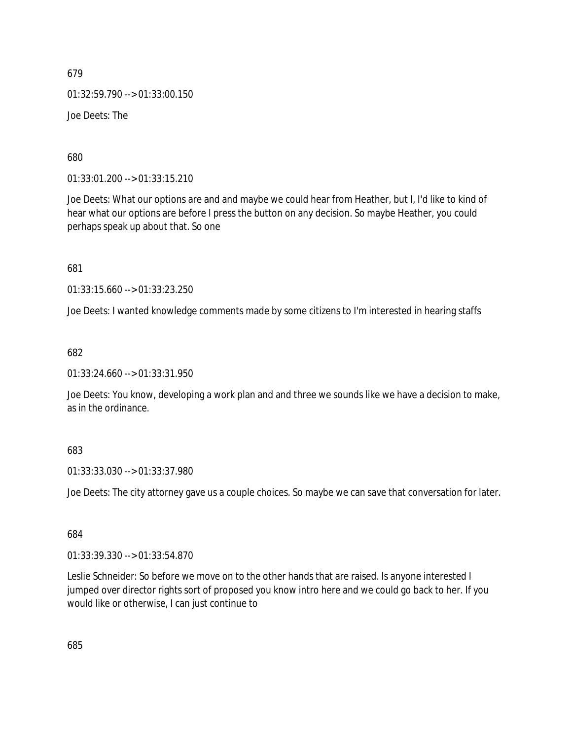679

01:32:59.790 --> 01:33:00.150

Joe Deets: The

680

01:33:01.200 --> 01:33:15.210

Joe Deets: What our options are and and maybe we could hear from Heather, but I, I'd like to kind of hear what our options are before I press the button on any decision. So maybe Heather, you could perhaps speak up about that. So one

681

01:33:15.660 --> 01:33:23.250

Joe Deets: I wanted knowledge comments made by some citizens to I'm interested in hearing staffs

682

01:33:24.660 --> 01:33:31.950

Joe Deets: You know, developing a work plan and and three we sounds like we have a decision to make, as in the ordinance.

683

01:33:33.030 --> 01:33:37.980

Joe Deets: The city attorney gave us a couple choices. So maybe we can save that conversation for later.

684

01:33:39.330 --> 01:33:54.870

Leslie Schneider: So before we move on to the other hands that are raised. Is anyone interested I jumped over director rights sort of proposed you know intro here and we could go back to her. If you would like or otherwise, I can just continue to

685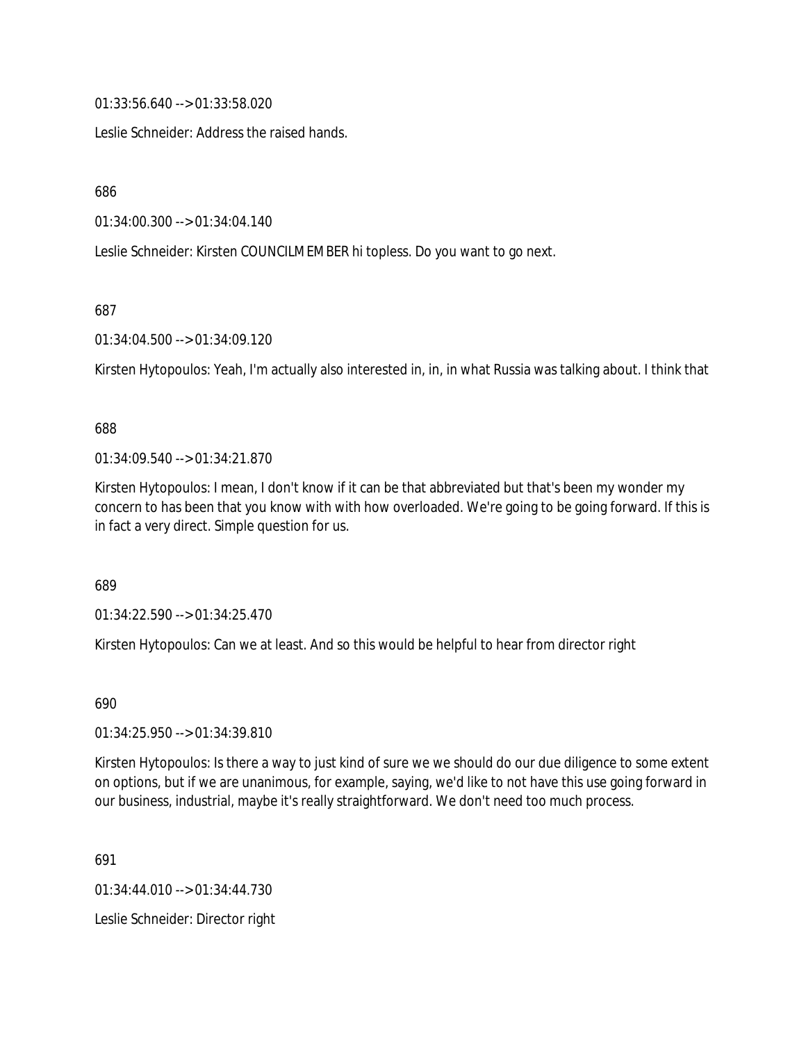01:33:56.640 --> 01:33:58.020

Leslie Schneider: Address the raised hands.

686

01:34:00.300 --> 01:34:04.140

Leslie Schneider: Kirsten COUNCILMEMBER hi topless. Do you want to go next.

687

01:34:04.500 --> 01:34:09.120

Kirsten Hytopoulos: Yeah, I'm actually also interested in, in, in what Russia was talking about. I think that

688

01:34:09.540 --> 01:34:21.870

Kirsten Hytopoulos: I mean, I don't know if it can be that abbreviated but that's been my wonder my concern to has been that you know with with how overloaded. We're going to be going forward. If this is in fact a very direct. Simple question for us.

689

01:34:22.590 --> 01:34:25.470

Kirsten Hytopoulos: Can we at least. And so this would be helpful to hear from director right

690

01:34:25.950 --> 01:34:39.810

Kirsten Hytopoulos: Is there a way to just kind of sure we we should do our due diligence to some extent on options, but if we are unanimous, for example, saying, we'd like to not have this use going forward in our business, industrial, maybe it's really straightforward. We don't need too much process.

691

01:34:44.010 --> 01:34:44.730

Leslie Schneider: Director right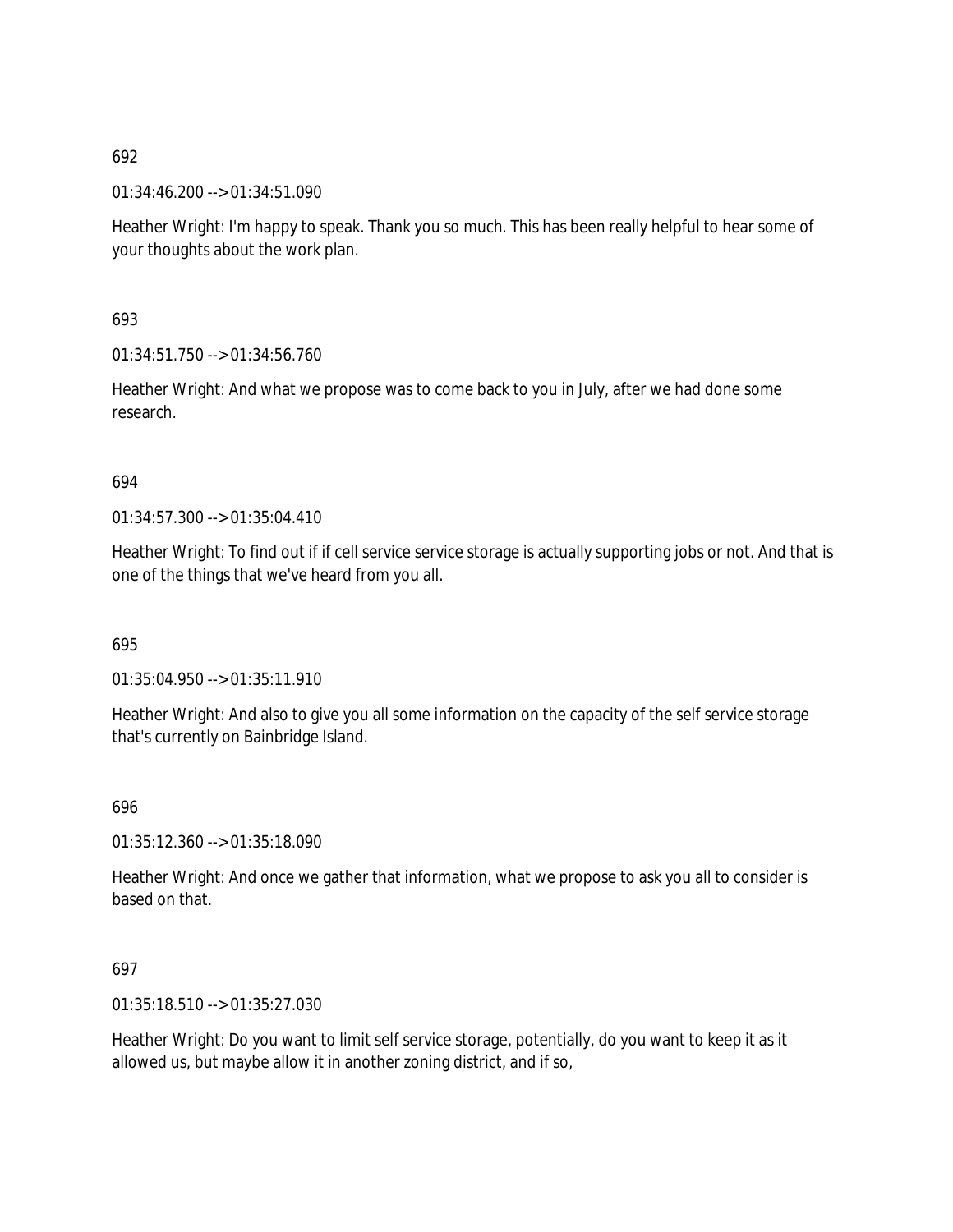692

01:34:46.200 --> 01:34:51.090

Heather Wright: I'm happy to speak. Thank you so much. This has been really helpful to hear some of your thoughts about the work plan.

693

01:34:51.750 --> 01:34:56.760

Heather Wright: And what we propose was to come back to you in July, after we had done some research.

694

01:34:57.300 --> 01:35:04.410

Heather Wright: To find out if if cell service service storage is actually supporting jobs or not. And that is one of the things that we've heard from you all.

695

01:35:04.950 --> 01:35:11.910

Heather Wright: And also to give you all some information on the capacity of the self service storage that's currently on Bainbridge Island.

696

01:35:12.360 --> 01:35:18.090

Heather Wright: And once we gather that information, what we propose to ask you all to consider is based on that.

697

01:35:18.510 --> 01:35:27.030

Heather Wright: Do you want to limit self service storage, potentially, do you want to keep it as it allowed us, but maybe allow it in another zoning district, and if so,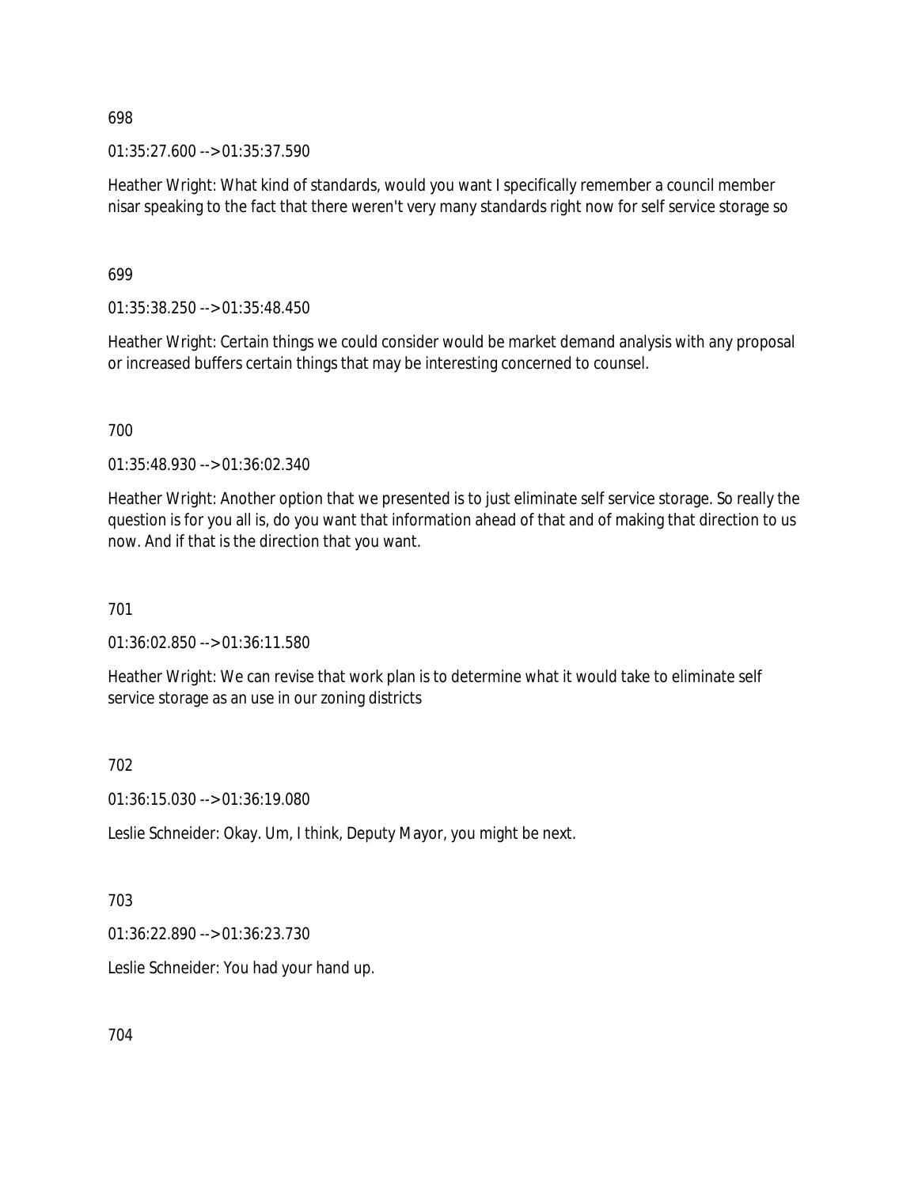698

01:35:27.600 --> 01:35:37.590

Heather Wright: What kind of standards, would you want I specifically remember a council member nisar speaking to the fact that there weren't very many standards right now for self service storage so

699

01:35:38.250 --> 01:35:48.450

Heather Wright: Certain things we could consider would be market demand analysis with any proposal or increased buffers certain things that may be interesting concerned to counsel.

700

01:35:48.930 --> 01:36:02.340

Heather Wright: Another option that we presented is to just eliminate self service storage. So really the question is for you all is, do you want that information ahead of that and of making that direction to us now. And if that is the direction that you want.

701

01:36:02.850 --> 01:36:11.580

Heather Wright: We can revise that work plan is to determine what it would take to eliminate self service storage as an use in our zoning districts

702

01:36:15.030 --> 01:36:19.080

Leslie Schneider: Okay. Um, I think, Deputy Mayor, you might be next.

703

01:36:22.890 --> 01:36:23.730

Leslie Schneider: You had your hand up.

704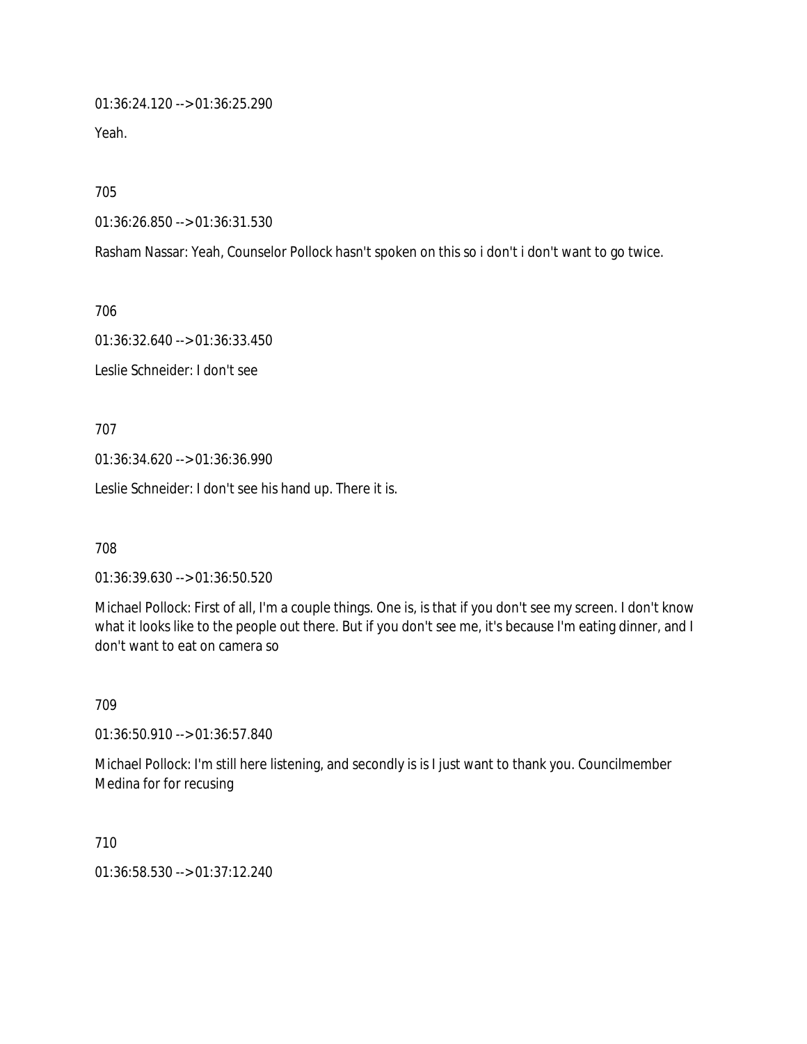01:36:24.120 --> 01:36:25.290

Yeah.

705

01:36:26.850 --> 01:36:31.530

Rasham Nassar: Yeah, Counselor Pollock hasn't spoken on this so i don't i don't want to go twice.

706

01:36:32.640 --> 01:36:33.450

Leslie Schneider: I don't see

707

01:36:34.620 --> 01:36:36.990

Leslie Schneider: I don't see his hand up. There it is.

708

01:36:39.630 --> 01:36:50.520

Michael Pollock: First of all, I'm a couple things. One is, is that if you don't see my screen. I don't know what it looks like to the people out there. But if you don't see me, it's because I'm eating dinner, and I don't want to eat on camera so

709

01:36:50.910 --> 01:36:57.840

Michael Pollock: I'm still here listening, and secondly is is I just want to thank you. Councilmember Medina for for recusing

710

01:36:58.530 --> 01:37:12.240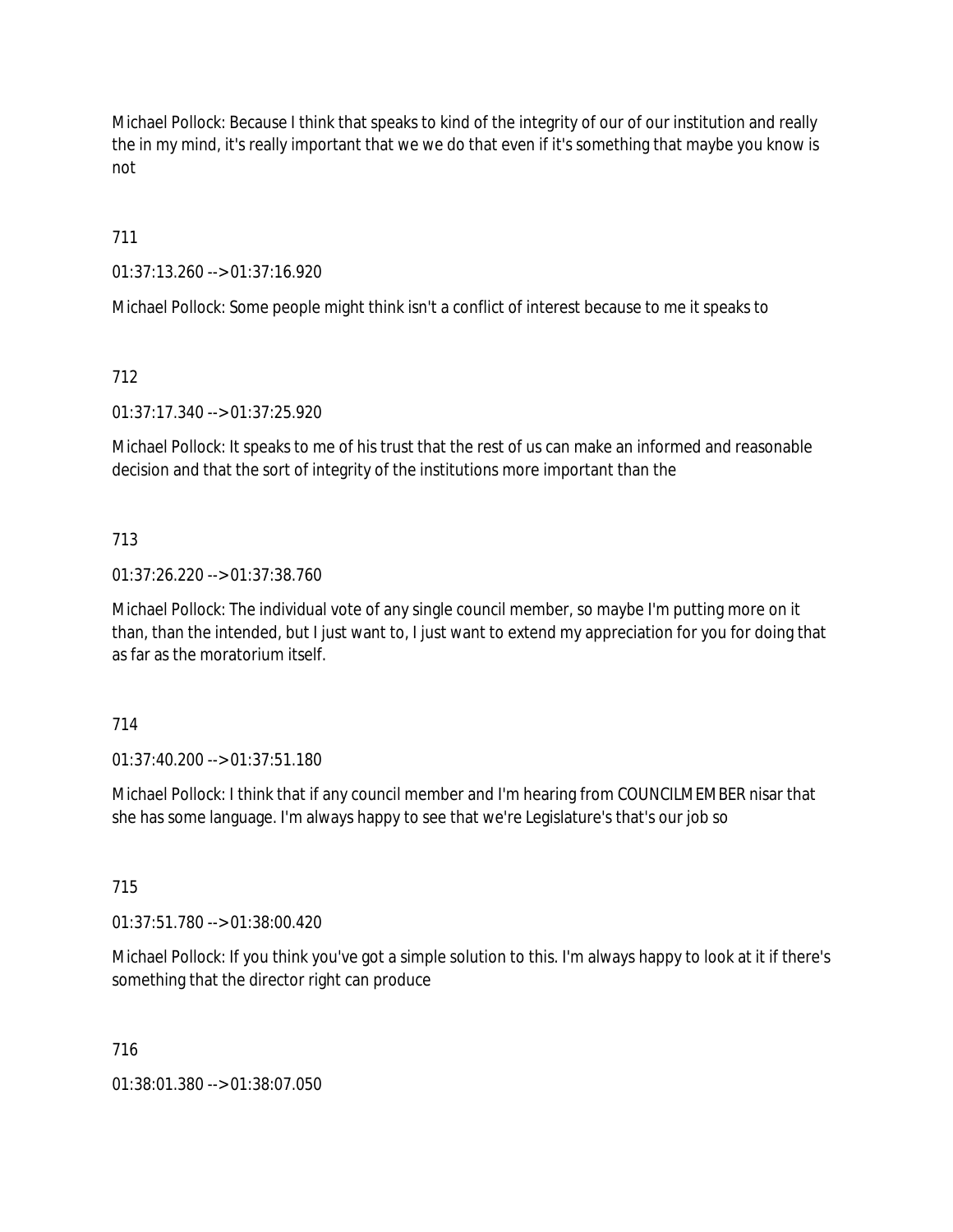Michael Pollock: Because I think that speaks to kind of the integrity of our of our institution and really the in my mind, it's really important that we we do that even if it's something that maybe you know is not

711

01:37:13.260 --> 01:37:16.920

Michael Pollock: Some people might think isn't a conflict of interest because to me it speaks to

712

01:37:17.340 --> 01:37:25.920

Michael Pollock: It speaks to me of his trust that the rest of us can make an informed and reasonable decision and that the sort of integrity of the institutions more important than the

713

01:37:26.220 --> 01:37:38.760

Michael Pollock: The individual vote of any single council member, so maybe I'm putting more on it than, than the intended, but I just want to, I just want to extend my appreciation for you for doing that as far as the moratorium itself.

714

01:37:40.200 --> 01:37:51.180

Michael Pollock: I think that if any council member and I'm hearing from COUNCILMEMBER nisar that she has some language. I'm always happy to see that we're Legislature's that's our job so

715

01:37:51.780 --> 01:38:00.420

Michael Pollock: If you think you've got a simple solution to this. I'm always happy to look at it if there's something that the director right can produce

716

01:38:01.380 --> 01:38:07.050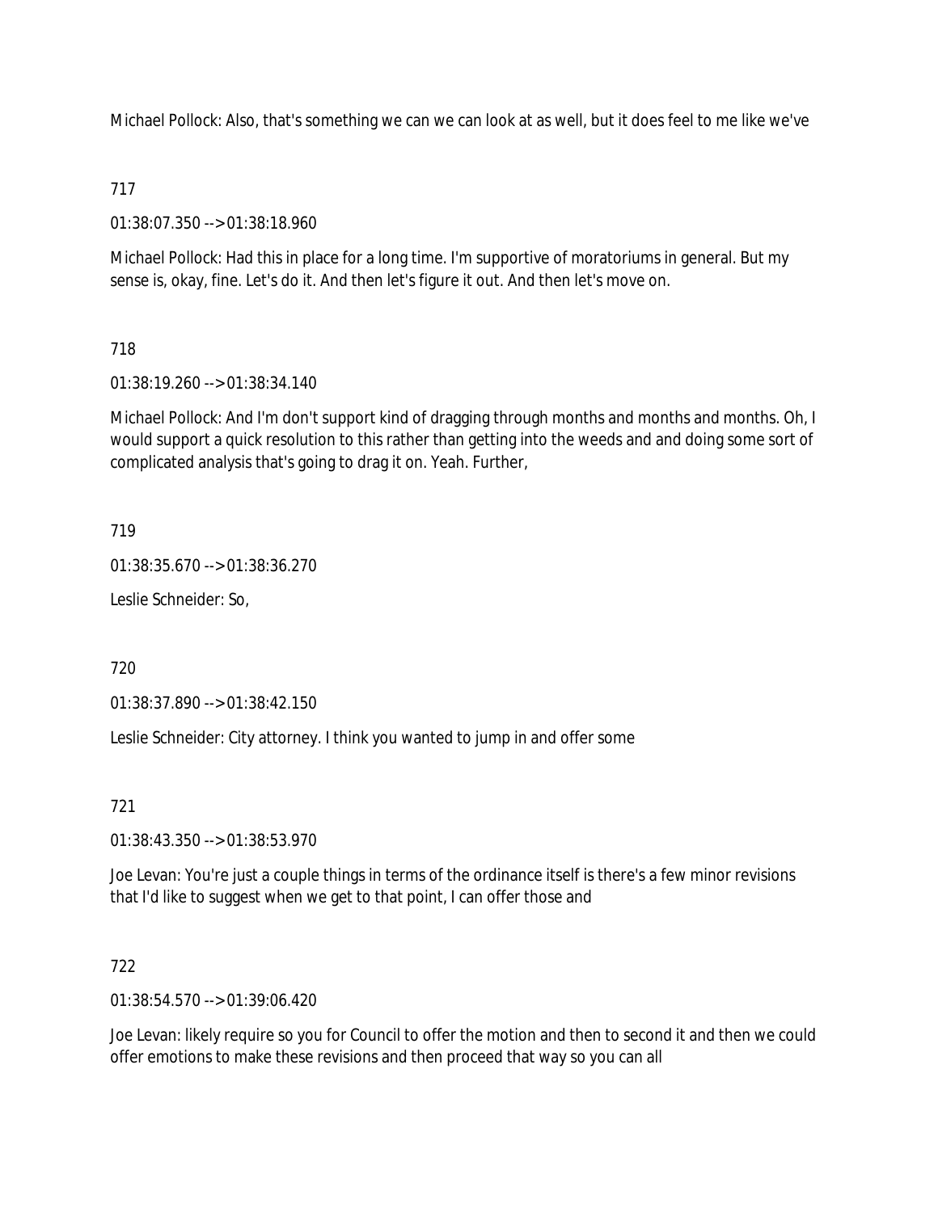Michael Pollock: Also, that's something we can we can look at as well, but it does feel to me like we've

717

01:38:07.350 --> 01:38:18.960

Michael Pollock: Had this in place for a long time. I'm supportive of moratoriums in general. But my sense is, okay, fine. Let's do it. And then let's figure it out. And then let's move on.

718

01:38:19.260 --> 01:38:34.140

Michael Pollock: And I'm don't support kind of dragging through months and months and months. Oh, I would support a quick resolution to this rather than getting into the weeds and and doing some sort of complicated analysis that's going to drag it on. Yeah. Further,

719

01:38:35.670 --> 01:38:36.270

Leslie Schneider: So,

720

01:38:37.890 --> 01:38:42.150

Leslie Schneider: City attorney. I think you wanted to jump in and offer some

721

01:38:43.350 --> 01:38:53.970

Joe Levan: You're just a couple things in terms of the ordinance itself is there's a few minor revisions that I'd like to suggest when we get to that point, I can offer those and

722

01:38:54.570 --> 01:39:06.420

Joe Levan: likely require so you for Council to offer the motion and then to second it and then we could offer emotions to make these revisions and then proceed that way so you can all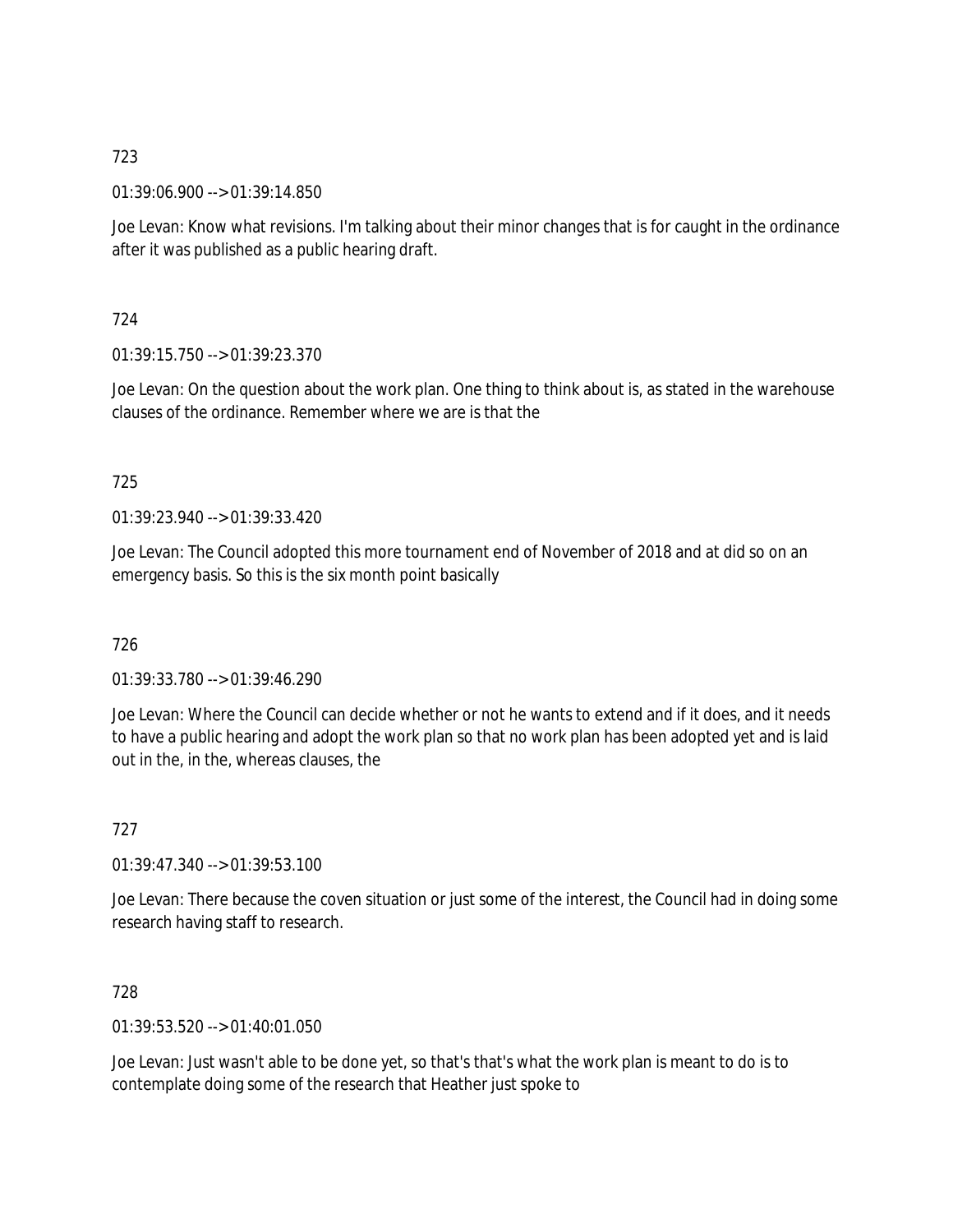723

01:39:06.900 --> 01:39:14.850

Joe Levan: Know what revisions. I'm talking about their minor changes that is for caught in the ordinance after it was published as a public hearing draft.

724

01:39:15.750 --> 01:39:23.370

Joe Levan: On the question about the work plan. One thing to think about is, as stated in the warehouse clauses of the ordinance. Remember where we are is that the

725

01:39:23.940 --> 01:39:33.420

Joe Levan: The Council adopted this more tournament end of November of 2018 and at did so on an emergency basis. So this is the six month point basically

726

01:39:33.780 --> 01:39:46.290

Joe Levan: Where the Council can decide whether or not he wants to extend and if it does, and it needs to have a public hearing and adopt the work plan so that no work plan has been adopted yet and is laid out in the, in the, whereas clauses, the

727

01:39:47.340 --> 01:39:53.100

Joe Levan: There because the coven situation or just some of the interest, the Council had in doing some research having staff to research.

728

01:39:53.520 --> 01:40:01.050

Joe Levan: Just wasn't able to be done yet, so that's that's what the work plan is meant to do is to contemplate doing some of the research that Heather just spoke to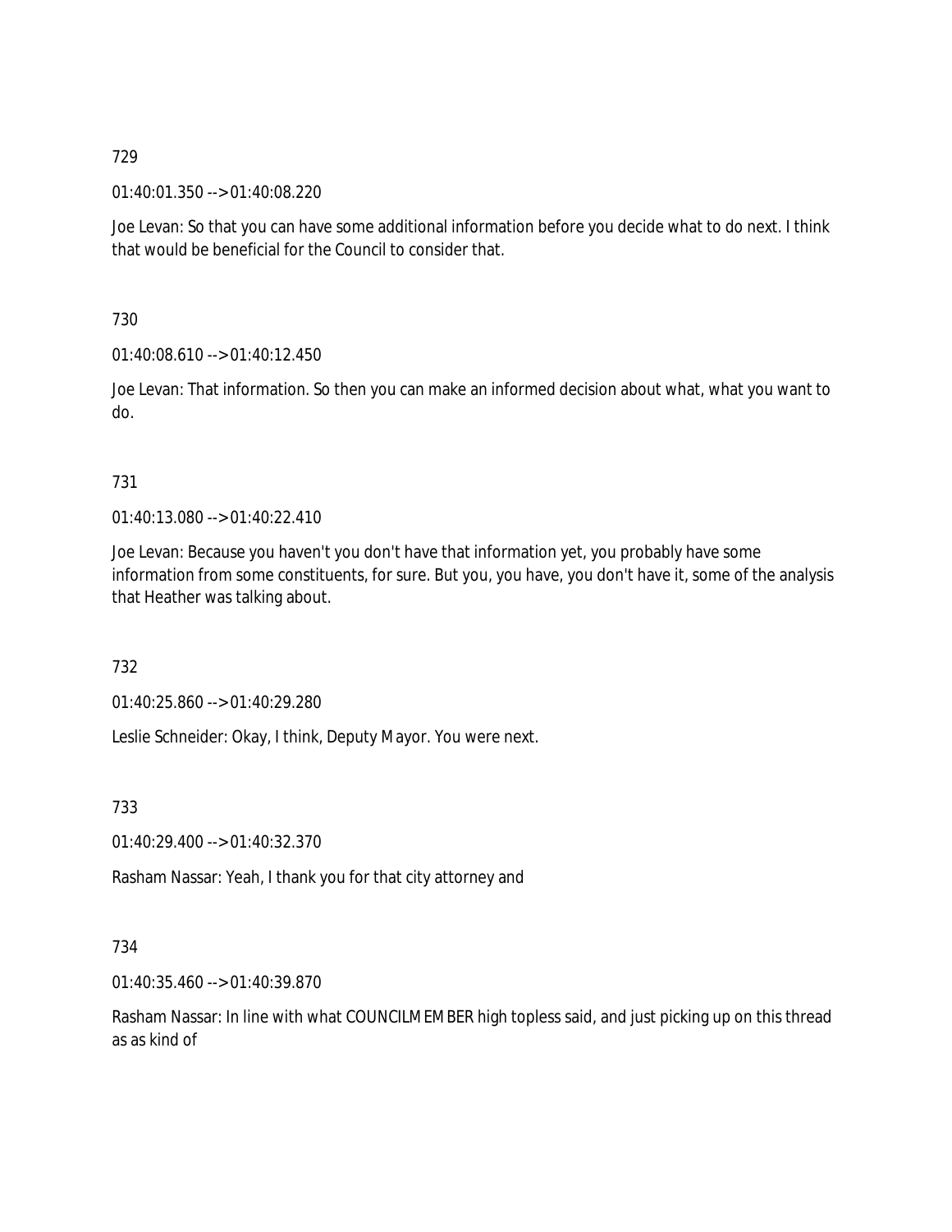729

01:40:01.350 --> 01:40:08.220

Joe Levan: So that you can have some additional information before you decide what to do next. I think that would be beneficial for the Council to consider that.

730

01:40:08.610 --> 01:40:12.450

Joe Levan: That information. So then you can make an informed decision about what, what you want to do.

731

01:40:13.080 --> 01:40:22.410

Joe Levan: Because you haven't you don't have that information yet, you probably have some information from some constituents, for sure. But you, you have, you don't have it, some of the analysis that Heather was talking about.

732

01:40:25.860 --> 01:40:29.280

Leslie Schneider: Okay, I think, Deputy Mayor. You were next.

733

01:40:29.400 --> 01:40:32.370

Rasham Nassar: Yeah, I thank you for that city attorney and

734

01:40:35.460 --> 01:40:39.870

Rasham Nassar: In line with what COUNCILMEMBER high topless said, and just picking up on this thread as as kind of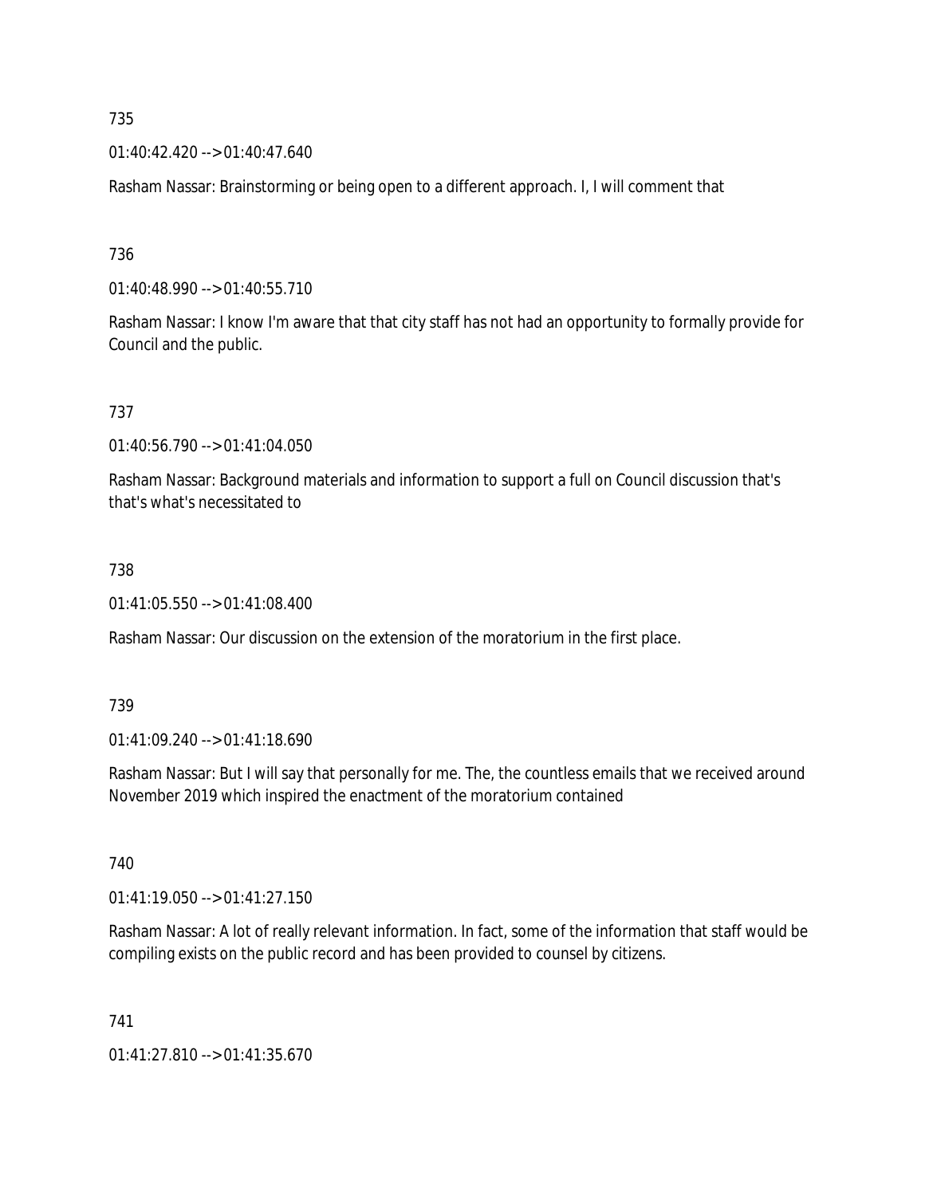735

01:40:42.420 --> 01:40:47.640

Rasham Nassar: Brainstorming or being open to a different approach. I, I will comment that

736

01:40:48.990 --> 01:40:55.710

Rasham Nassar: I know I'm aware that that city staff has not had an opportunity to formally provide for Council and the public.

737

01:40:56.790 --> 01:41:04.050

Rasham Nassar: Background materials and information to support a full on Council discussion that's that's what's necessitated to

738

01:41:05.550 --> 01:41:08.400

Rasham Nassar: Our discussion on the extension of the moratorium in the first place.

739

01:41:09.240 --> 01:41:18.690

Rasham Nassar: But I will say that personally for me. The, the countless emails that we received around November 2019 which inspired the enactment of the moratorium contained

740

01:41:19.050 --> 01:41:27.150

Rasham Nassar: A lot of really relevant information. In fact, some of the information that staff would be compiling exists on the public record and has been provided to counsel by citizens.

741

01:41:27.810 --> 01:41:35.670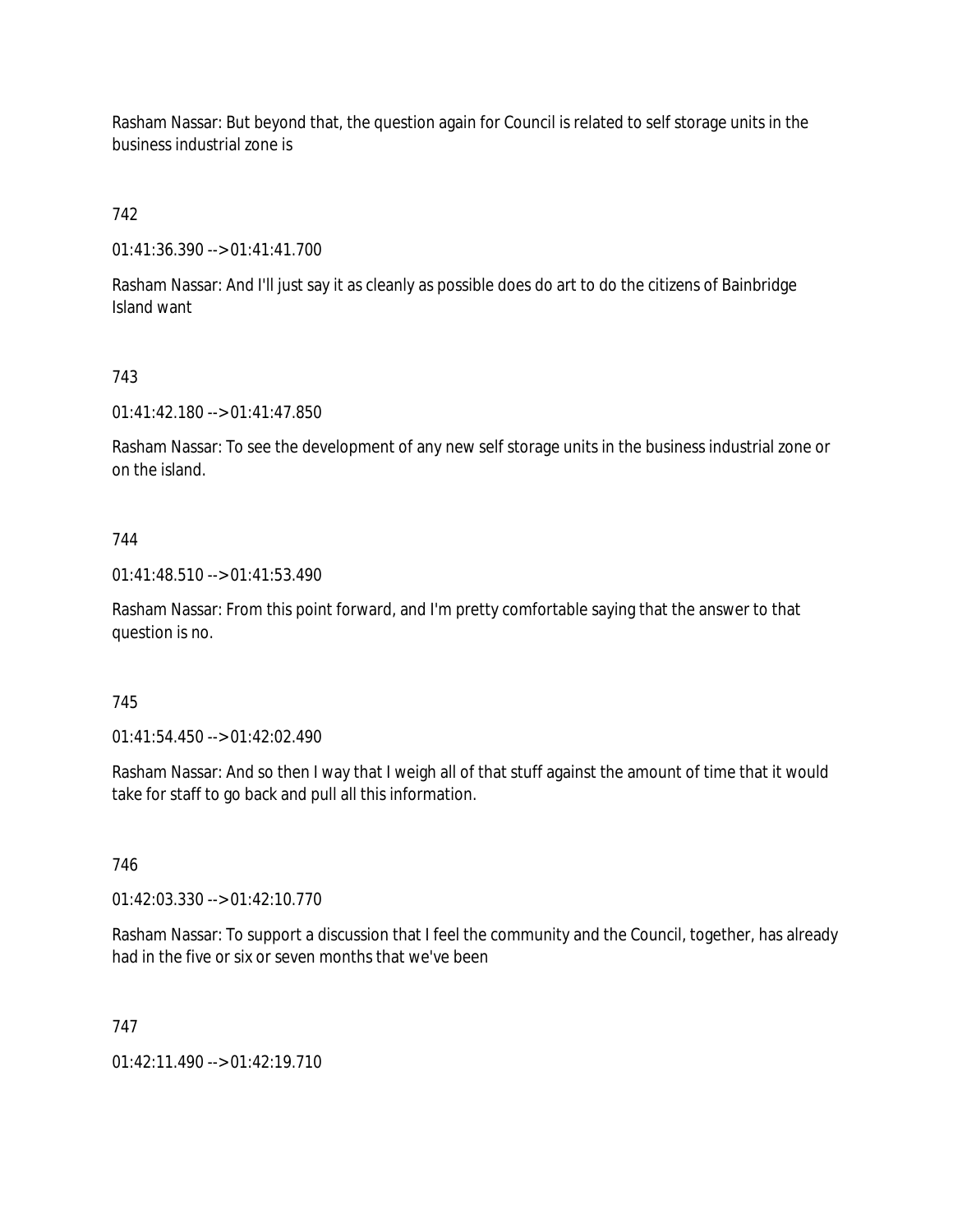Rasham Nassar: But beyond that, the question again for Council is related to self storage units in the business industrial zone is

742

01:41:36.390 --> 01:41:41.700

Rasham Nassar: And I'll just say it as cleanly as possible does do art to do the citizens of Bainbridge Island want

743

01:41:42.180 --> 01:41:47.850

Rasham Nassar: To see the development of any new self storage units in the business industrial zone or on the island.

744

01:41:48.510 --> 01:41:53.490

Rasham Nassar: From this point forward, and I'm pretty comfortable saying that the answer to that question is no.

745

01:41:54.450 --> 01:42:02.490

Rasham Nassar: And so then I way that I weigh all of that stuff against the amount of time that it would take for staff to go back and pull all this information.

746

01:42:03.330 --> 01:42:10.770

Rasham Nassar: To support a discussion that I feel the community and the Council, together, has already had in the five or six or seven months that we've been

747

01:42:11.490 --> 01:42:19.710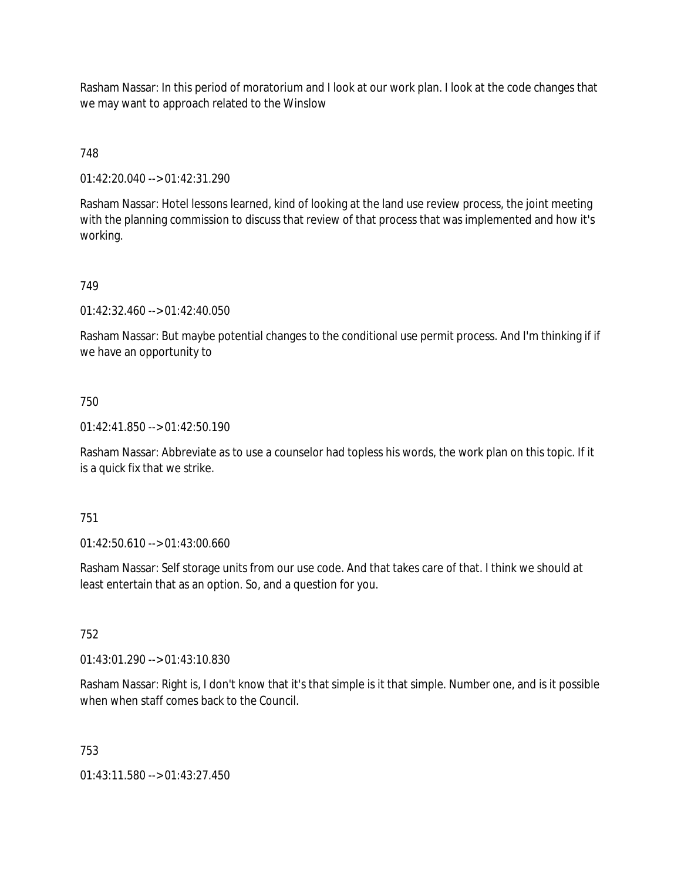Rasham Nassar: In this period of moratorium and I look at our work plan. I look at the code changes that we may want to approach related to the Winslow

748

01:42:20.040 --> 01:42:31.290

Rasham Nassar: Hotel lessons learned, kind of looking at the land use review process, the joint meeting with the planning commission to discuss that review of that process that was implemented and how it's working.

749

01:42:32.460 --> 01:42:40.050

Rasham Nassar: But maybe potential changes to the conditional use permit process. And I'm thinking if if we have an opportunity to

750

01:42:41.850 --> 01:42:50.190

Rasham Nassar: Abbreviate as to use a counselor had topless his words, the work plan on this topic. If it is a quick fix that we strike.

751

01:42:50.610 --> 01:43:00.660

Rasham Nassar: Self storage units from our use code. And that takes care of that. I think we should at least entertain that as an option. So, and a question for you.

752

01:43:01.290 --> 01:43:10.830

Rasham Nassar: Right is, I don't know that it's that simple is it that simple. Number one, and is it possible when when staff comes back to the Council.

753

01:43:11.580 --> 01:43:27.450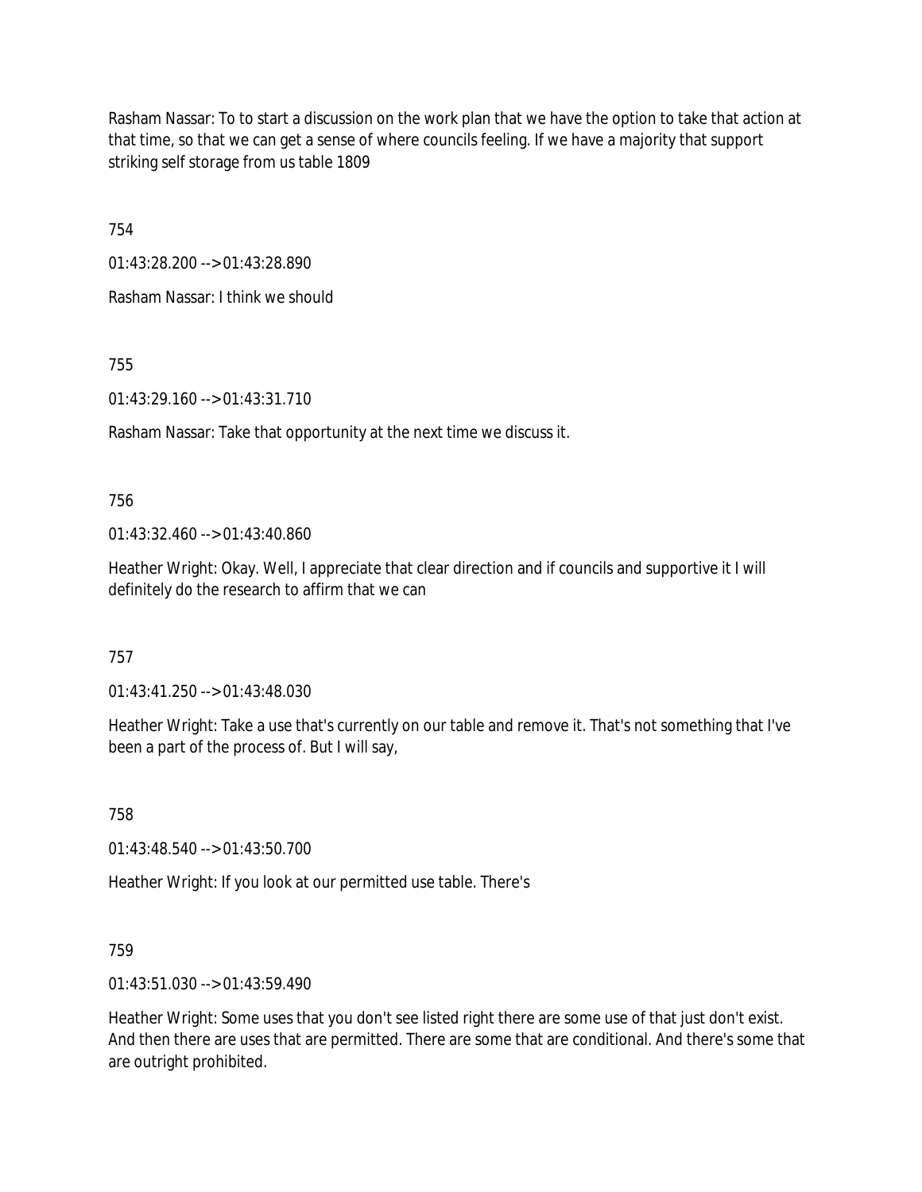Rasham Nassar: To to start a discussion on the work plan that we have the option to take that action at that time, so that we can get a sense of where councils feeling. If we have a majority that support striking self storage from us table 1809

754

01:43:28.200 --> 01:43:28.890

Rasham Nassar: I think we should

755

01:43:29.160 --> 01:43:31.710

Rasham Nassar: Take that opportunity at the next time we discuss it.

756

01:43:32.460 --> 01:43:40.860

Heather Wright: Okay. Well, I appreciate that clear direction and if councils and supportive it I will definitely do the research to affirm that we can

757

01:43:41.250 --> 01:43:48.030

Heather Wright: Take a use that's currently on our table and remove it. That's not something that I've been a part of the process of. But I will say,

758

01:43:48.540 --> 01:43:50.700

Heather Wright: If you look at our permitted use table. There's

759

01:43:51.030 --> 01:43:59.490

Heather Wright: Some uses that you don't see listed right there are some use of that just don't exist. And then there are uses that are permitted. There are some that are conditional. And there's some that are outright prohibited.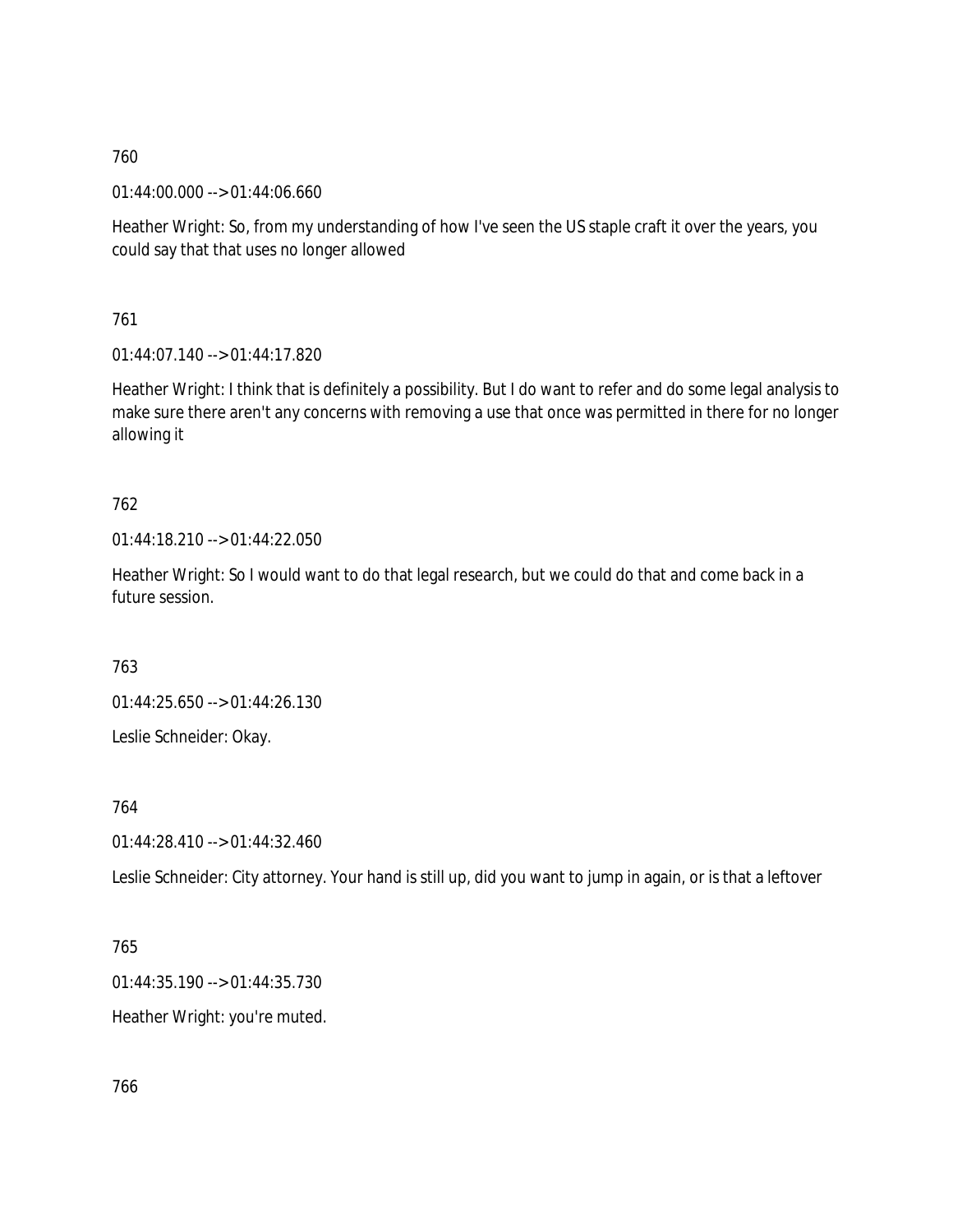760

01:44:00.000 --> 01:44:06.660

Heather Wright: So, from my understanding of how I've seen the US staple craft it over the years, you could say that that uses no longer allowed

761

01:44:07.140 --> 01:44:17.820

Heather Wright: I think that is definitely a possibility. But I do want to refer and do some legal analysis to make sure there aren't any concerns with removing a use that once was permitted in there for no longer allowing it

762

01:44:18.210 --> 01:44:22.050

Heather Wright: So I would want to do that legal research, but we could do that and come back in a future session.

763

01:44:25.650 --> 01:44:26.130

Leslie Schneider: Okay.

764

01:44:28.410 --> 01:44:32.460

Leslie Schneider: City attorney. Your hand is still up, did you want to jump in again, or is that a leftover

765

01:44:35.190 --> 01:44:35.730

Heather Wright: you're muted.

766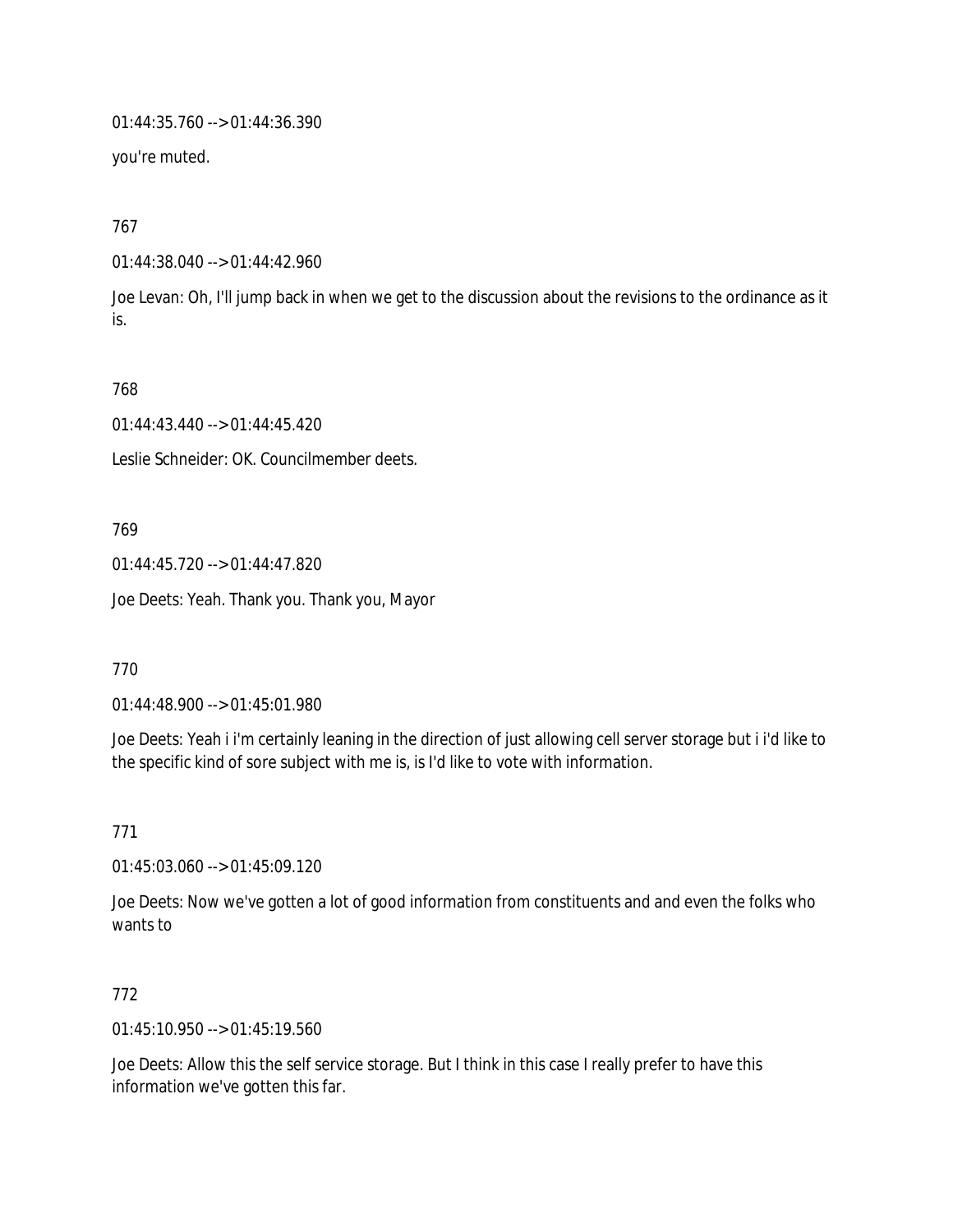01:44:35.760 --> 01:44:36.390

you're muted.

767

01:44:38.040 --> 01:44:42.960

Joe Levan: Oh, I'll jump back in when we get to the discussion about the revisions to the ordinance as it is.

768

01:44:43.440 --> 01:44:45.420

Leslie Schneider: OK. Councilmember deets.

769

01:44:45.720 --> 01:44:47.820

Joe Deets: Yeah. Thank you. Thank you, Mayor

770

01:44:48.900 --> 01:45:01.980

Joe Deets: Yeah i i'm certainly leaning in the direction of just allowing cell server storage but i i'd like to the specific kind of sore subject with me is, is I'd like to vote with information.

771

01:45:03.060 --> 01:45:09.120

Joe Deets: Now we've gotten a lot of good information from constituents and and even the folks who wants to

772

01:45:10.950 --> 01:45:19.560

Joe Deets: Allow this the self service storage. But I think in this case I really prefer to have this information we've gotten this far.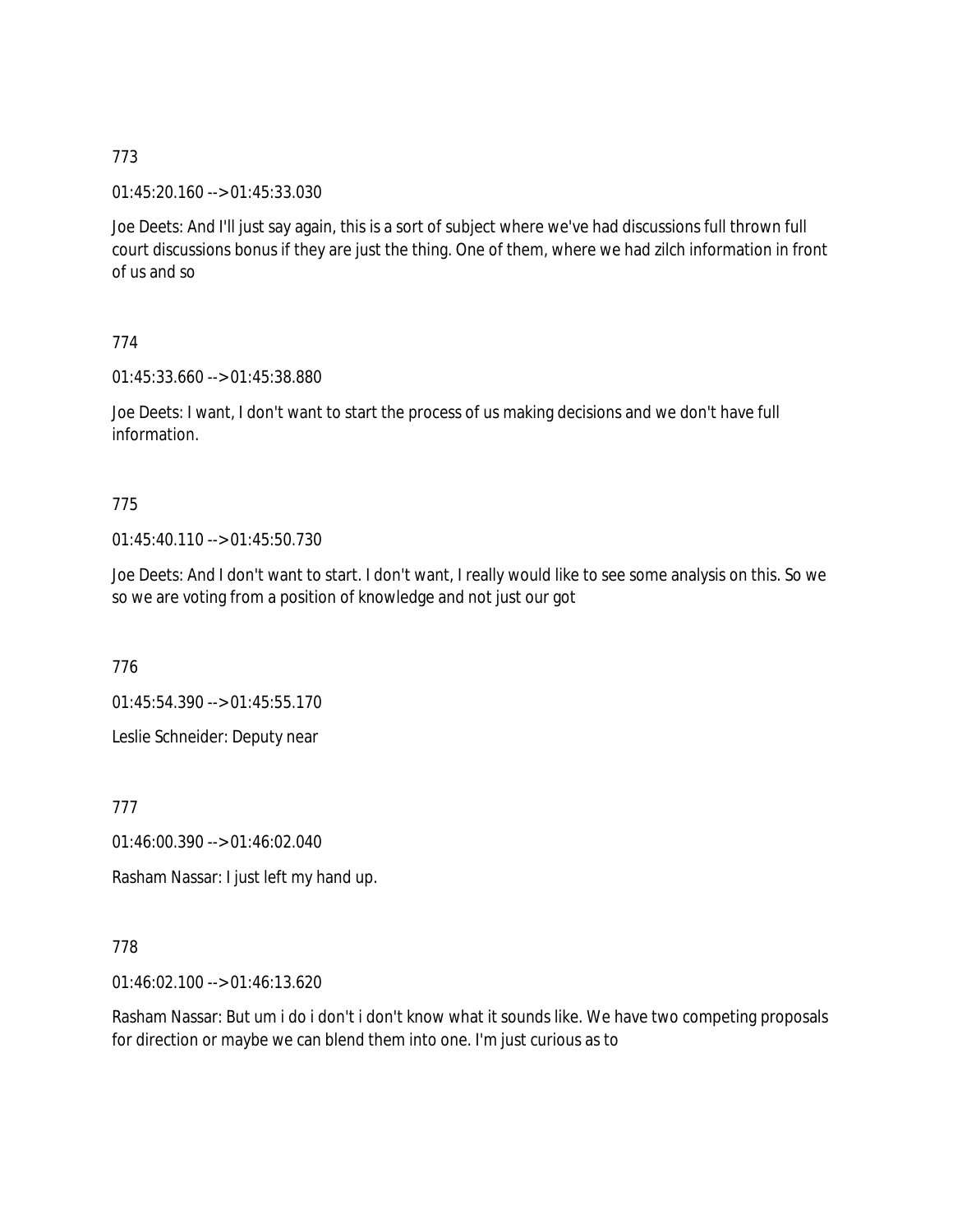773

01:45:20.160 --> 01:45:33.030

Joe Deets: And I'll just say again, this is a sort of subject where we've had discussions full thrown full court discussions bonus if they are just the thing. One of them, where we had zilch information in front of us and so

774

01:45:33.660 --> 01:45:38.880

Joe Deets: I want, I don't want to start the process of us making decisions and we don't have full information.

775

01:45:40.110 --> 01:45:50.730

Joe Deets: And I don't want to start. I don't want, I really would like to see some analysis on this. So we so we are voting from a position of knowledge and not just our got

776

01:45:54.390 --> 01:45:55.170

Leslie Schneider: Deputy near

777

01:46:00.390 --> 01:46:02.040

Rasham Nassar: I just left my hand up.

778

01:46:02.100 --> 01:46:13.620

Rasham Nassar: But um i do i don't i don't know what it sounds like. We have two competing proposals for direction or maybe we can blend them into one. I'm just curious as to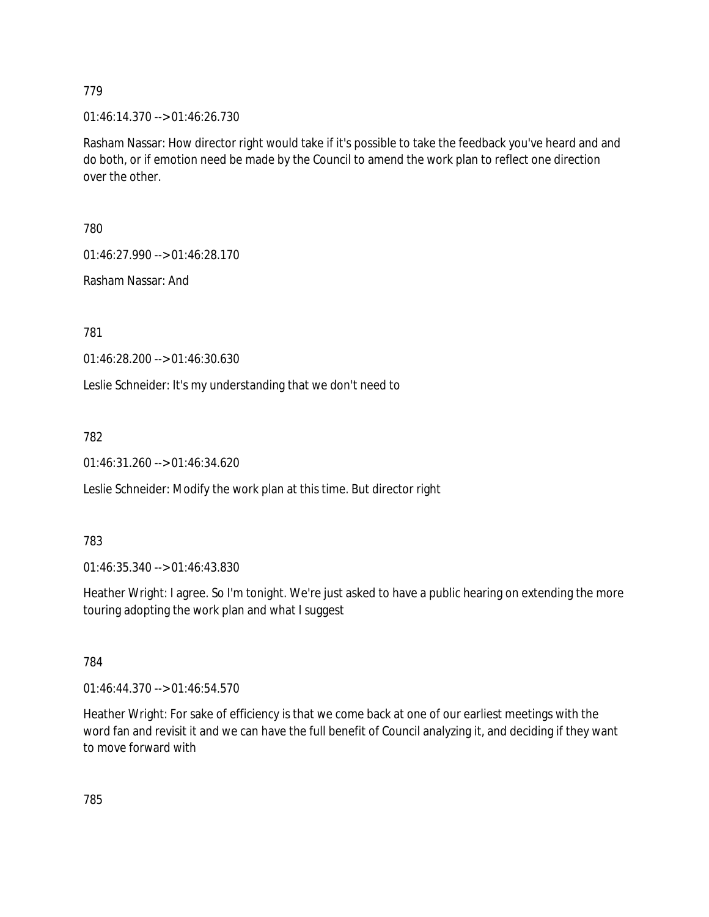779

01:46:14.370 --> 01:46:26.730

Rasham Nassar: How director right would take if it's possible to take the feedback you've heard and and do both, or if emotion need be made by the Council to amend the work plan to reflect one direction over the other.

780

01:46:27.990 --> 01:46:28.170

Rasham Nassar: And

781

01:46:28.200 --> 01:46:30.630

Leslie Schneider: It's my understanding that we don't need to

782

01:46:31.260 --> 01:46:34.620

Leslie Schneider: Modify the work plan at this time. But director right

783

01:46:35.340 --> 01:46:43.830

Heather Wright: I agree. So I'm tonight. We're just asked to have a public hearing on extending the more touring adopting the work plan and what I suggest

784

01:46:44.370 --> 01:46:54.570

Heather Wright: For sake of efficiency is that we come back at one of our earliest meetings with the word fan and revisit it and we can have the full benefit of Council analyzing it, and deciding if they want to move forward with

785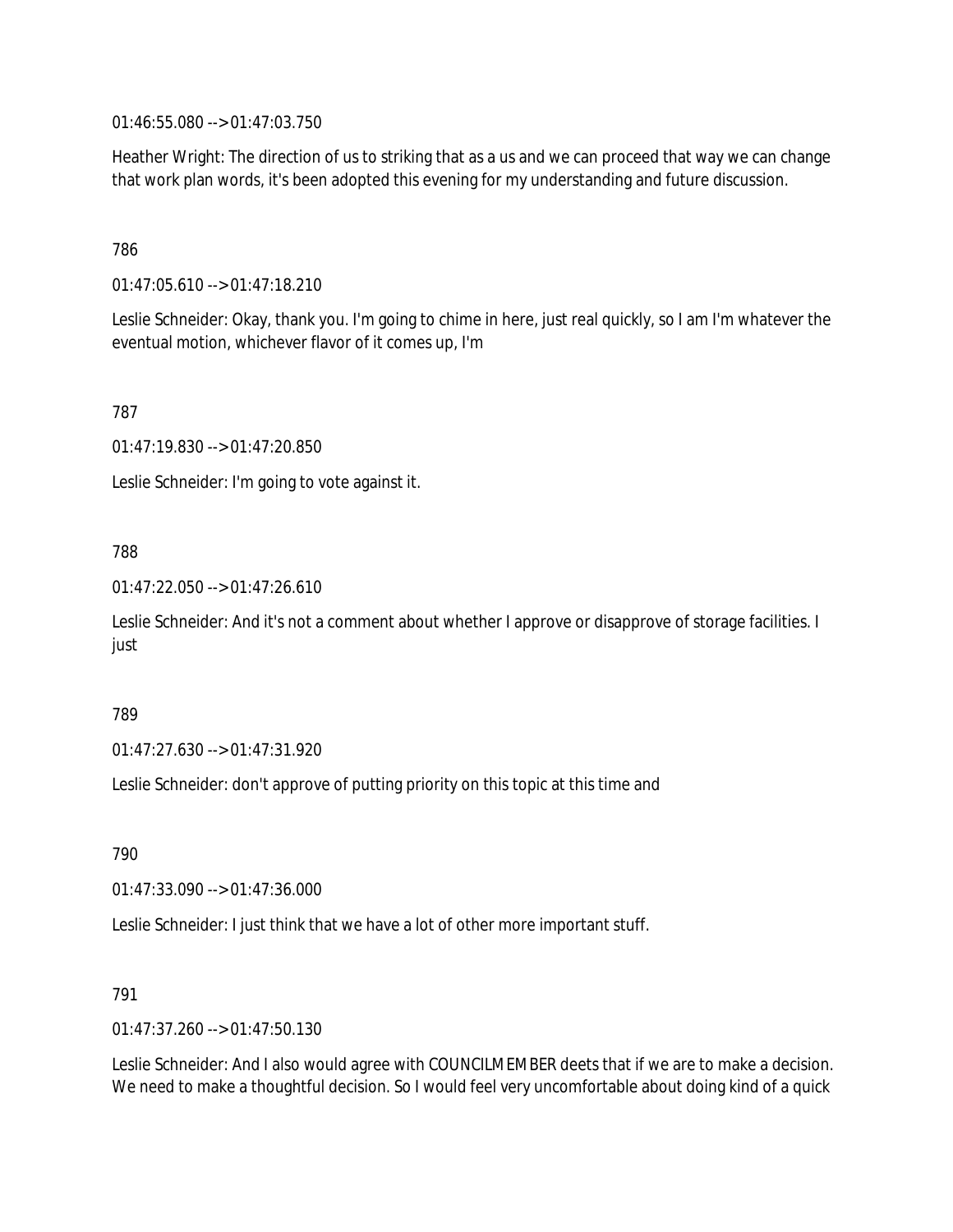01:46:55.080 --> 01:47:03.750

Heather Wright: The direction of us to striking that as a us and we can proceed that way we can change that work plan words, it's been adopted this evening for my understanding and future discussion.

786

01:47:05.610 --> 01:47:18.210

Leslie Schneider: Okay, thank you. I'm going to chime in here, just real quickly, so I am I'm whatever the eventual motion, whichever flavor of it comes up, I'm

787

01:47:19.830 --> 01:47:20.850

Leslie Schneider: I'm going to vote against it.

788

01:47:22.050 --> 01:47:26.610

Leslie Schneider: And it's not a comment about whether I approve or disapprove of storage facilities. I just

789

01:47:27.630 --> 01:47:31.920

Leslie Schneider: don't approve of putting priority on this topic at this time and

790

01:47:33.090 --> 01:47:36.000

Leslie Schneider: I just think that we have a lot of other more important stuff.

791

01:47:37.260 --> 01:47:50.130

Leslie Schneider: And I also would agree with COUNCILMEMBER deets that if we are to make a decision. We need to make a thoughtful decision. So I would feel very uncomfortable about doing kind of a quick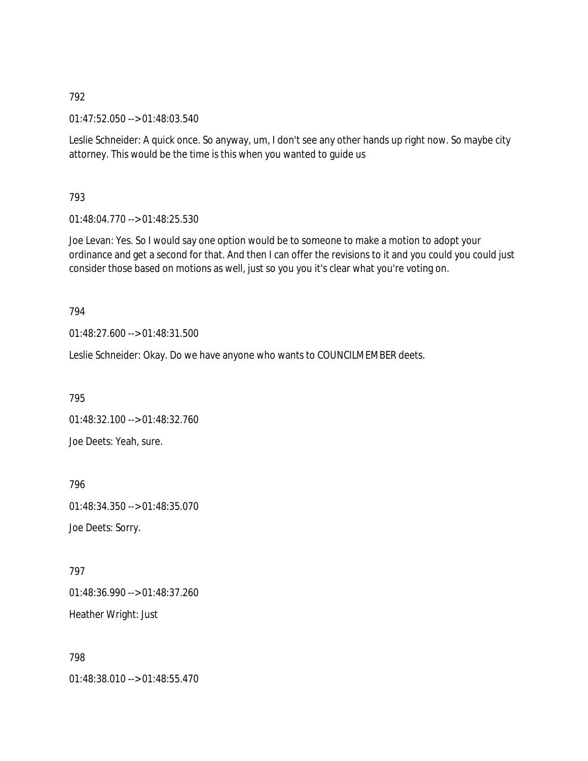792

01:47:52.050 --> 01:48:03.540

Leslie Schneider: A quick once. So anyway, um, I don't see any other hands up right now. So maybe city attorney. This would be the time is this when you wanted to guide us

793

01:48:04.770 --> 01:48:25.530

Joe Levan: Yes. So I would say one option would be to someone to make a motion to adopt your ordinance and get a second for that. And then I can offer the revisions to it and you could you could just consider those based on motions as well, just so you you it's clear what you're voting on.

794

01:48:27.600 --> 01:48:31.500

Leslie Schneider: Okay. Do we have anyone who wants to COUNCILMEMBER deets.

795

01:48:32.100 --> 01:48:32.760

Joe Deets: Yeah, sure.

796

01:48:34.350 --> 01:48:35.070

Joe Deets: Sorry.

797

01:48:36.990 --> 01:48:37.260

Heather Wright: Just

798

01:48:38.010 --> 01:48:55.470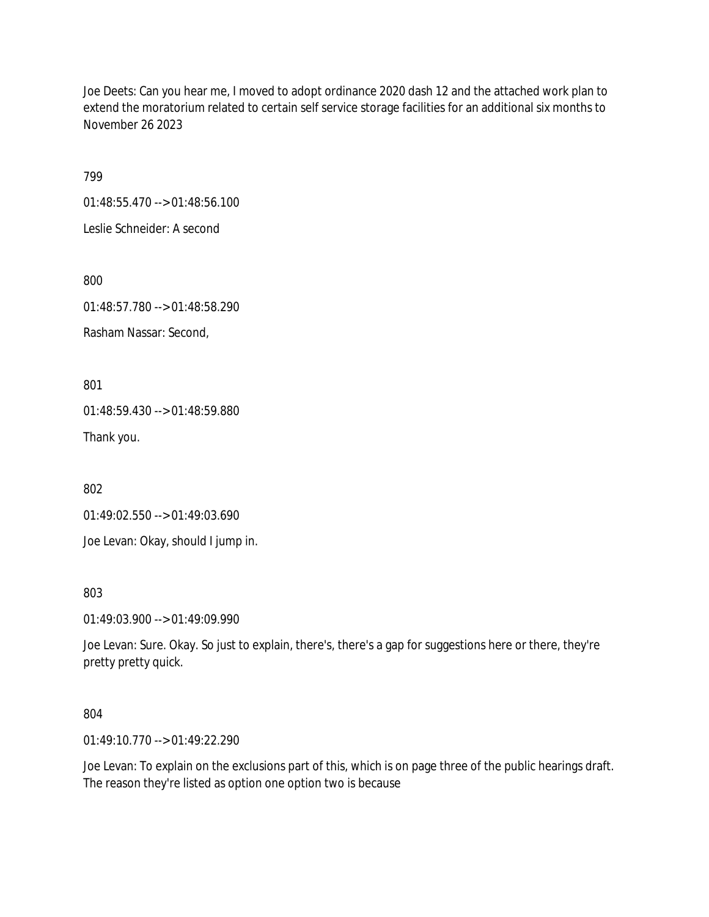Joe Deets: Can you hear me, I moved to adopt ordinance 2020 dash 12 and the attached work plan to extend the moratorium related to certain self service storage facilities for an additional six months to November 26 2023

799

01:48:55.470 --> 01:48:56.100

Leslie Schneider: A second

800

01:48:57.780 --> 01:48:58.290

Rasham Nassar: Second,

801

01:48:59.430 --> 01:48:59.880

Thank you.

802

01:49:02.550 --> 01:49:03.690

Joe Levan: Okay, should I jump in.

803

01:49:03.900 --> 01:49:09.990

Joe Levan: Sure. Okay. So just to explain, there's, there's a gap for suggestions here or there, they're pretty pretty quick.

804

01:49:10.770 --> 01:49:22.290

Joe Levan: To explain on the exclusions part of this, which is on page three of the public hearings draft. The reason they're listed as option one option two is because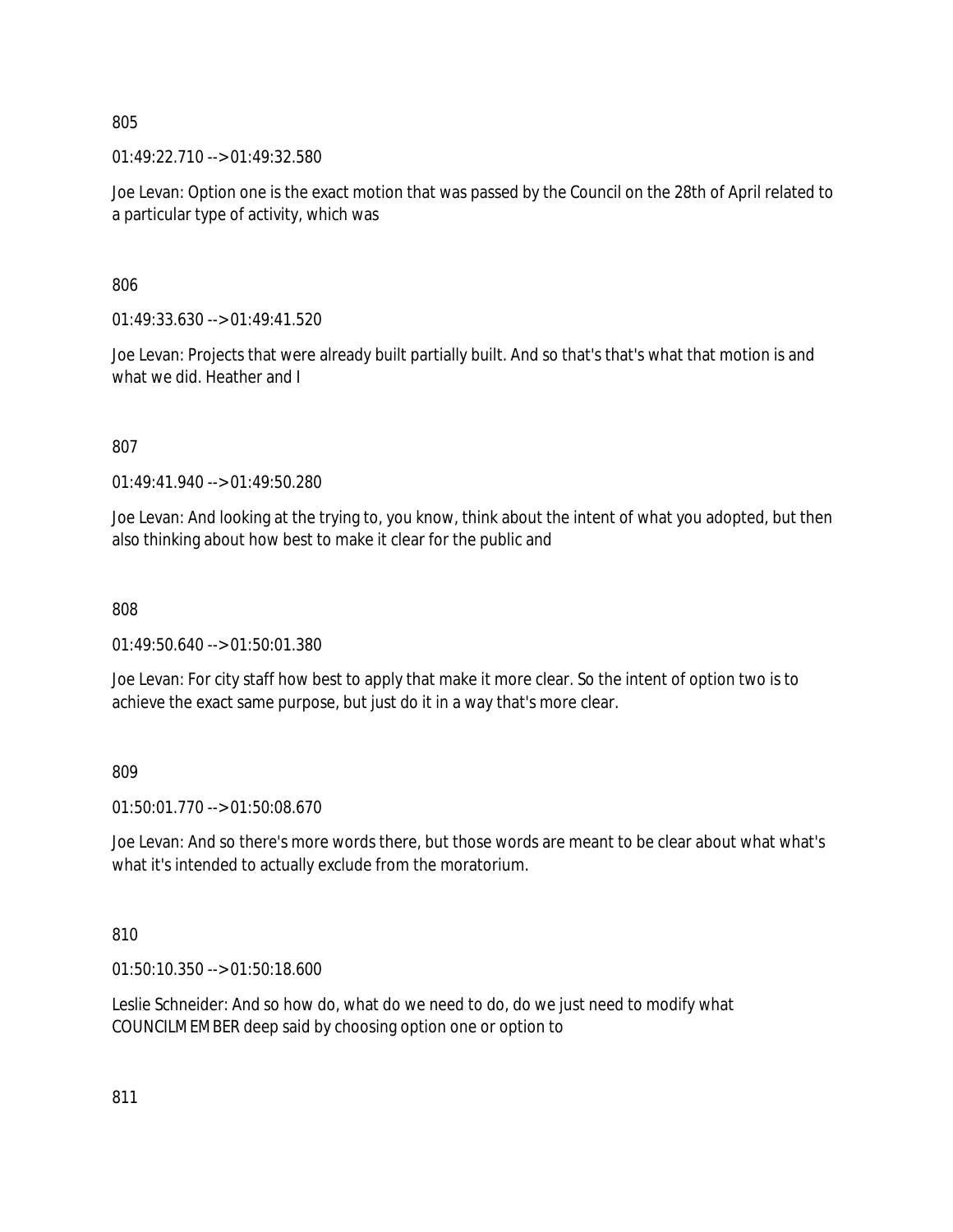805

01:49:22.710 --> 01:49:32.580

Joe Levan: Option one is the exact motion that was passed by the Council on the 28th of April related to a particular type of activity, which was

806

01:49:33.630 --> 01:49:41.520

Joe Levan: Projects that were already built partially built. And so that's that's what that motion is and what we did. Heather and I

807

01:49:41.940 --> 01:49:50.280

Joe Levan: And looking at the trying to, you know, think about the intent of what you adopted, but then also thinking about how best to make it clear for the public and

808

01:49:50.640 --> 01:50:01.380

Joe Levan: For city staff how best to apply that make it more clear. So the intent of option two is to achieve the exact same purpose, but just do it in a way that's more clear.

809

01:50:01.770 --> 01:50:08.670

Joe Levan: And so there's more words there, but those words are meant to be clear about what what's what it's intended to actually exclude from the moratorium.

810

01:50:10.350 --> 01:50:18.600

Leslie Schneider: And so how do, what do we need to do, do we just need to modify what COUNCILMEMBER deep said by choosing option one or option to

811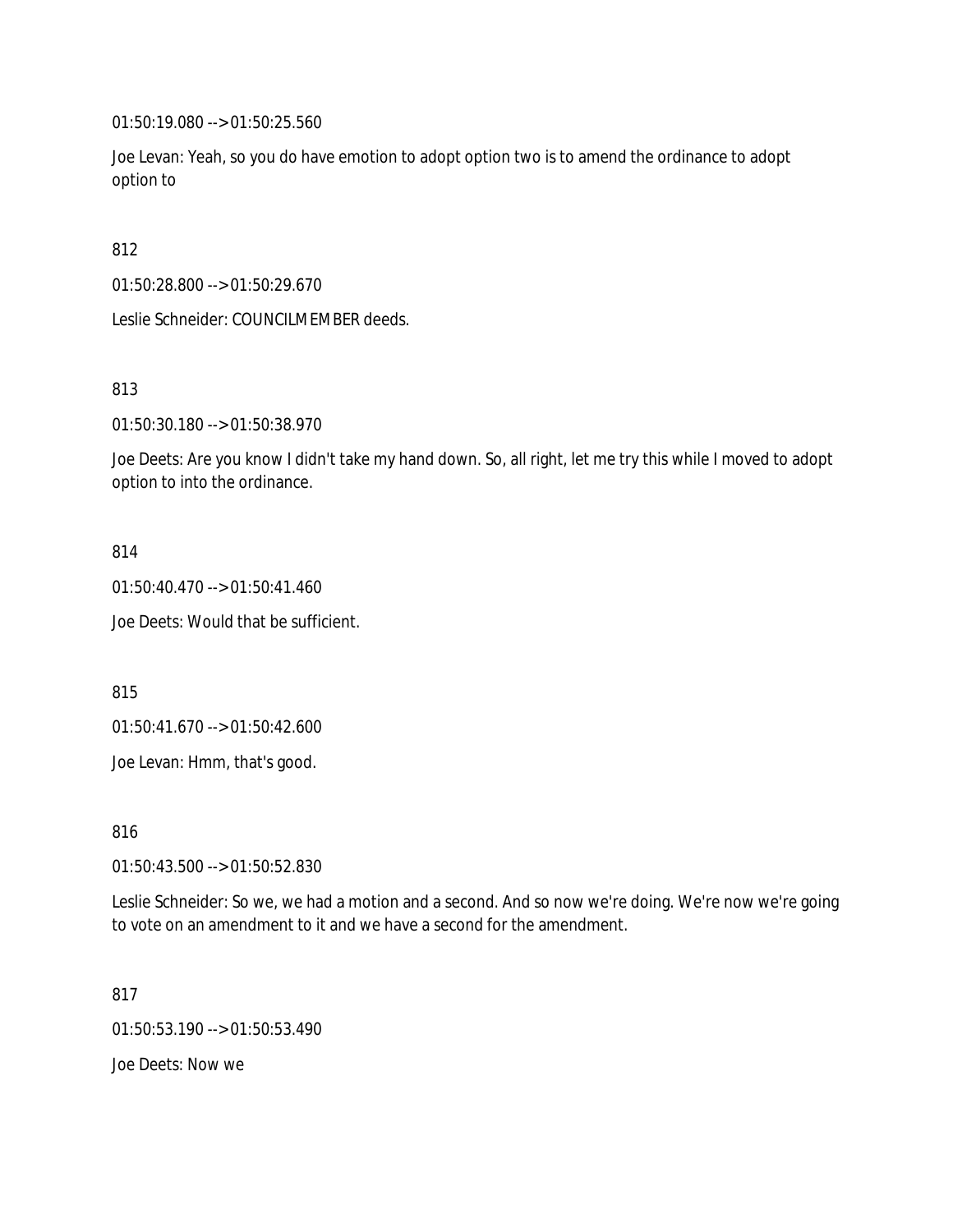01:50:19.080 --> 01:50:25.560

Joe Levan: Yeah, so you do have emotion to adopt option two is to amend the ordinance to adopt option to

812

01:50:28.800 --> 01:50:29.670

Leslie Schneider: COUNCILMEMBER deeds.

813

01:50:30.180 --> 01:50:38.970

Joe Deets: Are you know I didn't take my hand down. So, all right, let me try this while I moved to adopt option to into the ordinance.

814

01:50:40.470 --> 01:50:41.460

Joe Deets: Would that be sufficient.

815

01:50:41.670 --> 01:50:42.600

Joe Levan: Hmm, that's good.

816

01:50:43.500 --> 01:50:52.830

Leslie Schneider: So we, we had a motion and a second. And so now we're doing. We're now we're going to vote on an amendment to it and we have a second for the amendment.

817

01:50:53.190 --> 01:50:53.490

Joe Deets: Now we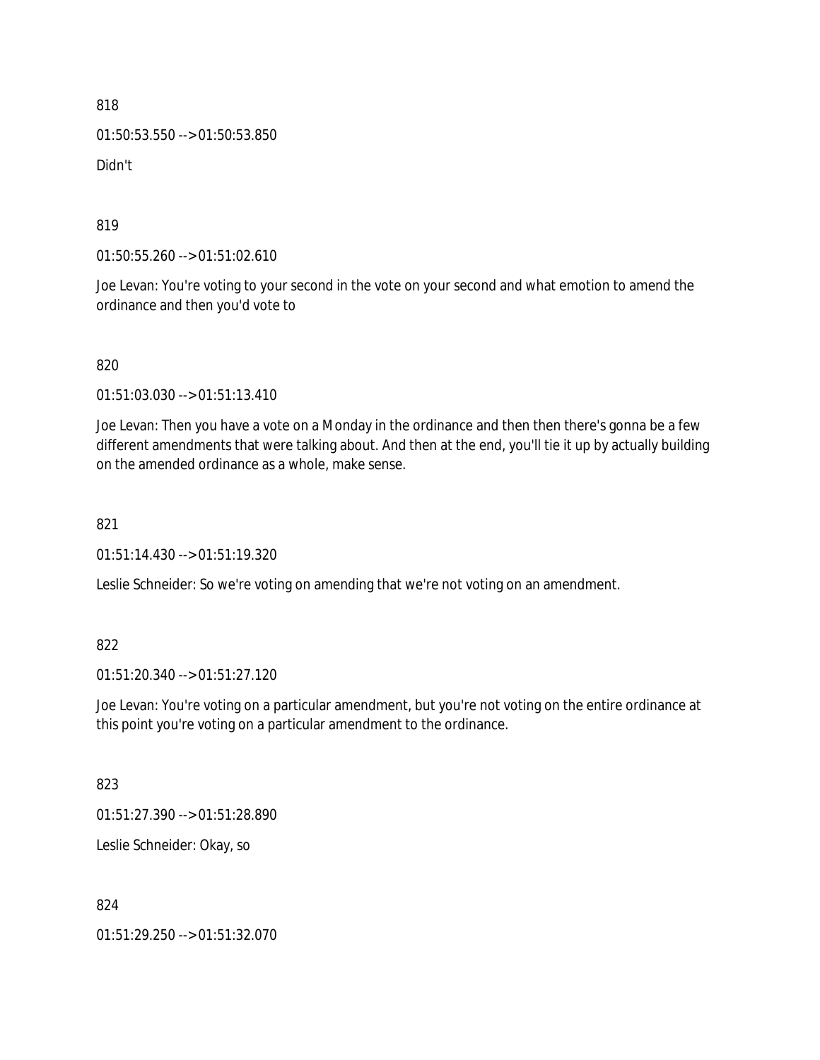818

01:50:53.550 --> 01:50:53.850

Didn't

819

01:50:55.260 --> 01:51:02.610

Joe Levan: You're voting to your second in the vote on your second and what emotion to amend the ordinance and then you'd vote to

820

01:51:03.030 --> 01:51:13.410

Joe Levan: Then you have a vote on a Monday in the ordinance and then then there's gonna be a few different amendments that were talking about. And then at the end, you'll tie it up by actually building on the amended ordinance as a whole, make sense.

821

01:51:14.430 --> 01:51:19.320

Leslie Schneider: So we're voting on amending that we're not voting on an amendment.

822

01:51:20.340 --> 01:51:27.120

Joe Levan: You're voting on a particular amendment, but you're not voting on the entire ordinance at this point you're voting on a particular amendment to the ordinance.

823

01:51:27.390 --> 01:51:28.890

Leslie Schneider: Okay, so

824

01:51:29.250 --> 01:51:32.070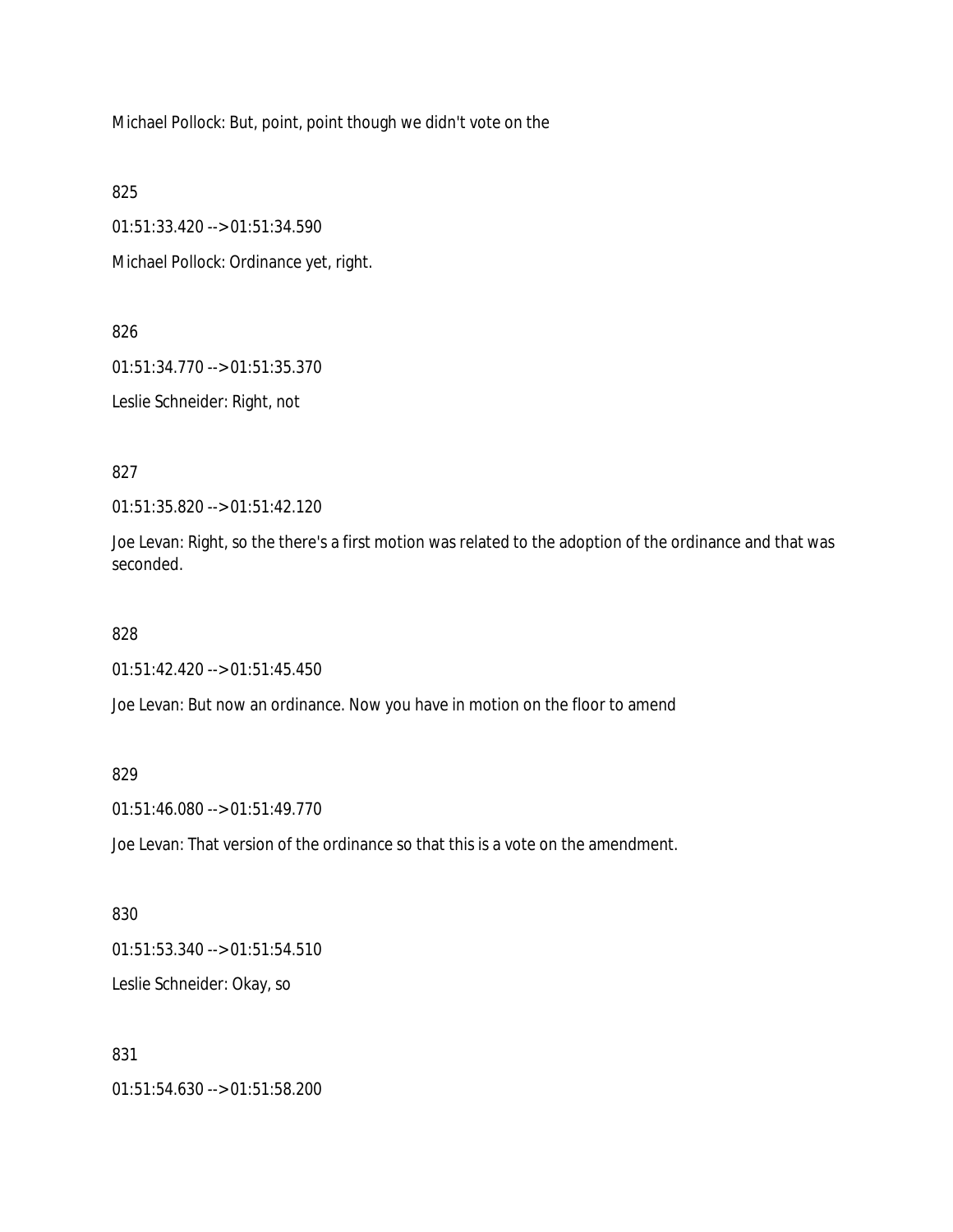Michael Pollock: But, point, point though we didn't vote on the

825

01:51:33.420 --> 01:51:34.590

Michael Pollock: Ordinance yet, right.

826

01:51:34.770 --> 01:51:35.370

Leslie Schneider: Right, not

827

01:51:35.820 --> 01:51:42.120

Joe Levan: Right, so the there's a first motion was related to the adoption of the ordinance and that was seconded.

828

01:51:42.420 --> 01:51:45.450

Joe Levan: But now an ordinance. Now you have in motion on the floor to amend

829

01:51:46.080 --> 01:51:49.770

Joe Levan: That version of the ordinance so that this is a vote on the amendment.

830

01:51:53.340 --> 01:51:54.510

Leslie Schneider: Okay, so

831

01:51:54.630 --> 01:51:58.200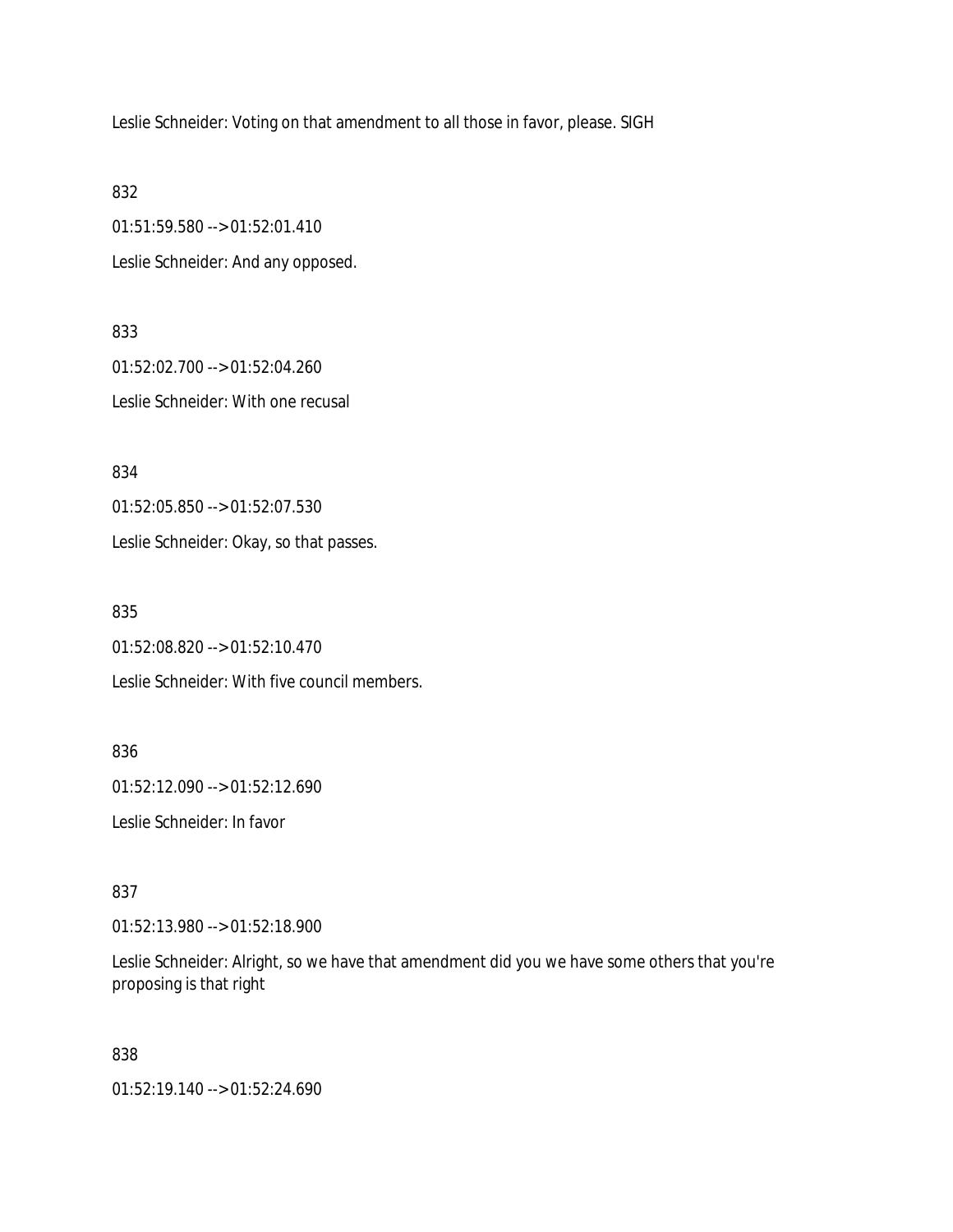Leslie Schneider: Voting on that amendment to all those in favor, please. SIGH

832

01:51:59.580 --> 01:52:01.410

Leslie Schneider: And any opposed.

833

01:52:02.700 --> 01:52:04.260

Leslie Schneider: With one recusal

834

01:52:05.850 --> 01:52:07.530

Leslie Schneider: Okay, so that passes.

835

01:52:08.820 --> 01:52:10.470

Leslie Schneider: With five council members.

836

01:52:12.090 --> 01:52:12.690

Leslie Schneider: In favor

837

01:52:13.980 --> 01:52:18.900

Leslie Schneider: Alright, so we have that amendment did you we have some others that you're proposing is that right

838

01:52:19.140 --> 01:52:24.690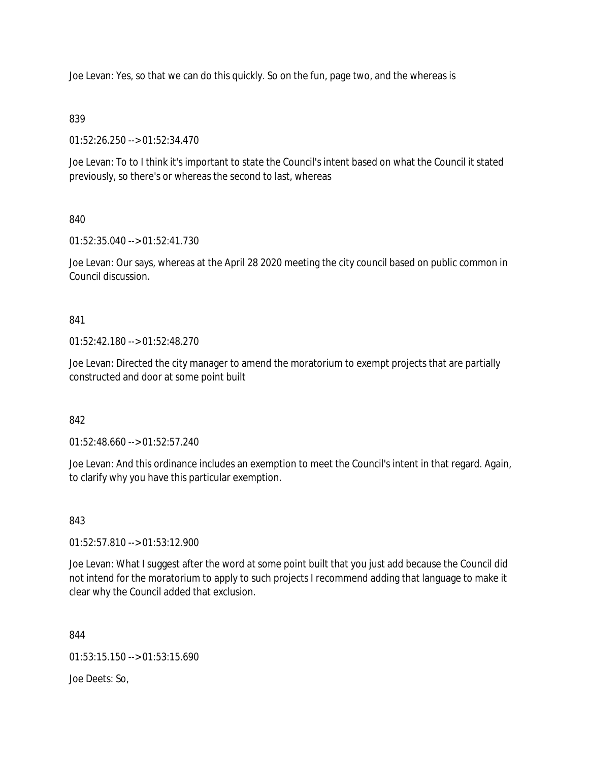Joe Levan: Yes, so that we can do this quickly. So on the fun, page two, and the whereas is

839

01:52:26.250 --> 01:52:34.470

Joe Levan: To to I think it's important to state the Council's intent based on what the Council it stated previously, so there's or whereas the second to last, whereas

840

01:52:35.040 --> 01:52:41.730

Joe Levan: Our says, whereas at the April 28 2020 meeting the city council based on public common in Council discussion.

841

01:52:42.180 --> 01:52:48.270

Joe Levan: Directed the city manager to amend the moratorium to exempt projects that are partially constructed and door at some point built

842

01:52:48.660 --> 01:52:57.240

Joe Levan: And this ordinance includes an exemption to meet the Council's intent in that regard. Again, to clarify why you have this particular exemption.

843

01:52:57.810 --> 01:53:12.900

Joe Levan: What I suggest after the word at some point built that you just add because the Council did not intend for the moratorium to apply to such projects I recommend adding that language to make it clear why the Council added that exclusion.

844

01:53:15.150 --> 01:53:15.690

Joe Deets: So,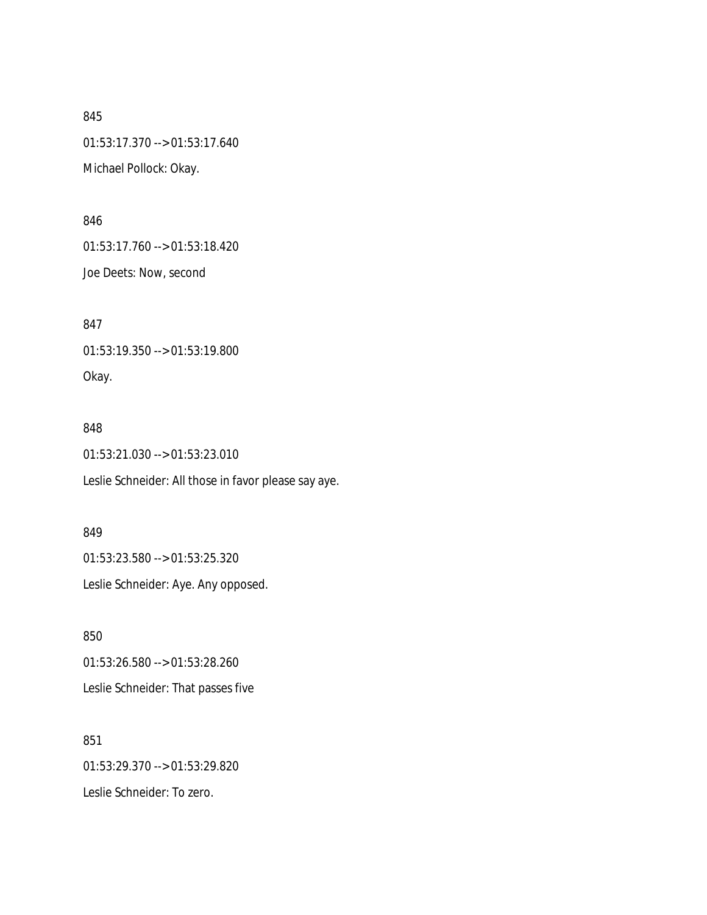845

01:53:17.370 --> 01:53:17.640

Michael Pollock: Okay.

846

01:53:17.760 --> 01:53:18.420

Joe Deets: Now, second

847

01:53:19.350 --> 01:53:19.800

Okay.

848

01:53:21.030 --> 01:53:23.010

Leslie Schneider: All those in favor please say aye.

849

01:53:23.580 --> 01:53:25.320

Leslie Schneider: Aye. Any opposed.

850

01:53:26.580 --> 01:53:28.260

Leslie Schneider: That passes five

851

01:53:29.370 --> 01:53:29.820

Leslie Schneider: To zero.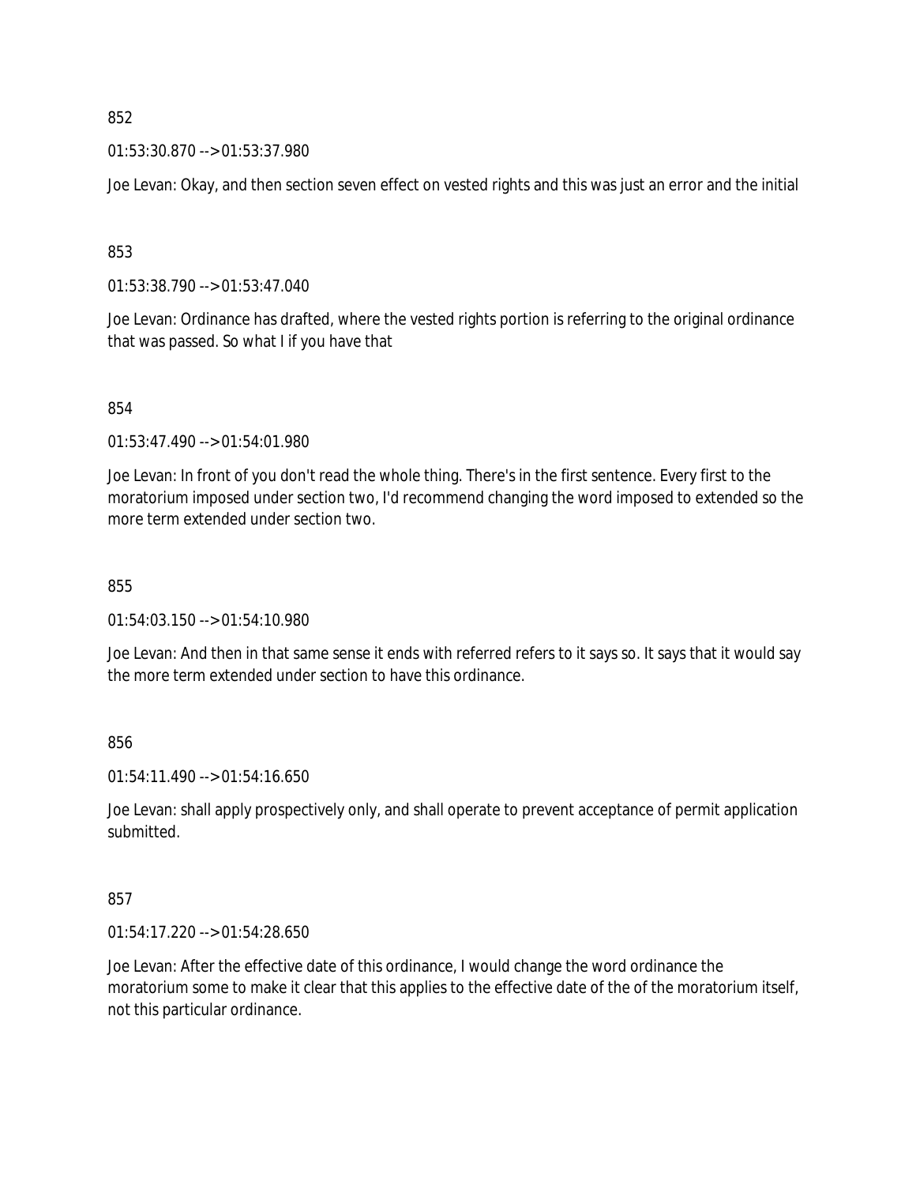852

01:53:30.870 --> 01:53:37.980

Joe Levan: Okay, and then section seven effect on vested rights and this was just an error and the initial

853

01:53:38.790 --> 01:53:47.040

Joe Levan: Ordinance has drafted, where the vested rights portion is referring to the original ordinance that was passed. So what I if you have that

854

01:53:47.490 --> 01:54:01.980

Joe Levan: In front of you don't read the whole thing. There's in the first sentence. Every first to the moratorium imposed under section two, I'd recommend changing the word imposed to extended so the more term extended under section two.

855

01:54:03.150 --> 01:54:10.980

Joe Levan: And then in that same sense it ends with referred refers to it says so. It says that it would say the more term extended under section to have this ordinance.

856

01:54:11.490 --> 01:54:16.650

Joe Levan: shall apply prospectively only, and shall operate to prevent acceptance of permit application submitted.

857

01:54:17.220 --> 01:54:28.650

Joe Levan: After the effective date of this ordinance, I would change the word ordinance the moratorium some to make it clear that this applies to the effective date of the of the moratorium itself, not this particular ordinance.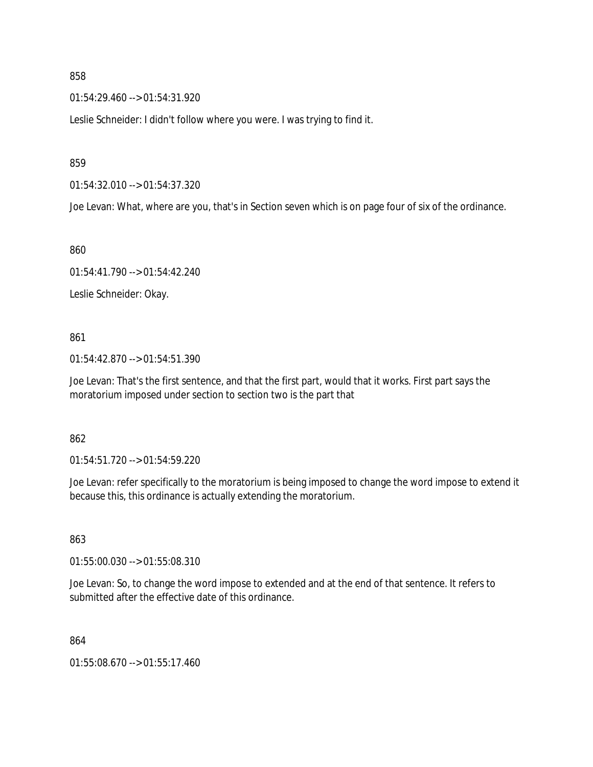858

01:54:29.460 --> 01:54:31.920

Leslie Schneider: I didn't follow where you were. I was trying to find it.

859

01:54:32.010 --> 01:54:37.320

Joe Levan: What, where are you, that's in Section seven which is on page four of six of the ordinance.

860

01:54:41.790 --> 01:54:42.240

Leslie Schneider: Okay.

861

01:54:42.870 --> 01:54:51.390

Joe Levan: That's the first sentence, and that the first part, would that it works. First part says the moratorium imposed under section to section two is the part that

862

01:54:51.720 --> 01:54:59.220

Joe Levan: refer specifically to the moratorium is being imposed to change the word impose to extend it because this, this ordinance is actually extending the moratorium.

863

01:55:00.030 --> 01:55:08.310

Joe Levan: So, to change the word impose to extended and at the end of that sentence. It refers to submitted after the effective date of this ordinance.

864

01:55:08.670 --> 01:55:17.460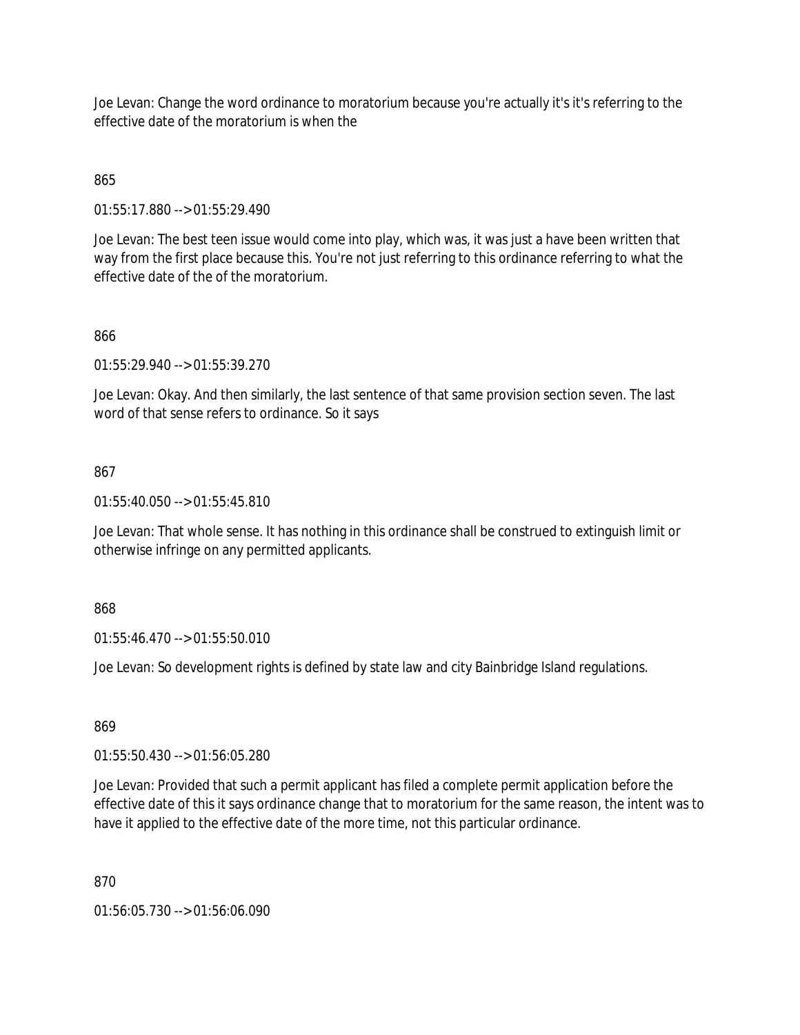Joe Levan: Change the word ordinance to moratorium because you're actually it's it's referring to the effective date of the moratorium is when the

865

01:55:17.880 --> 01:55:29.490

Joe Levan: The best teen issue would come into play, which was, it was just a have been written that way from the first place because this. You're not just referring to this ordinance referring to what the effective date of the of the moratorium.

866

01:55:29.940 --> 01:55:39.270

Joe Levan: Okay. And then similarly, the last sentence of that same provision section seven. The last word of that sense refers to ordinance. So it says

867

01:55:40.050 --> 01:55:45.810

Joe Levan: That whole sense. It has nothing in this ordinance shall be construed to extinguish limit or otherwise infringe on any permitted applicants.

868

01:55:46.470 --> 01:55:50.010

Joe Levan: So development rights is defined by state law and city Bainbridge Island regulations.

869

01:55:50.430 --> 01:56:05.280

Joe Levan: Provided that such a permit applicant has filed a complete permit application before the effective date of this it says ordinance change that to moratorium for the same reason, the intent was to have it applied to the effective date of the more time, not this particular ordinance.

870

01:56:05.730 --> 01:56:06.090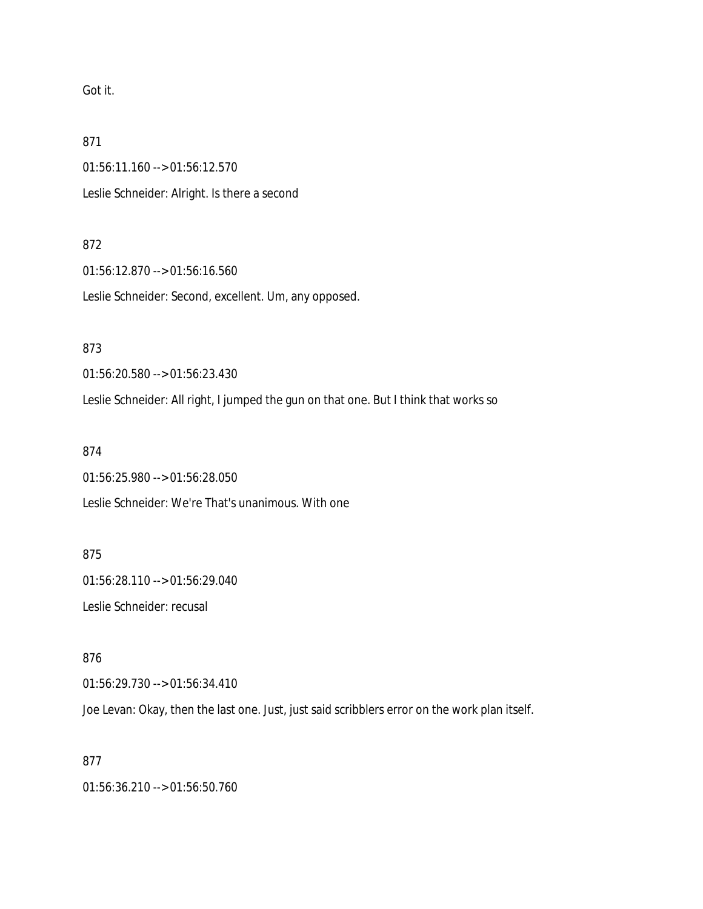Got it.

871

01:56:11.160 --> 01:56:12.570

Leslie Schneider: Alright. Is there a second

872

01:56:12.870 --> 01:56:16.560

Leslie Schneider: Second, excellent. Um, any opposed.

873

01:56:20.580 --> 01:56:23.430

Leslie Schneider: All right, I jumped the gun on that one. But I think that works so

874

01:56:25.980 --> 01:56:28.050

Leslie Schneider: We're That's unanimous. With one

875

01:56:28.110 --> 01:56:29.040

Leslie Schneider: recusal

876

01:56:29.730 --> 01:56:34.410

Joe Levan: Okay, then the last one. Just, just said scribblers error on the work plan itself.

877

01:56:36.210 --> 01:56:50.760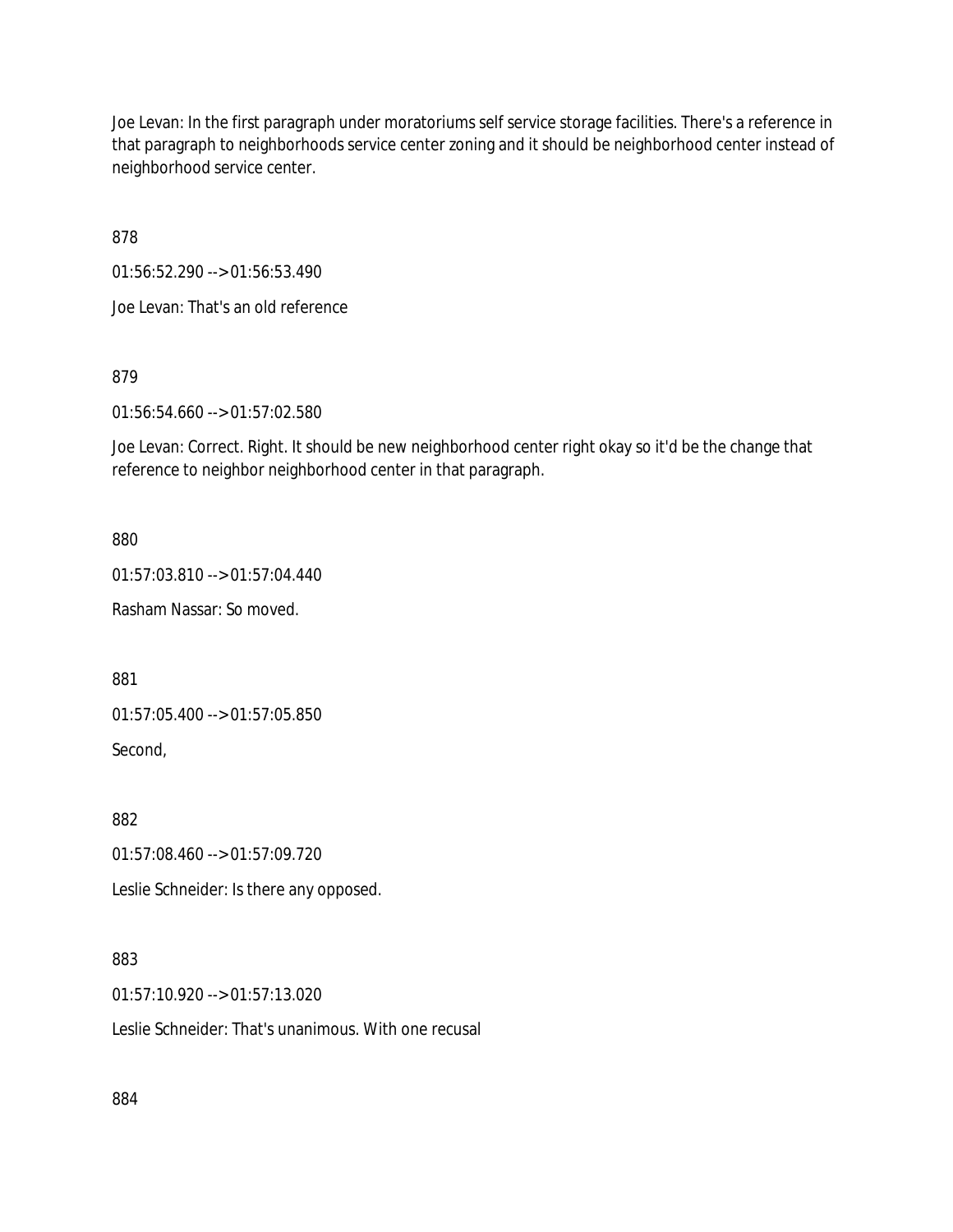Joe Levan: In the first paragraph under moratoriums self service storage facilities. There's a reference in that paragraph to neighborhoods service center zoning and it should be neighborhood center instead of neighborhood service center.

878

01:56:52.290 --> 01:56:53.490

Joe Levan: That's an old reference

879

01:56:54.660 --> 01:57:02.580

Joe Levan: Correct. Right. It should be new neighborhood center right okay so it'd be the change that reference to neighbor neighborhood center in that paragraph.

880

01:57:03.810 --> 01:57:04.440

Rasham Nassar: So moved.

881

01:57:05.400 --> 01:57:05.850

Second,

882

01:57:08.460 --> 01:57:09.720

Leslie Schneider: Is there any opposed.

883

01:57:10.920 --> 01:57:13.020

Leslie Schneider: That's unanimous. With one recusal

884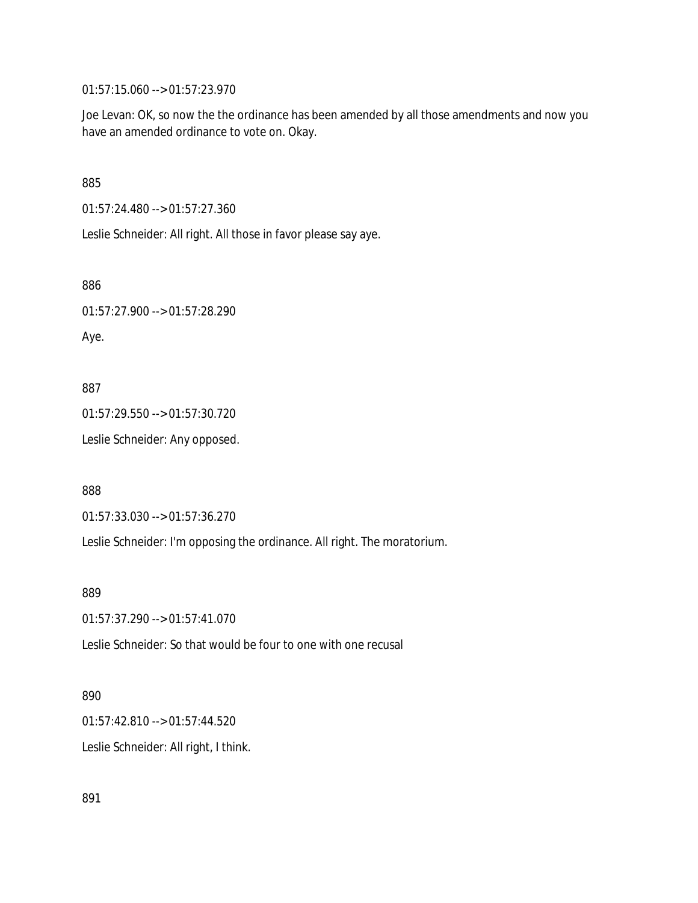01:57:15.060 --> 01:57:23.970

Joe Levan: OK, so now the the ordinance has been amended by all those amendments and now you have an amended ordinance to vote on. Okay.

885

01:57:24.480 --> 01:57:27.360

Leslie Schneider: All right. All those in favor please say aye.

886

01:57:27.900 --> 01:57:28.290

Aye.

887

01:57:29.550 --> 01:57:30.720

Leslie Schneider: Any opposed.

888

01:57:33.030 --> 01:57:36.270

Leslie Schneider: I'm opposing the ordinance. All right. The moratorium.

889

01:57:37.290 --> 01:57:41.070

Leslie Schneider: So that would be four to one with one recusal

890

01:57:42.810 --> 01:57:44.520

Leslie Schneider: All right, I think.

891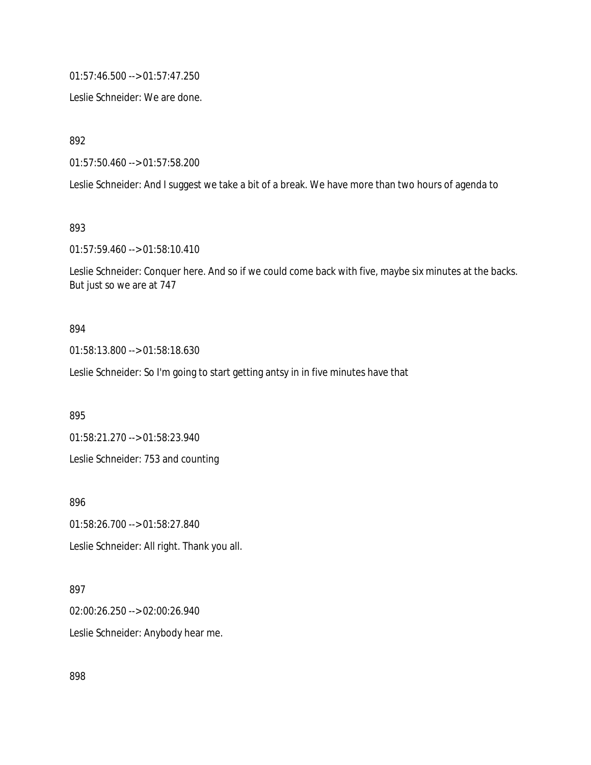01:57:46.500 --> 01:57:47.250

Leslie Schneider: We are done.

892

01:57:50.460 --> 01:57:58.200

Leslie Schneider: And I suggest we take a bit of a break. We have more than two hours of agenda to

893

01:57:59.460 --> 01:58:10.410

Leslie Schneider: Conquer here. And so if we could come back with five, maybe six minutes at the backs. But just so we are at 747

894

01:58:13.800 --> 01:58:18.630

Leslie Schneider: So I'm going to start getting antsy in in five minutes have that

895

01:58:21.270 --> 01:58:23.940

Leslie Schneider: 753 and counting

896

01:58:26.700 --> 01:58:27.840

Leslie Schneider: All right. Thank you all.

897

02:00:26.250 --> 02:00:26.940

Leslie Schneider: Anybody hear me.

898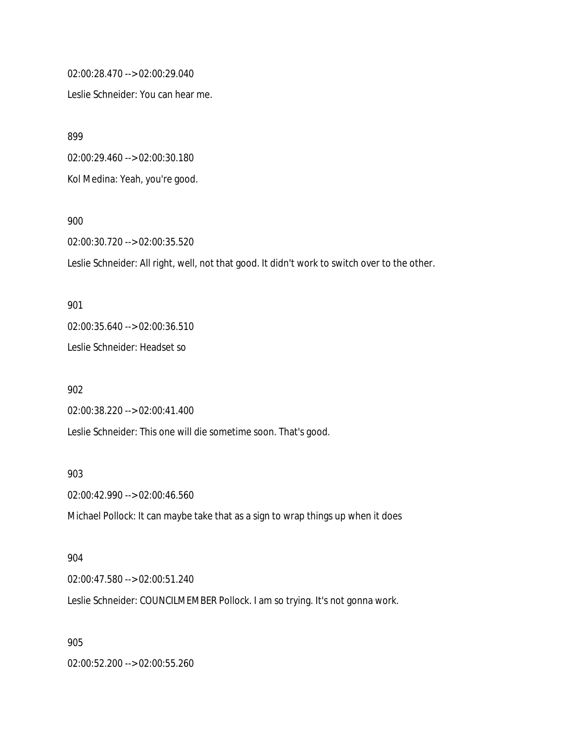02:00:28.470 --> 02:00:29.040

Leslie Schneider: You can hear me.

899

02:00:29.460 --> 02:00:30.180

Kol Medina: Yeah, you're good.

900

02:00:30.720 --> 02:00:35.520

Leslie Schneider: All right, well, not that good. It didn't work to switch over to the other.

901

02:00:35.640 --> 02:00:36.510

Leslie Schneider: Headset so

902

02:00:38.220 --> 02:00:41.400

Leslie Schneider: This one will die sometime soon. That's good.

903

02:00:42.990 --> 02:00:46.560

Michael Pollock: It can maybe take that as a sign to wrap things up when it does

904

02:00:47.580 --> 02:00:51.240

Leslie Schneider: COUNCILMEMBER Pollock. I am so trying. It's not gonna work.

905

02:00:52.200 --> 02:00:55.260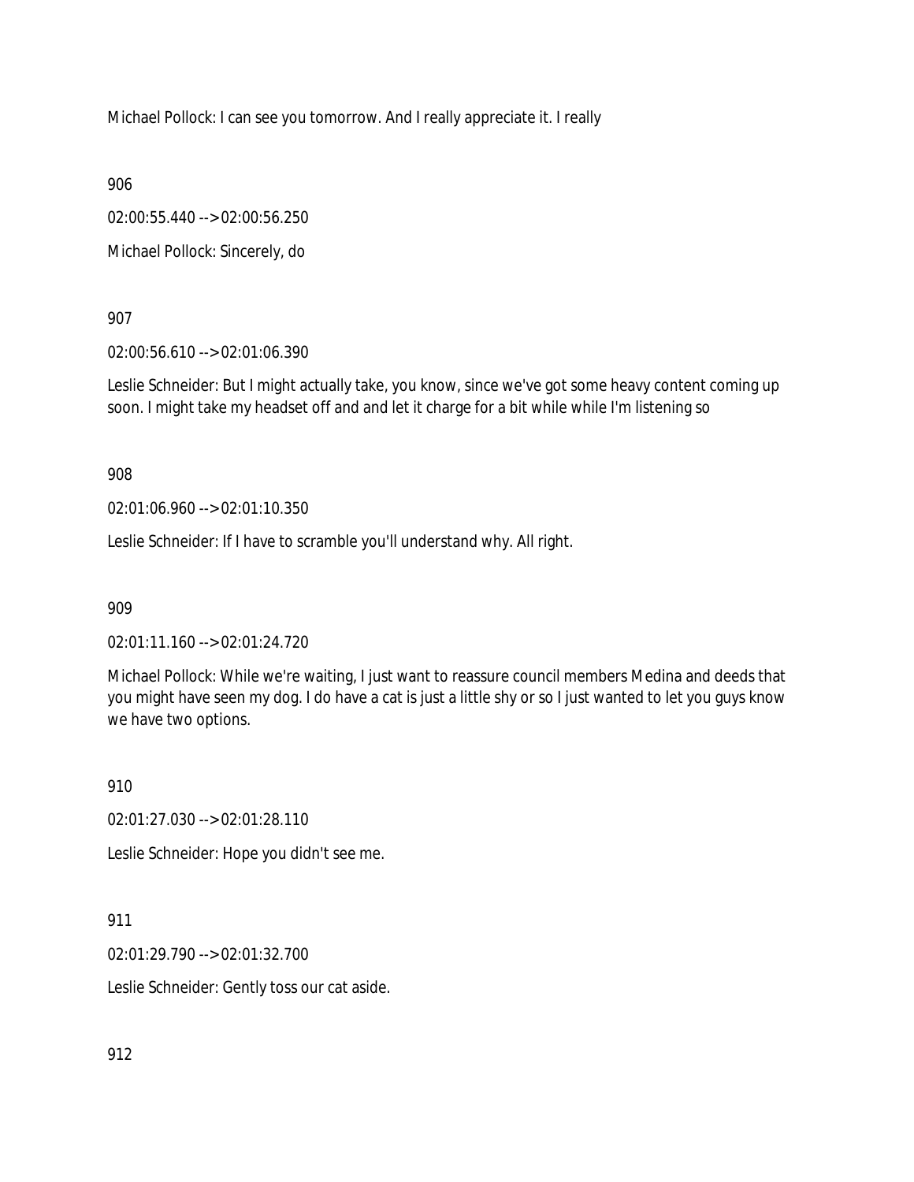Michael Pollock: I can see you tomorrow. And I really appreciate it. I really

906

02:00:55.440 --> 02:00:56.250

Michael Pollock: Sincerely, do

907

02:00:56.610 --> 02:01:06.390

Leslie Schneider: But I might actually take, you know, since we've got some heavy content coming up soon. I might take my headset off and and let it charge for a bit while while I'm listening so

908

02:01:06.960 --> 02:01:10.350

Leslie Schneider: If I have to scramble you'll understand why. All right.

909

02:01:11.160 --> 02:01:24.720

Michael Pollock: While we're waiting, I just want to reassure council members Medina and deeds that you might have seen my dog. I do have a cat is just a little shy or so I just wanted to let you guys know we have two options.

910

02:01:27.030 --> 02:01:28.110

Leslie Schneider: Hope you didn't see me.

911

02:01:29.790 --> 02:01:32.700

Leslie Schneider: Gently toss our cat aside.

912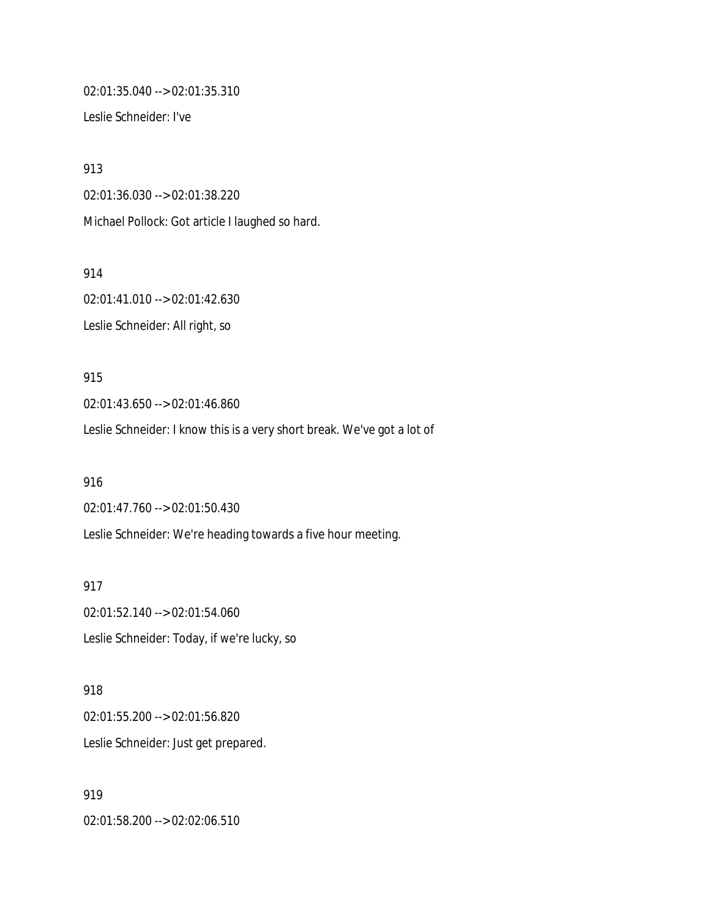02:01:35.040 --> 02:01:35.310

Leslie Schneider: I've

913

02:01:36.030 --> 02:01:38.220

Michael Pollock: Got article I laughed so hard.

914

02:01:41.010 --> 02:01:42.630

Leslie Schneider: All right, so

915

02:01:43.650 --> 02:01:46.860

Leslie Schneider: I know this is a very short break. We've got a lot of

916

02:01:47.760 --> 02:01:50.430

Leslie Schneider: We're heading towards a five hour meeting.

917

02:01:52.140 --> 02:01:54.060

Leslie Schneider: Today, if we're lucky, so

918

02:01:55.200 --> 02:01:56.820

Leslie Schneider: Just get prepared.

919

02:01:58.200 --> 02:02:06.510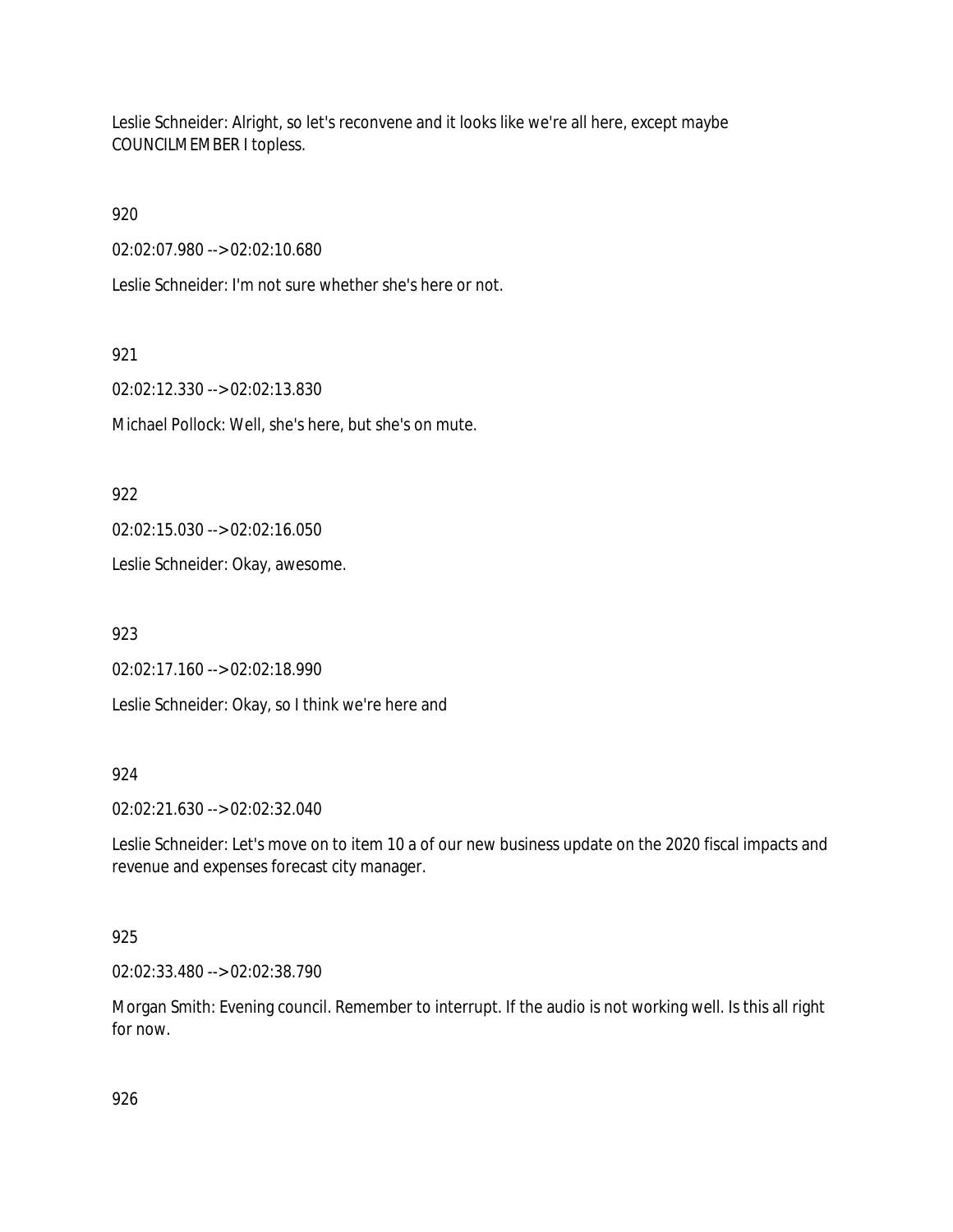Leslie Schneider: Alright, so let's reconvene and it looks like we're all here, except maybe COUNCILMEMBER I topless.

920

02:02:07.980 --> 02:02:10.680

Leslie Schneider: I'm not sure whether she's here or not.

921

02:02:12.330 --> 02:02:13.830

Michael Pollock: Well, she's here, but she's on mute.

922

02:02:15.030 --> 02:02:16.050

Leslie Schneider: Okay, awesome.

923

02:02:17.160 --> 02:02:18.990

Leslie Schneider: Okay, so I think we're here and

924

02:02:21.630 --> 02:02:32.040

Leslie Schneider: Let's move on to item 10 a of our new business update on the 2020 fiscal impacts and revenue and expenses forecast city manager.

925

02:02:33.480 --> 02:02:38.790

Morgan Smith: Evening council. Remember to interrupt. If the audio is not working well. Is this all right for now.

926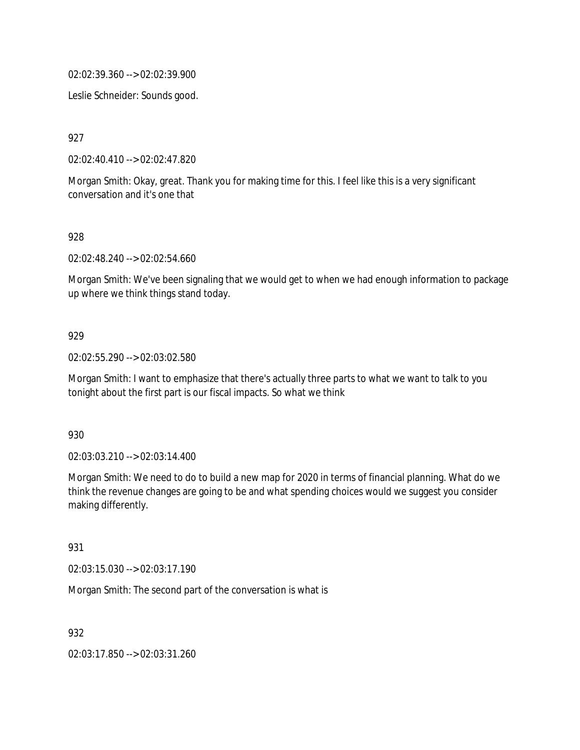02:02:39.360 --> 02:02:39.900

Leslie Schneider: Sounds good.

927

02:02:40.410 --> 02:02:47.820

Morgan Smith: Okay, great. Thank you for making time for this. I feel like this is a very significant conversation and it's one that

928

02:02:48.240 --> 02:02:54.660

Morgan Smith: We've been signaling that we would get to when we had enough information to package up where we think things stand today.

929

02:02:55.290 --> 02:03:02.580

Morgan Smith: I want to emphasize that there's actually three parts to what we want to talk to you tonight about the first part is our fiscal impacts. So what we think

930

02:03:03.210 --> 02:03:14.400

Morgan Smith: We need to do to build a new map for 2020 in terms of financial planning. What do we think the revenue changes are going to be and what spending choices would we suggest you consider making differently.

931

02:03:15.030 --> 02:03:17.190

Morgan Smith: The second part of the conversation is what is

932

02:03:17.850 --> 02:03:31.260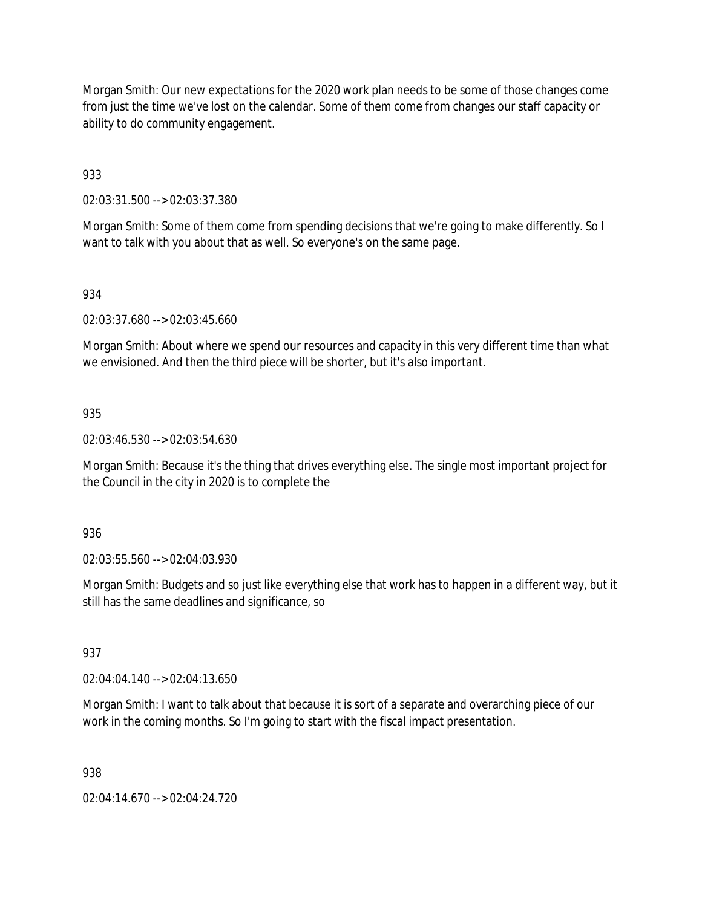Morgan Smith: Our new expectations for the 2020 work plan needs to be some of those changes come from just the time we've lost on the calendar. Some of them come from changes our staff capacity or ability to do community engagement.

933

02:03:31.500 --> 02:03:37.380

Morgan Smith: Some of them come from spending decisions that we're going to make differently. So I want to talk with you about that as well. So everyone's on the same page.

934

02:03:37.680 --> 02:03:45.660

Morgan Smith: About where we spend our resources and capacity in this very different time than what we envisioned. And then the third piece will be shorter, but it's also important.

935

02:03:46.530 --> 02:03:54.630

Morgan Smith: Because it's the thing that drives everything else. The single most important project for the Council in the city in 2020 is to complete the

936

02:03:55.560 --> 02:04:03.930

Morgan Smith: Budgets and so just like everything else that work has to happen in a different way, but it still has the same deadlines and significance, so

937

02:04:04.140 --> 02:04:13.650

Morgan Smith: I want to talk about that because it is sort of a separate and overarching piece of our work in the coming months. So I'm going to start with the fiscal impact presentation.

938

02:04:14.670 --> 02:04:24.720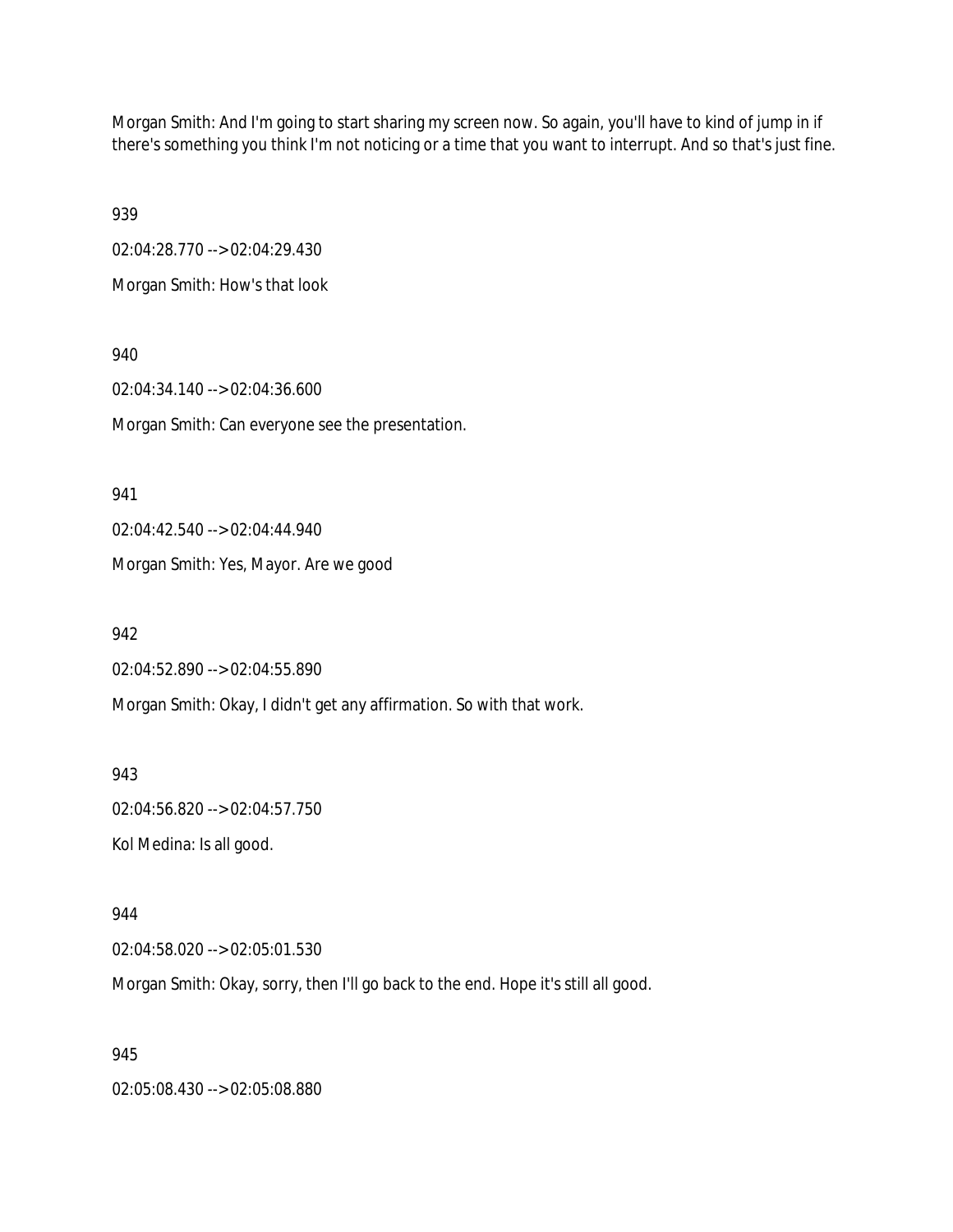Morgan Smith: And I'm going to start sharing my screen now. So again, you'll have to kind of jump in if there's something you think I'm not noticing or a time that you want to interrupt. And so that's just fine.

939

02:04:28.770 --> 02:04:29.430

Morgan Smith: How's that look

940

02:04:34.140 --> 02:04:36.600

Morgan Smith: Can everyone see the presentation.

941

02:04:42.540 --> 02:04:44.940

Morgan Smith: Yes, Mayor. Are we good

942

02:04:52.890 --> 02:04:55.890

Morgan Smith: Okay, I didn't get any affirmation. So with that work.

943

02:04:56.820 --> 02:04:57.750

Kol Medina: Is all good.

944

02:04:58.020 --> 02:05:01.530

Morgan Smith: Okay, sorry, then I'll go back to the end. Hope it's still all good.

945

02:05:08.430 --> 02:05:08.880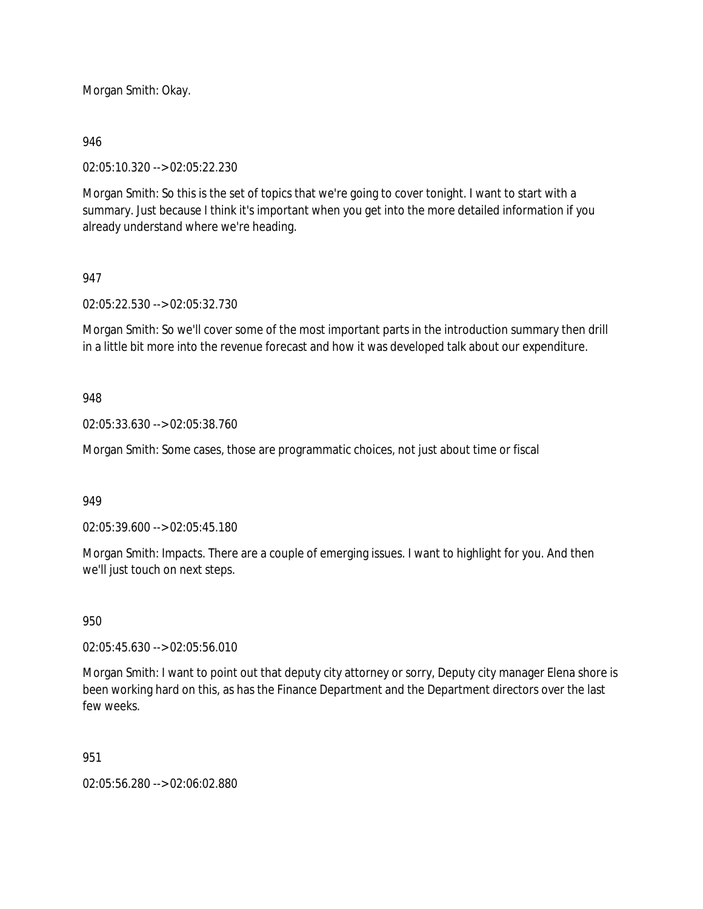Morgan Smith: Okay.

946

02:05:10.320 --> 02:05:22.230

Morgan Smith: So this is the set of topics that we're going to cover tonight. I want to start with a summary. Just because I think it's important when you get into the more detailed information if you already understand where we're heading.

947

02:05:22.530 --> 02:05:32.730

Morgan Smith: So we'll cover some of the most important parts in the introduction summary then drill in a little bit more into the revenue forecast and how it was developed talk about our expenditure.

948

02:05:33.630 --> 02:05:38.760

Morgan Smith: Some cases, those are programmatic choices, not just about time or fiscal

949

02:05:39.600 --> 02:05:45.180

Morgan Smith: Impacts. There are a couple of emerging issues. I want to highlight for you. And then we'll just touch on next steps.

950

02:05:45.630 --> 02:05:56.010

Morgan Smith: I want to point out that deputy city attorney or sorry, Deputy city manager Elena shore is been working hard on this, as has the Finance Department and the Department directors over the last few weeks.

951

02:05:56.280 --> 02:06:02.880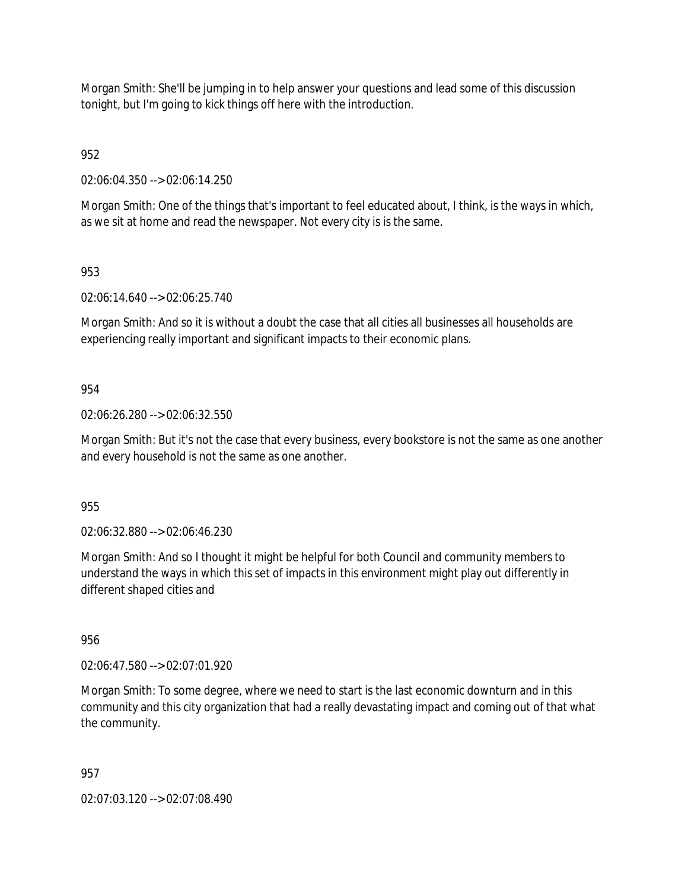Morgan Smith: She'll be jumping in to help answer your questions and lead some of this discussion tonight, but I'm going to kick things off here with the introduction.

952

02:06:04.350 --> 02:06:14.250

Morgan Smith: One of the things that's important to feel educated about, I think, is the ways in which, as we sit at home and read the newspaper. Not every city is is the same.

953

02:06:14.640 --> 02:06:25.740

Morgan Smith: And so it is without a doubt the case that all cities all businesses all households are experiencing really important and significant impacts to their economic plans.

954

02:06:26.280 --> 02:06:32.550

Morgan Smith: But it's not the case that every business, every bookstore is not the same as one another and every household is not the same as one another.

955

02:06:32.880 --> 02:06:46.230

Morgan Smith: And so I thought it might be helpful for both Council and community members to understand the ways in which this set of impacts in this environment might play out differently in different shaped cities and

956

02:06:47.580 --> 02:07:01.920

Morgan Smith: To some degree, where we need to start is the last economic downturn and in this community and this city organization that had a really devastating impact and coming out of that what the community.

957

02:07:03.120 --> 02:07:08.490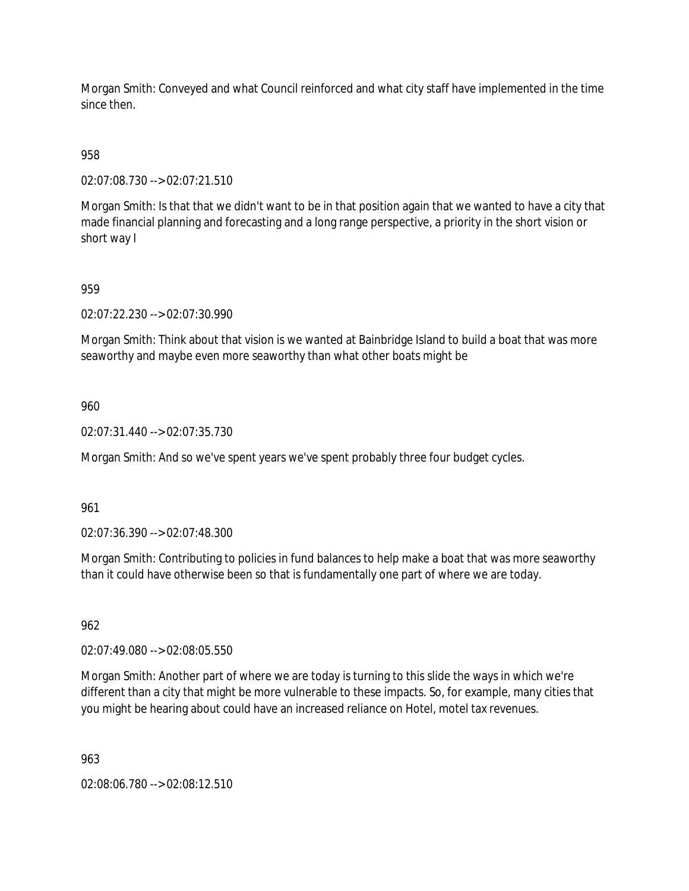Morgan Smith: Conveyed and what Council reinforced and what city staff have implemented in the time since then.

958

02:07:08.730 --> 02:07:21.510

Morgan Smith: Is that that we didn't want to be in that position again that we wanted to have a city that made financial planning and forecasting and a long range perspective, a priority in the short vision or short way I

959

02:07:22.230 --> 02:07:30.990

Morgan Smith: Think about that vision is we wanted at Bainbridge Island to build a boat that was more seaworthy and maybe even more seaworthy than what other boats might be

960

02:07:31.440 --> 02:07:35.730

Morgan Smith: And so we've spent years we've spent probably three four budget cycles.

961

02:07:36.390 --> 02:07:48.300

Morgan Smith: Contributing to policies in fund balances to help make a boat that was more seaworthy than it could have otherwise been so that is fundamentally one part of where we are today.

962

02:07:49.080 --> 02:08:05.550

Morgan Smith: Another part of where we are today is turning to this slide the ways in which we're different than a city that might be more vulnerable to these impacts. So, for example, many cities that you might be hearing about could have an increased reliance on Hotel, motel tax revenues.

963

02:08:06.780 --> 02:08:12.510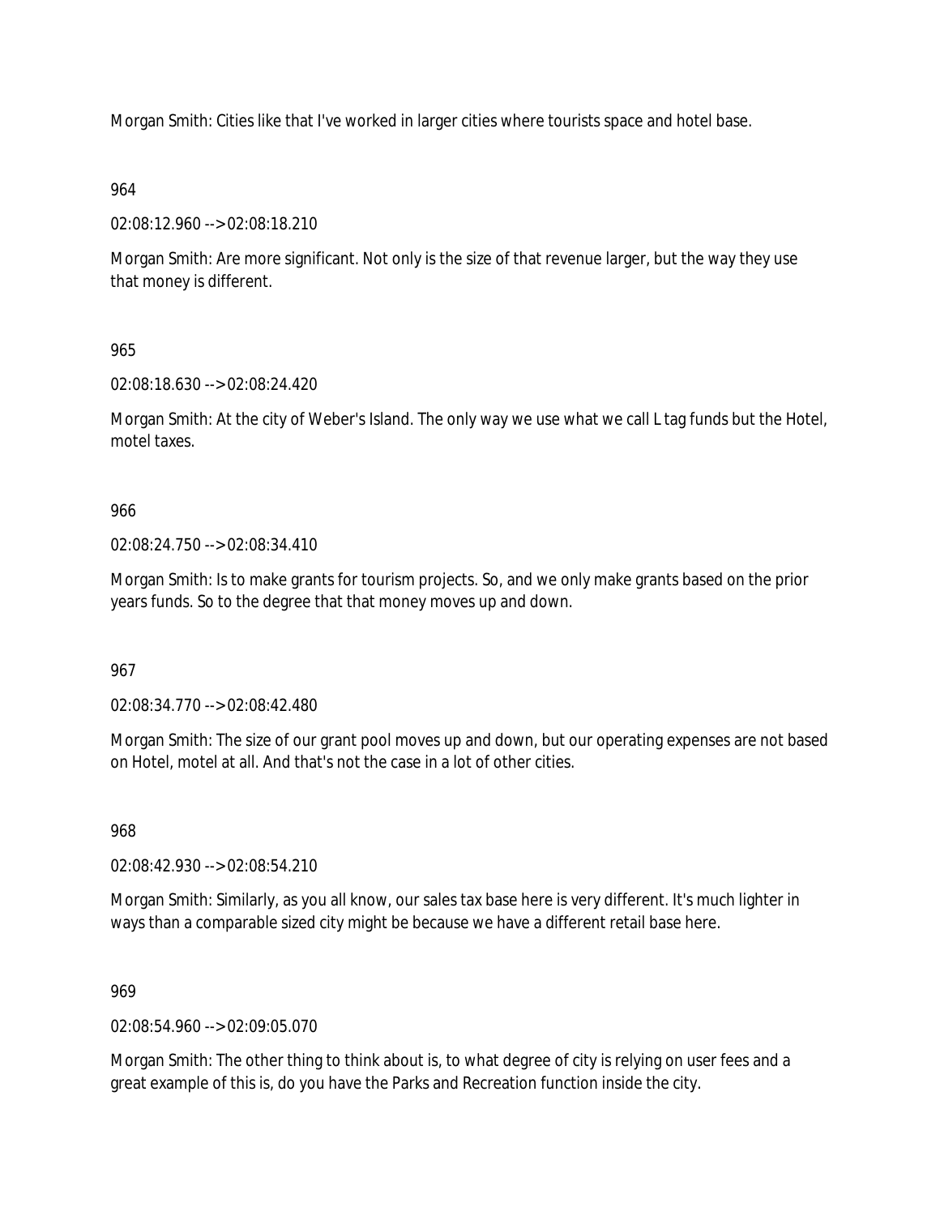Morgan Smith: Cities like that I've worked in larger cities where tourists space and hotel base.

964

02:08:12.960 --> 02:08:18.210

Morgan Smith: Are more significant. Not only is the size of that revenue larger, but the way they use that money is different.

965

02:08:18.630 --> 02:08:24.420

Morgan Smith: At the city of Weber's Island. The only way we use what we call L tag funds but the Hotel, motel taxes.

966

02:08:24.750 --> 02:08:34.410

Morgan Smith: Is to make grants for tourism projects. So, and we only make grants based on the prior years funds. So to the degree that that money moves up and down.

967

02:08:34.770 --> 02:08:42.480

Morgan Smith: The size of our grant pool moves up and down, but our operating expenses are not based on Hotel, motel at all. And that's not the case in a lot of other cities.

968

02:08:42.930 --> 02:08:54.210

Morgan Smith: Similarly, as you all know, our sales tax base here is very different. It's much lighter in ways than a comparable sized city might be because we have a different retail base here.

969

02:08:54.960 --> 02:09:05.070

Morgan Smith: The other thing to think about is, to what degree of city is relying on user fees and a great example of this is, do you have the Parks and Recreation function inside the city.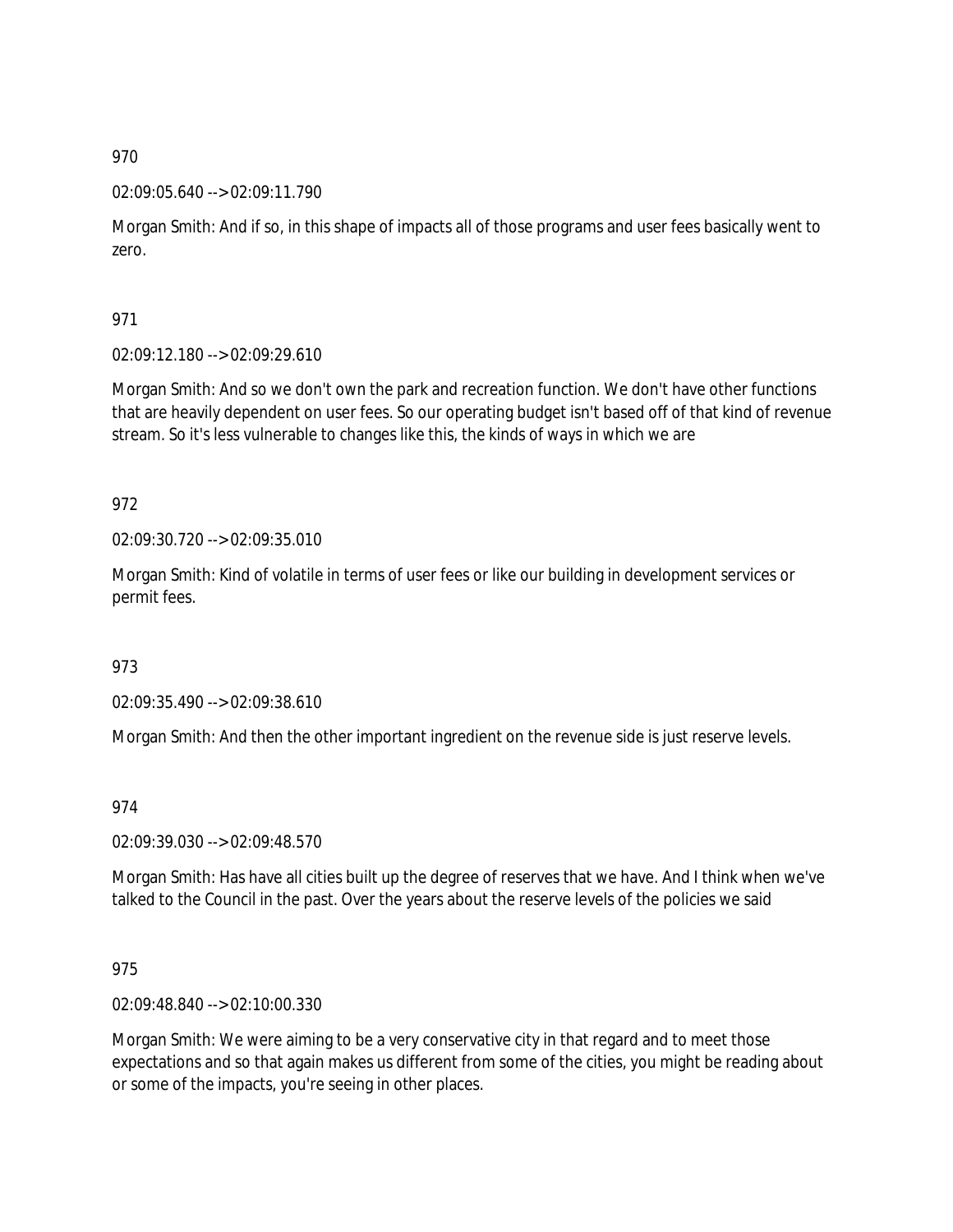970

02:09:05.640 --> 02:09:11.790

Morgan Smith: And if so, in this shape of impacts all of those programs and user fees basically went to zero.

971

02:09:12.180 --> 02:09:29.610

Morgan Smith: And so we don't own the park and recreation function. We don't have other functions that are heavily dependent on user fees. So our operating budget isn't based off of that kind of revenue stream. So it's less vulnerable to changes like this, the kinds of ways in which we are

972

02:09:30.720 --> 02:09:35.010

Morgan Smith: Kind of volatile in terms of user fees or like our building in development services or permit fees.

973

02:09:35.490 --> 02:09:38.610

Morgan Smith: And then the other important ingredient on the revenue side is just reserve levels.

974

02:09:39.030 --> 02:09:48.570

Morgan Smith: Has have all cities built up the degree of reserves that we have. And I think when we've talked to the Council in the past. Over the years about the reserve levels of the policies we said

975

02:09:48.840 --> 02:10:00.330

Morgan Smith: We were aiming to be a very conservative city in that regard and to meet those expectations and so that again makes us different from some of the cities, you might be reading about or some of the impacts, you're seeing in other places.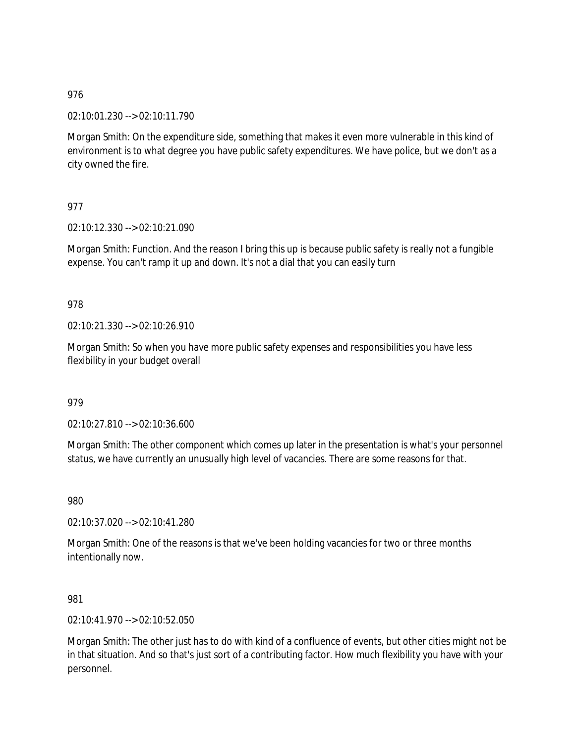976

02:10:01.230 --> 02:10:11.790

Morgan Smith: On the expenditure side, something that makes it even more vulnerable in this kind of environment is to what degree you have public safety expenditures. We have police, but we don't as a city owned the fire.

977

02:10:12.330 --> 02:10:21.090

Morgan Smith: Function. And the reason I bring this up is because public safety is really not a fungible expense. You can't ramp it up and down. It's not a dial that you can easily turn

978

02:10:21.330 --> 02:10:26.910

Morgan Smith: So when you have more public safety expenses and responsibilities you have less flexibility in your budget overall

979

02:10:27.810 --> 02:10:36.600

Morgan Smith: The other component which comes up later in the presentation is what's your personnel status, we have currently an unusually high level of vacancies. There are some reasons for that.

980

02:10:37.020 --> 02:10:41.280

Morgan Smith: One of the reasons is that we've been holding vacancies for two or three months intentionally now.

981

02:10:41.970 --> 02:10:52.050

Morgan Smith: The other just has to do with kind of a confluence of events, but other cities might not be in that situation. And so that's just sort of a contributing factor. How much flexibility you have with your personnel.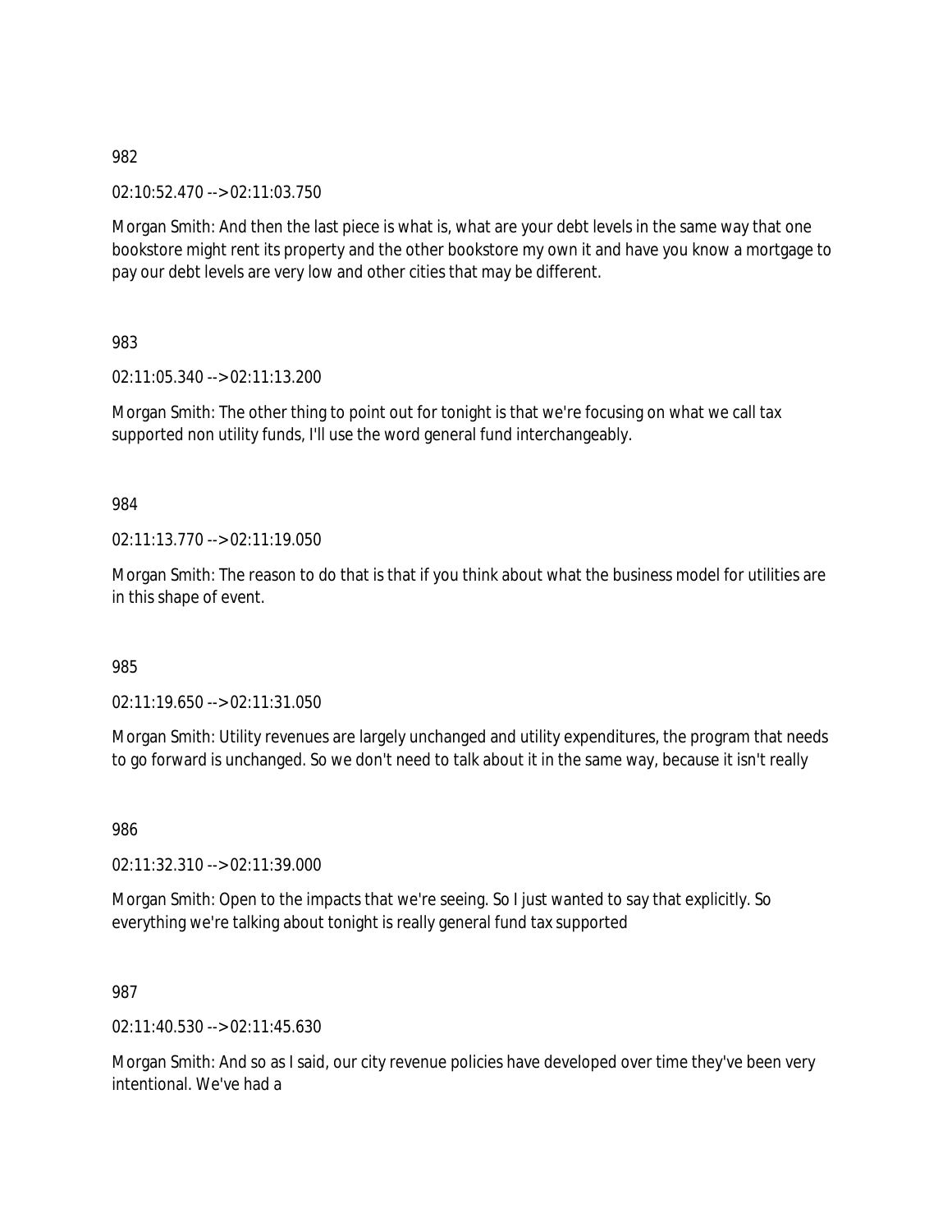982

02:10:52.470 --> 02:11:03.750

Morgan Smith: And then the last piece is what is, what are your debt levels in the same way that one bookstore might rent its property and the other bookstore my own it and have you know a mortgage to pay our debt levels are very low and other cities that may be different.

983

02:11:05.340 --> 02:11:13.200

Morgan Smith: The other thing to point out for tonight is that we're focusing on what we call tax supported non utility funds, I'll use the word general fund interchangeably.

984

02:11:13.770 --> 02:11:19.050

Morgan Smith: The reason to do that is that if you think about what the business model for utilities are in this shape of event.

985

02:11:19.650 --> 02:11:31.050

Morgan Smith: Utility revenues are largely unchanged and utility expenditures, the program that needs to go forward is unchanged. So we don't need to talk about it in the same way, because it isn't really

986

02:11:32.310 --> 02:11:39.000

Morgan Smith: Open to the impacts that we're seeing. So I just wanted to say that explicitly. So everything we're talking about tonight is really general fund tax supported

987

02:11:40.530 --> 02:11:45.630

Morgan Smith: And so as I said, our city revenue policies have developed over time they've been very intentional. We've had a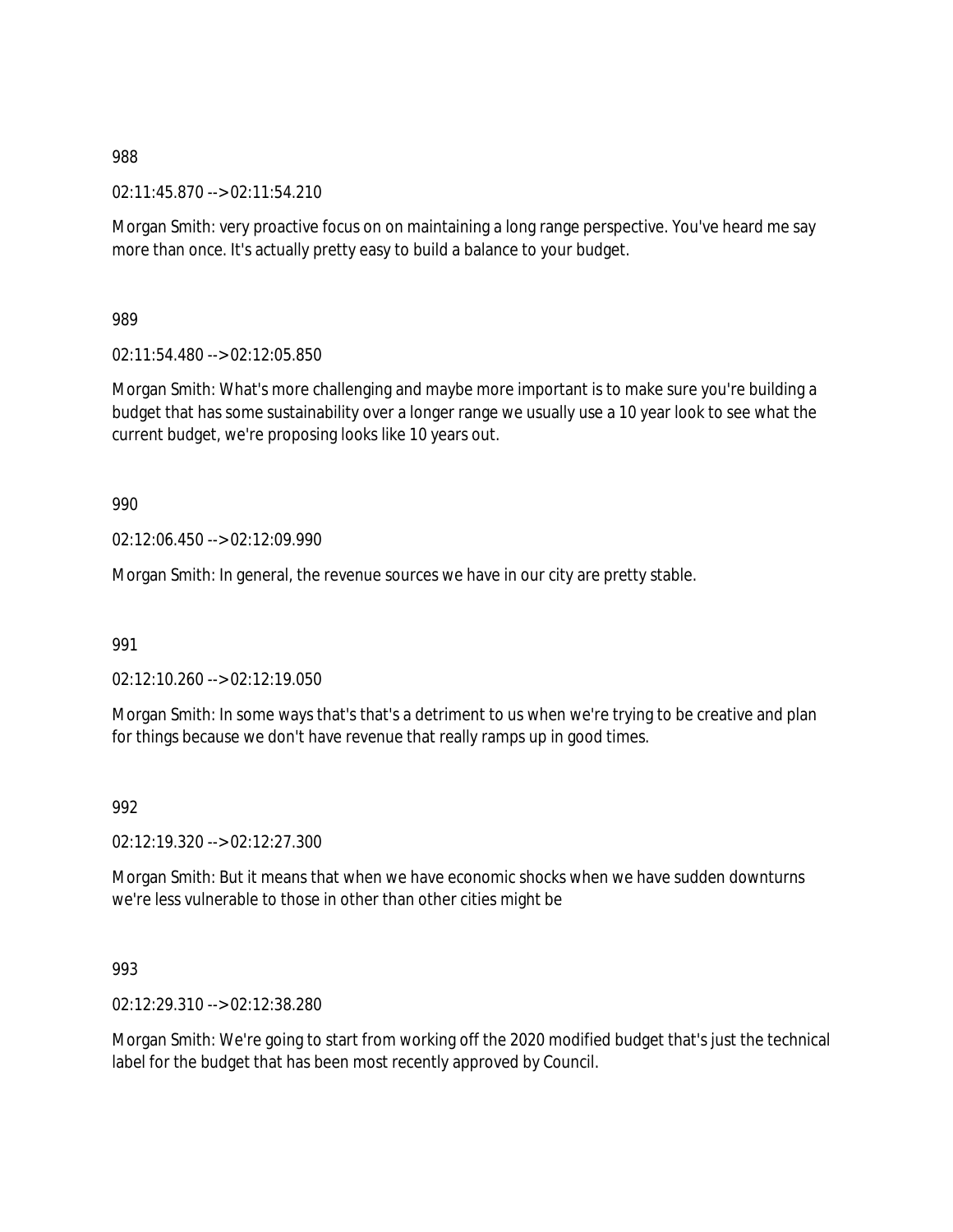988

02:11:45.870 --> 02:11:54.210

Morgan Smith: very proactive focus on on maintaining a long range perspective. You've heard me say more than once. It's actually pretty easy to build a balance to your budget.

989

02:11:54.480 --> 02:12:05.850

Morgan Smith: What's more challenging and maybe more important is to make sure you're building a budget that has some sustainability over a longer range we usually use a 10 year look to see what the current budget, we're proposing looks like 10 years out.

990

02:12:06.450 --> 02:12:09.990

Morgan Smith: In general, the revenue sources we have in our city are pretty stable.

991

02:12:10.260 --> 02:12:19.050

Morgan Smith: In some ways that's that's a detriment to us when we're trying to be creative and plan for things because we don't have revenue that really ramps up in good times.

992

02:12:19.320 --> 02:12:27.300

Morgan Smith: But it means that when we have economic shocks when we have sudden downturns we're less vulnerable to those in other than other cities might be

993

02:12:29.310 --> 02:12:38.280

Morgan Smith: We're going to start from working off the 2020 modified budget that's just the technical label for the budget that has been most recently approved by Council.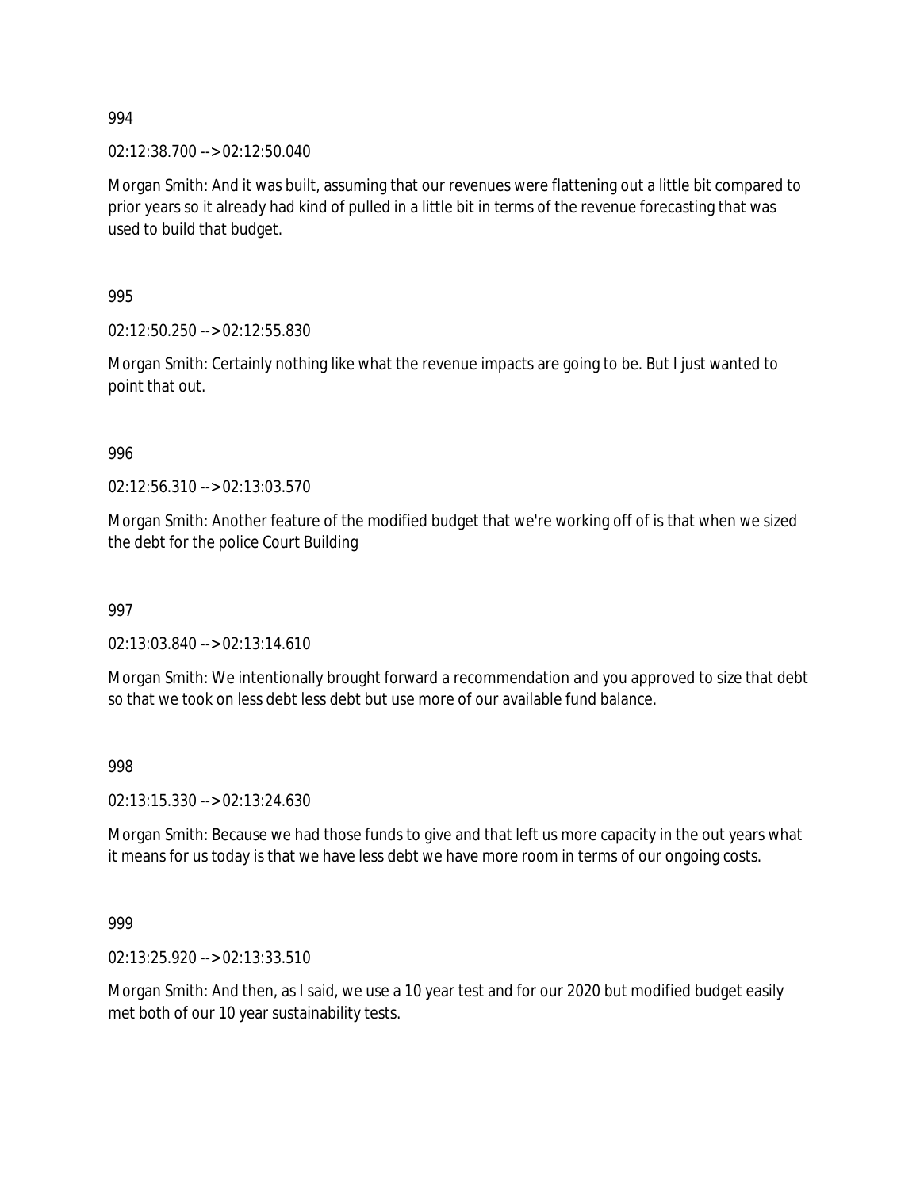994

02:12:38.700 --> 02:12:50.040

Morgan Smith: And it was built, assuming that our revenues were flattening out a little bit compared to prior years so it already had kind of pulled in a little bit in terms of the revenue forecasting that was used to build that budget.

995

02:12:50.250 --> 02:12:55.830

Morgan Smith: Certainly nothing like what the revenue impacts are going to be. But I just wanted to point that out.

996

02:12:56.310 --> 02:13:03.570

Morgan Smith: Another feature of the modified budget that we're working off of is that when we sized the debt for the police Court Building

997

02:13:03.840 --> 02:13:14.610

Morgan Smith: We intentionally brought forward a recommendation and you approved to size that debt so that we took on less debt less debt but use more of our available fund balance.

998

02:13:15.330 --> 02:13:24.630

Morgan Smith: Because we had those funds to give and that left us more capacity in the out years what it means for us today is that we have less debt we have more room in terms of our ongoing costs.

999

02:13:25.920 --> 02:13:33.510

Morgan Smith: And then, as I said, we use a 10 year test and for our 2020 but modified budget easily met both of our 10 year sustainability tests.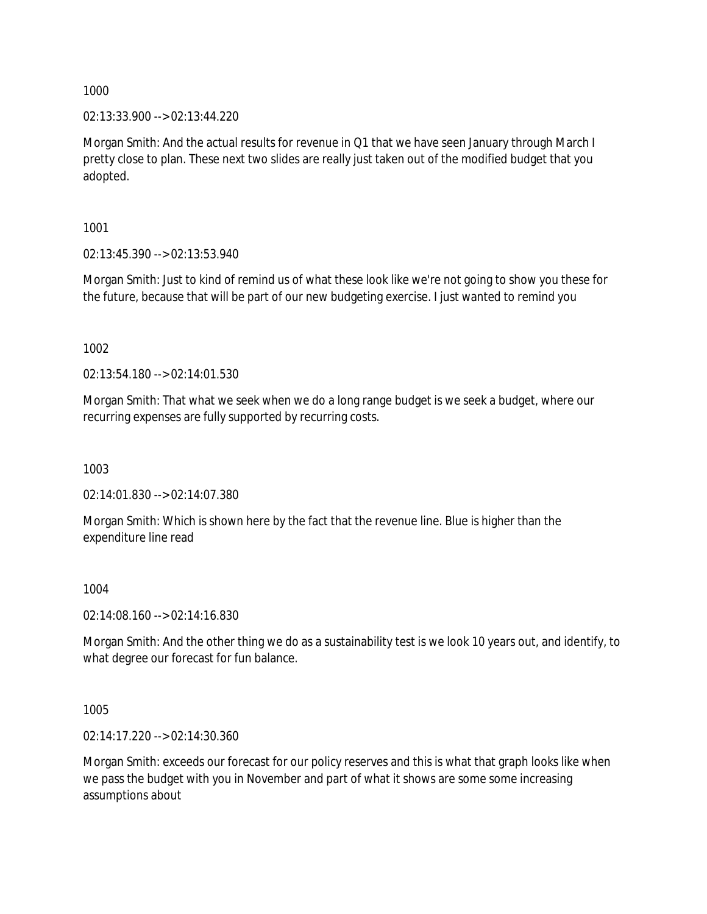1000

02:13:33.900 --> 02:13:44.220

Morgan Smith: And the actual results for revenue in Q1 that we have seen January through March I pretty close to plan. These next two slides are really just taken out of the modified budget that you adopted.

1001

02:13:45.390 --> 02:13:53.940

Morgan Smith: Just to kind of remind us of what these look like we're not going to show you these for the future, because that will be part of our new budgeting exercise. I just wanted to remind you

1002

02:13:54.180 --> 02:14:01.530

Morgan Smith: That what we seek when we do a long range budget is we seek a budget, where our recurring expenses are fully supported by recurring costs.

1003

02:14:01.830 --> 02:14:07.380

Morgan Smith: Which is shown here by the fact that the revenue line. Blue is higher than the expenditure line read

1004

02:14:08.160 --> 02:14:16.830

Morgan Smith: And the other thing we do as a sustainability test is we look 10 years out, and identify, to what degree our forecast for fun balance.

1005

02:14:17.220 --> 02:14:30.360

Morgan Smith: exceeds our forecast for our policy reserves and this is what that graph looks like when we pass the budget with you in November and part of what it shows are some some increasing assumptions about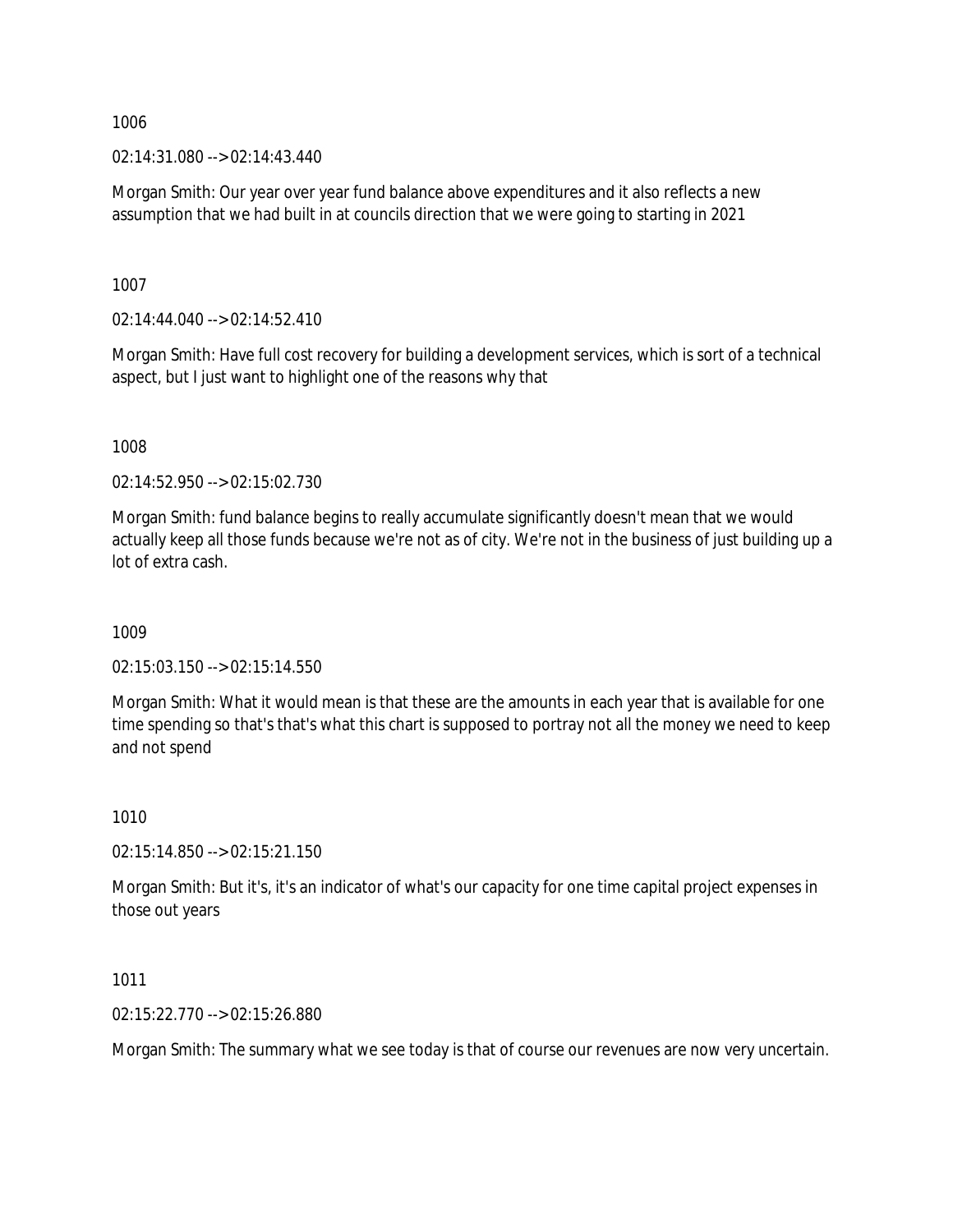1006

02:14:31.080 --> 02:14:43.440

Morgan Smith: Our year over year fund balance above expenditures and it also reflects a new assumption that we had built in at councils direction that we were going to starting in 2021

1007

02:14:44.040 --> 02:14:52.410

Morgan Smith: Have full cost recovery for building a development services, which is sort of a technical aspect, but I just want to highlight one of the reasons why that

1008

02:14:52.950 --> 02:15:02.730

Morgan Smith: fund balance begins to really accumulate significantly doesn't mean that we would actually keep all those funds because we're not as of city. We're not in the business of just building up a lot of extra cash.

1009

02:15:03.150 --> 02:15:14.550

Morgan Smith: What it would mean is that these are the amounts in each year that is available for one time spending so that's that's what this chart is supposed to portray not all the money we need to keep and not spend

1010

02:15:14.850 --> 02:15:21.150

Morgan Smith: But it's, it's an indicator of what's our capacity for one time capital project expenses in those out years

1011

02:15:22.770 --> 02:15:26.880

Morgan Smith: The summary what we see today is that of course our revenues are now very uncertain.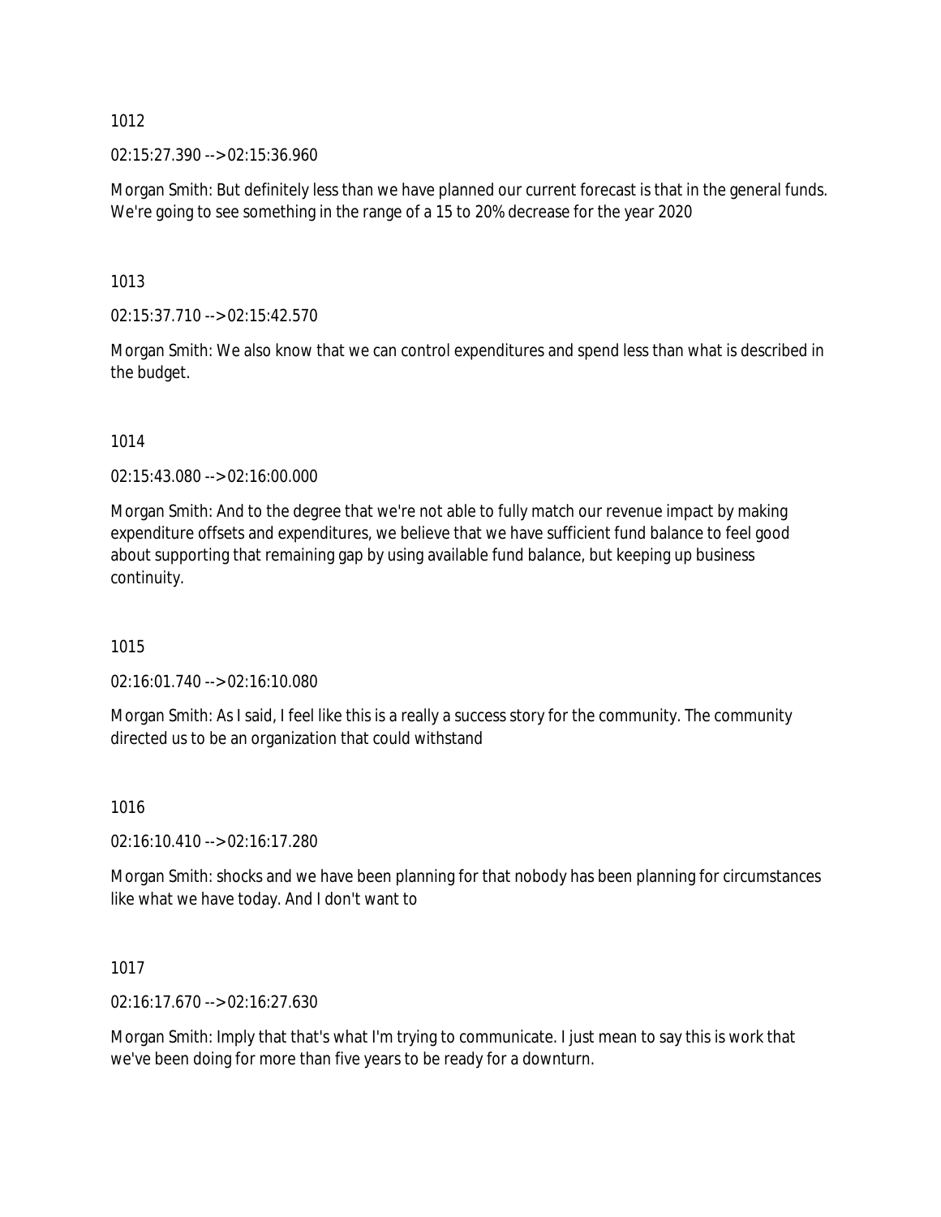1012

02:15:27.390 --> 02:15:36.960

Morgan Smith: But definitely less than we have planned our current forecast is that in the general funds. We're going to see something in the range of a 15 to 20% decrease for the year 2020

1013

02:15:37.710 --> 02:15:42.570

Morgan Smith: We also know that we can control expenditures and spend less than what is described in the budget.

1014

02:15:43.080 --> 02:16:00.000

Morgan Smith: And to the degree that we're not able to fully match our revenue impact by making expenditure offsets and expenditures, we believe that we have sufficient fund balance to feel good about supporting that remaining gap by using available fund balance, but keeping up business continuity.

1015

02:16:01.740 --> 02:16:10.080

Morgan Smith: As I said, I feel like this is a really a success story for the community. The community directed us to be an organization that could withstand

1016

02:16:10.410 --> 02:16:17.280

Morgan Smith: shocks and we have been planning for that nobody has been planning for circumstances like what we have today. And I don't want to

1017

02:16:17.670 --> 02:16:27.630

Morgan Smith: Imply that that's what I'm trying to communicate. I just mean to say this is work that we've been doing for more than five years to be ready for a downturn.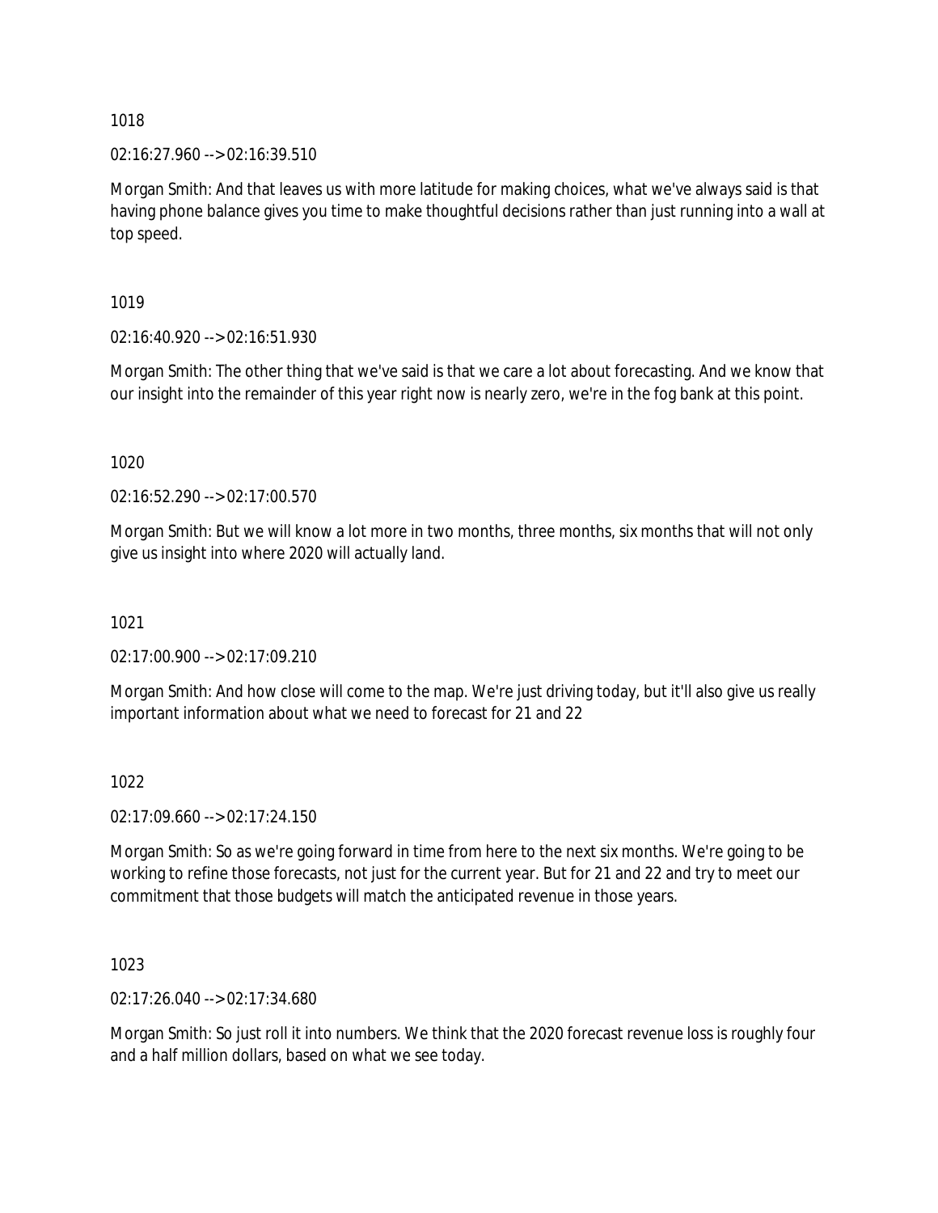1018

02:16:27.960 --> 02:16:39.510

Morgan Smith: And that leaves us with more latitude for making choices, what we've always said is that having phone balance gives you time to make thoughtful decisions rather than just running into a wall at top speed.

1019

02:16:40.920 --> 02:16:51.930

Morgan Smith: The other thing that we've said is that we care a lot about forecasting. And we know that our insight into the remainder of this year right now is nearly zero, we're in the fog bank at this point.

1020

02:16:52.290 --> 02:17:00.570

Morgan Smith: But we will know a lot more in two months, three months, six months that will not only give us insight into where 2020 will actually land.

1021

02:17:00.900 --> 02:17:09.210

Morgan Smith: And how close will come to the map. We're just driving today, but it'll also give us really important information about what we need to forecast for 21 and 22

1022

02:17:09.660 --> 02:17:24.150

Morgan Smith: So as we're going forward in time from here to the next six months. We're going to be working to refine those forecasts, not just for the current year. But for 21 and 22 and try to meet our commitment that those budgets will match the anticipated revenue in those years.

1023

02:17:26.040 --> 02:17:34.680

Morgan Smith: So just roll it into numbers. We think that the 2020 forecast revenue loss is roughly four and a half million dollars, based on what we see today.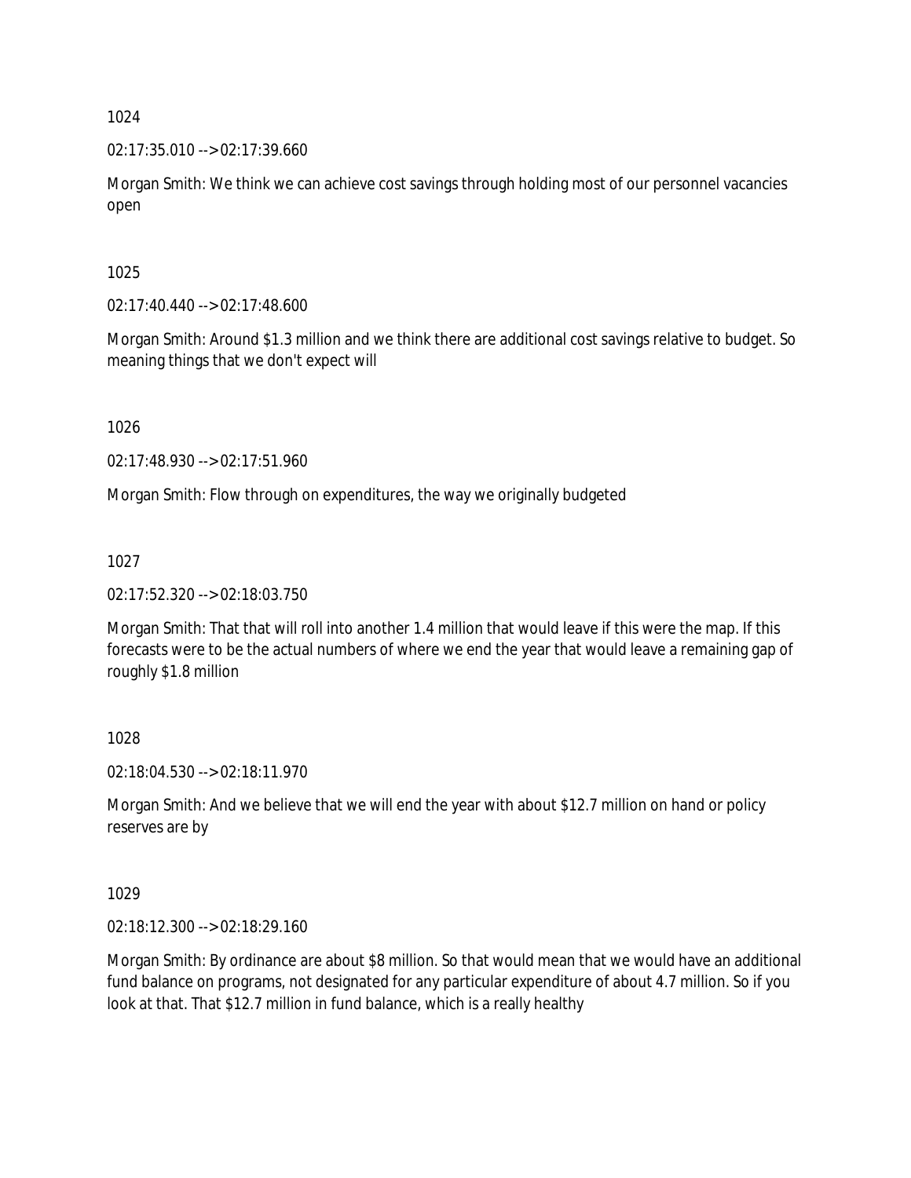1024

02:17:35.010 --> 02:17:39.660

Morgan Smith: We think we can achieve cost savings through holding most of our personnel vacancies open

1025

02:17:40.440 --> 02:17:48.600

Morgan Smith: Around $1.3 million and we think there are additional cost savings relative to budget. So meaning things that we don't expect will

1026

02:17:48.930 --> 02:17:51.960

Morgan Smith: Flow through on expenditures, the way we originally budgeted

1027

02:17:52.320 --> 02:18:03.750

Morgan Smith: That that will roll into another 1.4 million that would leave if this were the map. If this forecasts were to be the actual numbers of where we end the year that would leave a remaining gap of roughly $1.8 million

1028

02:18:04.530 --> 02:18:11.970

Morgan Smith: And we believe that we will end the year with about $12.7 million on hand or policy reserves are by

1029

02:18:12.300 --> 02:18:29.160

Morgan Smith: By ordinance are about $8 million. So that would mean that we would have an additional fund balance on programs, not designated for any particular expenditure of about 4.7 million. So if you look at that. That $12.7 million in fund balance, which is a really healthy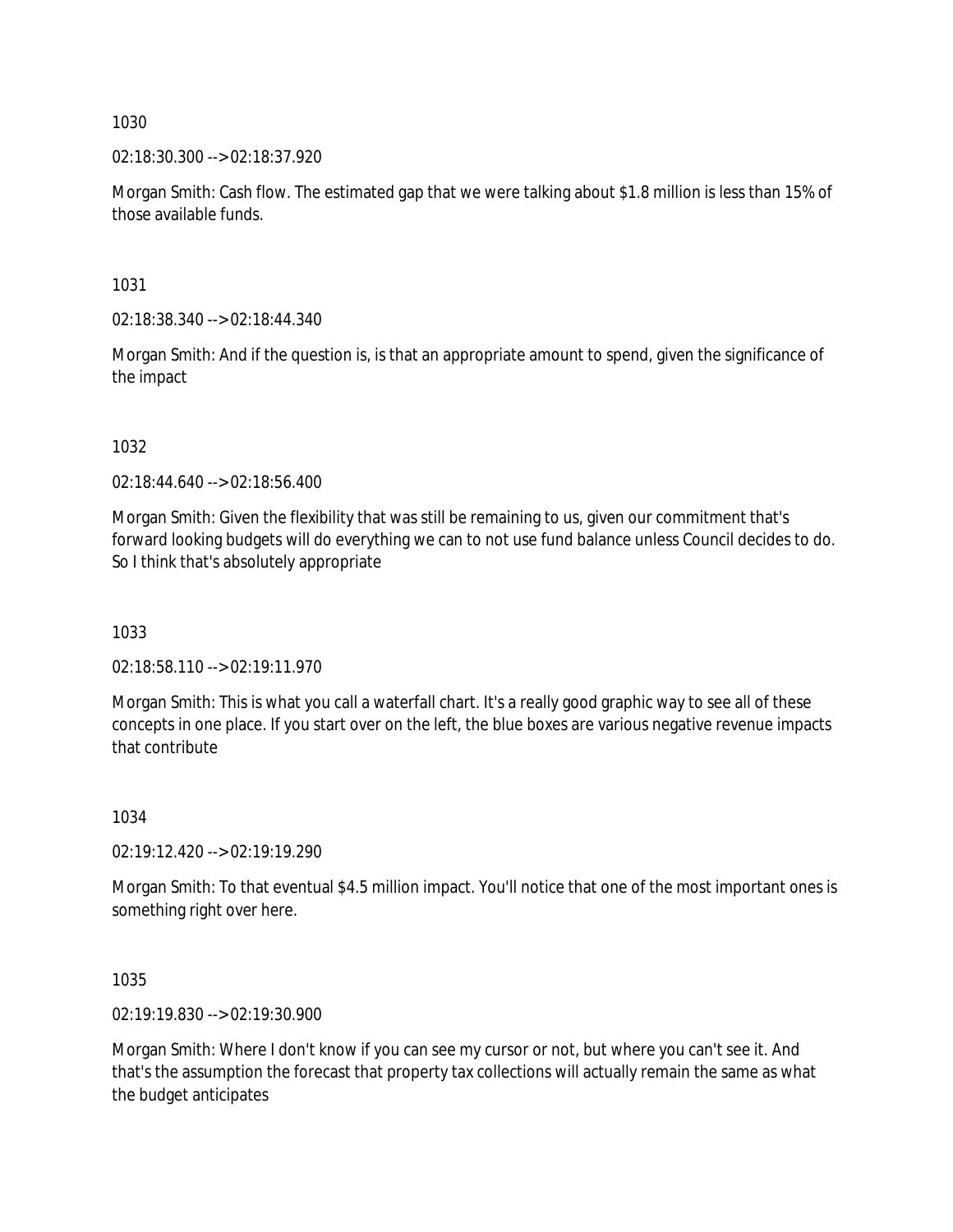1030

02:18:30.300 --> 02:18:37.920

Morgan Smith: Cash flow. The estimated gap that we were talking about $1.8 million is less than 15% of those available funds.

1031

02:18:38.340 --> 02:18:44.340

Morgan Smith: And if the question is, is that an appropriate amount to spend, given the significance of the impact

1032

02:18:44.640 --> 02:18:56.400

Morgan Smith: Given the flexibility that was still be remaining to us, given our commitment that's forward looking budgets will do everything we can to not use fund balance unless Council decides to do. So I think that's absolutely appropriate

1033

02:18:58.110 --> 02:19:11.970

Morgan Smith: This is what you call a waterfall chart. It's a really good graphic way to see all of these concepts in one place. If you start over on the left, the blue boxes are various negative revenue impacts that contribute

1034

02:19:12.420 --> 02:19:19.290

Morgan Smith: To that eventual $4.5 million impact. You'll notice that one of the most important ones is something right over here.

1035

02:19:19.830 --> 02:19:30.900

Morgan Smith: Where I don't know if you can see my cursor or not, but where you can't see it. And that's the assumption the forecast that property tax collections will actually remain the same as what the budget anticipates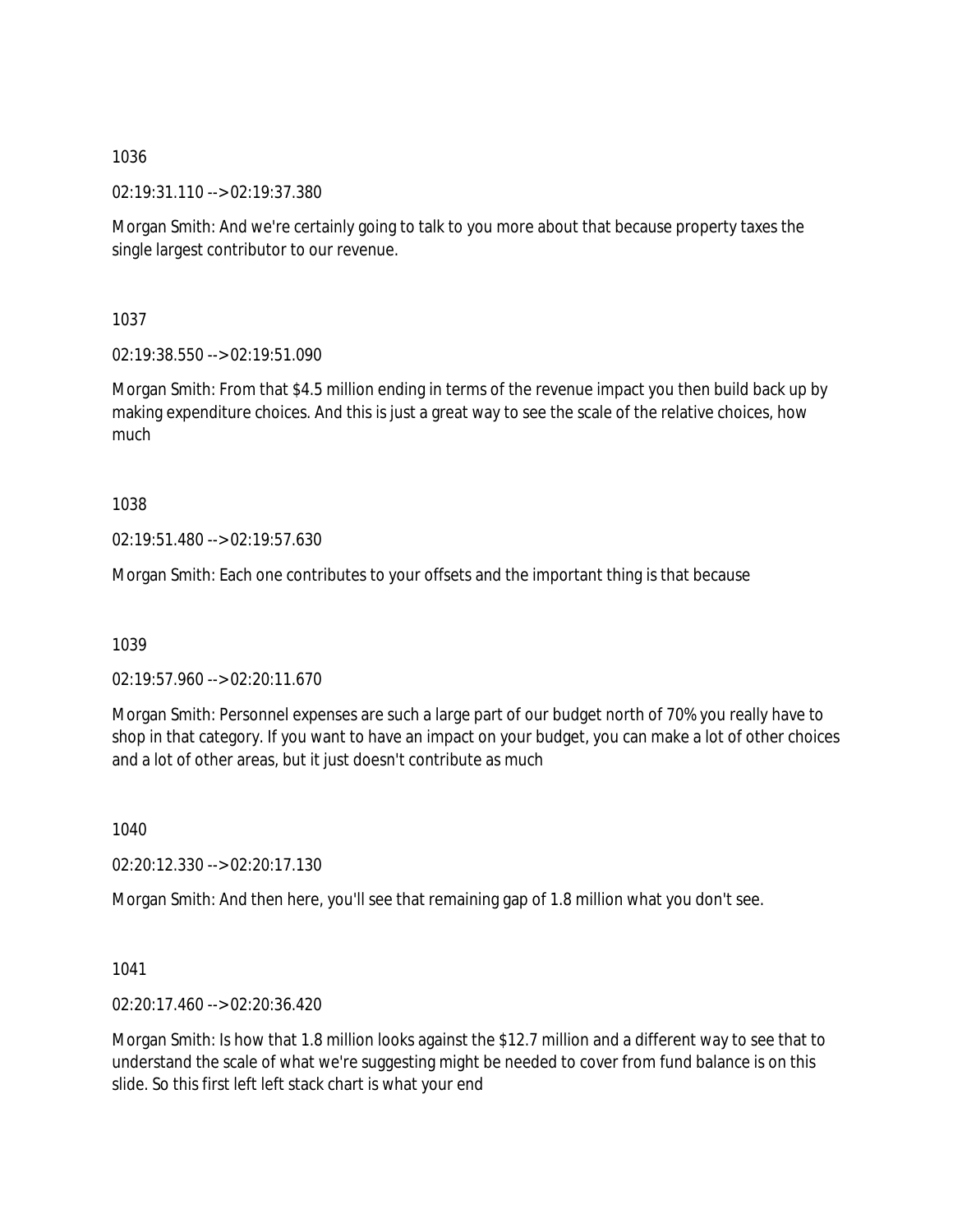1036

02:19:31.110 --> 02:19:37.380

Morgan Smith: And we're certainly going to talk to you more about that because property taxes the single largest contributor to our revenue.

1037

02:19:38.550 --> 02:19:51.090

Morgan Smith: From that $4.5 million ending in terms of the revenue impact you then build back up by making expenditure choices. And this is just a great way to see the scale of the relative choices, how much

1038

02:19:51.480 --> 02:19:57.630

Morgan Smith: Each one contributes to your offsets and the important thing is that because

1039

02:19:57.960 --> 02:20:11.670

Morgan Smith: Personnel expenses are such a large part of our budget north of 70% you really have to shop in that category. If you want to have an impact on your budget, you can make a lot of other choices and a lot of other areas, but it just doesn't contribute as much

1040

02:20:12.330 --> 02:20:17.130

Morgan Smith: And then here, you'll see that remaining gap of 1.8 million what you don't see.

1041

02:20:17.460 --> 02:20:36.420

Morgan Smith: Is how that 1.8 million looks against the $12.7 million and a different way to see that to understand the scale of what we're suggesting might be needed to cover from fund balance is on this slide. So this first left left stack chart is what your end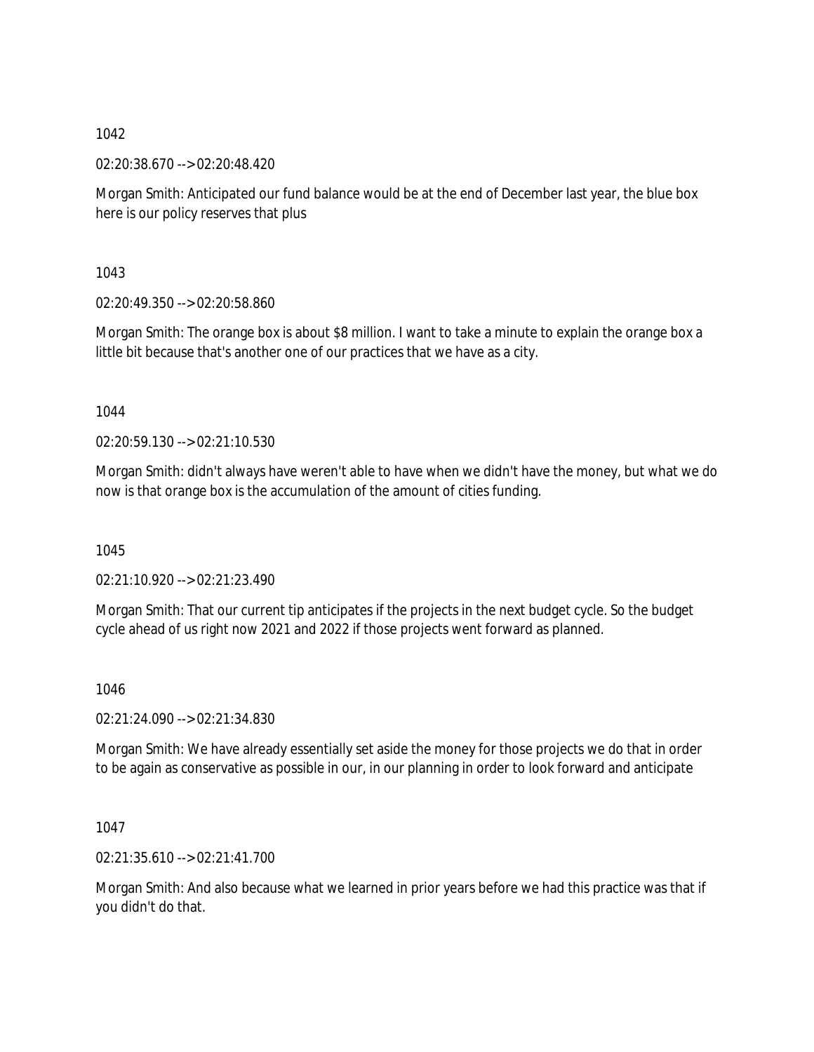1042

02:20:38.670 --> 02:20:48.420

Morgan Smith: Anticipated our fund balance would be at the end of December last year, the blue box here is our policy reserves that plus

1043

02:20:49.350 --> 02:20:58.860

Morgan Smith: The orange box is about $8 million. I want to take a minute to explain the orange box a little bit because that's another one of our practices that we have as a city.

1044

02:20:59.130 --> 02:21:10.530

Morgan Smith: didn't always have weren't able to have when we didn't have the money, but what we do now is that orange box is the accumulation of the amount of cities funding.

1045

02:21:10.920 --> 02:21:23.490

Morgan Smith: That our current tip anticipates if the projects in the next budget cycle. So the budget cycle ahead of us right now 2021 and 2022 if those projects went forward as planned.

1046

02:21:24.090 --> 02:21:34.830

Morgan Smith: We have already essentially set aside the money for those projects we do that in order to be again as conservative as possible in our, in our planning in order to look forward and anticipate

1047

02:21:35.610 --> 02:21:41.700

Morgan Smith: And also because what we learned in prior years before we had this practice was that if you didn't do that.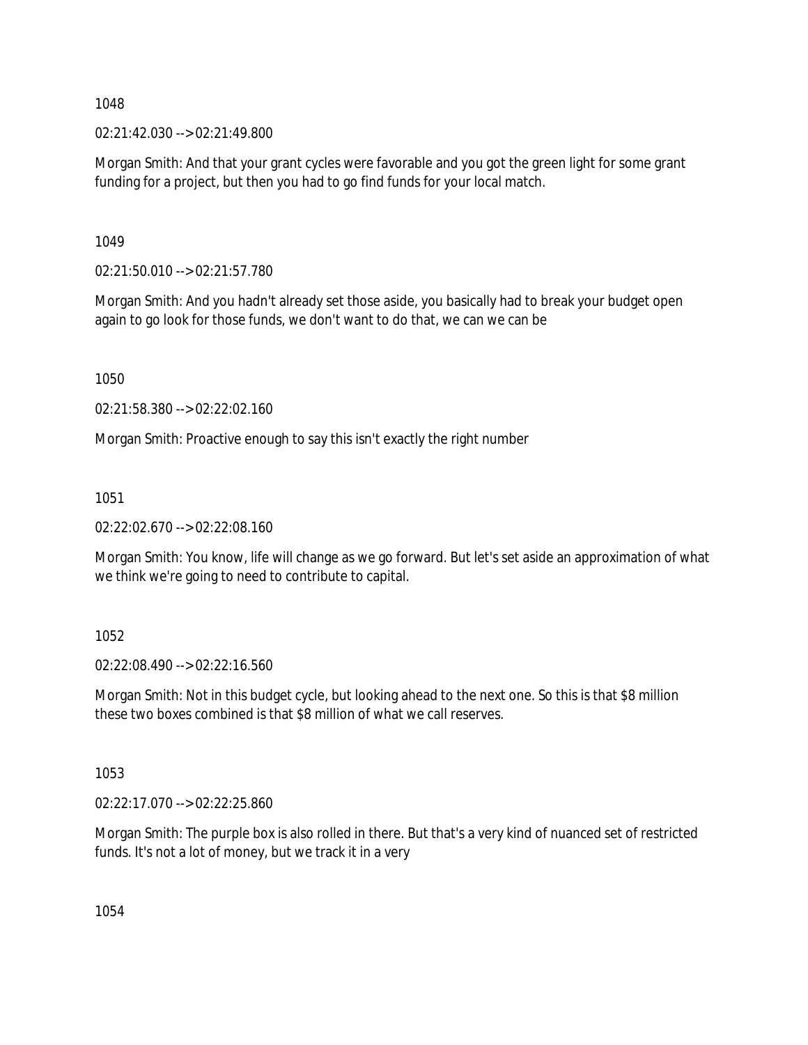1048

02:21:42.030 --> 02:21:49.800

Morgan Smith: And that your grant cycles were favorable and you got the green light for some grant funding for a project, but then you had to go find funds for your local match.

1049

02:21:50.010 --> 02:21:57.780

Morgan Smith: And you hadn't already set those aside, you basically had to break your budget open again to go look for those funds, we don't want to do that, we can we can be

1050

02:21:58.380 --> 02:22:02.160

Morgan Smith: Proactive enough to say this isn't exactly the right number

1051

02:22:02.670 --> 02:22:08.160

Morgan Smith: You know, life will change as we go forward. But let's set aside an approximation of what we think we're going to need to contribute to capital.

1052

02:22:08.490 --> 02:22:16.560

Morgan Smith: Not in this budget cycle, but looking ahead to the next one. So this is that $8 million these two boxes combined is that $8 million of what we call reserves.

1053

02:22:17.070 --> 02:22:25.860

Morgan Smith: The purple box is also rolled in there. But that's a very kind of nuanced set of restricted funds. It's not a lot of money, but we track it in a very

1054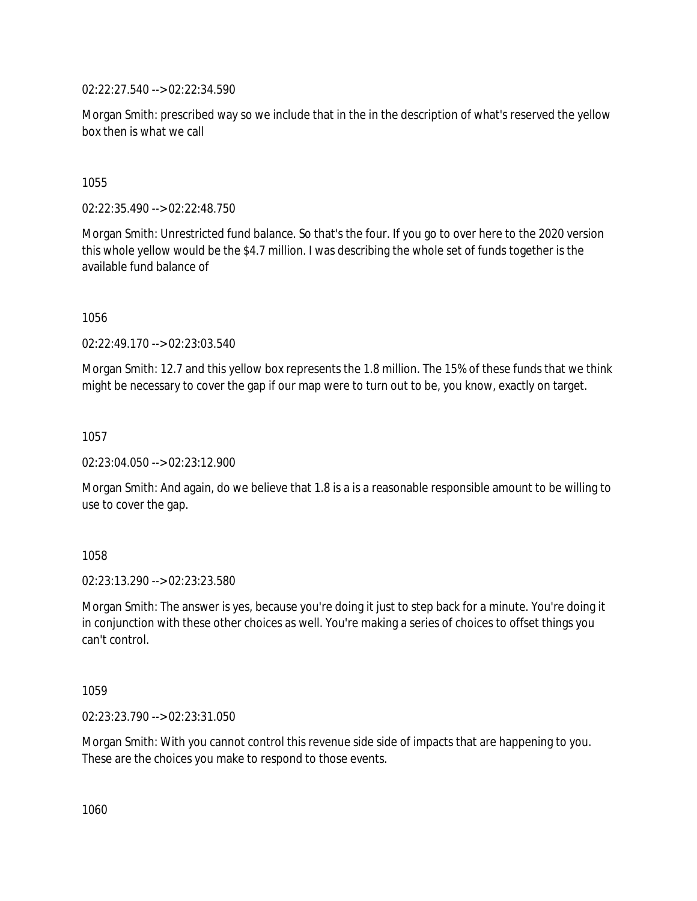02:22:27.540 --> 02:22:34.590

Morgan Smith: prescribed way so we include that in the in the description of what's reserved the yellow box then is what we call

1055

02:22:35.490 --> 02:22:48.750

Morgan Smith: Unrestricted fund balance. So that's the four. If you go to over here to the 2020 version this whole yellow would be the $4.7 million. I was describing the whole set of funds together is the available fund balance of

1056

02:22:49.170 --> 02:23:03.540

Morgan Smith: 12.7 and this yellow box represents the 1.8 million. The 15% of these funds that we think might be necessary to cover the gap if our map were to turn out to be, you know, exactly on target.

1057

02:23:04.050 --> 02:23:12.900

Morgan Smith: And again, do we believe that 1.8 is a is a reasonable responsible amount to be willing to use to cover the gap.

1058

02:23:13.290 --> 02:23:23.580

Morgan Smith: The answer is yes, because you're doing it just to step back for a minute. You're doing it in conjunction with these other choices as well. You're making a series of choices to offset things you can't control.

1059

02:23:23.790 --> 02:23:31.050

Morgan Smith: With you cannot control this revenue side side of impacts that are happening to you. These are the choices you make to respond to those events.

1060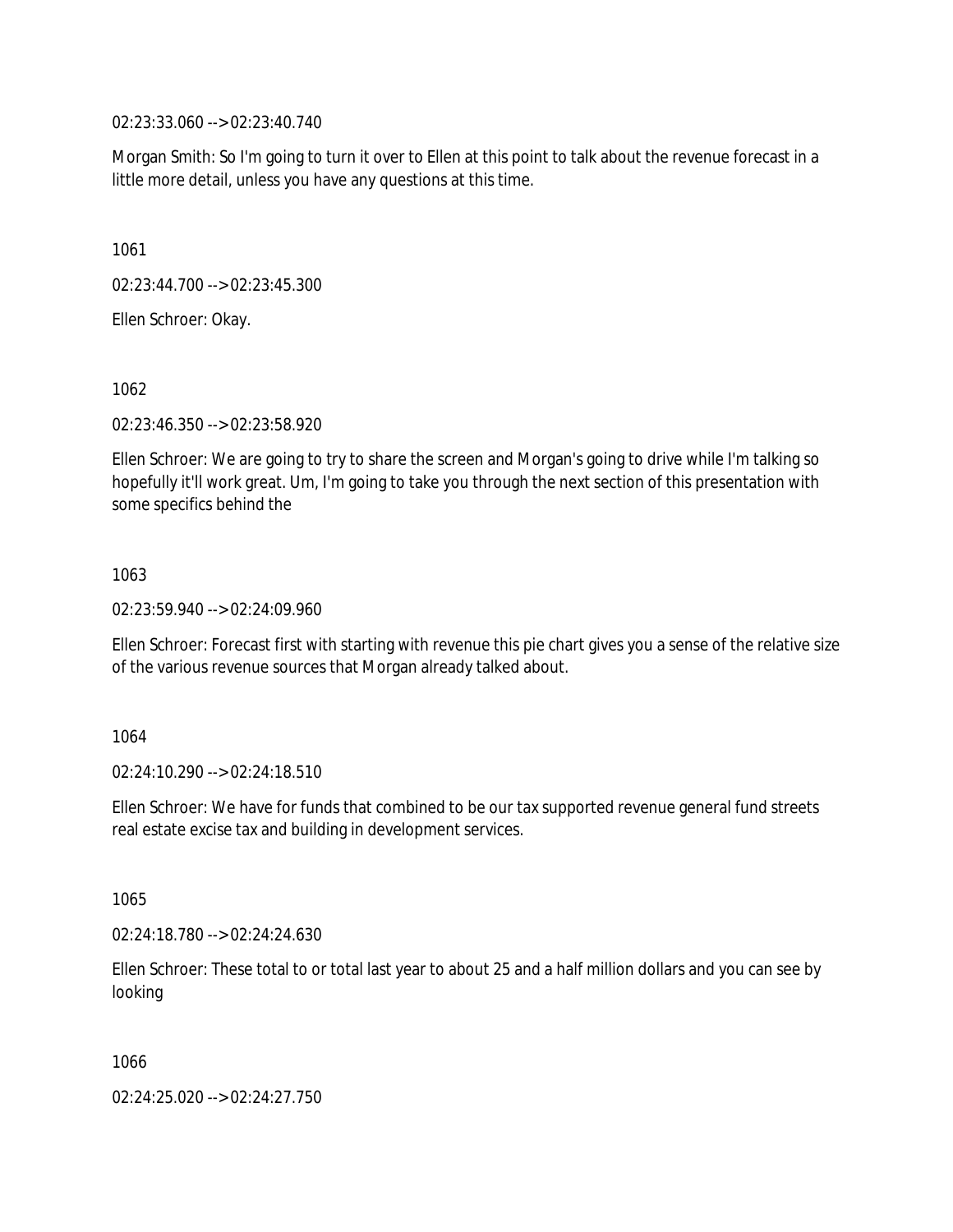02:23:33.060 --> 02:23:40.740

Morgan Smith: So I'm going to turn it over to Ellen at this point to talk about the revenue forecast in a little more detail, unless you have any questions at this time.

1061

02:23:44.700 --> 02:23:45.300

Ellen Schroer: Okay.

1062

02:23:46.350 --> 02:23:58.920

Ellen Schroer: We are going to try to share the screen and Morgan's going to drive while I'm talking so hopefully it'll work great. Um, I'm going to take you through the next section of this presentation with some specifics behind the

1063

02:23:59.940 --> 02:24:09.960

Ellen Schroer: Forecast first with starting with revenue this pie chart gives you a sense of the relative size of the various revenue sources that Morgan already talked about.

1064

02:24:10.290 --> 02:24:18.510

Ellen Schroer: We have for funds that combined to be our tax supported revenue general fund streets real estate excise tax and building in development services.

1065

02:24:18.780 --> 02:24:24.630

Ellen Schroer: These total to or total last year to about 25 and a half million dollars and you can see by looking

1066

02:24:25.020 --> 02:24:27.750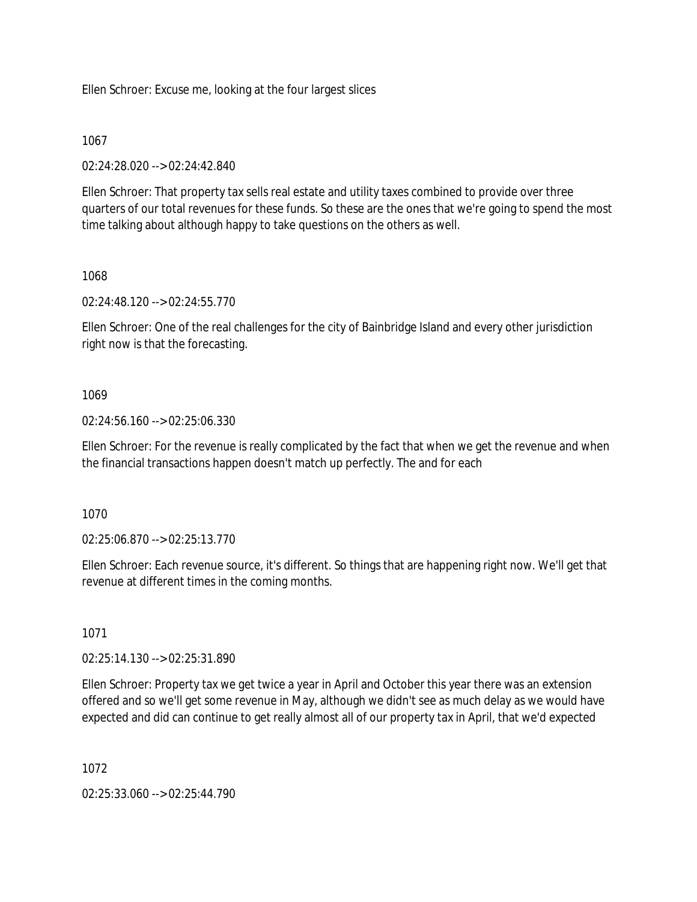Ellen Schroer: Excuse me, looking at the four largest slices

1067

02:24:28.020 --> 02:24:42.840

Ellen Schroer: That property tax sells real estate and utility taxes combined to provide over three quarters of our total revenues for these funds. So these are the ones that we're going to spend the most time talking about although happy to take questions on the others as well.

1068

02:24:48.120 --> 02:24:55.770

Ellen Schroer: One of the real challenges for the city of Bainbridge Island and every other jurisdiction right now is that the forecasting.

1069

02:24:56.160 --> 02:25:06.330

Ellen Schroer: For the revenue is really complicated by the fact that when we get the revenue and when the financial transactions happen doesn't match up perfectly. The and for each

1070

02:25:06.870 --> 02:25:13.770

Ellen Schroer: Each revenue source, it's different. So things that are happening right now. We'll get that revenue at different times in the coming months.

1071

02:25:14.130 --> 02:25:31.890

Ellen Schroer: Property tax we get twice a year in April and October this year there was an extension offered and so we'll get some revenue in May, although we didn't see as much delay as we would have expected and did can continue to get really almost all of our property tax in April, that we'd expected

1072

02:25:33.060 --> 02:25:44.790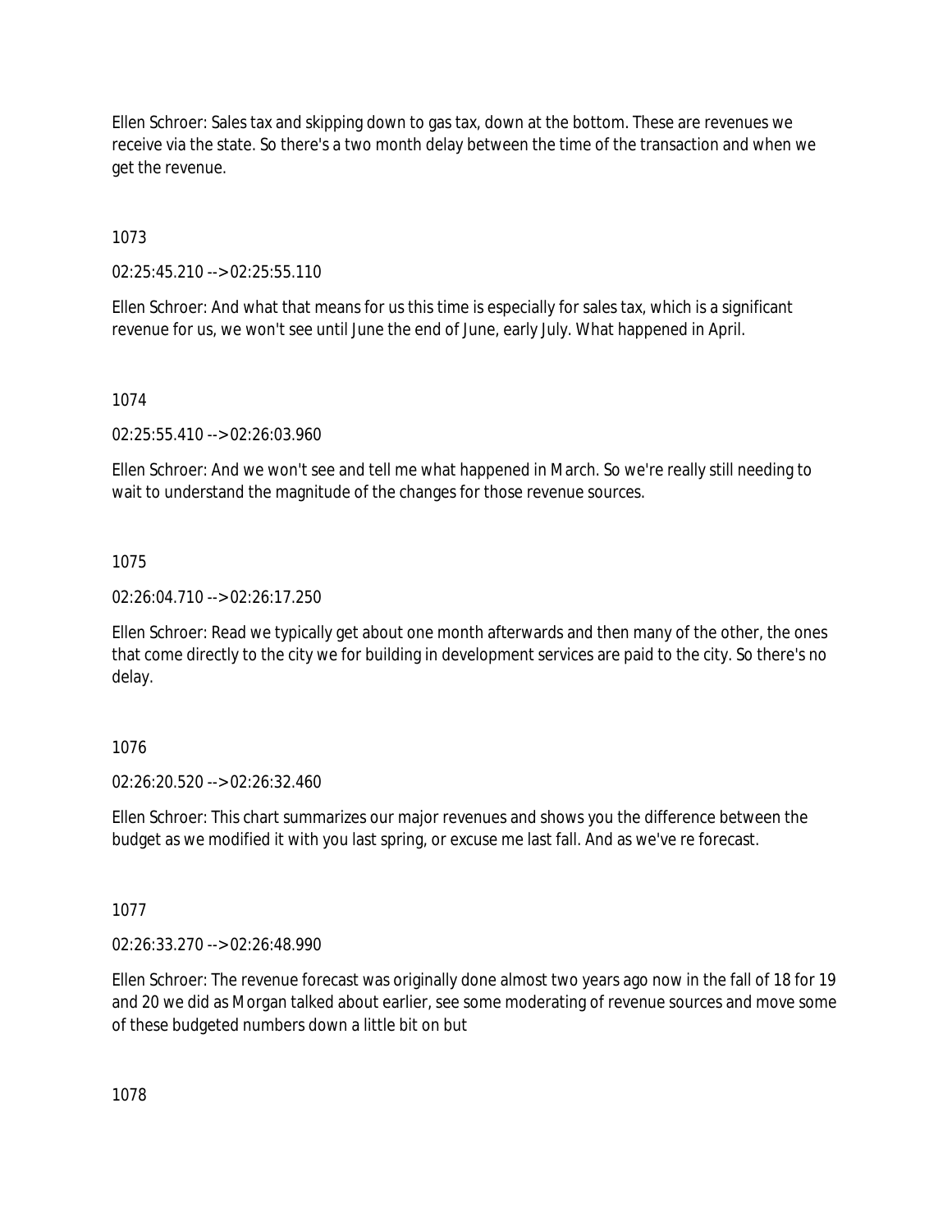Ellen Schroer: Sales tax and skipping down to gas tax, down at the bottom. These are revenues we receive via the state. So there's a two month delay between the time of the transaction and when we get the revenue.

1073

02:25:45.210 --> 02:25:55.110

Ellen Schroer: And what that means for us this time is especially for sales tax, which is a significant revenue for us, we won't see until June the end of June, early July. What happened in April.

1074

02:25:55.410 --> 02:26:03.960

Ellen Schroer: And we won't see and tell me what happened in March. So we're really still needing to wait to understand the magnitude of the changes for those revenue sources.

1075

02:26:04.710 --> 02:26:17.250

Ellen Schroer: Read we typically get about one month afterwards and then many of the other, the ones that come directly to the city we for building in development services are paid to the city. So there's no delay.

1076

02:26:20.520 --> 02:26:32.460

Ellen Schroer: This chart summarizes our major revenues and shows you the difference between the budget as we modified it with you last spring, or excuse me last fall. And as we've re forecast.

1077

02:26:33.270 --> 02:26:48.990

Ellen Schroer: The revenue forecast was originally done almost two years ago now in the fall of 18 for 19 and 20 we did as Morgan talked about earlier, see some moderating of revenue sources and move some of these budgeted numbers down a little bit on but

1078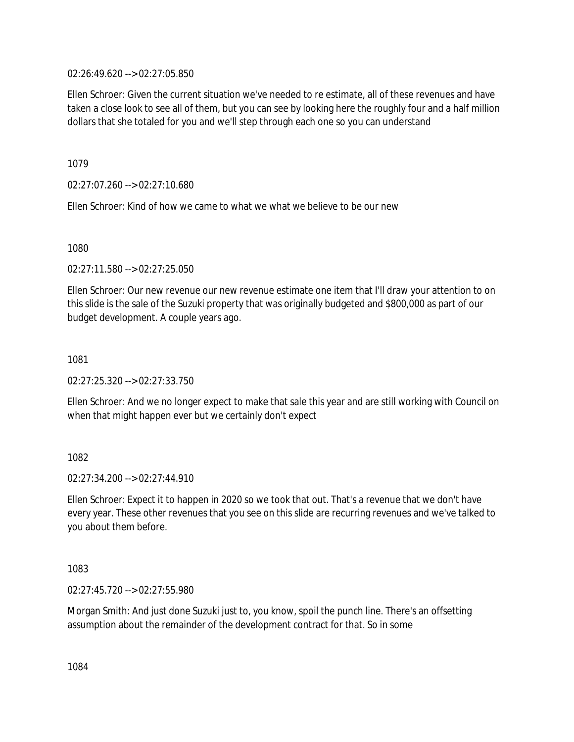02:26:49.620 --> 02:27:05.850

Ellen Schroer: Given the current situation we've needed to re estimate, all of these revenues and have taken a close look to see all of them, but you can see by looking here the roughly four and a half million dollars that she totaled for you and we'll step through each one so you can understand

1079

02:27:07.260 --> 02:27:10.680

Ellen Schroer: Kind of how we came to what we what we believe to be our new

1080

02:27:11.580 --> 02:27:25.050

Ellen Schroer: Our new revenue our new revenue estimate one item that I'll draw your attention to on this slide is the sale of the Suzuki property that was originally budgeted and $800,000 as part of our budget development. A couple years ago.

1081

02:27:25.320 --> 02:27:33.750

Ellen Schroer: And we no longer expect to make that sale this year and are still working with Council on when that might happen ever but we certainly don't expect

1082

02:27:34.200 --> 02:27:44.910

Ellen Schroer: Expect it to happen in 2020 so we took that out. That's a revenue that we don't have every year. These other revenues that you see on this slide are recurring revenues and we've talked to you about them before.

1083

02:27:45.720 --> 02:27:55.980

Morgan Smith: And just done Suzuki just to, you know, spoil the punch line. There's an offsetting assumption about the remainder of the development contract for that. So in some

1084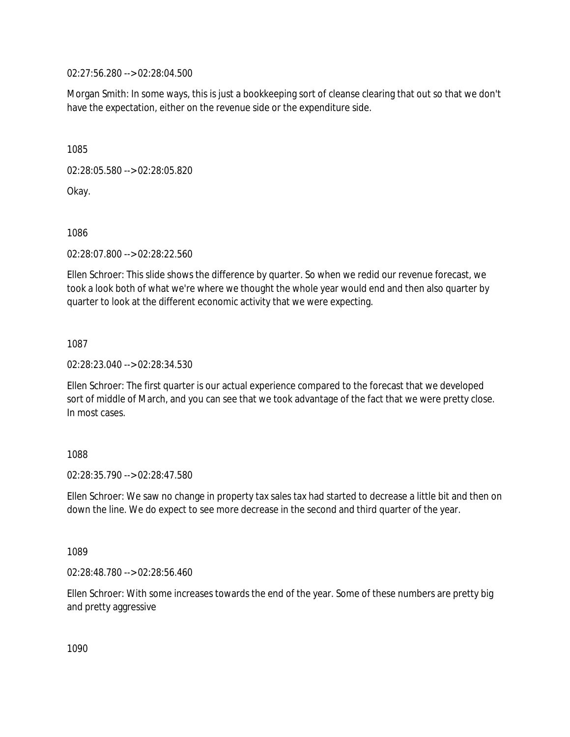02:27:56.280 --> 02:28:04.500

Morgan Smith: In some ways, this is just a bookkeeping sort of cleanse clearing that out so that we don't have the expectation, either on the revenue side or the expenditure side.

1085

02:28:05.580 --> 02:28:05.820

Okay.

1086

02:28:07.800 --> 02:28:22.560

Ellen Schroer: This slide shows the difference by quarter. So when we redid our revenue forecast, we took a look both of what we're where we thought the whole year would end and then also quarter by quarter to look at the different economic activity that we were expecting.

1087

02:28:23.040 --> 02:28:34.530

Ellen Schroer: The first quarter is our actual experience compared to the forecast that we developed sort of middle of March, and you can see that we took advantage of the fact that we were pretty close. In most cases.

1088

02:28:35.790 --> 02:28:47.580

Ellen Schroer: We saw no change in property tax sales tax had started to decrease a little bit and then on down the line. We do expect to see more decrease in the second and third quarter of the year.

1089

02:28:48.780 --> 02:28:56.460

Ellen Schroer: With some increases towards the end of the year. Some of these numbers are pretty big and pretty aggressive

1090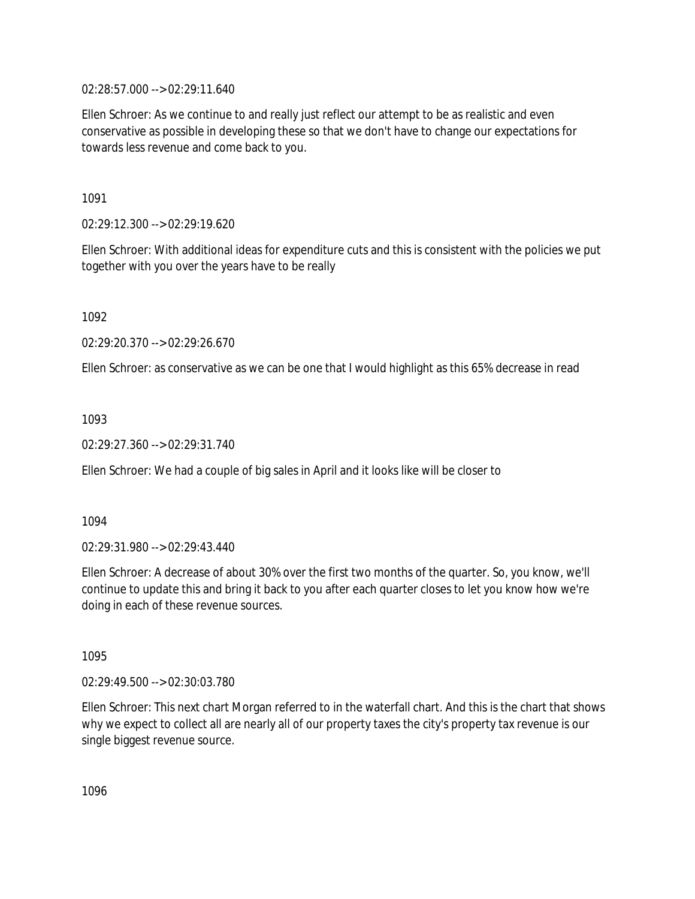02:28:57.000 --> 02:29:11.640

Ellen Schroer: As we continue to and really just reflect our attempt to be as realistic and even conservative as possible in developing these so that we don't have to change our expectations for towards less revenue and come back to you.

1091

02:29:12.300 --> 02:29:19.620

Ellen Schroer: With additional ideas for expenditure cuts and this is consistent with the policies we put together with you over the years have to be really

1092

02:29:20.370 --> 02:29:26.670

Ellen Schroer: as conservative as we can be one that I would highlight as this 65% decrease in read

1093

02:29:27.360 --> 02:29:31.740

Ellen Schroer: We had a couple of big sales in April and it looks like will be closer to

1094

02:29:31.980 --> 02:29:43.440

Ellen Schroer: A decrease of about 30% over the first two months of the quarter. So, you know, we'll continue to update this and bring it back to you after each quarter closes to let you know how we're doing in each of these revenue sources.

1095

02:29:49.500 --> 02:30:03.780

Ellen Schroer: This next chart Morgan referred to in the waterfall chart. And this is the chart that shows why we expect to collect all are nearly all of our property taxes the city's property tax revenue is our single biggest revenue source.

1096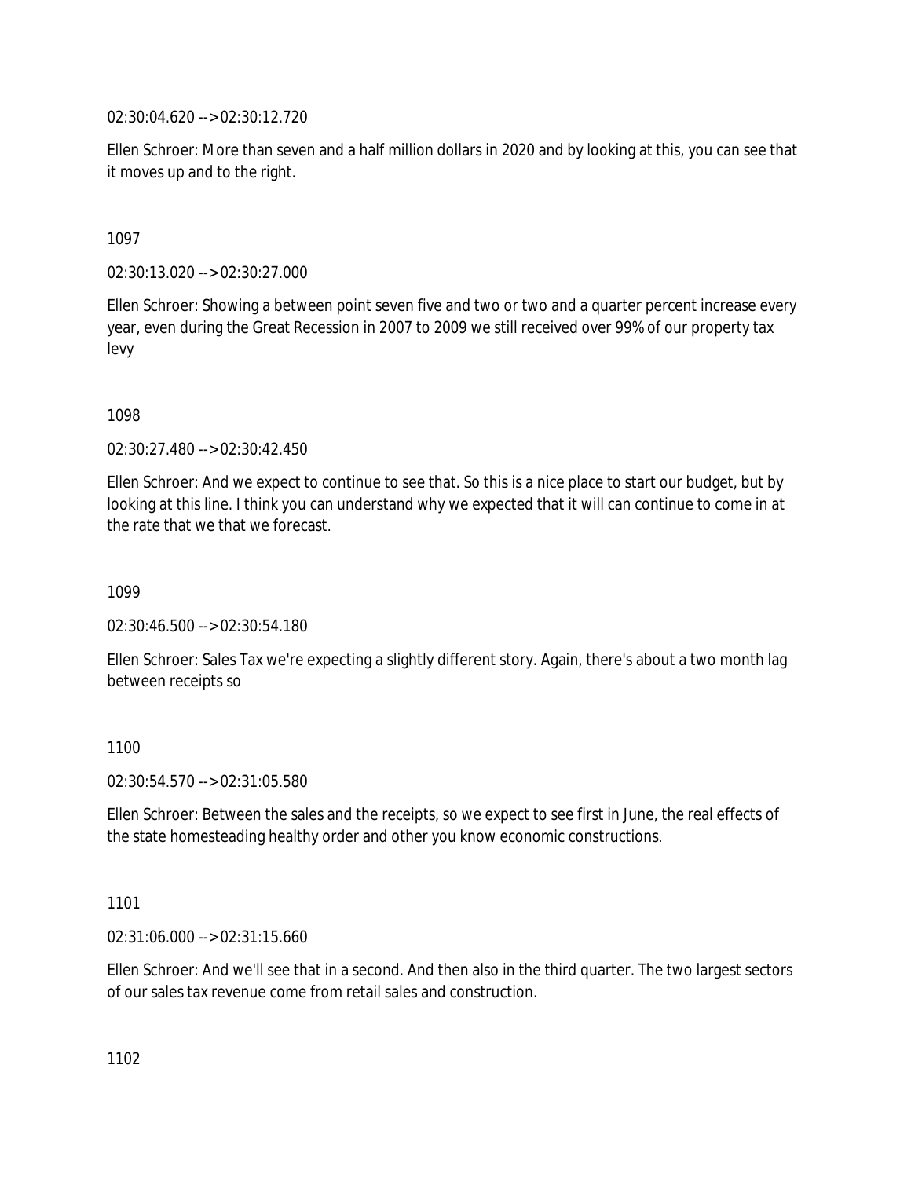02:30:04.620 --> 02:30:12.720

Ellen Schroer: More than seven and a half million dollars in 2020 and by looking at this, you can see that it moves up and to the right.

1097

02:30:13.020 --> 02:30:27.000

Ellen Schroer: Showing a between point seven five and two or two and a quarter percent increase every year, even during the Great Recession in 2007 to 2009 we still received over 99% of our property tax levy

1098

02:30:27.480 --> 02:30:42.450

Ellen Schroer: And we expect to continue to see that. So this is a nice place to start our budget, but by looking at this line. I think you can understand why we expected that it will can continue to come in at the rate that we that we forecast.

1099

02:30:46.500 --> 02:30:54.180

Ellen Schroer: Sales Tax we're expecting a slightly different story. Again, there's about a two month lag between receipts so

1100

02:30:54.570 --> 02:31:05.580

Ellen Schroer: Between the sales and the receipts, so we expect to see first in June, the real effects of the state homesteading healthy order and other you know economic constructions.

1101

02:31:06.000 --> 02:31:15.660

Ellen Schroer: And we'll see that in a second. And then also in the third quarter. The two largest sectors of our sales tax revenue come from retail sales and construction.

1102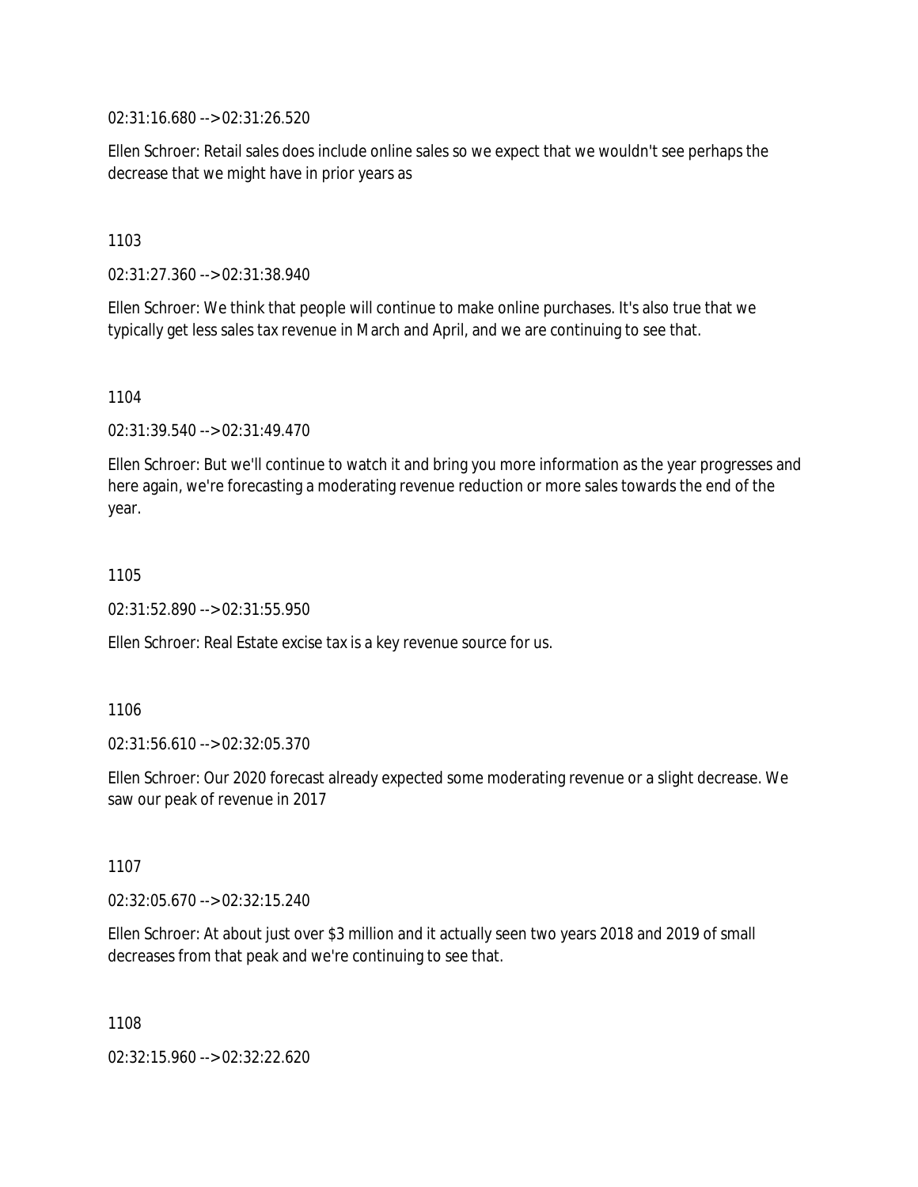02:31:16.680 --> 02:31:26.520

Ellen Schroer: Retail sales does include online sales so we expect that we wouldn't see perhaps the decrease that we might have in prior years as

1103

02:31:27.360 --> 02:31:38.940

Ellen Schroer: We think that people will continue to make online purchases. It's also true that we typically get less sales tax revenue in March and April, and we are continuing to see that.

1104

02:31:39.540 --> 02:31:49.470

Ellen Schroer: But we'll continue to watch it and bring you more information as the year progresses and here again, we're forecasting a moderating revenue reduction or more sales towards the end of the year.

1105

02:31:52.890 --> 02:31:55.950

Ellen Schroer: Real Estate excise tax is a key revenue source for us.

1106

02:31:56.610 --> 02:32:05.370

Ellen Schroer: Our 2020 forecast already expected some moderating revenue or a slight decrease. We saw our peak of revenue in 2017

1107

02:32:05.670 --> 02:32:15.240

Ellen Schroer: At about just over $3 million and it actually seen two years 2018 and 2019 of small decreases from that peak and we're continuing to see that.

1108

02:32:15.960 --> 02:32:22.620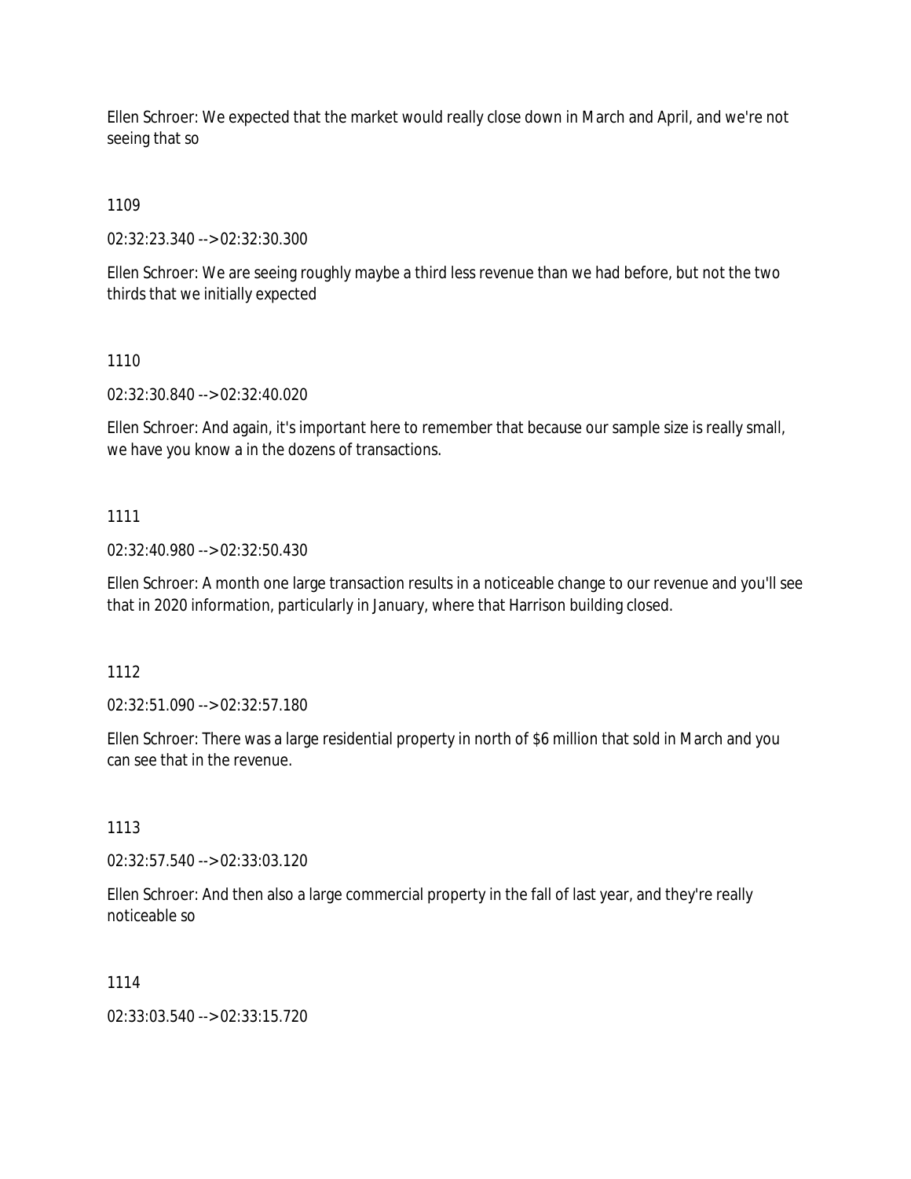Ellen Schroer: We expected that the market would really close down in March and April, and we're not seeing that so

1109

02:32:23.340 --> 02:32:30.300

Ellen Schroer: We are seeing roughly maybe a third less revenue than we had before, but not the two thirds that we initially expected

1110

02:32:30.840 --> 02:32:40.020

Ellen Schroer: And again, it's important here to remember that because our sample size is really small, we have you know a in the dozens of transactions.

1111

02:32:40.980 --> 02:32:50.430

Ellen Schroer: A month one large transaction results in a noticeable change to our revenue and you'll see that in 2020 information, particularly in January, where that Harrison building closed.

1112

02:32:51.090 --> 02:32:57.180

Ellen Schroer: There was a large residential property in north of $6 million that sold in March and you can see that in the revenue.

1113

02:32:57.540 --> 02:33:03.120

Ellen Schroer: And then also a large commercial property in the fall of last year, and they're really noticeable so

1114

02:33:03.540 --> 02:33:15.720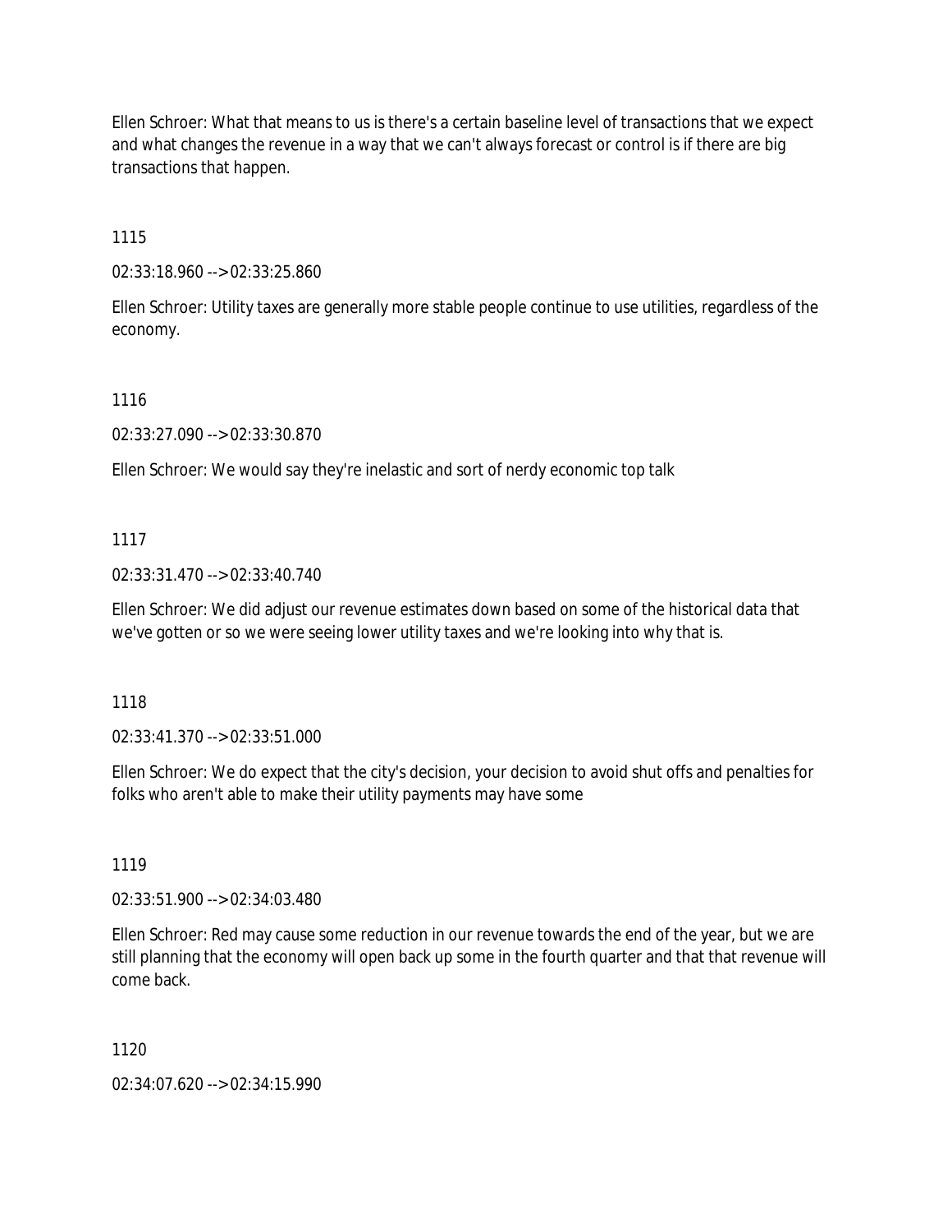Ellen Schroer: What that means to us is there's a certain baseline level of transactions that we expect and what changes the revenue in a way that we can't always forecast or control is if there are big transactions that happen.

1115

02:33:18.960 --> 02:33:25.860

Ellen Schroer: Utility taxes are generally more stable people continue to use utilities, regardless of the economy.

1116

02:33:27.090 --> 02:33:30.870

Ellen Schroer: We would say they're inelastic and sort of nerdy economic top talk

1117

02:33:31.470 --> 02:33:40.740

Ellen Schroer: We did adjust our revenue estimates down based on some of the historical data that we've gotten or so we were seeing lower utility taxes and we're looking into why that is.

1118

02:33:41.370 --> 02:33:51.000

Ellen Schroer: We do expect that the city's decision, your decision to avoid shut offs and penalties for folks who aren't able to make their utility payments may have some

1119

02:33:51.900 --> 02:34:03.480

Ellen Schroer: Red may cause some reduction in our revenue towards the end of the year, but we are still planning that the economy will open back up some in the fourth quarter and that that revenue will come back.

1120

02:34:07.620 --> 02:34:15.990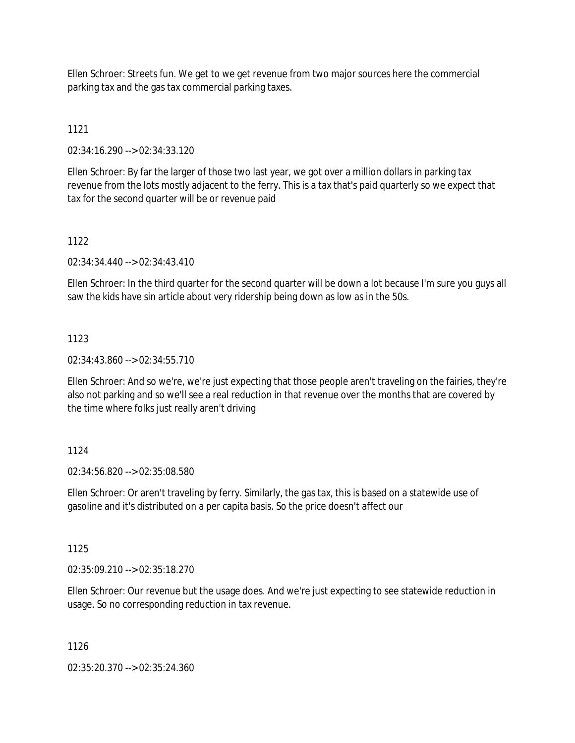Ellen Schroer: Streets fun. We get to we get revenue from two major sources here the commercial parking tax and the gas tax commercial parking taxes.

1121

02:34:16.290 --> 02:34:33.120

Ellen Schroer: By far the larger of those two last year, we got over a million dollars in parking tax revenue from the lots mostly adjacent to the ferry. This is a tax that's paid quarterly so we expect that tax for the second quarter will be or revenue paid

1122

02:34:34.440 --> 02:34:43.410

Ellen Schroer: In the third quarter for the second quarter will be down a lot because I'm sure you guys all saw the kids have sin article about very ridership being down as low as in the 50s.

1123

02:34:43.860 --> 02:34:55.710

Ellen Schroer: And so we're, we're just expecting that those people aren't traveling on the fairies, they're also not parking and so we'll see a real reduction in that revenue over the months that are covered by the time where folks just really aren't driving

1124

02:34:56.820 --> 02:35:08.580

Ellen Schroer: Or aren't traveling by ferry. Similarly, the gas tax, this is based on a statewide use of gasoline and it's distributed on a per capita basis. So the price doesn't affect our

1125

02:35:09.210 --> 02:35:18.270

Ellen Schroer: Our revenue but the usage does. And we're just expecting to see statewide reduction in usage. So no corresponding reduction in tax revenue.

1126

02:35:20.370 --> 02:35:24.360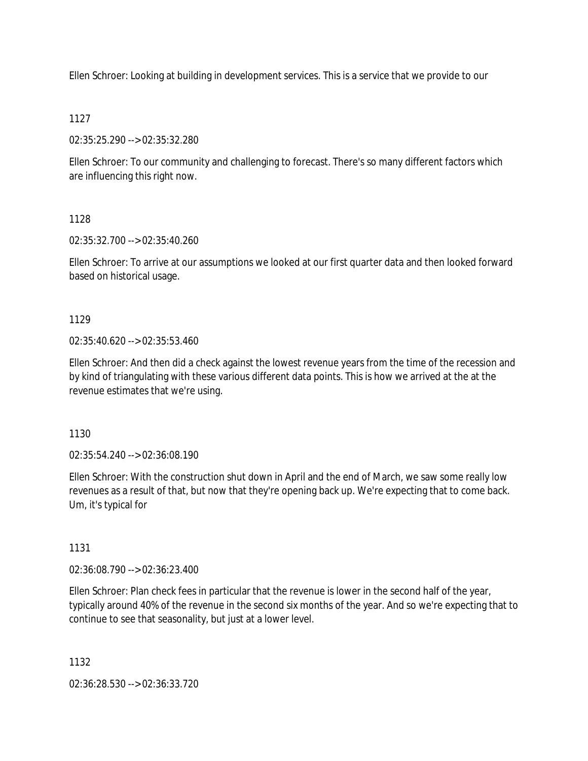Ellen Schroer: Looking at building in development services. This is a service that we provide to our

1127

02:35:25.290 --> 02:35:32.280

Ellen Schroer: To our community and challenging to forecast. There's so many different factors which are influencing this right now.

1128

02:35:32.700 --> 02:35:40.260

Ellen Schroer: To arrive at our assumptions we looked at our first quarter data and then looked forward based on historical usage.

1129

02:35:40.620 --> 02:35:53.460

Ellen Schroer: And then did a check against the lowest revenue years from the time of the recession and by kind of triangulating with these various different data points. This is how we arrived at the at the revenue estimates that we're using.

1130

02:35:54.240 --> 02:36:08.190

Ellen Schroer: With the construction shut down in April and the end of March, we saw some really low revenues as a result of that, but now that they're opening back up. We're expecting that to come back. Um, it's typical for

1131

02:36:08.790 --> 02:36:23.400

Ellen Schroer: Plan check fees in particular that the revenue is lower in the second half of the year, typically around 40% of the revenue in the second six months of the year. And so we're expecting that to continue to see that seasonality, but just at a lower level.

1132

02:36:28.530 --> 02:36:33.720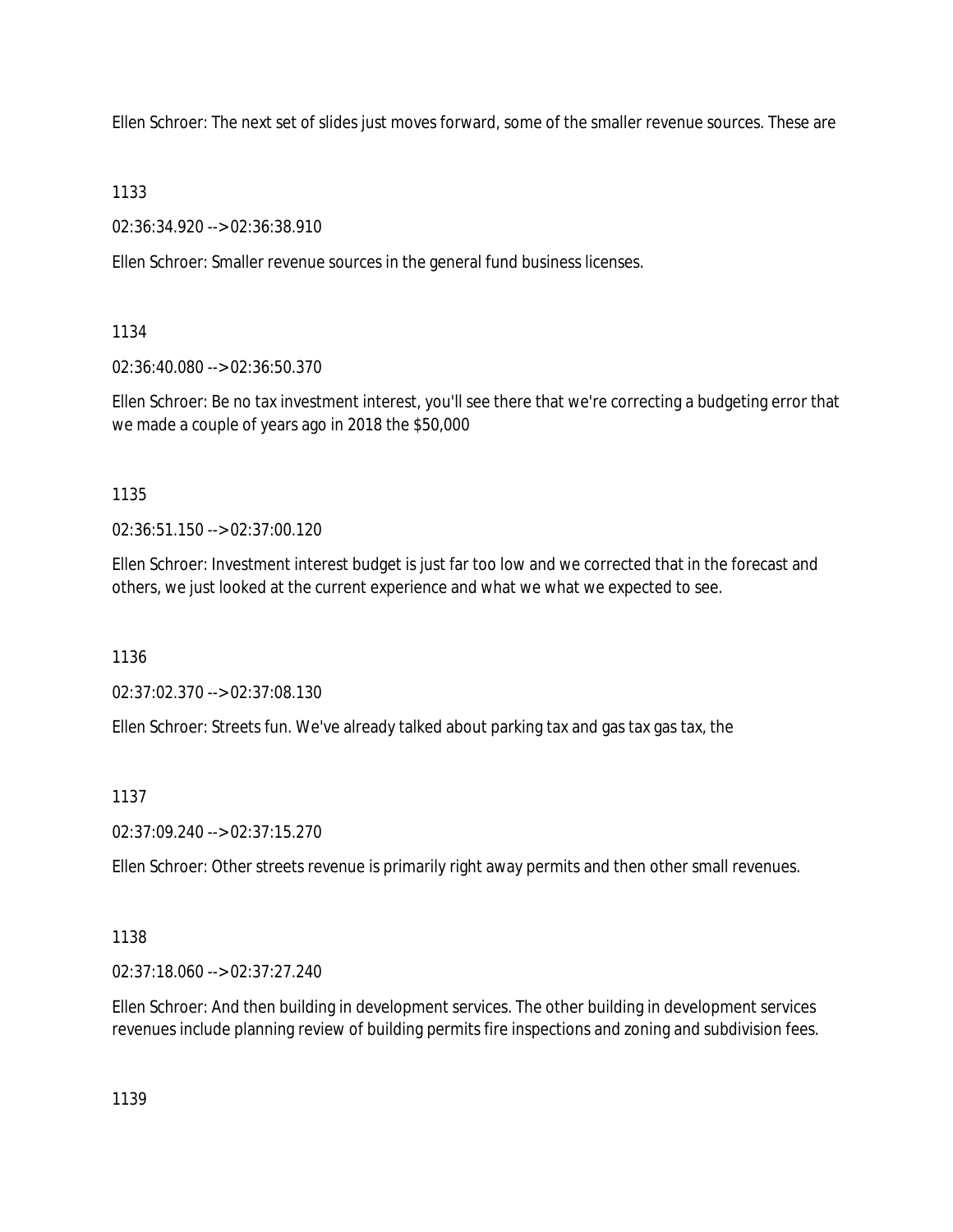Ellen Schroer: The next set of slides just moves forward, some of the smaller revenue sources. These are

1133

02:36:34.920 --> 02:36:38.910

Ellen Schroer: Smaller revenue sources in the general fund business licenses.

1134

02:36:40.080 --> 02:36:50.370

Ellen Schroer: Be no tax investment interest, you'll see there that we're correcting a budgeting error that we made a couple of years ago in 2018 the $50,000

1135

02:36:51.150 --> 02:37:00.120

Ellen Schroer: Investment interest budget is just far too low and we corrected that in the forecast and others, we just looked at the current experience and what we what we expected to see.

1136

02:37:02.370 --> 02:37:08.130

Ellen Schroer: Streets fun. We've already talked about parking tax and gas tax gas tax, the

1137

02:37:09.240 --> 02:37:15.270

Ellen Schroer: Other streets revenue is primarily right away permits and then other small revenues.

1138

02:37:18.060 --> 02:37:27.240

Ellen Schroer: And then building in development services. The other building in development services revenues include planning review of building permits fire inspections and zoning and subdivision fees.

1139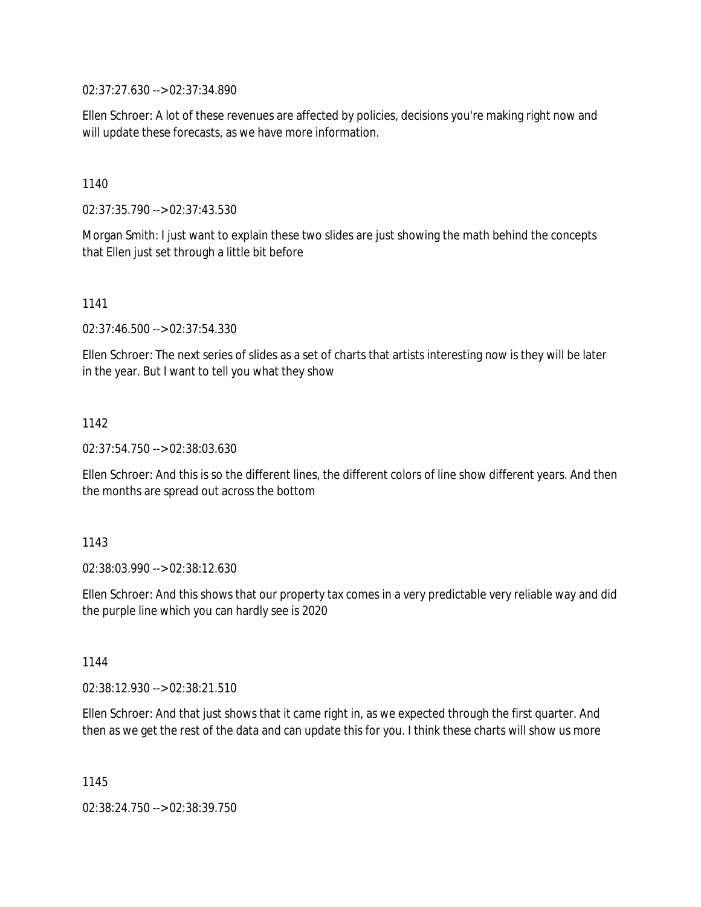02:37:27.630 --> 02:37:34.890

Ellen Schroer: A lot of these revenues are affected by policies, decisions you're making right now and will update these forecasts, as we have more information.

1140

02:37:35.790 --> 02:37:43.530

Morgan Smith: I just want to explain these two slides are just showing the math behind the concepts that Ellen just set through a little bit before

1141

02:37:46.500 --> 02:37:54.330

Ellen Schroer: The next series of slides as a set of charts that artists interesting now is they will be later in the year. But I want to tell you what they show

1142

02:37:54.750 --> 02:38:03.630

Ellen Schroer: And this is so the different lines, the different colors of line show different years. And then the months are spread out across the bottom

1143

02:38:03.990 --> 02:38:12.630

Ellen Schroer: And this shows that our property tax comes in a very predictable very reliable way and did the purple line which you can hardly see is 2020

1144

02:38:12.930 --> 02:38:21.510

Ellen Schroer: And that just shows that it came right in, as we expected through the first quarter. And then as we get the rest of the data and can update this for you. I think these charts will show us more

1145

02:38:24.750 --> 02:38:39.750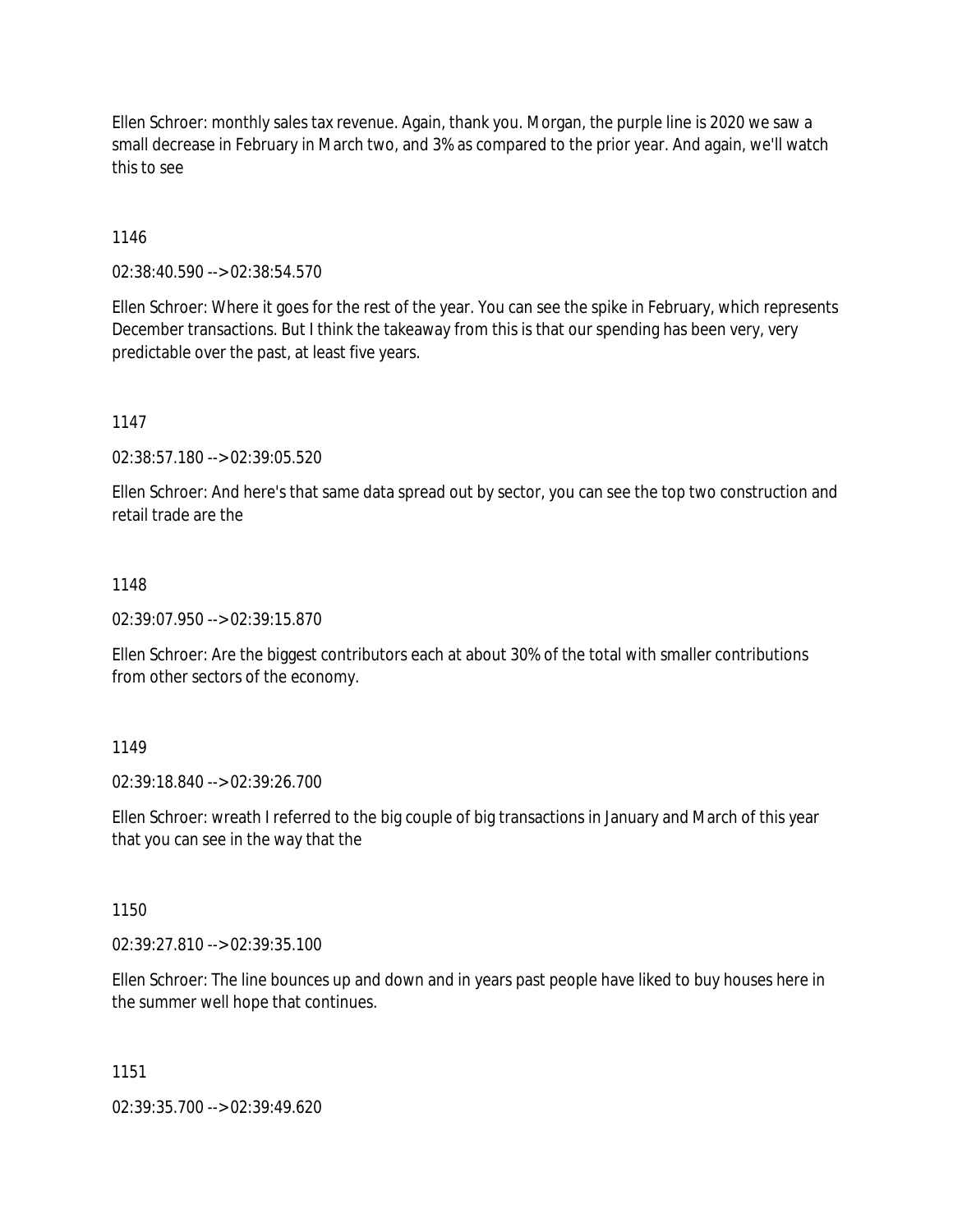Ellen Schroer: monthly sales tax revenue. Again, thank you. Morgan, the purple line is 2020 we saw a small decrease in February in March two, and 3% as compared to the prior year. And again, we'll watch this to see

1146

02:38:40.590 --> 02:38:54.570

Ellen Schroer: Where it goes for the rest of the year. You can see the spike in February, which represents December transactions. But I think the takeaway from this is that our spending has been very, very predictable over the past, at least five years.

1147

02:38:57.180 --> 02:39:05.520

Ellen Schroer: And here's that same data spread out by sector, you can see the top two construction and retail trade are the

1148

02:39:07.950 --> 02:39:15.870

Ellen Schroer: Are the biggest contributors each at about 30% of the total with smaller contributions from other sectors of the economy.

1149

02:39:18.840 --> 02:39:26.700

Ellen Schroer: wreath I referred to the big couple of big transactions in January and March of this year that you can see in the way that the

1150

02:39:27.810 --> 02:39:35.100

Ellen Schroer: The line bounces up and down and in years past people have liked to buy houses here in the summer well hope that continues.

1151

02:39:35.700 --> 02:39:49.620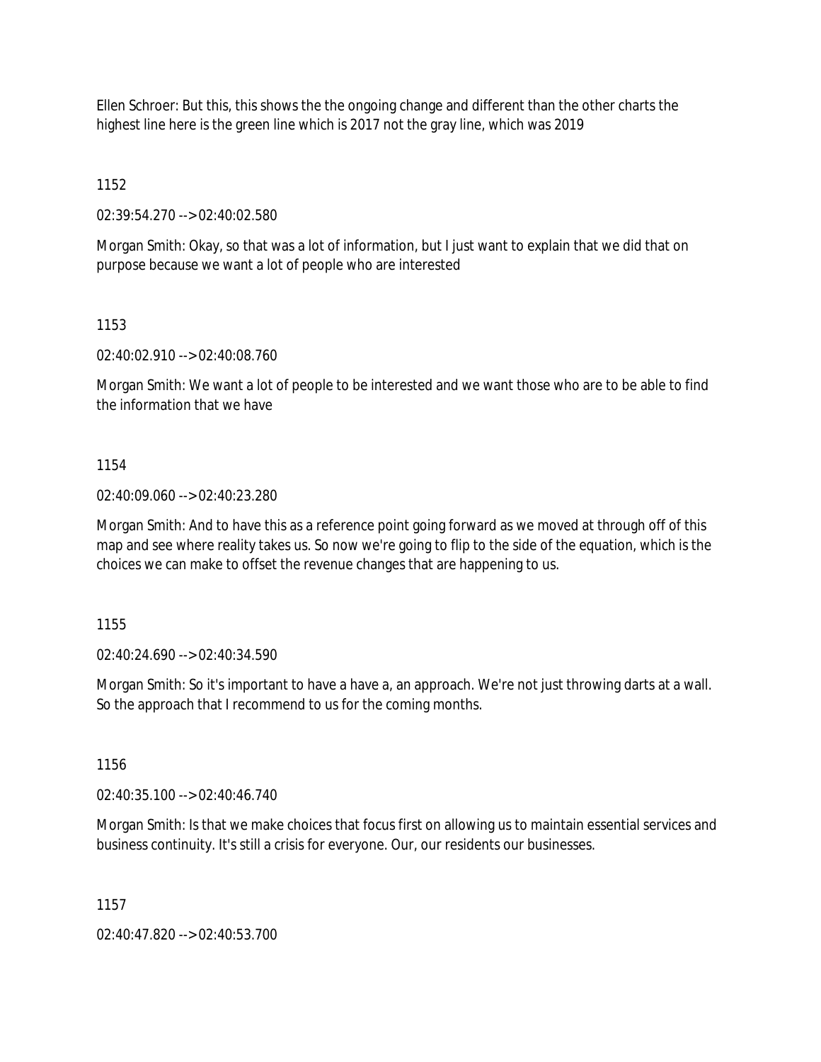Ellen Schroer: But this, this shows the the ongoing change and different than the other charts the highest line here is the green line which is 2017 not the gray line, which was 2019

1152

02:39:54.270 --> 02:40:02.580

Morgan Smith: Okay, so that was a lot of information, but I just want to explain that we did that on purpose because we want a lot of people who are interested

1153

02:40:02.910 --> 02:40:08.760

Morgan Smith: We want a lot of people to be interested and we want those who are to be able to find the information that we have

1154

02:40:09.060 --> 02:40:23.280

Morgan Smith: And to have this as a reference point going forward as we moved at through off of this map and see where reality takes us. So now we're going to flip to the side of the equation, which is the choices we can make to offset the revenue changes that are happening to us.

1155

02:40:24.690 --> 02:40:34.590

Morgan Smith: So it's important to have a have a, an approach. We're not just throwing darts at a wall. So the approach that I recommend to us for the coming months.

1156

02:40:35.100 --> 02:40:46.740

Morgan Smith: Is that we make choices that focus first on allowing us to maintain essential services and business continuity. It's still a crisis for everyone. Our, our residents our businesses.

1157

02:40:47.820 --> 02:40:53.700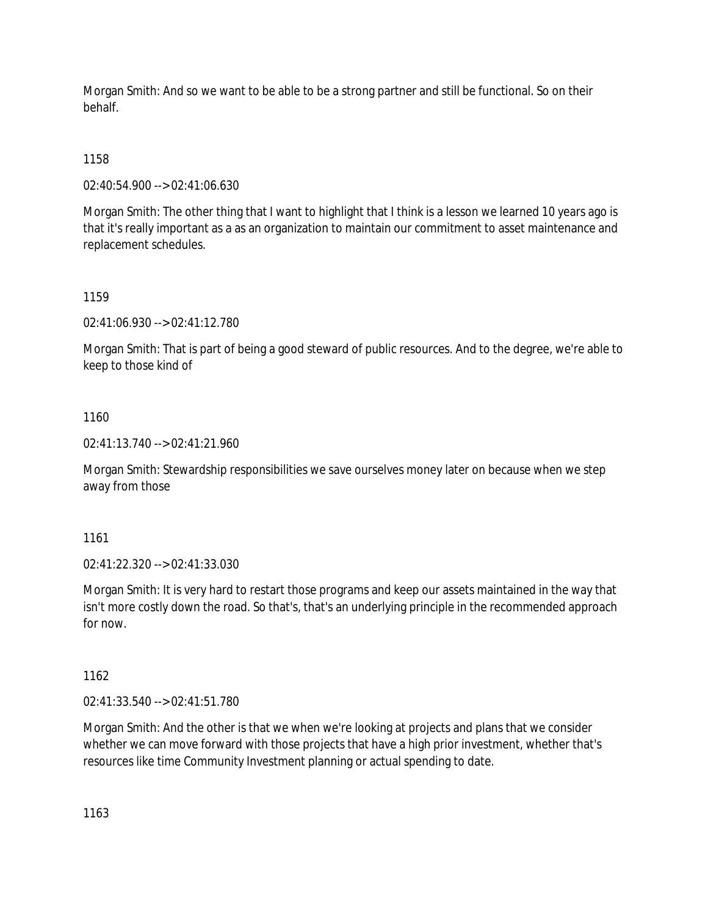Morgan Smith: And so we want to be able to be a strong partner and still be functional. So on their behalf.

1158

02:40:54.900 --> 02:41:06.630

Morgan Smith: The other thing that I want to highlight that I think is a lesson we learned 10 years ago is that it's really important as a as an organization to maintain our commitment to asset maintenance and replacement schedules.

1159

02:41:06.930 --> 02:41:12.780

Morgan Smith: That is part of being a good steward of public resources. And to the degree, we're able to keep to those kind of

1160

02:41:13.740 --> 02:41:21.960

Morgan Smith: Stewardship responsibilities we save ourselves money later on because when we step away from those

1161

02:41:22.320 --> 02:41:33.030

Morgan Smith: It is very hard to restart those programs and keep our assets maintained in the way that isn't more costly down the road. So that's, that's an underlying principle in the recommended approach for now.

1162

02:41:33.540 --> 02:41:51.780

Morgan Smith: And the other is that we when we're looking at projects and plans that we consider whether we can move forward with those projects that have a high prior investment, whether that's resources like time Community Investment planning or actual spending to date.

1163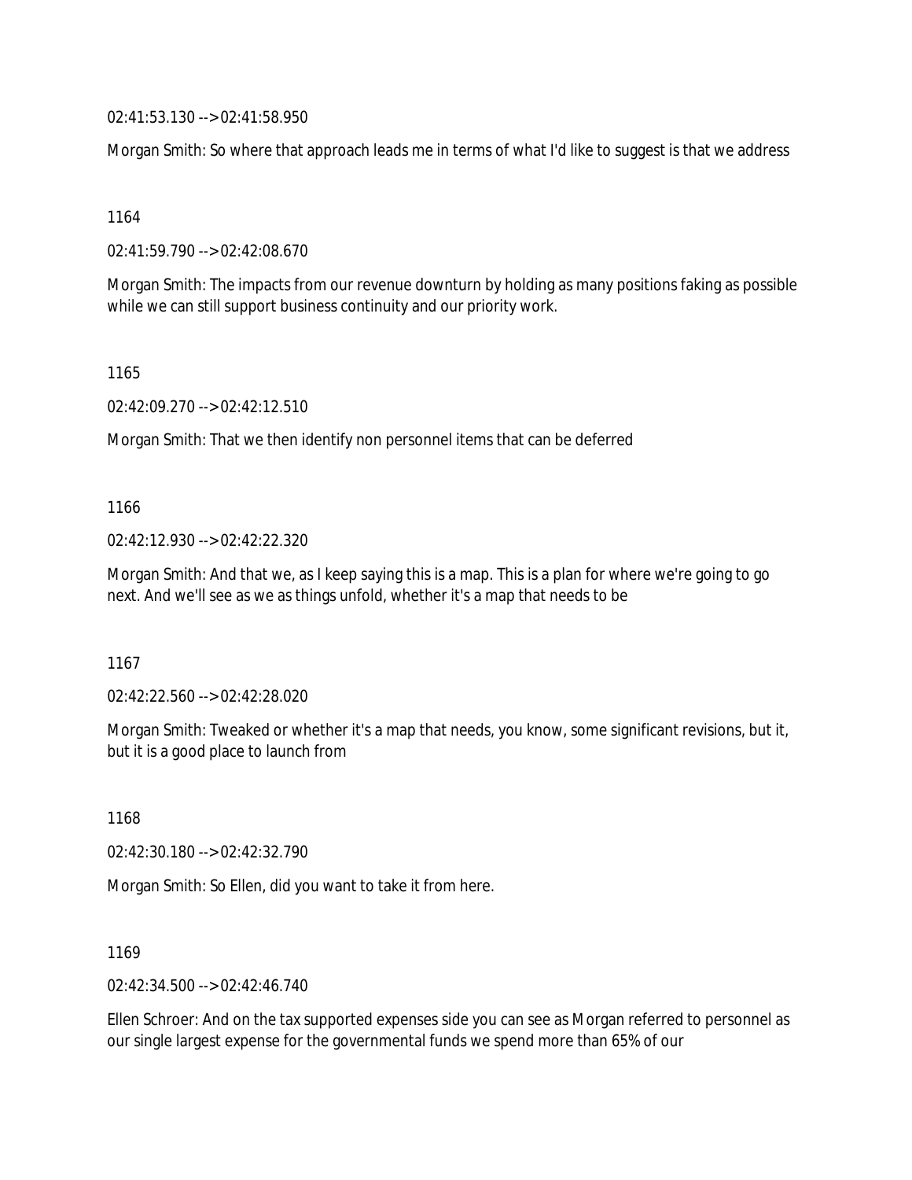02:41:53.130 --> 02:41:58.950

Morgan Smith: So where that approach leads me in terms of what I'd like to suggest is that we address

1164

02:41:59.790 --> 02:42:08.670

Morgan Smith: The impacts from our revenue downturn by holding as many positions faking as possible while we can still support business continuity and our priority work.

1165

02:42:09.270 --> 02:42:12.510

Morgan Smith: That we then identify non personnel items that can be deferred

1166

02:42:12.930 --> 02:42:22.320

Morgan Smith: And that we, as I keep saying this is a map. This is a plan for where we're going to go next. And we'll see as we as things unfold, whether it's a map that needs to be

1167

02:42:22.560 --> 02:42:28.020

Morgan Smith: Tweaked or whether it's a map that needs, you know, some significant revisions, but it, but it is a good place to launch from

1168

02:42:30.180 --> 02:42:32.790

Morgan Smith: So Ellen, did you want to take it from here.

1169

02:42:34.500 --> 02:42:46.740

Ellen Schroer: And on the tax supported expenses side you can see as Morgan referred to personnel as our single largest expense for the governmental funds we spend more than 65% of our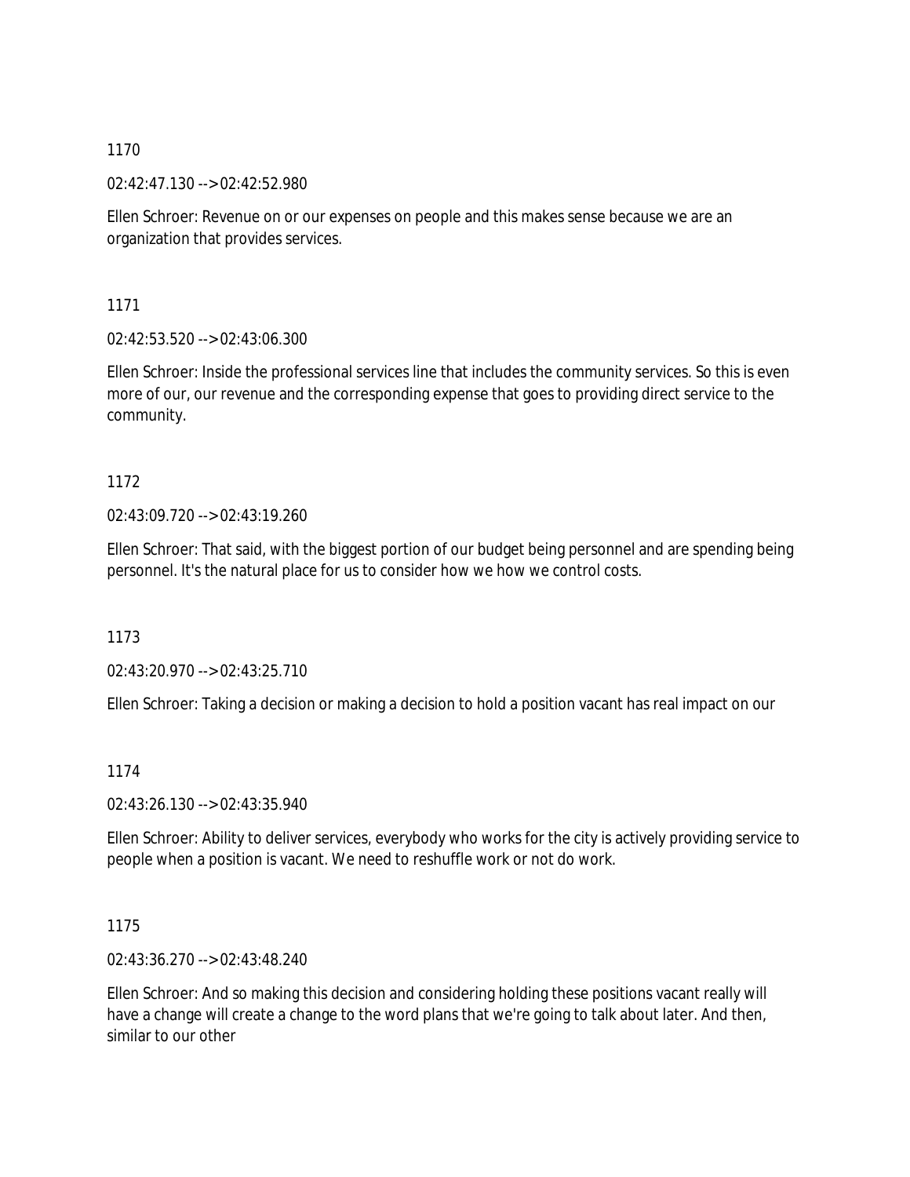1170

02:42:47.130 --> 02:42:52.980

Ellen Schroer: Revenue on or our expenses on people and this makes sense because we are an organization that provides services.

1171

02:42:53.520 --> 02:43:06.300

Ellen Schroer: Inside the professional services line that includes the community services. So this is even more of our, our revenue and the corresponding expense that goes to providing direct service to the community.

1172

02:43:09.720 --> 02:43:19.260

Ellen Schroer: That said, with the biggest portion of our budget being personnel and are spending being personnel. It's the natural place for us to consider how we how we control costs.

1173

02:43:20.970 --> 02:43:25.710

Ellen Schroer: Taking a decision or making a decision to hold a position vacant has real impact on our

1174

02:43:26.130 --> 02:43:35.940

Ellen Schroer: Ability to deliver services, everybody who works for the city is actively providing service to people when a position is vacant. We need to reshuffle work or not do work.

1175

02:43:36.270 --> 02:43:48.240

Ellen Schroer: And so making this decision and considering holding these positions vacant really will have a change will create a change to the word plans that we're going to talk about later. And then, similar to our other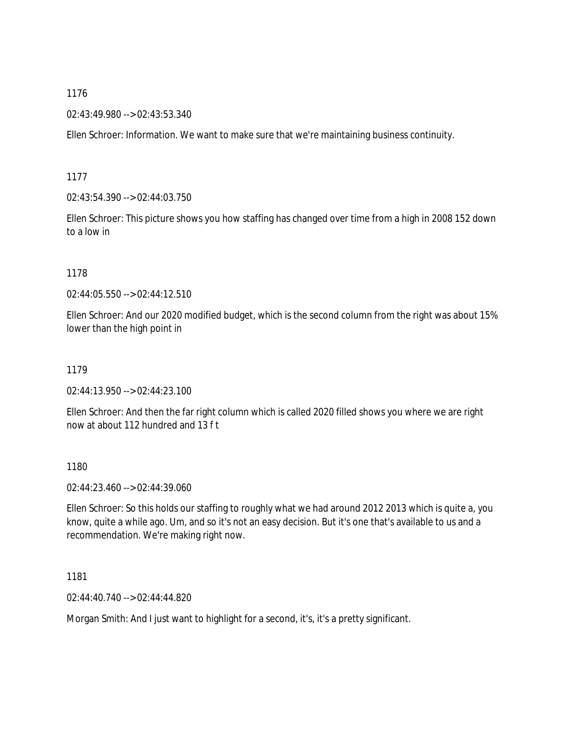1176

02:43:49.980 --> 02:43:53.340

Ellen Schroer: Information. We want to make sure that we're maintaining business continuity.

1177

02:43:54.390 --> 02:44:03.750

Ellen Schroer: This picture shows you how staffing has changed over time from a high in 2008 152 down to a low in

1178

02:44:05.550 --> 02:44:12.510

Ellen Schroer: And our 2020 modified budget, which is the second column from the right was about 15% lower than the high point in

1179

02:44:13.950 --> 02:44:23.100

Ellen Schroer: And then the far right column which is called 2020 filled shows you where we are right now at about 112 hundred and 13 f t

1180

02:44:23.460 --> 02:44:39.060

Ellen Schroer: So this holds our staffing to roughly what we had around 2012 2013 which is quite a, you know, quite a while ago. Um, and so it's not an easy decision. But it's one that's available to us and a recommendation. We're making right now.

1181

02:44:40.740 --> 02:44:44.820

Morgan Smith: And I just want to highlight for a second, it's, it's a pretty significant.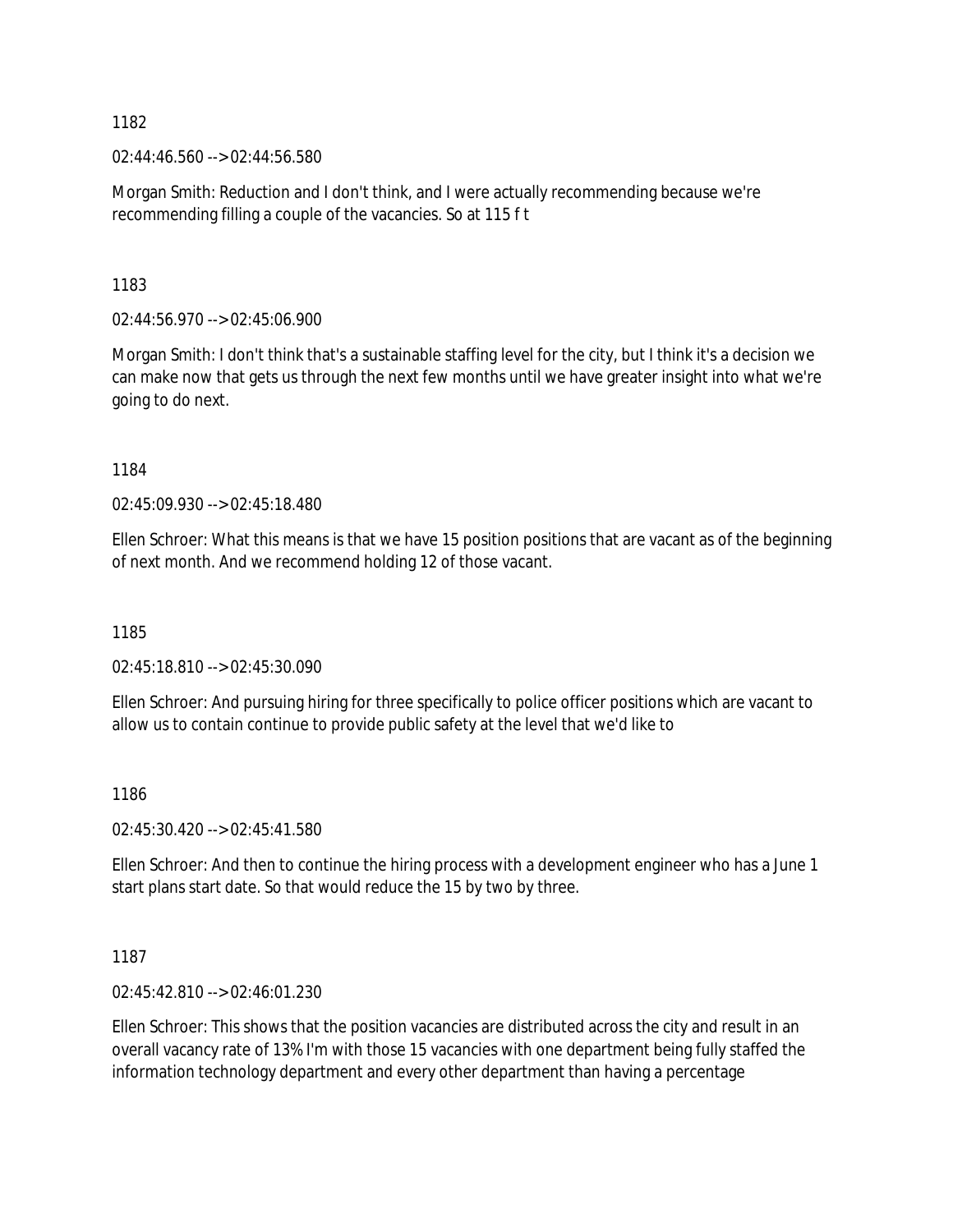1182

02:44:46.560 --> 02:44:56.580

Morgan Smith: Reduction and I don't think, and I were actually recommending because we're recommending filling a couple of the vacancies. So at 115 f t

1183

02:44:56.970 --> 02:45:06.900

Morgan Smith: I don't think that's a sustainable staffing level for the city, but I think it's a decision we can make now that gets us through the next few months until we have greater insight into what we're going to do next.

1184

02:45:09.930 --> 02:45:18.480

Ellen Schroer: What this means is that we have 15 position positions that are vacant as of the beginning of next month. And we recommend holding 12 of those vacant.

1185

02:45:18.810 --> 02:45:30.090

Ellen Schroer: And pursuing hiring for three specifically to police officer positions which are vacant to allow us to contain continue to provide public safety at the level that we'd like to

1186

02:45:30.420 --> 02:45:41.580

Ellen Schroer: And then to continue the hiring process with a development engineer who has a June 1 start plans start date. So that would reduce the 15 by two by three.

1187

02:45:42.810 --> 02:46:01.230

Ellen Schroer: This shows that the position vacancies are distributed across the city and result in an overall vacancy rate of 13% I'm with those 15 vacancies with one department being fully staffed the information technology department and every other department than having a percentage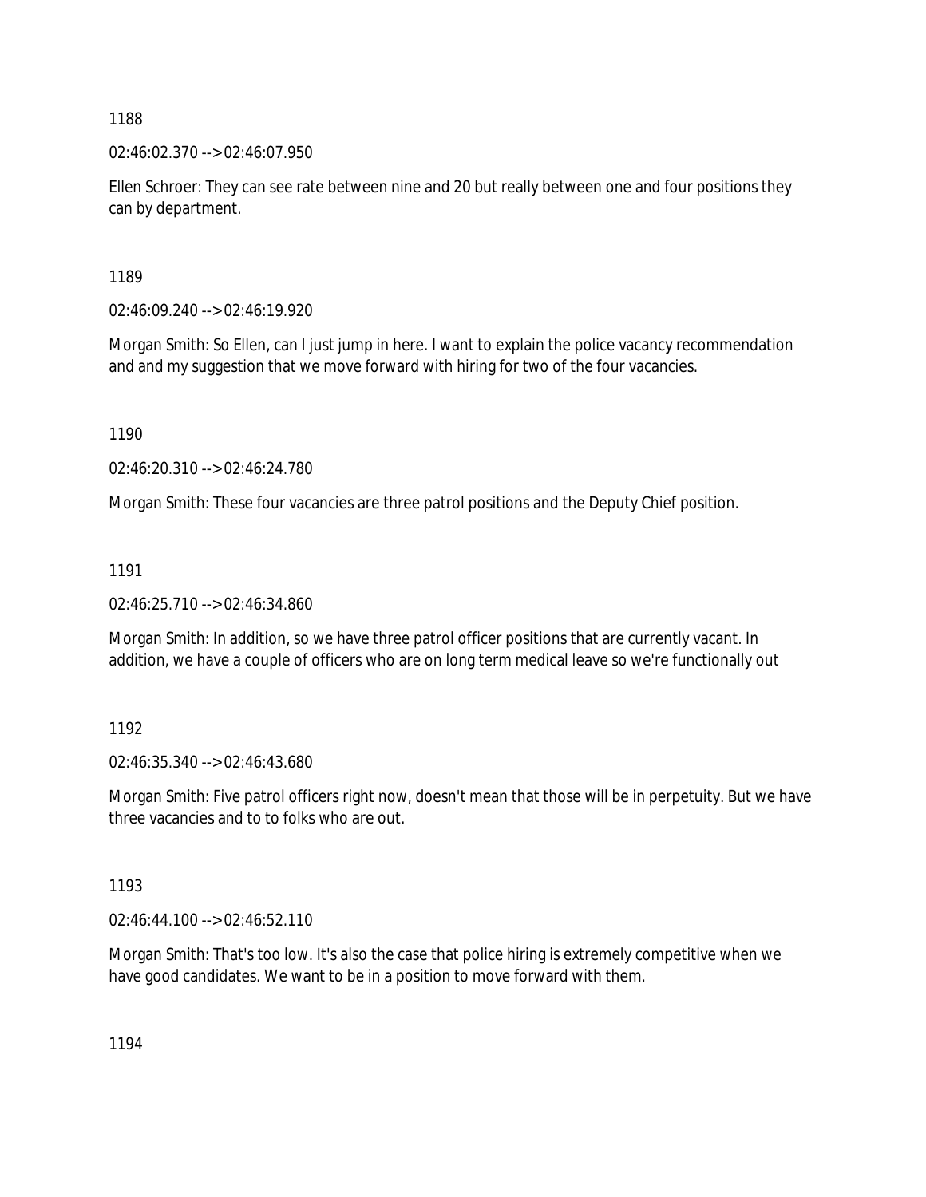1188

02:46:02.370 --> 02:46:07.950

Ellen Schroer: They can see rate between nine and 20 but really between one and four positions they can by department.

1189

02:46:09.240 --> 02:46:19.920

Morgan Smith: So Ellen, can I just jump in here. I want to explain the police vacancy recommendation and and my suggestion that we move forward with hiring for two of the four vacancies.

1190

02:46:20.310 --> 02:46:24.780

Morgan Smith: These four vacancies are three patrol positions and the Deputy Chief position.

1191

02:46:25.710 --> 02:46:34.860

Morgan Smith: In addition, so we have three patrol officer positions that are currently vacant. In addition, we have a couple of officers who are on long term medical leave so we're functionally out

1192

02:46:35.340 --> 02:46:43.680

Morgan Smith: Five patrol officers right now, doesn't mean that those will be in perpetuity. But we have three vacancies and to to folks who are out.

1193

02:46:44.100 --> 02:46:52.110

Morgan Smith: That's too low. It's also the case that police hiring is extremely competitive when we have good candidates. We want to be in a position to move forward with them.

1194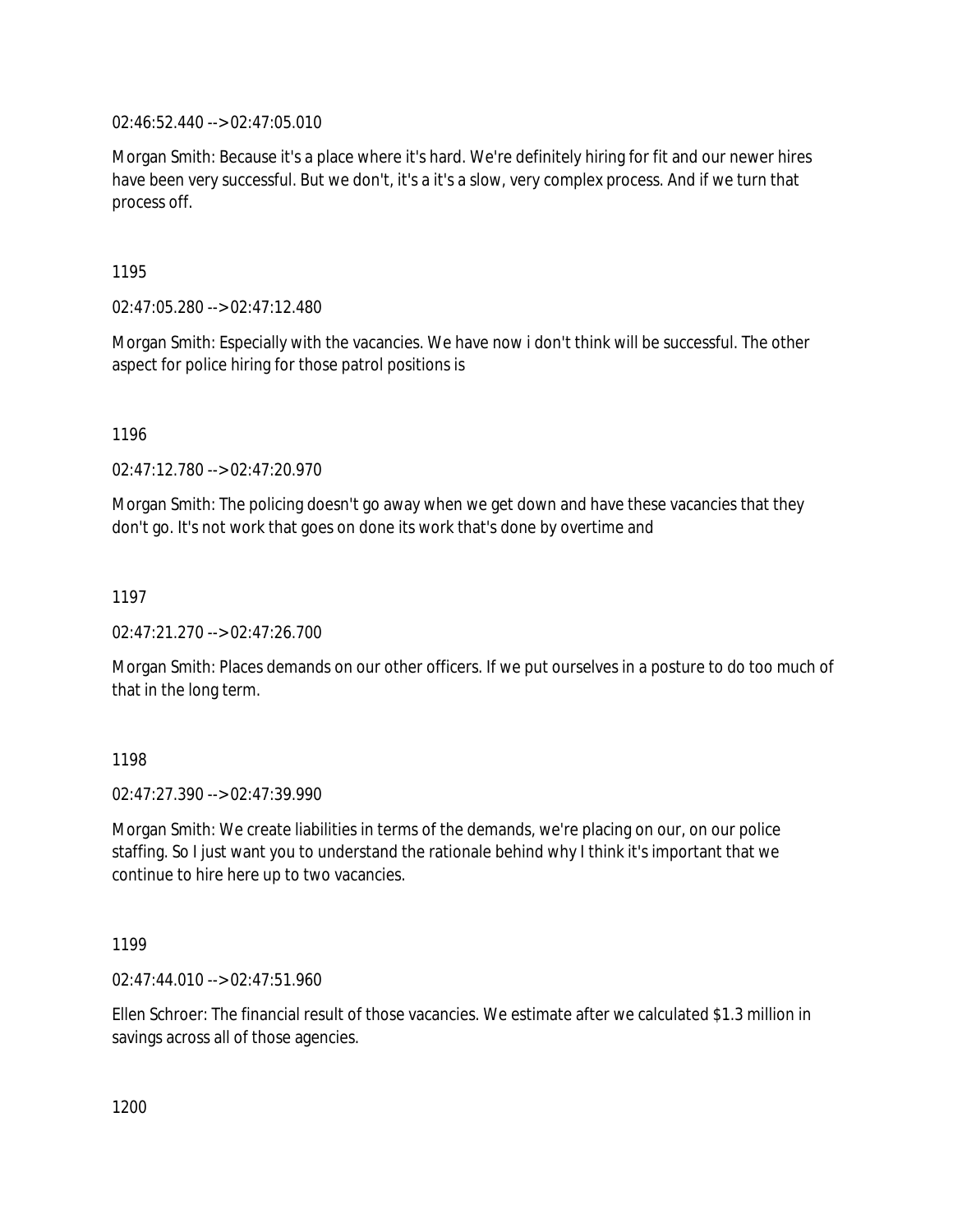02:46:52.440 --> 02:47:05.010

Morgan Smith: Because it's a place where it's hard. We're definitely hiring for fit and our newer hires have been very successful. But we don't, it's a it's a slow, very complex process. And if we turn that process off.

1195

02:47:05.280 --> 02:47:12.480

Morgan Smith: Especially with the vacancies. We have now i don't think will be successful. The other aspect for police hiring for those patrol positions is

1196

02:47:12.780 --> 02:47:20.970

Morgan Smith: The policing doesn't go away when we get down and have these vacancies that they don't go. It's not work that goes on done its work that's done by overtime and

1197

02:47:21.270 --> 02:47:26.700

Morgan Smith: Places demands on our other officers. If we put ourselves in a posture to do too much of that in the long term.

1198

02:47:27.390 --> 02:47:39.990

Morgan Smith: We create liabilities in terms of the demands, we're placing on our, on our police staffing. So I just want you to understand the rationale behind why I think it's important that we continue to hire here up to two vacancies.

1199

02:47:44.010 --> 02:47:51.960

Ellen Schroer: The financial result of those vacancies. We estimate after we calculated $1.3 million in savings across all of those agencies.

1200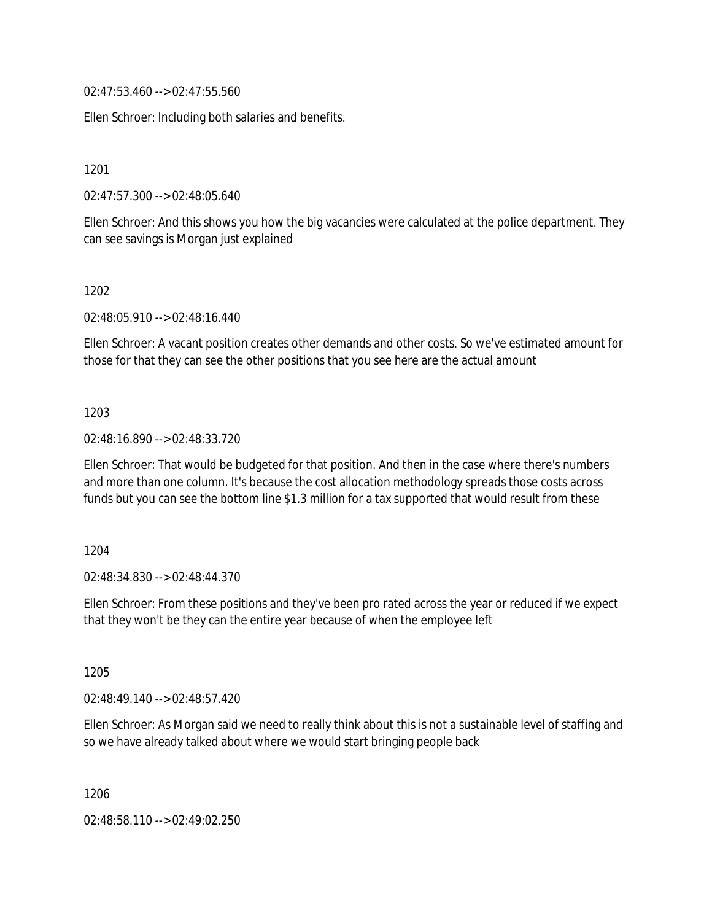02:47:53.460 --> 02:47:55.560

Ellen Schroer: Including both salaries and benefits.

1201

02:47:57.300 --> 02:48:05.640

Ellen Schroer: And this shows you how the big vacancies were calculated at the police department. They can see savings is Morgan just explained

1202

02:48:05.910 --> 02:48:16.440

Ellen Schroer: A vacant position creates other demands and other costs. So we've estimated amount for those for that they can see the other positions that you see here are the actual amount

1203

02:48:16.890 --> 02:48:33.720

Ellen Schroer: That would be budgeted for that position. And then in the case where there's numbers and more than one column. It's because the cost allocation methodology spreads those costs across funds but you can see the bottom line $1.3 million for a tax supported that would result from these

1204

02:48:34.830 --> 02:48:44.370

Ellen Schroer: From these positions and they've been pro rated across the year or reduced if we expect that they won't be they can the entire year because of when the employee left

1205

02:48:49.140 --> 02:48:57.420

Ellen Schroer: As Morgan said we need to really think about this is not a sustainable level of staffing and so we have already talked about where we would start bringing people back

1206

02:48:58.110 --> 02:49:02.250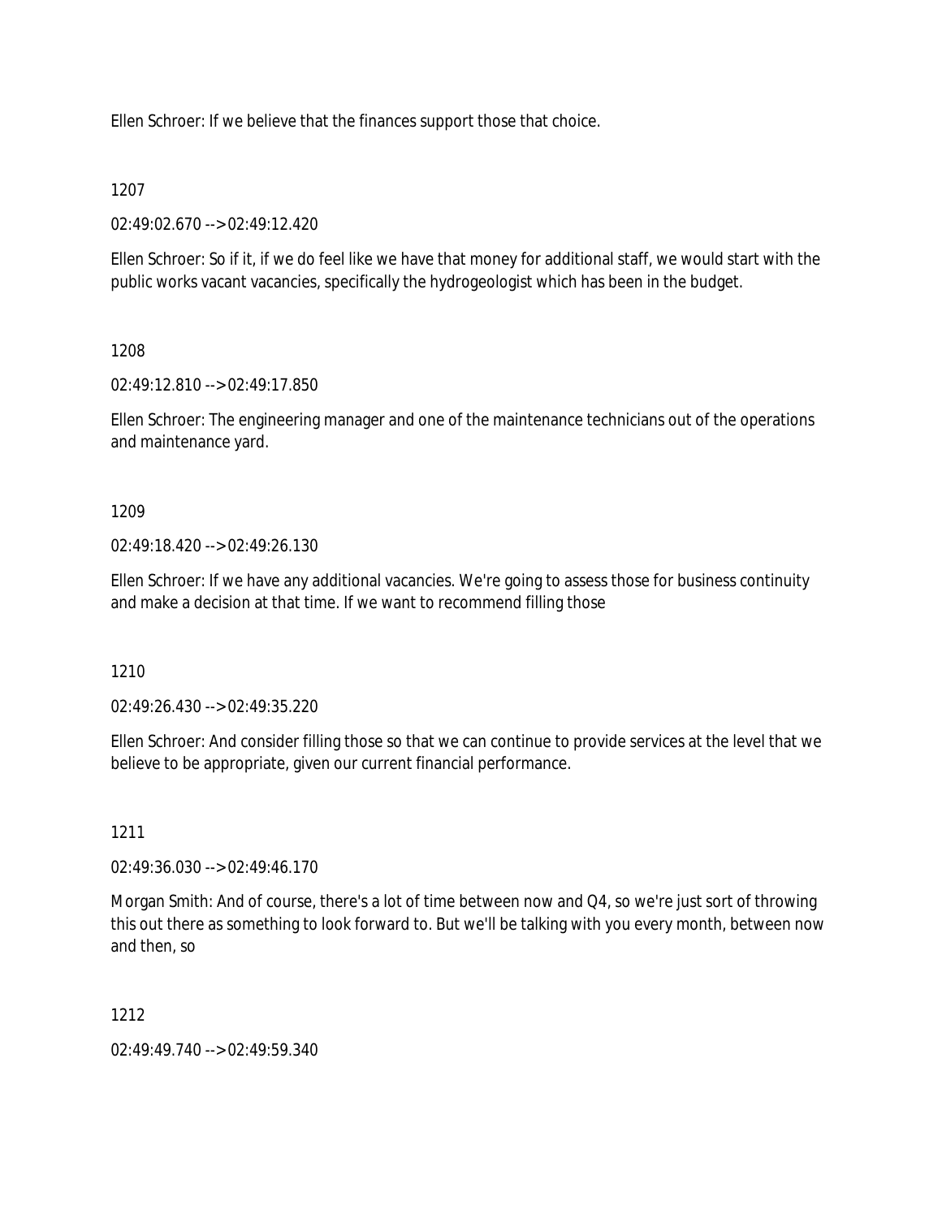Ellen Schroer: If we believe that the finances support those that choice.

1207

02:49:02.670 --> 02:49:12.420

Ellen Schroer: So if it, if we do feel like we have that money for additional staff, we would start with the public works vacant vacancies, specifically the hydrogeologist which has been in the budget.

1208

02:49:12.810 --> 02:49:17.850

Ellen Schroer: The engineering manager and one of the maintenance technicians out of the operations and maintenance yard.

1209

02:49:18.420 --> 02:49:26.130

Ellen Schroer: If we have any additional vacancies. We're going to assess those for business continuity and make a decision at that time. If we want to recommend filling those

1210

02:49:26.430 --> 02:49:35.220

Ellen Schroer: And consider filling those so that we can continue to provide services at the level that we believe to be appropriate, given our current financial performance.

1211

02:49:36.030 --> 02:49:46.170

Morgan Smith: And of course, there's a lot of time between now and Q4, so we're just sort of throwing this out there as something to look forward to. But we'll be talking with you every month, between now and then, so

1212

02:49:49.740 --> 02:49:59.340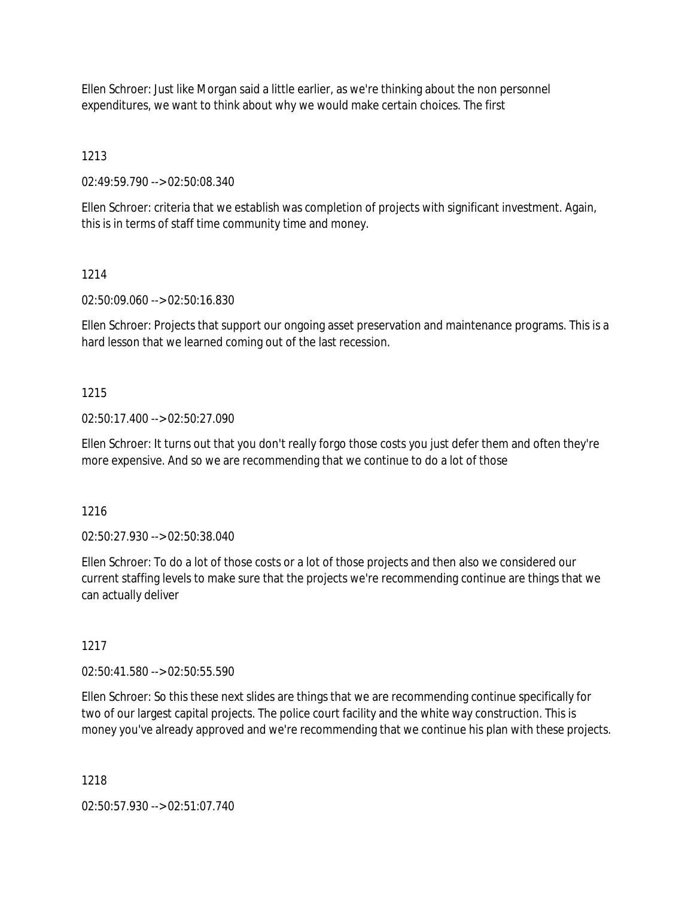Ellen Schroer: Just like Morgan said a little earlier, as we're thinking about the non personnel expenditures, we want to think about why we would make certain choices. The first

1213

02:49:59.790 --> 02:50:08.340

Ellen Schroer: criteria that we establish was completion of projects with significant investment. Again, this is in terms of staff time community time and money.

1214

02:50:09.060 --> 02:50:16.830

Ellen Schroer: Projects that support our ongoing asset preservation and maintenance programs. This is a hard lesson that we learned coming out of the last recession.

1215

02:50:17.400 --> 02:50:27.090

Ellen Schroer: It turns out that you don't really forgo those costs you just defer them and often they're more expensive. And so we are recommending that we continue to do a lot of those

1216

02:50:27.930 --> 02:50:38.040

Ellen Schroer: To do a lot of those costs or a lot of those projects and then also we considered our current staffing levels to make sure that the projects we're recommending continue are things that we can actually deliver

1217

02:50:41.580 --> 02:50:55.590

Ellen Schroer: So this these next slides are things that we are recommending continue specifically for two of our largest capital projects. The police court facility and the white way construction. This is money you've already approved and we're recommending that we continue his plan with these projects.

1218

02:50:57.930 --> 02:51:07.740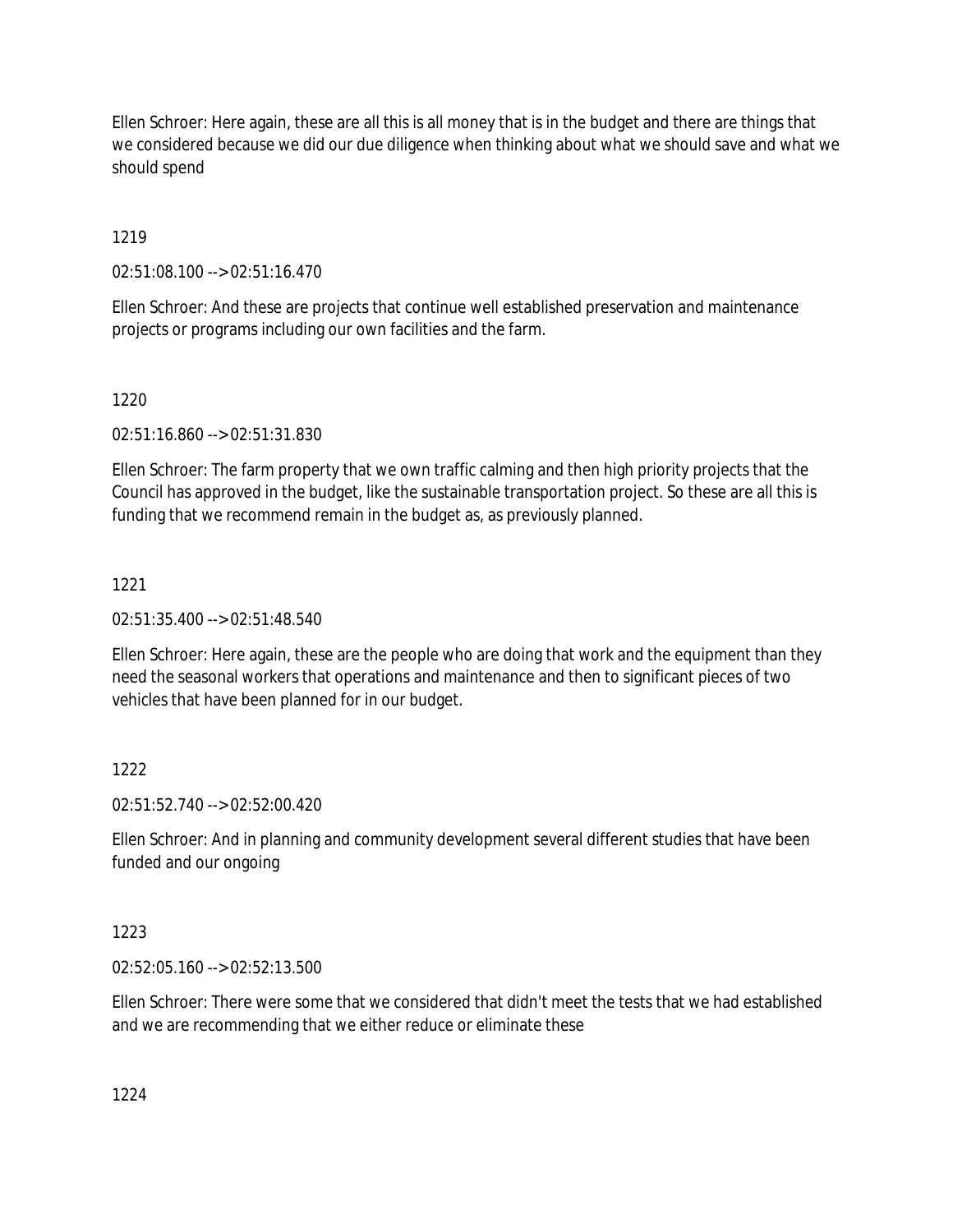Ellen Schroer: Here again, these are all this is all money that is in the budget and there are things that we considered because we did our due diligence when thinking about what we should save and what we should spend

1219

02:51:08.100 --> 02:51:16.470

Ellen Schroer: And these are projects that continue well established preservation and maintenance projects or programs including our own facilities and the farm.

1220

02:51:16.860 --> 02:51:31.830

Ellen Schroer: The farm property that we own traffic calming and then high priority projects that the Council has approved in the budget, like the sustainable transportation project. So these are all this is funding that we recommend remain in the budget as, as previously planned.

1221

02:51:35.400 --> 02:51:48.540

Ellen Schroer: Here again, these are the people who are doing that work and the equipment than they need the seasonal workers that operations and maintenance and then to significant pieces of two vehicles that have been planned for in our budget.

1222

02:51:52.740 --> 02:52:00.420

Ellen Schroer: And in planning and community development several different studies that have been funded and our ongoing

1223

02:52:05.160 --> 02:52:13.500

Ellen Schroer: There were some that we considered that didn't meet the tests that we had established and we are recommending that we either reduce or eliminate these

1224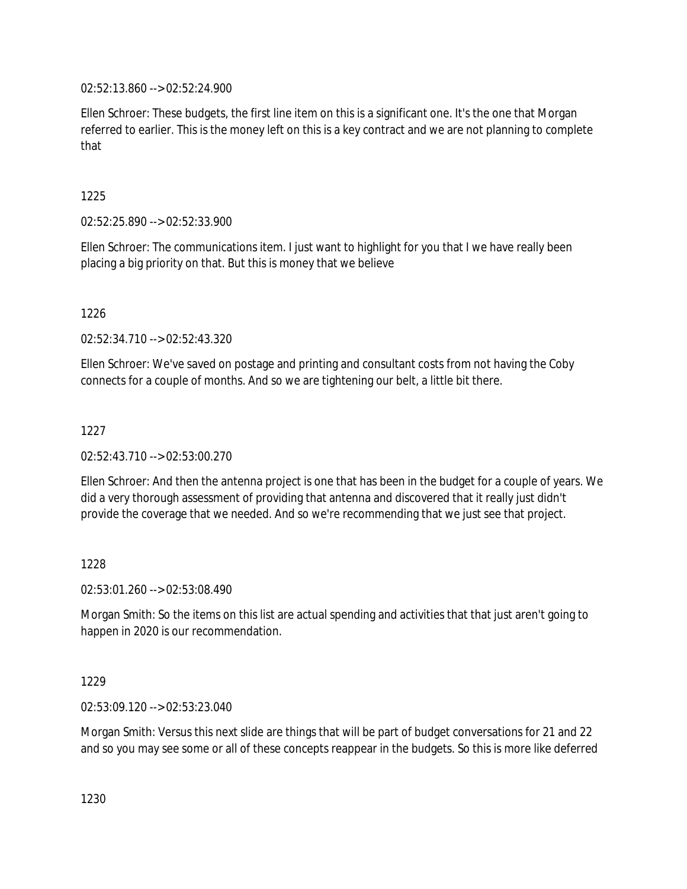02:52:13.860 --> 02:52:24.900

Ellen Schroer: These budgets, the first line item on this is a significant one. It's the one that Morgan referred to earlier. This is the money left on this is a key contract and we are not planning to complete that

1225

02:52:25.890 --> 02:52:33.900

Ellen Schroer: The communications item. I just want to highlight for you that I we have really been placing a big priority on that. But this is money that we believe

1226

02:52:34.710 --> 02:52:43.320

Ellen Schroer: We've saved on postage and printing and consultant costs from not having the Coby connects for a couple of months. And so we are tightening our belt, a little bit there.

1227

02:52:43.710 --> 02:53:00.270

Ellen Schroer: And then the antenna project is one that has been in the budget for a couple of years. We did a very thorough assessment of providing that antenna and discovered that it really just didn't provide the coverage that we needed. And so we're recommending that we just see that project.

1228

02:53:01.260 --> 02:53:08.490

Morgan Smith: So the items on this list are actual spending and activities that that just aren't going to happen in 2020 is our recommendation.

1229

02:53:09.120 --> 02:53:23.040

Morgan Smith: Versus this next slide are things that will be part of budget conversations for 21 and 22 and so you may see some or all of these concepts reappear in the budgets. So this is more like deferred

1230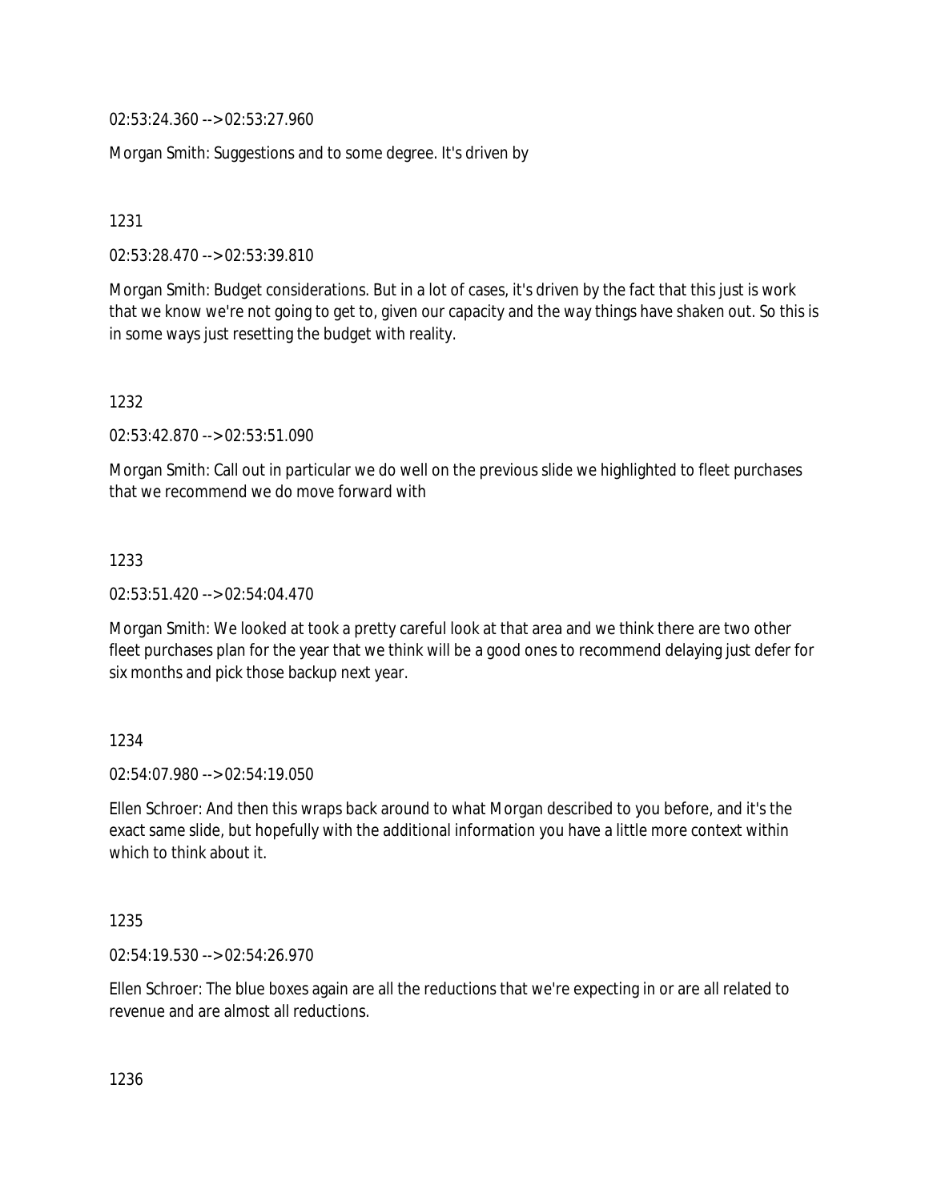02:53:24.360 --> 02:53:27.960

Morgan Smith: Suggestions and to some degree. It's driven by

1231

02:53:28.470 --> 02:53:39.810

Morgan Smith: Budget considerations. But in a lot of cases, it's driven by the fact that this just is work that we know we're not going to get to, given our capacity and the way things have shaken out. So this is in some ways just resetting the budget with reality.

1232

02:53:42.870 --> 02:53:51.090

Morgan Smith: Call out in particular we do well on the previous slide we highlighted to fleet purchases that we recommend we do move forward with

1233

02:53:51.420 --> 02:54:04.470

Morgan Smith: We looked at took a pretty careful look at that area and we think there are two other fleet purchases plan for the year that we think will be a good ones to recommend delaying just defer for six months and pick those backup next year.

1234

02:54:07.980 --> 02:54:19.050

Ellen Schroer: And then this wraps back around to what Morgan described to you before, and it's the exact same slide, but hopefully with the additional information you have a little more context within which to think about it.

1235

02:54:19.530 --> 02:54:26.970

Ellen Schroer: The blue boxes again are all the reductions that we're expecting in or are all related to revenue and are almost all reductions.

1236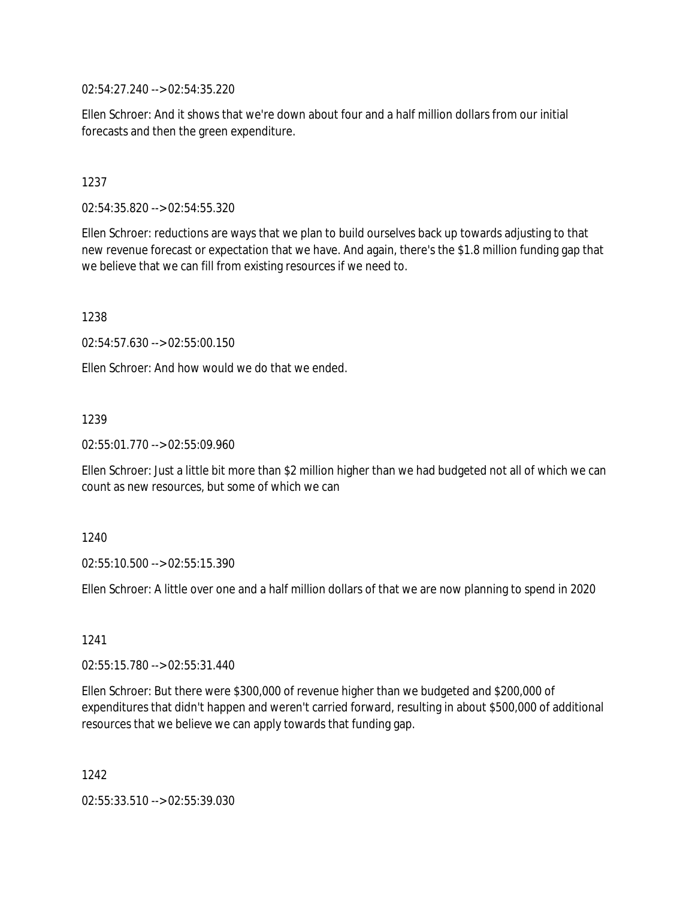02:54:27.240 --> 02:54:35.220

Ellen Schroer: And it shows that we're down about four and a half million dollars from our initial forecasts and then the green expenditure.

1237

02:54:35.820 --> 02:54:55.320

Ellen Schroer: reductions are ways that we plan to build ourselves back up towards adjusting to that new revenue forecast or expectation that we have. And again, there's the $1.8 million funding gap that we believe that we can fill from existing resources if we need to.

1238

02:54:57.630 --> 02:55:00.150

Ellen Schroer: And how would we do that we ended.

1239

02:55:01.770 --> 02:55:09.960

Ellen Schroer: Just a little bit more than $2 million higher than we had budgeted not all of which we can count as new resources, but some of which we can

1240

02:55:10.500 --> 02:55:15.390

Ellen Schroer: A little over one and a half million dollars of that we are now planning to spend in 2020

1241

02:55:15.780 --> 02:55:31.440

Ellen Schroer: But there were $300,000 of revenue higher than we budgeted and $200,000 of expenditures that didn't happen and weren't carried forward, resulting in about $500,000 of additional resources that we believe we can apply towards that funding gap.

1242

02:55:33.510 --> 02:55:39.030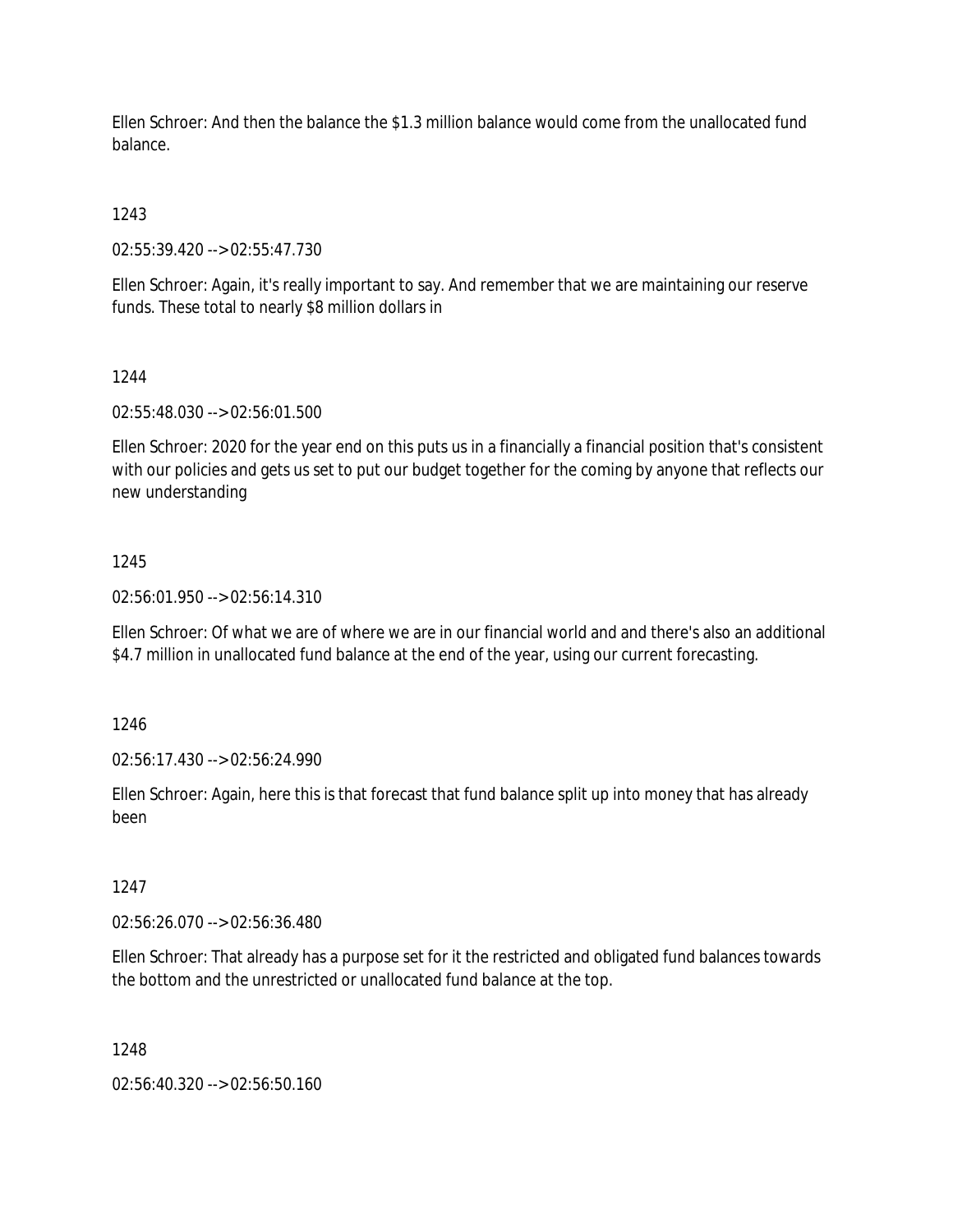Ellen Schroer: And then the balance the $1.3 million balance would come from the unallocated fund balance.

1243

02:55:39.420 --> 02:55:47.730

Ellen Schroer: Again, it's really important to say. And remember that we are maintaining our reserve funds. These total to nearly $8 million dollars in

1244

02:55:48.030 --> 02:56:01.500

Ellen Schroer: 2020 for the year end on this puts us in a financially a financial position that's consistent with our policies and gets us set to put our budget together for the coming by anyone that reflects our new understanding

1245

02:56:01.950 --> 02:56:14.310

Ellen Schroer: Of what we are of where we are in our financial world and and there's also an additional $4.7 million in unallocated fund balance at the end of the year, using our current forecasting.

1246

02:56:17.430 --> 02:56:24.990

Ellen Schroer: Again, here this is that forecast that fund balance split up into money that has already been

1247

02:56:26.070 --> 02:56:36.480

Ellen Schroer: That already has a purpose set for it the restricted and obligated fund balances towards the bottom and the unrestricted or unallocated fund balance at the top.

1248

02:56:40.320 --> 02:56:50.160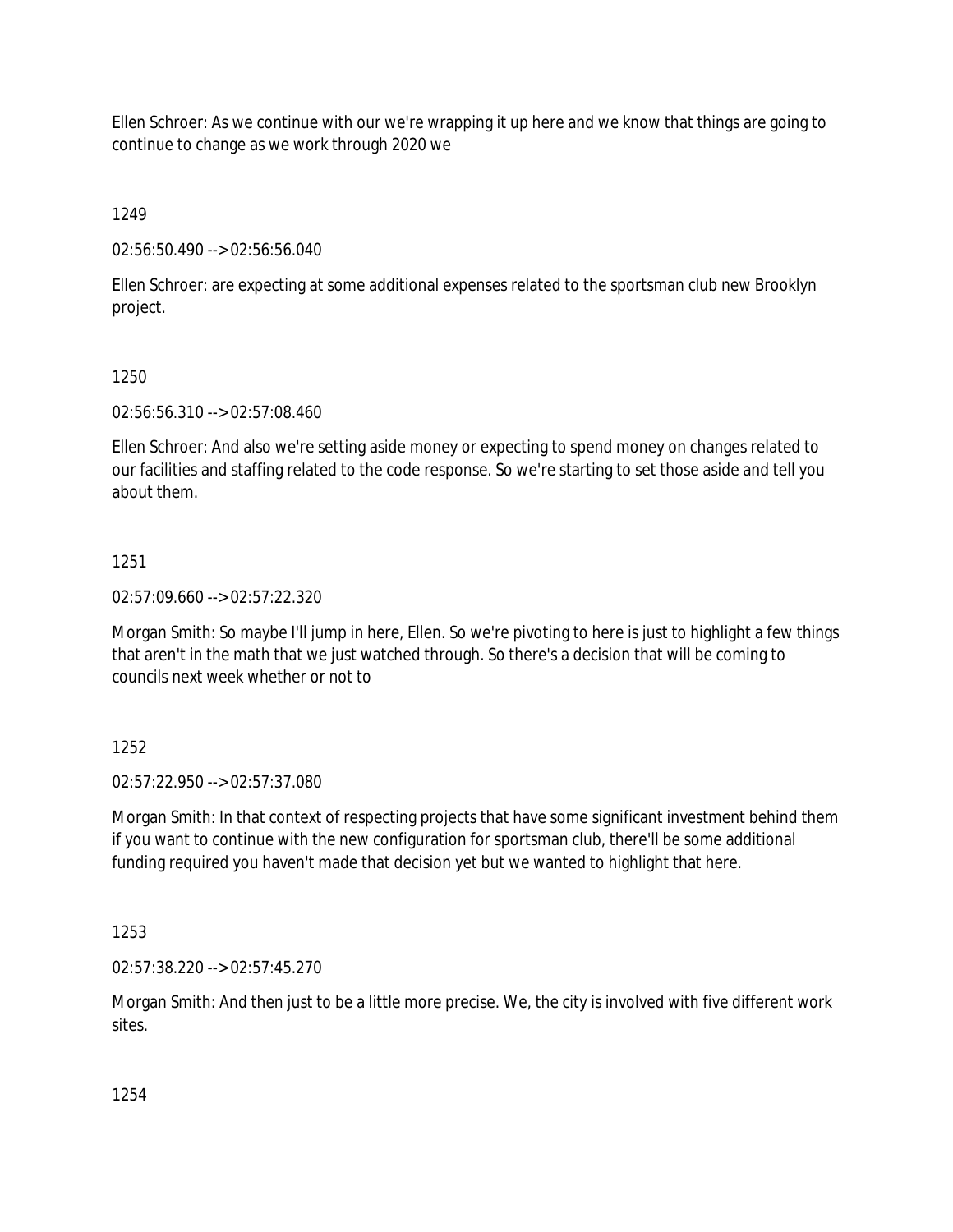Ellen Schroer: As we continue with our we're wrapping it up here and we know that things are going to continue to change as we work through 2020 we

1249

02:56:50.490 --> 02:56:56.040

Ellen Schroer: are expecting at some additional expenses related to the sportsman club new Brooklyn project.

1250

02:56:56.310 --> 02:57:08.460

Ellen Schroer: And also we're setting aside money or expecting to spend money on changes related to our facilities and staffing related to the code response. So we're starting to set those aside and tell you about them.

1251

02:57:09.660 --> 02:57:22.320

Morgan Smith: So maybe I'll jump in here, Ellen. So we're pivoting to here is just to highlight a few things that aren't in the math that we just watched through. So there's a decision that will be coming to councils next week whether or not to

1252

02:57:22.950 --> 02:57:37.080

Morgan Smith: In that context of respecting projects that have some significant investment behind them if you want to continue with the new configuration for sportsman club, there'll be some additional funding required you haven't made that decision yet but we wanted to highlight that here.

1253

02:57:38.220 --> 02:57:45.270

Morgan Smith: And then just to be a little more precise. We, the city is involved with five different work sites.

1254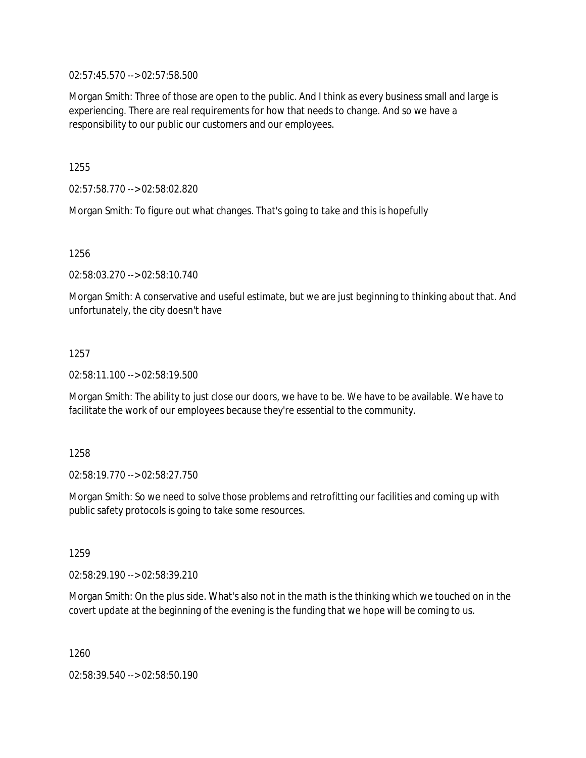02:57:45.570 --> 02:57:58.500

Morgan Smith: Three of those are open to the public. And I think as every business small and large is experiencing. There are real requirements for how that needs to change. And so we have a responsibility to our public our customers and our employees.

1255

02:57:58.770 --> 02:58:02.820

Morgan Smith: To figure out what changes. That's going to take and this is hopefully

1256

02:58:03.270 --> 02:58:10.740

Morgan Smith: A conservative and useful estimate, but we are just beginning to thinking about that. And unfortunately, the city doesn't have

1257

02:58:11.100 --> 02:58:19.500

Morgan Smith: The ability to just close our doors, we have to be. We have to be available. We have to facilitate the work of our employees because they're essential to the community.

1258

02:58:19.770 --> 02:58:27.750

Morgan Smith: So we need to solve those problems and retrofitting our facilities and coming up with public safety protocols is going to take some resources.

1259

02:58:29.190 --> 02:58:39.210

Morgan Smith: On the plus side. What's also not in the math is the thinking which we touched on in the covert update at the beginning of the evening is the funding that we hope will be coming to us.

1260

02:58:39.540 --> 02:58:50.190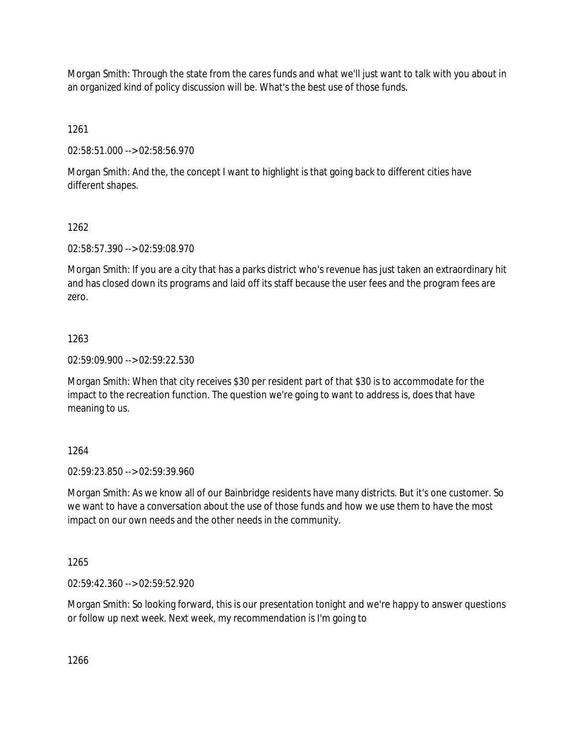Morgan Smith: Through the state from the cares funds and what we'll just want to talk with you about in an organized kind of policy discussion will be. What's the best use of those funds.

1261

02:58:51.000 --> 02:58:56.970

Morgan Smith: And the, the concept I want to highlight is that going back to different cities have different shapes.

1262

02:58:57.390 --> 02:59:08.970

Morgan Smith: If you are a city that has a parks district who's revenue has just taken an extraordinary hit and has closed down its programs and laid off its staff because the user fees and the program fees are zero.

1263

02:59:09.900 --> 02:59:22.530

Morgan Smith: When that city receives $30 per resident part of that $30 is to accommodate for the impact to the recreation function. The question we're going to want to address is, does that have meaning to us.

1264

02:59:23.850 --> 02:59:39.960

Morgan Smith: As we know all of our Bainbridge residents have many districts. But it's one customer. So we want to have a conversation about the use of those funds and how we use them to have the most impact on our own needs and the other needs in the community.

1265

02:59:42.360 --> 02:59:52.920

Morgan Smith: So looking forward, this is our presentation tonight and we're happy to answer questions or follow up next week. Next week, my recommendation is I'm going to

1266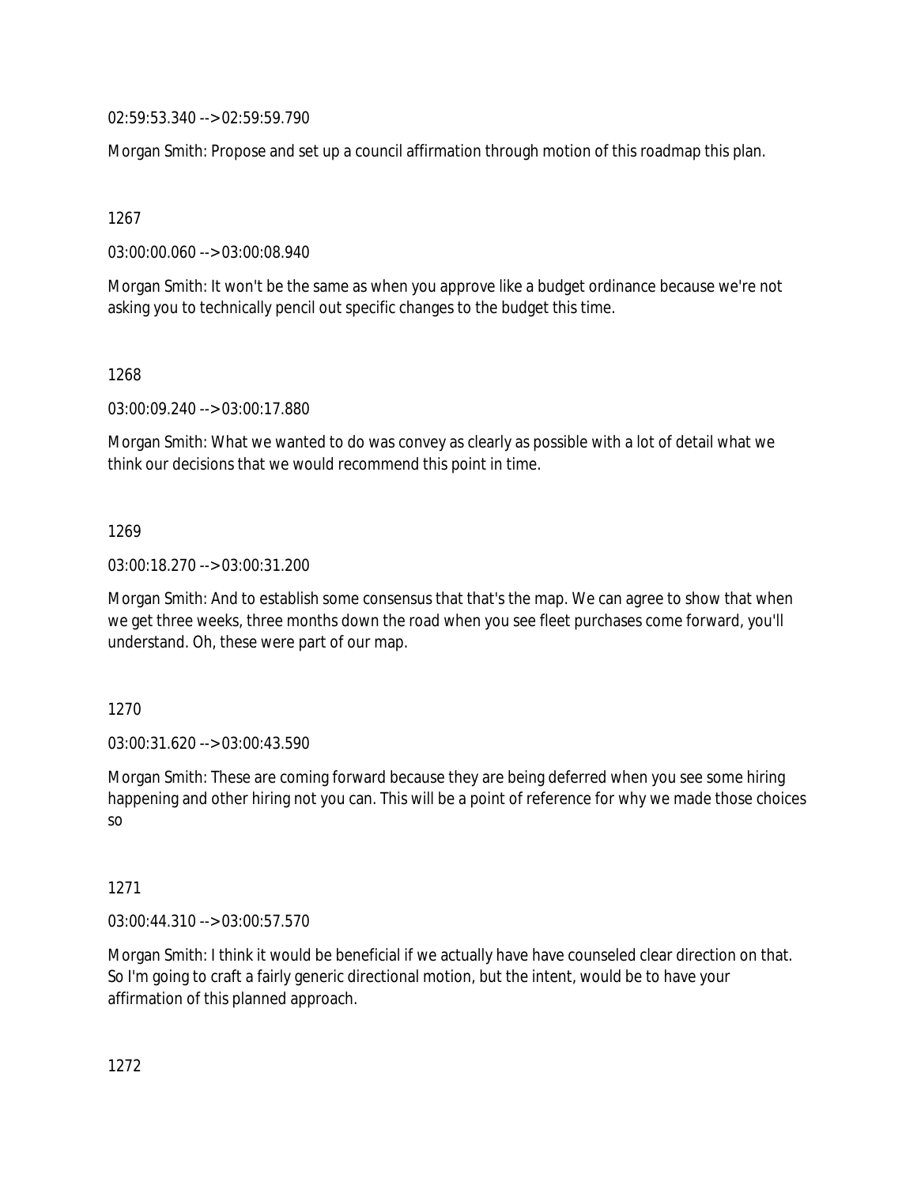02:59:53.340 --> 02:59:59.790

Morgan Smith: Propose and set up a council affirmation through motion of this roadmap this plan.

1267

03:00:00.060 --> 03:00:08.940

Morgan Smith: It won't be the same as when you approve like a budget ordinance because we're not asking you to technically pencil out specific changes to the budget this time.

1268

03:00:09.240 --> 03:00:17.880

Morgan Smith: What we wanted to do was convey as clearly as possible with a lot of detail what we think our decisions that we would recommend this point in time.

1269

03:00:18.270 --> 03:00:31.200

Morgan Smith: And to establish some consensus that that's the map. We can agree to show that when we get three weeks, three months down the road when you see fleet purchases come forward, you'll understand. Oh, these were part of our map.

1270

03:00:31.620 --> 03:00:43.590

Morgan Smith: These are coming forward because they are being deferred when you see some hiring happening and other hiring not you can. This will be a point of reference for why we made those choices so

1271

03:00:44.310 --> 03:00:57.570

Morgan Smith: I think it would be beneficial if we actually have have counseled clear direction on that. So I'm going to craft a fairly generic directional motion, but the intent, would be to have your affirmation of this planned approach.

1272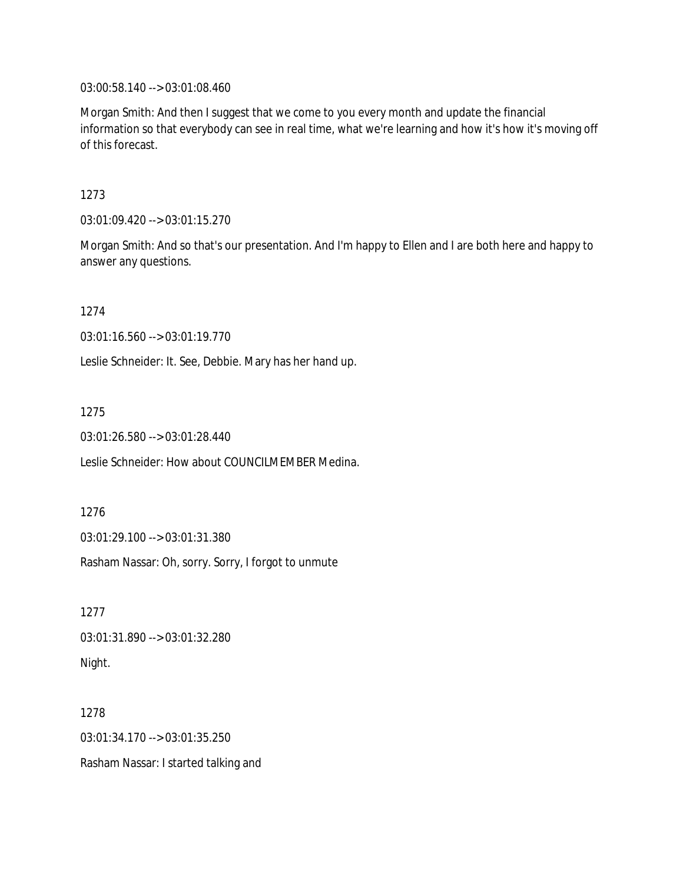03:00:58.140 --> 03:01:08.460

Morgan Smith: And then I suggest that we come to you every month and update the financial information so that everybody can see in real time, what we're learning and how it's how it's moving off of this forecast.

1273

03:01:09.420 --> 03:01:15.270

Morgan Smith: And so that's our presentation. And I'm happy to Ellen and I are both here and happy to answer any questions.

1274

03:01:16.560 --> 03:01:19.770

Leslie Schneider: It. See, Debbie. Mary has her hand up.

1275

03:01:26.580 --> 03:01:28.440

Leslie Schneider: How about COUNCILMEMBER Medina.

1276

03:01:29.100 --> 03:01:31.380

Rasham Nassar: Oh, sorry. Sorry, I forgot to unmute

1277

03:01:31.890 --> 03:01:32.280

Night.

1278

03:01:34.170 --> 03:01:35.250

Rasham Nassar: I started talking and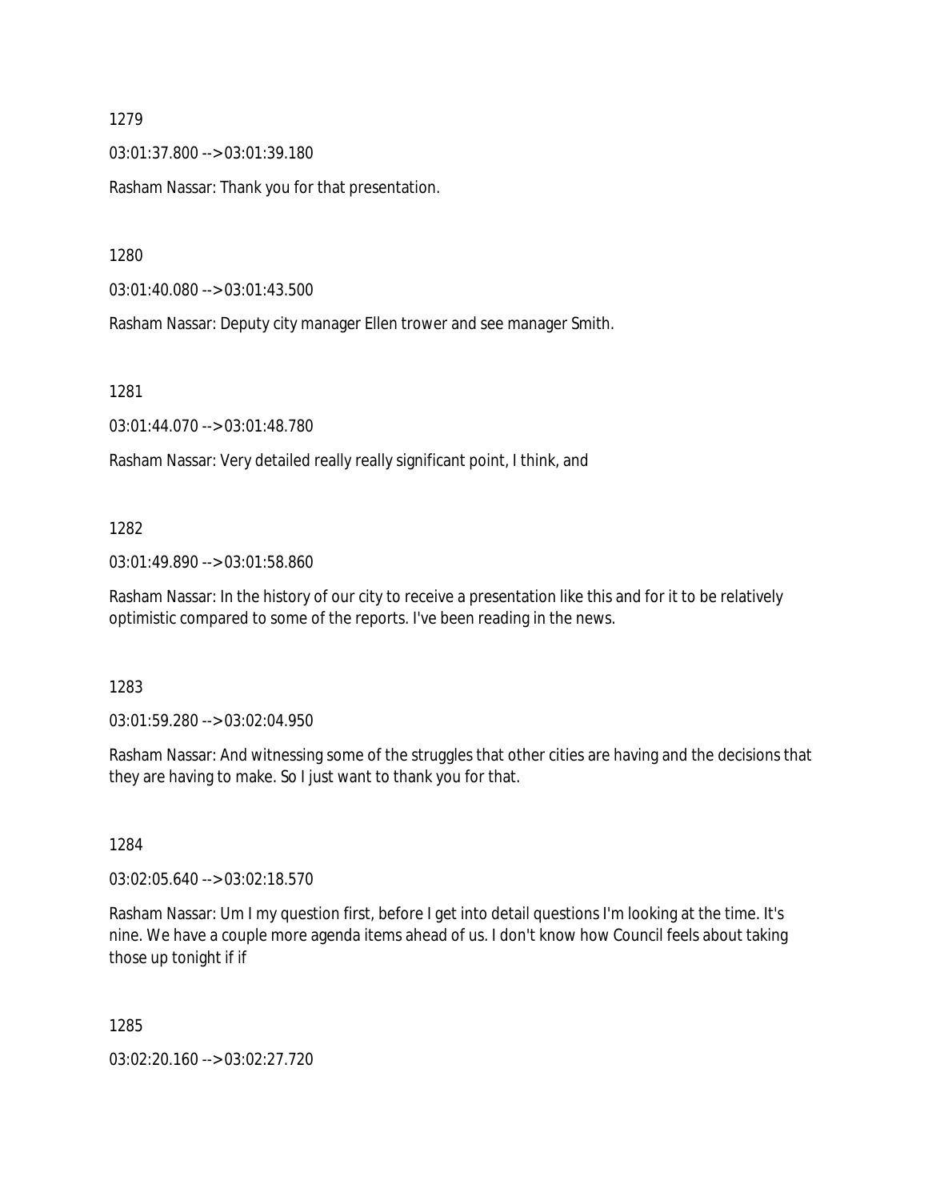1279

03:01:37.800 --> 03:01:39.180

Rasham Nassar: Thank you for that presentation.

1280

03:01:40.080 --> 03:01:43.500

Rasham Nassar: Deputy city manager Ellen trower and see manager Smith.

1281

03:01:44.070 --> 03:01:48.780

Rasham Nassar: Very detailed really really significant point, I think, and

1282

03:01:49.890 --> 03:01:58.860

Rasham Nassar: In the history of our city to receive a presentation like this and for it to be relatively optimistic compared to some of the reports. I've been reading in the news.

1283

03:01:59.280 --> 03:02:04.950

Rasham Nassar: And witnessing some of the struggles that other cities are having and the decisions that they are having to make. So I just want to thank you for that.

1284

03:02:05.640 --> 03:02:18.570

Rasham Nassar: Um I my question first, before I get into detail questions I'm looking at the time. It's nine. We have a couple more agenda items ahead of us. I don't know how Council feels about taking those up tonight if if

1285

03:02:20.160 --> 03:02:27.720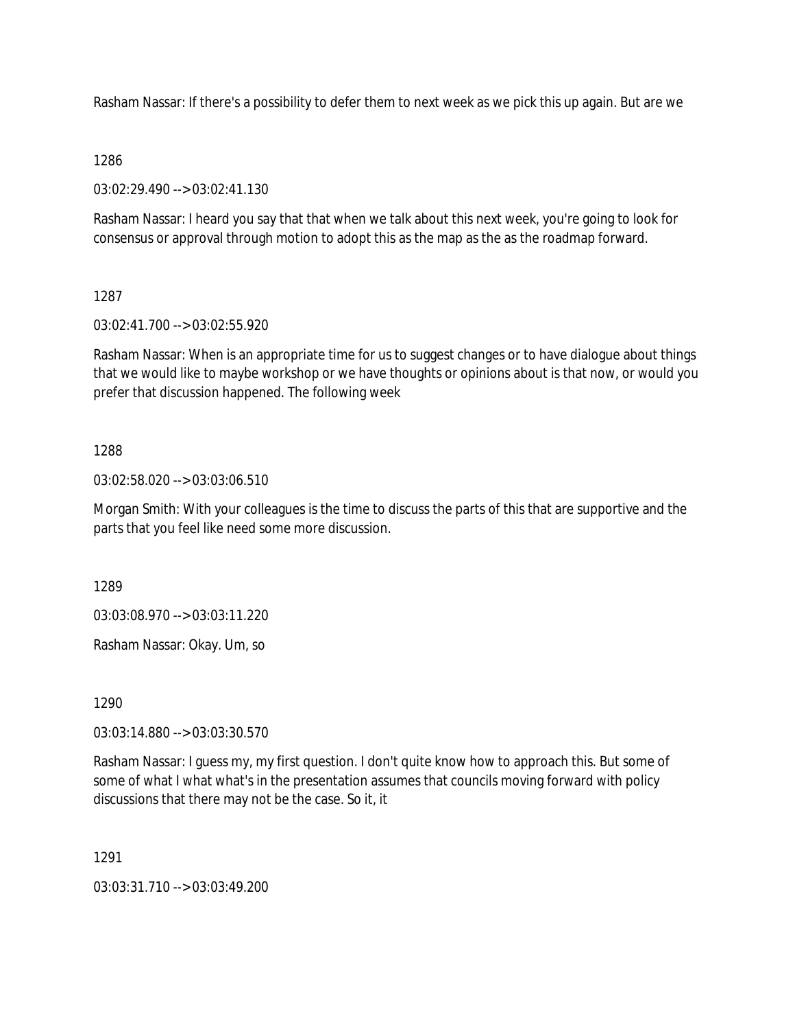Rasham Nassar: If there's a possibility to defer them to next week as we pick this up again. But are we

1286

03:02:29.490 --> 03:02:41.130

Rasham Nassar: I heard you say that that when we talk about this next week, you're going to look for consensus or approval through motion to adopt this as the map as the as the roadmap forward.

1287

03:02:41.700 --> 03:02:55.920

Rasham Nassar: When is an appropriate time for us to suggest changes or to have dialogue about things that we would like to maybe workshop or we have thoughts or opinions about is that now, or would you prefer that discussion happened. The following week

1288

03:02:58.020 --> 03:03:06.510

Morgan Smith: With your colleagues is the time to discuss the parts of this that are supportive and the parts that you feel like need some more discussion.

1289

03:03:08.970 --> 03:03:11.220

Rasham Nassar: Okay. Um, so

1290

03:03:14.880 --> 03:03:30.570

Rasham Nassar: I guess my, my first question. I don't quite know how to approach this. But some of some of what I what what's in the presentation assumes that councils moving forward with policy discussions that there may not be the case. So it, it

1291

03:03:31.710 --> 03:03:49.200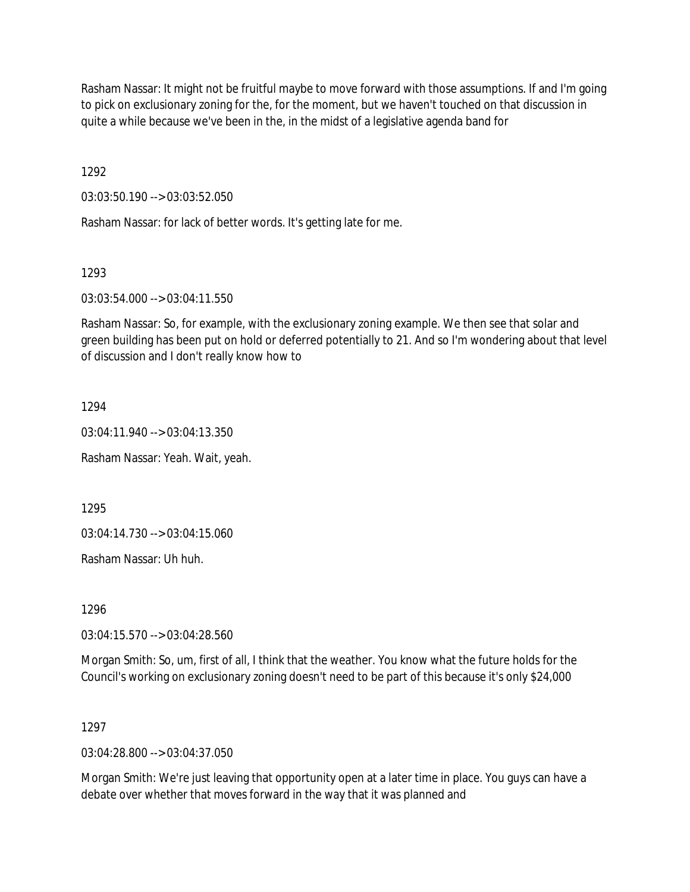Rasham Nassar: It might not be fruitful maybe to move forward with those assumptions. If and I'm going to pick on exclusionary zoning for the, for the moment, but we haven't touched on that discussion in quite a while because we've been in the, in the midst of a legislative agenda band for

1292

03:03:50.190 --> 03:03:52.050

Rasham Nassar: for lack of better words. It's getting late for me.

1293

03:03:54.000 --> 03:04:11.550

Rasham Nassar: So, for example, with the exclusionary zoning example. We then see that solar and green building has been put on hold or deferred potentially to 21. And so I'm wondering about that level of discussion and I don't really know how to

1294

03:04:11.940 --> 03:04:13.350

Rasham Nassar: Yeah. Wait, yeah.

1295

03:04:14.730 --> 03:04:15.060

Rasham Nassar: Uh huh.

1296

03:04:15.570 --> 03:04:28.560

Morgan Smith: So, um, first of all, I think that the weather. You know what the future holds for the Council's working on exclusionary zoning doesn't need to be part of this because it's only $24,000

1297

03:04:28.800 --> 03:04:37.050

Morgan Smith: We're just leaving that opportunity open at a later time in place. You guys can have a debate over whether that moves forward in the way that it was planned and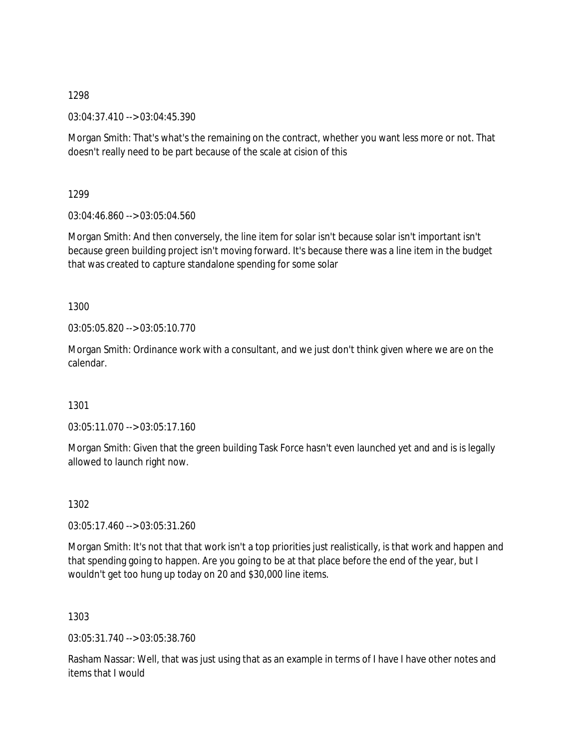1298

03:04:37.410 --> 03:04:45.390

Morgan Smith: That's what's the remaining on the contract, whether you want less more or not. That doesn't really need to be part because of the scale at cision of this

1299

03:04:46.860 --> 03:05:04.560

Morgan Smith: And then conversely, the line item for solar isn't because solar isn't important isn't because green building project isn't moving forward. It's because there was a line item in the budget that was created to capture standalone spending for some solar

1300

03:05:05.820 --> 03:05:10.770

Morgan Smith: Ordinance work with a consultant, and we just don't think given where we are on the calendar.

1301

03:05:11.070 --> 03:05:17.160

Morgan Smith: Given that the green building Task Force hasn't even launched yet and and is is legally allowed to launch right now.

1302

03:05:17.460 --> 03:05:31.260

Morgan Smith: It's not that that work isn't a top priorities just realistically, is that work and happen and that spending going to happen. Are you going to be at that place before the end of the year, but I wouldn't get too hung up today on 20 and $30,000 line items.

1303

03:05:31.740 --> 03:05:38.760

Rasham Nassar: Well, that was just using that as an example in terms of I have I have other notes and items that I would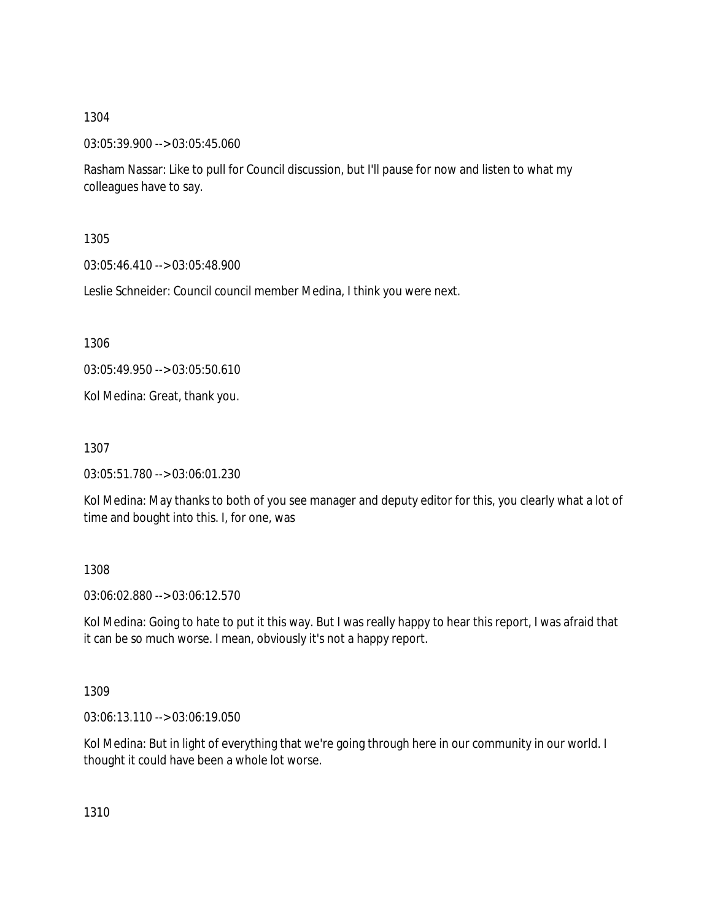1304

03:05:39.900 --> 03:05:45.060

Rasham Nassar: Like to pull for Council discussion, but I'll pause for now and listen to what my colleagues have to say.

1305

03:05:46.410 --> 03:05:48.900

Leslie Schneider: Council council member Medina, I think you were next.

1306

03:05:49.950 --> 03:05:50.610

Kol Medina: Great, thank you.

1307

03:05:51.780 --> 03:06:01.230

Kol Medina: May thanks to both of you see manager and deputy editor for this, you clearly what a lot of time and bought into this. I, for one, was

1308

03:06:02.880 --> 03:06:12.570

Kol Medina: Going to hate to put it this way. But I was really happy to hear this report, I was afraid that it can be so much worse. I mean, obviously it's not a happy report.

1309

03:06:13.110 --> 03:06:19.050

Kol Medina: But in light of everything that we're going through here in our community in our world. I thought it could have been a whole lot worse.

1310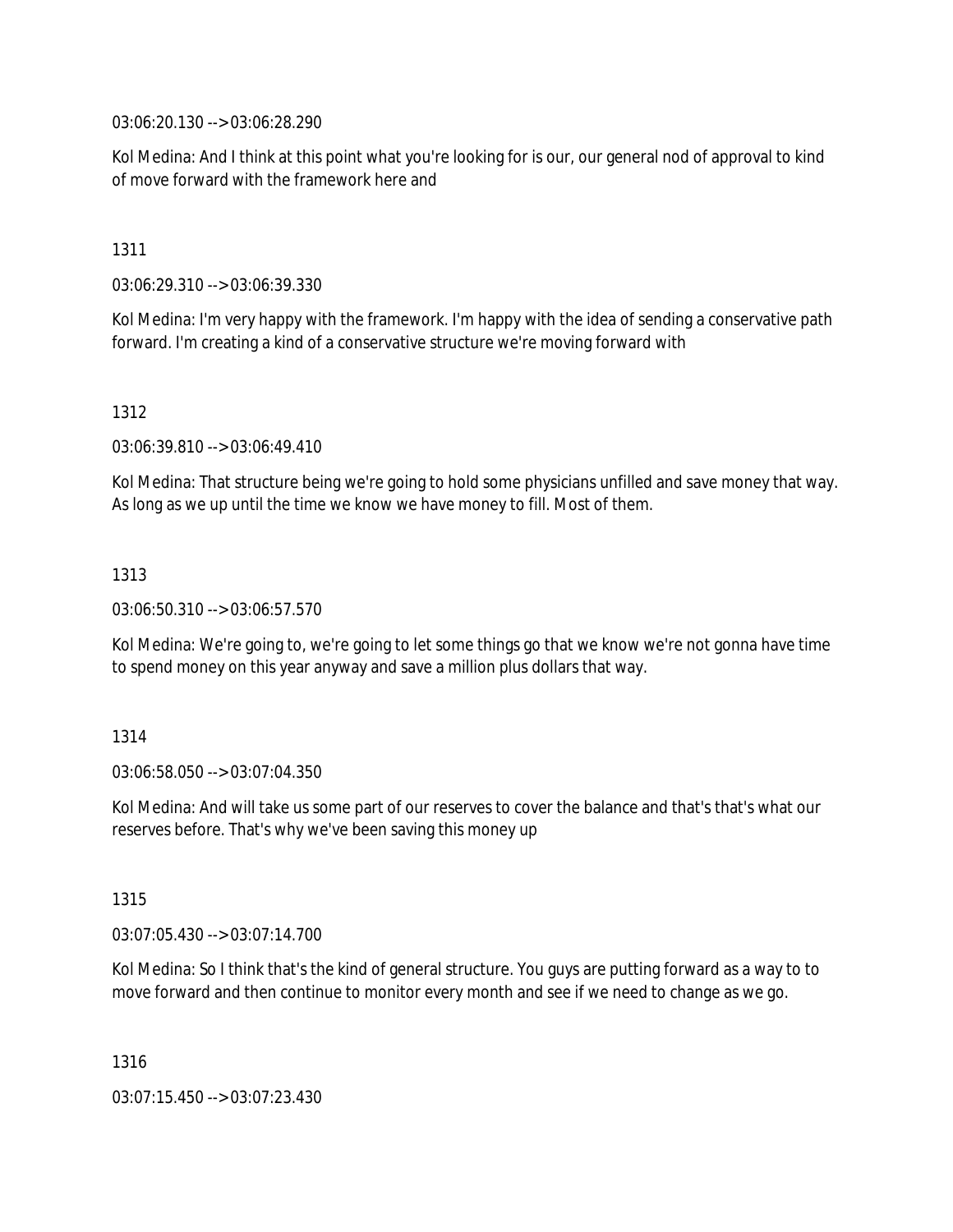03:06:20.130 --> 03:06:28.290

Kol Medina: And I think at this point what you're looking for is our, our general nod of approval to kind of move forward with the framework here and

1311

03:06:29.310 --> 03:06:39.330

Kol Medina: I'm very happy with the framework. I'm happy with the idea of sending a conservative path forward. I'm creating a kind of a conservative structure we're moving forward with

1312

03:06:39.810 --> 03:06:49.410

Kol Medina: That structure being we're going to hold some physicians unfilled and save money that way. As long as we up until the time we know we have money to fill. Most of them.

1313

03:06:50.310 --> 03:06:57.570

Kol Medina: We're going to, we're going to let some things go that we know we're not gonna have time to spend money on this year anyway and save a million plus dollars that way.

1314

03:06:58.050 --> 03:07:04.350

Kol Medina: And will take us some part of our reserves to cover the balance and that's that's what our reserves before. That's why we've been saving this money up

1315

03:07:05.430 --> 03:07:14.700

Kol Medina: So I think that's the kind of general structure. You guys are putting forward as a way to to move forward and then continue to monitor every month and see if we need to change as we go.

1316

03:07:15.450 --> 03:07:23.430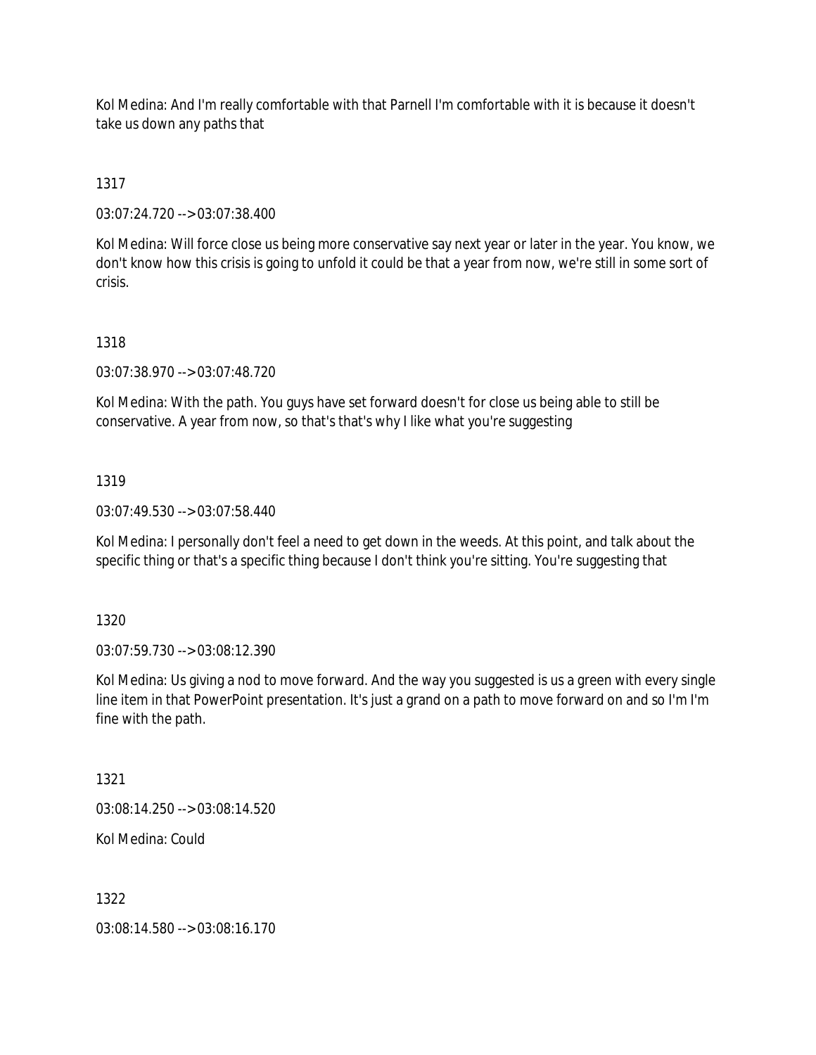Kol Medina: And I'm really comfortable with that Parnell I'm comfortable with it is because it doesn't take us down any paths that

1317

03:07:24.720 --> 03:07:38.400

Kol Medina: Will force close us being more conservative say next year or later in the year. You know, we don't know how this crisis is going to unfold it could be that a year from now, we're still in some sort of crisis.

1318

03:07:38.970 --> 03:07:48.720

Kol Medina: With the path. You guys have set forward doesn't for close us being able to still be conservative. A year from now, so that's that's why I like what you're suggesting

1319

03:07:49.530 --> 03:07:58.440

Kol Medina: I personally don't feel a need to get down in the weeds. At this point, and talk about the specific thing or that's a specific thing because I don't think you're sitting. You're suggesting that

1320

03:07:59.730 --> 03:08:12.390

Kol Medina: Us giving a nod to move forward. And the way you suggested is us a green with every single line item in that PowerPoint presentation. It's just a grand on a path to move forward on and so I'm I'm fine with the path.

1321

03:08:14.250 --> 03:08:14.520

Kol Medina: Could

1322

03:08:14.580 --> 03:08:16.170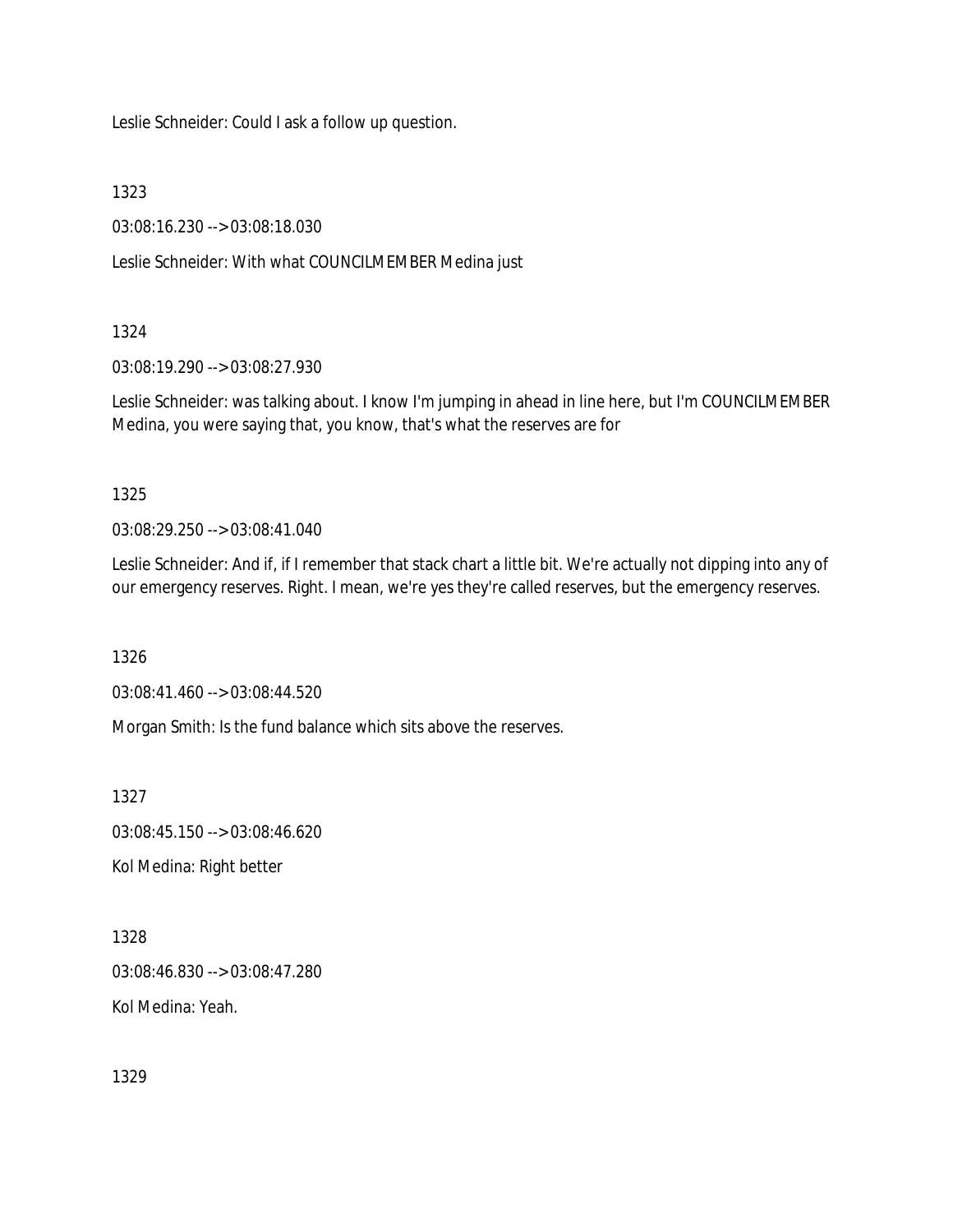Leslie Schneider: Could I ask a follow up question.

1323

03:08:16.230 --> 03:08:18.030

Leslie Schneider: With what COUNCILMEMBER Medina just

1324

03:08:19.290 --> 03:08:27.930

Leslie Schneider: was talking about. I know I'm jumping in ahead in line here, but I'm COUNCILMEMBER Medina, you were saying that, you know, that's what the reserves are for

1325

03:08:29.250 --> 03:08:41.040

Leslie Schneider: And if, if I remember that stack chart a little bit. We're actually not dipping into any of our emergency reserves. Right. I mean, we're yes they're called reserves, but the emergency reserves.

1326

03:08:41.460 --> 03:08:44.520

Morgan Smith: Is the fund balance which sits above the reserves.

1327

03:08:45.150 --> 03:08:46.620

Kol Medina: Right better

1328

03:08:46.830 --> 03:08:47.280

Kol Medina: Yeah.

1329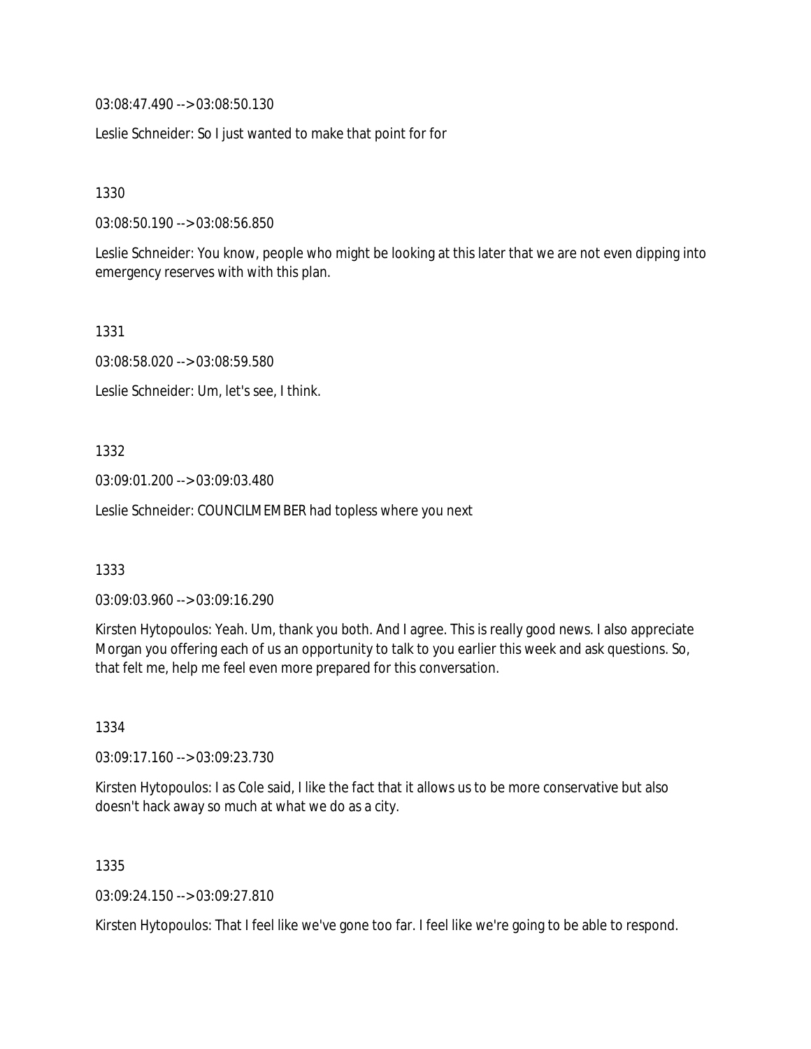03:08:47.490 --> 03:08:50.130

Leslie Schneider: So I just wanted to make that point for for

1330

03:08:50.190 --> 03:08:56.850

Leslie Schneider: You know, people who might be looking at this later that we are not even dipping into emergency reserves with with this plan.

1331

03:08:58.020 --> 03:08:59.580

Leslie Schneider: Um, let's see, I think.

1332

03:09:01.200 --> 03:09:03.480

Leslie Schneider: COUNCILMEMBER had topless where you next

1333

03:09:03.960 --> 03:09:16.290

Kirsten Hytopoulos: Yeah. Um, thank you both. And I agree. This is really good news. I also appreciate Morgan you offering each of us an opportunity to talk to you earlier this week and ask questions. So, that felt me, help me feel even more prepared for this conversation.

1334

03:09:17.160 --> 03:09:23.730

Kirsten Hytopoulos: I as Cole said, I like the fact that it allows us to be more conservative but also doesn't hack away so much at what we do as a city.

1335

03:09:24.150 --> 03:09:27.810

Kirsten Hytopoulos: That I feel like we've gone too far. I feel like we're going to be able to respond.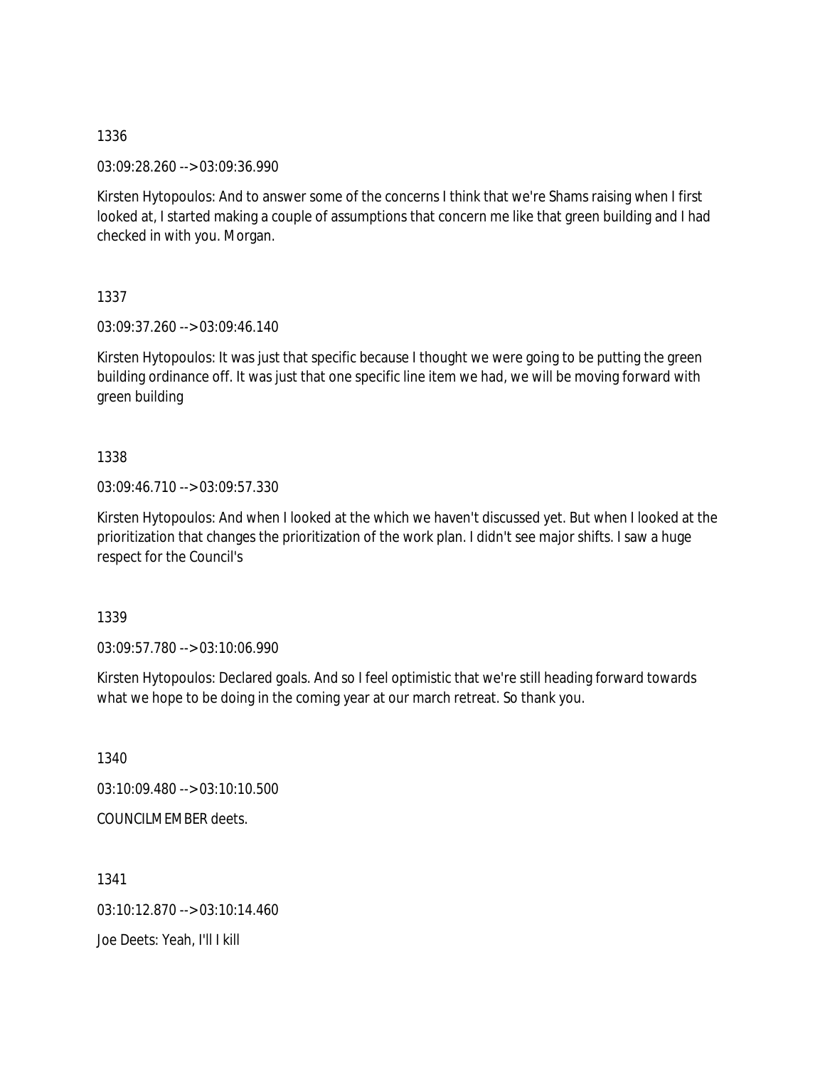1336

03:09:28.260 --> 03:09:36.990

Kirsten Hytopoulos: And to answer some of the concerns I think that we're Shams raising when I first looked at, I started making a couple of assumptions that concern me like that green building and I had checked in with you. Morgan.

1337

03:09:37.260 --> 03:09:46.140

Kirsten Hytopoulos: It was just that specific because I thought we were going to be putting the green building ordinance off. It was just that one specific line item we had, we will be moving forward with green building

1338

03:09:46.710 --> 03:09:57.330

Kirsten Hytopoulos: And when I looked at the which we haven't discussed yet. But when I looked at the prioritization that changes the prioritization of the work plan. I didn't see major shifts. I saw a huge respect for the Council's

1339

03:09:57.780 --> 03:10:06.990

Kirsten Hytopoulos: Declared goals. And so I feel optimistic that we're still heading forward towards what we hope to be doing in the coming year at our march retreat. So thank you.

1340

03:10:09.480 --> 03:10:10.500

COUNCILMEMBER deets.

1341

03:10:12.870 --> 03:10:14.460

Joe Deets: Yeah, I'll I kill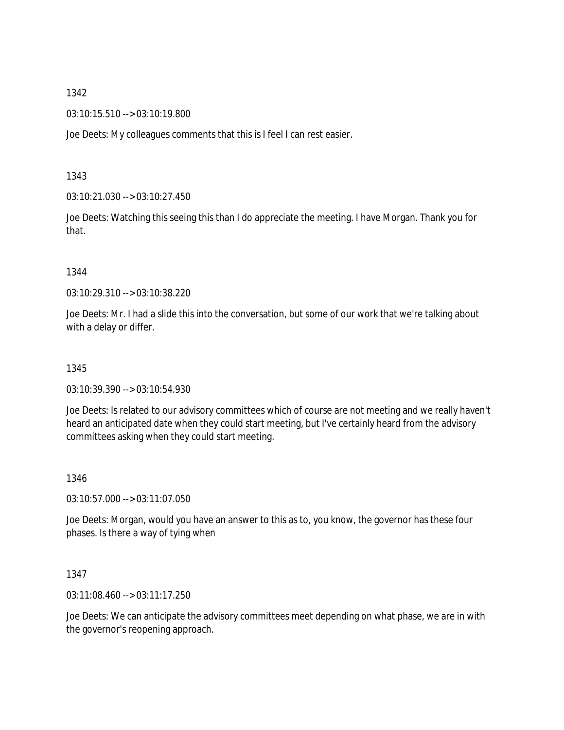1342

03:10:15.510 --> 03:10:19.800

Joe Deets: My colleagues comments that this is I feel I can rest easier.

1343

03:10:21.030 --> 03:10:27.450

Joe Deets: Watching this seeing this than I do appreciate the meeting. I have Morgan. Thank you for that.

1344

03:10:29.310 --> 03:10:38.220

Joe Deets: Mr. I had a slide this into the conversation, but some of our work that we're talking about with a delay or differ.

1345

03:10:39.390 --> 03:10:54.930

Joe Deets: Is related to our advisory committees which of course are not meeting and we really haven't heard an anticipated date when they could start meeting, but I've certainly heard from the advisory committees asking when they could start meeting.

1346

03:10:57.000 --> 03:11:07.050

Joe Deets: Morgan, would you have an answer to this as to, you know, the governor has these four phases. Is there a way of tying when

1347

03:11:08.460 --> 03:11:17.250

Joe Deets: We can anticipate the advisory committees meet depending on what phase, we are in with the governor's reopening approach.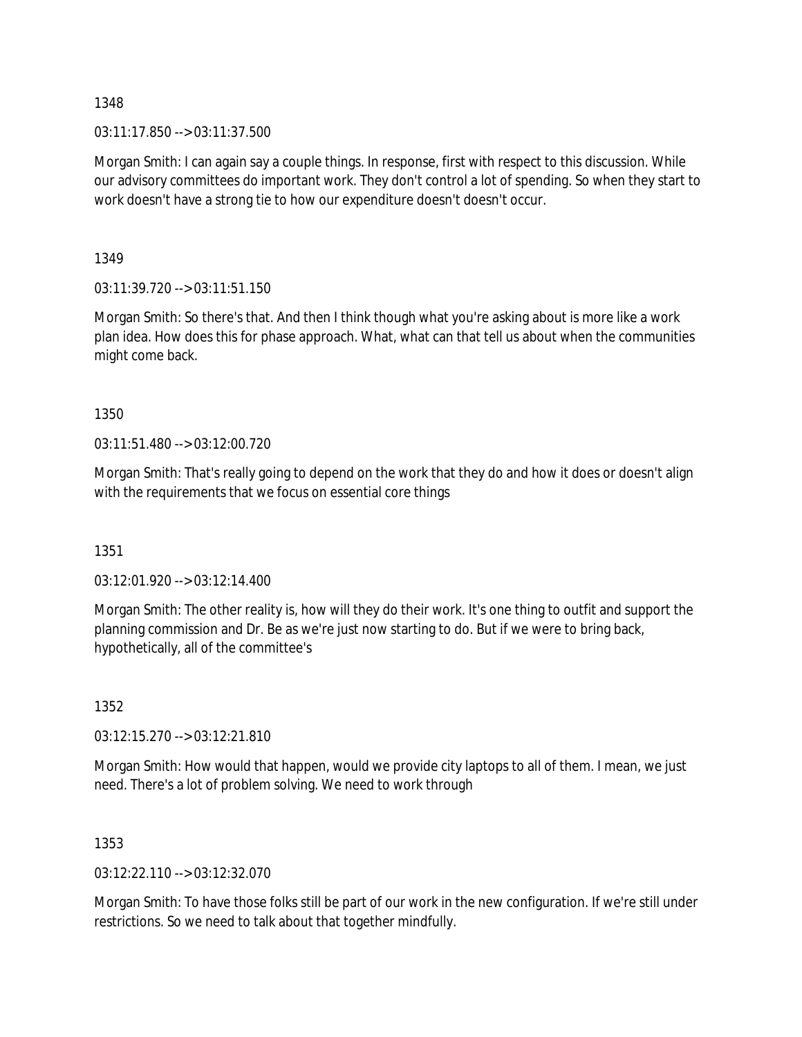1348

03:11:17.850 --> 03:11:37.500

Morgan Smith: I can again say a couple things. In response, first with respect to this discussion. While our advisory committees do important work. They don't control a lot of spending. So when they start to work doesn't have a strong tie to how our expenditure doesn't doesn't occur.

1349

03:11:39.720 --> 03:11:51.150

Morgan Smith: So there's that. And then I think though what you're asking about is more like a work plan idea. How does this for phase approach. What, what can that tell us about when the communities might come back.

1350

03:11:51.480 --> 03:12:00.720

Morgan Smith: That's really going to depend on the work that they do and how it does or doesn't align with the requirements that we focus on essential core things

1351

03:12:01.920 --> 03:12:14.400

Morgan Smith: The other reality is, how will they do their work. It's one thing to outfit and support the planning commission and Dr. Be as we're just now starting to do. But if we were to bring back, hypothetically, all of the committee's

1352

03:12:15.270 --> 03:12:21.810

Morgan Smith: How would that happen, would we provide city laptops to all of them. I mean, we just need. There's a lot of problem solving. We need to work through

1353

03:12:22.110 --> 03:12:32.070

Morgan Smith: To have those folks still be part of our work in the new configuration. If we're still under restrictions. So we need to talk about that together mindfully.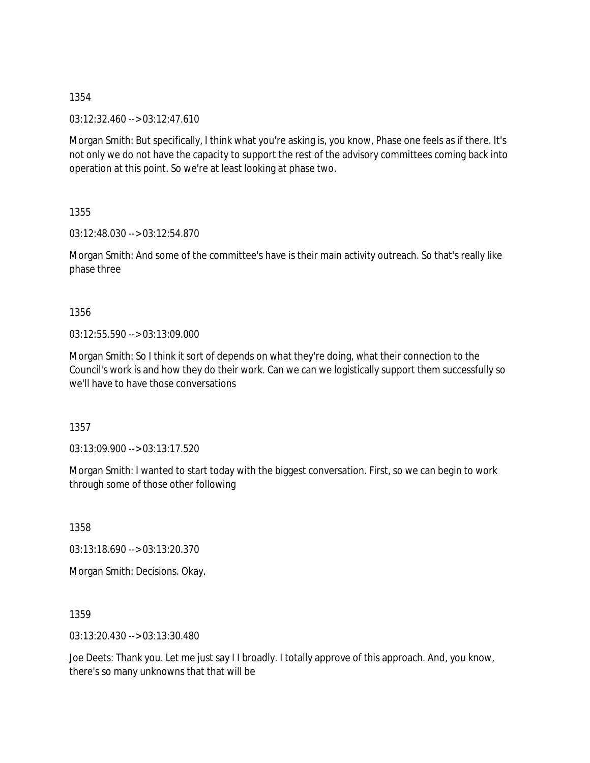1354

03:12:32.460 --> 03:12:47.610

Morgan Smith: But specifically, I think what you're asking is, you know, Phase one feels as if there. It's not only we do not have the capacity to support the rest of the advisory committees coming back into operation at this point. So we're at least looking at phase two.

1355

03:12:48.030 --> 03:12:54.870

Morgan Smith: And some of the committee's have is their main activity outreach. So that's really like phase three

1356

03:12:55.590 --> 03:13:09.000

Morgan Smith: So I think it sort of depends on what they're doing, what their connection to the Council's work is and how they do their work. Can we can we logistically support them successfully so we'll have to have those conversations

1357

03:13:09.900 --> 03:13:17.520

Morgan Smith: I wanted to start today with the biggest conversation. First, so we can begin to work through some of those other following

1358

03:13:18.690 --> 03:13:20.370

Morgan Smith: Decisions. Okay.

1359

03:13:20.430 --> 03:13:30.480

Joe Deets: Thank you. Let me just say I I broadly. I totally approve of this approach. And, you know, there's so many unknowns that that will be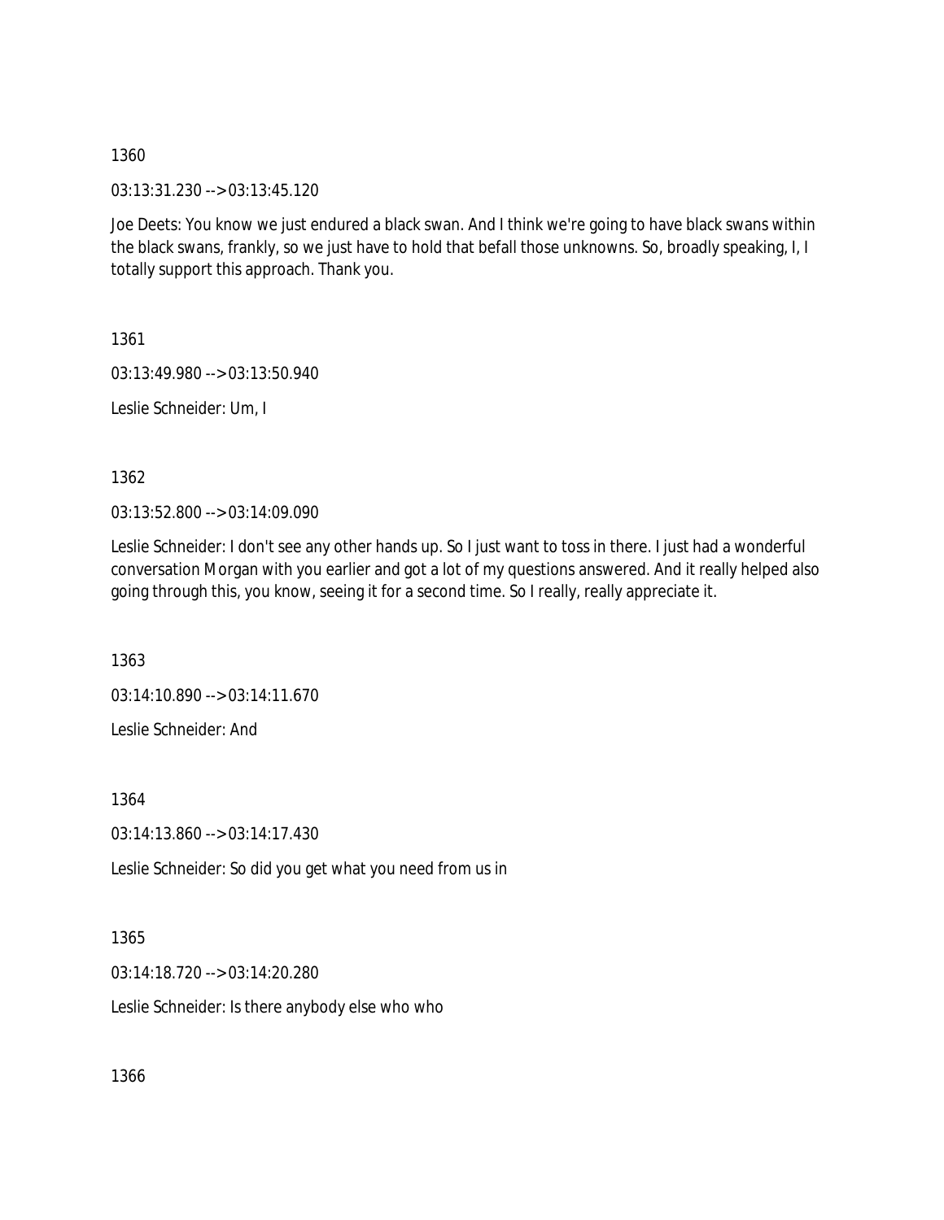1360

03:13:31.230 --> 03:13:45.120

Joe Deets: You know we just endured a black swan. And I think we're going to have black swans within the black swans, frankly, so we just have to hold that befall those unknowns. So, broadly speaking, I, I totally support this approach. Thank you.

1361

03:13:49.980 --> 03:13:50.940

Leslie Schneider: Um, I

1362

03:13:52.800 --> 03:14:09.090

Leslie Schneider: I don't see any other hands up. So I just want to toss in there. I just had a wonderful conversation Morgan with you earlier and got a lot of my questions answered. And it really helped also going through this, you know, seeing it for a second time. So I really, really appreciate it.

1363

03:14:10.890 --> 03:14:11.670

Leslie Schneider: And

1364

03:14:13.860 --> 03:14:17.430

Leslie Schneider: So did you get what you need from us in

1365

03:14:18.720 --> 03:14:20.280

Leslie Schneider: Is there anybody else who who

1366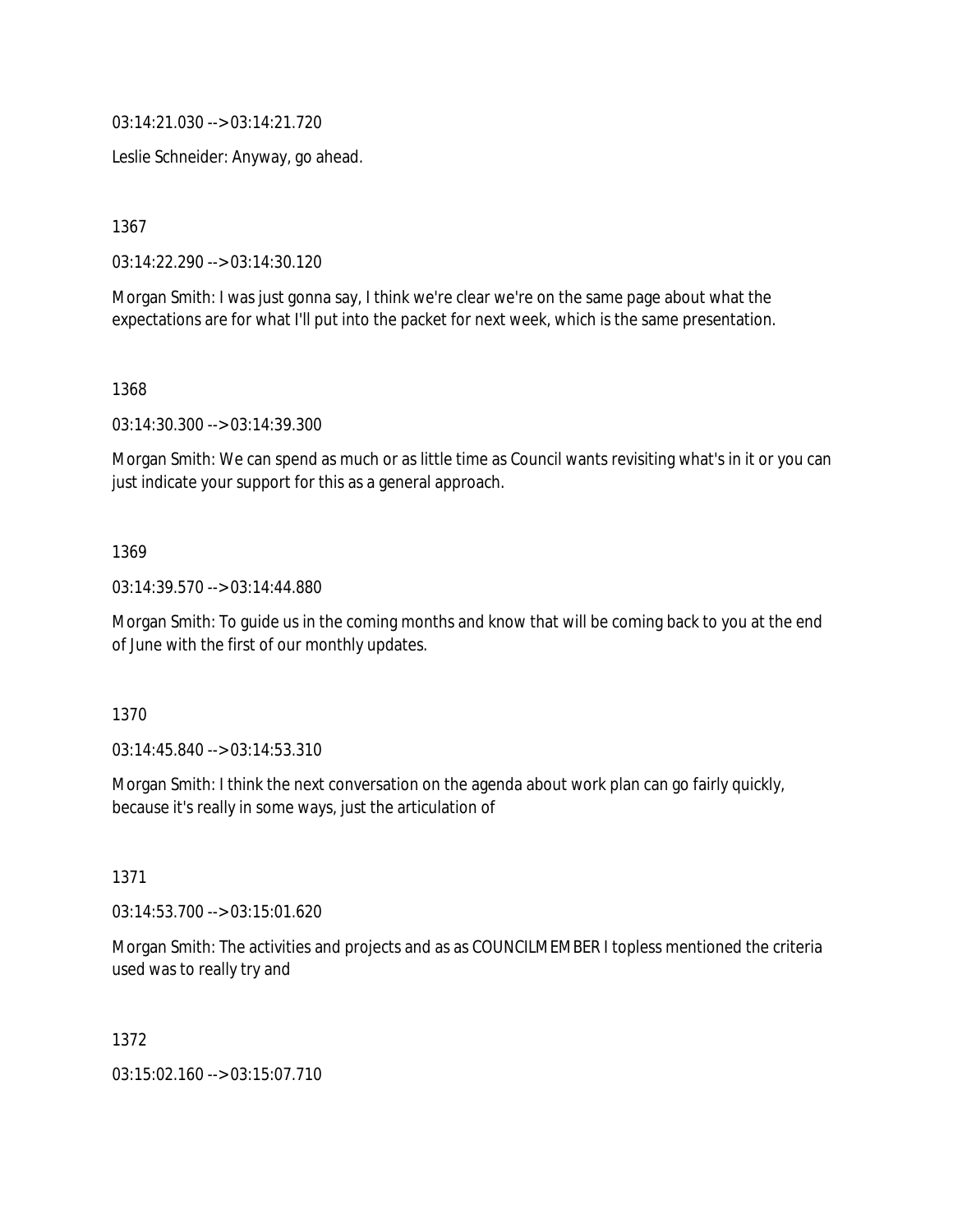03:14:21.030 --> 03:14:21.720

Leslie Schneider: Anyway, go ahead.

1367

03:14:22.290 --> 03:14:30.120

Morgan Smith: I was just gonna say, I think we're clear we're on the same page about what the expectations are for what I'll put into the packet for next week, which is the same presentation.

1368

03:14:30.300 --> 03:14:39.300

Morgan Smith: We can spend as much or as little time as Council wants revisiting what's in it or you can just indicate your support for this as a general approach.

1369

03:14:39.570 --> 03:14:44.880

Morgan Smith: To guide us in the coming months and know that will be coming back to you at the end of June with the first of our monthly updates.

1370

03:14:45.840 --> 03:14:53.310

Morgan Smith: I think the next conversation on the agenda about work plan can go fairly quickly, because it's really in some ways, just the articulation of

1371

03:14:53.700 --> 03:15:01.620

Morgan Smith: The activities and projects and as as COUNCILMEMBER I topless mentioned the criteria used was to really try and

1372

03:15:02.160 --> 03:15:07.710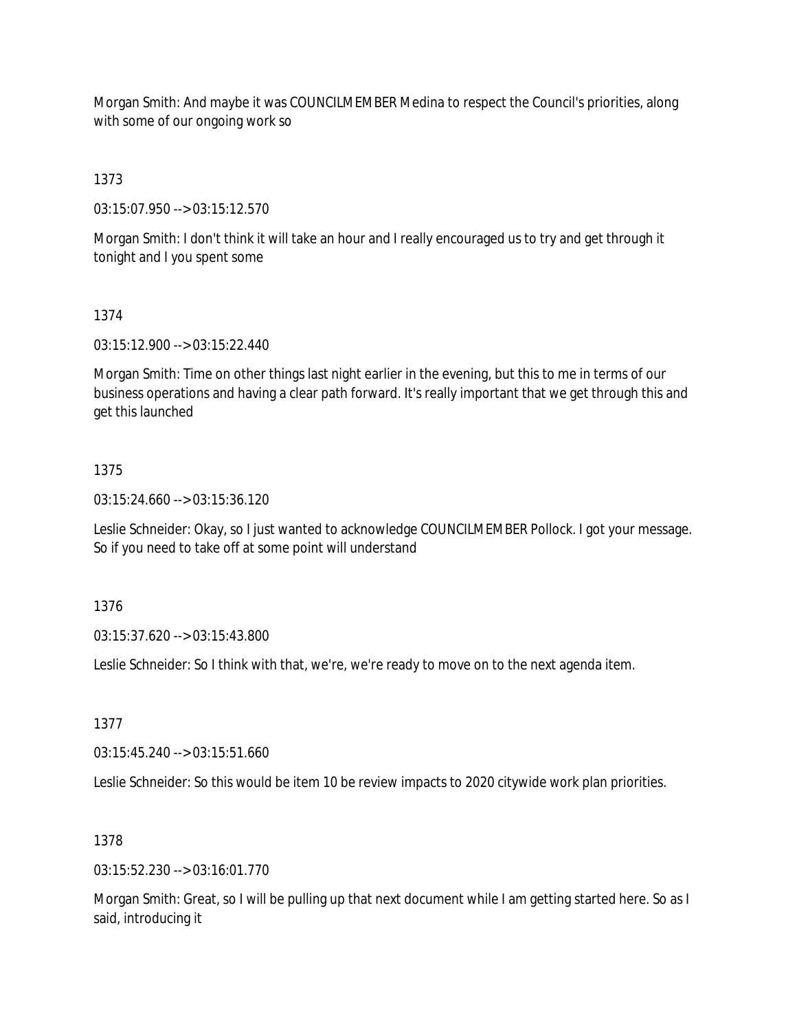Morgan Smith: And maybe it was COUNCILMEMBER Medina to respect the Council's priorities, along with some of our ongoing work so

1373

03:15:07.950 --> 03:15:12.570

Morgan Smith: I don't think it will take an hour and I really encouraged us to try and get through it tonight and I you spent some

1374

03:15:12.900 --> 03:15:22.440

Morgan Smith: Time on other things last night earlier in the evening, but this to me in terms of our business operations and having a clear path forward. It's really important that we get through this and get this launched

1375

03:15:24.660 --> 03:15:36.120

Leslie Schneider: Okay, so I just wanted to acknowledge COUNCILMEMBER Pollock. I got your message. So if you need to take off at some point will understand

1376

03:15:37.620 --> 03:15:43.800

Leslie Schneider: So I think with that, we're, we're ready to move on to the next agenda item.

1377

03:15:45.240 --> 03:15:51.660

Leslie Schneider: So this would be item 10 be review impacts to 2020 citywide work plan priorities.

1378

03:15:52.230 --> 03:16:01.770

Morgan Smith: Great, so I will be pulling up that next document while I am getting started here. So as I said, introducing it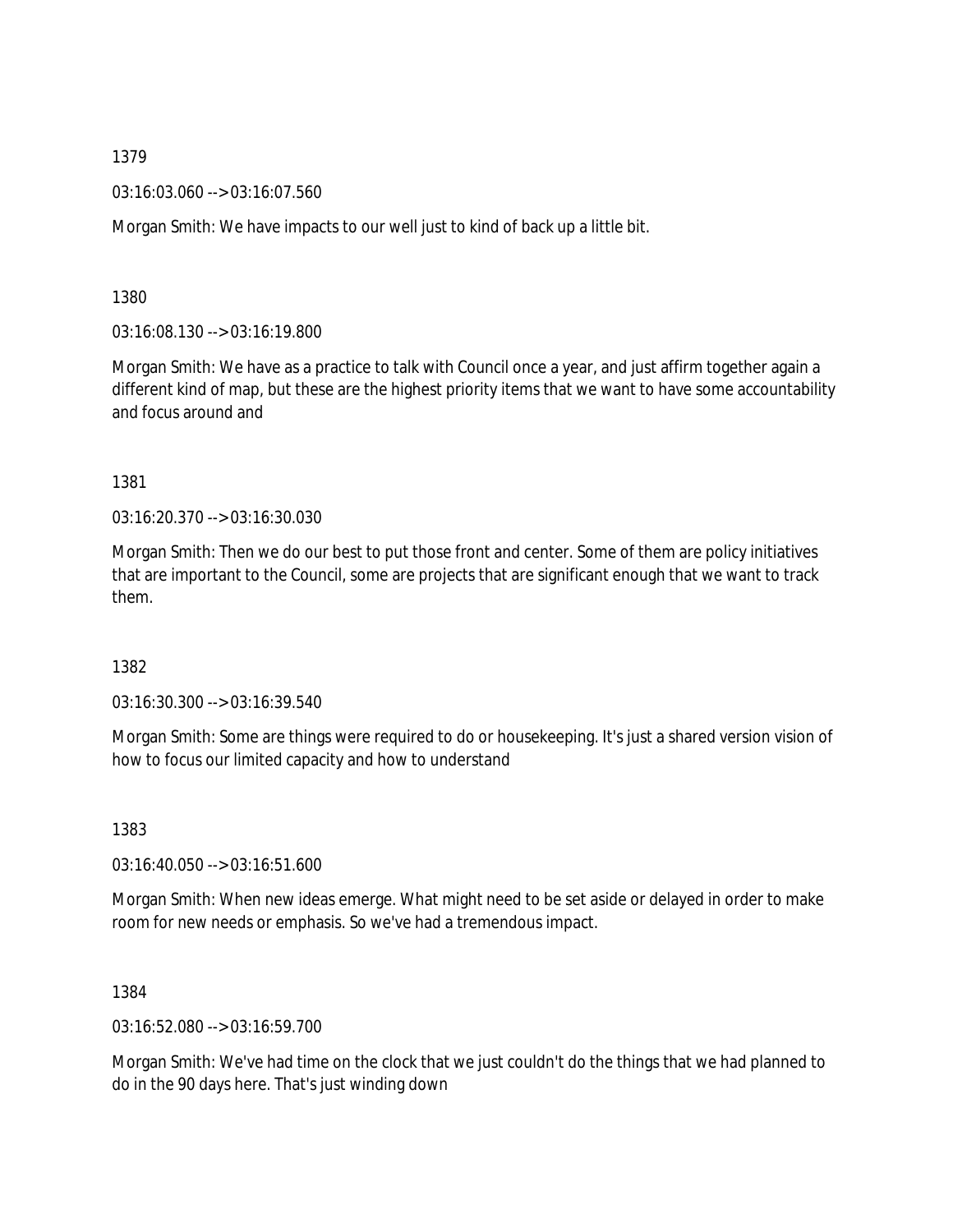1379

03:16:03.060 --> 03:16:07.560

Morgan Smith: We have impacts to our well just to kind of back up a little bit.

1380

03:16:08.130 --> 03:16:19.800

Morgan Smith: We have as a practice to talk with Council once a year, and just affirm together again a different kind of map, but these are the highest priority items that we want to have some accountability and focus around and

1381

03:16:20.370 --> 03:16:30.030

Morgan Smith: Then we do our best to put those front and center. Some of them are policy initiatives that are important to the Council, some are projects that are significant enough that we want to track them.

1382

03:16:30.300 --> 03:16:39.540

Morgan Smith: Some are things were required to do or housekeeping. It's just a shared version vision of how to focus our limited capacity and how to understand

1383

03:16:40.050 --> 03:16:51.600

Morgan Smith: When new ideas emerge. What might need to be set aside or delayed in order to make room for new needs or emphasis. So we've had a tremendous impact.

1384

03:16:52.080 --> 03:16:59.700

Morgan Smith: We've had time on the clock that we just couldn't do the things that we had planned to do in the 90 days here. That's just winding down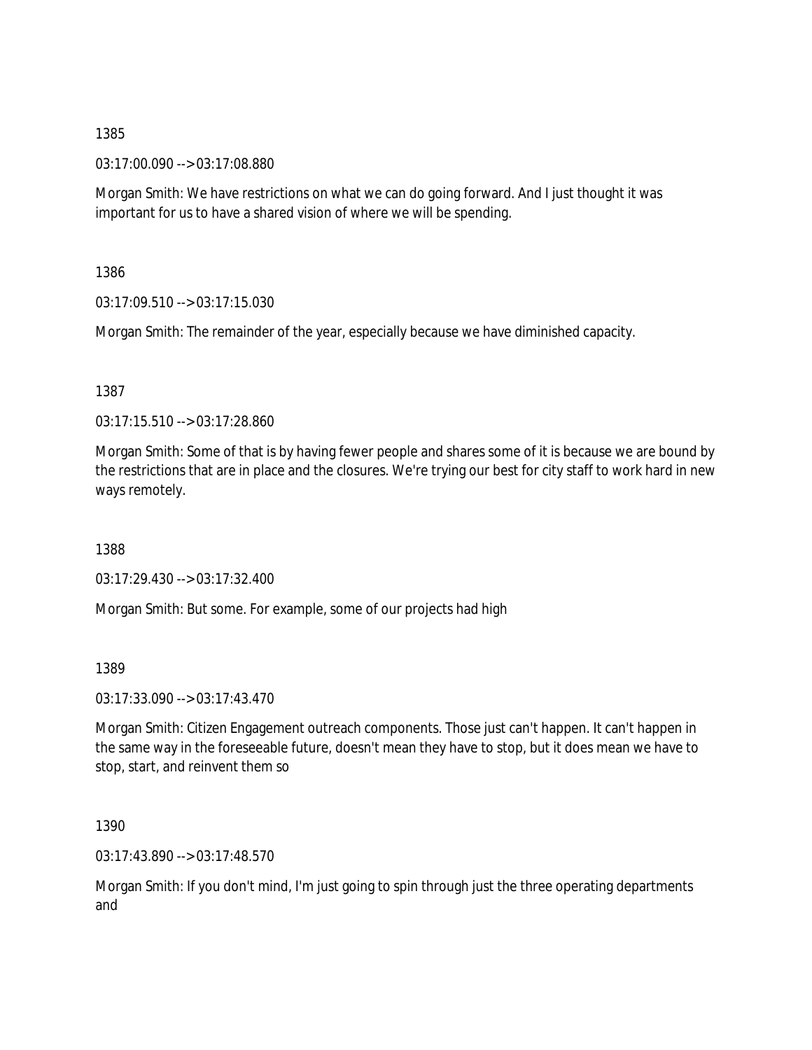1385

03:17:00.090 --> 03:17:08.880

Morgan Smith: We have restrictions on what we can do going forward. And I just thought it was important for us to have a shared vision of where we will be spending.

1386

03:17:09.510 --> 03:17:15.030

Morgan Smith: The remainder of the year, especially because we have diminished capacity.

1387

03:17:15.510 --> 03:17:28.860

Morgan Smith: Some of that is by having fewer people and shares some of it is because we are bound by the restrictions that are in place and the closures. We're trying our best for city staff to work hard in new ways remotely.

1388

03:17:29.430 --> 03:17:32.400

Morgan Smith: But some. For example, some of our projects had high

1389

03:17:33.090 --> 03:17:43.470

Morgan Smith: Citizen Engagement outreach components. Those just can't happen. It can't happen in the same way in the foreseeable future, doesn't mean they have to stop, but it does mean we have to stop, start, and reinvent them so

1390

03:17:43.890 --> 03:17:48.570

Morgan Smith: If you don't mind, I'm just going to spin through just the three operating departments and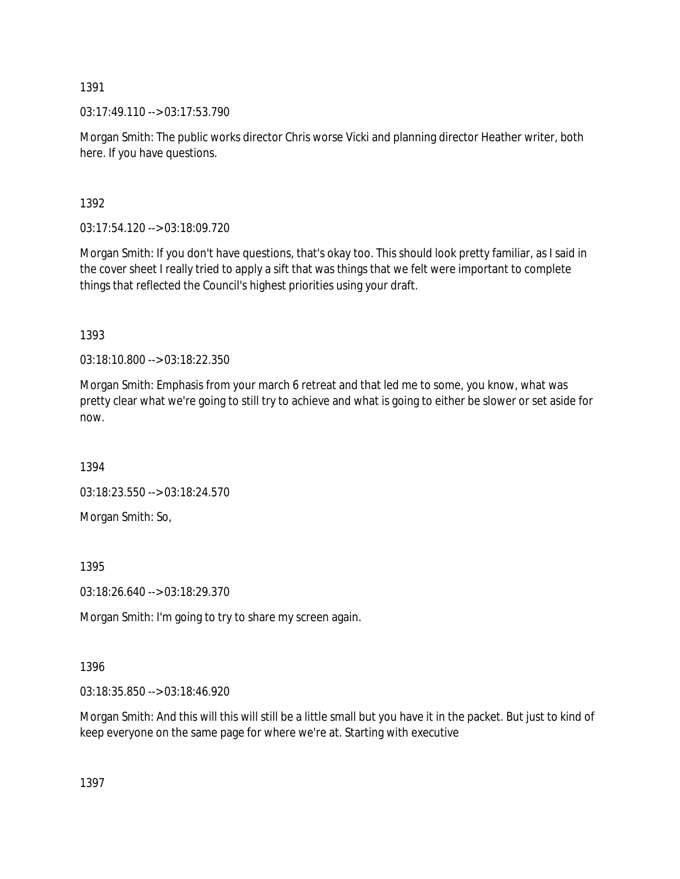1391

03:17:49.110 --> 03:17:53.790

Morgan Smith: The public works director Chris worse Vicki and planning director Heather writer, both here. If you have questions.

1392

03:17:54.120 --> 03:18:09.720

Morgan Smith: If you don't have questions, that's okay too. This should look pretty familiar, as I said in the cover sheet I really tried to apply a sift that was things that we felt were important to complete things that reflected the Council's highest priorities using your draft.

1393

03:18:10.800 --> 03:18:22.350

Morgan Smith: Emphasis from your march 6 retreat and that led me to some, you know, what was pretty clear what we're going to still try to achieve and what is going to either be slower or set aside for now.

1394

03:18:23.550 --> 03:18:24.570

Morgan Smith: So,

1395

03:18:26.640 --> 03:18:29.370

Morgan Smith: I'm going to try to share my screen again.

1396

03:18:35.850 --> 03:18:46.920

Morgan Smith: And this will this will still be a little small but you have it in the packet. But just to kind of keep everyone on the same page for where we're at. Starting with executive

1397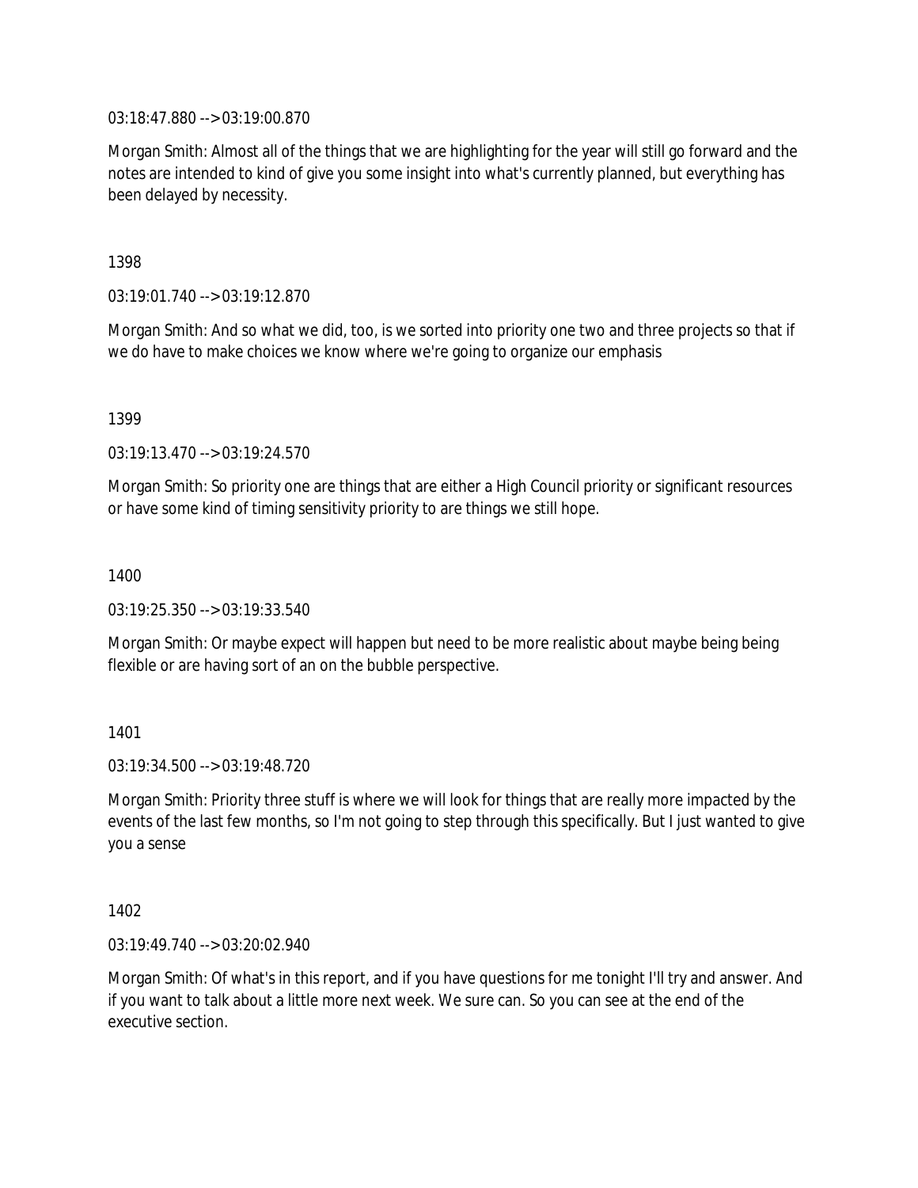03:18:47.880 --> 03:19:00.870

Morgan Smith: Almost all of the things that we are highlighting for the year will still go forward and the notes are intended to kind of give you some insight into what's currently planned, but everything has been delayed by necessity.

1398

03:19:01.740 --> 03:19:12.870

Morgan Smith: And so what we did, too, is we sorted into priority one two and three projects so that if we do have to make choices we know where we're going to organize our emphasis

1399

03:19:13.470 --> 03:19:24.570

Morgan Smith: So priority one are things that are either a High Council priority or significant resources or have some kind of timing sensitivity priority to are things we still hope.

1400

03:19:25.350 --> 03:19:33.540

Morgan Smith: Or maybe expect will happen but need to be more realistic about maybe being being flexible or are having sort of an on the bubble perspective.

1401

03:19:34.500 --> 03:19:48.720

Morgan Smith: Priority three stuff is where we will look for things that are really more impacted by the events of the last few months, so I'm not going to step through this specifically. But I just wanted to give you a sense

1402

03:19:49.740 --> 03:20:02.940

Morgan Smith: Of what's in this report, and if you have questions for me tonight I'll try and answer. And if you want to talk about a little more next week. We sure can. So you can see at the end of the executive section.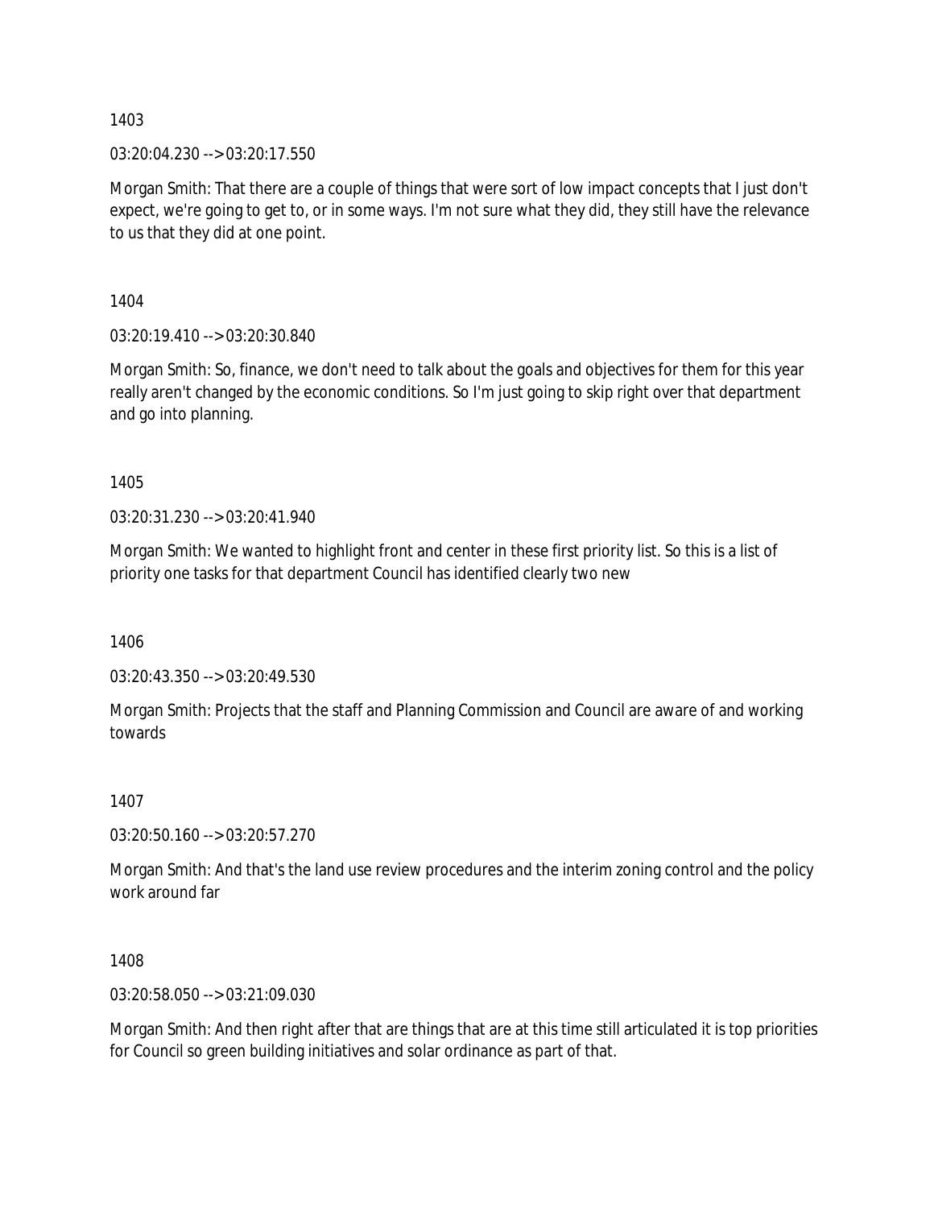1403

03:20:04.230 --> 03:20:17.550

Morgan Smith: That there are a couple of things that were sort of low impact concepts that I just don't expect, we're going to get to, or in some ways. I'm not sure what they did, they still have the relevance to us that they did at one point.

1404

03:20:19.410 --> 03:20:30.840

Morgan Smith: So, finance, we don't need to talk about the goals and objectives for them for this year really aren't changed by the economic conditions. So I'm just going to skip right over that department and go into planning.

1405

03:20:31.230 --> 03:20:41.940

Morgan Smith: We wanted to highlight front and center in these first priority list. So this is a list of priority one tasks for that department Council has identified clearly two new

1406

03:20:43.350 --> 03:20:49.530

Morgan Smith: Projects that the staff and Planning Commission and Council are aware of and working towards

1407

03:20:50.160 --> 03:20:57.270

Morgan Smith: And that's the land use review procedures and the interim zoning control and the policy work around far

1408

03:20:58.050 --> 03:21:09.030

Morgan Smith: And then right after that are things that are at this time still articulated it is top priorities for Council so green building initiatives and solar ordinance as part of that.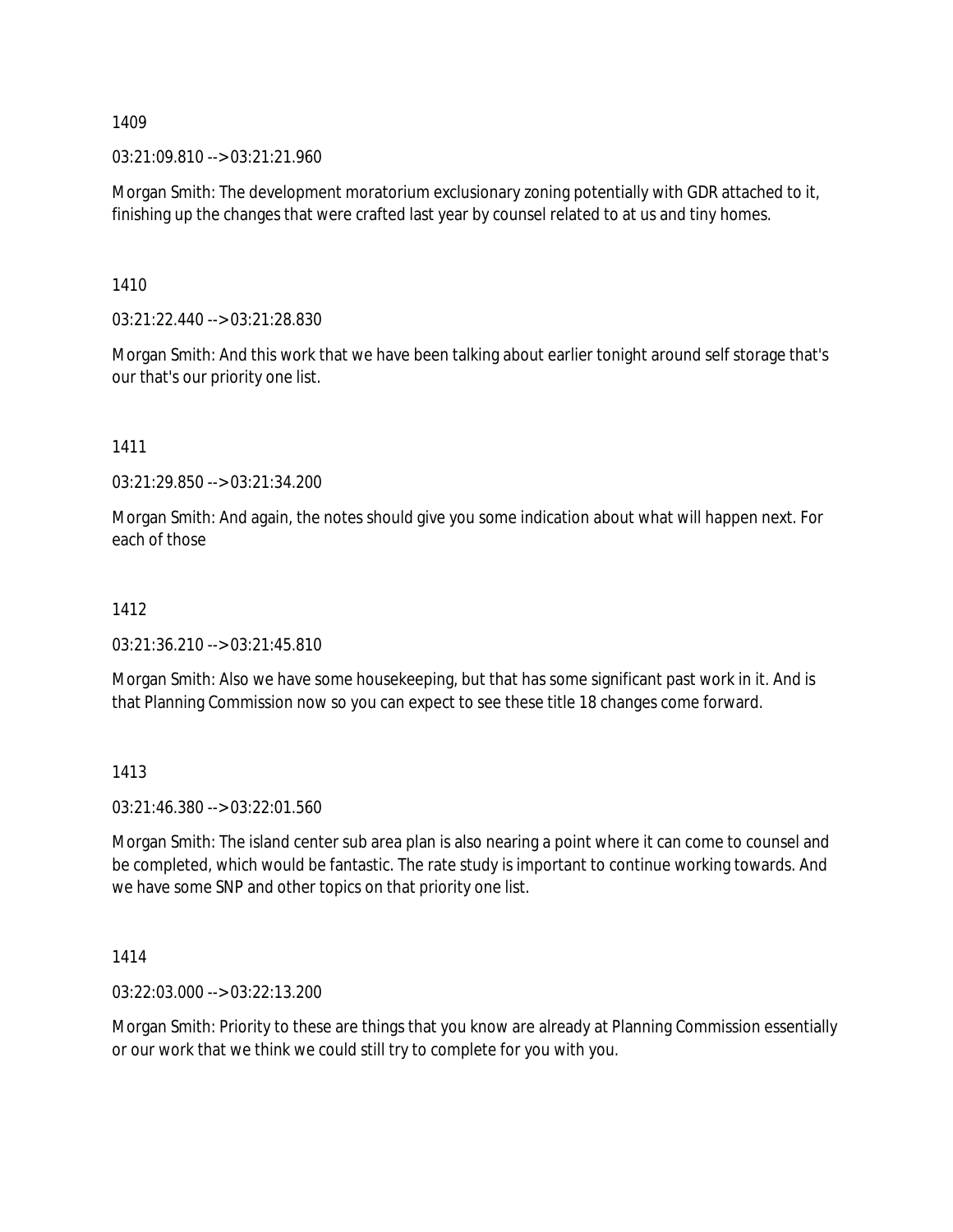1409

03:21:09.810 --> 03:21:21.960

Morgan Smith: The development moratorium exclusionary zoning potentially with GDR attached to it, finishing up the changes that were crafted last year by counsel related to at us and tiny homes.

1410

03:21:22.440 --> 03:21:28.830

Morgan Smith: And this work that we have been talking about earlier tonight around self storage that's our that's our priority one list.

1411

03:21:29.850 --> 03:21:34.200

Morgan Smith: And again, the notes should give you some indication about what will happen next. For each of those

1412

03:21:36.210 --> 03:21:45.810

Morgan Smith: Also we have some housekeeping, but that has some significant past work in it. And is that Planning Commission now so you can expect to see these title 18 changes come forward.

1413

03:21:46.380 --> 03:22:01.560

Morgan Smith: The island center sub area plan is also nearing a point where it can come to counsel and be completed, which would be fantastic. The rate study is important to continue working towards. And we have some SNP and other topics on that priority one list.

1414

03:22:03.000 --> 03:22:13.200

Morgan Smith: Priority to these are things that you know are already at Planning Commission essentially or our work that we think we could still try to complete for you with you.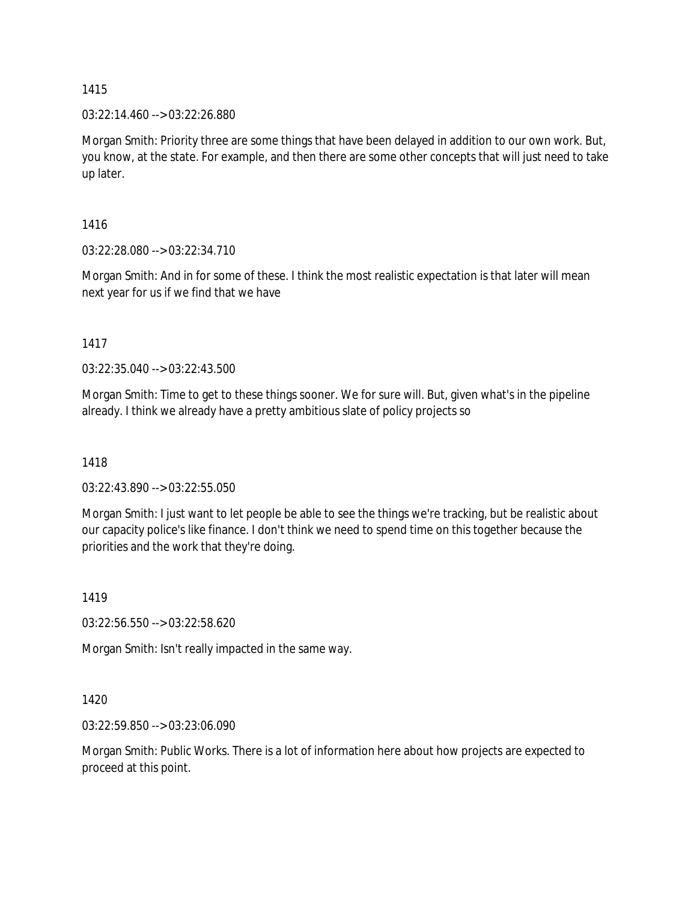1415

03:22:14.460 --> 03:22:26.880

Morgan Smith: Priority three are some things that have been delayed in addition to our own work. But, you know, at the state. For example, and then there are some other concepts that will just need to take up later.

1416

03:22:28.080 --> 03:22:34.710

Morgan Smith: And in for some of these. I think the most realistic expectation is that later will mean next year for us if we find that we have

1417

03:22:35.040 --> 03:22:43.500

Morgan Smith: Time to get to these things sooner. We for sure will. But, given what's in the pipeline already. I think we already have a pretty ambitious slate of policy projects so

1418

03:22:43.890 --> 03:22:55.050

Morgan Smith: I just want to let people be able to see the things we're tracking, but be realistic about our capacity police's like finance. I don't think we need to spend time on this together because the priorities and the work that they're doing.

1419

03:22:56.550 --> 03:22:58.620

Morgan Smith: Isn't really impacted in the same way.

1420

03:22:59.850 --> 03:23:06.090

Morgan Smith: Public Works. There is a lot of information here about how projects are expected to proceed at this point.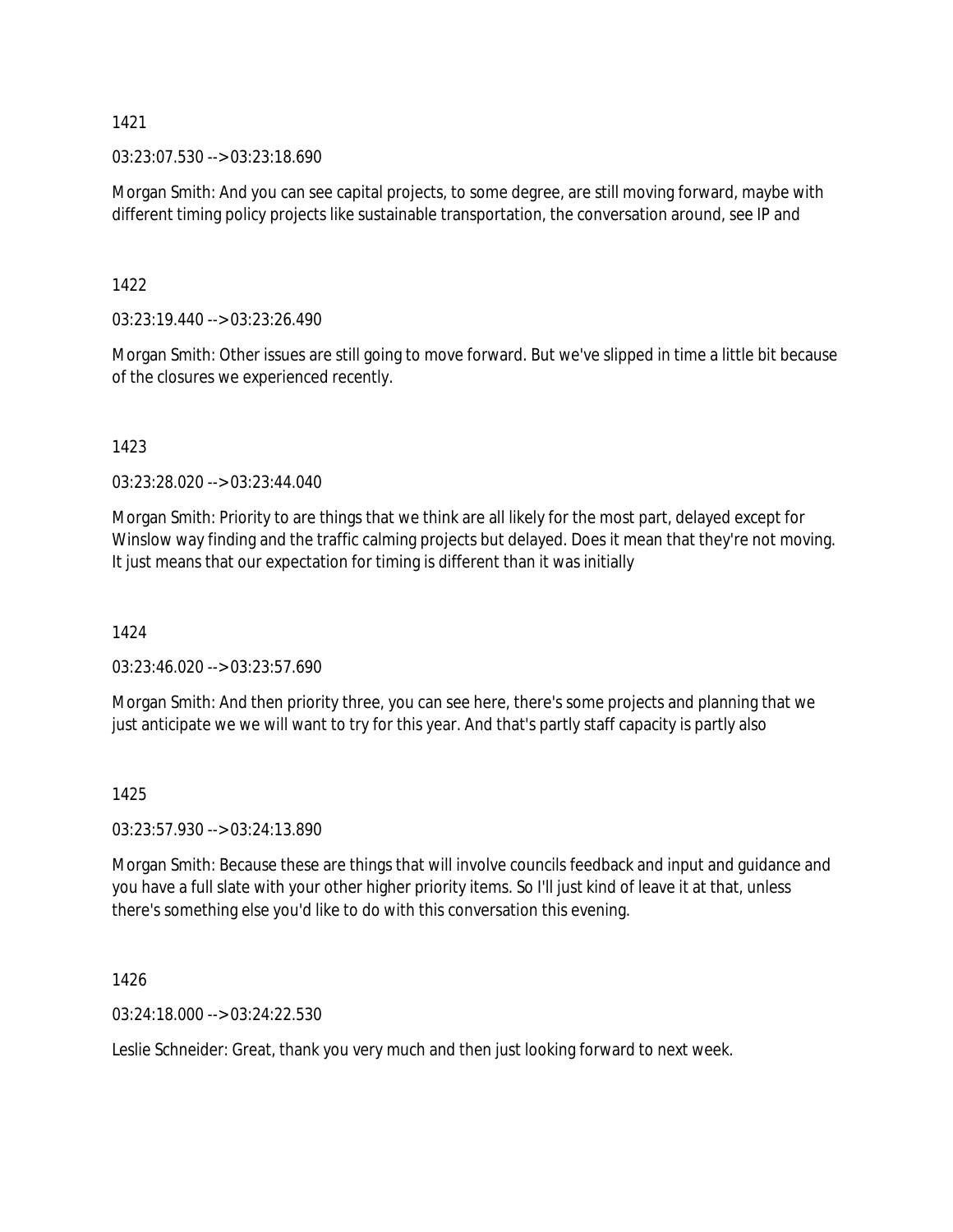1421

03:23:07.530 --> 03:23:18.690

Morgan Smith: And you can see capital projects, to some degree, are still moving forward, maybe with different timing policy projects like sustainable transportation, the conversation around, see IP and

1422

03:23:19.440 --> 03:23:26.490

Morgan Smith: Other issues are still going to move forward. But we've slipped in time a little bit because of the closures we experienced recently.

1423

03:23:28.020 --> 03:23:44.040

Morgan Smith: Priority to are things that we think are all likely for the most part, delayed except for Winslow way finding and the traffic calming projects but delayed. Does it mean that they're not moving. It just means that our expectation for timing is different than it was initially

1424

03:23:46.020 --> 03:23:57.690

Morgan Smith: And then priority three, you can see here, there's some projects and planning that we just anticipate we we will want to try for this year. And that's partly staff capacity is partly also

1425

03:23:57.930 --> 03:24:13.890

Morgan Smith: Because these are things that will involve councils feedback and input and guidance and you have a full slate with your other higher priority items. So I'll just kind of leave it at that, unless there's something else you'd like to do with this conversation this evening.

1426

03:24:18.000 --> 03:24:22.530

Leslie Schneider: Great, thank you very much and then just looking forward to next week.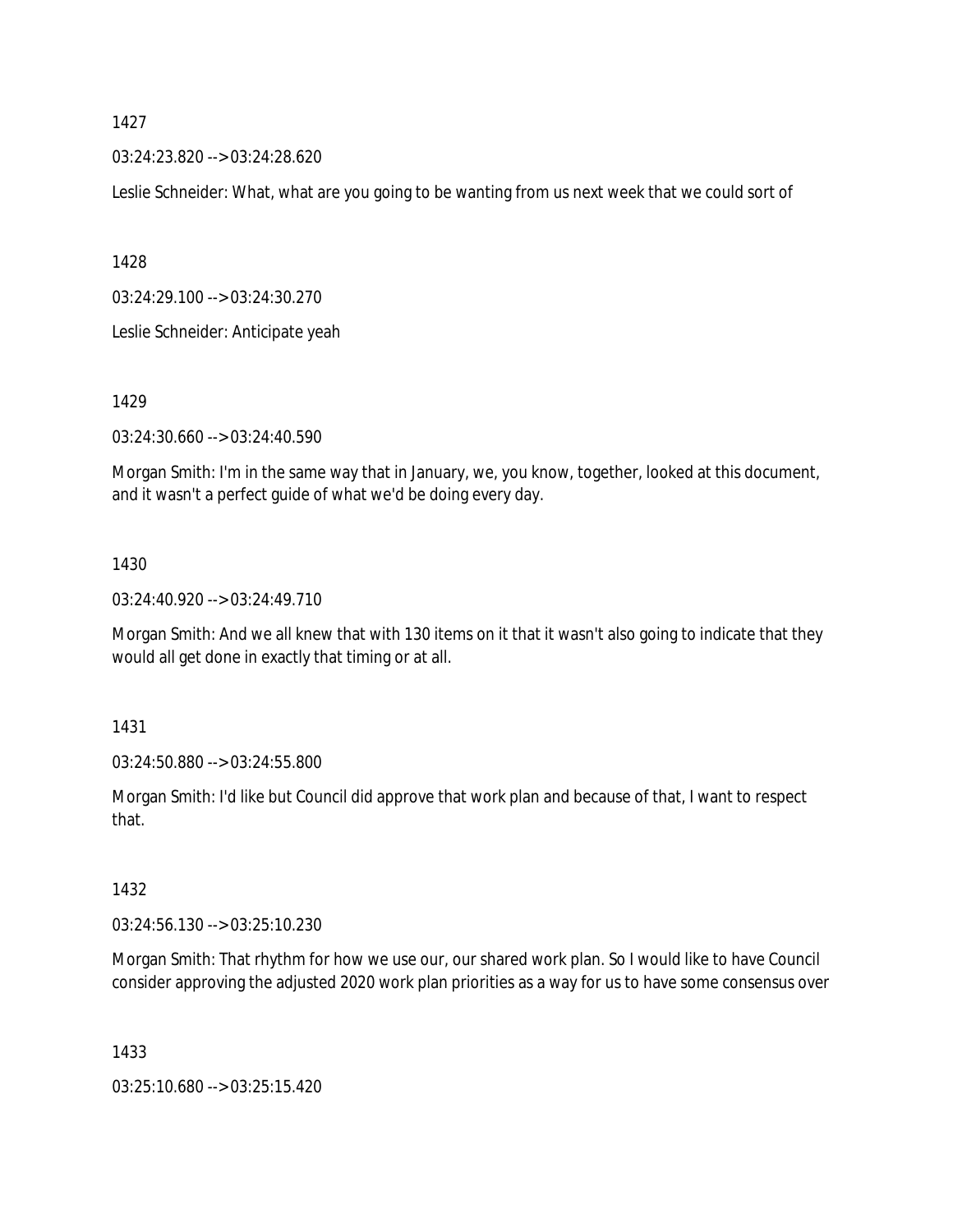1427

03:24:23.820 --> 03:24:28.620

Leslie Schneider: What, what are you going to be wanting from us next week that we could sort of

1428

03:24:29.100 --> 03:24:30.270

Leslie Schneider: Anticipate yeah

1429

03:24:30.660 --> 03:24:40.590

Morgan Smith: I'm in the same way that in January, we, you know, together, looked at this document, and it wasn't a perfect guide of what we'd be doing every day.

1430

03:24:40.920 --> 03:24:49.710

Morgan Smith: And we all knew that with 130 items on it that it wasn't also going to indicate that they would all get done in exactly that timing or at all.

1431

03:24:50.880 --> 03:24:55.800

Morgan Smith: I'd like but Council did approve that work plan and because of that, I want to respect that.

1432

03:24:56.130 --> 03:25:10.230

Morgan Smith: That rhythm for how we use our, our shared work plan. So I would like to have Council consider approving the adjusted 2020 work plan priorities as a way for us to have some consensus over

1433

03:25:10.680 --> 03:25:15.420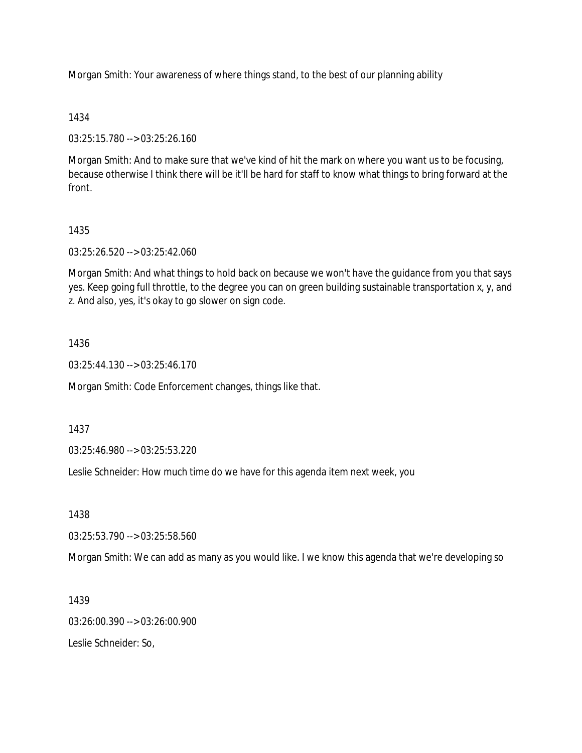Morgan Smith: Your awareness of where things stand, to the best of our planning ability

1434

03:25:15.780 --> 03:25:26.160

Morgan Smith: And to make sure that we've kind of hit the mark on where you want us to be focusing, because otherwise I think there will be it'll be hard for staff to know what things to bring forward at the front.

1435

03:25:26.520 --> 03:25:42.060

Morgan Smith: And what things to hold back on because we won't have the guidance from you that says yes. Keep going full throttle, to the degree you can on green building sustainable transportation x, y, and z. And also, yes, it's okay to go slower on sign code.

1436

03:25:44.130 --> 03:25:46.170

Morgan Smith: Code Enforcement changes, things like that.

1437

03:25:46.980 --> 03:25:53.220

Leslie Schneider: How much time do we have for this agenda item next week, you

1438

03:25:53.790 --> 03:25:58.560

Morgan Smith: We can add as many as you would like. I we know this agenda that we're developing so

1439

03:26:00.390 --> 03:26:00.900

Leslie Schneider: So,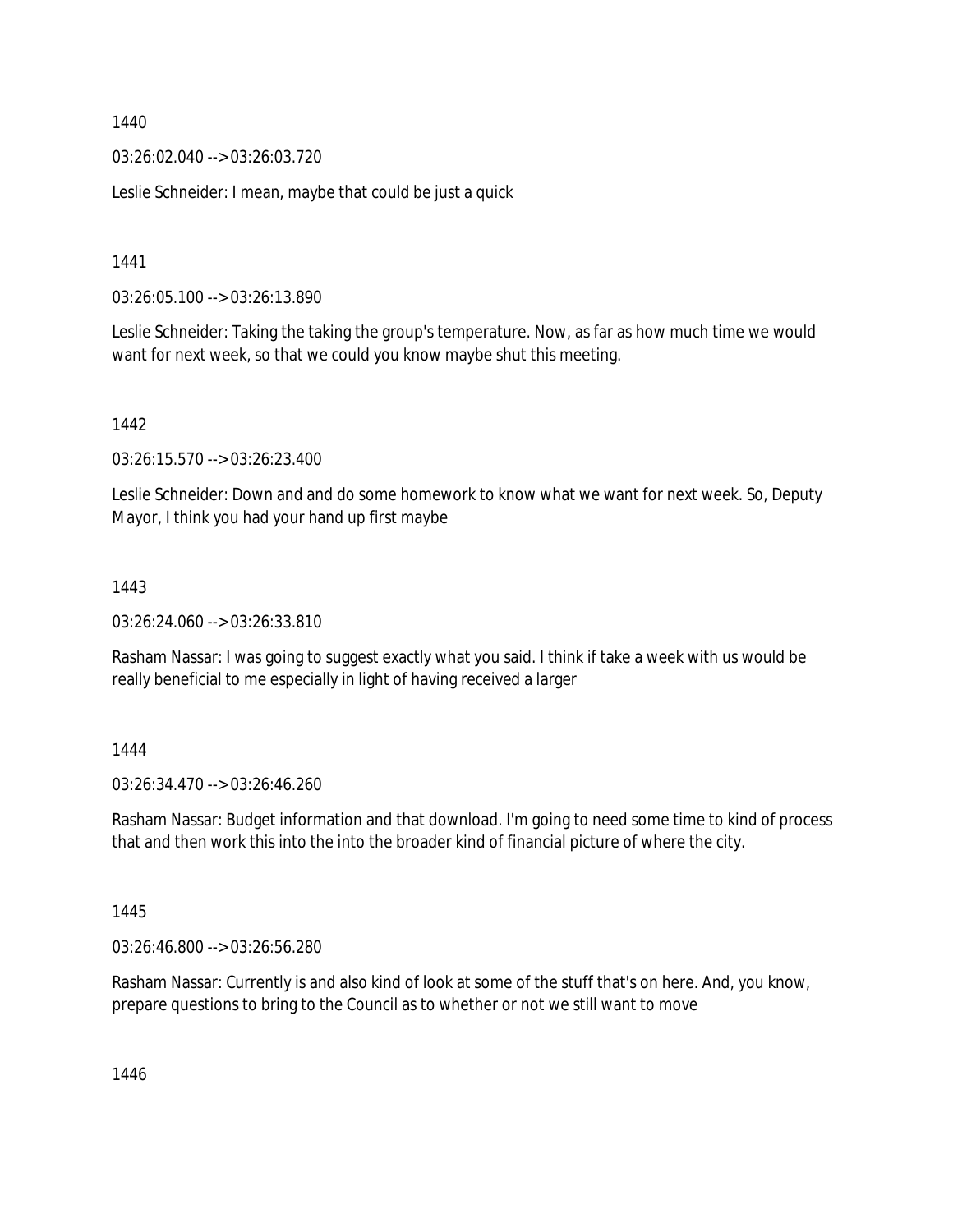1440

03:26:02.040 --> 03:26:03.720

Leslie Schneider: I mean, maybe that could be just a quick

1441

03:26:05.100 --> 03:26:13.890

Leslie Schneider: Taking the taking the group's temperature. Now, as far as how much time we would want for next week, so that we could you know maybe shut this meeting.

1442

03:26:15.570 --> 03:26:23.400

Leslie Schneider: Down and and do some homework to know what we want for next week. So, Deputy Mayor, I think you had your hand up first maybe

1443

03:26:24.060 --> 03:26:33.810

Rasham Nassar: I was going to suggest exactly what you said. I think if take a week with us would be really beneficial to me especially in light of having received a larger

1444

03:26:34.470 --> 03:26:46.260

Rasham Nassar: Budget information and that download. I'm going to need some time to kind of process that and then work this into the into the broader kind of financial picture of where the city.

1445

03:26:46.800 --> 03:26:56.280

Rasham Nassar: Currently is and also kind of look at some of the stuff that's on here. And, you know, prepare questions to bring to the Council as to whether or not we still want to move

1446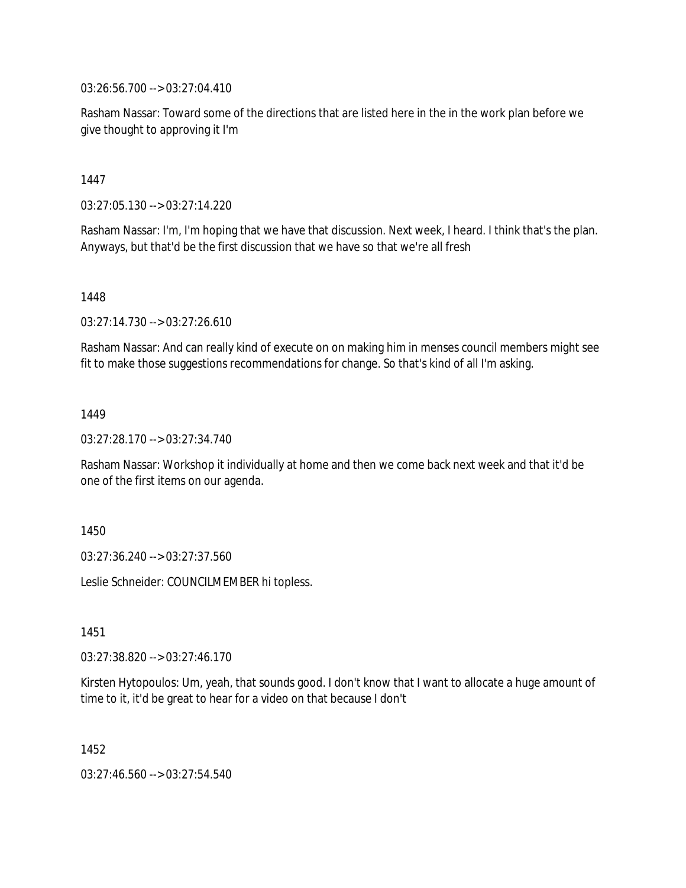03:26:56.700 --> 03:27:04.410

Rasham Nassar: Toward some of the directions that are listed here in the in the work plan before we give thought to approving it I'm

1447

03:27:05.130 --> 03:27:14.220

Rasham Nassar: I'm, I'm hoping that we have that discussion. Next week, I heard. I think that's the plan. Anyways, but that'd be the first discussion that we have so that we're all fresh

1448

03:27:14.730 --> 03:27:26.610

Rasham Nassar: And can really kind of execute on on making him in menses council members might see fit to make those suggestions recommendations for change. So that's kind of all I'm asking.

1449

03:27:28.170 --> 03:27:34.740

Rasham Nassar: Workshop it individually at home and then we come back next week and that it'd be one of the first items on our agenda.

1450

03:27:36.240 --> 03:27:37.560

Leslie Schneider: COUNCILMEMBER hi topless.

1451

03:27:38.820 --> 03:27:46.170

Kirsten Hytopoulos: Um, yeah, that sounds good. I don't know that I want to allocate a huge amount of time to it, it'd be great to hear for a video on that because I don't

1452

03:27:46.560 --> 03:27:54.540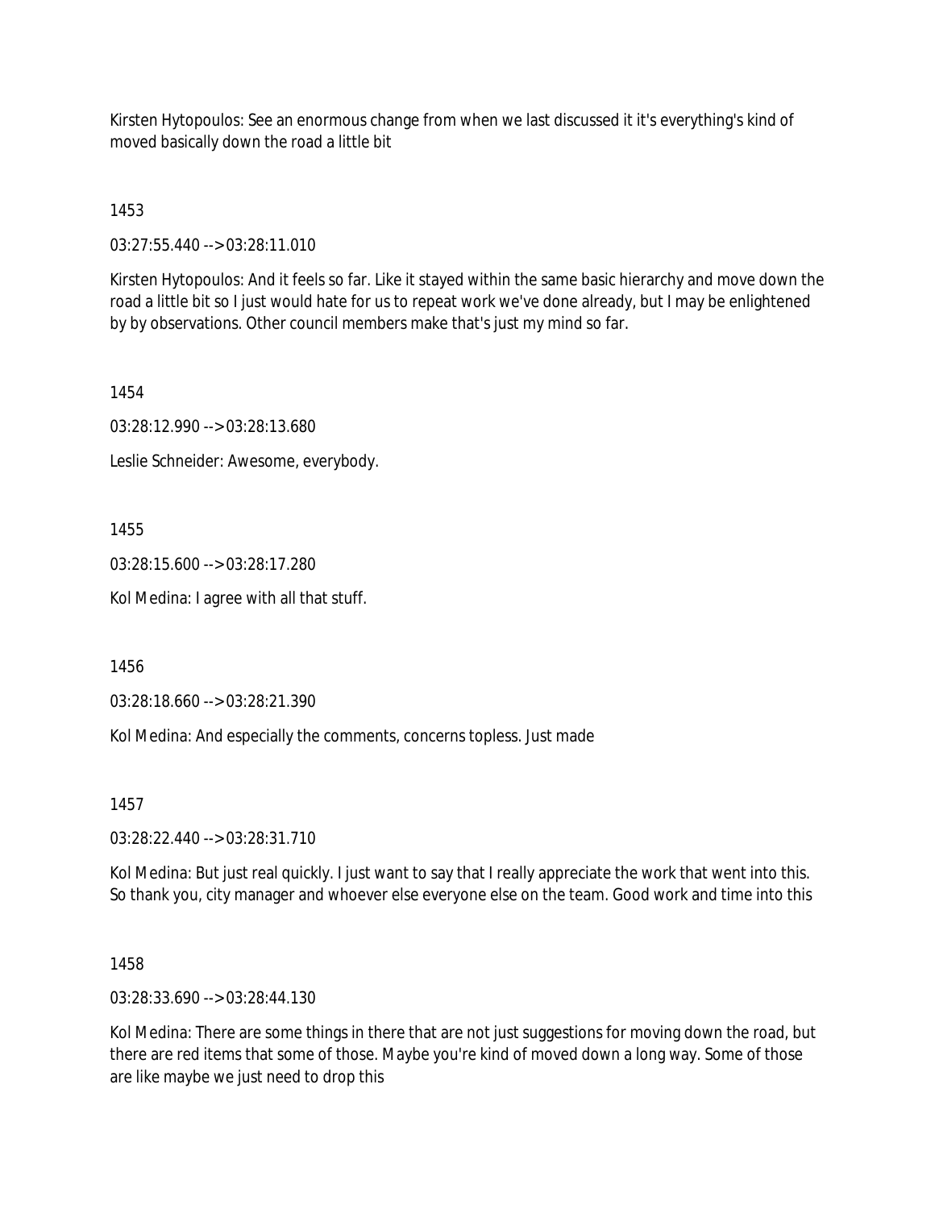Kirsten Hytopoulos: See an enormous change from when we last discussed it it's everything's kind of moved basically down the road a little bit

1453

03:27:55.440 --> 03:28:11.010

Kirsten Hytopoulos: And it feels so far. Like it stayed within the same basic hierarchy and move down the road a little bit so I just would hate for us to repeat work we've done already, but I may be enlightened by by observations. Other council members make that's just my mind so far.

1454

03:28:12.990 --> 03:28:13.680

Leslie Schneider: Awesome, everybody.

1455

03:28:15.600 --> 03:28:17.280

Kol Medina: I agree with all that stuff.

1456

03:28:18.660 --> 03:28:21.390

Kol Medina: And especially the comments, concerns topless. Just made

1457

03:28:22.440 --> 03:28:31.710

Kol Medina: But just real quickly. I just want to say that I really appreciate the work that went into this. So thank you, city manager and whoever else everyone else on the team. Good work and time into this

1458

03:28:33.690 --> 03:28:44.130

Kol Medina: There are some things in there that are not just suggestions for moving down the road, but there are red items that some of those. Maybe you're kind of moved down a long way. Some of those are like maybe we just need to drop this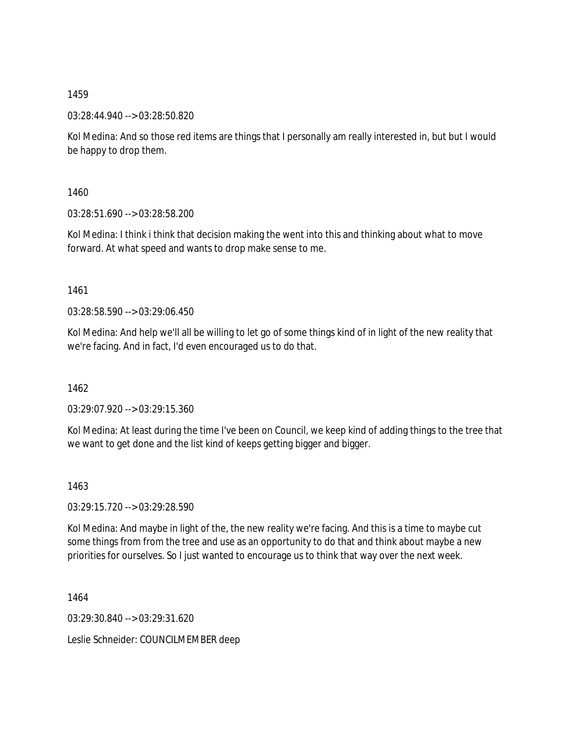1459

03:28:44.940 --> 03:28:50.820

Kol Medina: And so those red items are things that I personally am really interested in, but but I would be happy to drop them.

1460

03:28:51.690 --> 03:28:58.200

Kol Medina: I think i think that decision making the went into this and thinking about what to move forward. At what speed and wants to drop make sense to me.

1461

03:28:58.590 --> 03:29:06.450

Kol Medina: And help we'll all be willing to let go of some things kind of in light of the new reality that we're facing. And in fact, I'd even encouraged us to do that.

1462

03:29:07.920 --> 03:29:15.360

Kol Medina: At least during the time I've been on Council, we keep kind of adding things to the tree that we want to get done and the list kind of keeps getting bigger and bigger.

1463

03:29:15.720 --> 03:29:28.590

Kol Medina: And maybe in light of the, the new reality we're facing. And this is a time to maybe cut some things from from the tree and use as an opportunity to do that and think about maybe a new priorities for ourselves. So I just wanted to encourage us to think that way over the next week.

1464

03:29:30.840 --> 03:29:31.620

Leslie Schneider: COUNCILMEMBER deep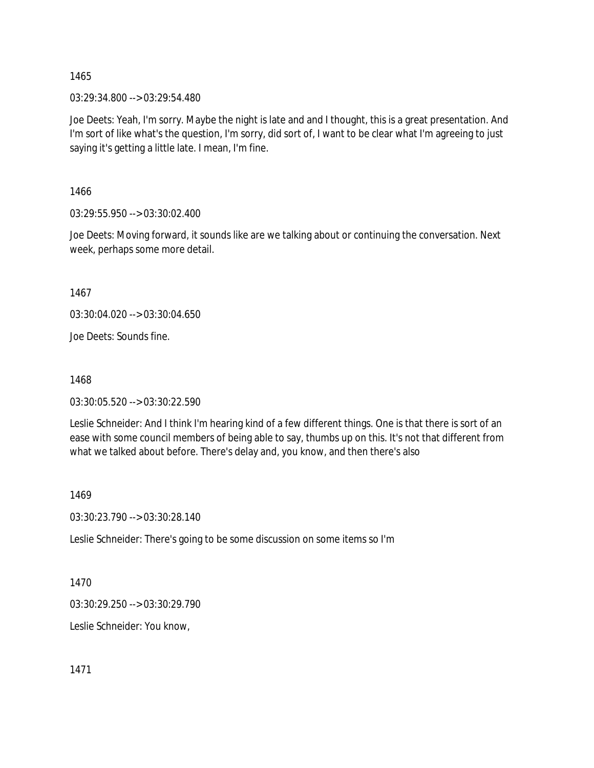1465

03:29:34.800 --> 03:29:54.480

Joe Deets: Yeah, I'm sorry. Maybe the night is late and and I thought, this is a great presentation. And I'm sort of like what's the question, I'm sorry, did sort of, I want to be clear what I'm agreeing to just saying it's getting a little late. I mean, I'm fine.

1466

03:29:55.950 --> 03:30:02.400

Joe Deets: Moving forward, it sounds like are we talking about or continuing the conversation. Next week, perhaps some more detail.

1467

03:30:04.020 --> 03:30:04.650

Joe Deets: Sounds fine.

1468

03:30:05.520 --> 03:30:22.590

Leslie Schneider: And I think I'm hearing kind of a few different things. One is that there is sort of an ease with some council members of being able to say, thumbs up on this. It's not that different from what we talked about before. There's delay and, you know, and then there's also

1469

03:30:23.790 --> 03:30:28.140

Leslie Schneider: There's going to be some discussion on some items so I'm

1470

03:30:29.250 --> 03:30:29.790

Leslie Schneider: You know,

1471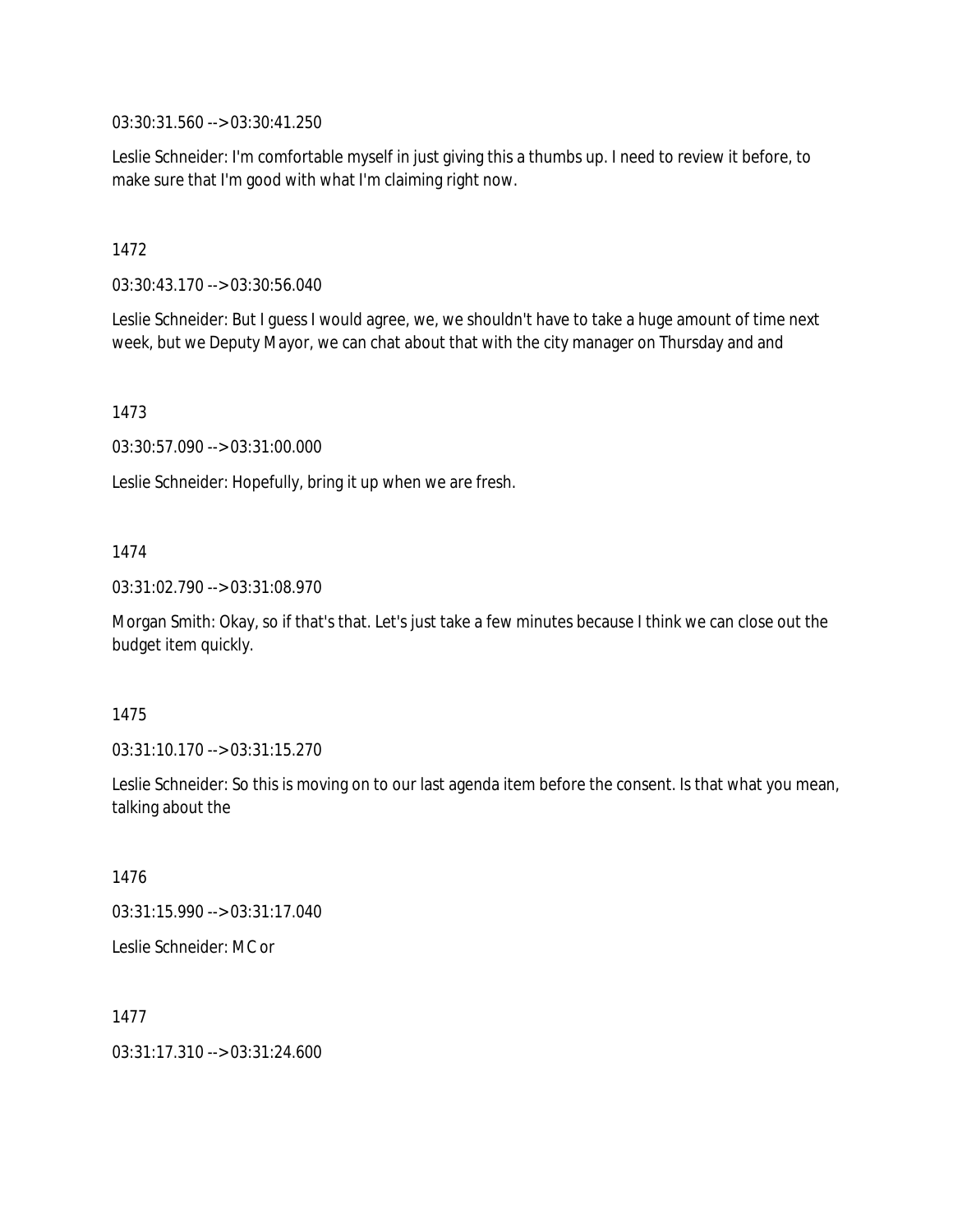03:30:31.560 --> 03:30:41.250

Leslie Schneider: I'm comfortable myself in just giving this a thumbs up. I need to review it before, to make sure that I'm good with what I'm claiming right now.

1472

03:30:43.170 --> 03:30:56.040

Leslie Schneider: But I guess I would agree, we, we shouldn't have to take a huge amount of time next week, but we Deputy Mayor, we can chat about that with the city manager on Thursday and and

1473

03:30:57.090 --> 03:31:00.000

Leslie Schneider: Hopefully, bring it up when we are fresh.

1474

03:31:02.790 --> 03:31:08.970

Morgan Smith: Okay, so if that's that. Let's just take a few minutes because I think we can close out the budget item quickly.

1475

03:31:10.170 --> 03:31:15.270

Leslie Schneider: So this is moving on to our last agenda item before the consent. Is that what you mean, talking about the

1476

03:31:15.990 --> 03:31:17.040

Leslie Schneider: MC or

1477

03:31:17.310 --> 03:31:24.600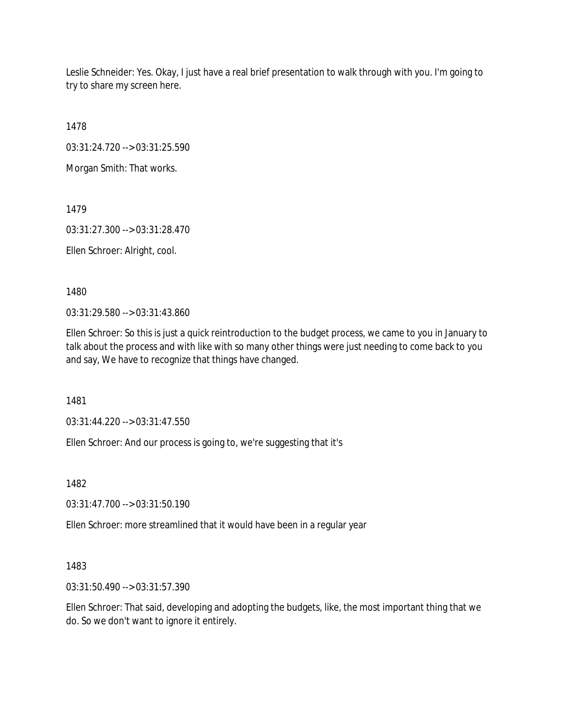Leslie Schneider: Yes. Okay, I just have a real brief presentation to walk through with you. I'm going to try to share my screen here.

1478

03:31:24.720 --> 03:31:25.590

Morgan Smith: That works.

1479

03:31:27.300 --> 03:31:28.470

Ellen Schroer: Alright, cool.

1480

03:31:29.580 --> 03:31:43.860

Ellen Schroer: So this is just a quick reintroduction to the budget process, we came to you in January to talk about the process and with like with so many other things were just needing to come back to you and say, We have to recognize that things have changed.

1481

03:31:44.220 --> 03:31:47.550

Ellen Schroer: And our process is going to, we're suggesting that it's

1482

03:31:47.700 --> 03:31:50.190

Ellen Schroer: more streamlined that it would have been in a regular year

1483

03:31:50.490 --> 03:31:57.390

Ellen Schroer: That said, developing and adopting the budgets, like, the most important thing that we do. So we don't want to ignore it entirely.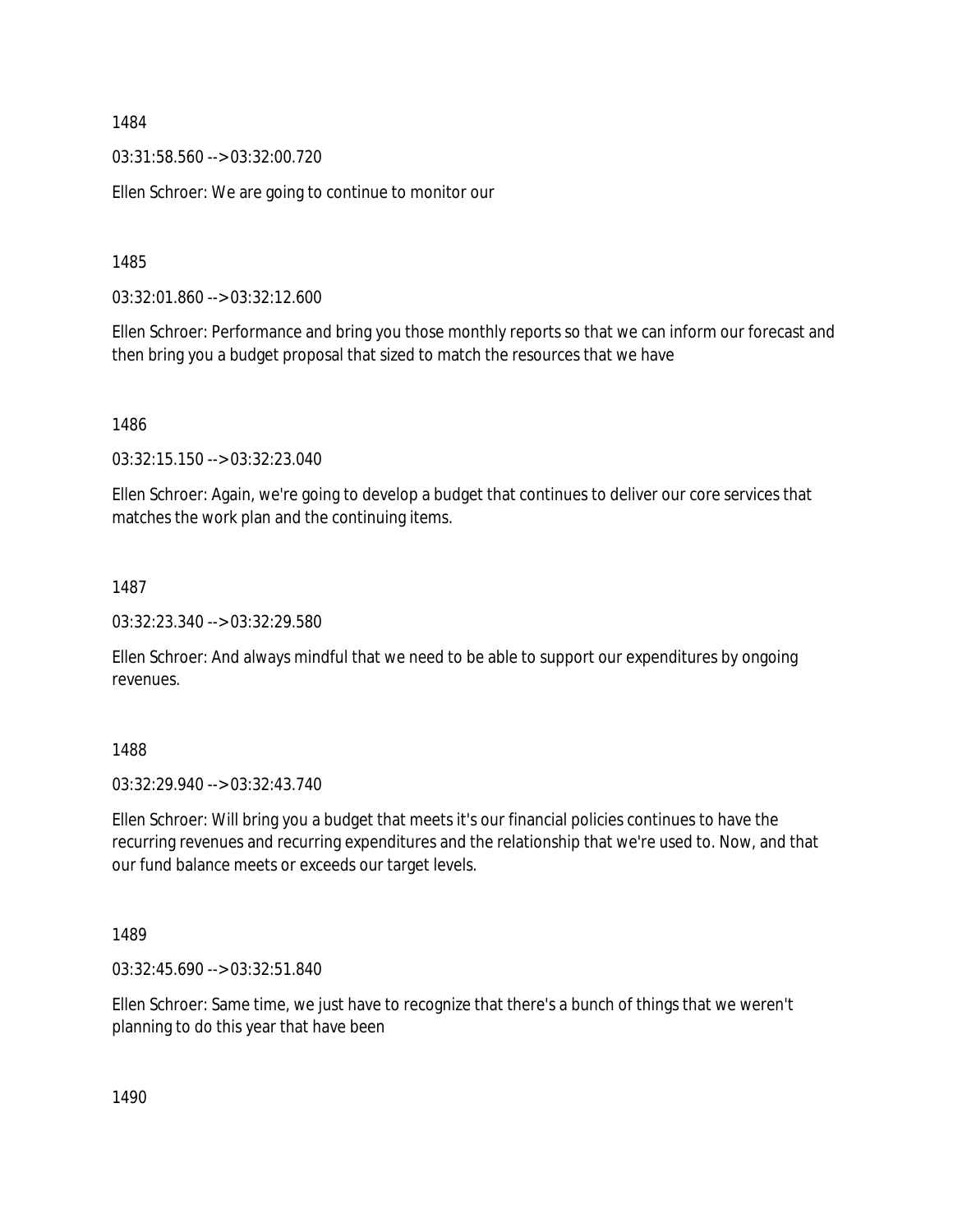1484

03:31:58.560 --> 03:32:00.720

Ellen Schroer: We are going to continue to monitor our

1485

03:32:01.860 --> 03:32:12.600

Ellen Schroer: Performance and bring you those monthly reports so that we can inform our forecast and then bring you a budget proposal that sized to match the resources that we have

1486

03:32:15.150 --> 03:32:23.040

Ellen Schroer: Again, we're going to develop a budget that continues to deliver our core services that matches the work plan and the continuing items.

1487

03:32:23.340 --> 03:32:29.580

Ellen Schroer: And always mindful that we need to be able to support our expenditures by ongoing revenues.

1488

03:32:29.940 --> 03:32:43.740

Ellen Schroer: Will bring you a budget that meets it's our financial policies continues to have the recurring revenues and recurring expenditures and the relationship that we're used to. Now, and that our fund balance meets or exceeds our target levels.

1489

03:32:45.690 --> 03:32:51.840

Ellen Schroer: Same time, we just have to recognize that there's a bunch of things that we weren't planning to do this year that have been

1490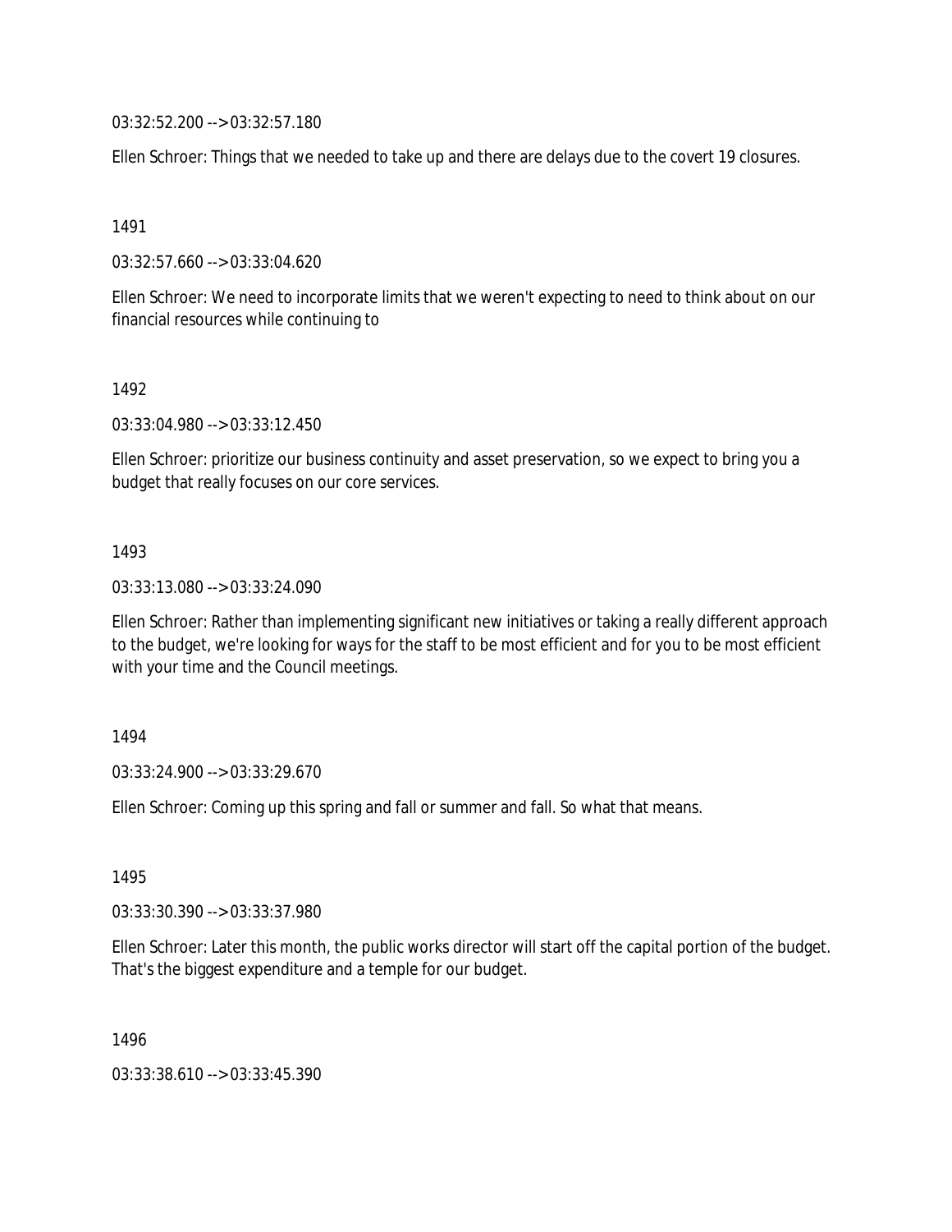03:32:52.200 --> 03:32:57.180

Ellen Schroer: Things that we needed to take up and there are delays due to the covert 19 closures.

1491

03:32:57.660 --> 03:33:04.620

Ellen Schroer: We need to incorporate limits that we weren't expecting to need to think about on our financial resources while continuing to

1492

03:33:04.980 --> 03:33:12.450

Ellen Schroer: prioritize our business continuity and asset preservation, so we expect to bring you a budget that really focuses on our core services.

1493

03:33:13.080 --> 03:33:24.090

Ellen Schroer: Rather than implementing significant new initiatives or taking a really different approach to the budget, we're looking for ways for the staff to be most efficient and for you to be most efficient with your time and the Council meetings.

1494

03:33:24.900 --> 03:33:29.670

Ellen Schroer: Coming up this spring and fall or summer and fall. So what that means.

1495

03:33:30.390 --> 03:33:37.980

Ellen Schroer: Later this month, the public works director will start off the capital portion of the budget. That's the biggest expenditure and a temple for our budget.

1496

03:33:38.610 --> 03:33:45.390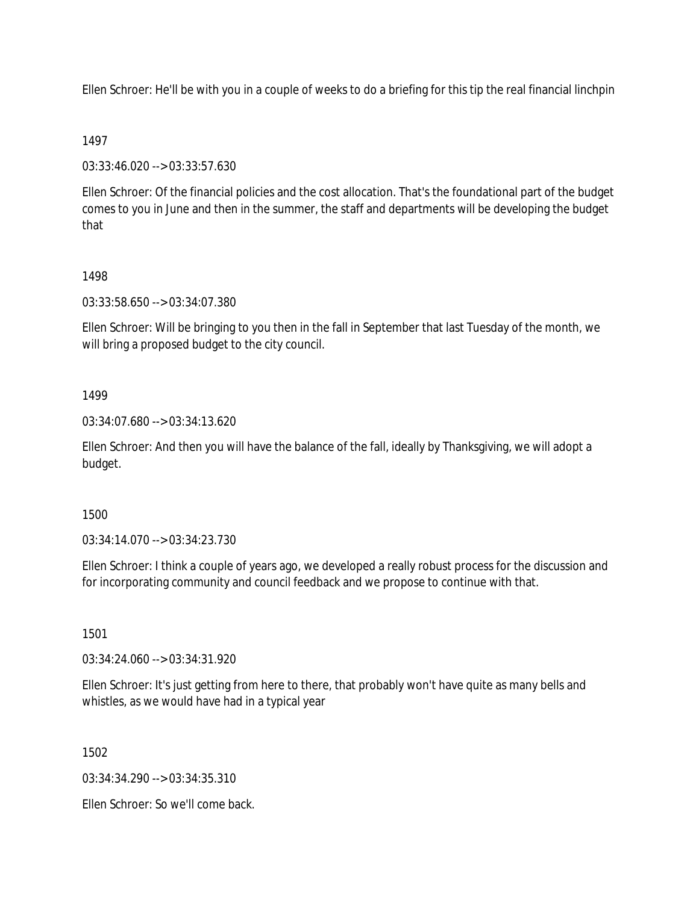Ellen Schroer: He'll be with you in a couple of weeks to do a briefing for this tip the real financial linchpin

1497

03:33:46.020 --> 03:33:57.630

Ellen Schroer: Of the financial policies and the cost allocation. That's the foundational part of the budget comes to you in June and then in the summer, the staff and departments will be developing the budget that

1498

03:33:58.650 --> 03:34:07.380

Ellen Schroer: Will be bringing to you then in the fall in September that last Tuesday of the month, we will bring a proposed budget to the city council.

1499

03:34:07.680 --> 03:34:13.620

Ellen Schroer: And then you will have the balance of the fall, ideally by Thanksgiving, we will adopt a budget.

1500

03:34:14.070 --> 03:34:23.730

Ellen Schroer: I think a couple of years ago, we developed a really robust process for the discussion and for incorporating community and council feedback and we propose to continue with that.

1501

03:34:24.060 --> 03:34:31.920

Ellen Schroer: It's just getting from here to there, that probably won't have quite as many bells and whistles, as we would have had in a typical year

1502

03:34:34.290 --> 03:34:35.310

Ellen Schroer: So we'll come back.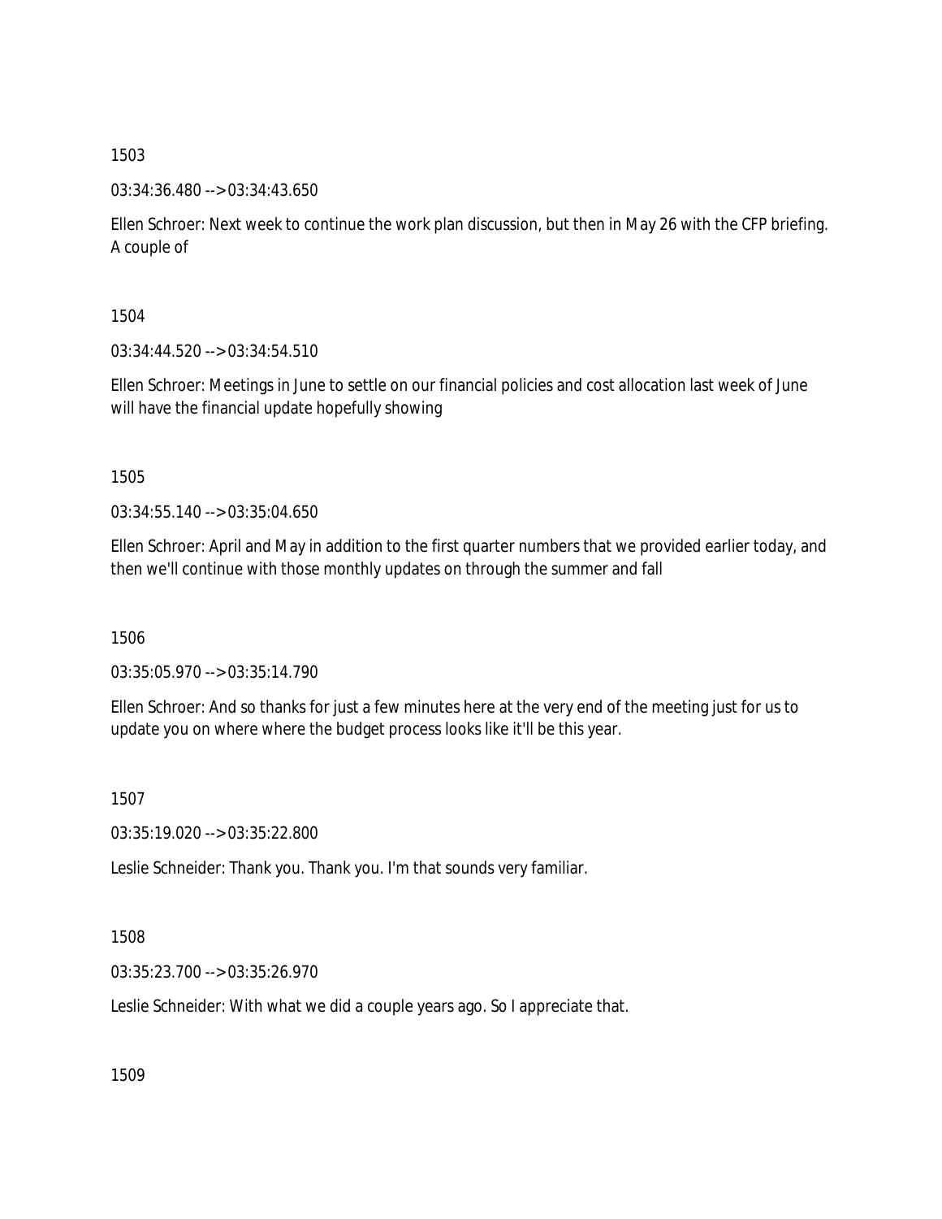1503

03:34:36.480 --> 03:34:43.650

Ellen Schroer: Next week to continue the work plan discussion, but then in May 26 with the CFP briefing. A couple of

1504

03:34:44.520 --> 03:34:54.510

Ellen Schroer: Meetings in June to settle on our financial policies and cost allocation last week of June will have the financial update hopefully showing

1505

03:34:55.140 --> 03:35:04.650

Ellen Schroer: April and May in addition to the first quarter numbers that we provided earlier today, and then we'll continue with those monthly updates on through the summer and fall

1506

03:35:05.970 --> 03:35:14.790

Ellen Schroer: And so thanks for just a few minutes here at the very end of the meeting just for us to update you on where where the budget process looks like it'll be this year.

1507

03:35:19.020 --> 03:35:22.800

Leslie Schneider: Thank you. Thank you. I'm that sounds very familiar.

1508

03:35:23.700 --> 03:35:26.970

Leslie Schneider: With what we did a couple years ago. So I appreciate that.

1509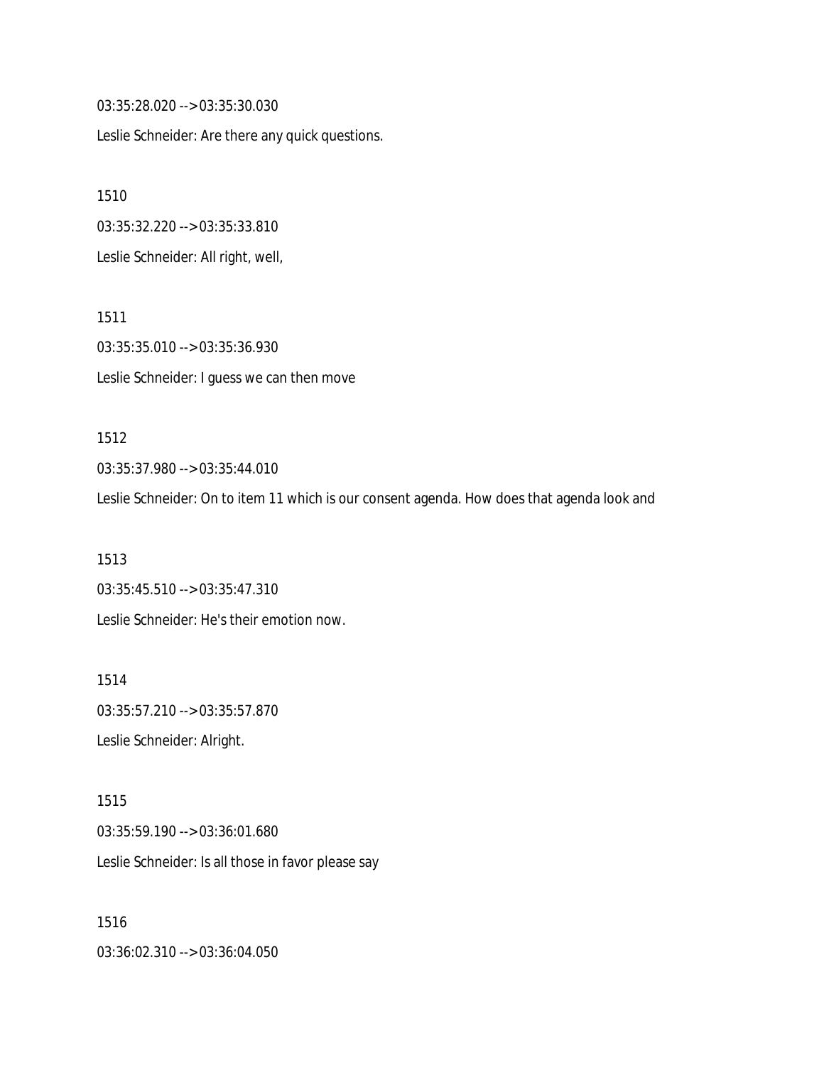03:35:28.020 --> 03:35:30.030

Leslie Schneider: Are there any quick questions.

1510

03:35:32.220 --> 03:35:33.810

Leslie Schneider: All right, well,

1511

03:35:35.010 --> 03:35:36.930

Leslie Schneider: I guess we can then move

1512

03:35:37.980 --> 03:35:44.010

Leslie Schneider: On to item 11 which is our consent agenda. How does that agenda look and

1513

03:35:45.510 --> 03:35:47.310

Leslie Schneider: He's their emotion now.

1514

03:35:57.210 --> 03:35:57.870

Leslie Schneider: Alright.

1515

03:35:59.190 --> 03:36:01.680

Leslie Schneider: Is all those in favor please say

1516

03:36:02.310 --> 03:36:04.050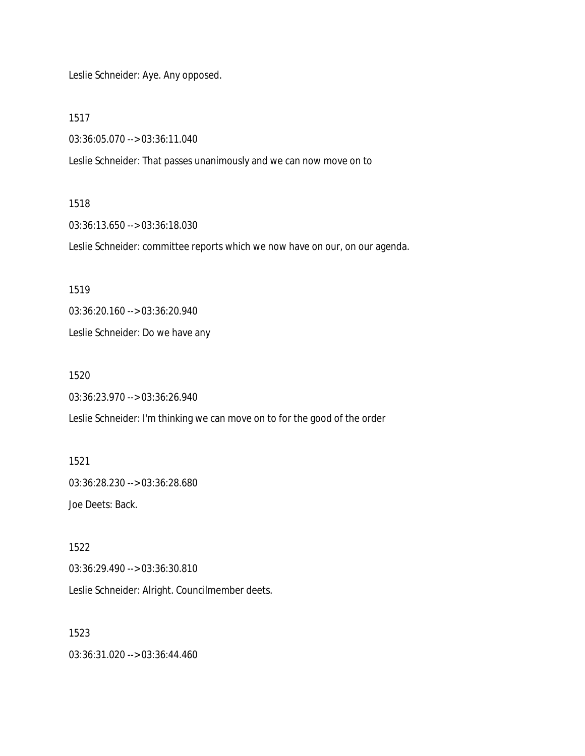Leslie Schneider: Aye. Any opposed.

1517

03:36:05.070 --> 03:36:11.040

Leslie Schneider: That passes unanimously and we can now move on to

1518

03:36:13.650 --> 03:36:18.030

Leslie Schneider: committee reports which we now have on our, on our agenda.

1519

03:36:20.160 --> 03:36:20.940

Leslie Schneider: Do we have any

1520

03:36:23.970 --> 03:36:26.940

Leslie Schneider: I'm thinking we can move on to for the good of the order

1521

03:36:28.230 --> 03:36:28.680

Joe Deets: Back.

1522

03:36:29.490 --> 03:36:30.810

Leslie Schneider: Alright. Councilmember deets.

1523

03:36:31.020 --> 03:36:44.460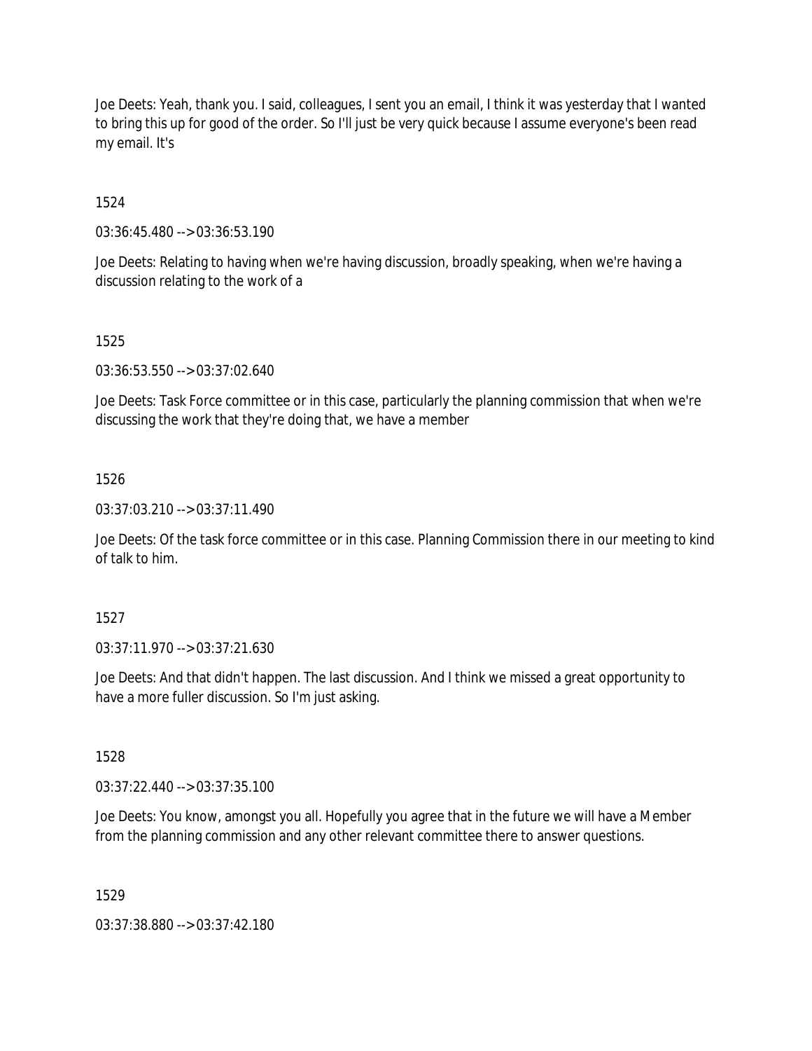Joe Deets: Yeah, thank you. I said, colleagues, I sent you an email, I think it was yesterday that I wanted to bring this up for good of the order. So I'll just be very quick because I assume everyone's been read my email. It's

1524

03:36:45.480 --> 03:36:53.190

Joe Deets: Relating to having when we're having discussion, broadly speaking, when we're having a discussion relating to the work of a

1525

03:36:53.550 --> 03:37:02.640

Joe Deets: Task Force committee or in this case, particularly the planning commission that when we're discussing the work that they're doing that, we have a member

1526

03:37:03.210 --> 03:37:11.490

Joe Deets: Of the task force committee or in this case. Planning Commission there in our meeting to kind of talk to him.

1527

03:37:11.970 --> 03:37:21.630

Joe Deets: And that didn't happen. The last discussion. And I think we missed a great opportunity to have a more fuller discussion. So I'm just asking.

1528

03:37:22.440 --> 03:37:35.100

Joe Deets: You know, amongst you all. Hopefully you agree that in the future we will have a Member from the planning commission and any other relevant committee there to answer questions.

1529

03:37:38.880 --> 03:37:42.180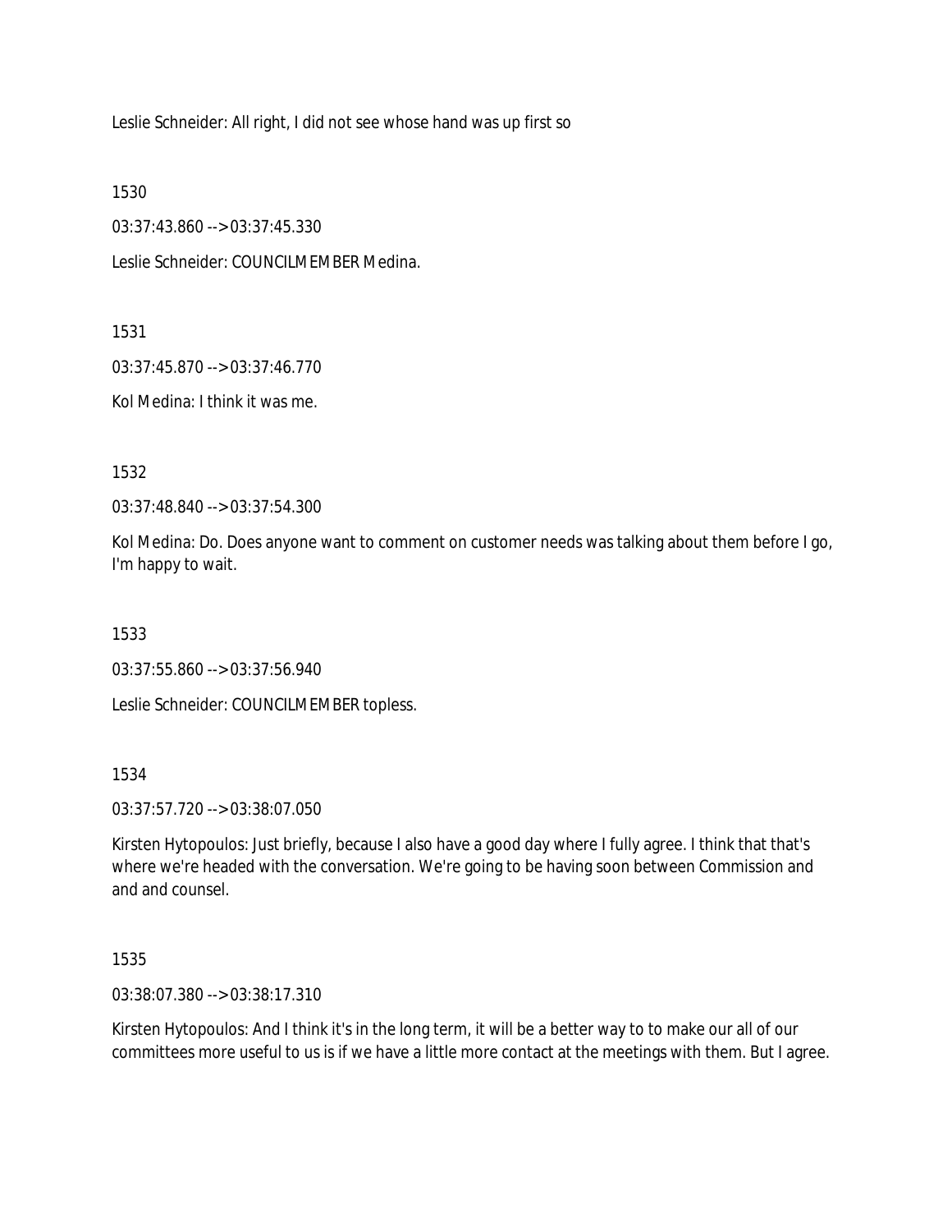Leslie Schneider: All right, I did not see whose hand was up first so

1530

03:37:43.860 --> 03:37:45.330

Leslie Schneider: COUNCILMEMBER Medina.

1531

03:37:45.870 --> 03:37:46.770

Kol Medina: I think it was me.

1532

03:37:48.840 --> 03:37:54.300

Kol Medina: Do. Does anyone want to comment on customer needs was talking about them before I go, I'm happy to wait.

1533

03:37:55.860 --> 03:37:56.940

Leslie Schneider: COUNCILMEMBER topless.

1534

03:37:57.720 --> 03:38:07.050

Kirsten Hytopoulos: Just briefly, because I also have a good day where I fully agree. I think that that's where we're headed with the conversation. We're going to be having soon between Commission and and and counsel.

1535

03:38:07.380 --> 03:38:17.310

Kirsten Hytopoulos: And I think it's in the long term, it will be a better way to to make our all of our committees more useful to us is if we have a little more contact at the meetings with them. But I agree.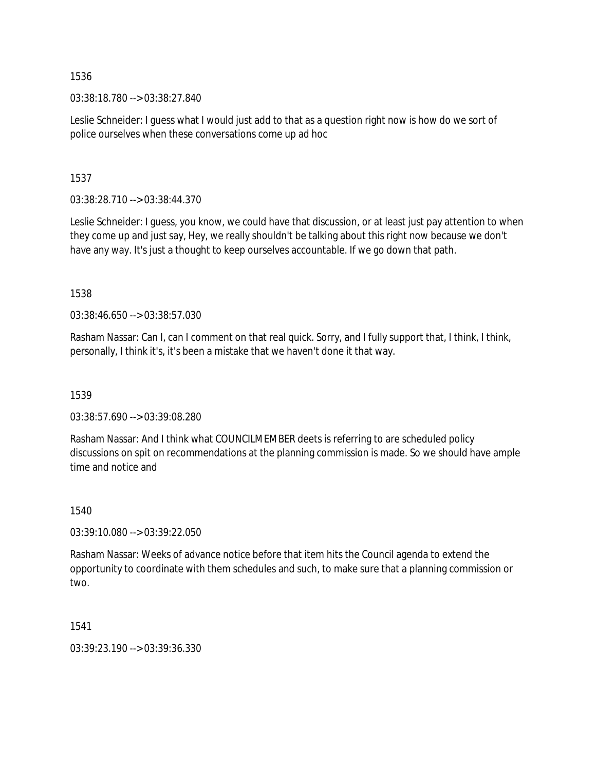1536

03:38:18.780 --> 03:38:27.840

Leslie Schneider: I guess what I would just add to that as a question right now is how do we sort of police ourselves when these conversations come up ad hoc

1537

03:38:28.710 --> 03:38:44.370

Leslie Schneider: I guess, you know, we could have that discussion, or at least just pay attention to when they come up and just say, Hey, we really shouldn't be talking about this right now because we don't have any way. It's just a thought to keep ourselves accountable. If we go down that path.

1538

03:38:46.650 --> 03:38:57.030

Rasham Nassar: Can I, can I comment on that real quick. Sorry, and I fully support that, I think, I think, personally, I think it's, it's been a mistake that we haven't done it that way.

1539

03:38:57.690 --> 03:39:08.280

Rasham Nassar: And I think what COUNCILMEMBER deets is referring to are scheduled policy discussions on spit on recommendations at the planning commission is made. So we should have ample time and notice and

1540

03:39:10.080 --> 03:39:22.050

Rasham Nassar: Weeks of advance notice before that item hits the Council agenda to extend the opportunity to coordinate with them schedules and such, to make sure that a planning commission or two.

1541

03:39:23.190 --> 03:39:36.330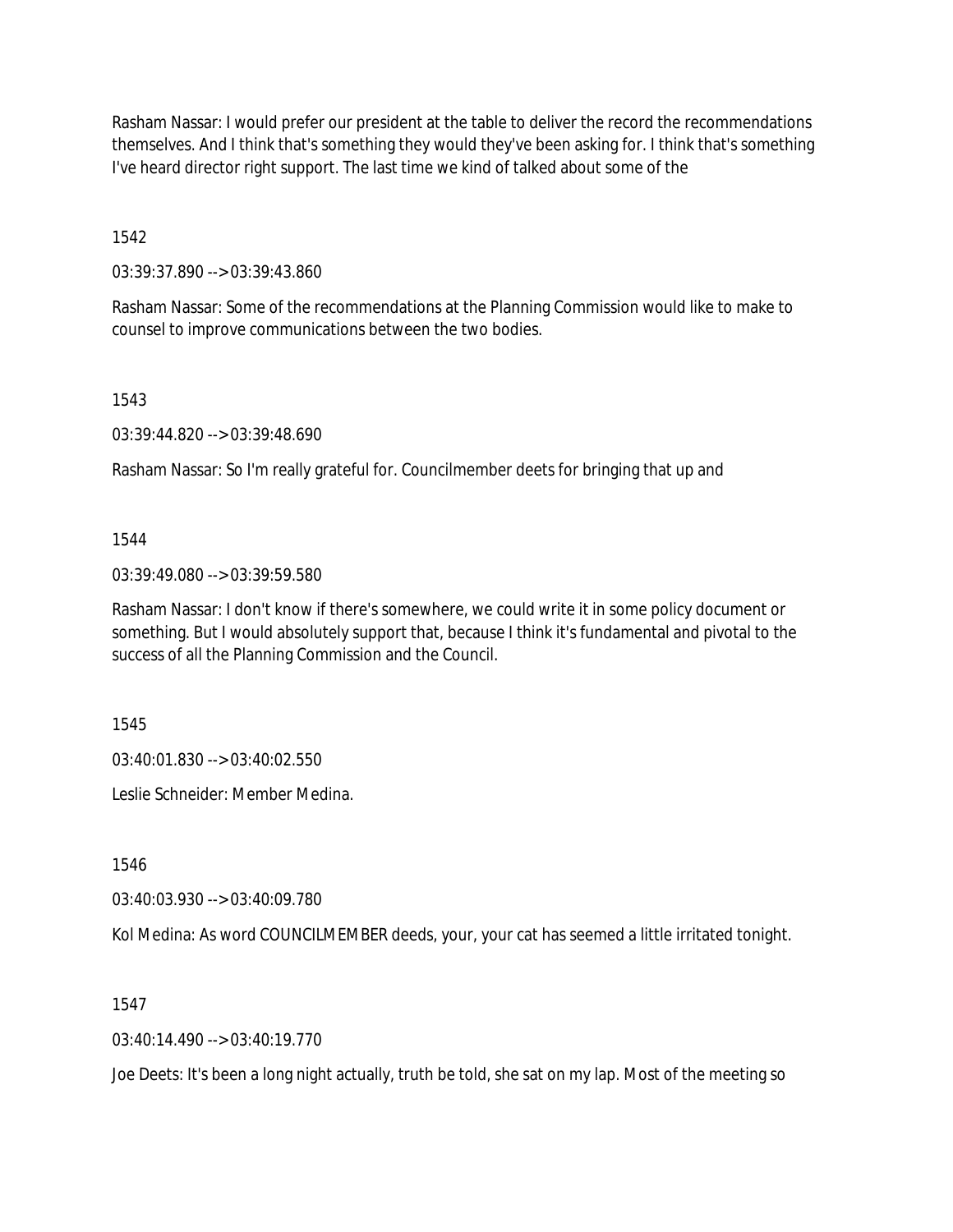Rasham Nassar: I would prefer our president at the table to deliver the record the recommendations themselves. And I think that's something they would they've been asking for. I think that's something I've heard director right support. The last time we kind of talked about some of the

1542

03:39:37.890 --> 03:39:43.860

Rasham Nassar: Some of the recommendations at the Planning Commission would like to make to counsel to improve communications between the two bodies.

1543

03:39:44.820 --> 03:39:48.690

Rasham Nassar: So I'm really grateful for. Councilmember deets for bringing that up and

1544

03:39:49.080 --> 03:39:59.580

Rasham Nassar: I don't know if there's somewhere, we could write it in some policy document or something. But I would absolutely support that, because I think it's fundamental and pivotal to the success of all the Planning Commission and the Council.

1545

03:40:01.830 --> 03:40:02.550

Leslie Schneider: Member Medina.

1546

03:40:03.930 --> 03:40:09.780

Kol Medina: As word COUNCILMEMBER deeds, your, your cat has seemed a little irritated tonight.

1547

03:40:14.490 --> 03:40:19.770

Joe Deets: It's been a long night actually, truth be told, she sat on my lap. Most of the meeting so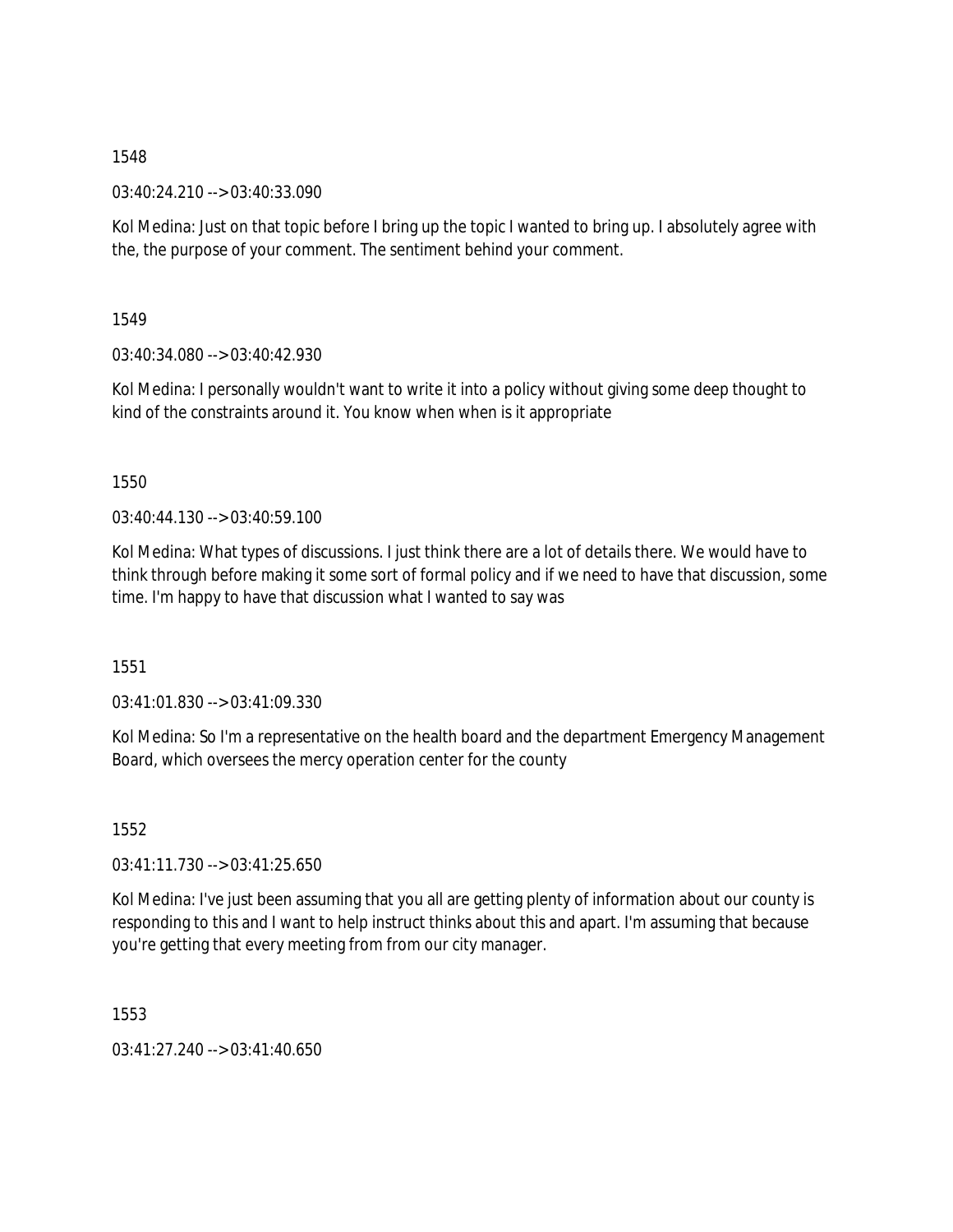1548

03:40:24.210 --> 03:40:33.090

Kol Medina: Just on that topic before I bring up the topic I wanted to bring up. I absolutely agree with the, the purpose of your comment. The sentiment behind your comment.

1549

03:40:34.080 --> 03:40:42.930

Kol Medina: I personally wouldn't want to write it into a policy without giving some deep thought to kind of the constraints around it. You know when when is it appropriate

1550

03:40:44.130 --> 03:40:59.100

Kol Medina: What types of discussions. I just think there are a lot of details there. We would have to think through before making it some sort of formal policy and if we need to have that discussion, some time. I'm happy to have that discussion what I wanted to say was

1551

03:41:01.830 --> 03:41:09.330

Kol Medina: So I'm a representative on the health board and the department Emergency Management Board, which oversees the mercy operation center for the county

1552

03:41:11.730 --> 03:41:25.650

Kol Medina: I've just been assuming that you all are getting plenty of information about our county is responding to this and I want to help instruct thinks about this and apart. I'm assuming that because you're getting that every meeting from from our city manager.

1553

03:41:27.240 --> 03:41:40.650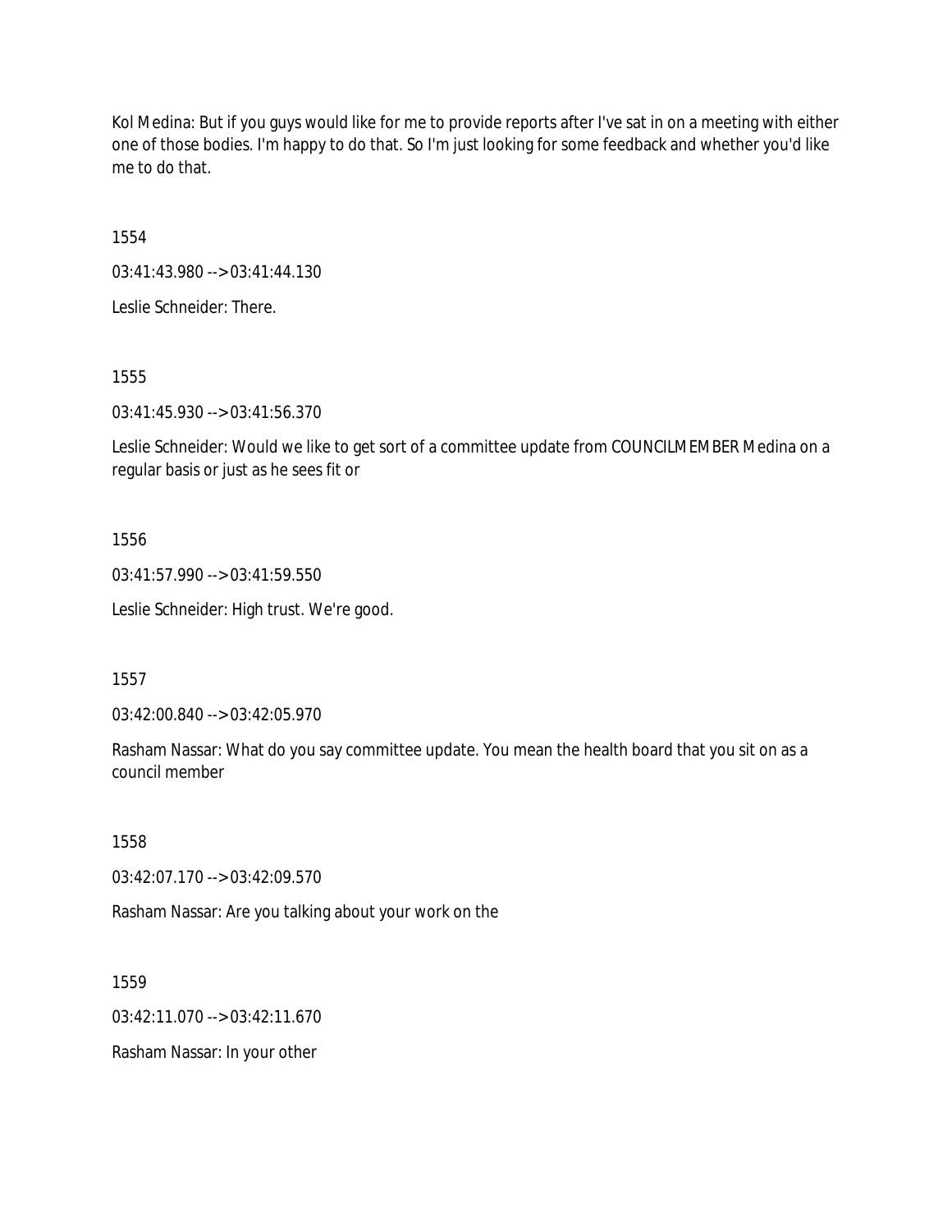Kol Medina: But if you guys would like for me to provide reports after I've sat in on a meeting with either one of those bodies. I'm happy to do that. So I'm just looking for some feedback and whether you'd like me to do that.

1554

03:41:43.980 --> 03:41:44.130

Leslie Schneider: There.

1555

03:41:45.930 --> 03:41:56.370

Leslie Schneider: Would we like to get sort of a committee update from COUNCILMEMBER Medina on a regular basis or just as he sees fit or

1556

03:41:57.990 --> 03:41:59.550

Leslie Schneider: High trust. We're good.

1557

03:42:00.840 --> 03:42:05.970

Rasham Nassar: What do you say committee update. You mean the health board that you sit on as a council member

1558

03:42:07.170 --> 03:42:09.570

Rasham Nassar: Are you talking about your work on the

1559

03:42:11.070 --> 03:42:11.670

Rasham Nassar: In your other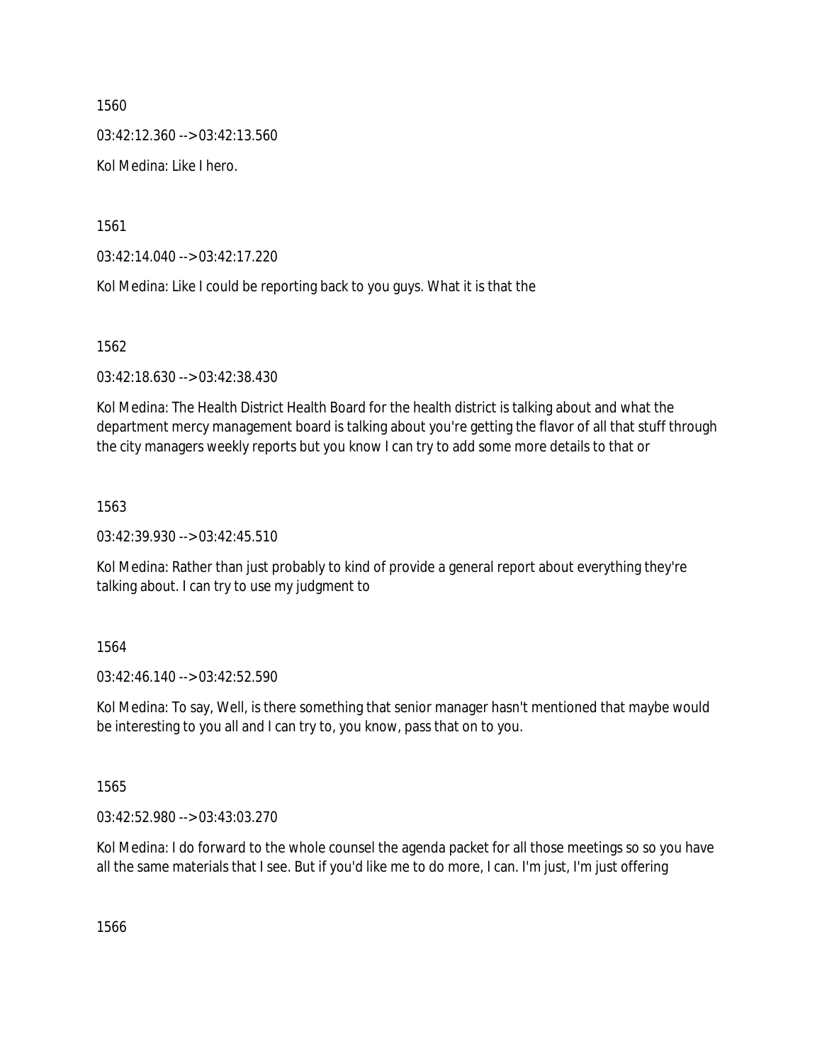1560

03:42:12.360 --> 03:42:13.560

Kol Medina: Like I hero.

1561

03:42:14.040 --> 03:42:17.220

Kol Medina: Like I could be reporting back to you guys. What it is that the

1562

03:42:18.630 --> 03:42:38.430

Kol Medina: The Health District Health Board for the health district is talking about and what the department mercy management board is talking about you're getting the flavor of all that stuff through the city managers weekly reports but you know I can try to add some more details to that or

1563

03:42:39.930 --> 03:42:45.510

Kol Medina: Rather than just probably to kind of provide a general report about everything they're talking about. I can try to use my judgment to

1564

03:42:46.140 --> 03:42:52.590

Kol Medina: To say, Well, is there something that senior manager hasn't mentioned that maybe would be interesting to you all and I can try to, you know, pass that on to you.

1565

03:42:52.980 --> 03:43:03.270

Kol Medina: I do forward to the whole counsel the agenda packet for all those meetings so so you have all the same materials that I see. But if you'd like me to do more, I can. I'm just, I'm just offering

1566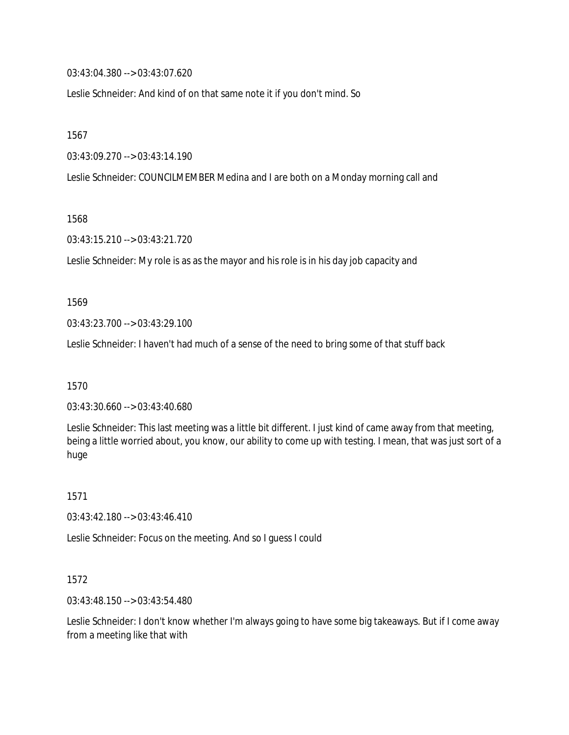03:43:04.380 --> 03:43:07.620

Leslie Schneider: And kind of on that same note it if you don't mind. So

1567

03:43:09.270 --> 03:43:14.190

Leslie Schneider: COUNCILMEMBER Medina and I are both on a Monday morning call and

1568

03:43:15.210 --> 03:43:21.720

Leslie Schneider: My role is as as the mayor and his role is in his day job capacity and

1569

03:43:23.700 --> 03:43:29.100

Leslie Schneider: I haven't had much of a sense of the need to bring some of that stuff back

1570

03:43:30.660 --> 03:43:40.680

Leslie Schneider: This last meeting was a little bit different. I just kind of came away from that meeting, being a little worried about, you know, our ability to come up with testing. I mean, that was just sort of a huge

1571

03:43:42.180 --> 03:43:46.410

Leslie Schneider: Focus on the meeting. And so I guess I could

1572

03:43:48.150 --> 03:43:54.480

Leslie Schneider: I don't know whether I'm always going to have some big takeaways. But if I come away from a meeting like that with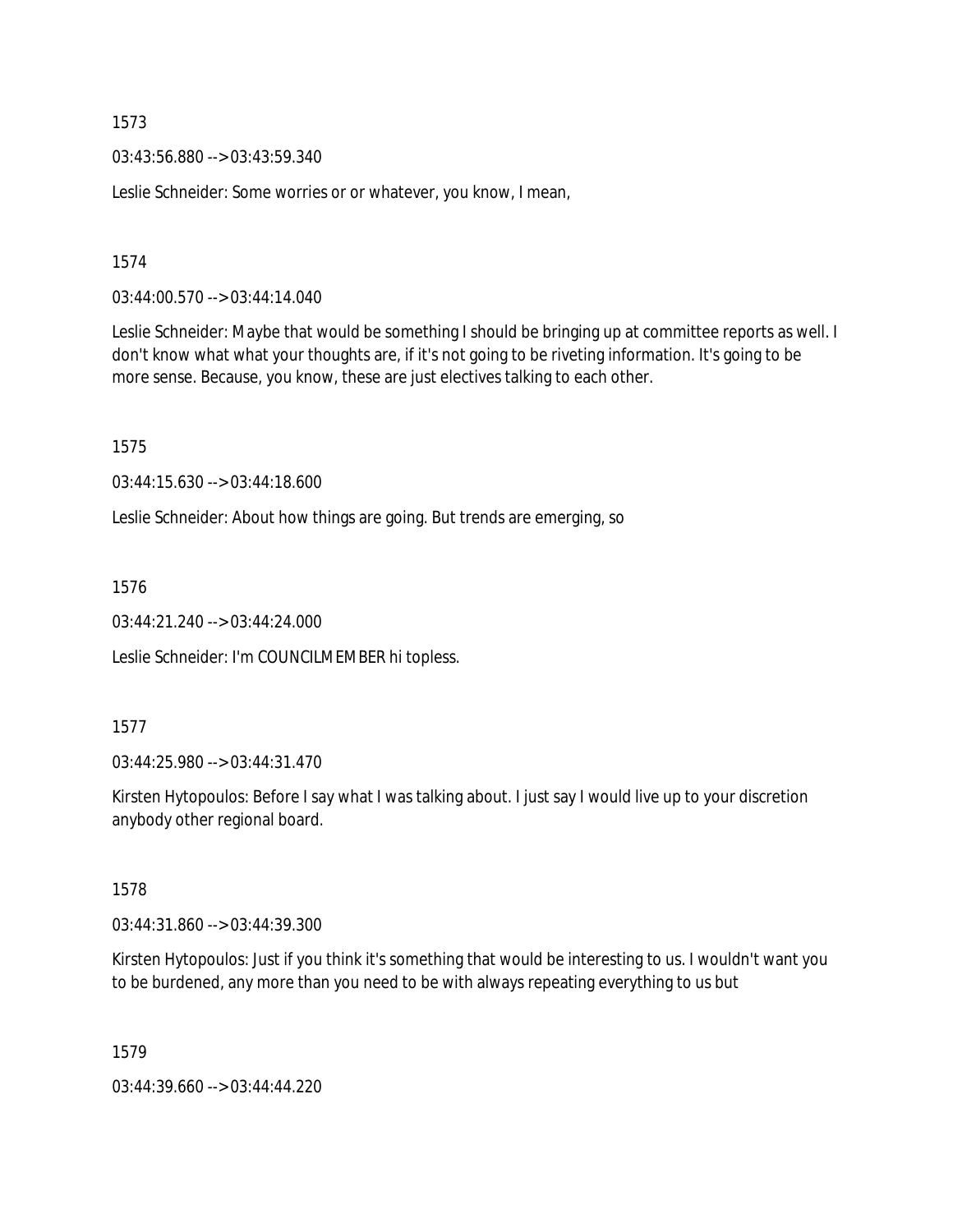1573

03:43:56.880 --> 03:43:59.340

Leslie Schneider: Some worries or or whatever, you know, I mean,

1574

03:44:00.570 --> 03:44:14.040

Leslie Schneider: Maybe that would be something I should be bringing up at committee reports as well. I don't know what what your thoughts are, if it's not going to be riveting information. It's going to be more sense. Because, you know, these are just electives talking to each other.

1575

03:44:15.630 --> 03:44:18.600

Leslie Schneider: About how things are going. But trends are emerging, so

1576

03:44:21.240 --> 03:44:24.000

Leslie Schneider: I'm COUNCILMEMBER hi topless.

1577

03:44:25.980 --> 03:44:31.470

Kirsten Hytopoulos: Before I say what I was talking about. I just say I would live up to your discretion anybody other regional board.

1578

03:44:31.860 --> 03:44:39.300

Kirsten Hytopoulos: Just if you think it's something that would be interesting to us. I wouldn't want you to be burdened, any more than you need to be with always repeating everything to us but

1579

03:44:39.660 --> 03:44:44.220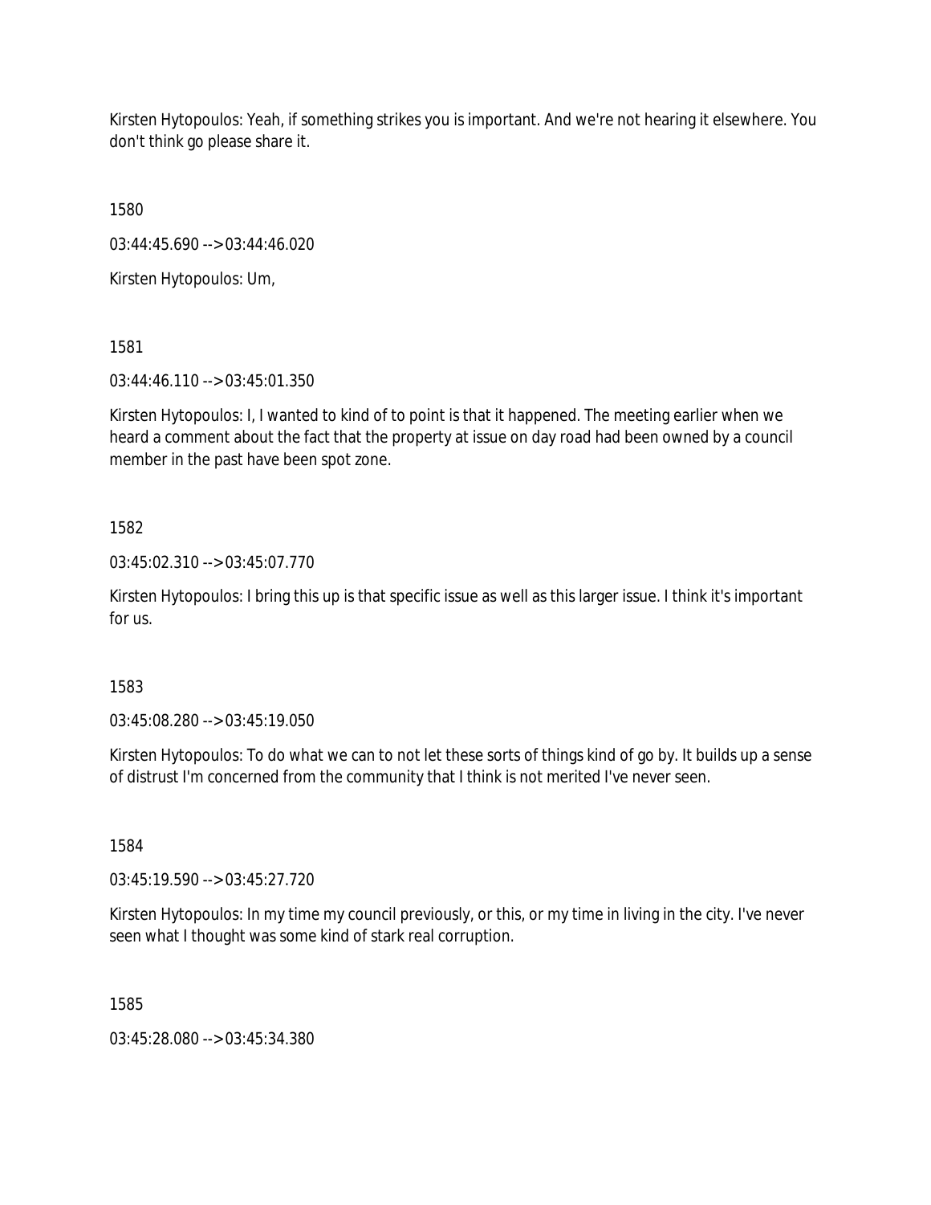Kirsten Hytopoulos: Yeah, if something strikes you is important. And we're not hearing it elsewhere. You don't think go please share it.

1580

03:44:45.690 --> 03:44:46.020

Kirsten Hytopoulos: Um,

1581

03:44:46.110 --> 03:45:01.350

Kirsten Hytopoulos: I, I wanted to kind of to point is that it happened. The meeting earlier when we heard a comment about the fact that the property at issue on day road had been owned by a council member in the past have been spot zone.

1582

03:45:02.310 --> 03:45:07.770

Kirsten Hytopoulos: I bring this up is that specific issue as well as this larger issue. I think it's important for us.

1583

03:45:08.280 --> 03:45:19.050

Kirsten Hytopoulos: To do what we can to not let these sorts of things kind of go by. It builds up a sense of distrust I'm concerned from the community that I think is not merited I've never seen.

1584

03:45:19.590 --> 03:45:27.720

Kirsten Hytopoulos: In my time my council previously, or this, or my time in living in the city. I've never seen what I thought was some kind of stark real corruption.

1585

03:45:28.080 --> 03:45:34.380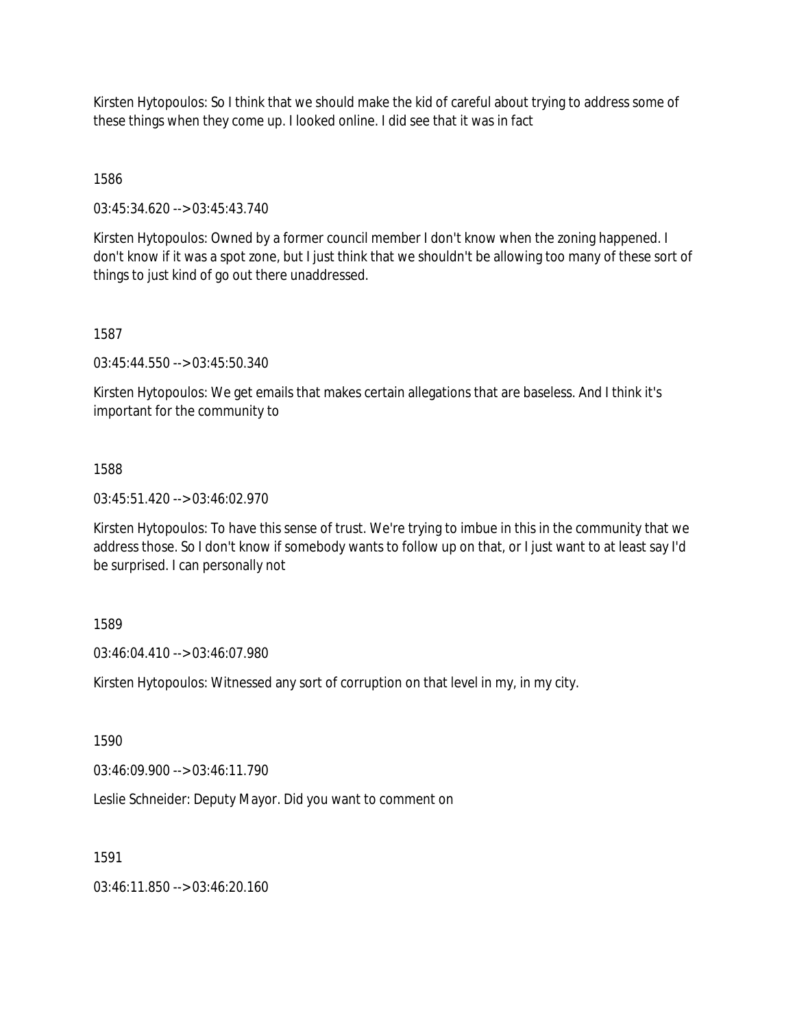Kirsten Hytopoulos: So I think that we should make the kid of careful about trying to address some of these things when they come up. I looked online. I did see that it was in fact

1586

03:45:34.620 --> 03:45:43.740

Kirsten Hytopoulos: Owned by a former council member I don't know when the zoning happened. I don't know if it was a spot zone, but I just think that we shouldn't be allowing too many of these sort of things to just kind of go out there unaddressed.

1587

03:45:44.550 --> 03:45:50.340

Kirsten Hytopoulos: We get emails that makes certain allegations that are baseless. And I think it's important for the community to

1588

03:45:51.420 --> 03:46:02.970

Kirsten Hytopoulos: To have this sense of trust. We're trying to imbue in this in the community that we address those. So I don't know if somebody wants to follow up on that, or I just want to at least say I'd be surprised. I can personally not

1589

03:46:04.410 --> 03:46:07.980

Kirsten Hytopoulos: Witnessed any sort of corruption on that level in my, in my city.

1590

03:46:09.900 --> 03:46:11.790

Leslie Schneider: Deputy Mayor. Did you want to comment on

1591

03:46:11.850 --> 03:46:20.160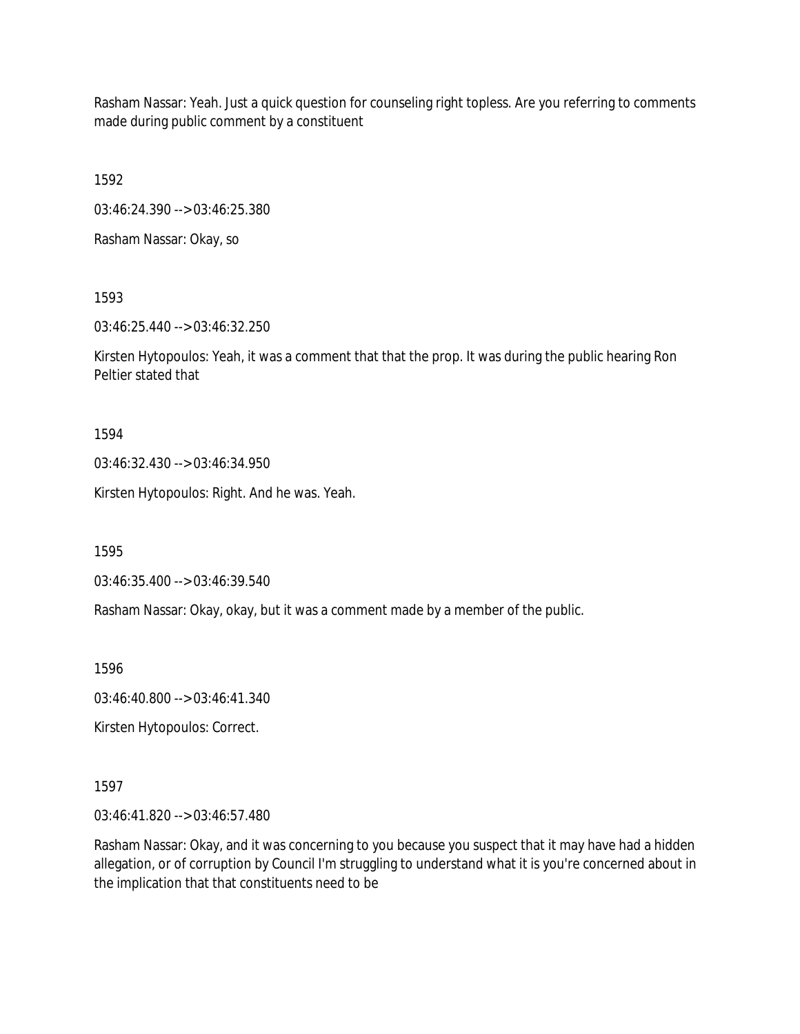Rasham Nassar: Yeah. Just a quick question for counseling right topless. Are you referring to comments made during public comment by a constituent

1592

03:46:24.390 --> 03:46:25.380

Rasham Nassar: Okay, so

1593

03:46:25.440 --> 03:46:32.250

Kirsten Hytopoulos: Yeah, it was a comment that that the prop. It was during the public hearing Ron Peltier stated that

1594

03:46:32.430 --> 03:46:34.950

Kirsten Hytopoulos: Right. And he was. Yeah.

1595

03:46:35.400 --> 03:46:39.540

Rasham Nassar: Okay, okay, but it was a comment made by a member of the public.

1596

03:46:40.800 --> 03:46:41.340

Kirsten Hytopoulos: Correct.

1597

03:46:41.820 --> 03:46:57.480

Rasham Nassar: Okay, and it was concerning to you because you suspect that it may have had a hidden allegation, or of corruption by Council I'm struggling to understand what it is you're concerned about in the implication that that constituents need to be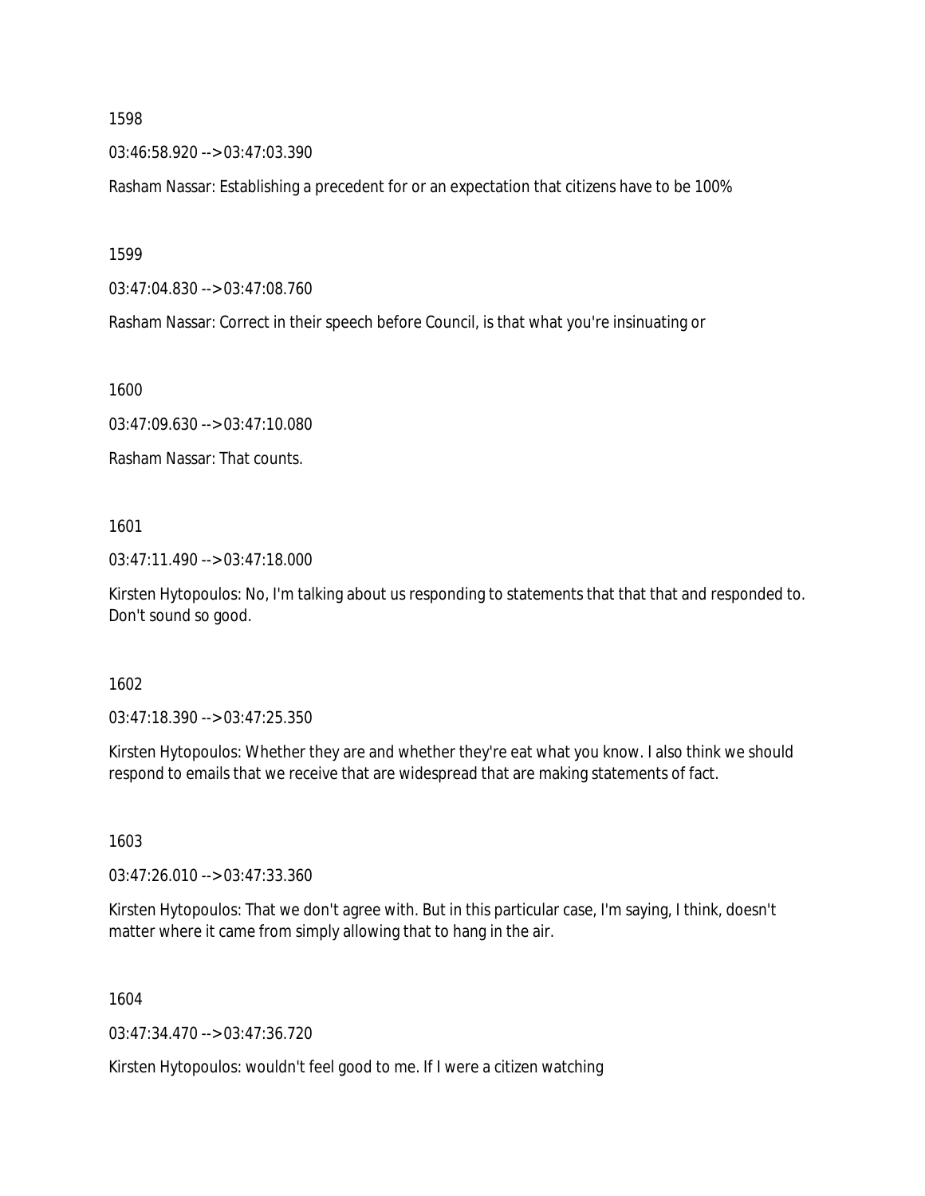1598

03:46:58.920 --> 03:47:03.390

Rasham Nassar: Establishing a precedent for or an expectation that citizens have to be 100%

1599

03:47:04.830 --> 03:47:08.760

Rasham Nassar: Correct in their speech before Council, is that what you're insinuating or

1600

03:47:09.630 --> 03:47:10.080

Rasham Nassar: That counts.

1601

03:47:11.490 --> 03:47:18.000

Kirsten Hytopoulos: No, I'm talking about us responding to statements that that that and responded to. Don't sound so good.

1602

03:47:18.390 --> 03:47:25.350

Kirsten Hytopoulos: Whether they are and whether they're eat what you know. I also think we should respond to emails that we receive that are widespread that are making statements of fact.

1603

03:47:26.010 --> 03:47:33.360

Kirsten Hytopoulos: That we don't agree with. But in this particular case, I'm saying, I think, doesn't matter where it came from simply allowing that to hang in the air.

1604

03:47:34.470 --> 03:47:36.720

Kirsten Hytopoulos: wouldn't feel good to me. If I were a citizen watching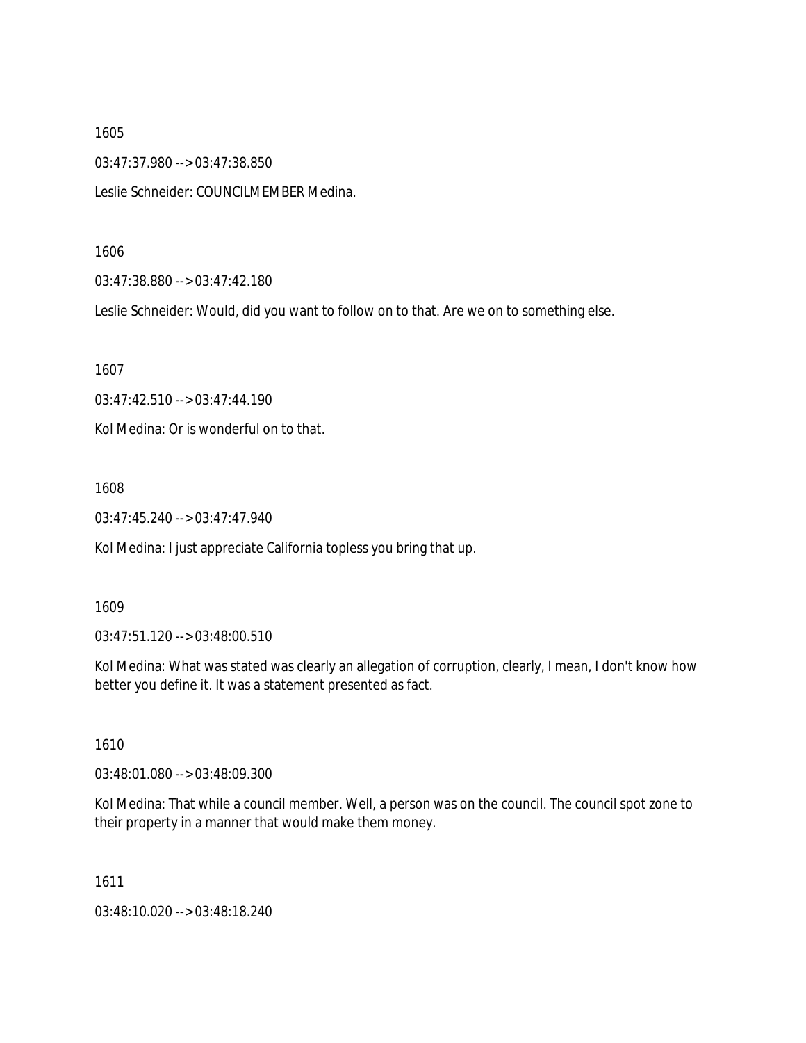1605

03:47:37.980 --> 03:47:38.850

Leslie Schneider: COUNCILMEMBER Medina.

1606

03:47:38.880 --> 03:47:42.180

Leslie Schneider: Would, did you want to follow on to that. Are we on to something else.

1607

03:47:42.510 --> 03:47:44.190

Kol Medina: Or is wonderful on to that.

1608

03:47:45.240 --> 03:47:47.940

Kol Medina: I just appreciate California topless you bring that up.

1609

03:47:51.120 --> 03:48:00.510

Kol Medina: What was stated was clearly an allegation of corruption, clearly, I mean, I don't know how better you define it. It was a statement presented as fact.

1610

03:48:01.080 --> 03:48:09.300

Kol Medina: That while a council member. Well, a person was on the council. The council spot zone to their property in a manner that would make them money.

1611

03:48:10.020 --> 03:48:18.240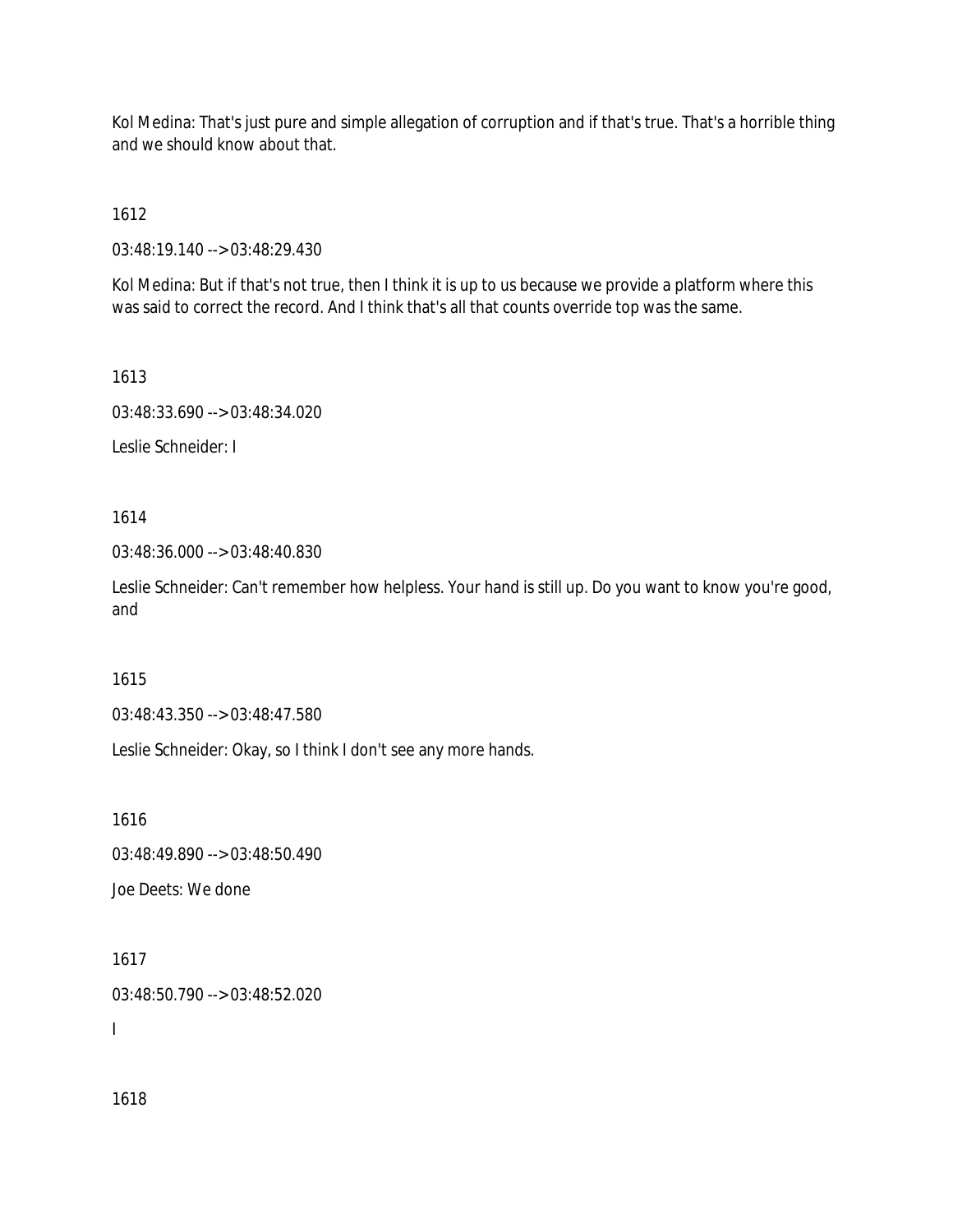Kol Medina: That's just pure and simple allegation of corruption and if that's true. That's a horrible thing and we should know about that.

1612

03:48:19.140 --> 03:48:29.430

Kol Medina: But if that's not true, then I think it is up to us because we provide a platform where this was said to correct the record. And I think that's all that counts override top was the same.

1613

03:48:33.690 --> 03:48:34.020

Leslie Schneider: I

1614

03:48:36.000 --> 03:48:40.830

Leslie Schneider: Can't remember how helpless. Your hand is still up. Do you want to know you're good, and

1615

03:48:43.350 --> 03:48:47.580

Leslie Schneider: Okay, so I think I don't see any more hands.

1616

03:48:49.890 --> 03:48:50.490

Joe Deets: We done

1617

03:48:50.790 --> 03:48:52.020

I

1618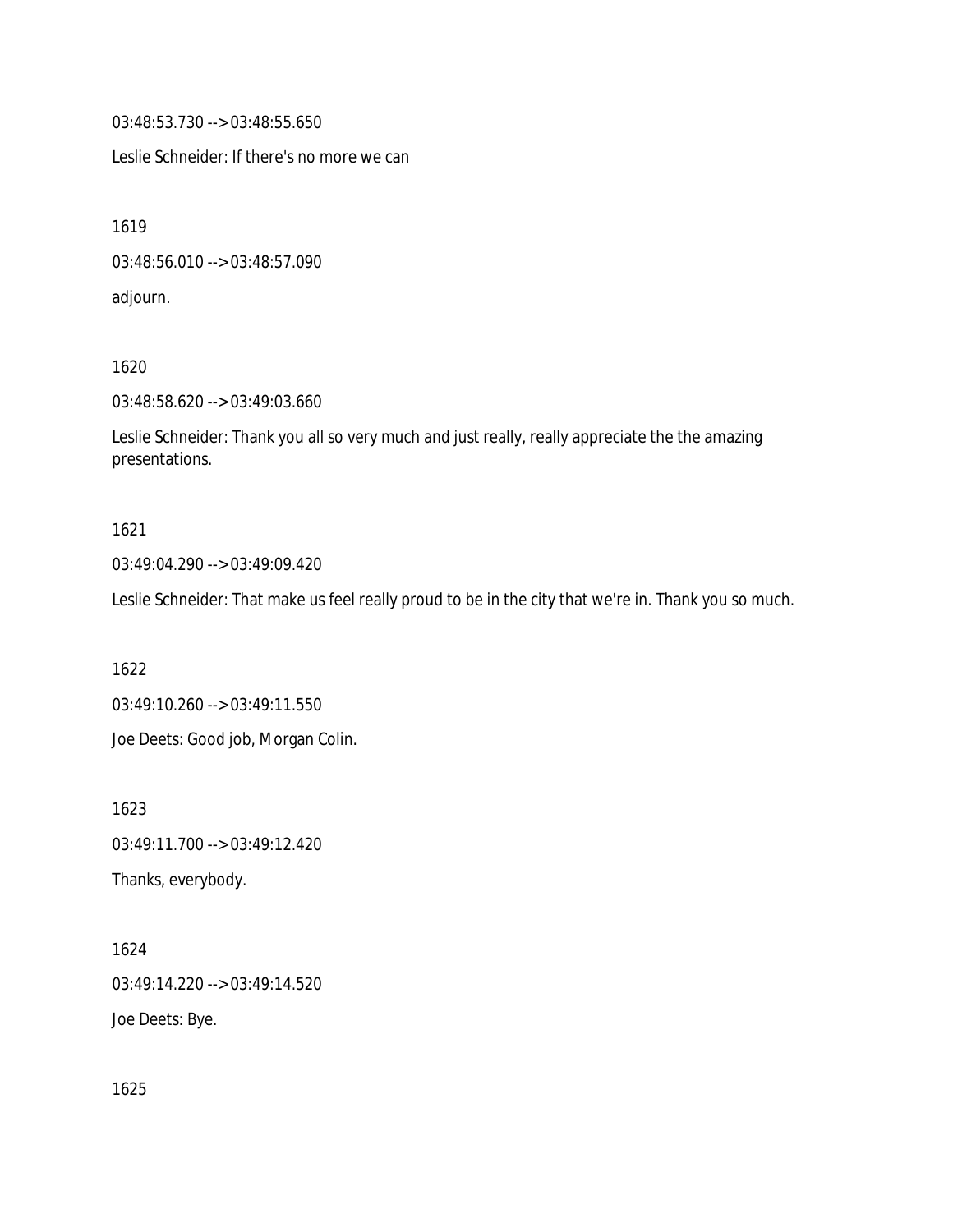03:48:53.730 --> 03:48:55.650

Leslie Schneider: If there's no more we can

1619

03:48:56.010 --> 03:48:57.090

adjourn.

1620

03:48:58.620 --> 03:49:03.660

Leslie Schneider: Thank you all so very much and just really, really appreciate the the amazing presentations.

1621

03:49:04.290 --> 03:49:09.420

Leslie Schneider: That make us feel really proud to be in the city that we're in. Thank you so much.

1622

03:49:10.260 --> 03:49:11.550

Joe Deets: Good job, Morgan Colin.

1623

03:49:11.700 --> 03:49:12.420

Thanks, everybody.

1624

03:49:14.220 --> 03:49:14.520

Joe Deets: Bye.

1625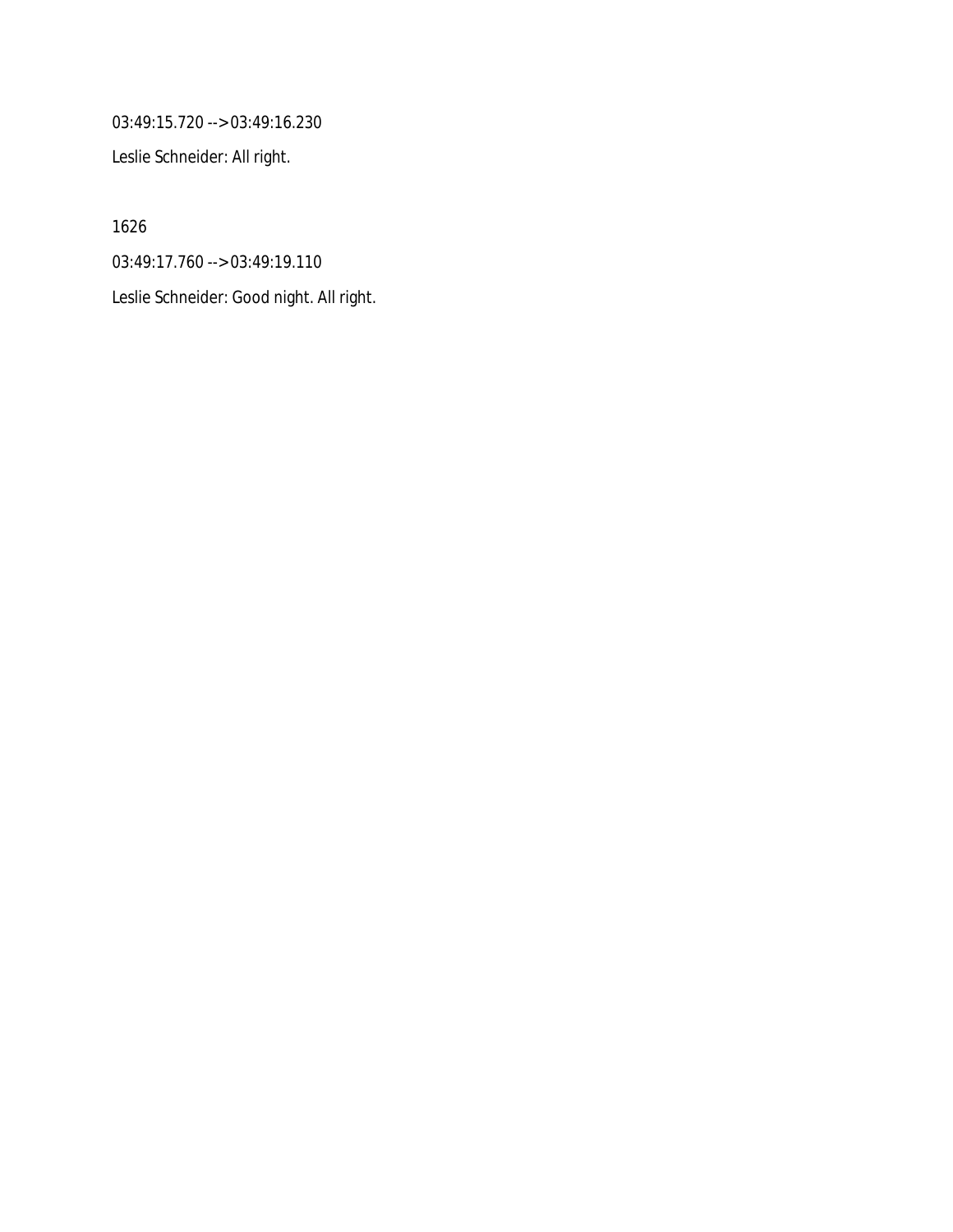03:49:15.720 --> 03:49:16.230

Leslie Schneider: All right.

1626

03:49:17.760 --> 03:49:19.110

Leslie Schneider: Good night. All right.